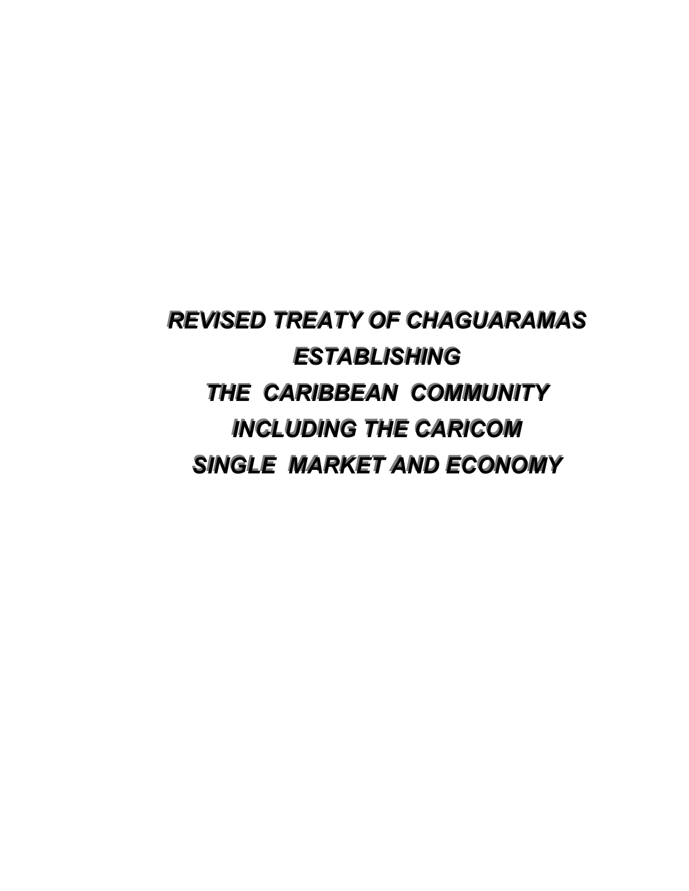# *REVISED TREATY OF CHAGUARAMAS ESTABLISHING THE CARIBBEAN COMMUNITY INCLUDING THE CARICOM SINGLE MARKET AND ECONOMY*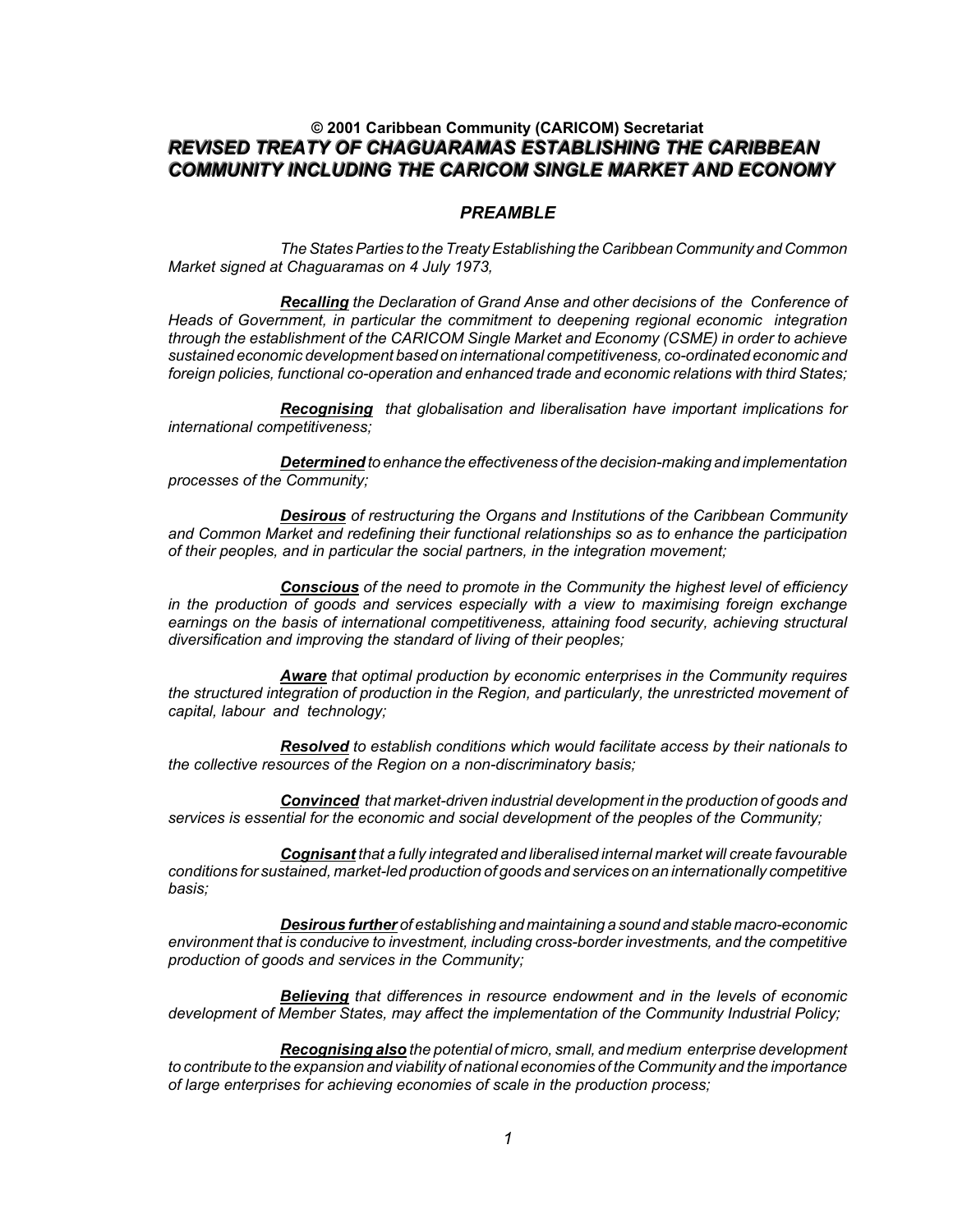**© 2001 Caribbean Community (CARICOM) Secretariat**

# *REVISED TREATY OF CHAGUARAMAS ESTABLISHING THE CARIBBEAN COMMUNITY INCLUDING THE CARICOM SINGLE MARKET AND ECONOMY*

## *PREAMBLE*

*The States Parties to the Treaty Establishing the Caribbean Community and Common Market signed at Chaguaramas on 4 July 1973,*

***Recalling*** *the Declaration of Grand Anse and other decisions of the Conference of Heads of Government, in particular the commitment to deepening regional economic integration through the establishment of the CARICOM Single Market and Economy (CSME) in order to achieve sustained economic development based on international competitiveness, co-ordinated economic and foreign policies, functional co-operation and enhanced trade and economic relations with third States;*

***Recognising*** *that globalisation and liberalisation have important implications for international competitiveness;*

***Determined*** *to enhance the effectiveness of the decision-making and implementation processes of the Community;*

***Desirous*** *of restructuring the Organs and Institutions of the Caribbean Community and Common Market and redefining their functional relationships so as to enhance the participation of their peoples, and in particular the social partners, in the integration movement;*

***Conscious*** *of the need to promote in the Community the highest level of efficiency in the production of goods and services especially with a view to maximising foreign exchange earnings on the basis of international competitiveness, attaining food security, achieving structural diversification and improving the standard of living of their peoples;*

***Aware*** *that optimal production by economic enterprises in the Community requires the structured integration of production in the Region, and particularly, the unrestricted movement of capital, labour and technology;*

***Resolved*** *to establish conditions which would facilitate access by their nationals to the collective resources of the Region on a non-discriminatory basis;*

***Convinced*** *that market-driven industrial development in the production of goods and services is essential for the economic and social development of the peoples of the Community;*

***Cognisant*** *that a fully integrated and liberalised internal market will create favourable conditions for sustained, market-led production of goods and services on an internationally competitive basis;*

***Desirous further*** *of establishing and maintaining a sound and stable macro-economic environment that is conducive to investment, including cross-border investments, and the competitive production of goods and services in the Community;*

***Believing*** *that differences in resource endowment and in the levels of economic development of Member States, may affect the implementation of the Community Industrial Policy;*

***Recognising also*** *the potential of micro, small, and medium enterprise development to contribute to the expansion and viability of national economies of the Community and the importance of large enterprises for achieving economies of scale in the production process;*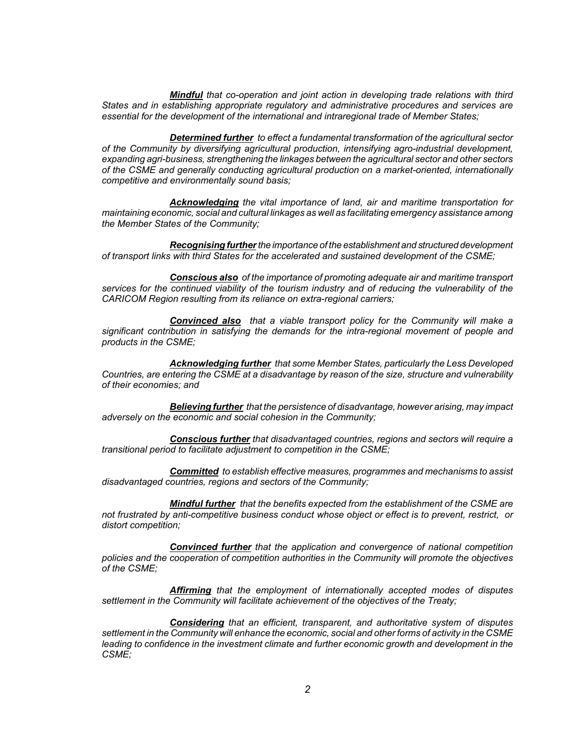***Mindful*** *that co-operation and joint action in developing trade relations with third States and in establishing appropriate regulatory and administrative procedures and services are essential for the development of the international and intraregional trade of Member States;*

***Determined further*** *to effect a fundamental transformation of the agricultural sector of the Community by diversifying agricultural production, intensifying agro-industrial development, expanding agri-business, strengthening the linkages between the agricultural sector and other sectors of the CSME and generally conducting agricultural production on a market-oriented, internationally competitive and environmentally sound basis;*

***Acknowledging*** *the vital importance of land, air and maritime transportation for maintaining economic, social and cultural linkages as well as facilitating emergency assistance among the Member States of the Community;*

***Recognising further*** *the importance of the establishment and structured development of transport links with third States for the accelerated and sustained development of the CSME;*

***Conscious also*** *of the importance of promoting adequate air and maritime transport services for the continued viability of the tourism industry and of reducing the vulnerability of the CARICOM Region resulting from its reliance on extra-regional carriers;*

***Convinced also*** *that a viable transport policy for the Community will make a significant contribution in satisfying the demands for the intra-regional movement of people and products in the CSME;*

***Acknowledging further*** *that some Member States, particularly the Less Developed Countries, are entering the CSME at a disadvantage by reason of the size, structure and vulnerability of their economies; and*

***Believing further*** *that the persistence of disadvantage, however arising, may impact adversely on the economic and social cohesion in the Community;*

***Conscious further*** *that disadvantaged countries, regions and sectors will require a transitional period to facilitate adjustment to competition in the CSME;*

***Committed*** *to establish effective measures, programmes and mechanisms to assist disadvantaged countries, regions and sectors of the Community;*

***Mindful further*** *that the benefits expected from the establishment of the CSME are not frustrated by anti-competitive business conduct whose object or effect is to prevent, restrict, or distort competition;*

***Convinced further*** *that the application and convergence of national competition policies and the cooperation of competition authorities in the Community will promote the objectives of the CSME;*

***Affirming*** *that the employment of internationally accepted modes of disputes settlement in the Community will facilitate achievement of the objectives of the Treaty;*

***Considering*** *that an efficient, transparent, and authoritative system of disputes settlement in the Community will enhance the economic, social and other forms of activity in the CSME leading to confidence in the investment climate and further economic growth and development in the CSME;*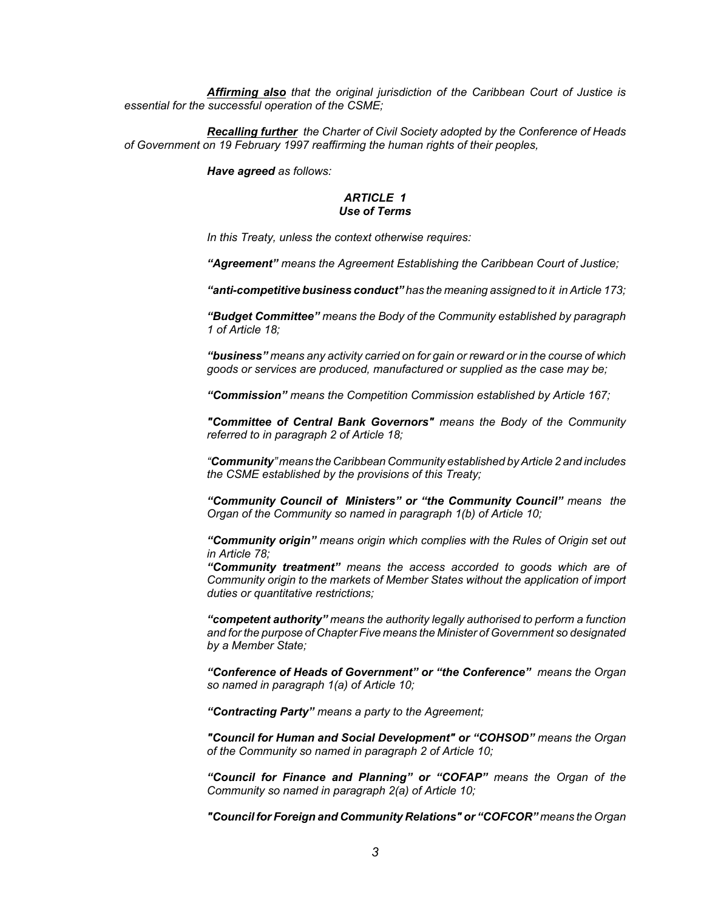***Affirming also*** *that the original jurisdiction of the Caribbean Court of Justice is essential for the successful operation of the CSME;*

***Recalling further*** *the Charter of Civil Society adopted by the Conference of Heads of Government on 19 February 1997 reaffirming the human rights of their peoples,*

***Have agreed*** *as follows:*

## *ARTICLE 1*
## *Use of Terms*

*In this Treaty, unless the context otherwise requires:*

***"Agreement"*** *means the Agreement Establishing the Caribbean Court of Justice;*

***"anti-competitive business conduct"*** *has the meaning assigned to it in Article 173;*

***"Budget Committee"*** *means the Body of the Community established by paragraph 1 of Article 18;*

***"business"*** *means any activity carried on for gain or reward or in the course of which goods or services are produced, manufactured or supplied as the case may be;*

***"Commission"*** *means the Competition Commission established by Article 167;*

***"Committee of Central Bank Governors"*** *means the Body of the Community referred to in paragraph 2 of Article 18;*

*"**Community**" means the Caribbean Community established by Article 2 and includes the CSME established by the provisions of this Treaty;*

***"Community Council of Ministers" or "the Community Council"*** *means the Organ of the Community so named in paragraph 1(b) of Article 10;*

***"Community origin"*** *means origin which complies with the Rules of Origin set out in Article 78;*

***"Community treatment"*** *means the access accorded to goods which are of Community origin to the markets of Member States without the application of import duties or quantitative restrictions;*

***"competent authority"*** *means the authority legally authorised to perform a function and for the purpose of Chapter Five means the Minister of Government so designated by a Member State;*

***"Conference of Heads of Government" or "the Conference"*** *means the Organ so named in paragraph 1(a) of Article 10;*

***"Contracting Party"*** *means a party to the Agreement;*

***"Council for Human and Social Development" or "COHSOD"*** *means the Organ of the Community so named in paragraph 2 of Article 10;*

***"Council for Finance and Planning" or "COFAP"*** *means the Organ of the Community so named in paragraph 2(a) of Article 10;*

***"Council for Foreign and Community Relations" or "COFCOR"*** *means the Organ*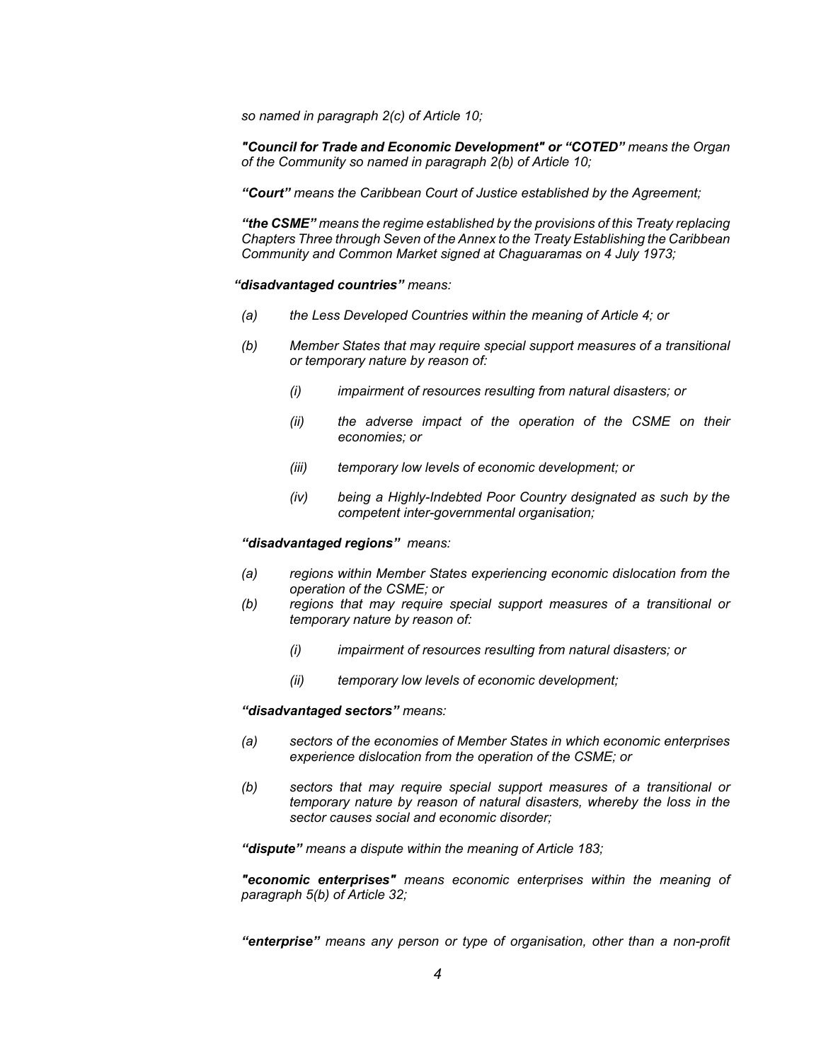*so named in paragraph 2(c) of Article 10;*

***"Council for Trade and Economic Development" or "COTED"*** *means the Organ of the Community so named in paragraph 2(b) of Article 10;*

***"Court"*** *means the Caribbean Court of Justice established by the Agreement;*

***"the CSME"*** *means the regime established by the provisions of this Treaty replacing Chapters Three through Seven of the Annex to the Treaty Establishing the Caribbean Community and Common Market signed at Chaguaramas on 4 July 1973;*

***"disadvantaged countries"*** *means:*

- *(a) the Less Developed Countries within the meaning of Article 4; or*
- *(b) Member States that may require special support measures of a transitional or temporary nature by reason of:*
  - *(i) impairment of resources resulting from natural disasters; or*
  - *(ii) the adverse impact of the operation of the CSME on their economies; or*
  - *(iii) temporary low levels of economic development; or*
  - *(iv) being a Highly-Indebted Poor Country designated as such by the competent inter-governmental organisation;*

***"disadvantaged regions"*** *means:*

- *(a) regions within Member States experiencing economic dislocation from the operation of the CSME; or*
- *(b) regions that may require special support measures of a transitional or temporary nature by reason of:*
  - *(i) impairment of resources resulting from natural disasters; or*
  - *(ii) temporary low levels of economic development;*

***"disadvantaged sectors"*** *means:*

- *(a) sectors of the economies of Member States in which economic enterprises experience dislocation from the operation of the CSME; or*
- *(b) sectors that may require special support measures of a transitional or temporary nature by reason of natural disasters, whereby the loss in the sector causes social and economic disorder;*

***"dispute"*** *means a dispute within the meaning of Article 183;*

***"economic enterprises"*** *means economic enterprises within the meaning of paragraph 5(b) of Article 32;*

***"enterprise"*** *means any person or type of organisation, other than a non-profit*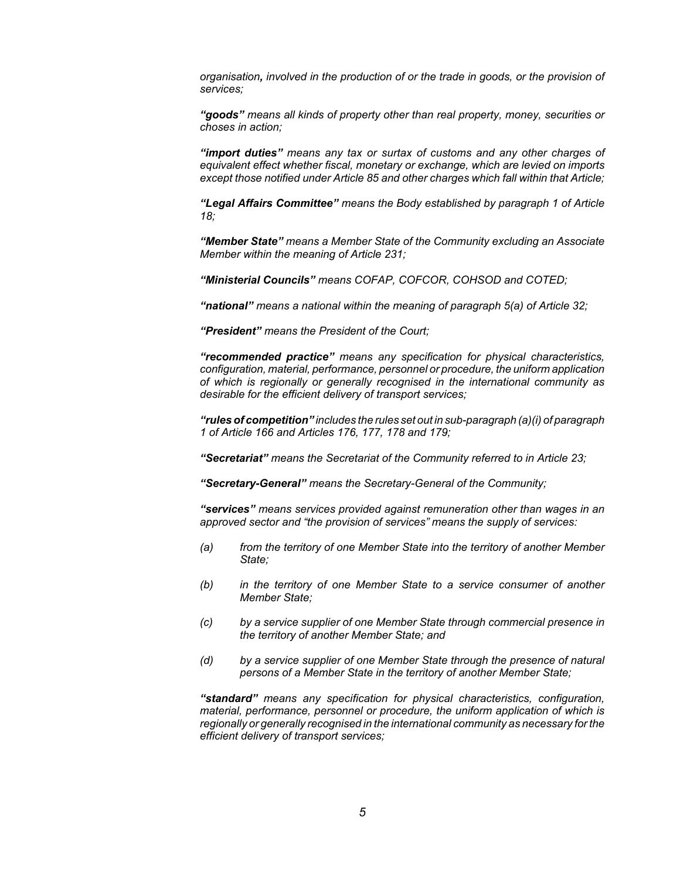*organisation**,** involved in the production of or the trade in goods, or the provision of services;*

***"goods"*** *means all kinds of property other than real property, money, securities or choses in action;*

***"import duties"*** *means any tax or surtax of customs and any other charges of equivalent effect whether fiscal, monetary or exchange, which are levied on imports except those notified under Article 85 and other charges which fall within that Article;*

***"Legal Affairs Committee"*** *means the Body established by paragraph 1 of Article 18;*

***"Member State"*** *means a Member State of the Community excluding an Associate Member within the meaning of Article 231;*

***"Ministerial Councils"*** *means COFAP, COFCOR, COHSOD and COTED;*

***"national"*** *means a national within the meaning of paragraph 5(a) of Article 32;*

***"President"*** *means the President of the Court;*

***"recommended practice"*** *means any specification for physical characteristics, configuration, material, performance, personnel or procedure, the uniform application of which is regionally or generally recognised in the international community as desirable for the efficient delivery of transport services;*

***"rules of competition"*** *includes the rules set out in sub-paragraph (a)(i) of paragraph 1 of Article 166 and Articles 176, 177, 178 and 179;*

***"Secretariat"*** *means the Secretariat of the Community referred to in Article 23;*

***"Secretary-General"*** *means the Secretary-General of the Community;*

***"services"*** *means services provided against remuneration other than wages in an approved sector and "the provision of services" means the supply of services:*

*(a) from the territory of one Member State into the territory of another Member State;*

*(b) in the territory of one Member State to a service consumer of another Member State;*

*(c) by a service supplier of one Member State through commercial presence in the territory of another Member State; and*

*(d) by a service supplier of one Member State through the presence of natural persons of a Member State in the territory of another Member State;*

***"standard"*** *means any specification for physical characteristics, configuration, material, performance, personnel or procedure, the uniform application of which is regionally or generally recognised in the international community as necessary for the efficient delivery of transport services;*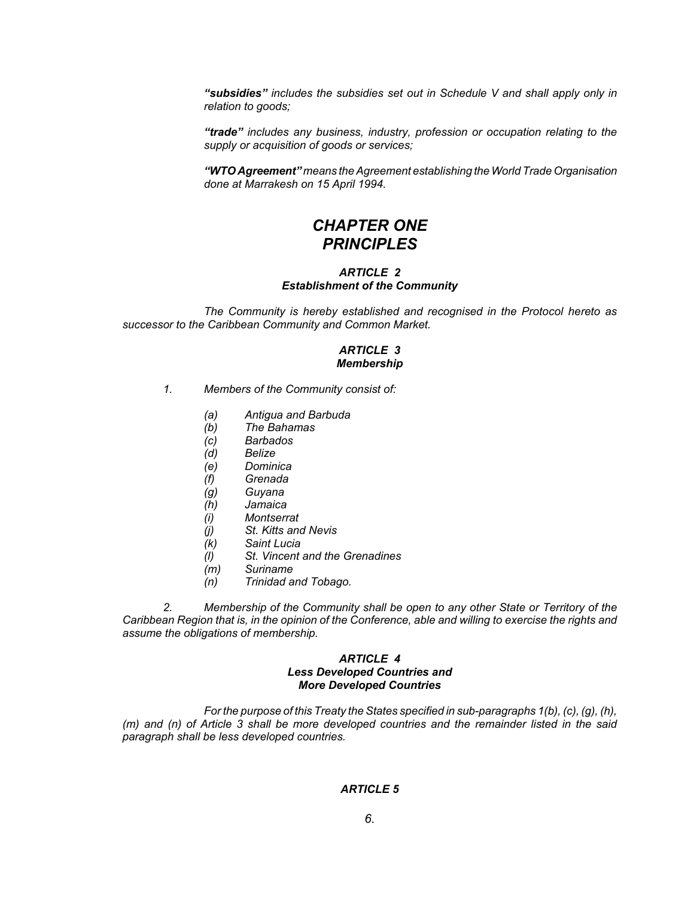***"subsidies"*** *includes the subsidies set out in Schedule V and shall apply only in relation to goods;*

***"trade"*** *includes any business, industry, profession or occupation relating to the supply or acquisition of goods or services;*

***"WTO Agreement"*** *means the Agreement establishing the World Trade Organisation done at Marrakesh on 15 April 1994.*

# *CHAPTER ONE*
# *PRINCIPLES*

### *ARTICLE 2*
### *Establishment of the Community*

*The Community is hereby established and recognised in the Protocol hereto as successor to the Caribbean Community and Common Market.*

### *ARTICLE 3*
### *Membership*

*1. Members of the Community consist of:*

- *(a) Antigua and Barbuda*
- *(b) The Bahamas*
- *(c) Barbados*
- *(d) Belize*
- *(e) Dominica*
- *(f) Grenada*
- *(g) Guyana*
- *(h) Jamaica*
- *(i) Montserrat*
- *(j) St. Kitts and Nevis*
- *(k) Saint Lucia*
- *(l) St. Vincent and the Grenadines*
- *(m) Suriname*
- *(n) Trinidad and Tobago.*

*2. Membership of the Community shall be open to any other State or Territory of the Caribbean Region that is, in the opinion of the Conference, able and willing to exercise the rights and assume the obligations of membership.*

### *ARTICLE 4*
### *Less Developed Countries and More Developed Countries*

*For the purpose of this Treaty the States specified in sub-paragraphs 1(b), (c), (g), (h), (m) and (n) of Article 3 shall be more developed countries and the remainder listed in the said paragraph shall be less developed countries.*

### *ARTICLE 5*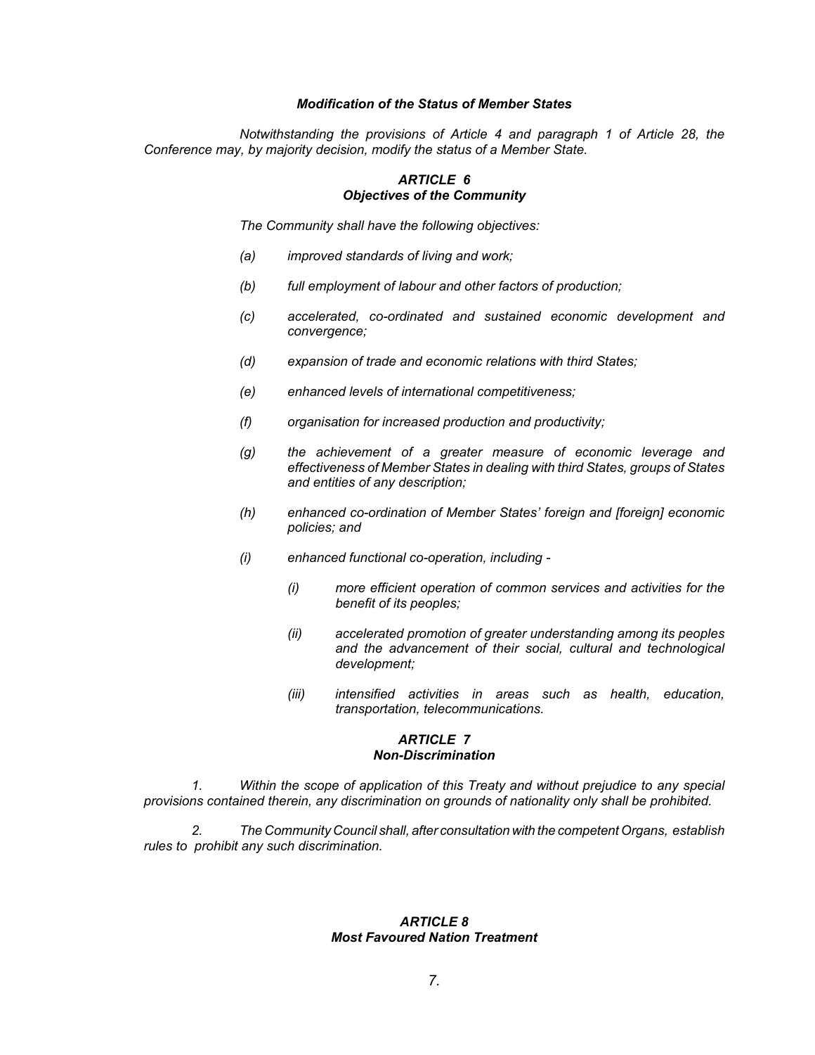***Modification of the Status of Member States***

*Notwithstanding the provisions of Article 4 and paragraph 1 of Article 28, the Conference may, by majority decision, modify the status of a Member State.*

### *ARTICLE 6*
### *Objectives of the Community*

*The Community shall have the following objectives:*

- *(a) improved standards of living and work;*
- *(b) full employment of labour and other factors of production;*
- *(c) accelerated, co-ordinated and sustained economic development and convergence;*
- *(d) expansion of trade and economic relations with third States;*
- *(e) enhanced levels of international competitiveness;*
- *(f) organisation for increased production and productivity;*
- *(g) the achievement of a greater measure of economic leverage and effectiveness of Member States in dealing with third States, groups of States and entities of any description;*
- *(h) enhanced co-ordination of Member States' foreign and [foreign] economic policies; and*
- *(i) enhanced functional co-operation, including -*
  - *(i) more efficient operation of common services and activities for the benefit of its peoples;*
  - *(ii) accelerated promotion of greater understanding among its peoples and the advancement of their social, cultural and technological development;*
  - *(iii) intensified activities in areas such as health, education, transportation, telecommunications.*

### *ARTICLE 7*
### *Non-Discrimination*

*1. Within the scope of application of this Treaty and without prejudice to any special provisions contained therein, any discrimination on grounds of nationality only shall be prohibited.*

*2. The Community Council shall, after consultation with the competent Organs, establish rules to prohibit any such discrimination.*

### *ARTICLE 8*
### *Most Favoured Nation Treatment*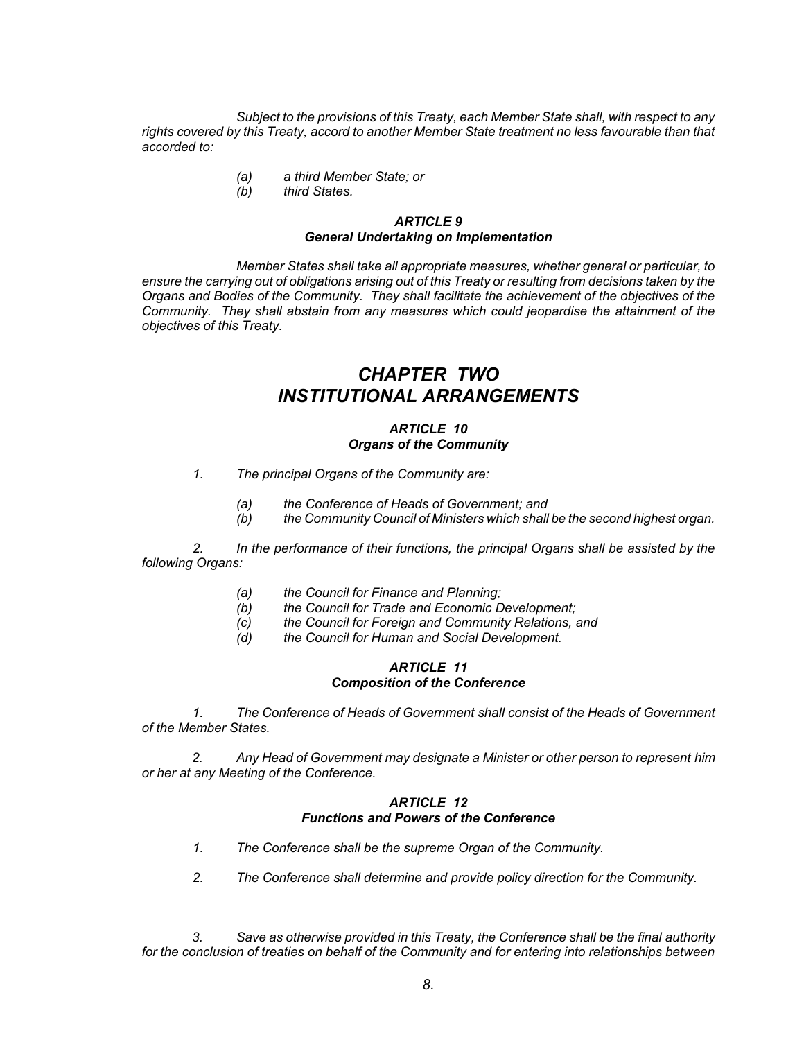*Subject to the provisions of this Treaty, each Member State shall, with respect to any rights covered by this Treaty, accord to another Member State treatment no less favourable than that accorded to:*

- *(a) a third Member State; or*
- *(b) third States.*

### *ARTICLE 9*
### *General Undertaking on Implementation*

*Member States shall take all appropriate measures, whether general or particular, to ensure the carrying out of obligations arising out of this Treaty or resulting from decisions taken by the Organs and Bodies of the Community. They shall facilitate the achievement of the objectives of the Community. They shall abstain from any measures which could jeopardise the attainment of the objectives of this Treaty.*

# *CHAPTER TWO*
# *INSTITUTIONAL ARRANGEMENTS*

### *ARTICLE 10*
### *Organs of the Community*

*1. The principal Organs of the Community are:*

- *(a) the Conference of Heads of Government; and*
- *(b) the Community Council of Ministers which shall be the second highest organ.*

*2. In the performance of their functions, the principal Organs shall be assisted by the following Organs:*

- *(a) the Council for Finance and Planning;*
- *(b) the Council for Trade and Economic Development;*
- *(c) the Council for Foreign and Community Relations, and*
- *(d) the Council for Human and Social Development.*

### *ARTICLE 11*
### *Composition of the Conference*

*1. The Conference of Heads of Government shall consist of the Heads of Government of the Member States.*

*2. Any Head of Government may designate a Minister or other person to represent him or her at any Meeting of the Conference.*

### *ARTICLE 12*
### *Functions and Powers of the Conference*

*1. The Conference shall be the supreme Organ of the Community.*

*2. The Conference shall determine and provide policy direction for the Community.*

*3. Save as otherwise provided in this Treaty, the Conference shall be the final authority for the conclusion of treaties on behalf of the Community and for entering into relationships between*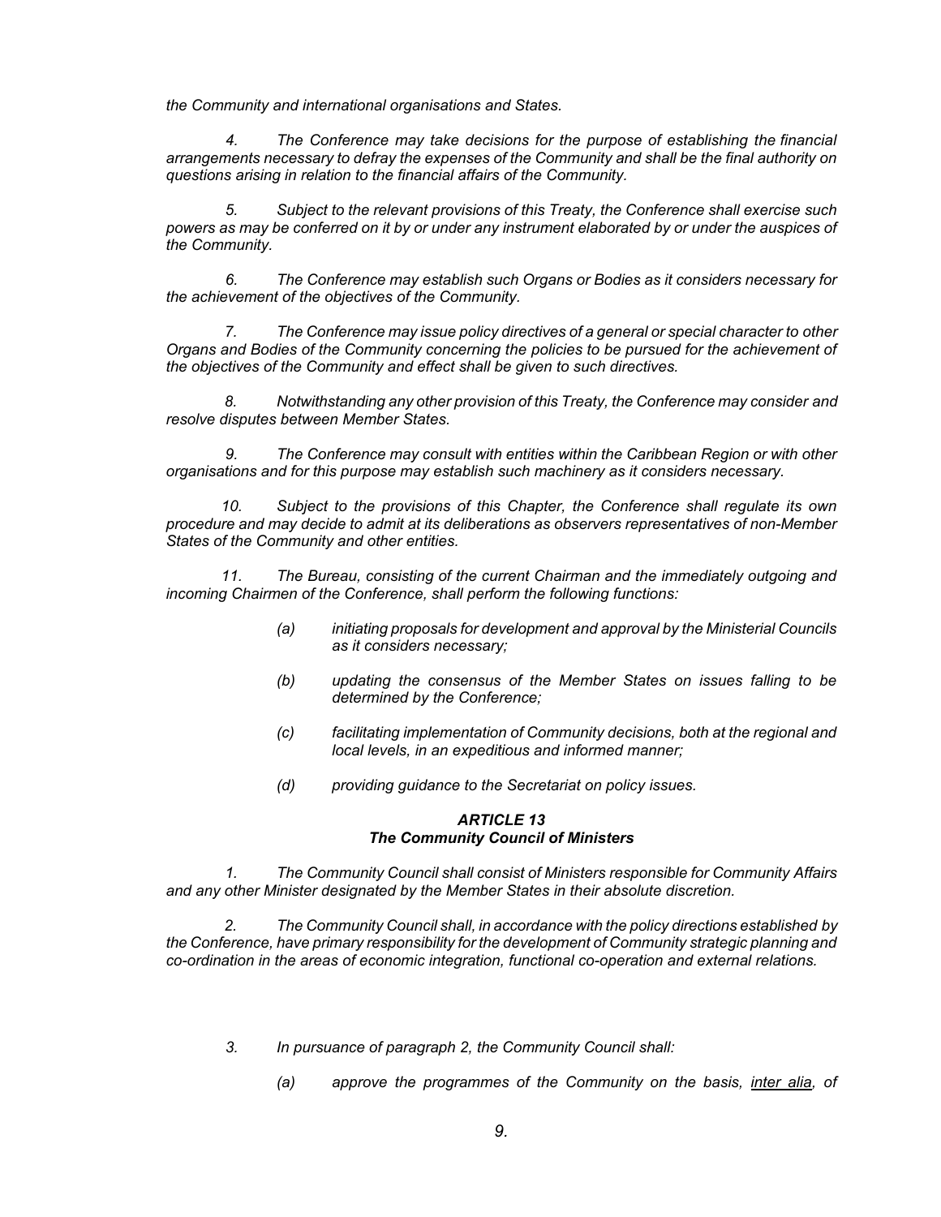*the Community and international organisations and States.*

*4. The Conference may take decisions for the purpose of establishing the financial arrangements necessary to defray the expenses of the Community and shall be the final authority on questions arising in relation to the financial affairs of the Community.*

*5. Subject to the relevant provisions of this Treaty, the Conference shall exercise such powers as may be conferred on it by or under any instrument elaborated by or under the auspices of the Community.*

*6. The Conference may establish such Organs or Bodies as it considers necessary for the achievement of the objectives of the Community.*

*7. The Conference may issue policy directives of a general or special character to other Organs and Bodies of the Community concerning the policies to be pursued for the achievement of the objectives of the Community and effect shall be given to such directives.*

*8. Notwithstanding any other provision of this Treaty, the Conference may consider and resolve disputes between Member States.*

*9. The Conference may consult with entities within the Caribbean Region or with other organisations and for this purpose may establish such machinery as it considers necessary.*

*10. Subject to the provisions of this Chapter, the Conference shall regulate its own procedure and may decide to admit at its deliberations as observers representatives of non-Member States of the Community and other entities.*

*11. The Bureau, consisting of the current Chairman and the immediately outgoing and incoming Chairmen of the Conference, shall perform the following functions:*

- *(a) initiating proposals for development and approval by the Ministerial Councils as it considers necessary;*
- *(b) updating the consensus of the Member States on issues falling to be determined by the Conference;*
- *(c) facilitating implementation of Community decisions, both at the regional and local levels, in an expeditious and informed manner;*
- *(d) providing guidance to the Secretariat on policy issues.*

### *ARTICLE 13*
### *The Community Council of Ministers*

*1. The Community Council shall consist of Ministers responsible for Community Affairs and any other Minister designated by the Member States in their absolute discretion.*

*2. The Community Council shall, in accordance with the policy directions established by the Conference, have primary responsibility for the development of Community strategic planning and co-ordination in the areas of economic integration, functional co-operation and external relations.*

*3. In pursuance of paragraph 2, the Community Council shall:*

- *(a) approve the programmes of the Community on the basis,* *inter alia**, of*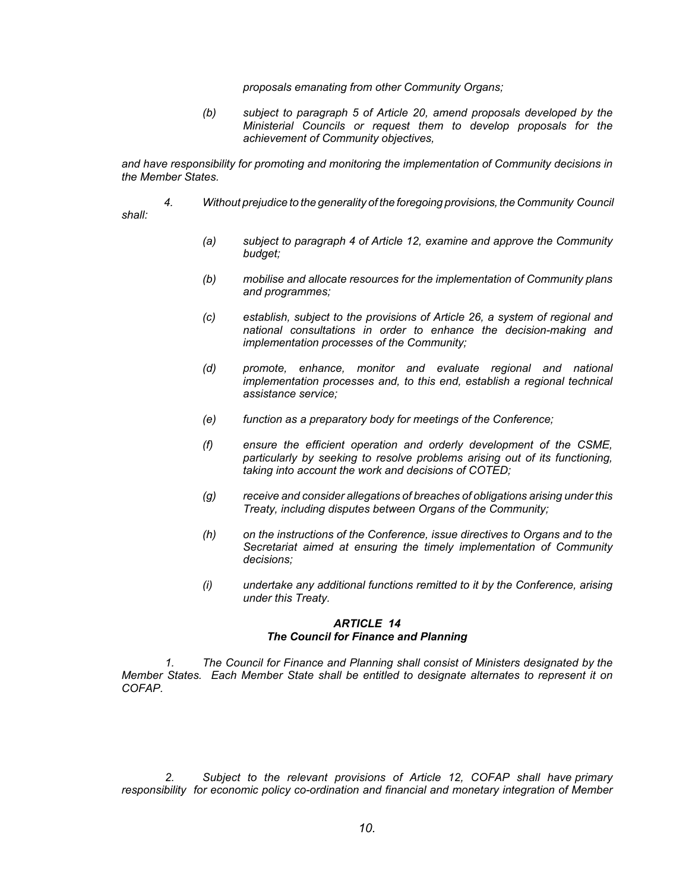*proposals emanating from other Community Organs;*

*(b) subject to paragraph 5 of Article 20, amend proposals developed by the Ministerial Councils or request them to develop proposals for the achievement of Community objectives,*

*and have responsibility for promoting and monitoring the implementation of Community decisions in the Member States.*

*4. Without prejudice to the generality of the foregoing provisions, the Community Council shall:*

*(a) subject to paragraph 4 of Article 12, examine and approve the Community budget;*

*(b) mobilise and allocate resources for the implementation of Community plans and programmes;*

*(c) establish, subject to the provisions of Article 26, a system of regional and national consultations in order to enhance the decision-making and implementation processes of the Community;*

*(d) promote, enhance, monitor and evaluate regional and national implementation processes and, to this end, establish a regional technical assistance service;*

*(e) function as a preparatory body for meetings of the Conference;*

*(f) ensure the efficient operation and orderly development of the CSME, particularly by seeking to resolve problems arising out of its functioning, taking into account the work and decisions of COTED;*

*(g) receive and consider allegations of breaches of obligations arising under this Treaty, including disputes between Organs of the Community;*

*(h) on the instructions of the Conference, issue directives to Organs and to the Secretariat aimed at ensuring the timely implementation of Community decisions;*

*(i) undertake any additional functions remitted to it by the Conference, arising under this Treaty.*

### *ARTICLE 14*
### *The Council for Finance and Planning*

*1. The Council for Finance and Planning shall consist of Ministers designated by the Member States. Each Member State shall be entitled to designate alternates to represent it on COFAP.*

*2. Subject to the relevant provisions of Article 12, COFAP shall have primary responsibility for economic policy co-ordination and financial and monetary integration of Member*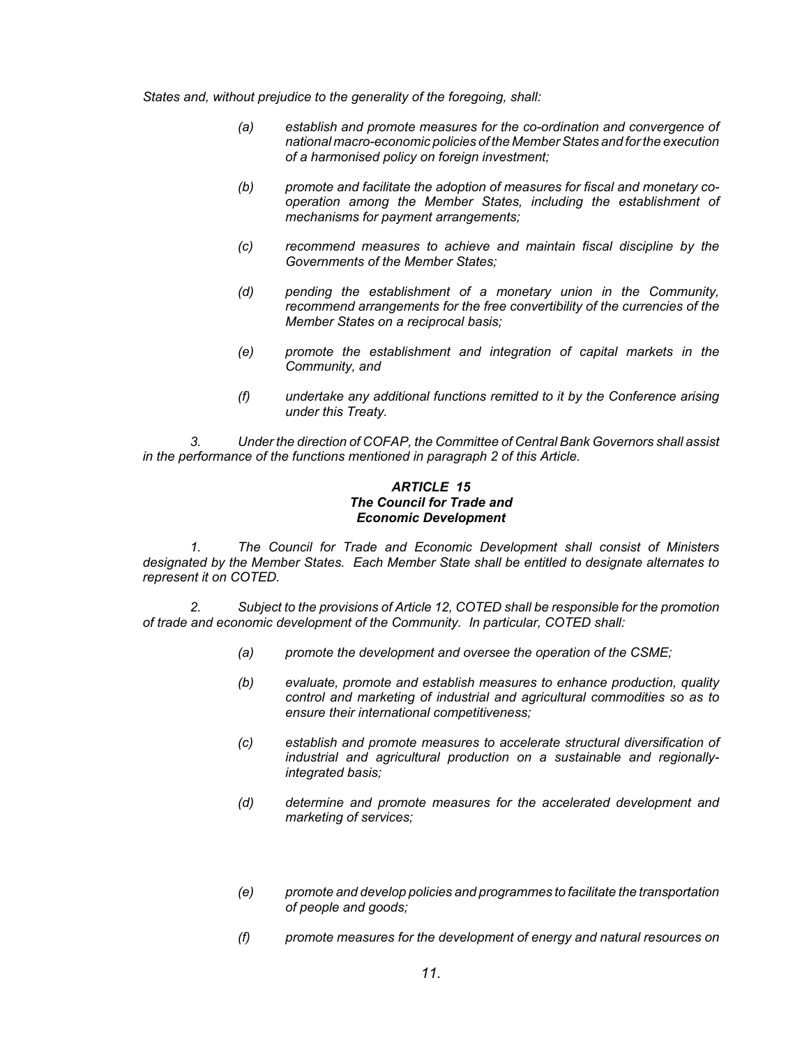*States and, without prejudice to the generality of the foregoing, shall:*

> *(a) establish and promote measures for the co-ordination and convergence of national macro-economic policies of the Member States and for the execution of a harmonised policy on foreign investment;*
>
> *(b) promote and facilitate the adoption of measures for fiscal and monetary co-operation among the Member States, including the establishment of mechanisms for payment arrangements;*
>
> *(c) recommend measures to achieve and maintain fiscal discipline by the Governments of the Member States;*
>
> *(d) pending the establishment of a monetary union in the Community, recommend arrangements for the free convertibility of the currencies of the Member States on a reciprocal basis;*
>
> *(e) promote the establishment and integration of capital markets in the Community, and*
>
> *(f) undertake any additional functions remitted to it by the Conference arising under this Treaty.*

*3. Under the direction of COFAP, the Committee of Central Bank Governors shall assist in the performance of the functions mentioned in paragraph 2 of this Article.*

### *ARTICLE 15*
### *The Council for Trade and Economic Development*

*1. The Council for Trade and Economic Development shall consist of Ministers designated by the Member States. Each Member State shall be entitled to designate alternates to represent it on COTED.*

*2. Subject to the provisions of Article 12, COTED shall be responsible for the promotion of trade and economic development of the Community. In particular, COTED shall:*

> *(a) promote the development and oversee the operation of the CSME;*
>
> *(b) evaluate, promote and establish measures to enhance production, quality control and marketing of industrial and agricultural commodities so as to ensure their international competitiveness;*
>
> *(c) establish and promote measures to accelerate structural diversification of industrial and agricultural production on a sustainable and regionally-integrated basis;*
>
> *(d) determine and promote measures for the accelerated development and marketing of services;*
>
> *(e) promote and develop policies and programmes to facilitate the transportation of people and goods;*
>
> *(f) promote measures for the development of energy and natural resources on*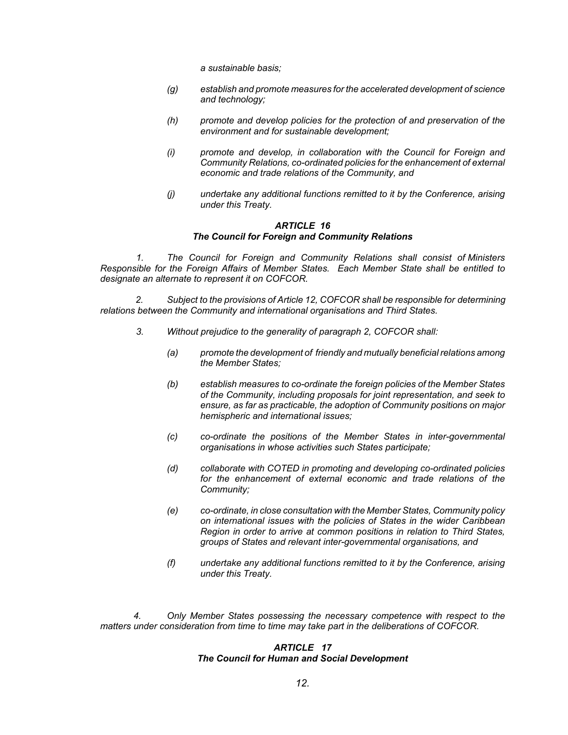*a sustainable basis;*

*(g) establish and promote measures for the accelerated development of science and technology;*

*(h) promote and develop policies for the protection of and preservation of the environment and for sustainable development;*

*(i) promote and develop, in collaboration with the Council for Foreign and Community Relations, co-ordinated policies for the enhancement of external economic and trade relations of the Community, and*

*(j) undertake any additional functions remitted to it by the Conference, arising under this Treaty.*

### *ARTICLE 16*
### *The Council for Foreign and Community Relations*

*1. The Council for Foreign and Community Relations shall consist of Ministers Responsible for the Foreign Affairs of Member States. Each Member State shall be entitled to designate an alternate to represent it on COFCOR.*

*2. Subject to the provisions of Article 12, COFCOR shall be responsible for determining relations between the Community and international organisations and Third States.*

*3. Without prejudice to the generality of paragraph 2, COFCOR shall:*

*(a) promote the development of friendly and mutually beneficial relations among the Member States;*

*(b) establish measures to co-ordinate the foreign policies of the Member States of the Community, including proposals for joint representation, and seek to ensure, as far as practicable, the adoption of Community positions on major hemispheric and international issues;*

*(c) co-ordinate the positions of the Member States in inter-governmental organisations in whose activities such States participate;*

*(d) collaborate with COTED in promoting and developing co-ordinated policies for the enhancement of external economic and trade relations of the Community;*

*(e) co-ordinate, in close consultation with the Member States, Community policy on international issues with the policies of States in the wider Caribbean Region in order to arrive at common positions in relation to Third States, groups of States and relevant inter-governmental organisations, and*

*(f) undertake any additional functions remitted to it by the Conference, arising under this Treaty.*

*4. Only Member States possessing the necessary competence with respect to the matters under consideration from time to time may take part in the deliberations of COFCOR.*

### *ARTICLE 17*
### *The Council for Human and Social Development*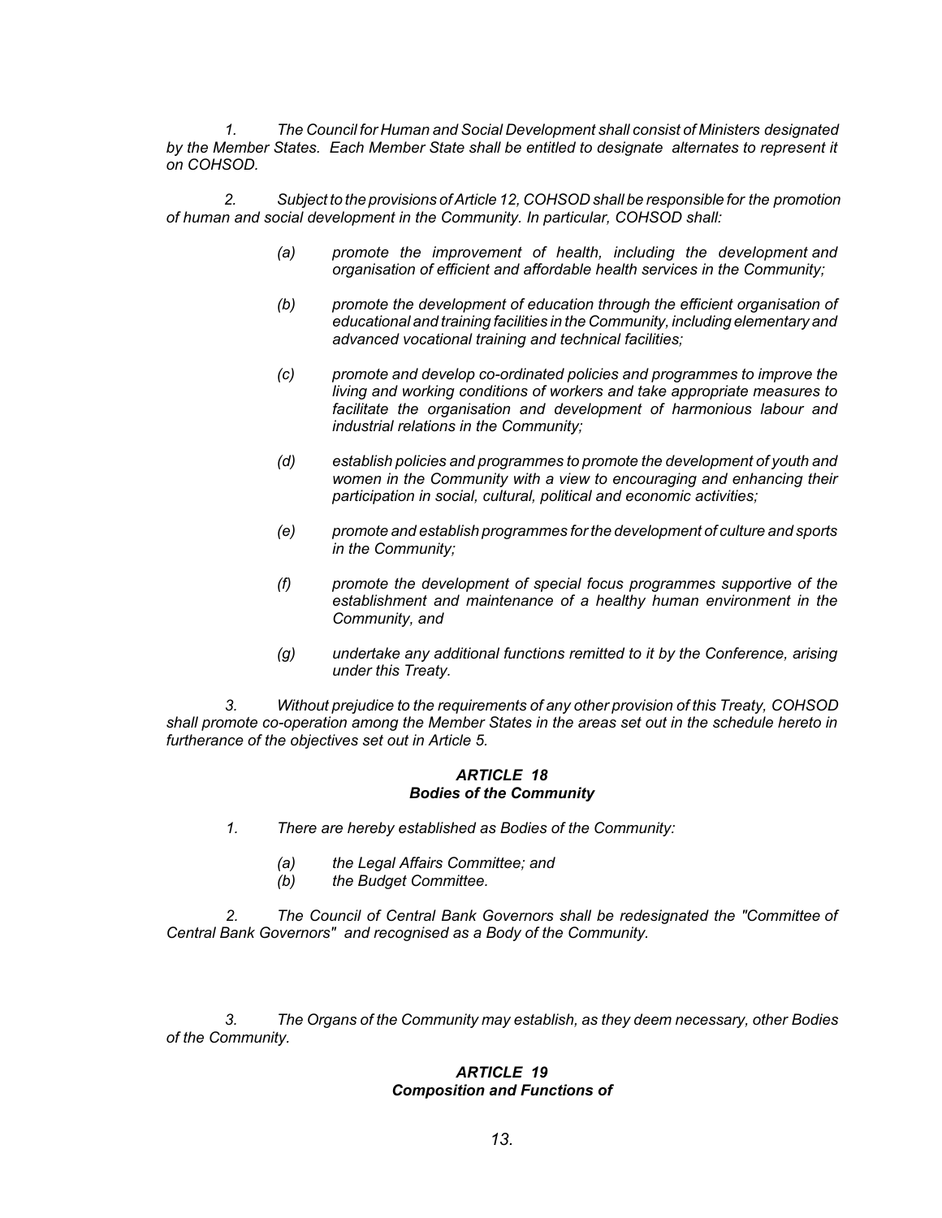*1. The Council for Human and Social Development shall consist of Ministers designated by the Member States. Each Member State shall be entitled to designate alternates to represent it on COHSOD.*

*2. Subject to the provisions of Article 12, COHSOD shall be responsible for the promotion of human and social development in the Community. In particular, COHSOD shall:*

*(a) promote the improvement of health, including the development and organisation of efficient and affordable health services in the Community;*

*(b) promote the development of education through the efficient organisation of educational and training facilities in the Community, including elementary and advanced vocational training and technical facilities;*

*(c) promote and develop co-ordinated policies and programmes to improve the living and working conditions of workers and take appropriate measures to facilitate the organisation and development of harmonious labour and industrial relations in the Community;*

*(d) establish policies and programmes to promote the development of youth and women in the Community with a view to encouraging and enhancing their participation in social, cultural, political and economic activities;*

*(e) promote and establish programmes for the development of culture and sports in the Community;*

*(f) promote the development of special focus programmes supportive of the establishment and maintenance of a healthy human environment in the Community, and*

*(g) undertake any additional functions remitted to it by the Conference, arising under this Treaty.*

*3. Without prejudice to the requirements of any other provision of this Treaty, COHSOD shall promote co-operation among the Member States in the areas set out in the schedule hereto in furtherance of the objectives set out in Article 5.*

### *ARTICLE 18*
### *Bodies of the Community*

*1. There are hereby established as Bodies of the Community:*

*(a) the Legal Affairs Committee; and*
*(b) the Budget Committee.*

*2. The Council of Central Bank Governors shall be redesignated the "Committee of Central Bank Governors" and recognised as a Body of the Community.*

*3. The Organs of the Community may establish, as they deem necessary, other Bodies of the Community.*

### *ARTICLE 19*
### *Composition and Functions of*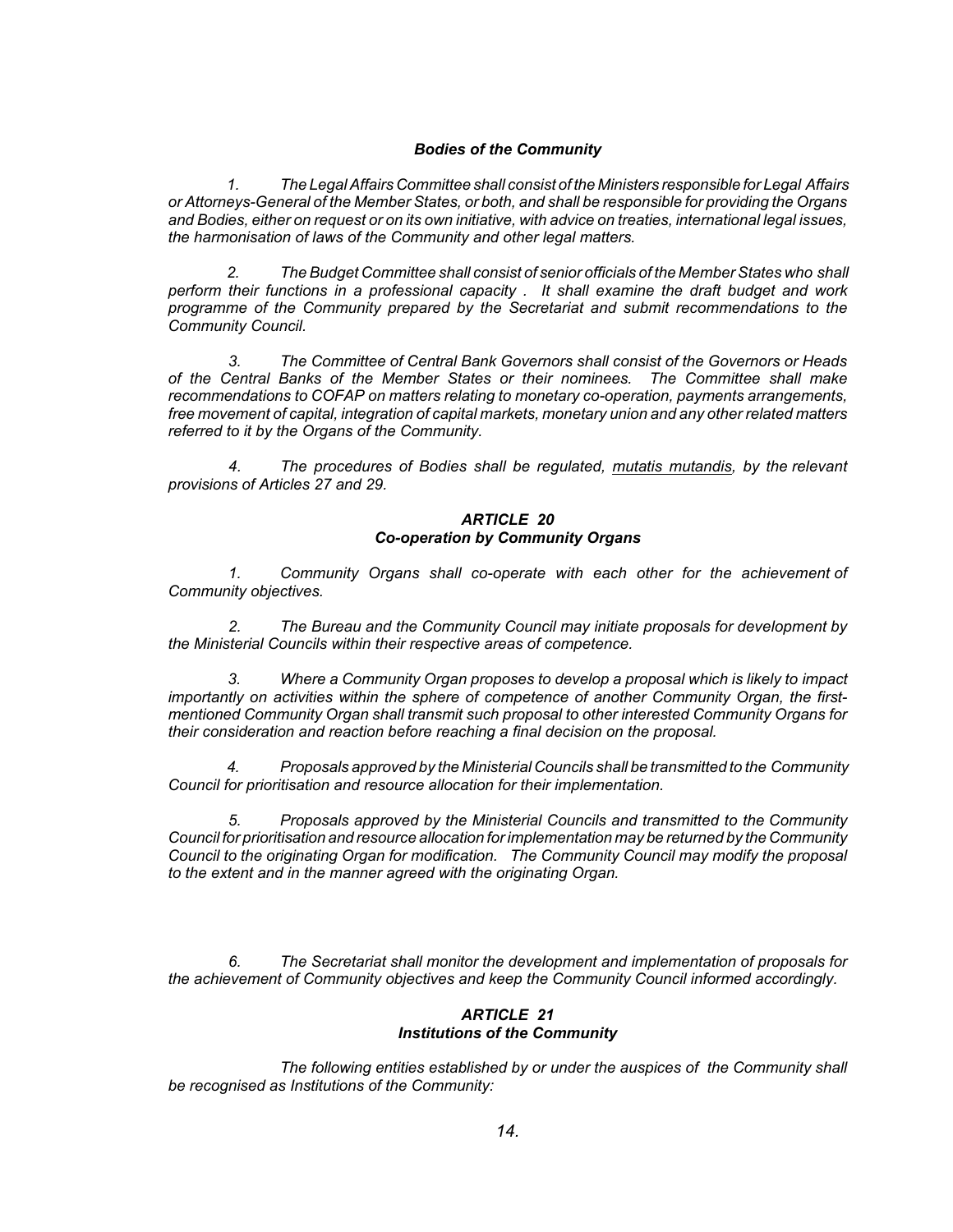***Bodies of the Community***

*1. The Legal Affairs Committee shall consist of the Ministers responsible for Legal Affairs or Attorneys-General of the Member States, or both, and shall be responsible for providing the Organs and Bodies, either on request or on its own initiative, with advice on treaties, international legal issues, the harmonisation of laws of the Community and other legal matters.*

*2. The Budget Committee shall consist of senior officials of the Member States who shall perform their functions in a professional capacity . It shall examine the draft budget and work programme of the Community prepared by the Secretariat and submit recommendations to the Community Council.*

*3. The Committee of Central Bank Governors shall consist of the Governors or Heads of the Central Banks of the Member States or their nominees. The Committee shall make recommendations to COFAP on matters relating to monetary co-operation, payments arrangements, free movement of capital, integration of capital markets, monetary union and any other related matters referred to it by the Organs of the Community.*

*4. The procedures of Bodies shall be regulated, mutatis mutandis, by the relevant provisions of Articles 27 and 29.*

### ***ARTICLE 20***
### ***Co-operation by Community Organs***

*1. Community Organs shall co-operate with each other for the achievement of Community objectives.*

*2. The Bureau and the Community Council may initiate proposals for development by the Ministerial Councils within their respective areas of competence.*

*3. Where a Community Organ proposes to develop a proposal which is likely to impact importantly on activities within the sphere of competence of another Community Organ, the first-mentioned Community Organ shall transmit such proposal to other interested Community Organs for their consideration and reaction before reaching a final decision on the proposal.*

*4. Proposals approved by the Ministerial Councils shall be transmitted to the Community Council for prioritisation and resource allocation for their implementation.*

*5. Proposals approved by the Ministerial Councils and transmitted to the Community Council for prioritisation and resource allocation for implementation may be returned by the Community Council to the originating Organ for modification. The Community Council may modify the proposal to the extent and in the manner agreed with the originating Organ.*

*6. The Secretariat shall monitor the development and implementation of proposals for the achievement of Community objectives and keep the Community Council informed accordingly.*

### ***ARTICLE 21***
### ***Institutions of the Community***

*The following entities established by or under the auspices of the Community shall be recognised as Institutions of the Community:*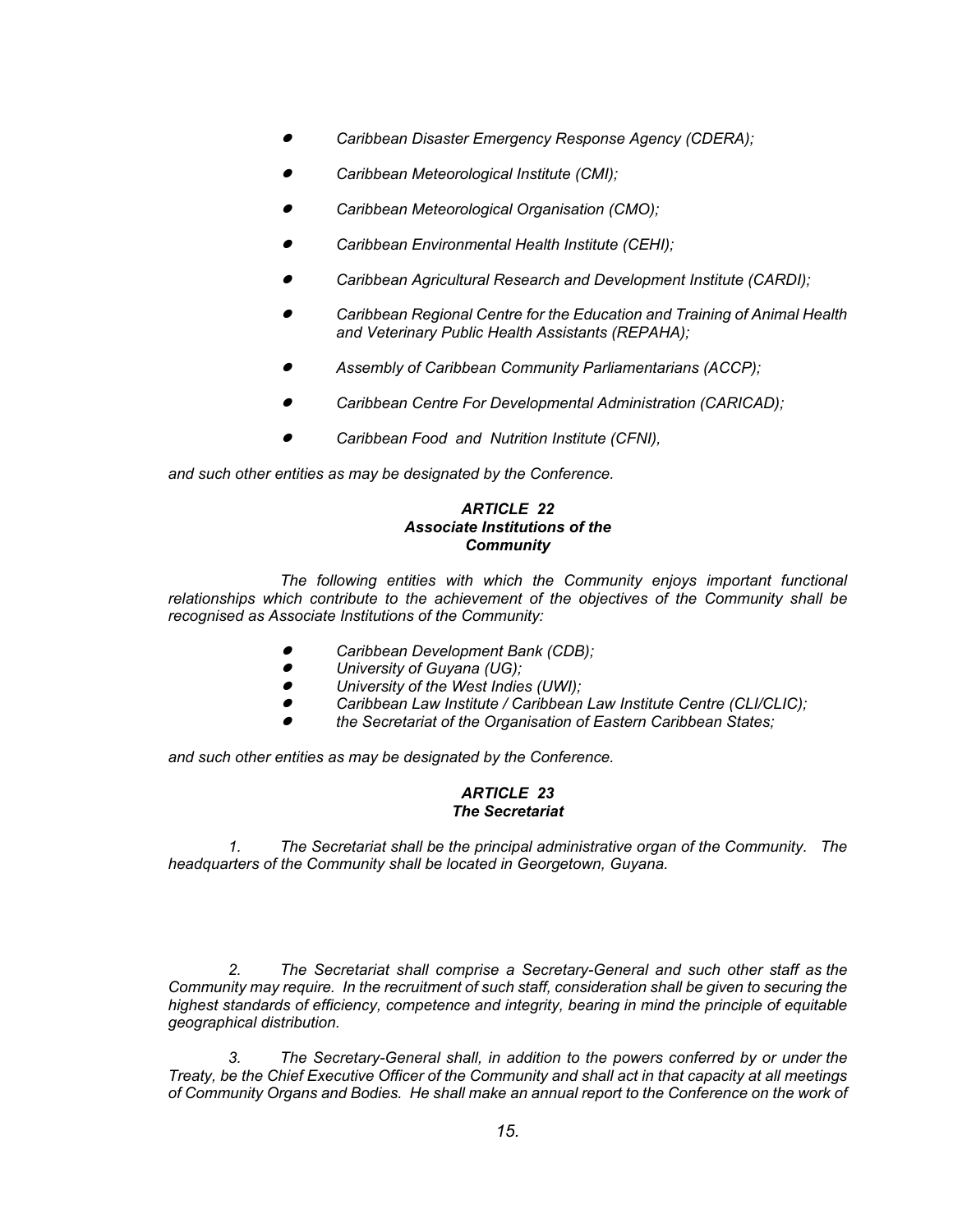- *Caribbean Disaster Emergency Response Agency (CDERA);*
- *Caribbean Meteorological Institute (CMI);*
- *Caribbean Meteorological Organisation (CMO);*
- *Caribbean Environmental Health Institute (CEHI);*
- *Caribbean Agricultural Research and Development Institute (CARDI);*
- *Caribbean Regional Centre for the Education and Training of Animal Health and Veterinary Public Health Assistants (REPAHA);*
- *Assembly of Caribbean Community Parliamentarians (ACCP);*
- *Caribbean Centre For Developmental Administration (CARICAD);*
- *Caribbean Food and Nutrition Institute (CFNI),*

*and such other entities as may be designated by the Conference.*

### *ARTICLE 22*
### *Associate Institutions of the Community*

*The following entities with which the Community enjoys important functional relationships which contribute to the achievement of the objectives of the Community shall be recognised as Associate Institutions of the Community:*

- *Caribbean Development Bank (CDB);*
- *University of Guyana (UG);*
- *University of the West Indies (UWI);*
- *Caribbean Law Institute / Caribbean Law Institute Centre (CLI/CLIC);*
- *the Secretariat of the Organisation of Eastern Caribbean States;*

*and such other entities as may be designated by the Conference.*

### *ARTICLE 23*
### *The Secretariat*

*1. The Secretariat shall be the principal administrative organ of the Community. The headquarters of the Community shall be located in Georgetown, Guyana.*

*2. The Secretariat shall comprise a Secretary-General and such other staff as the Community may require. In the recruitment of such staff, consideration shall be given to securing the highest standards of efficiency, competence and integrity, bearing in mind the principle of equitable geographical distribution.*

*3. The Secretary-General shall, in addition to the powers conferred by or under the Treaty, be the Chief Executive Officer of the Community and shall act in that capacity at all meetings of Community Organs and Bodies. He shall make an annual report to the Conference on the work of*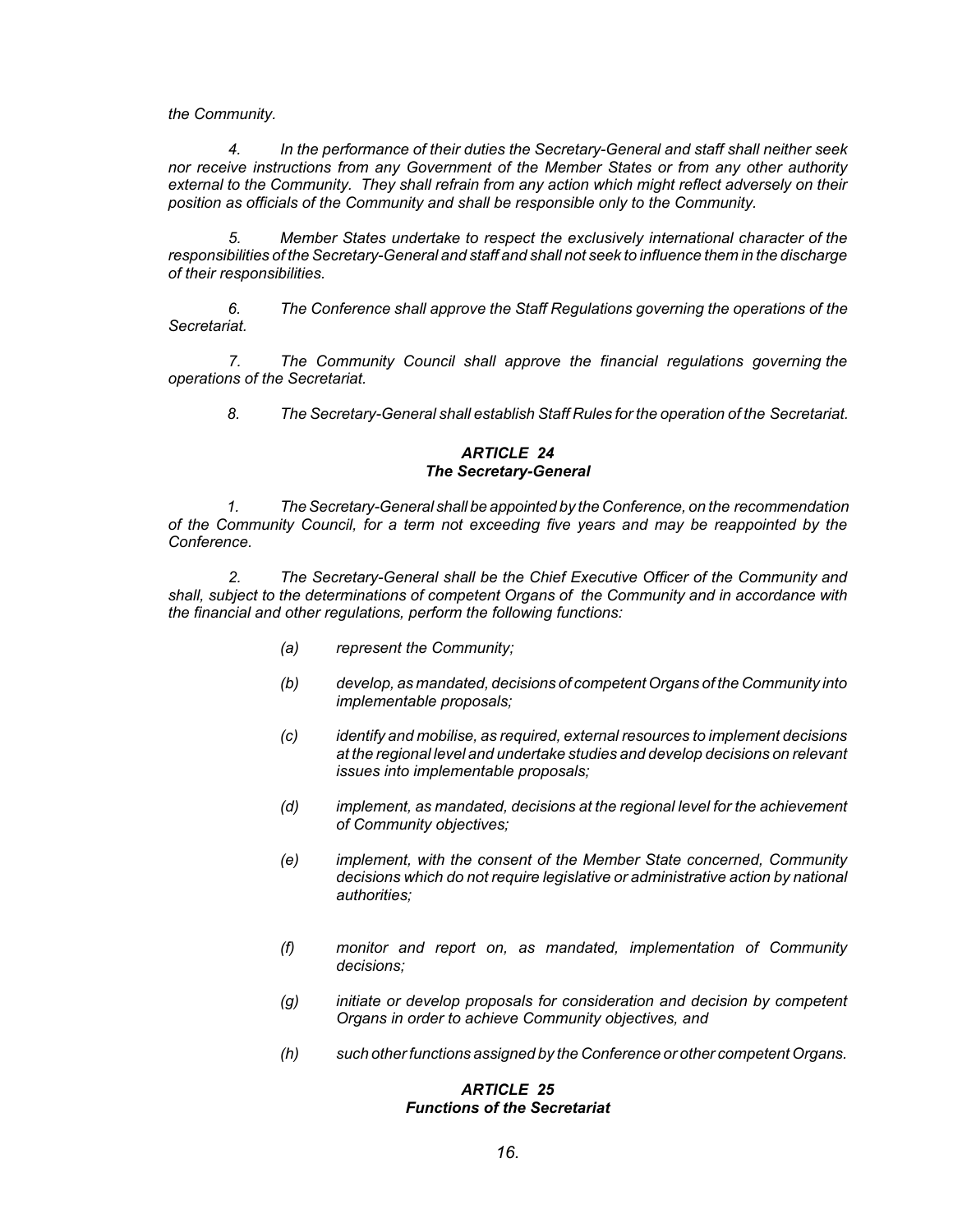*the Community.*

*4. In the performance of their duties the Secretary-General and staff shall neither seek nor receive instructions from any Government of the Member States or from any other authority external to the Community. They shall refrain from any action which might reflect adversely on their position as officials of the Community and shall be responsible only to the Community.*

*5. Member States undertake to respect the exclusively international character of the responsibilities of the Secretary-General and staff and shall not seek to influence them in the discharge of their responsibilities.*

*6. The Conference shall approve the Staff Regulations governing the operations of the Secretariat.*

*7. The Community Council shall approve the financial regulations governing the operations of the Secretariat.*

*8. The Secretary-General shall establish Staff Rules for the operation of the Secretariat.*

### *ARTICLE 24*
### *The Secretary-General*

*1. The Secretary-General shall be appointed by the Conference, on the recommendation of the Community Council, for a term not exceeding five years and may be reappointed by the Conference.*

*2. The Secretary-General shall be the Chief Executive Officer of the Community and shall, subject to the determinations of competent Organs of the Community and in accordance with the financial and other regulations, perform the following functions:*

*(a) represent the Community;*

*(b) develop, as mandated, decisions of competent Organs of the Community into implementable proposals;*

*(c) identify and mobilise, as required, external resources to implement decisions at the regional level and undertake studies and develop decisions on relevant issues into implementable proposals;*

*(d) implement, as mandated, decisions at the regional level for the achievement of Community objectives;*

*(e) implement, with the consent of the Member State concerned, Community decisions which do not require legislative or administrative action by national authorities;*

*(f) monitor and report on, as mandated, implementation of Community decisions;*

*(g) initiate or develop proposals for consideration and decision by competent Organs in order to achieve Community objectives, and*

*(h) such other functions assigned by the Conference or other competent Organs.*

### *ARTICLE 25*
### *Functions of the Secretariat*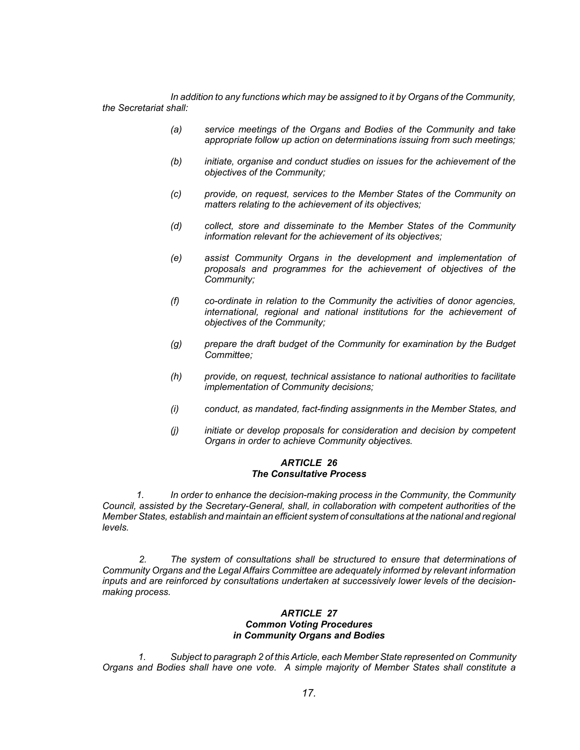*In addition to any functions which may be assigned to it by Organs of the Community, the Secretariat shall:*

*(a) service meetings of the Organs and Bodies of the Community and take appropriate follow up action on determinations issuing from such meetings;*

*(b) initiate, organise and conduct studies on issues for the achievement of the objectives of the Community;*

*(c) provide, on request, services to the Member States of the Community on matters relating to the achievement of its objectives;*

*(d) collect, store and disseminate to the Member States of the Community information relevant for the achievement of its objectives;*

*(e) assist Community Organs in the development and implementation of proposals and programmes for the achievement of objectives of the Community;*

*(f) co-ordinate in relation to the Community the activities of donor agencies, international, regional and national institutions for the achievement of objectives of the Community;*

*(g) prepare the draft budget of the Community for examination by the Budget Committee;*

*(h) provide, on request, technical assistance to national authorities to facilitate implementation of Community decisions;*

*(i) conduct, as mandated, fact-finding assignments in the Member States, and*

*(j) initiate or develop proposals for consideration and decision by competent Organs in order to achieve Community objectives.*

### *ARTICLE 26*
### *The Consultative Process*

*1. In order to enhance the decision-making process in the Community, the Community Council, assisted by the Secretary-General, shall, in collaboration with competent authorities of the Member States, establish and maintain an efficient system of consultations at the national and regional levels.*

*2. The system of consultations shall be structured to ensure that determinations of Community Organs and the Legal Affairs Committee are adequately informed by relevant information inputs and are reinforced by consultations undertaken at successively lower levels of the decision-making process.*

### *ARTICLE 27*
### *Common Voting Procedures in Community Organs and Bodies*

*1. Subject to paragraph 2 of this Article, each Member State represented on Community Organs and Bodies shall have one vote. A simple majority of Member States shall constitute a*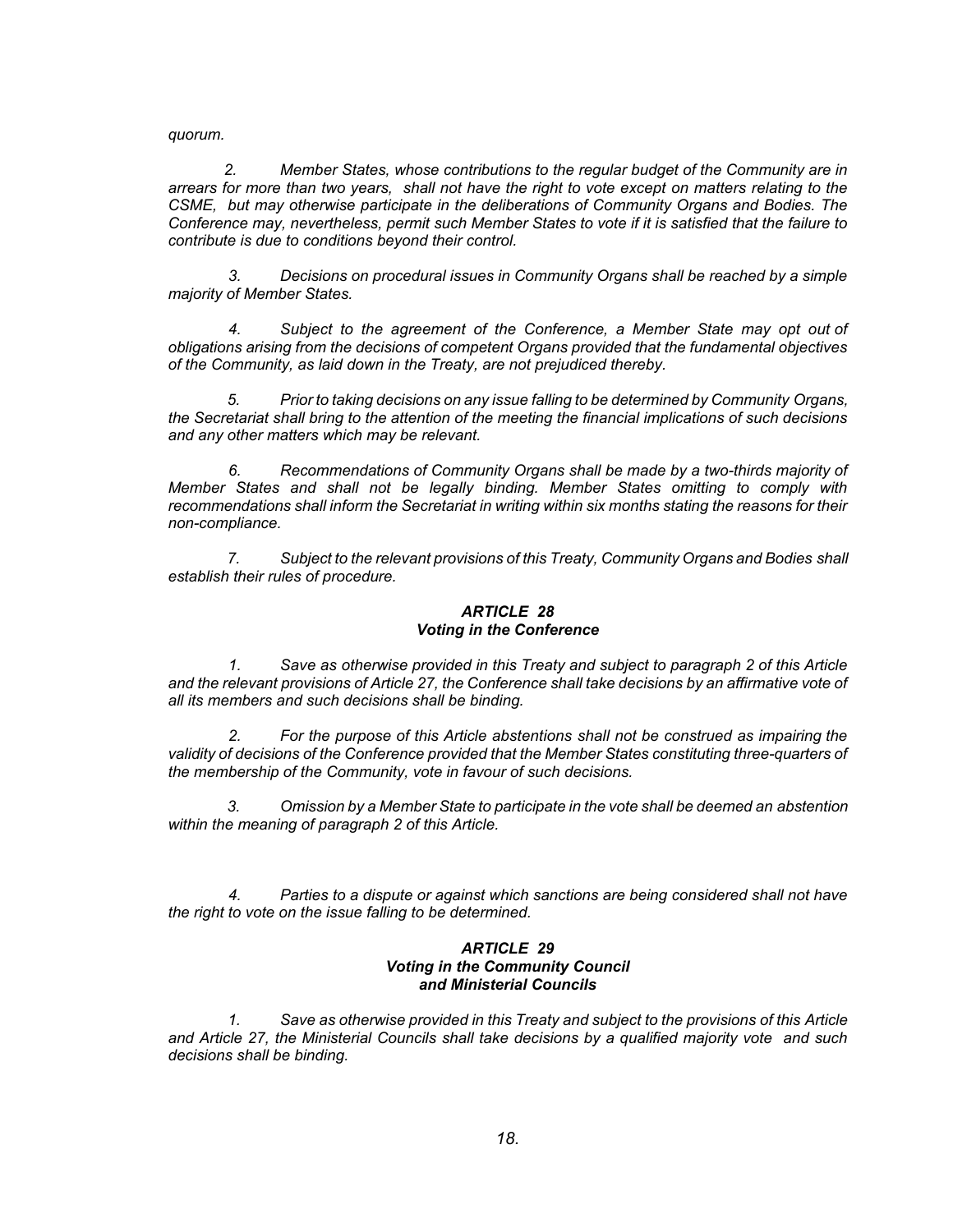*quorum.*

*2. Member States, whose contributions to the regular budget of the Community are in arrears for more than two years, shall not have the right to vote except on matters relating to the CSME, but may otherwise participate in the deliberations of Community Organs and Bodies. The Conference may, nevertheless, permit such Member States to vote if it is satisfied that the failure to contribute is due to conditions beyond their control.*

*3. Decisions on procedural issues in Community Organs shall be reached by a simple majority of Member States.*

*4. Subject to the agreement of the Conference, a Member State may opt out of obligations arising from the decisions of competent Organs provided that the fundamental objectives of the Community, as laid down in the Treaty, are not prejudiced thereby.*

*5. Prior to taking decisions on any issue falling to be determined by Community Organs, the Secretariat shall bring to the attention of the meeting the financial implications of such decisions and any other matters which may be relevant.*

*6. Recommendations of Community Organs shall be made by a two-thirds majority of Member States and shall not be legally binding. Member States omitting to comply with recommendations shall inform the Secretariat in writing within six months stating the reasons for their non-compliance.*

*7. Subject to the relevant provisions of this Treaty, Community Organs and Bodies shall establish their rules of procedure.*

### *ARTICLE 28*
### *Voting in the Conference*

*1. Save as otherwise provided in this Treaty and subject to paragraph 2 of this Article and the relevant provisions of Article 27, the Conference shall take decisions by an affirmative vote of all its members and such decisions shall be binding.*

*2. For the purpose of this Article abstentions shall not be construed as impairing the validity of decisions of the Conference provided that the Member States constituting three-quarters of the membership of the Community, vote in favour of such decisions.*

*3. Omission by a Member State to participate in the vote shall be deemed an abstention within the meaning of paragraph 2 of this Article.*

*4. Parties to a dispute or against which sanctions are being considered shall not have the right to vote on the issue falling to be determined.*

### *ARTICLE 29*
### *Voting in the Community Council and Ministerial Councils*

*1. Save as otherwise provided in this Treaty and subject to the provisions of this Article and Article 27, the Ministerial Councils shall take decisions by a qualified majority vote and such decisions shall be binding.*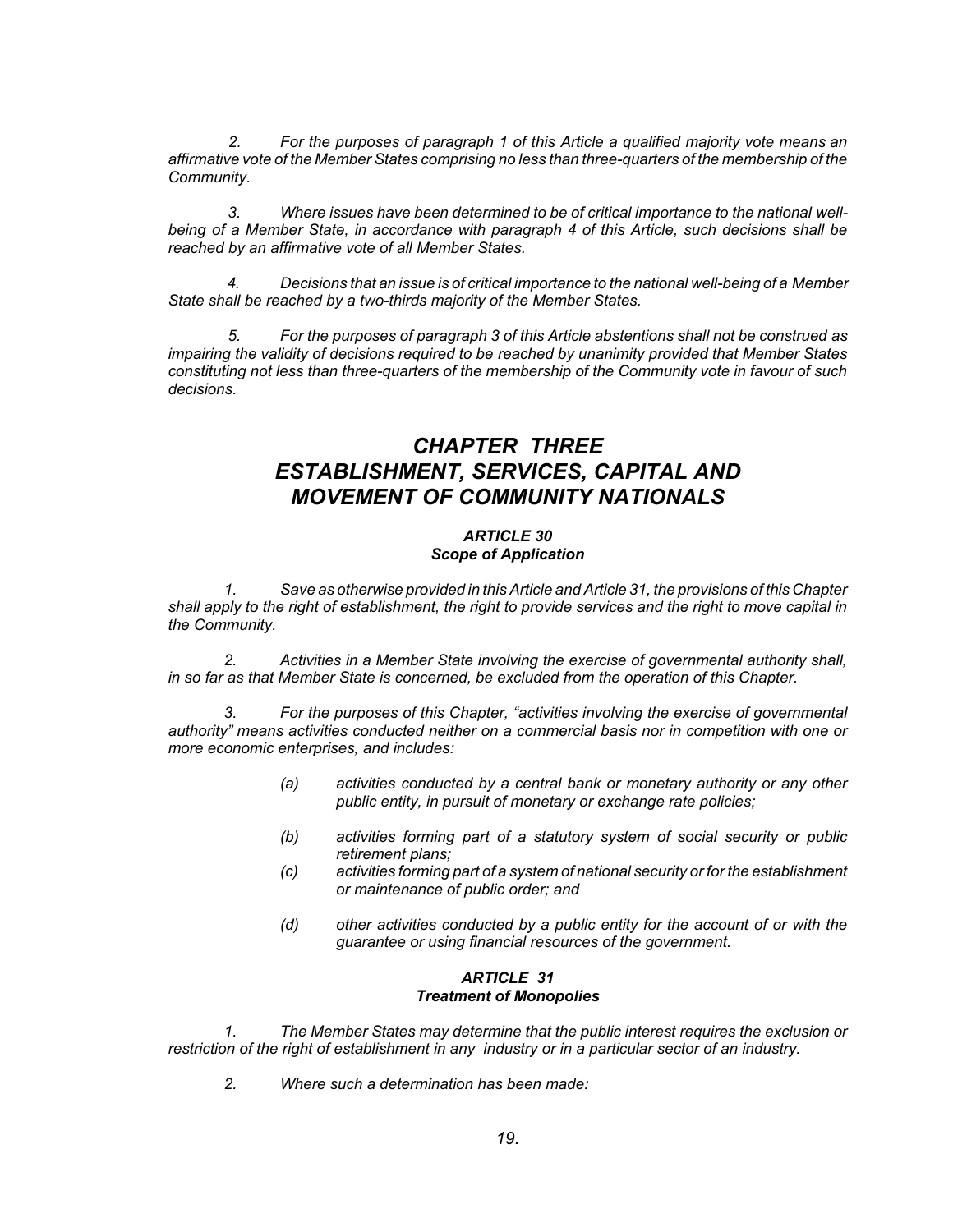*2. For the purposes of paragraph 1 of this Article a qualified majority vote means an affirmative vote of the Member States comprising no less than three-quarters of the membership of the Community.*

*3. Where issues have been determined to be of critical importance to the national well-being of a Member State, in accordance with paragraph 4 of this Article, such decisions shall be reached by an affirmative vote of all Member States.*

*4. Decisions that an issue is of critical importance to the national well-being of a Member State shall be reached by a two-thirds majority of the Member States.*

*5. For the purposes of paragraph 3 of this Article abstentions shall not be construed as impairing the validity of decisions required to be reached by unanimity provided that Member States constituting not less than three-quarters of the membership of the Community vote in favour of such decisions.*

# *CHAPTER THREE*
# *ESTABLISHMENT, SERVICES, CAPITAL AND MOVEMENT OF COMMUNITY NATIONALS*

### *ARTICLE 30*
### *Scope of Application*

*1. Save as otherwise provided in this Article and Article 31, the provisions of this Chapter shall apply to the right of establishment, the right to provide services and the right to move capital in the Community.*

*2. Activities in a Member State involving the exercise of governmental authority shall, in so far as that Member State is concerned, be excluded from the operation of this Chapter.*

*3. For the purposes of this Chapter, "activities involving the exercise of governmental authority" means activities conducted neither on a commercial basis nor in competition with one or more economic enterprises, and includes:*

*(a) activities conducted by a central bank or monetary authority or any other public entity, in pursuit of monetary or exchange rate policies;*

*(b) activities forming part of a statutory system of social security or public retirement plans;*

*(c) activities forming part of a system of national security or for the establishment or maintenance of public order; and*

*(d) other activities conducted by a public entity for the account of or with the guarantee or using financial resources of the government.*

### *ARTICLE 31*
### *Treatment of Monopolies*

*1. The Member States may determine that the public interest requires the exclusion or restriction of the right of establishment in any industry or in a particular sector of an industry.*

*2. Where such a determination has been made:*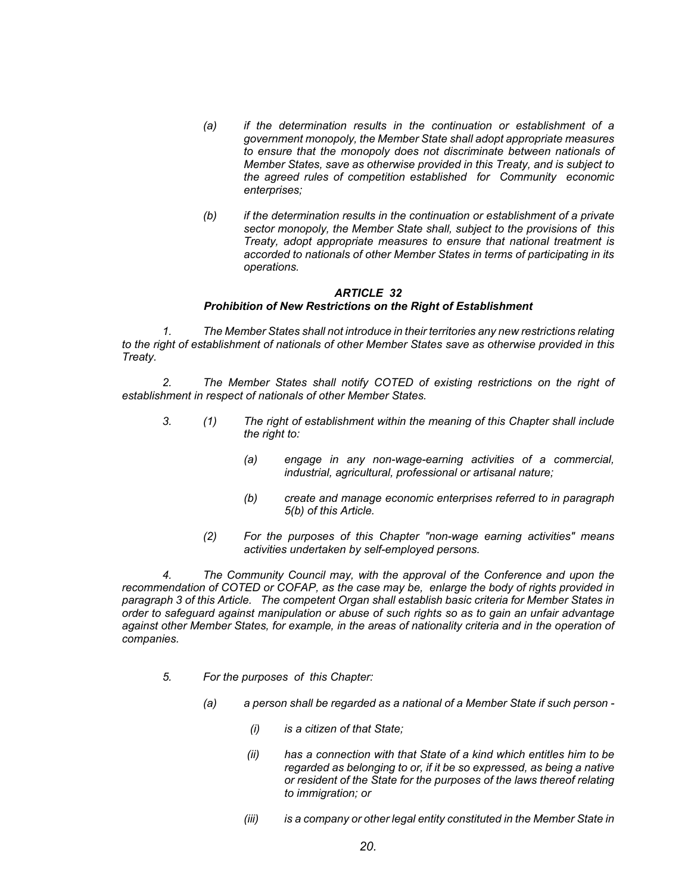*(a) if the determination results in the continuation or establishment of a government monopoly, the Member State shall adopt appropriate measures to ensure that the monopoly does not discriminate between nationals of Member States, save as otherwise provided in this Treaty, and is subject to the agreed rules of competition established for Community economic enterprises;*

*(b) if the determination results in the continuation or establishment of a private sector monopoly, the Member State shall, subject to the provisions of this Treaty, adopt appropriate measures to ensure that national treatment is accorded to nationals of other Member States in terms of participating in its operations.*

### *ARTICLE 32*
### *Prohibition of New Restrictions on the Right of Establishment*

*1. The Member States shall not introduce in their territories any new restrictions relating to the right of establishment of nationals of other Member States save as otherwise provided in this Treaty.*

*2. The Member States shall notify COTED of existing restrictions on the right of establishment in respect of nationals of other Member States.*

*3. (1) The right of establishment within the meaning of this Chapter shall include the right to:*

*(a) engage in any non-wage-earning activities of a commercial, industrial, agricultural, professional or artisanal nature;*

*(b) create and manage economic enterprises referred to in paragraph 5(b) of this Article.*

*(2) For the purposes of this Chapter "non-wage earning activities" means activities undertaken by self-employed persons.*

*4. The Community Council may, with the approval of the Conference and upon the recommendation of COTED or COFAP, as the case may be, enlarge the body of rights provided in paragraph 3 of this Article. The competent Organ shall establish basic criteria for Member States in order to safeguard against manipulation or abuse of such rights so as to gain an unfair advantage against other Member States, for example, in the areas of nationality criteria and in the operation of companies.*

*5. For the purposes of this Chapter:*

*(a) a person shall be regarded as a national of a Member State if such person -*

*(i) is a citizen of that State;*

*(ii) has a connection with that State of a kind which entitles him to be regarded as belonging to or, if it be so expressed, as being a native or resident of the State for the purposes of the laws thereof relating to immigration; or*

*(iii) is a company or other legal entity constituted in the Member State in*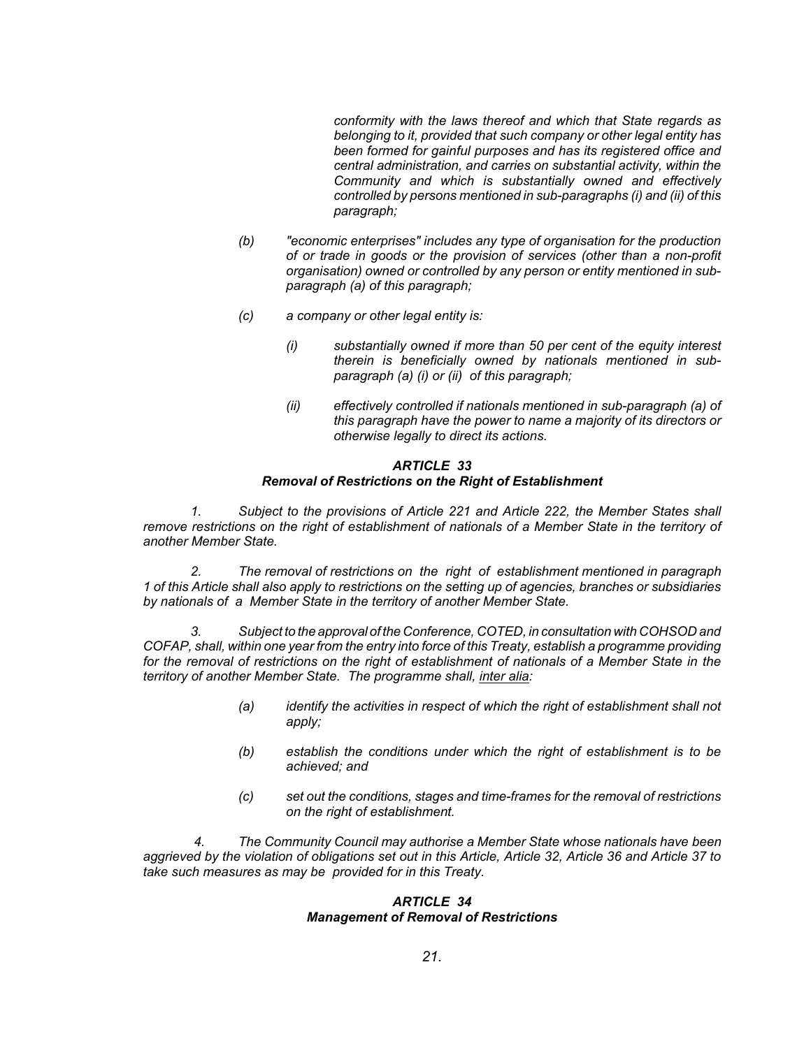*conformity with the laws thereof and which that State regards as belonging to it, provided that such company or other legal entity has been formed for gainful purposes and has its registered office and central administration, and carries on substantial activity, within the Community and which is substantially owned and effectively controlled by persons mentioned in sub-paragraphs (i) and (ii) of this paragraph;*

*(b) "economic enterprises" includes any type of organisation for the production of or trade in goods or the provision of services (other than a non-profit organisation) owned or controlled by any person or entity mentioned in sub-paragraph (a) of this paragraph;*

*(c) a company or other legal entity is:*

*(i) substantially owned if more than 50 per cent of the equity interest therein is beneficially owned by nationals mentioned in sub-paragraph (a) (i) or (ii) of this paragraph;*

*(ii) effectively controlled if nationals mentioned in sub-paragraph (a) of this paragraph have the power to name a majority of its directors or otherwise legally to direct its actions.*

### *ARTICLE 33*
### *Removal of Restrictions on the Right of Establishment*

*1. Subject to the provisions of Article 221 and Article 222, the Member States shall remove restrictions on the right of establishment of nationals of a Member State in the territory of another Member State.*

*2. The removal of restrictions on the right of establishment mentioned in paragraph 1 of this Article shall also apply to restrictions on the setting up of agencies, branches or subsidiaries by nationals of a Member State in the territory of another Member State.*

*3. Subject to the approval of the Conference, COTED, in consultation with COHSOD and COFAP, shall, within one year from the entry into force of this Treaty, establish a programme providing for the removal of restrictions on the right of establishment of nationals of a Member State in the territory of another Member State. The programme shall, inter alia:*

*(a) identify the activities in respect of which the right of establishment shall not apply;*

*(b) establish the conditions under which the right of establishment is to be achieved; and*

*(c) set out the conditions, stages and time-frames for the removal of restrictions on the right of establishment.*

*4. The Community Council may authorise a Member State whose nationals have been aggrieved by the violation of obligations set out in this Article, Article 32, Article 36 and Article 37 to take such measures as may be provided for in this Treaty.*

### *ARTICLE 34*
### *Management of Removal of Restrictions*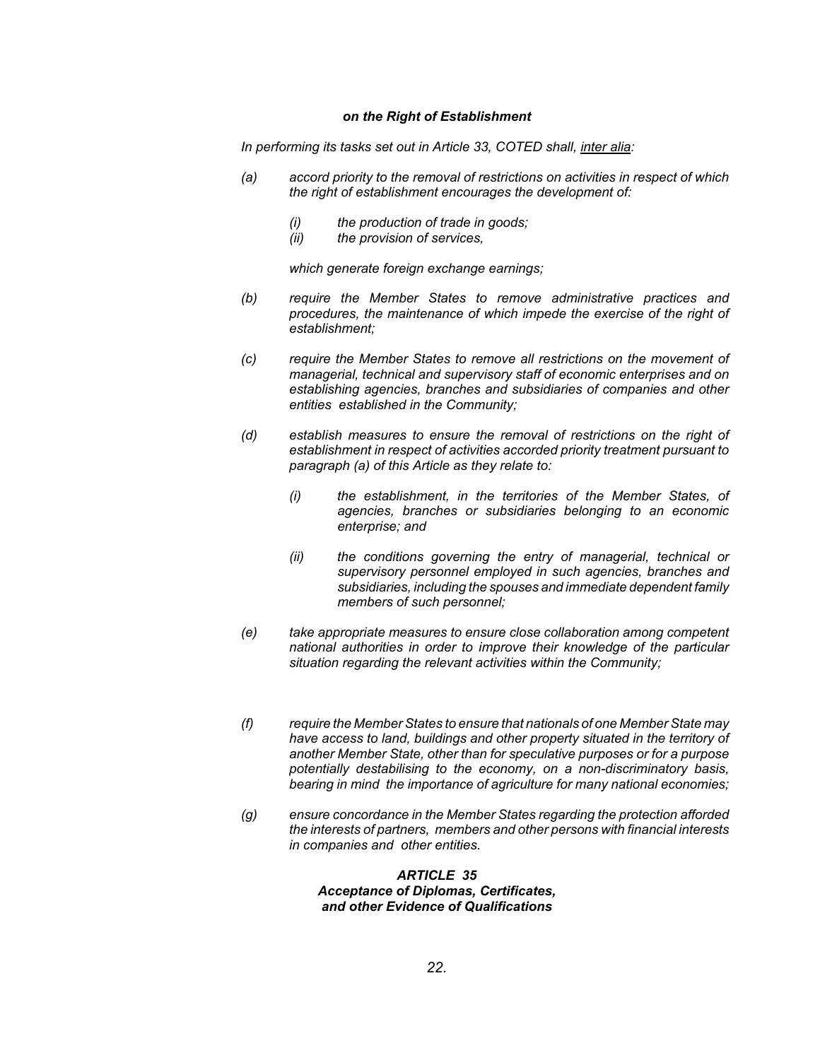***on the Right of Establishment***

*In performing its tasks set out in Article 33, COTED shall, inter alia:*

*(a) accord priority to the removal of restrictions on activities in respect of which the right of establishment encourages the development of:*

*(i) the production of trade in goods;*
*(ii) the provision of services,*

*which generate foreign exchange earnings;*

*(b) require the Member States to remove administrative practices and procedures, the maintenance of which impede the exercise of the right of establishment;*

*(c) require the Member States to remove all restrictions on the movement of managerial, technical and supervisory staff of economic enterprises and on establishing agencies, branches and subsidiaries of companies and other entities established in the Community;*

*(d) establish measures to ensure the removal of restrictions on the right of establishment in respect of activities accorded priority treatment pursuant to paragraph (a) of this Article as they relate to:*

*(i) the establishment, in the territories of the Member States, of agencies, branches or subsidiaries belonging to an economic enterprise; and*

*(ii) the conditions governing the entry of managerial, technical or supervisory personnel employed in such agencies, branches and subsidiaries, including the spouses and immediate dependent family members of such personnel;*

*(e) take appropriate measures to ensure close collaboration among competent national authorities in order to improve their knowledge of the particular situation regarding the relevant activities within the Community;*

*(f) require the Member States to ensure that nationals of one Member State may have access to land, buildings and other property situated in the territory of another Member State, other than for speculative purposes or for a purpose potentially destabilising to the economy, on a non-discriminatory basis, bearing in mind the importance of agriculture for many national economies;*

*(g) ensure concordance in the Member States regarding the protection afforded the interests of partners, members and other persons with financial interests in companies and other entities.*

***ARTICLE 35***
***Acceptance of Diplomas, Certificates, and other Evidence of Qualifications***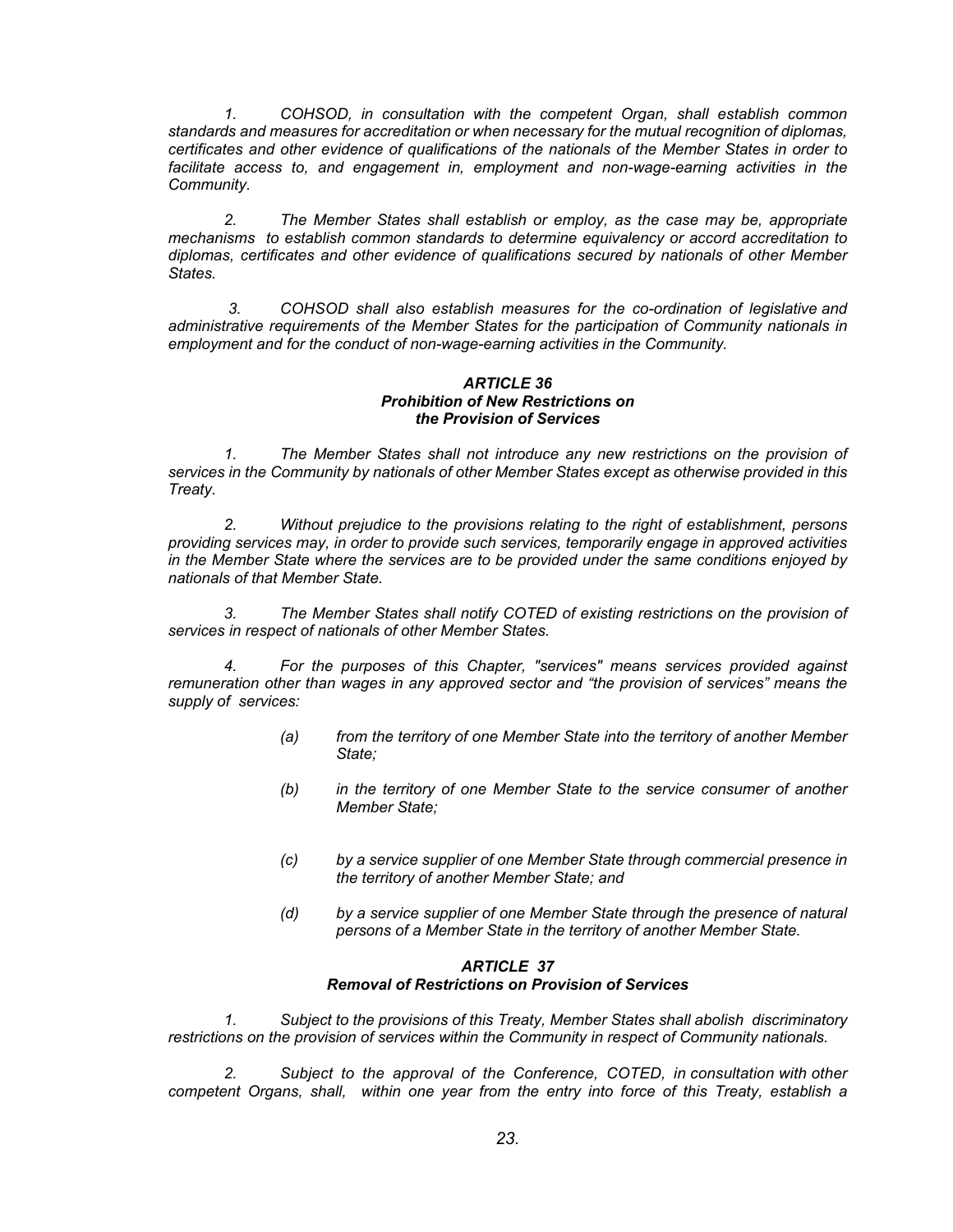*1. COHSOD, in consultation with the competent Organ, shall establish common standards and measures for accreditation or when necessary for the mutual recognition of diplomas, certificates and other evidence of qualifications of the nationals of the Member States in order to facilitate access to, and engagement in, employment and non-wage-earning activities in the Community.*

*2. The Member States shall establish or employ, as the case may be, appropriate mechanisms to establish common standards to determine equivalency or accord accreditation to diplomas, certificates and other evidence of qualifications secured by nationals of other Member States.*

*3. COHSOD shall also establish measures for the co-ordination of legislative and administrative requirements of the Member States for the participation of Community nationals in employment and for the conduct of non-wage-earning activities in the Community.*

### *ARTICLE 36*
### *Prohibition of New Restrictions on the Provision of Services*

*1. The Member States shall not introduce any new restrictions on the provision of services in the Community by nationals of other Member States except as otherwise provided in this Treaty.*

*2. Without prejudice to the provisions relating to the right of establishment, persons providing services may, in order to provide such services, temporarily engage in approved activities in the Member State where the services are to be provided under the same conditions enjoyed by nationals of that Member State.*

*3. The Member States shall notify COTED of existing restrictions on the provision of services in respect of nationals of other Member States.*

*4. For the purposes of this Chapter, "services" means services provided against remuneration other than wages in any approved sector and "the provision of services" means the supply of services:*

*(a) from the territory of one Member State into the territory of another Member State;*

*(b) in the territory of one Member State to the service consumer of another Member State;*

*(c) by a service supplier of one Member State through commercial presence in the territory of another Member State; and*

*(d) by a service supplier of one Member State through the presence of natural persons of a Member State in the territory of another Member State.*

### *ARTICLE 37*
### *Removal of Restrictions on Provision of Services*

*1. Subject to the provisions of this Treaty, Member States shall abolish discriminatory restrictions on the provision of services within the Community in respect of Community nationals.*

*2. Subject to the approval of the Conference, COTED, in consultation with other competent Organs, shall, within one year from the entry into force of this Treaty, establish a*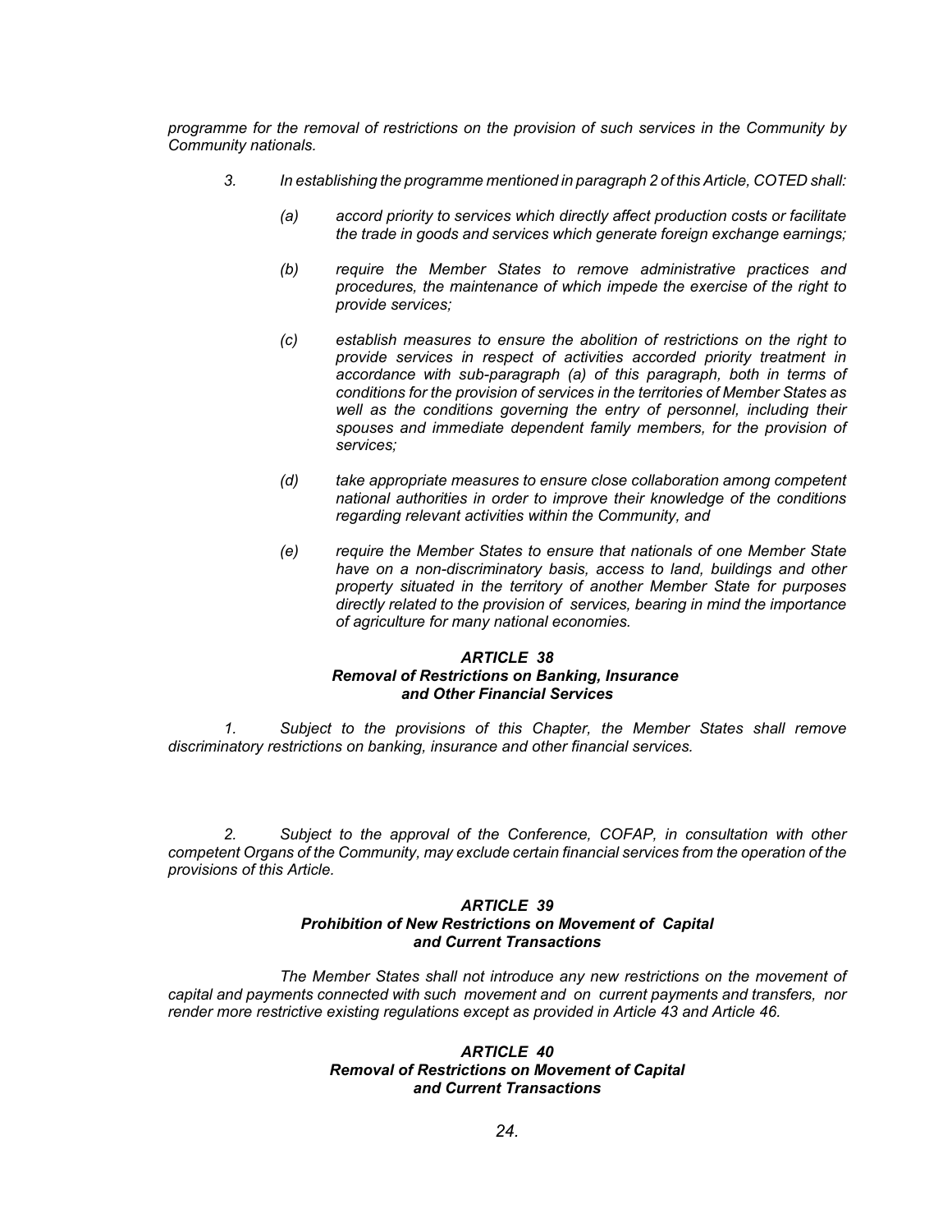*programme for the removal of restrictions on the provision of such services in the Community by Community nationals.*

*3. In establishing the programme mentioned in paragraph 2 of this Article, COTED shall:*

*(a) accord priority to services which directly affect production costs or facilitate the trade in goods and services which generate foreign exchange earnings;*

*(b) require the Member States to remove administrative practices and procedures, the maintenance of which impede the exercise of the right to provide services;*

*(c) establish measures to ensure the abolition of restrictions on the right to provide services in respect of activities accorded priority treatment in accordance with sub-paragraph (a) of this paragraph, both in terms of conditions for the provision of services in the territories of Member States as well as the conditions governing the entry of personnel, including their spouses and immediate dependent family members, for the provision of services;*

*(d) take appropriate measures to ensure close collaboration among competent national authorities in order to improve their knowledge of the conditions regarding relevant activities within the Community, and*

*(e) require the Member States to ensure that nationals of one Member State have on a non-discriminatory basis, access to land, buildings and other property situated in the territory of another Member State for purposes directly related to the provision of services, bearing in mind the importance of agriculture for many national economies.*

### ***ARTICLE 38***
### ***Removal of Restrictions on Banking, Insurance and Other Financial Services***

*1. Subject to the provisions of this Chapter, the Member States shall remove discriminatory restrictions on banking, insurance and other financial services.*

*2. Subject to the approval of the Conference, COFAP, in consultation with other competent Organs of the Community, may exclude certain financial services from the operation of the provisions of this Article.*

### ***ARTICLE 39***
### ***Prohibition of New Restrictions on Movement of Capital and Current Transactions***

*The Member States shall not introduce any new restrictions on the movement of capital and payments connected with such movement and on current payments and transfers, nor render more restrictive existing regulations except as provided in Article 43 and Article 46.*

### ***ARTICLE 40***
### ***Removal of Restrictions on Movement of Capital and Current Transactions***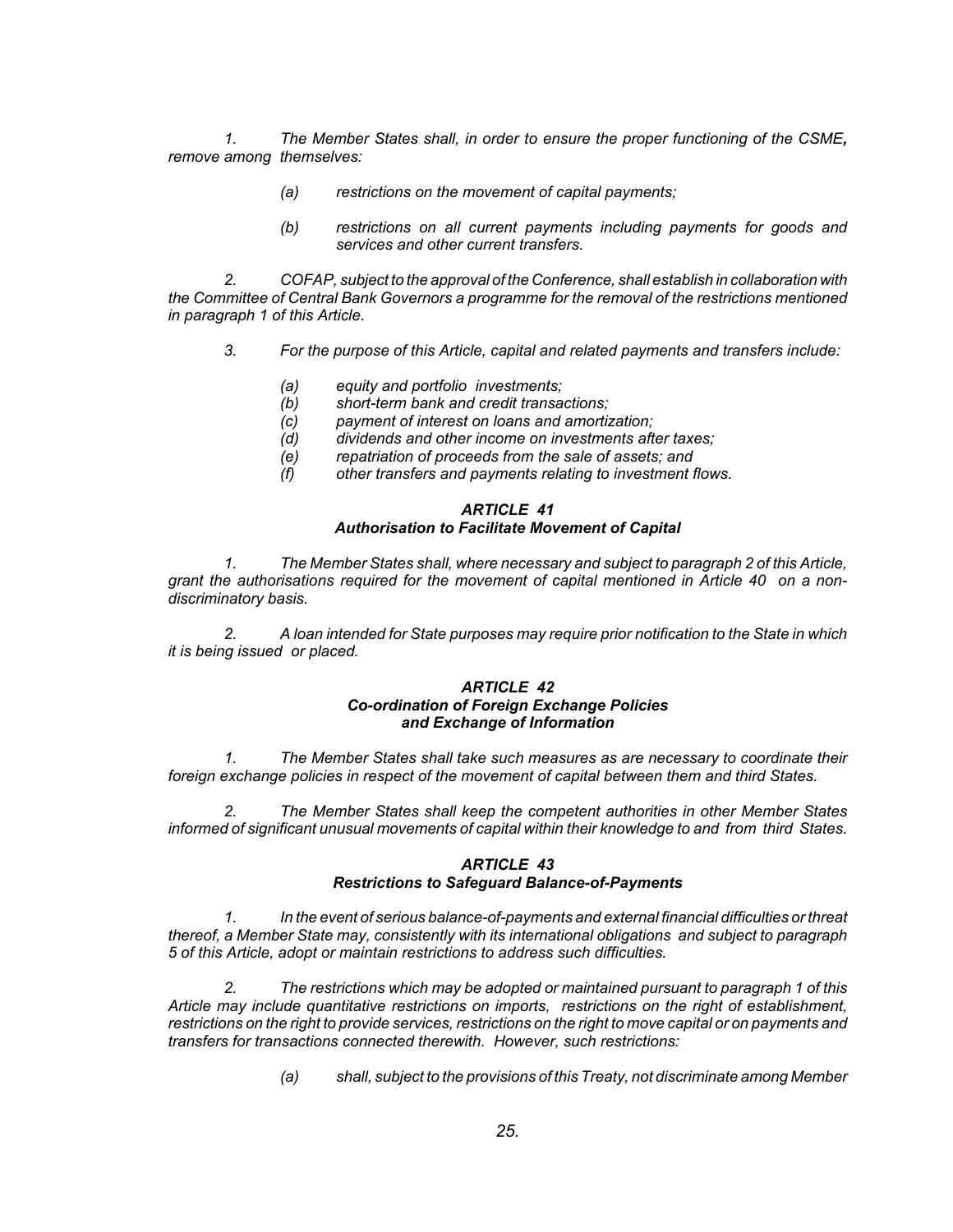*1. The Member States shall, in order to ensure the proper functioning of the CSME, remove among themselves:*

*(a) restrictions on the movement of capital payments;*

*(b) restrictions on all current payments including payments for goods and services and other current transfers.*

*2. COFAP, subject to the approval of the Conference, shall establish in collaboration with the Committee of Central Bank Governors a programme for the removal of the restrictions mentioned in paragraph 1 of this Article.*

*3. For the purpose of this Article, capital and related payments and transfers include:*

*(a) equity and portfolio investments;*
*(b) short-term bank and credit transactions;*
*(c) payment of interest on loans and amortization;*
*(d) dividends and other income on investments after taxes;*
*(e) repatriation of proceeds from the sale of assets; and*
*(f) other transfers and payments relating to investment flows.*

### *ARTICLE 41*
### *Authorisation to Facilitate Movement of Capital*

*1. The Member States shall, where necessary and subject to paragraph 2 of this Article, grant the authorisations required for the movement of capital mentioned in Article 40 on a non-discriminatory basis.*

*2. A loan intended for State purposes may require prior notification to the State in which it is being issued or placed.*

### *ARTICLE 42*
### *Co-ordination of Foreign Exchange Policies and Exchange of Information*

*1. The Member States shall take such measures as are necessary to coordinate their foreign exchange policies in respect of the movement of capital between them and third States.*

*2. The Member States shall keep the competent authorities in other Member States informed of significant unusual movements of capital within their knowledge to and from third States.*

### *ARTICLE 43*
### *Restrictions to Safeguard Balance-of-Payments*

*1. In the event of serious balance-of-payments and external financial difficulties or threat thereof, a Member State may, consistently with its international obligations and subject to paragraph 5 of this Article, adopt or maintain restrictions to address such difficulties.*

*2. The restrictions which may be adopted or maintained pursuant to paragraph 1 of this Article may include quantitative restrictions on imports, restrictions on the right of establishment, restrictions on the right to provide services, restrictions on the right to move capital or on payments and transfers for transactions connected therewith. However, such restrictions:*

*(a) shall, subject to the provisions of this Treaty, not discriminate among Member*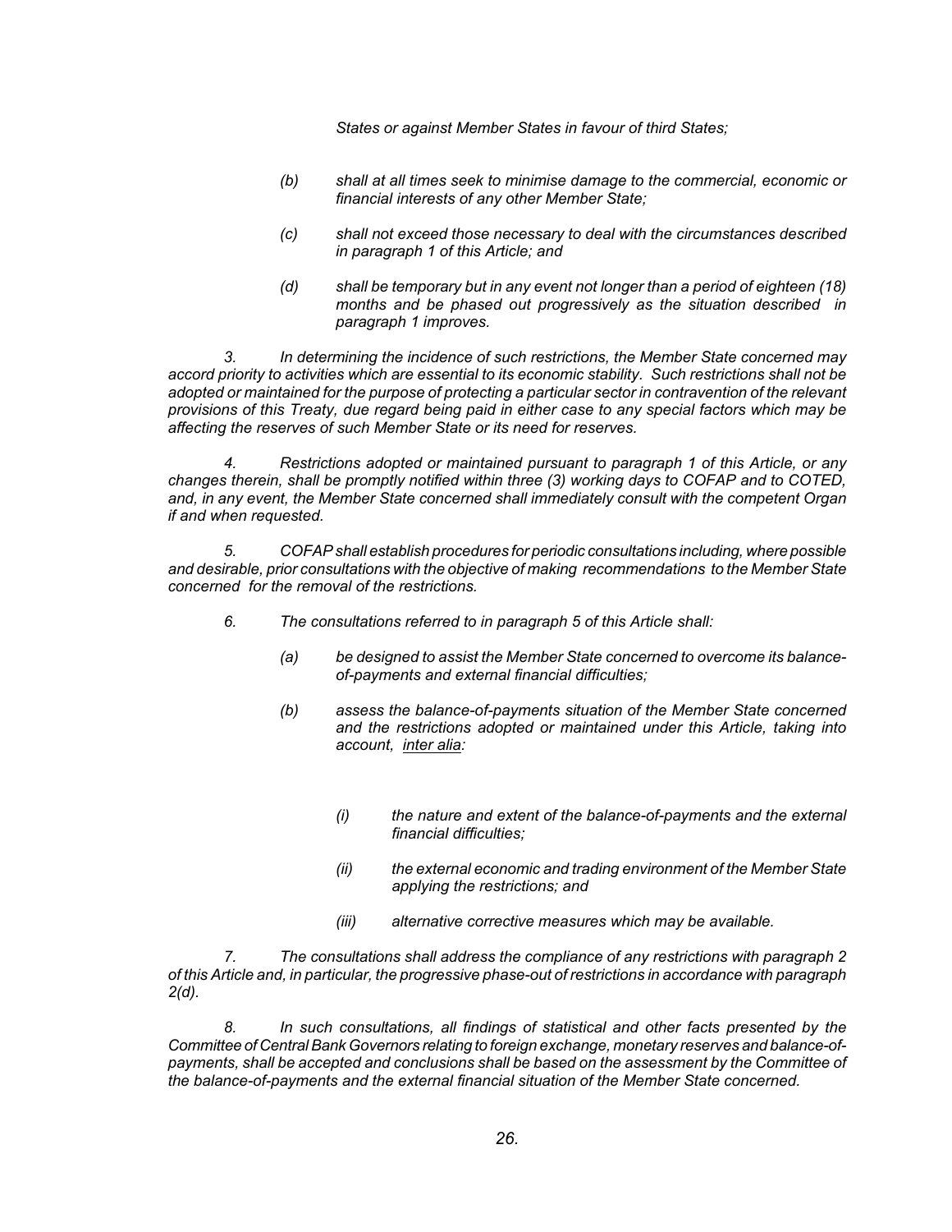*States or against Member States in favour of third States;*

*(b) shall at all times seek to minimise damage to the commercial, economic or financial interests of any other Member State;*

*(c) shall not exceed those necessary to deal with the circumstances described in paragraph 1 of this Article; and*

*(d) shall be temporary but in any event not longer than a period of eighteen (18) months and be phased out progressively as the situation described in paragraph 1 improves.*

*3. In determining the incidence of such restrictions, the Member State concerned may accord priority to activities which are essential to its economic stability. Such restrictions shall not be adopted or maintained for the purpose of protecting a particular sector in contravention of the relevant provisions of this Treaty, due regard being paid in either case to any special factors which may be affecting the reserves of such Member State or its need for reserves.*

*4. Restrictions adopted or maintained pursuant to paragraph 1 of this Article, or any changes therein, shall be promptly notified within three (3) working days to COFAP and to COTED, and, in any event, the Member State concerned shall immediately consult with the competent Organ if and when requested.*

*5. COFAP shall establish procedures for periodic consultations including, where possible and desirable, prior consultations with the objective of making recommendations to the Member State concerned for the removal of the restrictions.*

*6. The consultations referred to in paragraph 5 of this Article shall:*

*(a) be designed to assist the Member State concerned to overcome its balance-of-payments and external financial difficulties;*

*(b) assess the balance-of-payments situation of the Member State concerned and the restrictions adopted or maintained under this Article, taking into account, inter alia:*

*(i) the nature and extent of the balance-of-payments and the external financial difficulties;*

*(ii) the external economic and trading environment of the Member State applying the restrictions; and*

*(iii) alternative corrective measures which may be available.*

*7. The consultations shall address the compliance of any restrictions with paragraph 2 of this Article and, in particular, the progressive phase-out of restrictions in accordance with paragraph 2(d).*

*8. In such consultations, all findings of statistical and other facts presented by the Committee of Central Bank Governors relating to foreign exchange, monetary reserves and balance-of-payments, shall be accepted and conclusions shall be based on the assessment by the Committee of the balance-of-payments and the external financial situation of the Member State concerned.*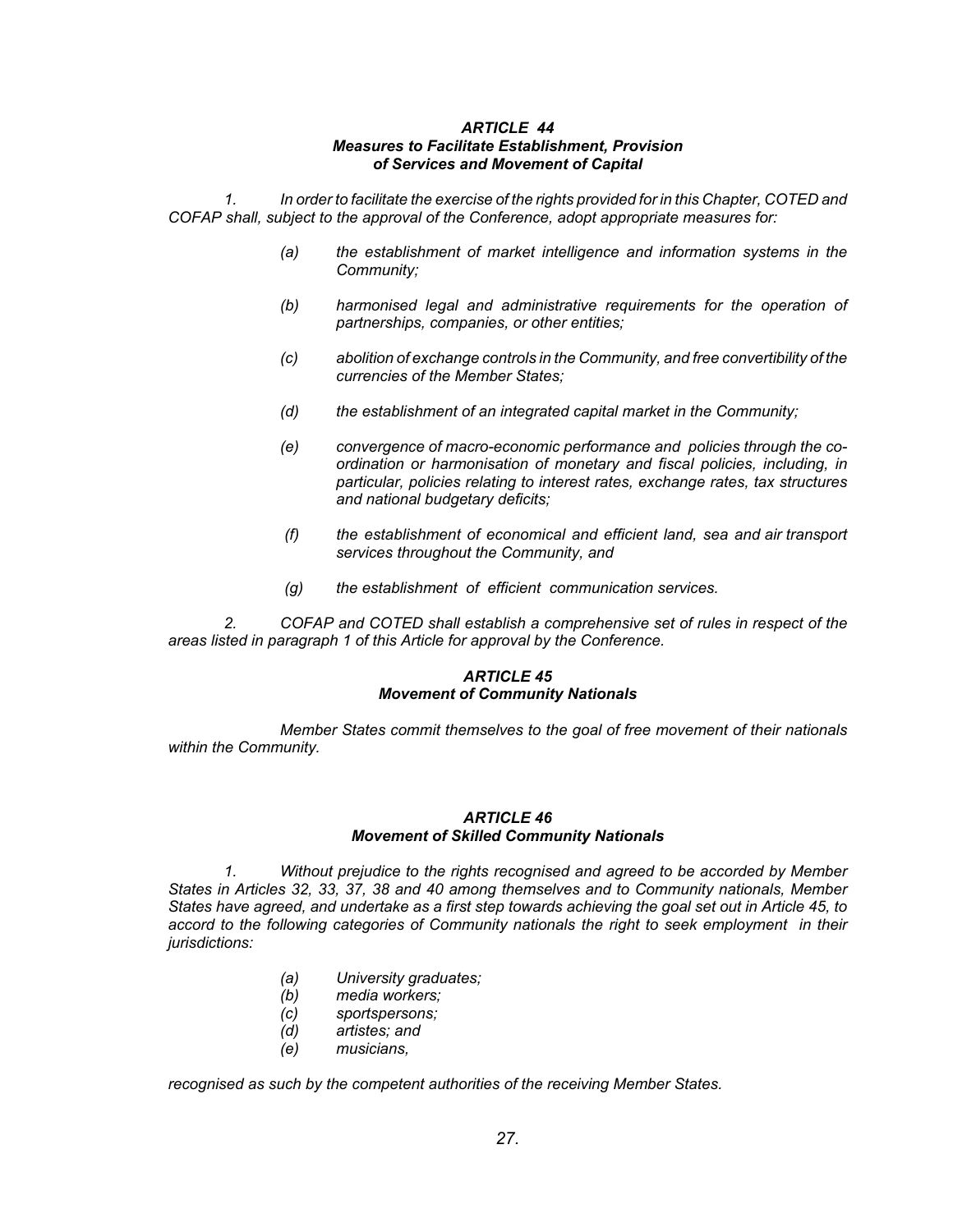### *ARTICLE 44*
### *Measures to Facilitate Establishment, Provision of Services and Movement of Capital*

*1. In order to facilitate the exercise of the rights provided for in this Chapter, COTED and COFAP shall, subject to the approval of the Conference, adopt appropriate measures for:*

- *(a) the establishment of market intelligence and information systems in the Community;*
- *(b) harmonised legal and administrative requirements for the operation of partnerships, companies, or other entities;*
- *(c) abolition of exchange controls in the Community, and free convertibility of the currencies of the Member States;*
- *(d) the establishment of an integrated capital market in the Community;*
- *(e) convergence of macro-economic performance and policies through the co-ordination or harmonisation of monetary and fiscal policies, including, in particular, policies relating to interest rates, exchange rates, tax structures and national budgetary deficits;*
- *(f) the establishment of economical and efficient land, sea and air transport services throughout the Community, and*
- *(g) the establishment of efficient communication services.*

*2. COFAP and COTED shall establish a comprehensive set of rules in respect of the areas listed in paragraph 1 of this Article for approval by the Conference.*

### *ARTICLE 45*
### *Movement of Community Nationals*

*Member States commit themselves to the goal of free movement of their nationals within the Community.*

### *ARTICLE 46*
### *Movement of Skilled Community Nationals*

*1. Without prejudice to the rights recognised and agreed to be accorded by Member States in Articles 32, 33, 37, 38 and 40 among themselves and to Community nationals, Member States have agreed, and undertake as a first step towards achieving the goal set out in Article 45, to accord to the following categories of Community nationals the right to seek employment in their jurisdictions:*

- *(a) University graduates;*
- *(b) media workers;*
- *(c) sportspersons;*
- *(d) artistes; and*
- *(e) musicians,*

*recognised as such by the competent authorities of the receiving Member States.*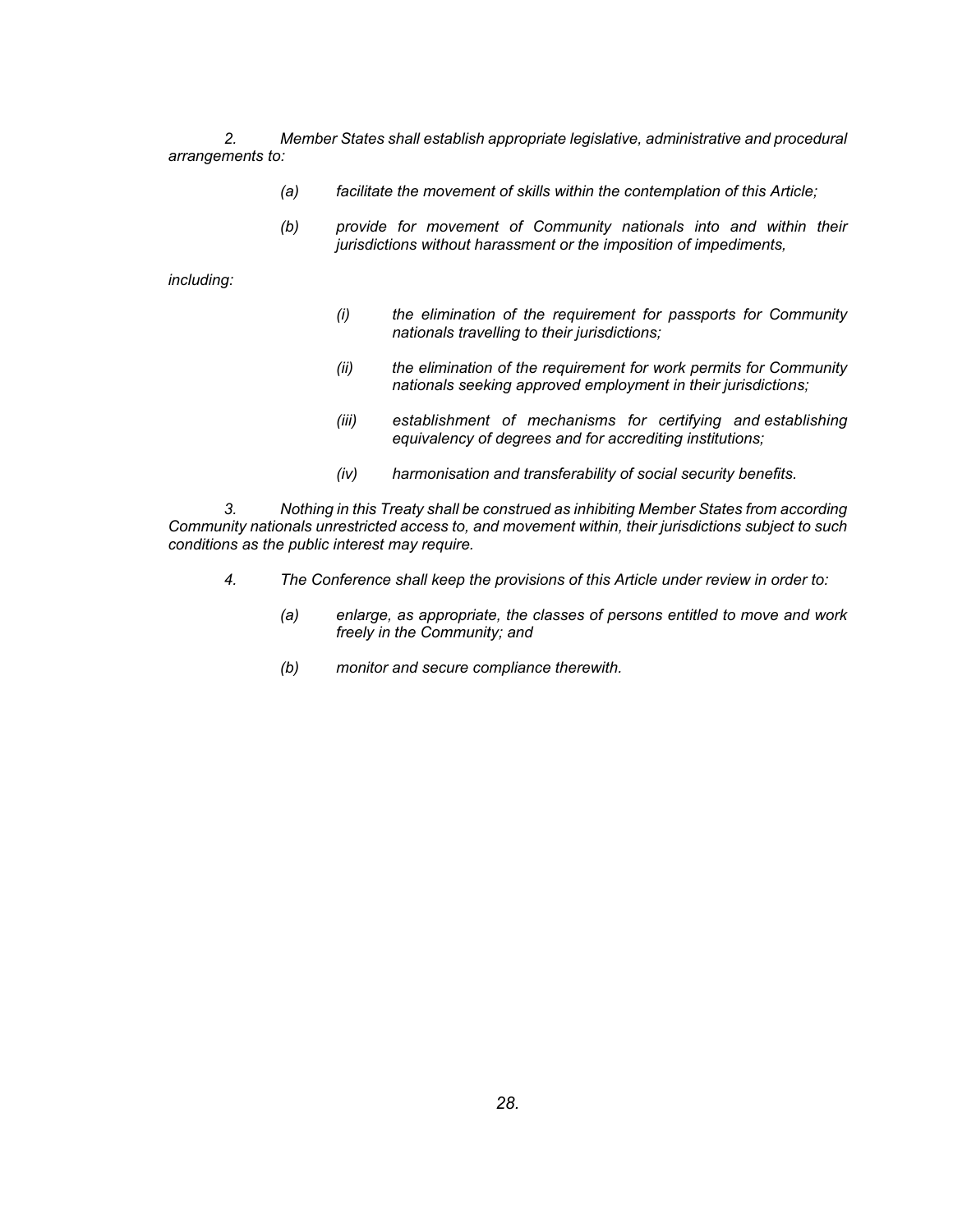*2. Member States shall establish appropriate legislative, administrative and procedural arrangements to:*

> *(a) facilitate the movement of skills within the contemplation of this Article;*
>
> *(b) provide for movement of Community nationals into and within their jurisdictions without harassment or the imposition of impediments,*

*including:*

> > *(i) the elimination of the requirement for passports for Community nationals travelling to their jurisdictions;*
> >
> > *(ii) the elimination of the requirement for work permits for Community nationals seeking approved employment in their jurisdictions;*
> >
> > *(iii) establishment of mechanisms for certifying and establishing equivalency of degrees and for accrediting institutions;*
> >
> > *(iv) harmonisation and transferability of social security benefits.*

*3. Nothing in this Treaty shall be construed as inhibiting Member States from according Community nationals unrestricted access to, and movement within, their jurisdictions subject to such conditions as the public interest may require.*

*4. The Conference shall keep the provisions of this Article under review in order to:*

> *(a) enlarge, as appropriate, the classes of persons entitled to move and work freely in the Community; and*
>
> *(b) monitor and secure compliance therewith.*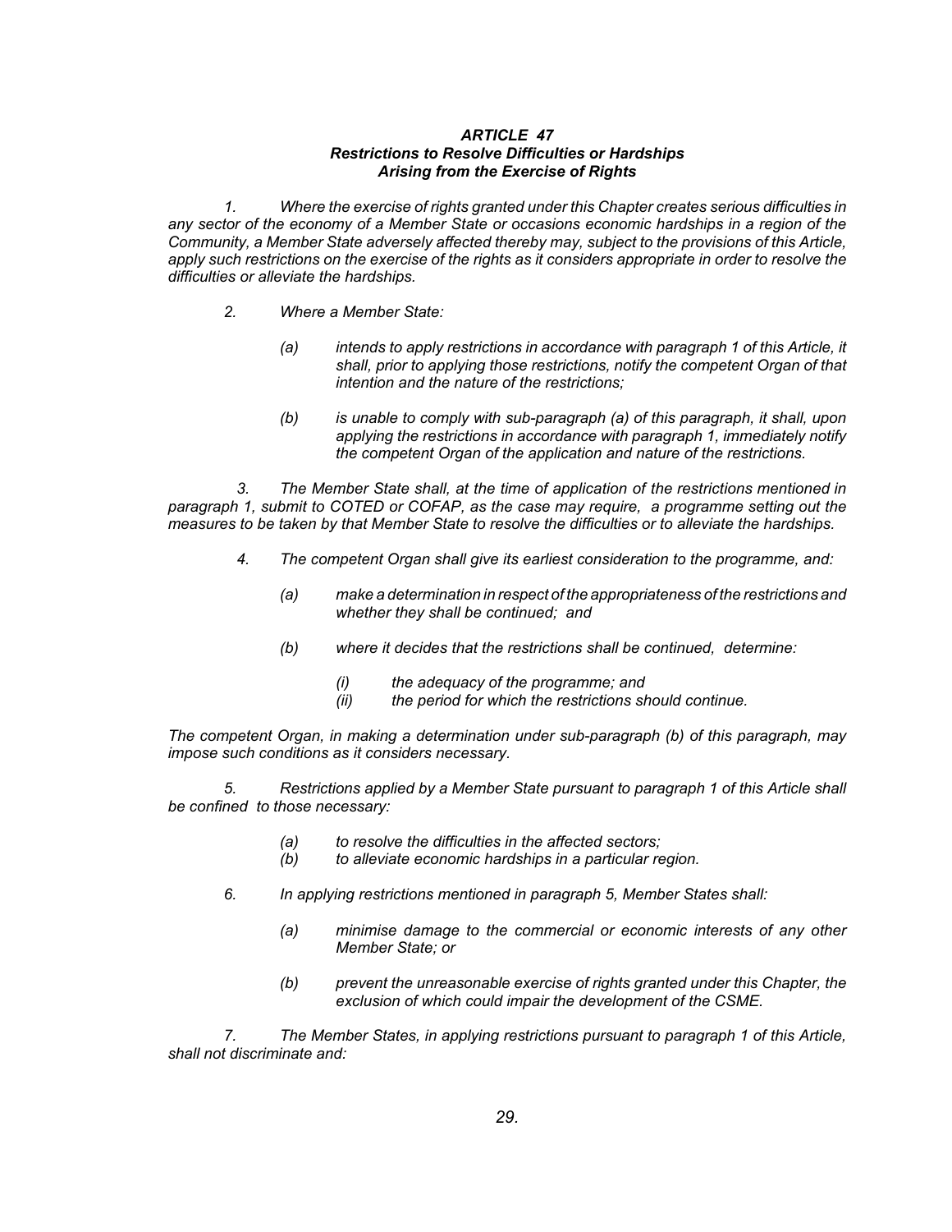### *ARTICLE 47*
### *Restrictions to Resolve Difficulties or Hardships Arising from the Exercise of Rights*

*1. Where the exercise of rights granted under this Chapter creates serious difficulties in any sector of the economy of a Member State or occasions economic hardships in a region of the Community, a Member State adversely affected thereby may, subject to the provisions of this Article, apply such restrictions on the exercise of the rights as it considers appropriate in order to resolve the difficulties or alleviate the hardships.*

*2. Where a Member State:*

*(a) intends to apply restrictions in accordance with paragraph 1 of this Article, it shall, prior to applying those restrictions, notify the competent Organ of that intention and the nature of the restrictions;*

*(b) is unable to comply with sub-paragraph (a) of this paragraph, it shall, upon applying the restrictions in accordance with paragraph 1, immediately notify the competent Organ of the application and nature of the restrictions.*

*3. The Member State shall, at the time of application of the restrictions mentioned in paragraph 1, submit to COTED or COFAP, as the case may require, a programme setting out the measures to be taken by that Member State to resolve the difficulties or to alleviate the hardships.*

*4. The competent Organ shall give its earliest consideration to the programme, and:*

*(a) make a determination in respect of the appropriateness of the restrictions and whether they shall be continued; and*

*(b) where it decides that the restrictions shall be continued, determine:*

*(i) the adequacy of the programme; and*
*(ii) the period for which the restrictions should continue.*

*The competent Organ, in making a determination under sub-paragraph (b) of this paragraph, may impose such conditions as it considers necessary.*

*5. Restrictions applied by a Member State pursuant to paragraph 1 of this Article shall be confined to those necessary:*

*(a) to resolve the difficulties in the affected sectors;*
*(b) to alleviate economic hardships in a particular region.*

*6. In applying restrictions mentioned in paragraph 5, Member States shall:*

*(a) minimise damage to the commercial or economic interests of any other Member State; or*

*(b) prevent the unreasonable exercise of rights granted under this Chapter, the exclusion of which could impair the development of the CSME.*

*7. The Member States, in applying restrictions pursuant to paragraph 1 of this Article, shall not discriminate and:*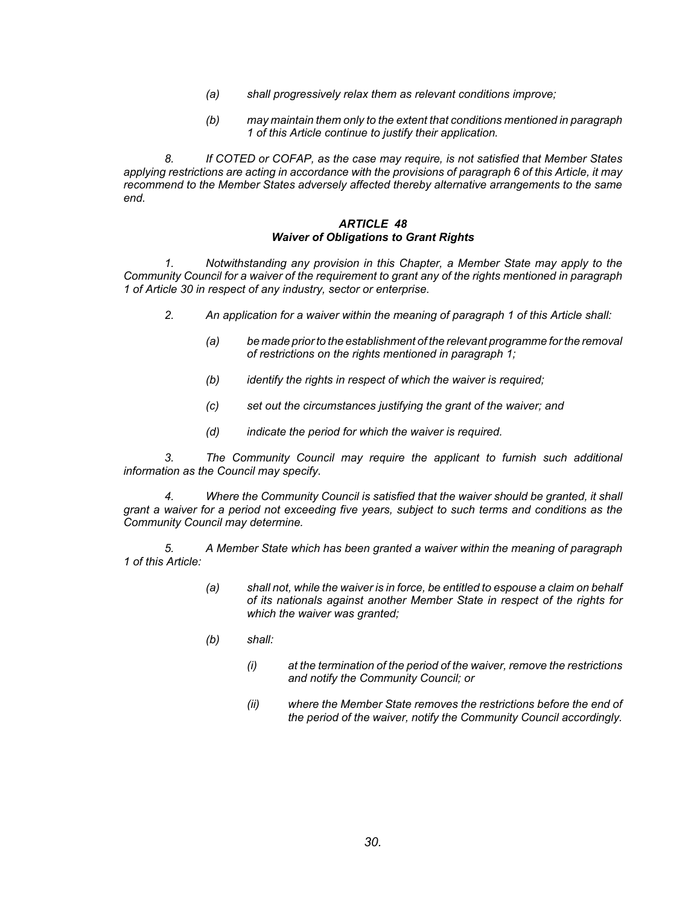*(a) shall progressively relax them as relevant conditions improve;*

*(b) may maintain them only to the extent that conditions mentioned in paragraph 1 of this Article continue to justify their application.*

*8. If COTED or COFAP, as the case may require, is not satisfied that Member States applying restrictions are acting in accordance with the provisions of paragraph 6 of this Article, it may recommend to the Member States adversely affected thereby alternative arrangements to the same end.*

### *ARTICLE 48*
### *Waiver of Obligations to Grant Rights*

*1. Notwithstanding any provision in this Chapter, a Member State may apply to the Community Council for a waiver of the requirement to grant any of the rights mentioned in paragraph 1 of Article 30 in respect of any industry, sector or enterprise.*

*2. An application for a waiver within the meaning of paragraph 1 of this Article shall:*

*(a) be made prior to the establishment of the relevant programme for the removal of restrictions on the rights mentioned in paragraph 1;*

*(b) identify the rights in respect of which the waiver is required;*

*(c) set out the circumstances justifying the grant of the waiver; and*

*(d) indicate the period for which the waiver is required.*

*3. The Community Council may require the applicant to furnish such additional information as the Council may specify.*

*4. Where the Community Council is satisfied that the waiver should be granted, it shall grant a waiver for a period not exceeding five years, subject to such terms and conditions as the Community Council may determine.*

*5. A Member State which has been granted a waiver within the meaning of paragraph 1 of this Article:*

*(a) shall not, while the waiver is in force, be entitled to espouse a claim on behalf of its nationals against another Member State in respect of the rights for which the waiver was granted;*

*(b) shall:*

*(i) at the termination of the period of the waiver, remove the restrictions and notify the Community Council; or*

*(ii) where the Member State removes the restrictions before the end of the period of the waiver, notify the Community Council accordingly.*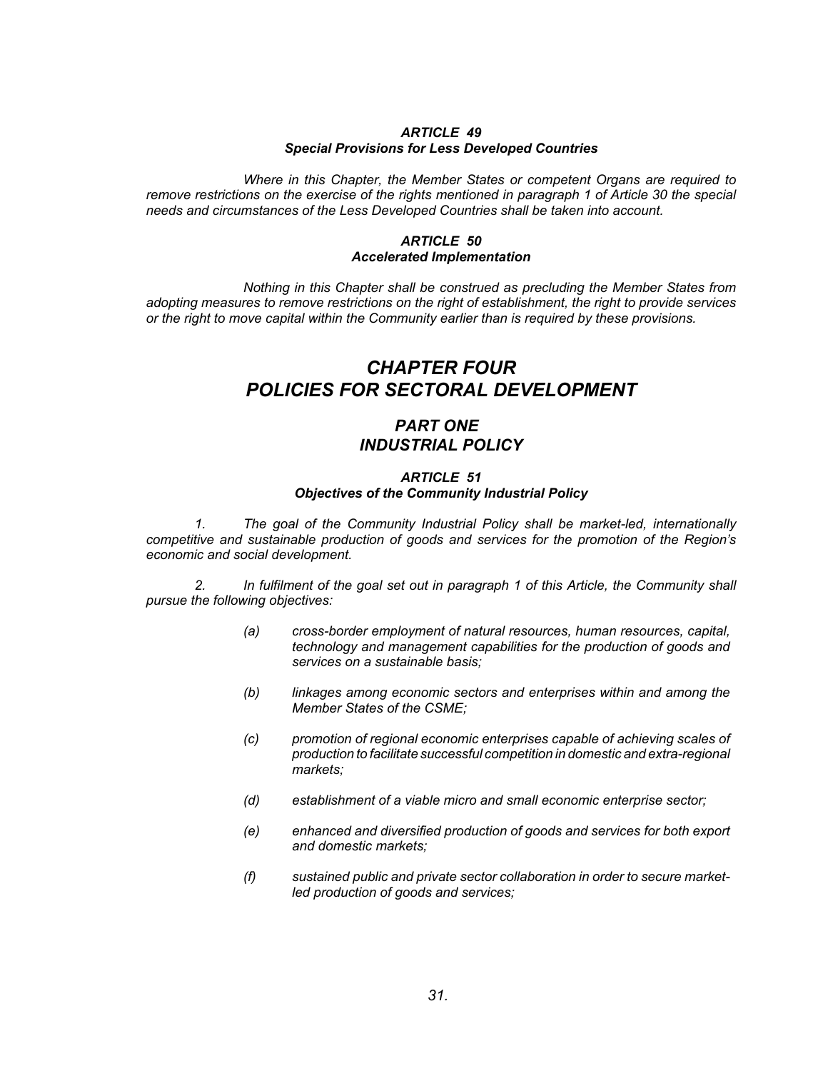#### *ARTICLE 49*
#### *Special Provisions for Less Developed Countries*

*Where in this Chapter, the Member States or competent Organs are required to remove restrictions on the exercise of the rights mentioned in paragraph 1 of Article 30 the special needs and circumstances of the Less Developed Countries shall be taken into account.*

#### *ARTICLE 50*
#### *Accelerated Implementation*

*Nothing in this Chapter shall be construed as precluding the Member States from adopting measures to remove restrictions on the right of establishment, the right to provide services or the right to move capital within the Community earlier than is required by these provisions.*

# *CHAPTER FOUR*
# *POLICIES FOR SECTORAL DEVELOPMENT*

## *PART ONE*
## *INDUSTRIAL POLICY*

#### *ARTICLE 51*
#### *Objectives of the Community Industrial Policy*

*1. The goal of the Community Industrial Policy shall be market-led, internationally competitive and sustainable production of goods and services for the promotion of the Region's economic and social development.*

*2. In fulfilment of the goal set out in paragraph 1 of this Article, the Community shall pursue the following objectives:*

- *(a) cross-border employment of natural resources, human resources, capital, technology and management capabilities for the production of goods and services on a sustainable basis;*
- *(b) linkages among economic sectors and enterprises within and among the Member States of the CSME;*
- *(c) promotion of regional economic enterprises capable of achieving scales of production to facilitate successful competition in domestic and extra-regional markets;*
- *(d) establishment of a viable micro and small economic enterprise sector;*
- *(e) enhanced and diversified production of goods and services for both export and domestic markets;*
- *(f) sustained public and private sector collaboration in order to secure market-led production of goods and services;*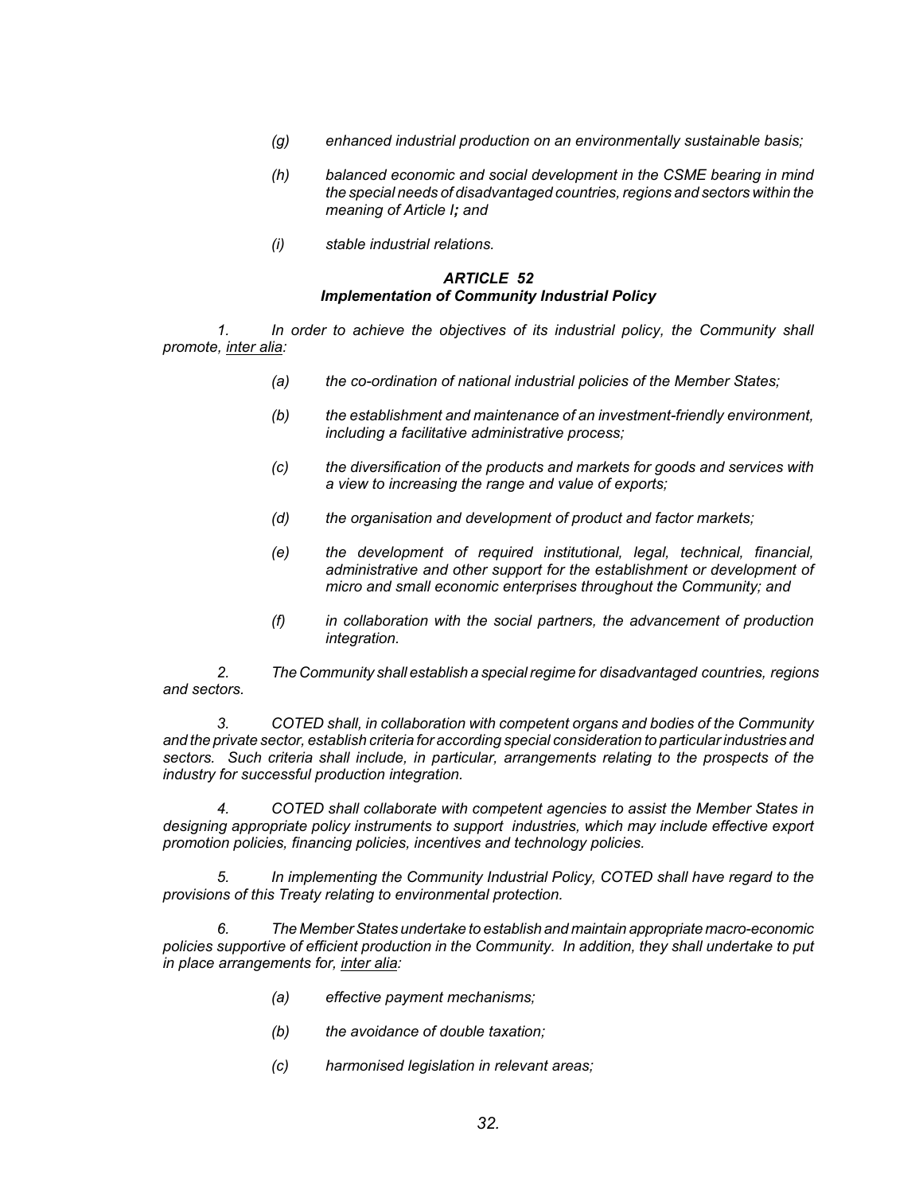*(g) enhanced industrial production on an environmentally sustainable basis;*

*(h) balanced economic and social development in the CSME bearing in mind the special needs of disadvantaged countries, regions and sectors within the meaning of Article I; and*

*(i) stable industrial relations.*

### *ARTICLE 52*
### *Implementation of Community Industrial Policy*

*1. In order to achieve the objectives of its industrial policy, the Community shall promote, inter alia:*

*(a) the co-ordination of national industrial policies of the Member States;*

*(b) the establishment and maintenance of an investment-friendly environment, including a facilitative administrative process;*

*(c) the diversification of the products and markets for goods and services with a view to increasing the range and value of exports;*

*(d) the organisation and development of product and factor markets;*

*(e) the development of required institutional, legal, technical, financial, administrative and other support for the establishment or development of micro and small economic enterprises throughout the Community; and*

*(f) in collaboration with the social partners, the advancement of production integration.*

*2. The Community shall establish a special regime for disadvantaged countries, regions and sectors.*

*3. COTED shall, in collaboration with competent organs and bodies of the Community and the private sector, establish criteria for according special consideration to particular industries and sectors. Such criteria shall include, in particular, arrangements relating to the prospects of the industry for successful production integration.*

*4. COTED shall collaborate with competent agencies to assist the Member States in designing appropriate policy instruments to support industries, which may include effective export promotion policies, financing policies, incentives and technology policies.*

*5. In implementing the Community Industrial Policy, COTED shall have regard to the provisions of this Treaty relating to environmental protection.*

*6. The Member States undertake to establish and maintain appropriate macro-economic policies supportive of efficient production in the Community. In addition, they shall undertake to put in place arrangements for, inter alia:*

*(a) effective payment mechanisms;*

*(b) the avoidance of double taxation;*

*(c) harmonised legislation in relevant areas;*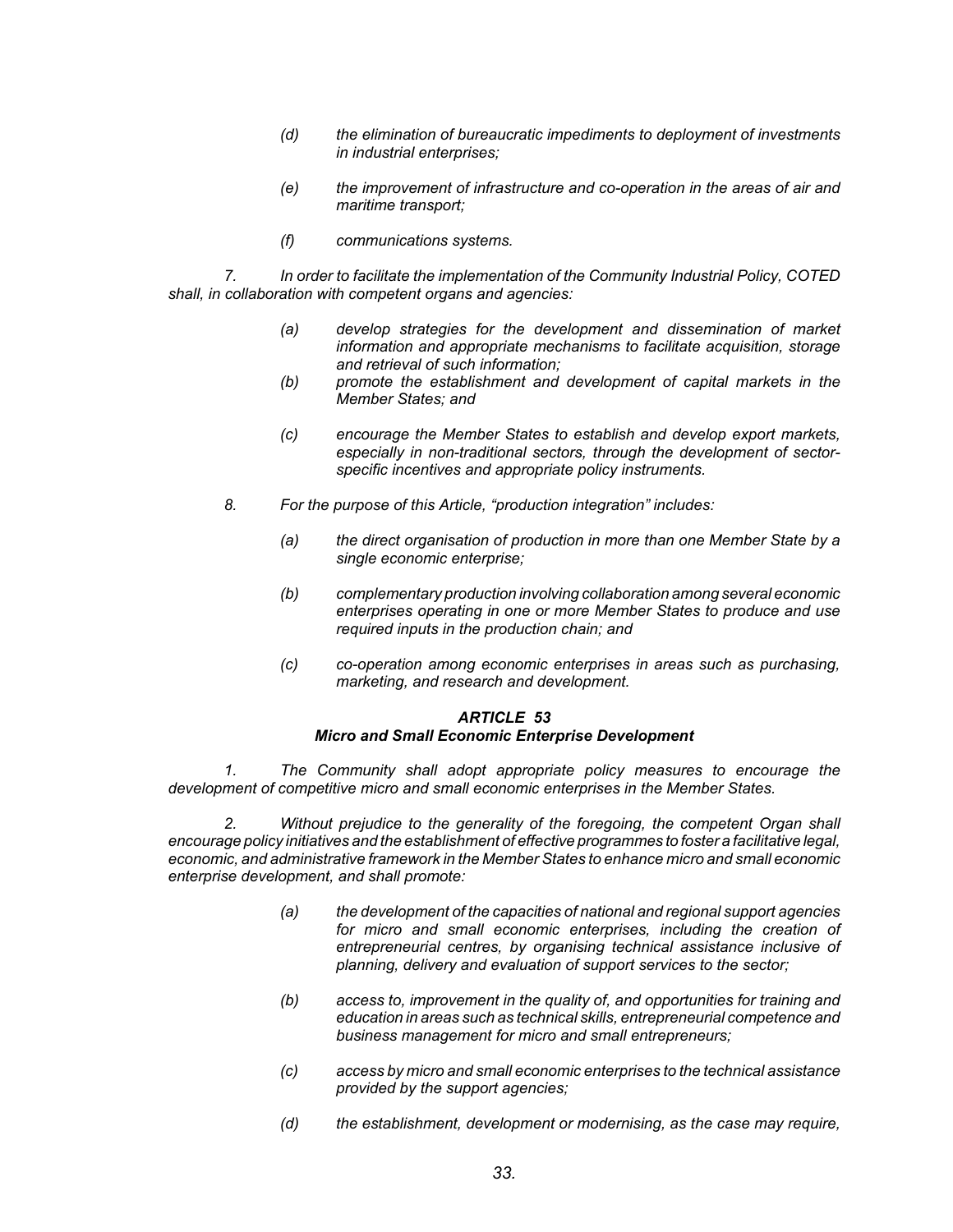*(d) the elimination of bureaucratic impediments to deployment of investments in industrial enterprises;*

*(e) the improvement of infrastructure and co-operation in the areas of air and maritime transport;*

*(f) communications systems.*

*7. In order to facilitate the implementation of the Community Industrial Policy, COTED shall, in collaboration with competent organs and agencies:*

*(a) develop strategies for the development and dissemination of market information and appropriate mechanisms to facilitate acquisition, storage and retrieval of such information;*

*(b) promote the establishment and development of capital markets in the Member States; and*

*(c) encourage the Member States to establish and develop export markets, especially in non-traditional sectors, through the development of sector-specific incentives and appropriate policy instruments.*

*8. For the purpose of this Article, "production integration" includes:*

*(a) the direct organisation of production in more than one Member State by a single economic enterprise;*

*(b) complementary production involving collaboration among several economic enterprises operating in one or more Member States to produce and use required inputs in the production chain; and*

*(c) co-operation among economic enterprises in areas such as purchasing, marketing, and research and development.*

### ***ARTICLE 53***
### ***Micro and Small Economic Enterprise Development***

*1. The Community shall adopt appropriate policy measures to encourage the development of competitive micro and small economic enterprises in the Member States.*

*2. Without prejudice to the generality of the foregoing, the competent Organ shall encourage policy initiatives and the establishment of effective programmes to foster a facilitative legal, economic, and administrative framework in the Member States to enhance micro and small economic enterprise development, and shall promote:*

*(a) the development of the capacities of national and regional support agencies for micro and small economic enterprises, including the creation of entrepreneurial centres, by organising technical assistance inclusive of planning, delivery and evaluation of support services to the sector;*

*(b) access to, improvement in the quality of, and opportunities for training and education in areas such as technical skills, entrepreneurial competence and business management for micro and small entrepreneurs;*

*(c) access by micro and small economic enterprises to the technical assistance provided by the support agencies;*

*(d) the establishment, development or modernising, as the case may require,*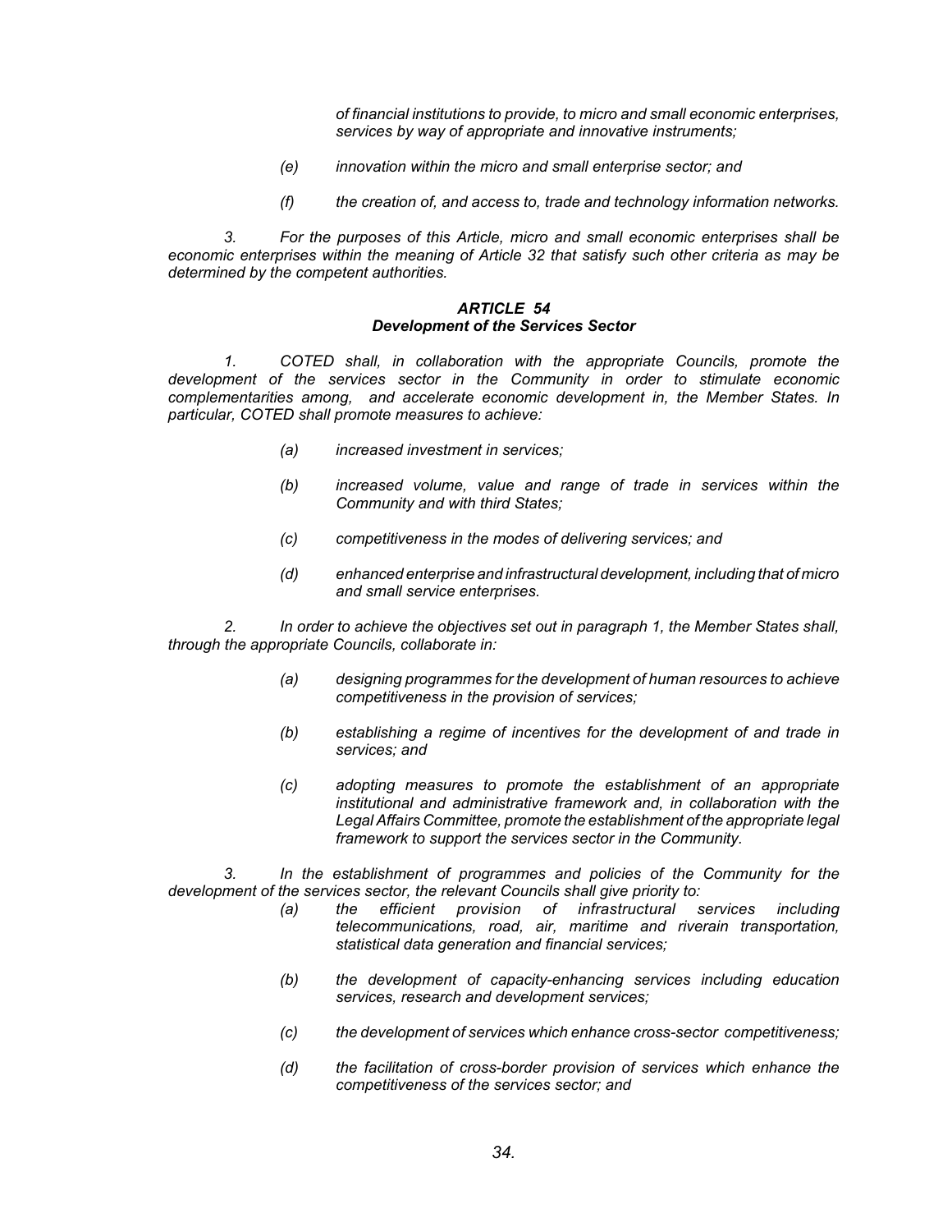*of financial institutions to provide, to micro and small economic enterprises, services by way of appropriate and innovative instruments;*

*(e) innovation within the micro and small enterprise sector; and*

*(f) the creation of, and access to, trade and technology information networks.*

*3. For the purposes of this Article, micro and small economic enterprises shall be economic enterprises within the meaning of Article 32 that satisfy such other criteria as may be determined by the competent authorities.*

### *ARTICLE 54*
### *Development of the Services Sector*

*1. COTED shall, in collaboration with the appropriate Councils, promote the development of the services sector in the Community in order to stimulate economic complementarities among, and accelerate economic development in, the Member States. In particular, COTED shall promote measures to achieve:*

*(a) increased investment in services;*

*(b) increased volume, value and range of trade in services within the Community and with third States;*

*(c) competitiveness in the modes of delivering services; and*

*(d) enhanced enterprise and infrastructural development, including that of micro and small service enterprises.*

*2. In order to achieve the objectives set out in paragraph 1, the Member States shall, through the appropriate Councils, collaborate in:*

*(a) designing programmes for the development of human resources to achieve competitiveness in the provision of services;*

*(b) establishing a regime of incentives for the development of and trade in services; and*

*(c) adopting measures to promote the establishment of an appropriate institutional and administrative framework and, in collaboration with the Legal Affairs Committee, promote the establishment of the appropriate legal framework to support the services sector in the Community.*

*3. In the establishment of programmes and policies of the Community for the development of the services sector, the relevant Councils shall give priority to:*

*(a) the efficient provision of infrastructural services including telecommunications, road, air, maritime and riverain transportation, statistical data generation and financial services;*

*(b) the development of capacity-enhancing services including education services, research and development services;*

*(c) the development of services which enhance cross-sector competitiveness;*

*(d) the facilitation of cross-border provision of services which enhance the competitiveness of the services sector; and*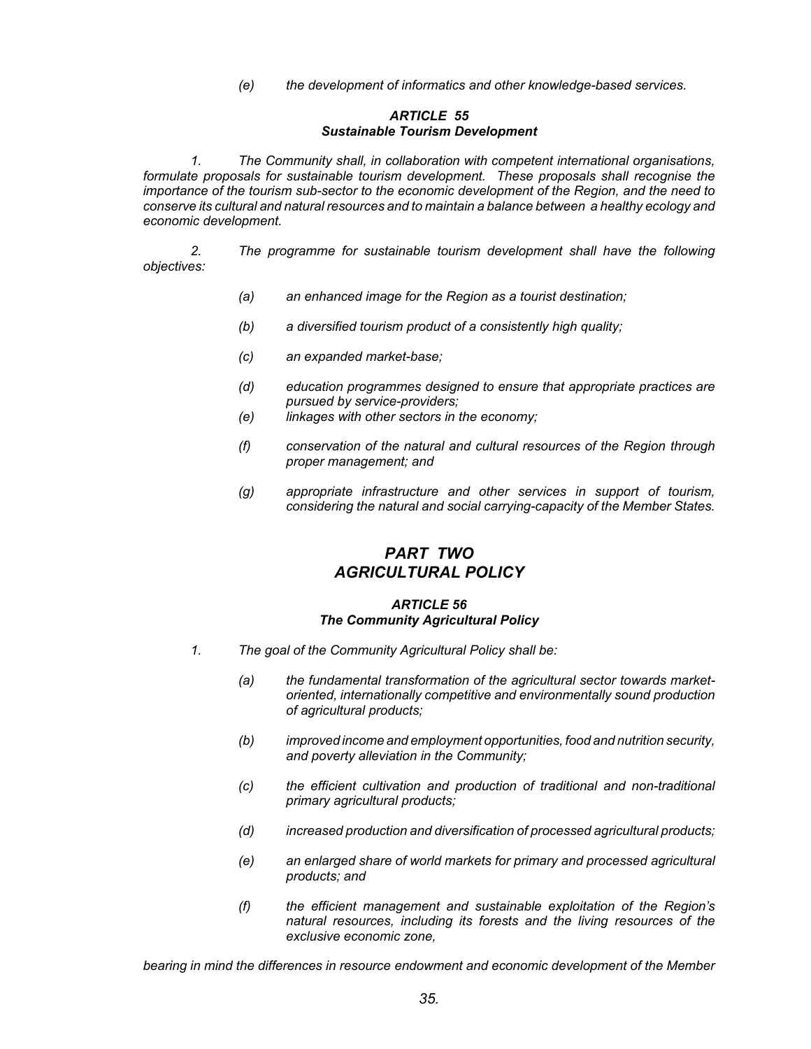*(e) the development of informatics and other knowledge-based services.*

### *ARTICLE 55*
### *Sustainable Tourism Development*

*1. The Community shall, in collaboration with competent international organisations, formulate proposals for sustainable tourism development. These proposals shall recognise the importance of the tourism sub-sector to the economic development of the Region, and the need to conserve its cultural and natural resources and to maintain a balance between a healthy ecology and economic development.*

*2. The programme for sustainable tourism development shall have the following objectives:*

*(a) an enhanced image for the Region as a tourist destination;*

*(b) a diversified tourism product of a consistently high quality;*

*(c) an expanded market-base;*

*(d) education programmes designed to ensure that appropriate practices are pursued by service-providers;*

*(e) linkages with other sectors in the economy;*

*(f) conservation of the natural and cultural resources of the Region through proper management; and*

*(g) appropriate infrastructure and other services in support of tourism, considering the natural and social carrying-capacity of the Member States.*

# *PART TWO*
# *AGRICULTURAL POLICY*

### *ARTICLE 56*
### *The Community Agricultural Policy*

*1. The goal of the Community Agricultural Policy shall be:*

*(a) the fundamental transformation of the agricultural sector towards market-oriented, internationally competitive and environmentally sound production of agricultural products;*

*(b) improved income and employment opportunities, food and nutrition security, and poverty alleviation in the Community;*

*(c) the efficient cultivation and production of traditional and non-traditional primary agricultural products;*

*(d) increased production and diversification of processed agricultural products;*

*(e) an enlarged share of world markets for primary and processed agricultural products; and*

*(f) the efficient management and sustainable exploitation of the Region's natural resources, including its forests and the living resources of the exclusive economic zone,*

*bearing in mind the differences in resource endowment and economic development of the Member*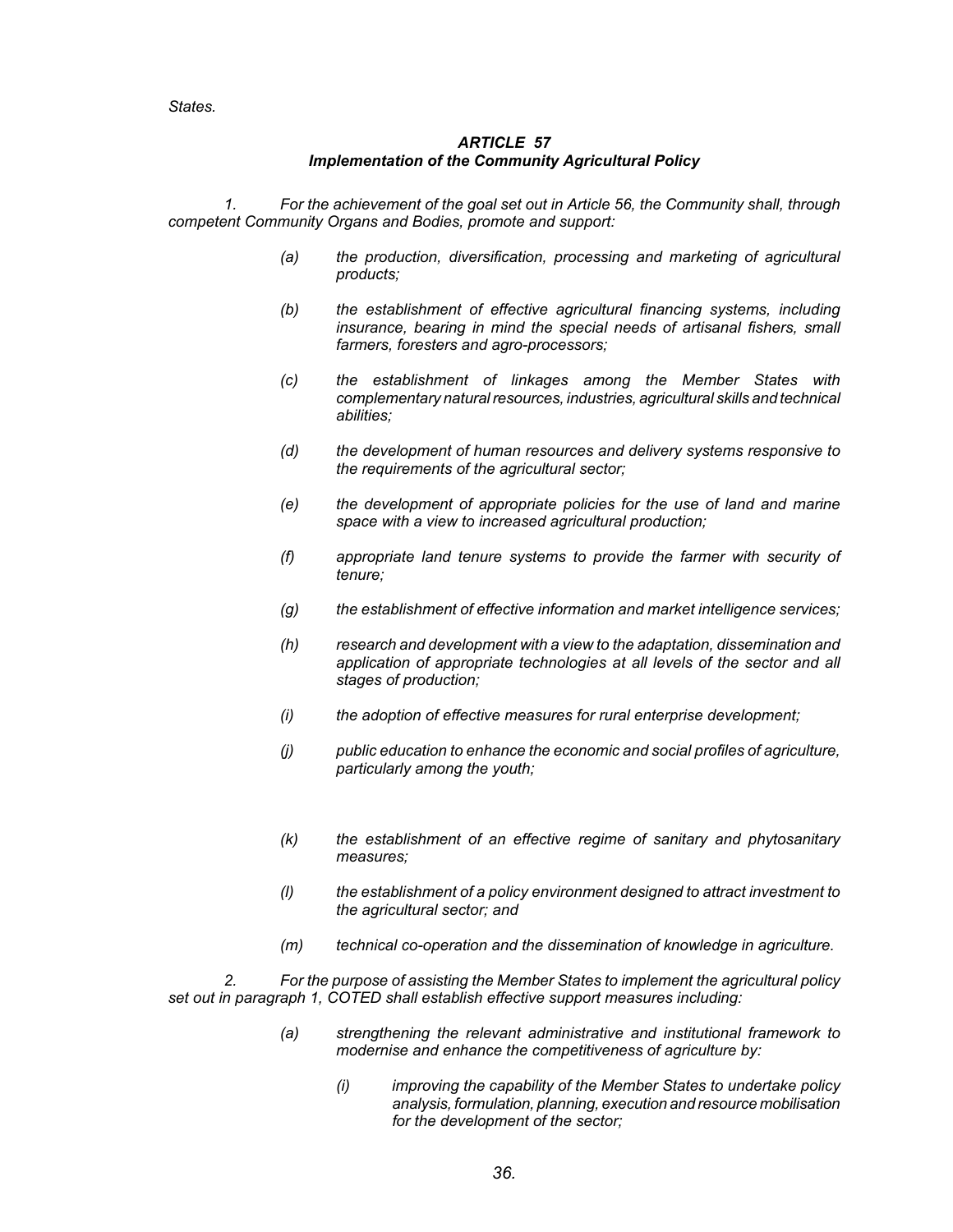*States.*

### *ARTICLE 57*
### *Implementation of the Community Agricultural Policy*

*1. For the achievement of the goal set out in Article 56, the Community shall, through competent Community Organs and Bodies, promote and support:*

*(a) the production, diversification, processing and marketing of agricultural products;*

*(b) the establishment of effective agricultural financing systems, including insurance, bearing in mind the special needs of artisanal fishers, small farmers, foresters and agro-processors;*

*(c) the establishment of linkages among the Member States with complementary natural resources, industries, agricultural skills and technical abilities;*

*(d) the development of human resources and delivery systems responsive to the requirements of the agricultural sector;*

*(e) the development of appropriate policies for the use of land and marine space with a view to increased agricultural production;*

*(f) appropriate land tenure systems to provide the farmer with security of tenure;*

*(g) the establishment of effective information and market intelligence services;*

*(h) research and development with a view to the adaptation, dissemination and application of appropriate technologies at all levels of the sector and all stages of production;*

*(i) the adoption of effective measures for rural enterprise development;*

*(j) public education to enhance the economic and social profiles of agriculture, particularly among the youth;*

*(k) the establishment of an effective regime of sanitary and phytosanitary measures;*

*(l) the establishment of a policy environment designed to attract investment to the agricultural sector; and*

*(m) technical co-operation and the dissemination of knowledge in agriculture.*

*2. For the purpose of assisting the Member States to implement the agricultural policy set out in paragraph 1, COTED shall establish effective support measures including:*

*(a) strengthening the relevant administrative and institutional framework to modernise and enhance the competitiveness of agriculture by:*

*(i) improving the capability of the Member States to undertake policy analysis, formulation, planning, execution and resource mobilisation for the development of the sector;*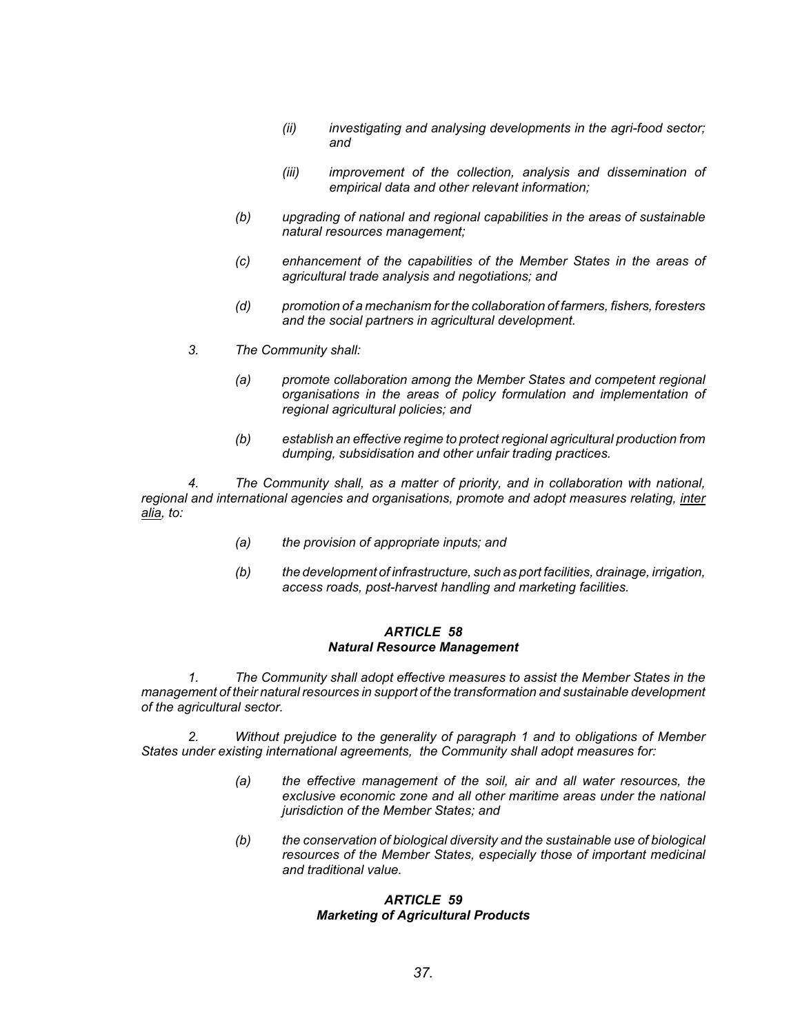*(ii) investigating and analysing developments in the agri-food sector; and*

*(iii) improvement of the collection, analysis and dissemination of empirical data and other relevant information;*

*(b) upgrading of national and regional capabilities in the areas of sustainable natural resources management;*

*(c) enhancement of the capabilities of the Member States in the areas of agricultural trade analysis and negotiations; and*

*(d) promotion of a mechanism for the collaboration of farmers, fishers, foresters and the social partners in agricultural development.*

*3. The Community shall:*

*(a) promote collaboration among the Member States and competent regional organisations in the areas of policy formulation and implementation of regional agricultural policies; and*

*(b) establish an effective regime to protect regional agricultural production from dumping, subsidisation and other unfair trading practices.*

*4. The Community shall, as a matter of priority, and in collaboration with national, regional and international agencies and organisations, promote and adopt measures relating, inter alia, to:*

*(a) the provision of appropriate inputs; and*

*(b) the development of infrastructure, such as port facilities, drainage, irrigation, access roads, post-harvest handling and marketing facilities.*

### ***ARTICLE 58***
### ***Natural Resource Management***

*1. The Community shall adopt effective measures to assist the Member States in the management of their natural resources in support of the transformation and sustainable development of the agricultural sector.*

*2. Without prejudice to the generality of paragraph 1 and to obligations of Member States under existing international agreements, the Community shall adopt measures for:*

*(a) the effective management of the soil, air and all water resources, the exclusive economic zone and all other maritime areas under the national jurisdiction of the Member States; and*

*(b) the conservation of biological diversity and the sustainable use of biological resources of the Member States, especially those of important medicinal and traditional value.*

### ***ARTICLE 59***
### ***Marketing of Agricultural Products***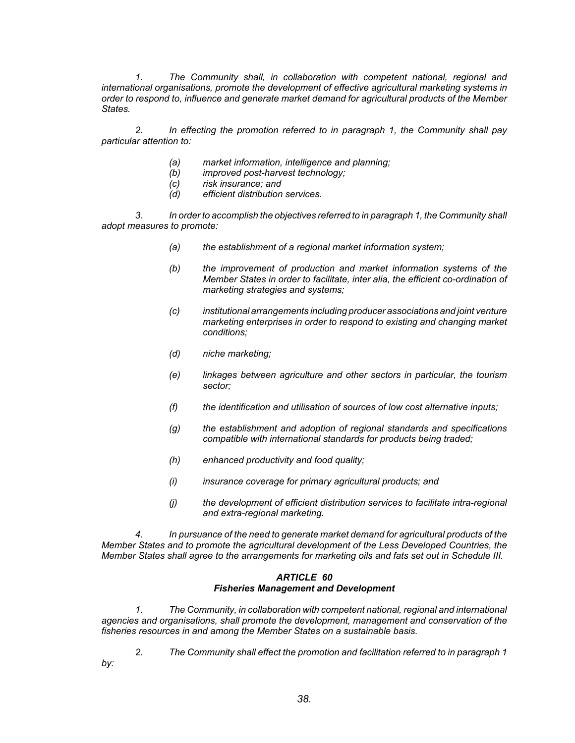*1. The Community shall, in collaboration with competent national, regional and international organisations, promote the development of effective agricultural marketing systems in order to respond to, influence and generate market demand for agricultural products of the Member States.*

*2. In effecting the promotion referred to in paragraph 1, the Community shall pay particular attention to:*

- *(a) market information, intelligence and planning;*
- *(b) improved post-harvest technology;*
- *(c) risk insurance; and*
- *(d) efficient distribution services.*

*3. In order to accomplish the objectives referred to in paragraph 1, the Community shall adopt measures to promote:*

- *(a) the establishment of a regional market information system;*
- *(b) the improvement of production and market information systems of the Member States in order to facilitate, inter alia, the efficient co-ordination of marketing strategies and systems;*
- *(c) institutional arrangements including producer associations and joint venture marketing enterprises in order to respond to existing and changing market conditions;*
- *(d) niche marketing;*
- *(e) linkages between agriculture and other sectors in particular, the tourism sector;*
- *(f) the identification and utilisation of sources of low cost alternative inputs;*
- *(g) the establishment and adoption of regional standards and specifications compatible with international standards for products being traded;*
- *(h) enhanced productivity and food quality;*
- *(i) insurance coverage for primary agricultural products; and*
- *(j) the development of efficient distribution services to facilitate intra-regional and extra-regional marketing.*

*4. In pursuance of the need to generate market demand for agricultural products of the Member States and to promote the agricultural development of the Less Developed Countries, the Member States shall agree to the arrangements for marketing oils and fats set out in Schedule III.*

### *ARTICLE 60*
### *Fisheries Management and Development*

*1. The Community, in collaboration with competent national, regional and international agencies and organisations, shall promote the development, management and conservation of the fisheries resources in and among the Member States on a sustainable basis.*

*2. The Community shall effect the promotion and facilitation referred to in paragraph 1 by:*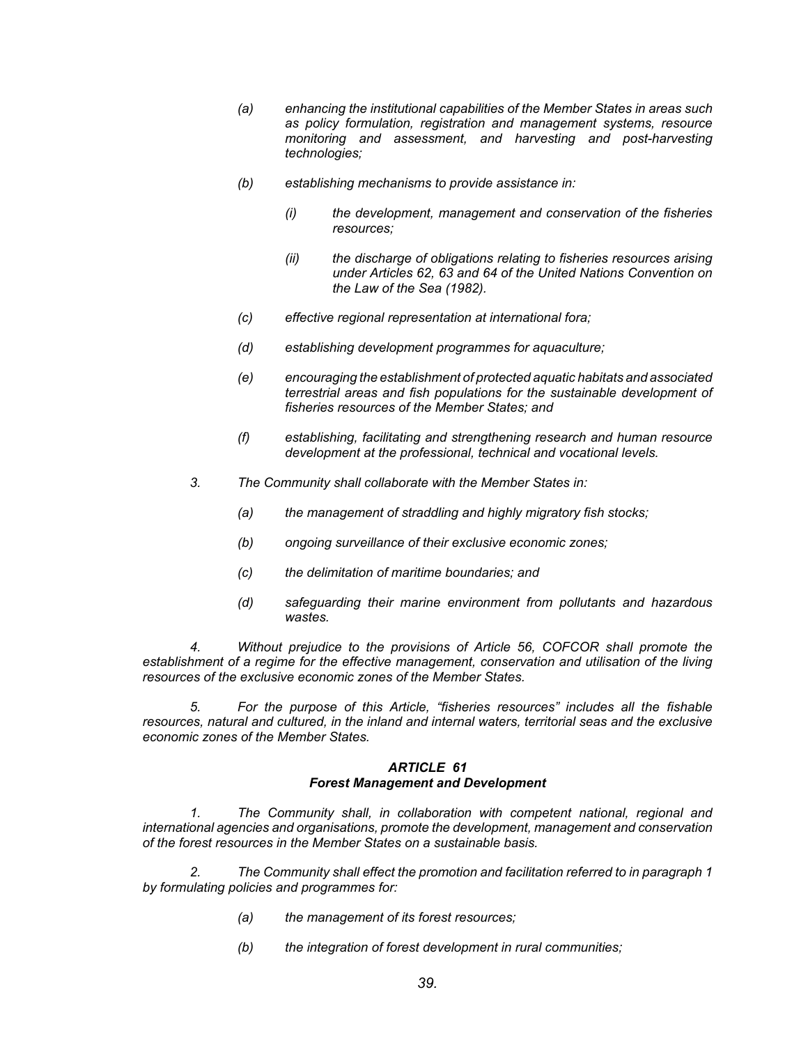*(a) enhancing the institutional capabilities of the Member States in areas such as policy formulation, registration and management systems, resource monitoring and assessment, and harvesting and post-harvesting technologies;*

*(b) establishing mechanisms to provide assistance in:*

*(i) the development, management and conservation of the fisheries resources;*

*(ii) the discharge of obligations relating to fisheries resources arising under Articles 62, 63 and 64 of the United Nations Convention on the Law of the Sea (1982).*

*(c) effective regional representation at international fora;*

*(d) establishing development programmes for aquaculture;*

*(e) encouraging the establishment of protected aquatic habitats and associated terrestrial areas and fish populations for the sustainable development of fisheries resources of the Member States; and*

*(f) establishing, facilitating and strengthening research and human resource development at the professional, technical and vocational levels.*

*3. The Community shall collaborate with the Member States in:*

*(a) the management of straddling and highly migratory fish stocks;*

*(b) ongoing surveillance of their exclusive economic zones;*

*(c) the delimitation of maritime boundaries; and*

*(d) safeguarding their marine environment from pollutants and hazardous wastes.*

*4. Without prejudice to the provisions of Article 56, COFCOR shall promote the establishment of a regime for the effective management, conservation and utilisation of the living resources of the exclusive economic zones of the Member States.*

*5. For the purpose of this Article, "fisheries resources" includes all the fishable resources, natural and cultured, in the inland and internal waters, territorial seas and the exclusive economic zones of the Member States.*

### *ARTICLE 61*
### *Forest Management and Development*

*1. The Community shall, in collaboration with competent national, regional and international agencies and organisations, promote the development, management and conservation of the forest resources in the Member States on a sustainable basis.*

*2. The Community shall effect the promotion and facilitation referred to in paragraph 1 by formulating policies and programmes for:*

*(a) the management of its forest resources;*

*(b) the integration of forest development in rural communities;*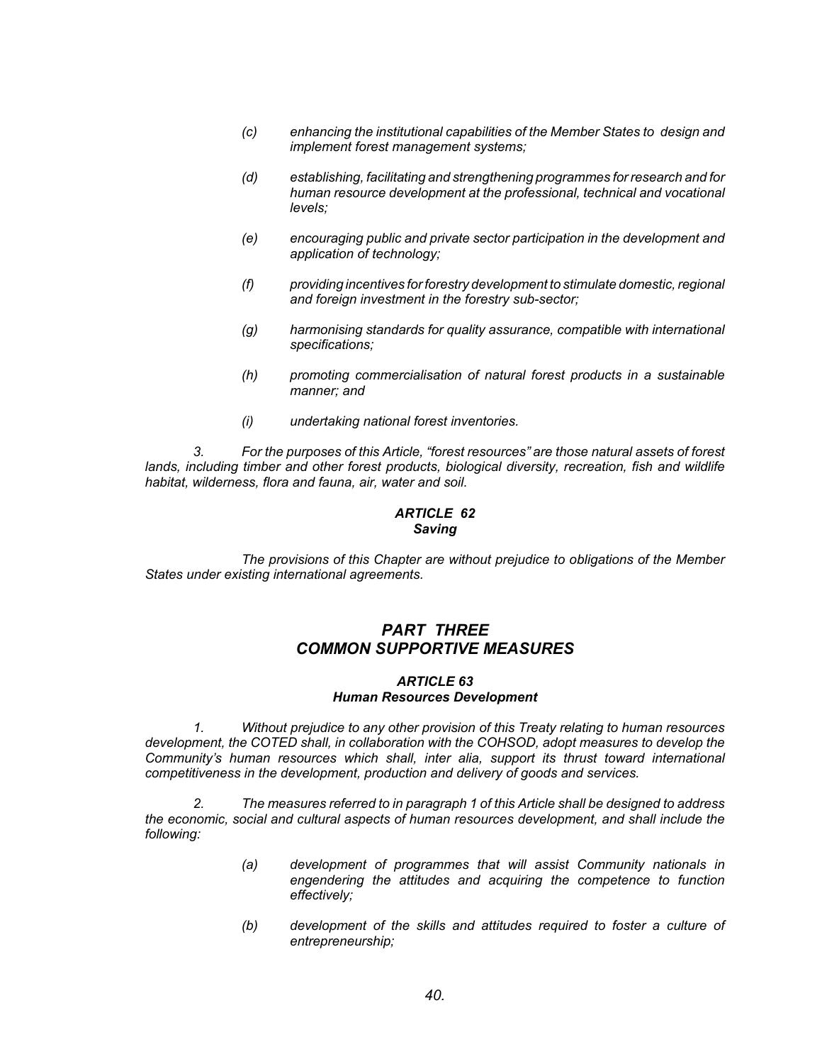*(c) enhancing the institutional capabilities of the Member States to design and implement forest management systems;*

*(d) establishing, facilitating and strengthening programmes for research and for human resource development at the professional, technical and vocational levels;*

*(e) encouraging public and private sector participation in the development and application of technology;*

*(f) providing incentives for forestry development to stimulate domestic, regional and foreign investment in the forestry sub-sector;*

*(g) harmonising standards for quality assurance, compatible with international specifications;*

*(h) promoting commercialisation of natural forest products in a sustainable manner; and*

*(i) undertaking national forest inventories.*

*3. For the purposes of this Article, "forest resources" are those natural assets of forest lands, including timber and other forest products, biological diversity, recreation, fish and wildlife habitat, wilderness, flora and fauna, air, water and soil.*

### *ARTICLE 62*
### *Saving*

*The provisions of this Chapter are without prejudice to obligations of the Member States under existing international agreements.*

## *PART THREE*
## *COMMON SUPPORTIVE MEASURES*

### *ARTICLE 63*
### *Human Resources Development*

*1. Without prejudice to any other provision of this Treaty relating to human resources development, the COTED shall, in collaboration with the COHSOD, adopt measures to develop the Community's human resources which shall, inter alia, support its thrust toward international competitiveness in the development, production and delivery of goods and services.*

*2. The measures referred to in paragraph 1 of this Article shall be designed to address the economic, social and cultural aspects of human resources development, and shall include the following:*

*(a) development of programmes that will assist Community nationals in engendering the attitudes and acquiring the competence to function effectively;*

*(b) development of the skills and attitudes required to foster a culture of entrepreneurship;*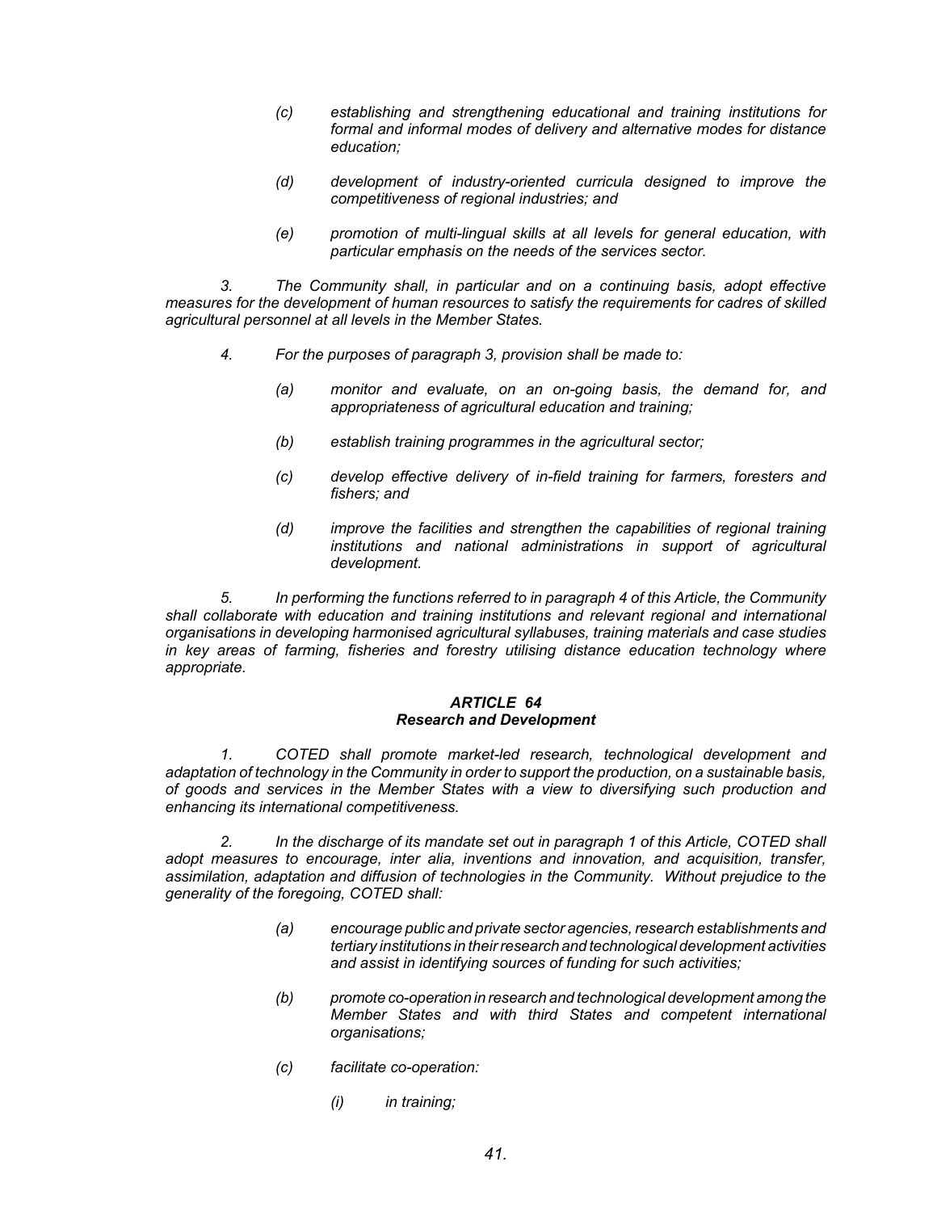*(c) establishing and strengthening educational and training institutions for formal and informal modes of delivery and alternative modes for distance education;*

*(d) development of industry-oriented curricula designed to improve the competitiveness of regional industries; and*

*(e) promotion of multi-lingual skills at all levels for general education, with particular emphasis on the needs of the services sector.*

*3. The Community shall, in particular and on a continuing basis, adopt effective measures for the development of human resources to satisfy the requirements for cadres of skilled agricultural personnel at all levels in the Member States.*

*4. For the purposes of paragraph 3, provision shall be made to:*

*(a) monitor and evaluate, on an on-going basis, the demand for, and appropriateness of agricultural education and training;*

*(b) establish training programmes in the agricultural sector;*

*(c) develop effective delivery of in-field training for farmers, foresters and fishers; and*

*(d) improve the facilities and strengthen the capabilities of regional training institutions and national administrations in support of agricultural development.*

*5. In performing the functions referred to in paragraph 4 of this Article, the Community shall collaborate with education and training institutions and relevant regional and international organisations in developing harmonised agricultural syllabuses, training materials and case studies in key areas of farming, fisheries and forestry utilising distance education technology where appropriate.*

### *ARTICLE 64*
### *Research and Development*

*1. COTED shall promote market-led research, technological development and adaptation of technology in the Community in order to support the production, on a sustainable basis, of goods and services in the Member States with a view to diversifying such production and enhancing its international competitiveness.*

*2. In the discharge of its mandate set out in paragraph 1 of this Article, COTED shall adopt measures to encourage, inter alia, inventions and innovation, and acquisition, transfer, assimilation, adaptation and diffusion of technologies in the Community. Without prejudice to the generality of the foregoing, COTED shall:*

*(a) encourage public and private sector agencies, research establishments and tertiary institutions in their research and technological development activities and assist in identifying sources of funding for such activities;*

*(b) promote co-operation in research and technological development among the Member States and with third States and competent international organisations;*

*(c) facilitate co-operation:*

*(i) in training;*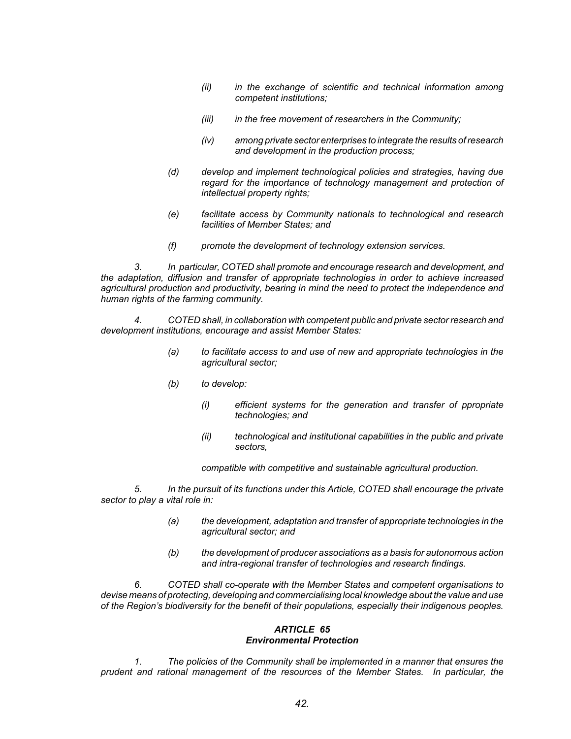*(ii) in the exchange of scientific and technical information among competent institutions;*

*(iii) in the free movement of researchers in the Community;*

*(iv) among private sector enterprises to integrate the results of research and development in the production process;*

*(d) develop and implement technological policies and strategies, having due regard for the importance of technology management and protection of intellectual property rights;*

*(e) facilitate access by Community nationals to technological and research facilities of Member States; and*

*(f) promote the development of technology extension services.*

*3. In particular, COTED shall promote and encourage research and development, and the adaptation, diffusion and transfer of appropriate technologies in order to achieve increased agricultural production and productivity, bearing in mind the need to protect the independence and human rights of the farming community.*

*4. COTED shall, in collaboration with competent public and private sector research and development institutions, encourage and assist Member States:*

*(a) to facilitate access to and use of new and appropriate technologies in the agricultural sector;*

*(b) to develop:*

*(i) efficient systems for the generation and transfer of ppropriate technologies; and*

*(ii) technological and institutional capabilities in the public and private sectors,*

*compatible with competitive and sustainable agricultural production.*

*5. In the pursuit of its functions under this Article, COTED shall encourage the private sector to play a vital role in:*

*(a) the development, adaptation and transfer of appropriate technologies in the agricultural sector; and*

*(b) the development of producer associations as a basis for autonomous action and intra-regional transfer of technologies and research findings.*

*6. COTED shall co-operate with the Member States and competent organisations to devise means of protecting, developing and commercialising local knowledge about the value and use of the Region's biodiversity for the benefit of their populations, especially their indigenous peoples.*

## ***ARTICLE 65***
## ***Environmental Protection***

*1. The policies of the Community shall be implemented in a manner that ensures the prudent and rational management of the resources of the Member States. In particular, the*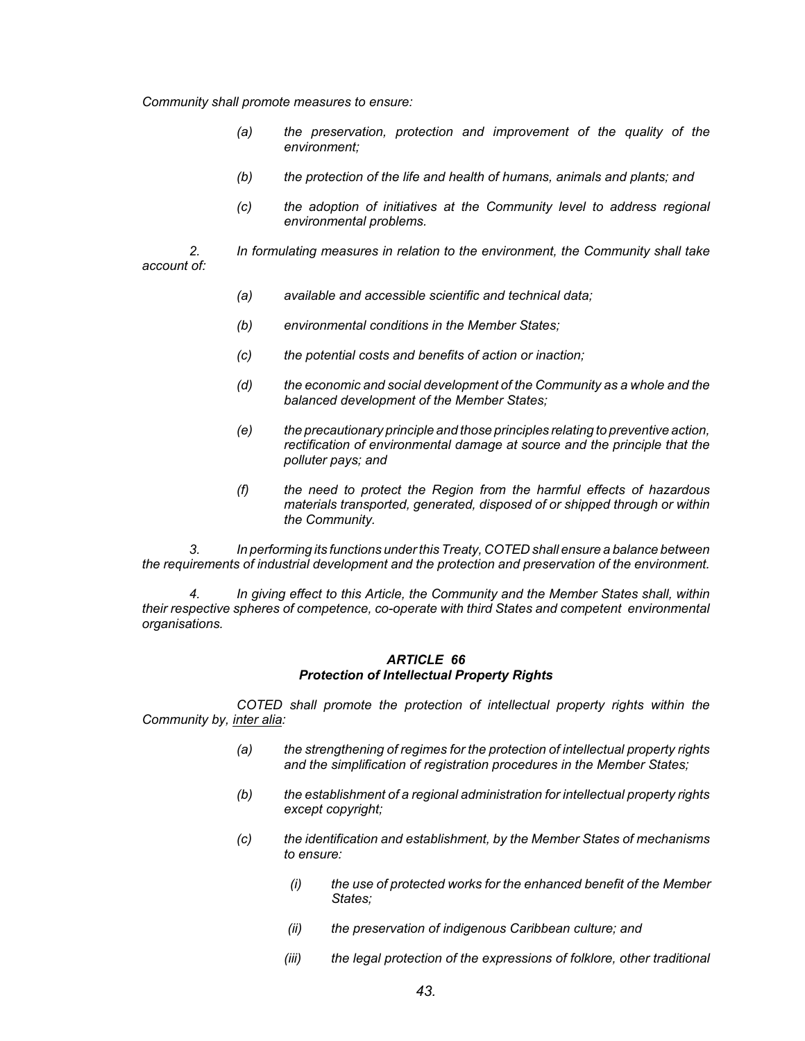*Community shall promote measures to ensure:*

> *(a) the preservation, protection and improvement of the quality of the environment;*
>
> *(b) the protection of the life and health of humans, animals and plants; and*
>
> *(c) the adoption of initiatives at the Community level to address regional environmental problems.*

*2. In formulating measures in relation to the environment, the Community shall take account of:*

> *(a) available and accessible scientific and technical data;*
>
> *(b) environmental conditions in the Member States;*
>
> *(c) the potential costs and benefits of action or inaction;*
>
> *(d) the economic and social development of the Community as a whole and the balanced development of the Member States;*
>
> *(e) the precautionary principle and those principles relating to preventive action, rectification of environmental damage at source and the principle that the polluter pays; and*
>
> *(f) the need to protect the Region from the harmful effects of hazardous materials transported, generated, disposed of or shipped through or within the Community.*

*3. In performing its functions under this Treaty, COTED shall ensure a balance between the requirements of industrial development and the protection and preservation of the environment.*

*4. In giving effect to this Article, the Community and the Member States shall, within their respective spheres of competence, co-operate with third States and competent environmental organisations.*

### *ARTICLE 66*
### *Protection of Intellectual Property Rights*

*COTED shall promote the protection of intellectual property rights within the Community by, inter alia:*

> *(a) the strengthening of regimes for the protection of intellectual property rights and the simplification of registration procedures in the Member States;*
>
> *(b) the establishment of a regional administration for intellectual property rights except copyright;*
>
> *(c) the identification and establishment, by the Member States of mechanisms to ensure:*
>
> > *(i) the use of protected works for the enhanced benefit of the Member States;*
> >
> > *(ii) the preservation of indigenous Caribbean culture; and*
> >
> > *(iii) the legal protection of the expressions of folklore, other traditional*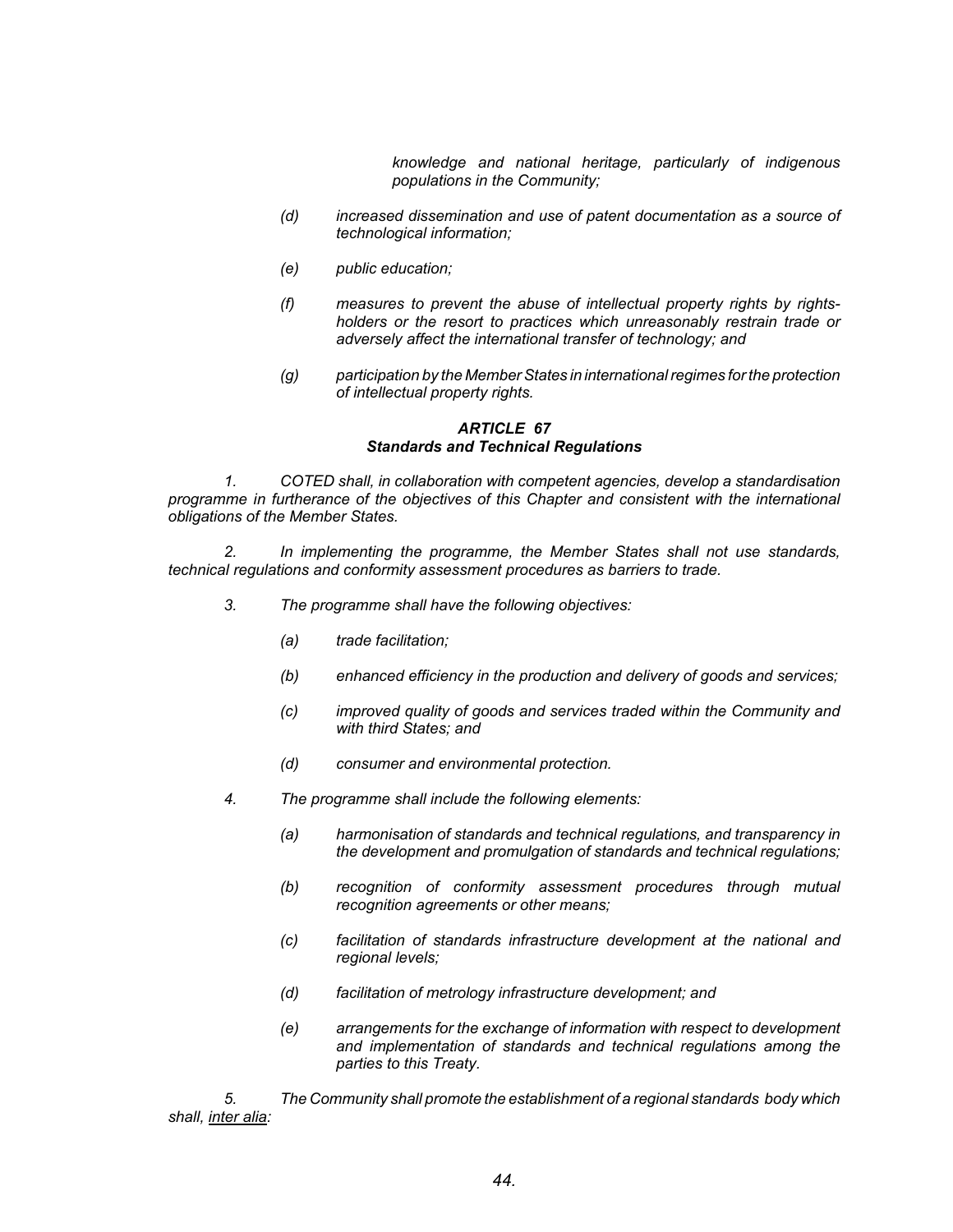*knowledge and national heritage, particularly of indigenous populations in the Community;*

*(d) increased dissemination and use of patent documentation as a source of technological information;*

*(e) public education;*

*(f) measures to prevent the abuse of intellectual property rights by rights-holders or the resort to practices which unreasonably restrain trade or adversely affect the international transfer of technology; and*

*(g) participation by the Member States in international regimes for the protection of intellectual property rights.*

### *ARTICLE 67*
### *Standards and Technical Regulations*

*1. COTED shall, in collaboration with competent agencies, develop a standardisation programme in furtherance of the objectives of this Chapter and consistent with the international obligations of the Member States.*

*2. In implementing the programme, the Member States shall not use standards, technical regulations and conformity assessment procedures as barriers to trade.*

*3. The programme shall have the following objectives:*

*(a) trade facilitation;*

*(b) enhanced efficiency in the production and delivery of goods and services;*

*(c) improved quality of goods and services traded within the Community and with third States; and*

*(d) consumer and environmental protection.*

*4. The programme shall include the following elements:*

*(a) harmonisation of standards and technical regulations, and transparency in the development and promulgation of standards and technical regulations;*

*(b) recognition of conformity assessment procedures through mutual recognition agreements or other means;*

*(c) facilitation of standards infrastructure development at the national and regional levels;*

*(d) facilitation of metrology infrastructure development; and*

*(e) arrangements for the exchange of information with respect to development and implementation of standards and technical regulations among the parties to this Treaty.*

*5. The Community shall promote the establishment of a regional standards body which shall, inter alia:*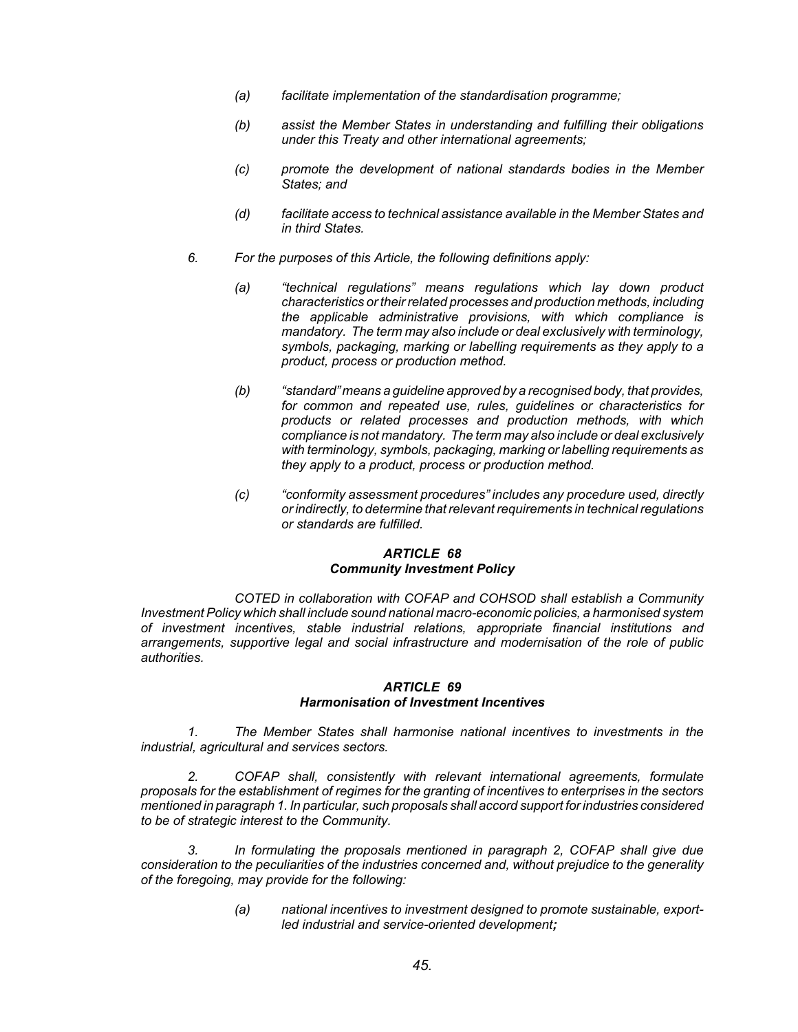*(a) facilitate implementation of the standardisation programme;*

*(b) assist the Member States in understanding and fulfilling their obligations under this Treaty and other international agreements;*

*(c) promote the development of national standards bodies in the Member States; and*

*(d) facilitate access to technical assistance available in the Member States and in third States.*

*6. For the purposes of this Article, the following definitions apply:*

*(a) "technical regulations" means regulations which lay down product characteristics or their related processes and production methods, including the applicable administrative provisions, with which compliance is mandatory. The term may also include or deal exclusively with terminology, symbols, packaging, marking or labelling requirements as they apply to a product, process or production method.*

*(b) "standard" means a guideline approved by a recognised body, that provides, for common and repeated use, rules, guidelines or characteristics for products or related processes and production methods, with which compliance is not mandatory. The term may also include or deal exclusively with terminology, symbols, packaging, marking or labelling requirements as they apply to a product, process or production method.*

*(c) "conformity assessment procedures" includes any procedure used, directly or indirectly, to determine that relevant requirements in technical regulations or standards are fulfilled.*

### ***ARTICLE 68***
### ***Community Investment Policy***

*COTED in collaboration with COFAP and COHSOD shall establish a Community Investment Policy which shall include sound national macro-economic policies, a harmonised system of investment incentives, stable industrial relations, appropriate financial institutions and arrangements, supportive legal and social infrastructure and modernisation of the role of public authorities.*

### ***ARTICLE 69***
### ***Harmonisation of Investment Incentives***

*1. The Member States shall harmonise national incentives to investments in the industrial, agricultural and services sectors.*

*2. COFAP shall, consistently with relevant international agreements, formulate proposals for the establishment of regimes for the granting of incentives to enterprises in the sectors mentioned in paragraph 1. In particular, such proposals shall accord support for industries considered to be of strategic interest to the Community.*

*3. In formulating the proposals mentioned in paragraph 2, COFAP shall give due consideration to the peculiarities of the industries concerned and, without prejudice to the generality of the foregoing, may provide for the following:*

*(a) national incentives to investment designed to promote sustainable, export-led industrial and service-oriented development;*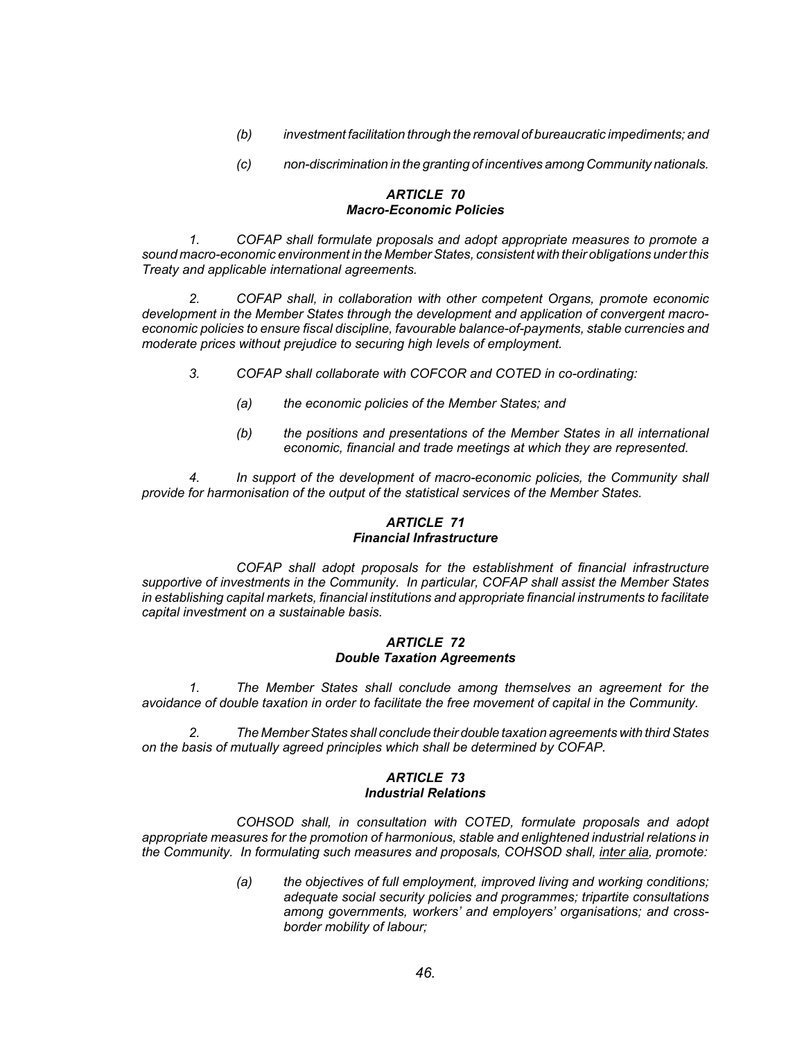*(b) investment facilitation through the removal of bureaucratic impediments; and*

*(c) non-discrimination in the granting of incentives among Community nationals.*

### *ARTICLE 70*
### *Macro-Economic Policies*

*1. COFAP shall formulate proposals and adopt appropriate measures to promote a sound macro-economic environment in the Member States, consistent with their obligations under this Treaty and applicable international agreements.*

*2. COFAP shall, in collaboration with other competent Organs, promote economic development in the Member States through the development and application of convergent macro-economic policies to ensure fiscal discipline, favourable balance-of-payments, stable currencies and moderate prices without prejudice to securing high levels of employment.*

*3. COFAP shall collaborate with COFCOR and COTED in co-ordinating:*

*(a) the economic policies of the Member States; and*

*(b) the positions and presentations of the Member States in all international economic, financial and trade meetings at which they are represented.*

*4. In support of the development of macro-economic policies, the Community shall provide for harmonisation of the output of the statistical services of the Member States.*

### *ARTICLE 71*
### *Financial Infrastructure*

*COFAP shall adopt proposals for the establishment of financial infrastructure supportive of investments in the Community. In particular, COFAP shall assist the Member States in establishing capital markets, financial institutions and appropriate financial instruments to facilitate capital investment on a sustainable basis.*

### *ARTICLE 72*
### *Double Taxation Agreements*

*1. The Member States shall conclude among themselves an agreement for the avoidance of double taxation in order to facilitate the free movement of capital in the Community.*

*2. The Member States shall conclude their double taxation agreements with third States on the basis of mutually agreed principles which shall be determined by COFAP.*

### *ARTICLE 73*
### *Industrial Relations*

*COHSOD shall, in consultation with COTED, formulate proposals and adopt appropriate measures for the promotion of harmonious, stable and enlightened industrial relations in the Community. In formulating such measures and proposals, COHSOD shall, inter alia, promote:*

*(a) the objectives of full employment, improved living and working conditions; adequate social security policies and programmes; tripartite consultations among governments, workers' and employers' organisations; and cross-border mobility of labour;*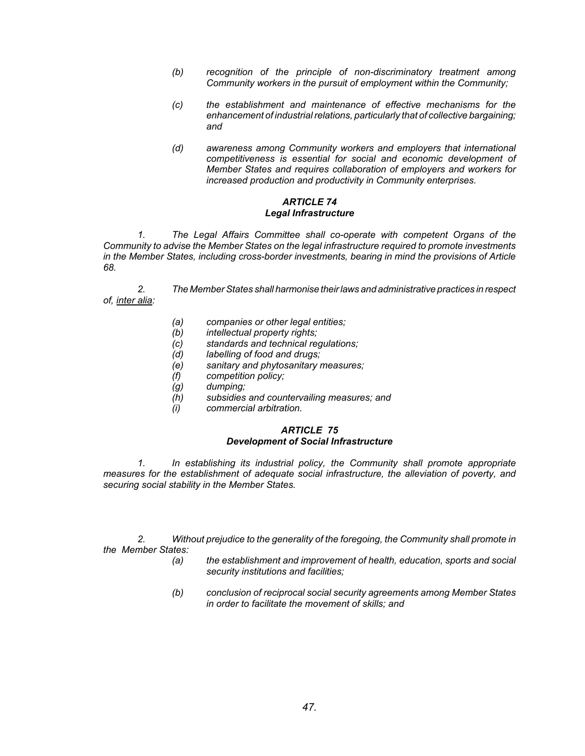*(b)* *recognition of the principle of non-discriminatory treatment among Community workers in the pursuit of employment within the Community;*

*(c)* *the establishment and maintenance of effective mechanisms for the enhancement of industrial relations, particularly that of collective bargaining; and*

*(d)* *awareness among Community workers and employers that international competitiveness is essential for social and economic development of Member States and requires collaboration of employers and workers for increased production and productivity in Community enterprises.*

### *ARTICLE 74*
### *Legal Infrastructure*

*1.* *The Legal Affairs Committee shall co-operate with competent Organs of the Community to advise the Member States on the legal infrastructure required to promote investments in the Member States, including cross-border investments, bearing in mind the provisions of Article 68.*

*2.* *The Member States shall harmonise their laws and administrative practices in respect of, inter alia:*

*(a)* *companies or other legal entities;*
*(b)* *intellectual property rights;*
*(c)* *standards and technical regulations;*
*(d)* *labelling of food and drugs;*
*(e)* *sanitary and phytosanitary measures;*
*(f)* *competition policy;*
*(g)* *dumping;*
*(h)* *subsidies and countervailing measures; and*
*(i)* *commercial arbitration.*

### *ARTICLE 75*
### *Development of Social Infrastructure*

*1.* *In establishing its industrial policy, the Community shall promote appropriate measures for the establishment of adequate social infrastructure, the alleviation of poverty, and securing social stability in the Member States.*

*2.* *Without prejudice to the generality of the foregoing, the Community shall promote in the Member States:*

*(a)* *the establishment and improvement of health, education, sports and social security institutions and facilities;*

*(b)* *conclusion of reciprocal social security agreements among Member States in order to facilitate the movement of skills; and*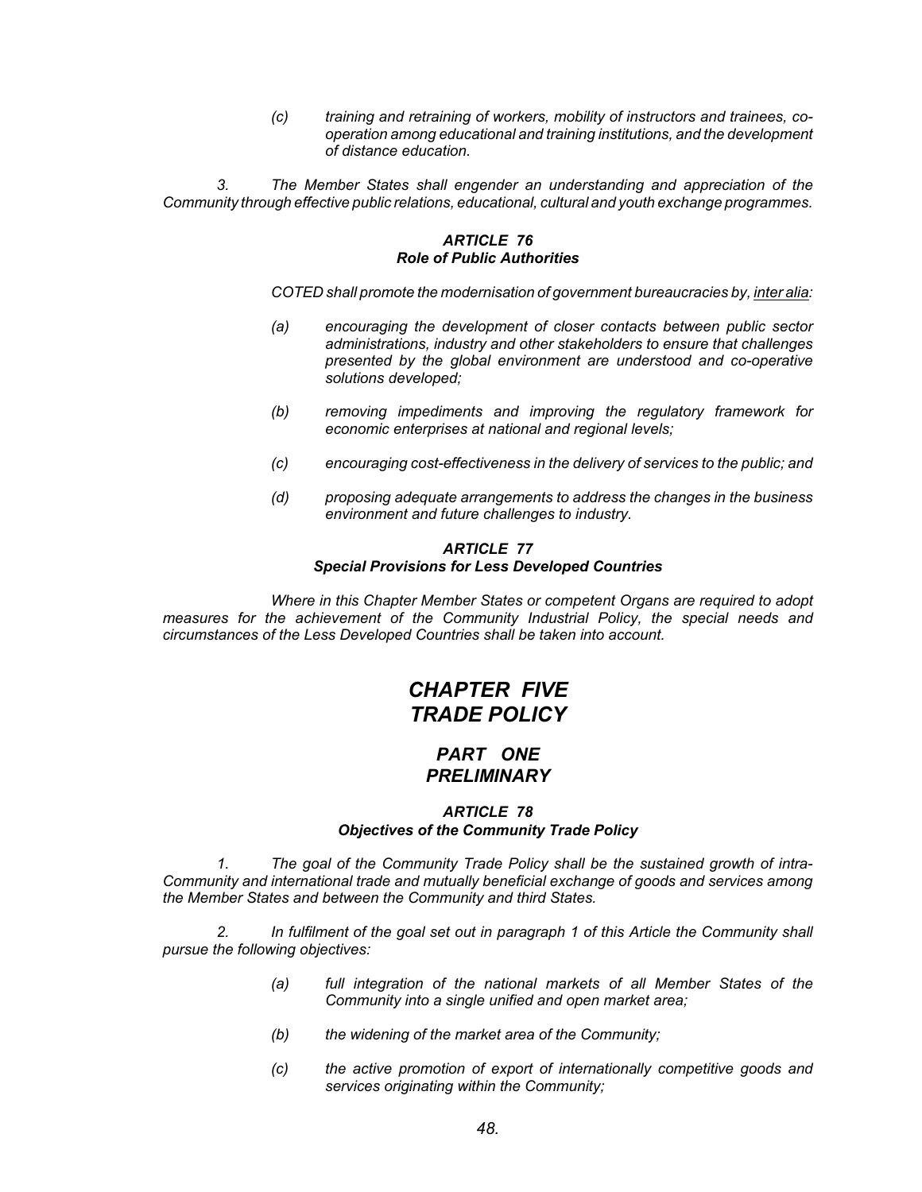*(c) training and retraining of workers, mobility of instructors and trainees, co-operation among educational and training institutions, and the development of distance education.*

*3. The Member States shall engender an understanding and appreciation of the Community through effective public relations, educational, cultural and youth exchange programmes.*

### *ARTICLE 76*
### *Role of Public Authorities*

*COTED shall promote the modernisation of government bureaucracies by, inter alia:*

*(a) encouraging the development of closer contacts between public sector administrations, industry and other stakeholders to ensure that challenges presented by the global environment are understood and co-operative solutions developed;*

*(b) removing impediments and improving the regulatory framework for economic enterprises at national and regional levels;*

*(c) encouraging cost-effectiveness in the delivery of services to the public; and*

*(d) proposing adequate arrangements to address the changes in the business environment and future challenges to industry.*

### *ARTICLE 77*
### *Special Provisions for Less Developed Countries*

*Where in this Chapter Member States or competent Organs are required to adopt measures for the achievement of the Community Industrial Policy, the special needs and circumstances of the Less Developed Countries shall be taken into account.*

# *CHAPTER FIVE*
# *TRADE POLICY*

## *PART ONE*
## *PRELIMINARY*

### *ARTICLE 78*
### *Objectives of the Community Trade Policy*

*1. The goal of the Community Trade Policy shall be the sustained growth of intra-Community and international trade and mutually beneficial exchange of goods and services among the Member States and between the Community and third States.*

*2. In fulfilment of the goal set out in paragraph 1 of this Article the Community shall pursue the following objectives:*

*(a) full integration of the national markets of all Member States of the Community into a single unified and open market area;*

*(b) the widening of the market area of the Community;*

*(c) the active promotion of export of internationally competitive goods and services originating within the Community;*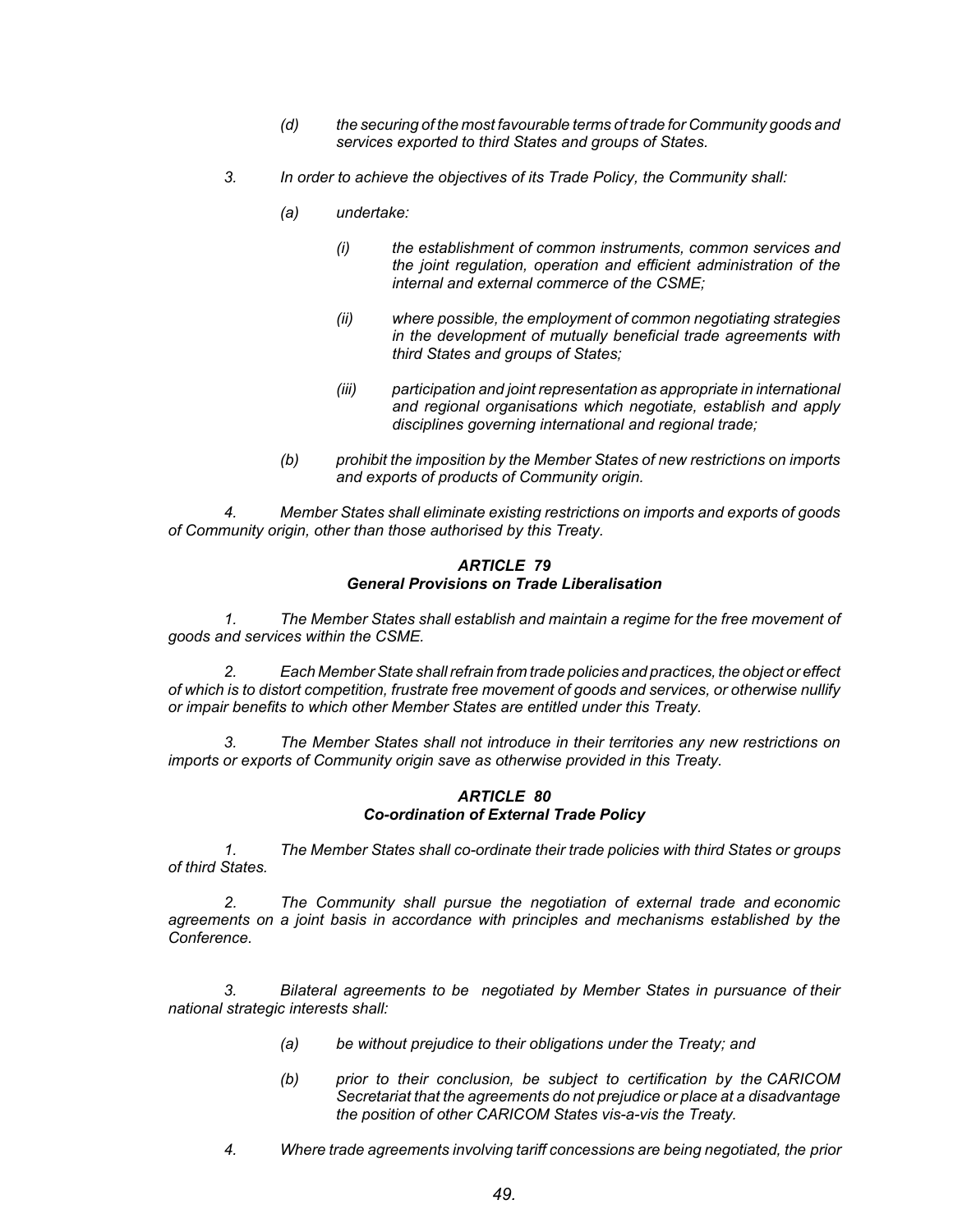*(d) the securing of the most favourable terms of trade for Community goods and services exported to third States and groups of States.*

*3. In order to achieve the objectives of its Trade Policy, the Community shall:*

*(a) undertake:*

*(i) the establishment of common instruments, common services and the joint regulation, operation and efficient administration of the internal and external commerce of the CSME;*

*(ii) where possible, the employment of common negotiating strategies in the development of mutually beneficial trade agreements with third States and groups of States;*

*(iii) participation and joint representation as appropriate in international and regional organisations which negotiate, establish and apply disciplines governing international and regional trade;*

*(b) prohibit the imposition by the Member States of new restrictions on imports and exports of products of Community origin.*

*4. Member States shall eliminate existing restrictions on imports and exports of goods of Community origin, other than those authorised by this Treaty.*

### *ARTICLE 79*
### *General Provisions on Trade Liberalisation*

*1. The Member States shall establish and maintain a regime for the free movement of goods and services within the CSME.*

*2. Each Member State shall refrain from trade policies and practices, the object or effect of which is to distort competition, frustrate free movement of goods and services, or otherwise nullify or impair benefits to which other Member States are entitled under this Treaty.*

*3. The Member States shall not introduce in their territories any new restrictions on imports or exports of Community origin save as otherwise provided in this Treaty.*

### *ARTICLE 80*
### *Co-ordination of External Trade Policy*

*1. The Member States shall co-ordinate their trade policies with third States or groups of third States.*

*2. The Community shall pursue the negotiation of external trade and economic agreements on a joint basis in accordance with principles and mechanisms established by the Conference.*

*3. Bilateral agreements to be negotiated by Member States in pursuance of their national strategic interests shall:*

*(a) be without prejudice to their obligations under the Treaty; and*

*(b) prior to their conclusion, be subject to certification by the CARICOM Secretariat that the agreements do not prejudice or place at a disadvantage the position of other CARICOM States vis-a-vis the Treaty.*

*4. Where trade agreements involving tariff concessions are being negotiated, the prior*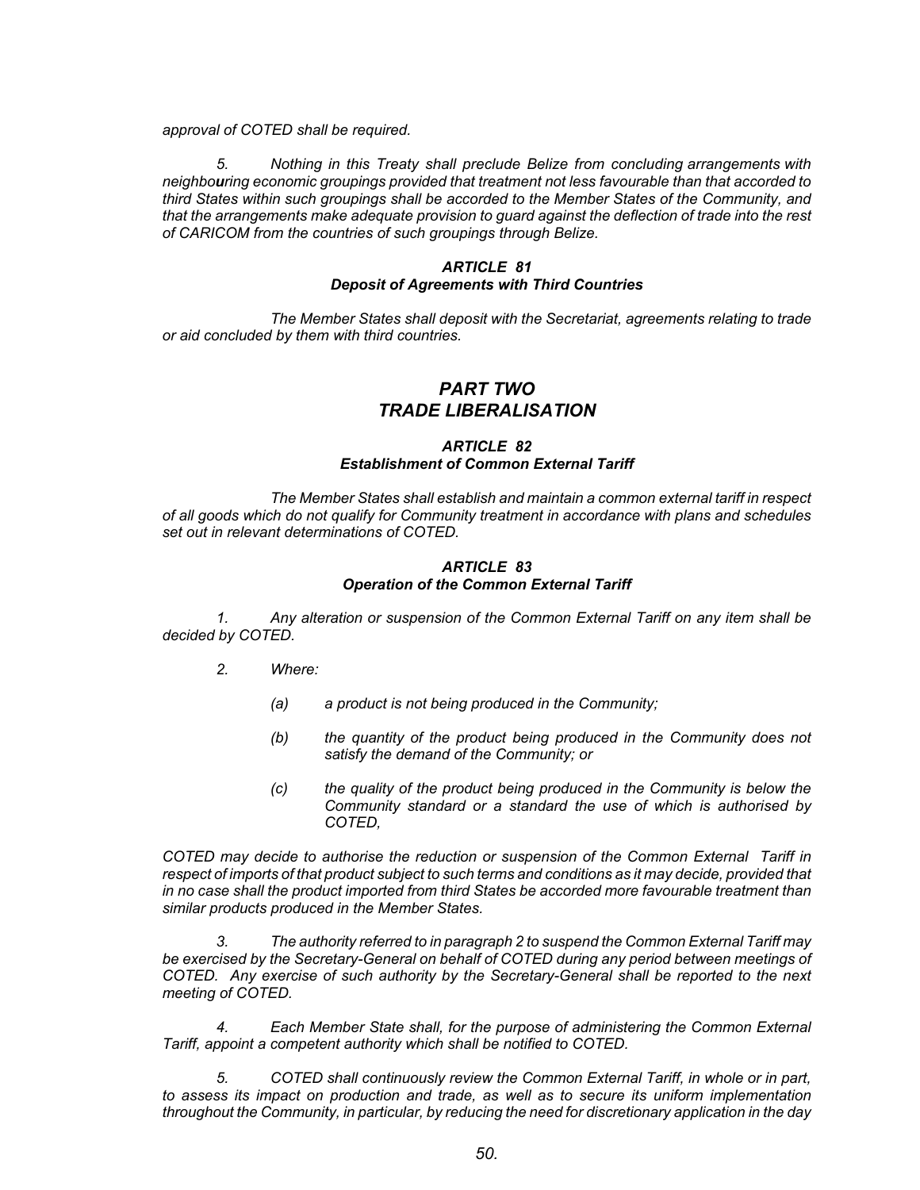*approval of COTED shall be required.*

*5. Nothing in this Treaty shall preclude Belize from concluding arrangements with neighbouring economic groupings provided that treatment not less favourable than that accorded to third States within such groupings shall be accorded to the Member States of the Community, and that the arrangements make adequate provision to guard against the deflection of trade into the rest of CARICOM from the countries of such groupings through Belize.*

### *ARTICLE 81*
### *Deposit of Agreements with Third Countries*

*The Member States shall deposit with the Secretariat, agreements relating to trade or aid concluded by them with third countries.*

## *PART TWO*
## *TRADE LIBERALISATION*

### *ARTICLE 82*
### *Establishment of Common External Tariff*

*The Member States shall establish and maintain a common external tariff in respect of all goods which do not qualify for Community treatment in accordance with plans and schedules set out in relevant determinations of COTED.*

### *ARTICLE 83*
### *Operation of the Common External Tariff*

*1. Any alteration or suspension of the Common External Tariff on any item shall be decided by COTED.*

*2. Where:*

*(a) a product is not being produced in the Community;*

*(b) the quantity of the product being produced in the Community does not satisfy the demand of the Community; or*

*(c) the quality of the product being produced in the Community is below the Community standard or a standard the use of which is authorised by COTED,*

*COTED may decide to authorise the reduction or suspension of the Common External Tariff in respect of imports of that product subject to such terms and conditions as it may decide, provided that in no case shall the product imported from third States be accorded more favourable treatment than similar products produced in the Member States.*

*3. The authority referred to in paragraph 2 to suspend the Common External Tariff may be exercised by the Secretary-General on behalf of COTED during any period between meetings of COTED. Any exercise of such authority by the Secretary-General shall be reported to the next meeting of COTED.*

*4. Each Member State shall, for the purpose of administering the Common External Tariff, appoint a competent authority which shall be notified to COTED.*

*5. COTED shall continuously review the Common External Tariff, in whole or in part, to assess its impact on production and trade, as well as to secure its uniform implementation throughout the Community, in particular, by reducing the need for discretionary application in the day*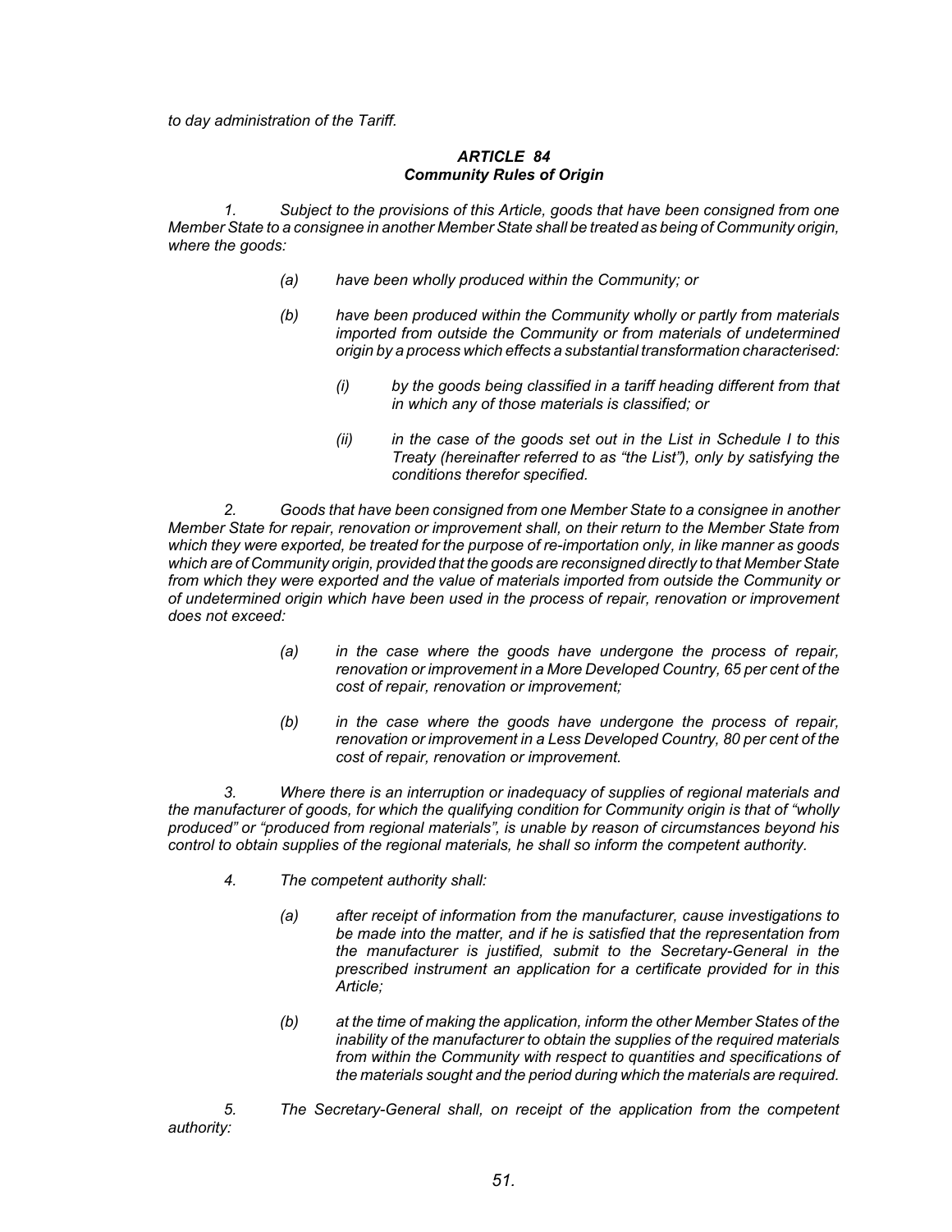*to day administration of the Tariff.*

### *ARTICLE 84*
### *Community Rules of Origin*

*1. Subject to the provisions of this Article, goods that have been consigned from one Member State to a consignee in another Member State shall be treated as being of Community origin, where the goods:*

*(a) have been wholly produced within the Community; or*

*(b) have been produced within the Community wholly or partly from materials imported from outside the Community or from materials of undetermined origin by a process which effects a substantial transformation characterised:*

*(i) by the goods being classified in a tariff heading different from that in which any of those materials is classified; or*

*(ii) in the case of the goods set out in the List in Schedule I to this Treaty (hereinafter referred to as "the List"), only by satisfying the conditions therefor specified.*

*2. Goods that have been consigned from one Member State to a consignee in another Member State for repair, renovation or improvement shall, on their return to the Member State from which they were exported, be treated for the purpose of re-importation only, in like manner as goods which are of Community origin, provided that the goods are reconsigned directly to that Member State from which they were exported and the value of materials imported from outside the Community or of undetermined origin which have been used in the process of repair, renovation or improvement does not exceed:*

*(a) in the case where the goods have undergone the process of repair, renovation or improvement in a More Developed Country, 65 per cent of the cost of repair, renovation or improvement;*

*(b) in the case where the goods have undergone the process of repair, renovation or improvement in a Less Developed Country, 80 per cent of the cost of repair, renovation or improvement.*

*3. Where there is an interruption or inadequacy of supplies of regional materials and the manufacturer of goods, for which the qualifying condition for Community origin is that of "wholly produced" or "produced from regional materials", is unable by reason of circumstances beyond his control to obtain supplies of the regional materials, he shall so inform the competent authority.*

*4. The competent authority shall:*

*(a) after receipt of information from the manufacturer, cause investigations to be made into the matter, and if he is satisfied that the representation from the manufacturer is justified, submit to the Secretary-General in the prescribed instrument an application for a certificate provided for in this Article;*

*(b) at the time of making the application, inform the other Member States of the inability of the manufacturer to obtain the supplies of the required materials from within the Community with respect to quantities and specifications of the materials sought and the period during which the materials are required.*

*5. The Secretary-General shall, on receipt of the application from the competent authority:*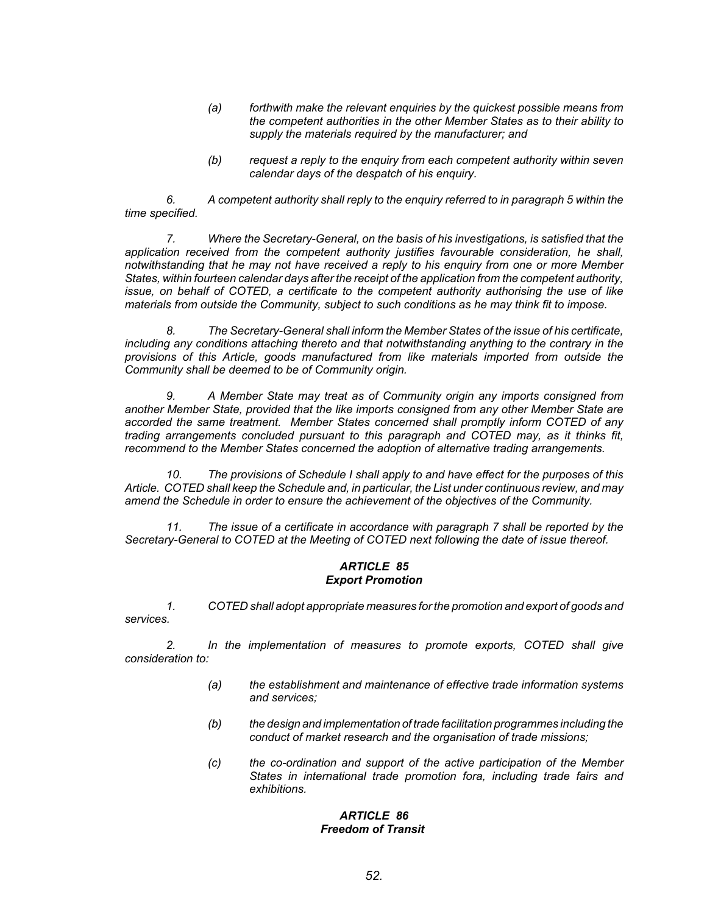*(a) forthwith make the relevant enquiries by the quickest possible means from the competent authorities in the other Member States as to their ability to supply the materials required by the manufacturer; and*

*(b) request a reply to the enquiry from each competent authority within seven calendar days of the despatch of his enquiry.*

*6. A competent authority shall reply to the enquiry referred to in paragraph 5 within the time specified.*

*7. Where the Secretary-General, on the basis of his investigations, is satisfied that the application received from the competent authority justifies favourable consideration, he shall, notwithstanding that he may not have received a reply to his enquiry from one or more Member States, within fourteen calendar days after the receipt of the application from the competent authority, issue, on behalf of COTED, a certificate to the competent authority authorising the use of like materials from outside the Community, subject to such conditions as he may think fit to impose.*

*8. The Secretary-General shall inform the Member States of the issue of his certificate, including any conditions attaching thereto and that notwithstanding anything to the contrary in the provisions of this Article, goods manufactured from like materials imported from outside the Community shall be deemed to be of Community origin.*

*9. A Member State may treat as of Community origin any imports consigned from another Member State, provided that the like imports consigned from any other Member State are accorded the same treatment. Member States concerned shall promptly inform COTED of any trading arrangements concluded pursuant to this paragraph and COTED may, as it thinks fit, recommend to the Member States concerned the adoption of alternative trading arrangements.*

*10. The provisions of Schedule I shall apply to and have effect for the purposes of this Article. COTED shall keep the Schedule and, in particular, the List under continuous review, and may amend the Schedule in order to ensure the achievement of the objectives of the Community.*

*11. The issue of a certificate in accordance with paragraph 7 shall be reported by the Secretary-General to COTED at the Meeting of COTED next following the date of issue thereof.*

***ARTICLE 85***
***Export Promotion***

*1. COTED shall adopt appropriate measures for the promotion and export of goods and services.*

*2. In the implementation of measures to promote exports, COTED shall give consideration to:*

*(a) the establishment and maintenance of effective trade information systems and services;*

*(b) the design and implementation of trade facilitation programmes including the conduct of market research and the organisation of trade missions;*

*(c) the co-ordination and support of the active participation of the Member States in international trade promotion fora, including trade fairs and exhibitions.*

***ARTICLE 86***
***Freedom of Transit***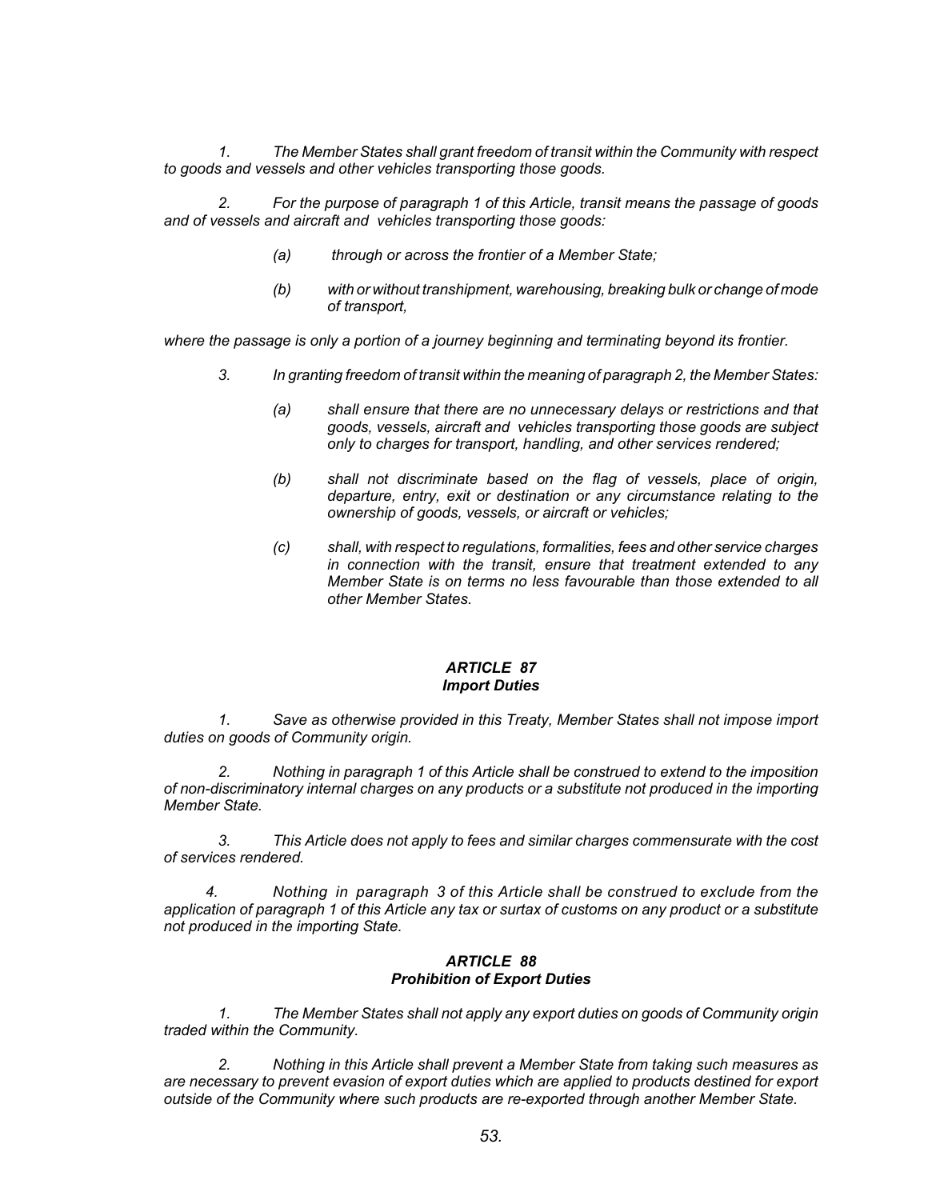*1. The Member States shall grant freedom of transit within the Community with respect to goods and vessels and other vehicles transporting those goods.*

*2. For the purpose of paragraph 1 of this Article, transit means the passage of goods and of vessels and aircraft and vehicles transporting those goods:*

*(a) through or across the frontier of a Member State;*

*(b) with or without transhipment, warehousing, breaking bulk or change of mode of transport,*

*where the passage is only a portion of a journey beginning and terminating beyond its frontier.*

*3. In granting freedom of transit within the meaning of paragraph 2, the Member States:*

*(a) shall ensure that there are no unnecessary delays or restrictions and that goods, vessels, aircraft and vehicles transporting those goods are subject only to charges for transport, handling, and other services rendered;*

*(b) shall not discriminate based on the flag of vessels, place of origin, departure, entry, exit or destination or any circumstance relating to the ownership of goods, vessels, or aircraft or vehicles;*

*(c) shall, with respect to regulations, formalities, fees and other service charges in connection with the transit, ensure that treatment extended to any Member State is on terms no less favourable than those extended to all other Member States.*

### ***ARTICLE 87***
### ***Import Duties***

*1. Save as otherwise provided in this Treaty, Member States shall not impose import duties on goods of Community origin.*

*2. Nothing in paragraph 1 of this Article shall be construed to extend to the imposition of non-discriminatory internal charges on any products or a substitute not produced in the importing Member State.*

*3. This Article does not apply to fees and similar charges commensurate with the cost of services rendered.*

*4. Nothing in paragraph 3 of this Article shall be construed to exclude from the application of paragraph 1 of this Article any tax or surtax of customs on any product or a substitute not produced in the importing State.*

### ***ARTICLE 88***
### ***Prohibition of Export Duties***

*1. The Member States shall not apply any export duties on goods of Community origin traded within the Community.*

*2. Nothing in this Article shall prevent a Member State from taking such measures as are necessary to prevent evasion of export duties which are applied to products destined for export outside of the Community where such products are re-exported through another Member State.*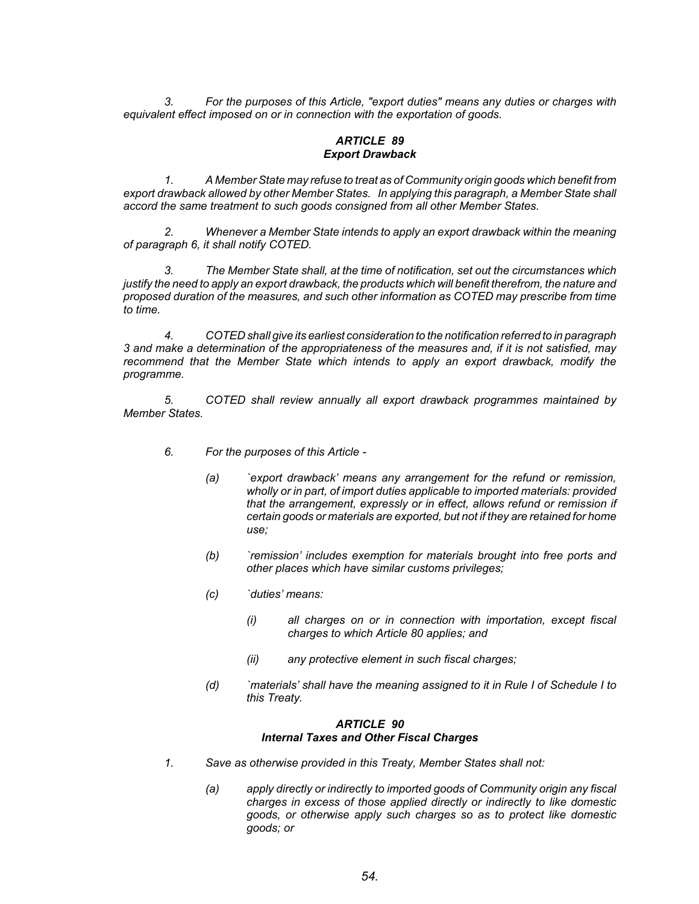*3. For the purposes of this Article, "export duties" means any duties or charges with equivalent effect imposed on or in connection with the exportation of goods.*

### *ARTICLE 89*
### *Export Drawback*

*1. A Member State may refuse to treat as of Community origin goods which benefit from export drawback allowed by other Member States. In applying this paragraph, a Member State shall accord the same treatment to such goods consigned from all other Member States.*

*2. Whenever a Member State intends to apply an export drawback within the meaning of paragraph 6, it shall notify COTED.*

*3. The Member State shall, at the time of notification, set out the circumstances which justify the need to apply an export drawback, the products which will benefit therefrom, the nature and proposed duration of the measures, and such other information as COTED may prescribe from time to time.*

*4. COTED shall give its earliest consideration to the notification referred to in paragraph 3 and make a determination of the appropriateness of the measures and, if it is not satisfied, may recommend that the Member State which intends to apply an export drawback, modify the programme.*

*5. COTED shall review annually all export drawback programmes maintained by Member States.*

*6. For the purposes of this Article -*

*(a) `export drawback' means any arrangement for the refund or remission, wholly or in part, of import duties applicable to imported materials: provided that the arrangement, expressly or in effect, allows refund or remission if certain goods or materials are exported, but not if they are retained for home use;*

*(b) `remission' includes exemption for materials brought into free ports and other places which have similar customs privileges;*

*(c) `duties' means:*

*(i) all charges on or in connection with importation, except fiscal charges to which Article 80 applies; and*

*(ii) any protective element in such fiscal charges;*

*(d) `materials' shall have the meaning assigned to it in Rule I of Schedule I to this Treaty.*

### *ARTICLE 90*
### *Internal Taxes and Other Fiscal Charges*

*1. Save as otherwise provided in this Treaty, Member States shall not:*

*(a) apply directly or indirectly to imported goods of Community origin any fiscal charges in excess of those applied directly or indirectly to like domestic goods, or otherwise apply such charges so as to protect like domestic goods; or*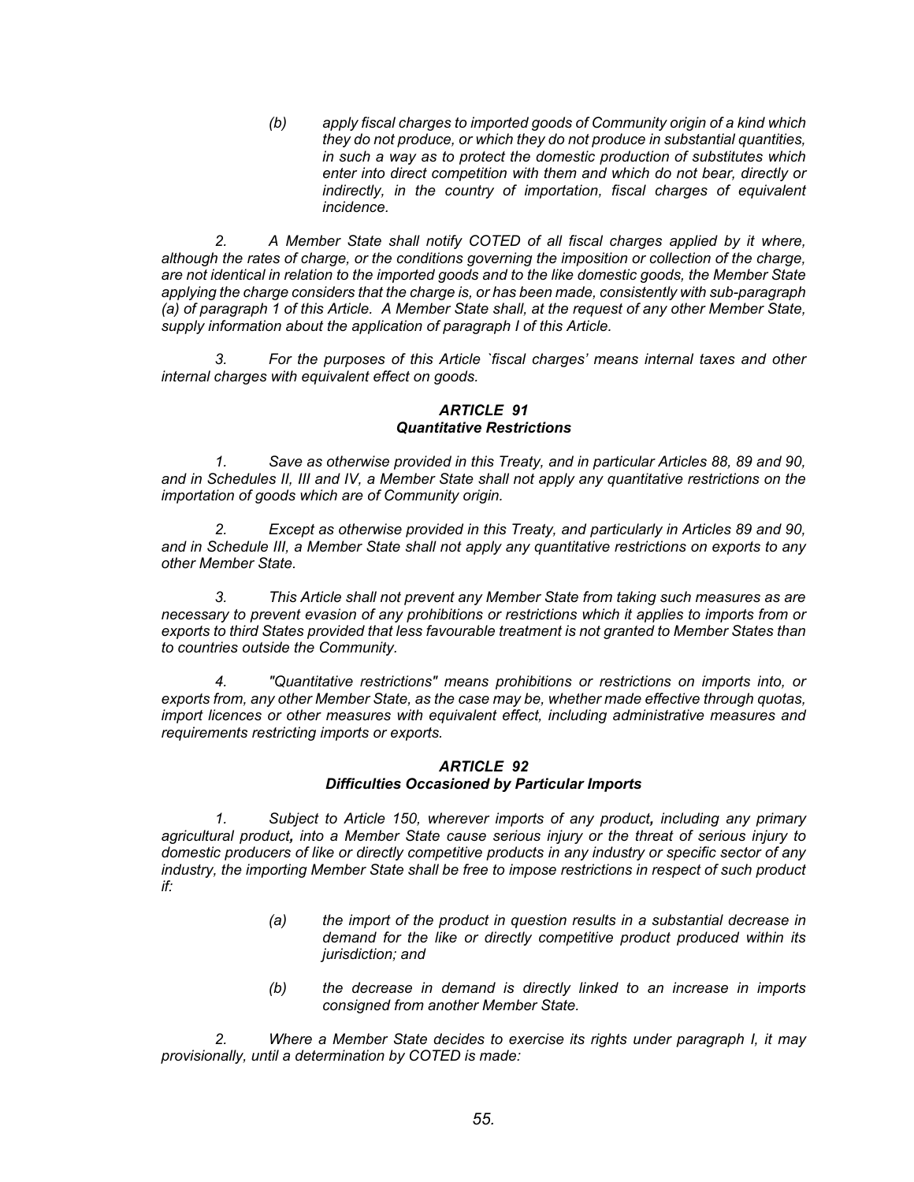*(b) apply fiscal charges to imported goods of Community origin of a kind which they do not produce, or which they do not produce in substantial quantities, in such a way as to protect the domestic production of substitutes which enter into direct competition with them and which do not bear, directly or indirectly, in the country of importation, fiscal charges of equivalent incidence.*

*2. A Member State shall notify COTED of all fiscal charges applied by it where, although the rates of charge, or the conditions governing the imposition or collection of the charge, are not identical in relation to the imported goods and to the like domestic goods, the Member State applying the charge considers that the charge is, or has been made, consistently with sub-paragraph (a) of paragraph 1 of this Article. A Member State shall, at the request of any other Member State, supply information about the application of paragraph I of this Article.*

*3. For the purposes of this Article `fiscal charges' means internal taxes and other internal charges with equivalent effect on goods.*

### *ARTICLE 91*
### *Quantitative Restrictions*

*1. Save as otherwise provided in this Treaty, and in particular Articles 88, 89 and 90, and in Schedules II, III and IV, a Member State shall not apply any quantitative restrictions on the importation of goods which are of Community origin.*

*2. Except as otherwise provided in this Treaty, and particularly in Articles 89 and 90, and in Schedule III, a Member State shall not apply any quantitative restrictions on exports to any other Member State.*

*3. This Article shall not prevent any Member State from taking such measures as are necessary to prevent evasion of any prohibitions or restrictions which it applies to imports from or exports to third States provided that less favourable treatment is not granted to Member States than to countries outside the Community.*

*4. "Quantitative restrictions" means prohibitions or restrictions on imports into, or exports from, any other Member State, as the case may be, whether made effective through quotas, import licences or other measures with equivalent effect, including administrative measures and requirements restricting imports or exports.*

### *ARTICLE 92*
### *Difficulties Occasioned by Particular Imports*

*1. Subject to Article 150, wherever imports of any product**,** including any primary agricultural product**,** into a Member State cause serious injury or the threat of serious injury to domestic producers of like or directly competitive products in any industry or specific sector of any industry, the importing Member State shall be free to impose restrictions in respect of such product if:*

*(a) the import of the product in question results in a substantial decrease in demand for the like or directly competitive product produced within its jurisdiction; and*

*(b) the decrease in demand is directly linked to an increase in imports consigned from another Member State.*

*2. Where a Member State decides to exercise its rights under paragraph I, it may provisionally, until a determination by COTED is made:*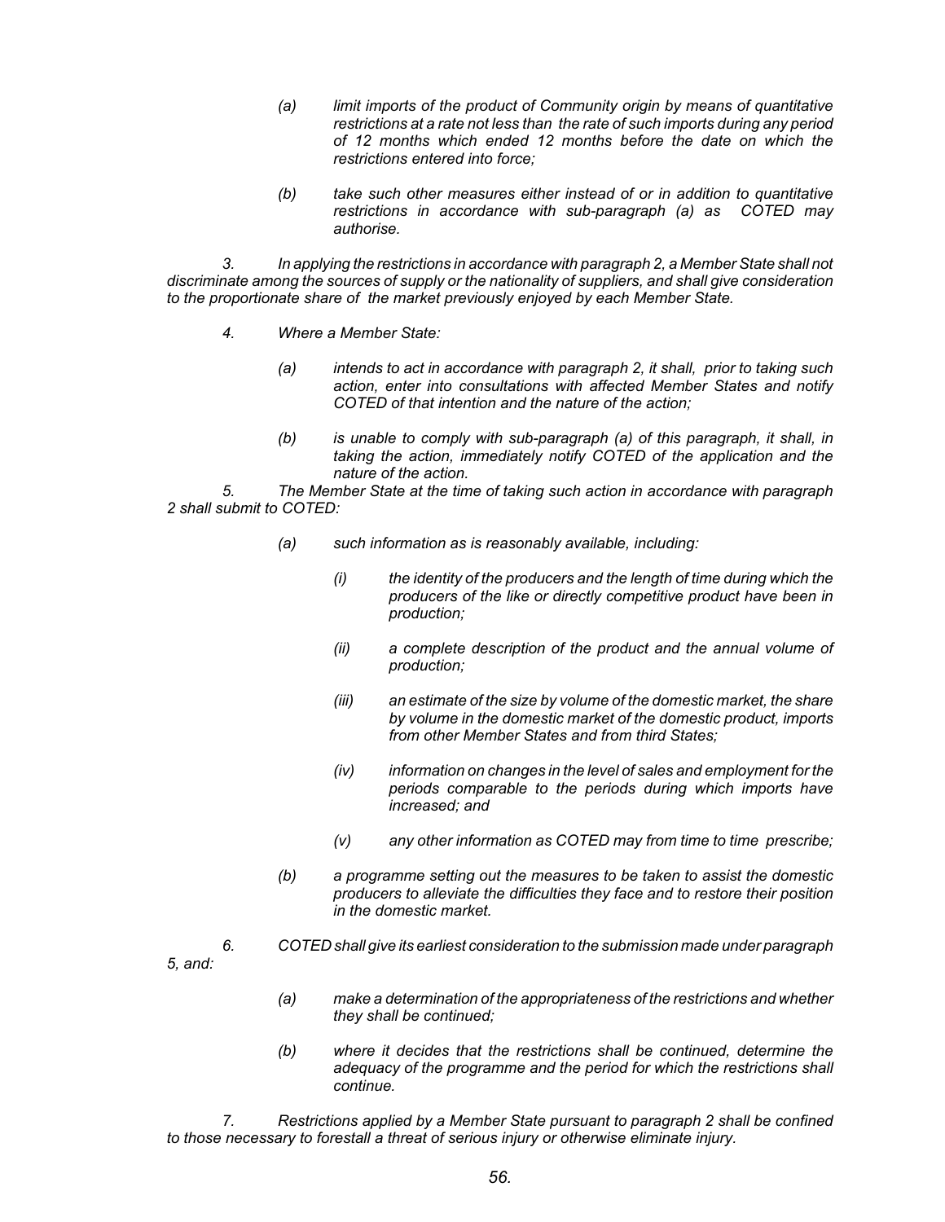*(a) limit imports of the product of Community origin by means of quantitative restrictions at a rate not less than the rate of such imports during any period of 12 months which ended 12 months before the date on which the restrictions entered into force;*

*(b) take such other measures either instead of or in addition to quantitative restrictions in accordance with sub-paragraph (a) as COTED may authorise.*

*3. In applying the restrictions in accordance with paragraph 2, a Member State shall not discriminate among the sources of supply or the nationality of suppliers, and shall give consideration to the proportionate share of the market previously enjoyed by each Member State.*

*4. Where a Member State:*

*(a) intends to act in accordance with paragraph 2, it shall, prior to taking such action, enter into consultations with affected Member States and notify COTED of that intention and the nature of the action;*

*(b) is unable to comply with sub-paragraph (a) of this paragraph, it shall, in taking the action, immediately notify COTED of the application and the nature of the action.*

*5. The Member State at the time of taking such action in accordance with paragraph 2 shall submit to COTED:*

*(a) such information as is reasonably available, including:*

*(i) the identity of the producers and the length of time during which the producers of the like or directly competitive product have been in production;*

*(ii) a complete description of the product and the annual volume of production;*

*(iii) an estimate of the size by volume of the domestic market, the share by volume in the domestic market of the domestic product, imports from other Member States and from third States;*

*(iv) information on changes in the level of sales and employment for the periods comparable to the periods during which imports have increased; and*

*(v) any other information as COTED may from time to time prescribe;*

*(b) a programme setting out the measures to be taken to assist the domestic producers to alleviate the difficulties they face and to restore their position in the domestic market.*

*6. COTED shall give its earliest consideration to the submission made under paragraph 5, and:*

*(a) make a determination of the appropriateness of the restrictions and whether they shall be continued;*

*(b) where it decides that the restrictions shall be continued, determine the adequacy of the programme and the period for which the restrictions shall continue.*

*7. Restrictions applied by a Member State pursuant to paragraph 2 shall be confined to those necessary to forestall a threat of serious injury or otherwise eliminate injury.*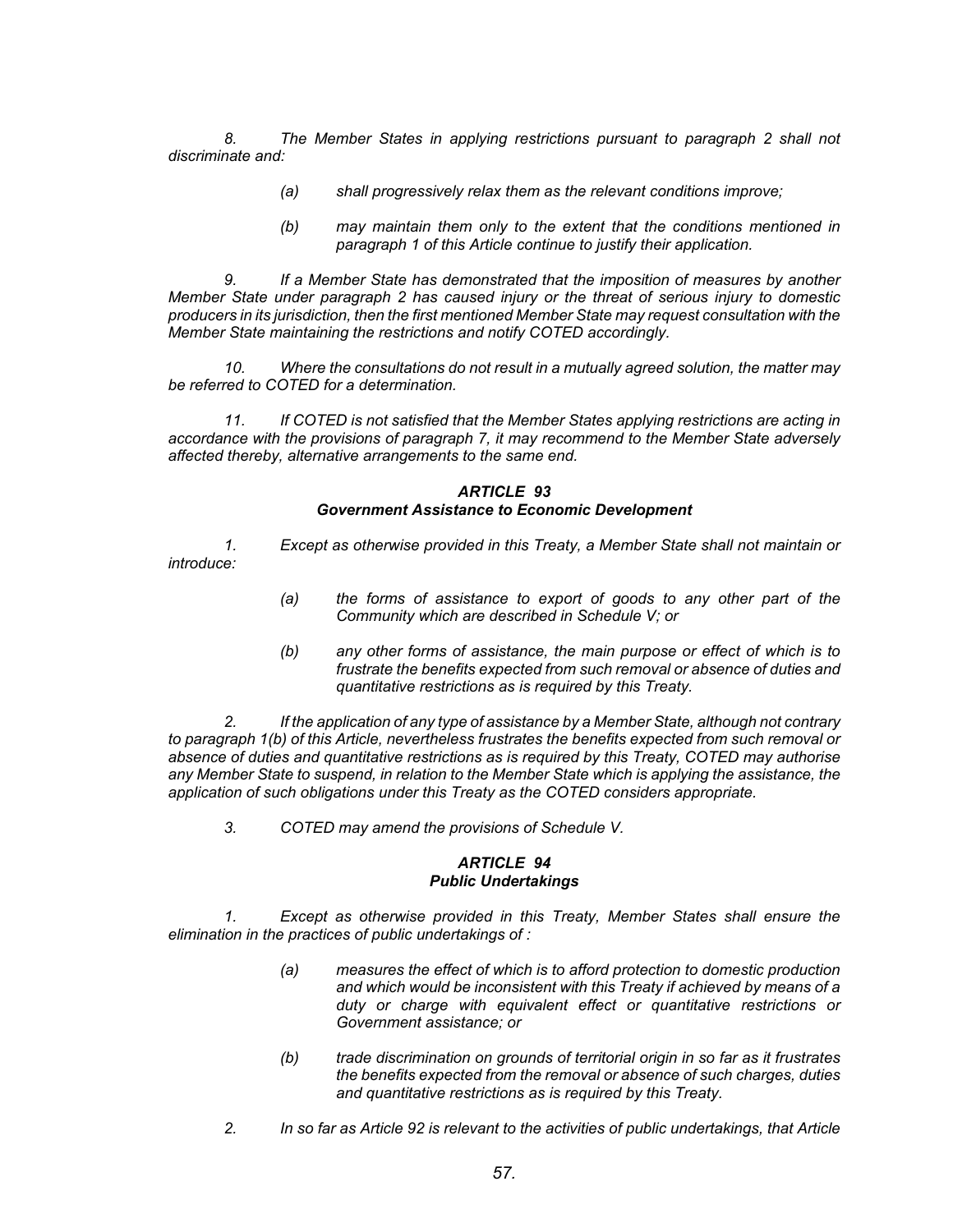*8. The Member States in applying restrictions pursuant to paragraph 2 shall not discriminate and:*

> *(a) shall progressively relax them as the relevant conditions improve;*
>
> *(b) may maintain them only to the extent that the conditions mentioned in paragraph 1 of this Article continue to justify their application.*

*9. If a Member State has demonstrated that the imposition of measures by another Member State under paragraph 2 has caused injury or the threat of serious injury to domestic producers in its jurisdiction, then the first mentioned Member State may request consultation with the Member State maintaining the restrictions and notify COTED accordingly.*

*10. Where the consultations do not result in a mutually agreed solution, the matter may be referred to COTED for a determination.*

*11. If COTED is not satisfied that the Member States applying restrictions are acting in accordance with the provisions of paragraph 7, it may recommend to the Member State adversely affected thereby, alternative arrangements to the same end.*

### *ARTICLE 93*
### *Government Assistance to Economic Development*

*1. Except as otherwise provided in this Treaty, a Member State shall not maintain or introduce:*

> *(a) the forms of assistance to export of goods to any other part of the Community which are described in Schedule V; or*
>
> *(b) any other forms of assistance, the main purpose or effect of which is to frustrate the benefits expected from such removal or absence of duties and quantitative restrictions as is required by this Treaty.*

*2. If the application of any type of assistance by a Member State, although not contrary to paragraph 1(b) of this Article, nevertheless frustrates the benefits expected from such removal or absence of duties and quantitative restrictions as is required by this Treaty, COTED may authorise any Member State to suspend, in relation to the Member State which is applying the assistance, the application of such obligations under this Treaty as the COTED considers appropriate.*

*3. COTED may amend the provisions of Schedule V.*

### *ARTICLE 94*
### *Public Undertakings*

*1. Except as otherwise provided in this Treaty, Member States shall ensure the elimination in the practices of public undertakings of :*

> *(a) measures the effect of which is to afford protection to domestic production and which would be inconsistent with this Treaty if achieved by means of a duty or charge with equivalent effect or quantitative restrictions or Government assistance; or*
>
> *(b) trade discrimination on grounds of territorial origin in so far as it frustrates the benefits expected from the removal or absence of such charges, duties and quantitative restrictions as is required by this Treaty.*

*2. In so far as Article 92 is relevant to the activities of public undertakings, that Article*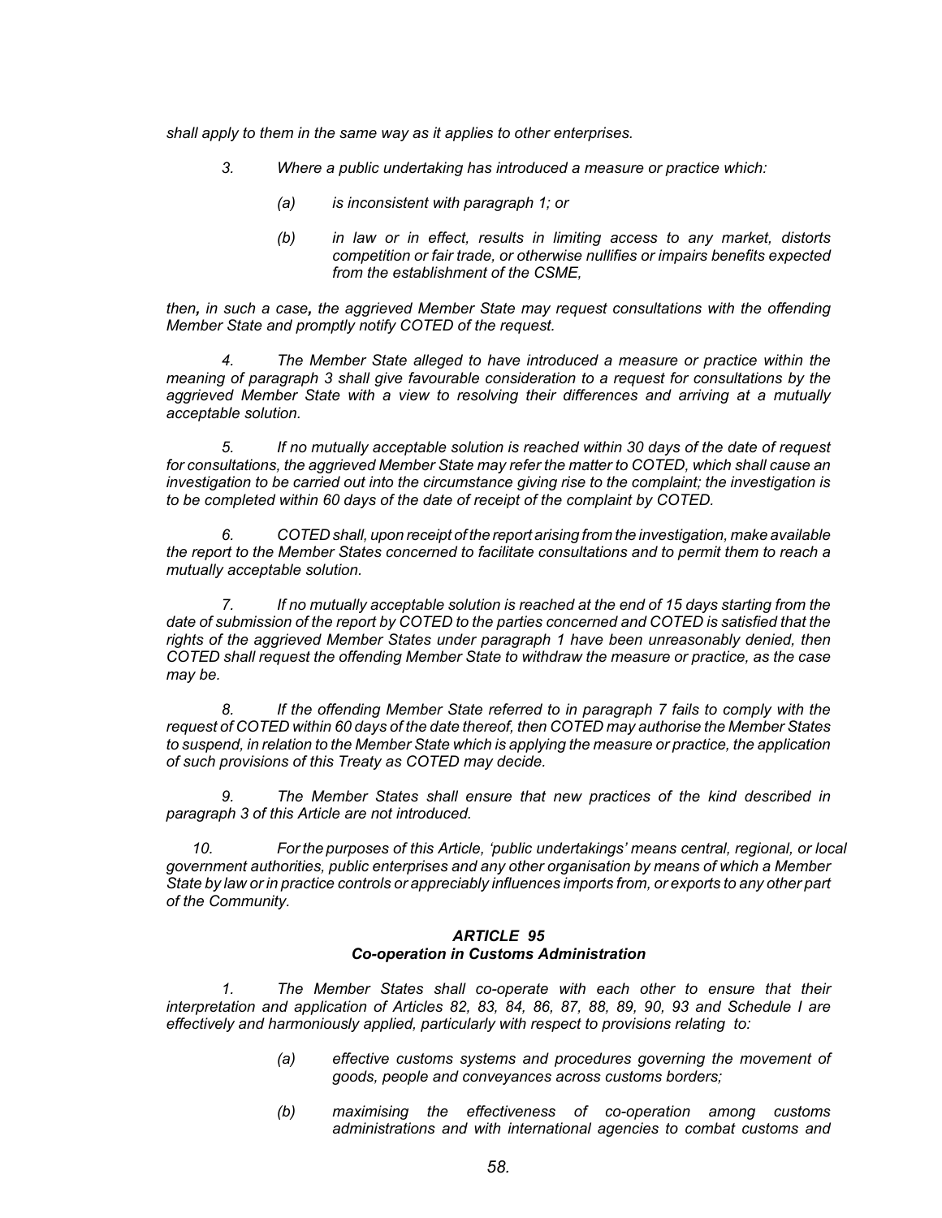*shall apply to them in the same way as it applies to other enterprises.*

*3. Where a public undertaking has introduced a measure or practice which:*

*(a) is inconsistent with paragraph 1; or*

*(b) in law or in effect, results in limiting access to any market, distorts competition or fair trade, or otherwise nullifies or impairs benefits expected from the establishment of the CSME,*

*then, in such a case, the aggrieved Member State may request consultations with the offending Member State and promptly notify COTED of the request.*

*4. The Member State alleged to have introduced a measure or practice within the meaning of paragraph 3 shall give favourable consideration to a request for consultations by the aggrieved Member State with a view to resolving their differences and arriving at a mutually acceptable solution.*

*5. If no mutually acceptable solution is reached within 30 days of the date of request for consultations, the aggrieved Member State may refer the matter to COTED, which shall cause an investigation to be carried out into the circumstance giving rise to the complaint; the investigation is to be completed within 60 days of the date of receipt of the complaint by COTED.*

*6. COTED shall, upon receipt of the report arising from the investigation, make available the report to the Member States concerned to facilitate consultations and to permit them to reach a mutually acceptable solution.*

*7. If no mutually acceptable solution is reached at the end of 15 days starting from the date of submission of the report by COTED to the parties concerned and COTED is satisfied that the rights of the aggrieved Member States under paragraph 1 have been unreasonably denied, then COTED shall request the offending Member State to withdraw the measure or practice, as the case may be.*

*8. If the offending Member State referred to in paragraph 7 fails to comply with the request of COTED within 60 days of the date thereof, then COTED may authorise the Member States to suspend, in relation to the Member State which is applying the measure or practice, the application of such provisions of this Treaty as COTED may decide.*

*9. The Member States shall ensure that new practices of the kind described in paragraph 3 of this Article are not introduced.*

*10. For the purposes of this Article, 'public undertakings' means central, regional, or local government authorities, public enterprises and any other organisation by means of which a Member State by law or in practice controls or appreciably influences imports from, or exports to any other part of the Community.*

### *ARTICLE 95*
### *Co-operation in Customs Administration*

*1. The Member States shall co-operate with each other to ensure that their interpretation and application of Articles 82, 83, 84, 86, 87, 88, 89, 90, 93 and Schedule I are effectively and harmoniously applied, particularly with respect to provisions relating to:*

*(a) effective customs systems and procedures governing the movement of goods, people and conveyances across customs borders;*

*(b) maximising the effectiveness of co-operation among customs administrations and with international agencies to combat customs and*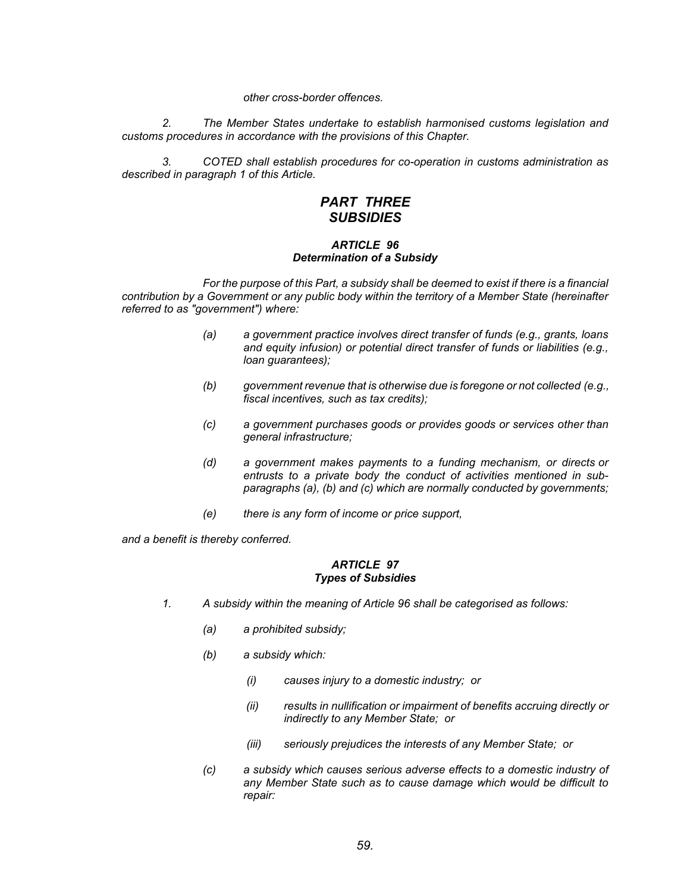*other cross-border offences.*

*2. The Member States undertake to establish harmonised customs legislation and customs procedures in accordance with the provisions of this Chapter.*

*3. COTED shall establish procedures for co-operation in customs administration as described in paragraph 1 of this Article.*

## *PART THREE*
## *SUBSIDIES*

### *ARTICLE 96*
### *Determination of a Subsidy*

*For the purpose of this Part, a subsidy shall be deemed to exist if there is a financial contribution by a Government or any public body within the territory of a Member State (hereinafter referred to as "government") where:*

*(a) a government practice involves direct transfer of funds (e.g., grants, loans and equity infusion) or potential direct transfer of funds or liabilities (e.g., loan guarantees);*

*(b) government revenue that is otherwise due is foregone or not collected (e.g., fiscal incentives, such as tax credits);*

*(c) a government purchases goods or provides goods or services other than general infrastructure;*

*(d) a government makes payments to a funding mechanism, or directs or entrusts to a private body the conduct of activities mentioned in sub-paragraphs (a), (b) and (c) which are normally conducted by governments;*

*(e) there is any form of income or price support,*

*and a benefit is thereby conferred.*

### *ARTICLE 97*
### *Types of Subsidies*

*1. A subsidy within the meaning of Article 96 shall be categorised as follows:*

*(a) a prohibited subsidy;*

*(b) a subsidy which:*

*(i) causes injury to a domestic industry; or*

*(ii) results in nullification or impairment of benefits accruing directly or indirectly to any Member State; or*

*(iii) seriously prejudices the interests of any Member State; or*

*(c) a subsidy which causes serious adverse effects to a domestic industry of any Member State such as to cause damage which would be difficult to repair:*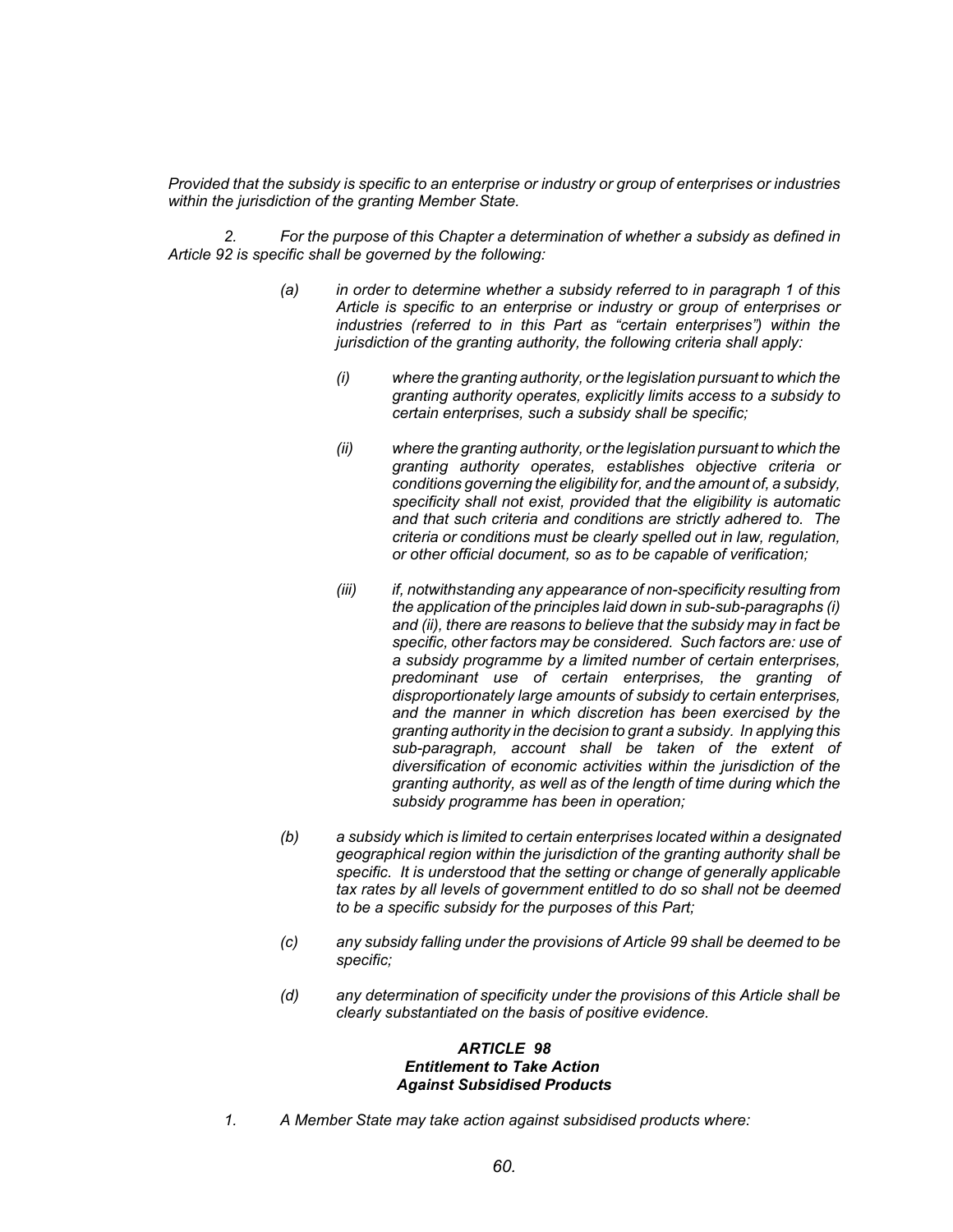*Provided that the subsidy is specific to an enterprise or industry or group of enterprises or industries within the jurisdiction of the granting Member State.*

*2. For the purpose of this Chapter a determination of whether a subsidy as defined in Article 92 is specific shall be governed by the following:*

*(a) in order to determine whether a subsidy referred to in paragraph 1 of this Article is specific to an enterprise or industry or group of enterprises or industries (referred to in this Part as "certain enterprises") within the jurisdiction of the granting authority, the following criteria shall apply:*

*(i) where the granting authority, or the legislation pursuant to which the granting authority operates, explicitly limits access to a subsidy to certain enterprises, such a subsidy shall be specific;*

*(ii) where the granting authority, or the legislation pursuant to which the granting authority operates, establishes objective criteria or conditions governing the eligibility for, and the amount of, a subsidy, specificity shall not exist, provided that the eligibility is automatic and that such criteria and conditions are strictly adhered to. The criteria or conditions must be clearly spelled out in law, regulation, or other official document, so as to be capable of verification;*

*(iii) if, notwithstanding any appearance of non-specificity resulting from the application of the principles laid down in sub-sub-paragraphs (i) and (ii), there are reasons to believe that the subsidy may in fact be specific, other factors may be considered. Such factors are: use of a subsidy programme by a limited number of certain enterprises, predominant use of certain enterprises, the granting of disproportionately large amounts of subsidy to certain enterprises, and the manner in which discretion has been exercised by the granting authority in the decision to grant a subsidy. In applying this sub-paragraph, account shall be taken of the extent of diversification of economic activities within the jurisdiction of the granting authority, as well as of the length of time during which the subsidy programme has been in operation;*

*(b) a subsidy which is limited to certain enterprises located within a designated geographical region within the jurisdiction of the granting authority shall be specific. It is understood that the setting or change of generally applicable tax rates by all levels of government entitled to do so shall not be deemed to be a specific subsidy for the purposes of this Part;*

*(c) any subsidy falling under the provisions of Article 99 shall be deemed to be specific;*

*(d) any determination of specificity under the provisions of this Article shall be clearly substantiated on the basis of positive evidence.*

### *ARTICLE 98*
### *Entitlement to Take Action Against Subsidised Products*

*1. A Member State may take action against subsidised products where:*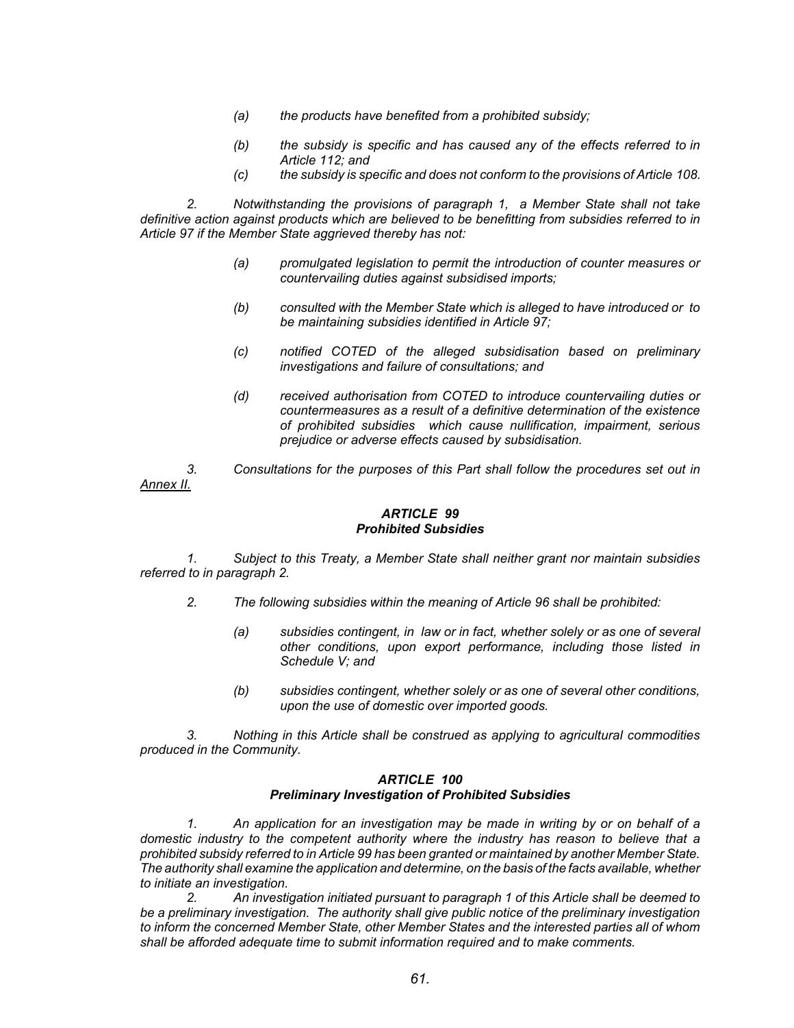*(a) the products have benefited from a prohibited subsidy;*

*(b) the subsidy is specific and has caused any of the effects referred to in Article 112; and*

*(c) the subsidy is specific and does not conform to the provisions of Article 108.*

*2. Notwithstanding the provisions of paragraph 1, a Member State shall not take definitive action against products which are believed to be benefitting from subsidies referred to in Article 97 if the Member State aggrieved thereby has not:*

*(a) promulgated legislation to permit the introduction of counter measures or countervailing duties against subsidised imports;*

*(b) consulted with the Member State which is alleged to have introduced or to be maintaining subsidies identified in Article 97;*

*(c) notified COTED of the alleged subsidisation based on preliminary investigations and failure of consultations; and*

*(d) received authorisation from COTED to introduce countervailing duties or countermeasures as a result of a definitive determination of the existence of prohibited subsidies which cause nullification, impairment, serious prejudice or adverse effects caused by subsidisation.*

*3. Consultations for the purposes of this Part shall follow the procedures set out in Annex II.*

### *ARTICLE 99*
### *Prohibited Subsidies*

*1. Subject to this Treaty, a Member State shall neither grant nor maintain subsidies referred to in paragraph 2.*

*2. The following subsidies within the meaning of Article 96 shall be prohibited:*

*(a) subsidies contingent, in law or in fact, whether solely or as one of several other conditions, upon export performance, including those listed in Schedule V; and*

*(b) subsidies contingent, whether solely or as one of several other conditions, upon the use of domestic over imported goods.*

*3. Nothing in this Article shall be construed as applying to agricultural commodities produced in the Community.*

### *ARTICLE 100*
### *Preliminary Investigation of Prohibited Subsidies*

*1. An application for an investigation may be made in writing by or on behalf of a domestic industry to the competent authority where the industry has reason to believe that a prohibited subsidy referred to in Article 99 has been granted or maintained by another Member State. The authority shall examine the application and determine, on the basis of the facts available, whether to initiate an investigation.*

*2. An investigation initiated pursuant to paragraph 1 of this Article shall be deemed to be a preliminary investigation. The authority shall give public notice of the preliminary investigation to inform the concerned Member State, other Member States and the interested parties all of whom shall be afforded adequate time to submit information required and to make comments.*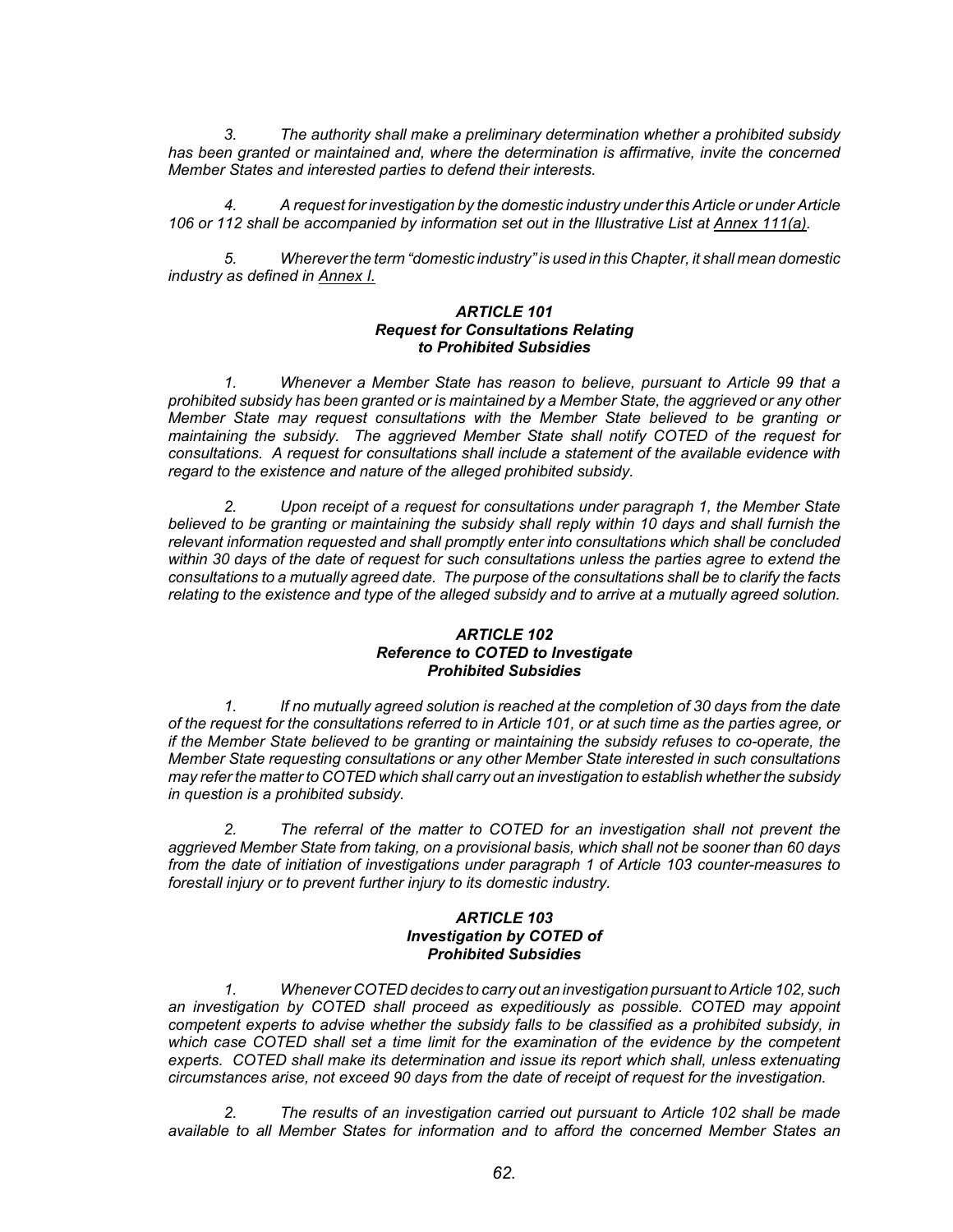*3. The authority shall make a preliminary determination whether a prohibited subsidy has been granted or maintained and, where the determination is affirmative, invite the concerned Member States and interested parties to defend their interests.*

*4. A request for investigation by the domestic industry under this Article or under Article 106 or 112 shall be accompanied by information set out in the Illustrative List at Annex 111(a).*

*5. Wherever the term "domestic industry" is used in this Chapter, it shall mean domestic industry as defined in Annex I.*

### *ARTICLE 101*
### *Request for Consultations Relating to Prohibited Subsidies*

*1. Whenever a Member State has reason to believe, pursuant to Article 99 that a prohibited subsidy has been granted or is maintained by a Member State, the aggrieved or any other Member State may request consultations with the Member State believed to be granting or maintaining the subsidy. The aggrieved Member State shall notify COTED of the request for consultations. A request for consultations shall include a statement of the available evidence with regard to the existence and nature of the alleged prohibited subsidy.*

*2. Upon receipt of a request for consultations under paragraph 1, the Member State believed to be granting or maintaining the subsidy shall reply within 10 days and shall furnish the relevant information requested and shall promptly enter into consultations which shall be concluded within 30 days of the date of request for such consultations unless the parties agree to extend the consultations to a mutually agreed date. The purpose of the consultations shall be to clarify the facts relating to the existence and type of the alleged subsidy and to arrive at a mutually agreed solution.*

### *ARTICLE 102*
### *Reference to COTED to Investigate Prohibited Subsidies*

*1. If no mutually agreed solution is reached at the completion of 30 days from the date of the request for the consultations referred to in Article 101, or at such time as the parties agree, or if the Member State believed to be granting or maintaining the subsidy refuses to co-operate, the Member State requesting consultations or any other Member State interested in such consultations may refer the matter to COTED which shall carry out an investigation to establish whether the subsidy in question is a prohibited subsidy.*

*2. The referral of the matter to COTED for an investigation shall not prevent the aggrieved Member State from taking, on a provisional basis, which shall not be sooner than 60 days from the date of initiation of investigations under paragraph 1 of Article 103 counter-measures to forestall injury or to prevent further injury to its domestic industry.*

### *ARTICLE 103*
### *Investigation by COTED of Prohibited Subsidies*

*1. Whenever COTED decides to carry out an investigation pursuant to Article 102, such an investigation by COTED shall proceed as expeditiously as possible. COTED may appoint competent experts to advise whether the subsidy falls to be classified as a prohibited subsidy, in which case COTED shall set a time limit for the examination of the evidence by the competent experts. COTED shall make its determination and issue its report which shall, unless extenuating circumstances arise, not exceed 90 days from the date of receipt of request for the investigation.*

*2. The results of an investigation carried out pursuant to Article 102 shall be made available to all Member States for information and to afford the concerned Member States an*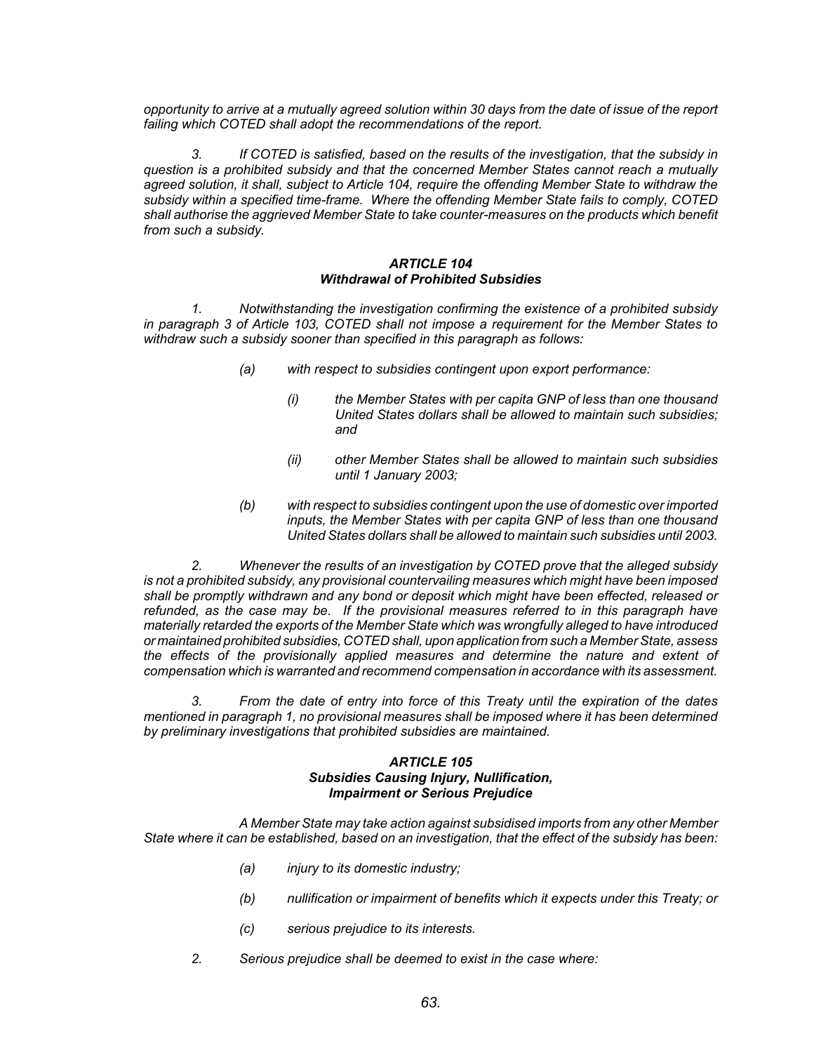*opportunity to arrive at a mutually agreed solution within 30 days from the date of issue of the report failing which COTED shall adopt the recommendations of the report.*

*3. If COTED is satisfied, based on the results of the investigation, that the subsidy in question is a prohibited subsidy and that the concerned Member States cannot reach a mutually agreed solution, it shall, subject to Article 104, require the offending Member State to withdraw the subsidy within a specified time-frame. Where the offending Member State fails to comply, COTED shall authorise the aggrieved Member State to take counter-measures on the products which benefit from such a subsidy.*

### *ARTICLE 104*
### *Withdrawal of Prohibited Subsidies*

*1. Notwithstanding the investigation confirming the existence of a prohibited subsidy in paragraph 3 of Article 103, COTED shall not impose a requirement for the Member States to withdraw such a subsidy sooner than specified in this paragraph as follows:*

> *(a) with respect to subsidies contingent upon export performance:*
>
> > *(i) the Member States with per capita GNP of less than one thousand United States dollars shall be allowed to maintain such subsidies; and*
> >
> > *(ii) other Member States shall be allowed to maintain such subsidies until 1 January 2003;*
>
> *(b) with respect to subsidies contingent upon the use of domestic over imported inputs, the Member States with per capita GNP of less than one thousand United States dollars shall be allowed to maintain such subsidies until 2003.*

*2. Whenever the results of an investigation by COTED prove that the alleged subsidy is not a prohibited subsidy, any provisional countervailing measures which might have been imposed shall be promptly withdrawn and any bond or deposit which might have been effected, released or refunded, as the case may be. If the provisional measures referred to in this paragraph have materially retarded the exports of the Member State which was wrongfully alleged to have introduced or maintained prohibited subsidies, COTED shall, upon application from such a Member State, assess the effects of the provisionally applied measures and determine the nature and extent of compensation which is warranted and recommend compensation in accordance with its assessment.*

*3. From the date of entry into force of this Treaty until the expiration of the dates mentioned in paragraph 1, no provisional measures shall be imposed where it has been determined by preliminary investigations that prohibited subsidies are maintained.*

### *ARTICLE 105*
### *Subsidies Causing Injury, Nullification, Impairment or Serious Prejudice*

*A Member State may take action against subsidised imports from any other Member State where it can be established, based on an investigation, that the effect of the subsidy has been:*

> *(a) injury to its domestic industry;*
>
> *(b) nullification or impairment of benefits which it expects under this Treaty; or*
>
> *(c) serious prejudice to its interests.*

*2. Serious prejudice shall be deemed to exist in the case where:*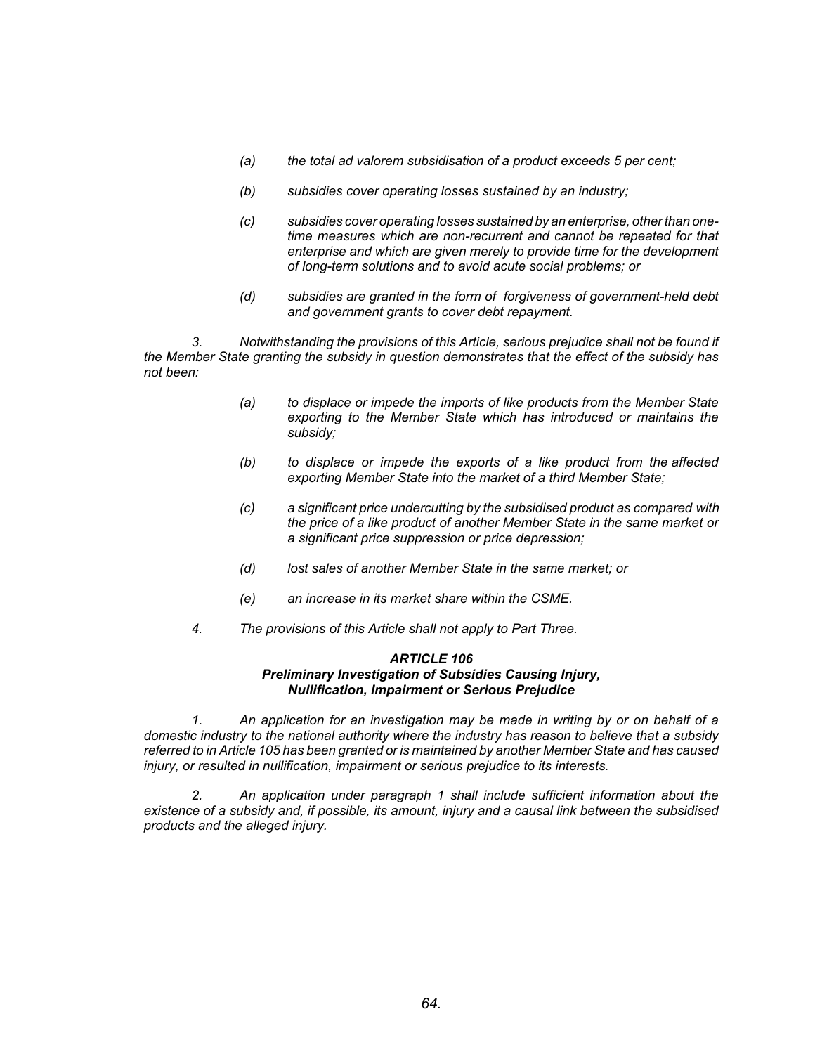*(a) the total ad valorem subsidisation of a product exceeds 5 per cent;*

*(b) subsidies cover operating losses sustained by an industry;*

*(c) subsidies cover operating losses sustained by an enterprise, other than one-time measures which are non-recurrent and cannot be repeated for that enterprise and which are given merely to provide time for the development of long-term solutions and to avoid acute social problems; or*

*(d) subsidies are granted in the form of forgiveness of government-held debt and government grants to cover debt repayment.*

*3. Notwithstanding the provisions of this Article, serious prejudice shall not be found if the Member State granting the subsidy in question demonstrates that the effect of the subsidy has not been:*

*(a) to displace or impede the imports of like products from the Member State exporting to the Member State which has introduced or maintains the subsidy;*

*(b) to displace or impede the exports of a like product from the affected exporting Member State into the market of a third Member State;*

*(c) a significant price undercutting by the subsidised product as compared with the price of a like product of another Member State in the same market or a significant price suppression or price depression;*

*(d) lost sales of another Member State in the same market; or*

*(e) an increase in its market share within the CSME.*

*4. The provisions of this Article shall not apply to Part Three.*

### *ARTICLE 106*
### *Preliminary Investigation of Subsidies Causing Injury, Nullification, Impairment or Serious Prejudice*

*1. An application for an investigation may be made in writing by or on behalf of a domestic industry to the national authority where the industry has reason to believe that a subsidy referred to in Article 105 has been granted or is maintained by another Member State and has caused injury, or resulted in nullification, impairment or serious prejudice to its interests.*

*2. An application under paragraph 1 shall include sufficient information about the existence of a subsidy and, if possible, its amount, injury and a causal link between the subsidised products and the alleged injury.*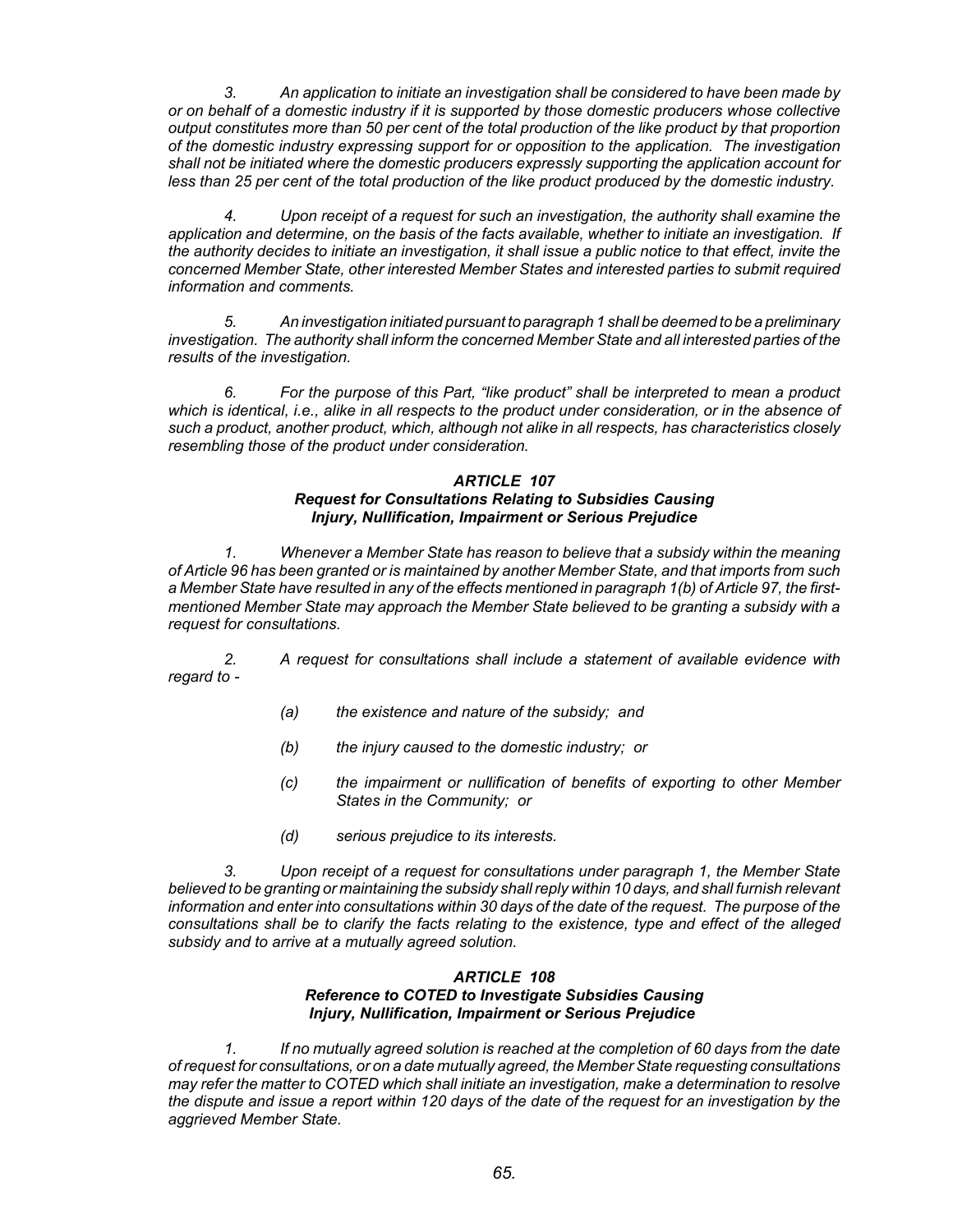*3. An application to initiate an investigation shall be considered to have been made by or on behalf of a domestic industry if it is supported by those domestic producers whose collective output constitutes more than 50 per cent of the total production of the like product by that proportion of the domestic industry expressing support for or opposition to the application. The investigation shall not be initiated where the domestic producers expressly supporting the application account for less than 25 per cent of the total production of the like product produced by the domestic industry.*

*4. Upon receipt of a request for such an investigation, the authority shall examine the application and determine, on the basis of the facts available, whether to initiate an investigation. If the authority decides to initiate an investigation, it shall issue a public notice to that effect, invite the concerned Member State, other interested Member States and interested parties to submit required information and comments.*

*5. An investigation initiated pursuant to paragraph 1 shall be deemed to be a preliminary investigation. The authority shall inform the concerned Member State and all interested parties of the results of the investigation.*

*6. For the purpose of this Part, "like product" shall be interpreted to mean a product which is identical, i.e., alike in all respects to the product under consideration, or in the absence of such a product, another product, which, although not alike in all respects, has characteristics closely resembling those of the product under consideration.*

### *ARTICLE 107*
### *Request for Consultations Relating to Subsidies Causing Injury, Nullification, Impairment or Serious Prejudice*

*1. Whenever a Member State has reason to believe that a subsidy within the meaning of Article 96 has been granted or is maintained by another Member State, and that imports from such a Member State have resulted in any of the effects mentioned in paragraph 1(b) of Article 97, the first-mentioned Member State may approach the Member State believed to be granting a subsidy with a request for consultations.*

*2. A request for consultations shall include a statement of available evidence with regard to -*

- *(a) the existence and nature of the subsidy; and*
- *(b) the injury caused to the domestic industry; or*
- *(c) the impairment or nullification of benefits of exporting to other Member States in the Community; or*
- *(d) serious prejudice to its interests.*

*3. Upon receipt of a request for consultations under paragraph 1, the Member State believed to be granting or maintaining the subsidy shall reply within 10 days, and shall furnish relevant information and enter into consultations within 30 days of the date of the request. The purpose of the consultations shall be to clarify the facts relating to the existence, type and effect of the alleged subsidy and to arrive at a mutually agreed solution.*

### *ARTICLE 108*
### *Reference to COTED to Investigate Subsidies Causing Injury, Nullification, Impairment or Serious Prejudice*

*1. If no mutually agreed solution is reached at the completion of 60 days from the date of request for consultations, or on a date mutually agreed, the Member State requesting consultations may refer the matter to COTED which shall initiate an investigation, make a determination to resolve the dispute and issue a report within 120 days of the date of the request for an investigation by the aggrieved Member State.*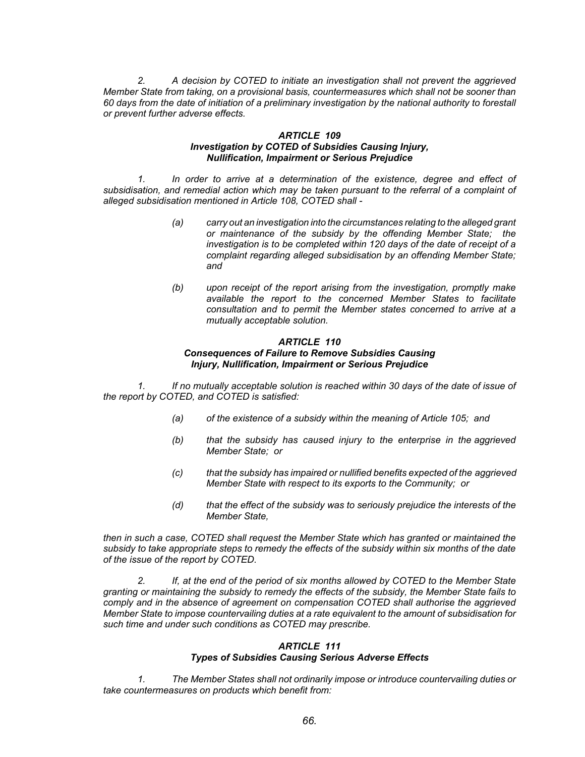*2. A decision by COTED to initiate an investigation shall not prevent the aggrieved Member State from taking, on a provisional basis, countermeasures which shall not be sooner than 60 days from the date of initiation of a preliminary investigation by the national authority to forestall or prevent further adverse effects.*

### *ARTICLE 109*
### *Investigation by COTED of Subsidies Causing Injury, Nullification, Impairment or Serious Prejudice*

*1. In order to arrive at a determination of the existence, degree and effect of subsidisation, and remedial action which may be taken pursuant to the referral of a complaint of alleged subsidisation mentioned in Article 108, COTED shall -*

> *(a) carry out an investigation into the circumstances relating to the alleged grant or maintenance of the subsidy by the offending Member State; the investigation is to be completed within 120 days of the date of receipt of a complaint regarding alleged subsidisation by an offending Member State; and*
>
> *(b) upon receipt of the report arising from the investigation, promptly make available the report to the concerned Member States to facilitate consultation and to permit the Member states concerned to arrive at a mutually acceptable solution.*

### *ARTICLE 110*
### *Consequences of Failure to Remove Subsidies Causing Injury, Nullification, Impairment or Serious Prejudice*

*1. If no mutually acceptable solution is reached within 30 days of the date of issue of the report by COTED, and COTED is satisfied:*

> *(a) of the existence of a subsidy within the meaning of Article 105; and*
>
> *(b) that the subsidy has caused injury to the enterprise in the aggrieved Member State; or*
>
> *(c) that the subsidy has impaired or nullified benefits expected of the aggrieved Member State with respect to its exports to the Community; or*
>
> *(d) that the effect of the subsidy was to seriously prejudice the interests of the Member State,*

*then in such a case, COTED shall request the Member State which has granted or maintained the subsidy to take appropriate steps to remedy the effects of the subsidy within six months of the date of the issue of the report by COTED.*

*2. If, at the end of the period of six months allowed by COTED to the Member State granting or maintaining the subsidy to remedy the effects of the subsidy, the Member State fails to comply and in the absence of agreement on compensation COTED shall authorise the aggrieved Member State to impose countervailing duties at a rate equivalent to the amount of subsidisation for such time and under such conditions as COTED may prescribe.*

### *ARTICLE 111*
### *Types of Subsidies Causing Serious Adverse Effects*

*1. The Member States shall not ordinarily impose or introduce countervailing duties or take countermeasures on products which benefit from:*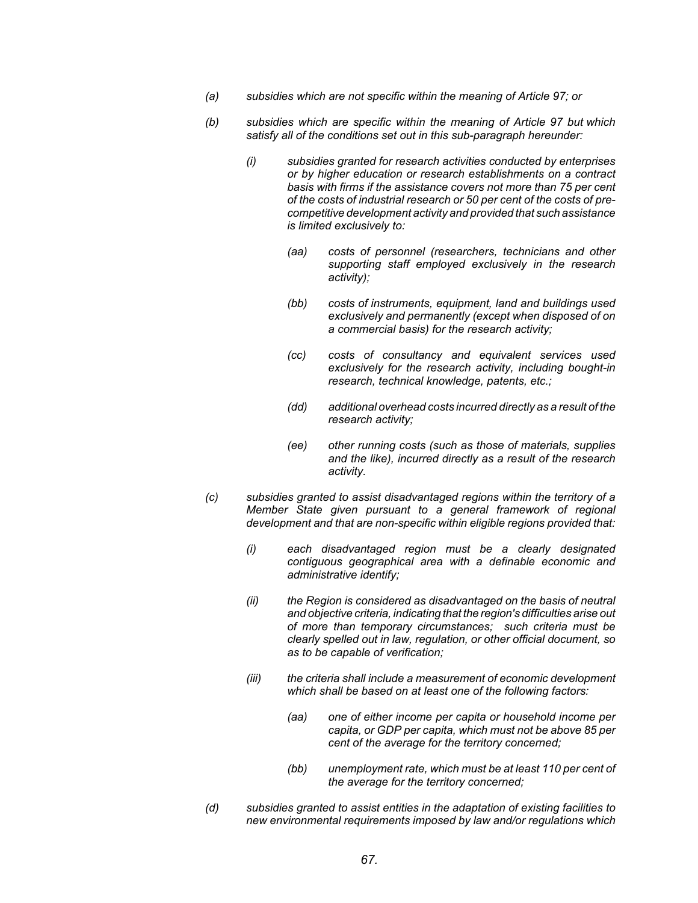*(a) subsidies which are not specific within the meaning of Article 97; or*

*(b) subsidies which are specific within the meaning of Article 97 but which satisfy all of the conditions set out in this sub-paragraph hereunder:*

> *(i) subsidies granted for research activities conducted by enterprises or by higher education or research establishments on a contract basis with firms if the assistance covers not more than 75 per cent of the costs of industrial research or 50 per cent of the costs of pre-competitive development activity and provided that such assistance is limited exclusively to:*
>
> > *(aa) costs of personnel (researchers, technicians and other supporting staff employed exclusively in the research activity);*
> >
> > *(bb) costs of instruments, equipment, land and buildings used exclusively and permanently (except when disposed of on a commercial basis) for the research activity;*
> >
> > *(cc) costs of consultancy and equivalent services used exclusively for the research activity, including bought-in research, technical knowledge, patents, etc.;*
> >
> > *(dd) additional overhead costs incurred directly as a result of the research activity;*
> >
> > *(ee) other running costs (such as those of materials, supplies and the like), incurred directly as a result of the research activity.*

*(c) subsidies granted to assist disadvantaged regions within the territory of a Member State given pursuant to a general framework of regional development and that are non-specific within eligible regions provided that:*

> *(i) each disadvantaged region must be a clearly designated contiguous geographical area with a definable economic and administrative identify;*
>
> *(ii) the Region is considered as disadvantaged on the basis of neutral and objective criteria, indicating that the region's difficulties arise out of more than temporary circumstances; such criteria must be clearly spelled out in law, regulation, or other official document, so as to be capable of verification;*
>
> *(iii) the criteria shall include a measurement of economic development which shall be based on at least one of the following factors:*
>
> > *(aa) one of either income per capita or household income per capita, or GDP per capita, which must not be above 85 per cent of the average for the territory concerned;*
> >
> > *(bb) unemployment rate, which must be at least 110 per cent of the average for the territory concerned;*

*(d) subsidies granted to assist entities in the adaptation of existing facilities to new environmental requirements imposed by law and/or regulations which*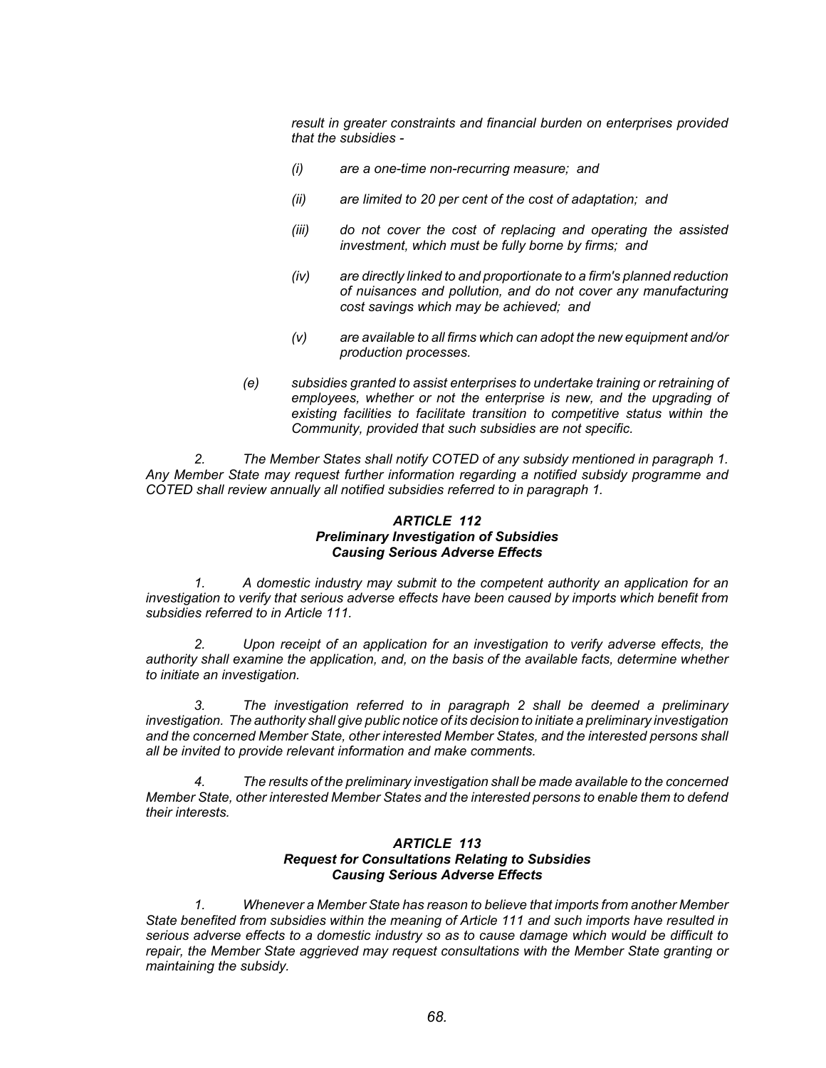*result in greater constraints and financial burden on enterprises provided that the subsidies -*

- *(i) are a one-time non-recurring measure; and*
- *(ii) are limited to 20 per cent of the cost of adaptation; and*
- *(iii) do not cover the cost of replacing and operating the assisted investment, which must be fully borne by firms; and*
- *(iv) are directly linked to and proportionate to a firm's planned reduction of nuisances and pollution, and do not cover any manufacturing cost savings which may be achieved; and*
- *(v) are available to all firms which can adopt the new equipment and/or production processes.*

*(e) subsidies granted to assist enterprises to undertake training or retraining of employees, whether or not the enterprise is new, and the upgrading of existing facilities to facilitate transition to competitive status within the Community, provided that such subsidies are not specific.*

*2. The Member States shall notify COTED of any subsidy mentioned in paragraph 1. Any Member State may request further information regarding a notified subsidy programme and COTED shall review annually all notified subsidies referred to in paragraph 1.*

### *ARTICLE 112*
### *Preliminary Investigation of Subsidies Causing Serious Adverse Effects*

*1. A domestic industry may submit to the competent authority an application for an investigation to verify that serious adverse effects have been caused by imports which benefit from subsidies referred to in Article 111.*

*2. Upon receipt of an application for an investigation to verify adverse effects, the authority shall examine the application, and, on the basis of the available facts, determine whether to initiate an investigation.*

*3. The investigation referred to in paragraph 2 shall be deemed a preliminary investigation. The authority shall give public notice of its decision to initiate a preliminary investigation and the concerned Member State, other interested Member States, and the interested persons shall all be invited to provide relevant information and make comments.*

*4. The results of the preliminary investigation shall be made available to the concerned Member State, other interested Member States and the interested persons to enable them to defend their interests.*

### *ARTICLE 113*
### *Request for Consultations Relating to Subsidies Causing Serious Adverse Effects*

*1. Whenever a Member State has reason to believe that imports from another Member State benefited from subsidies within the meaning of Article 111 and such imports have resulted in serious adverse effects to a domestic industry so as to cause damage which would be difficult to repair, the Member State aggrieved may request consultations with the Member State granting or maintaining the subsidy.*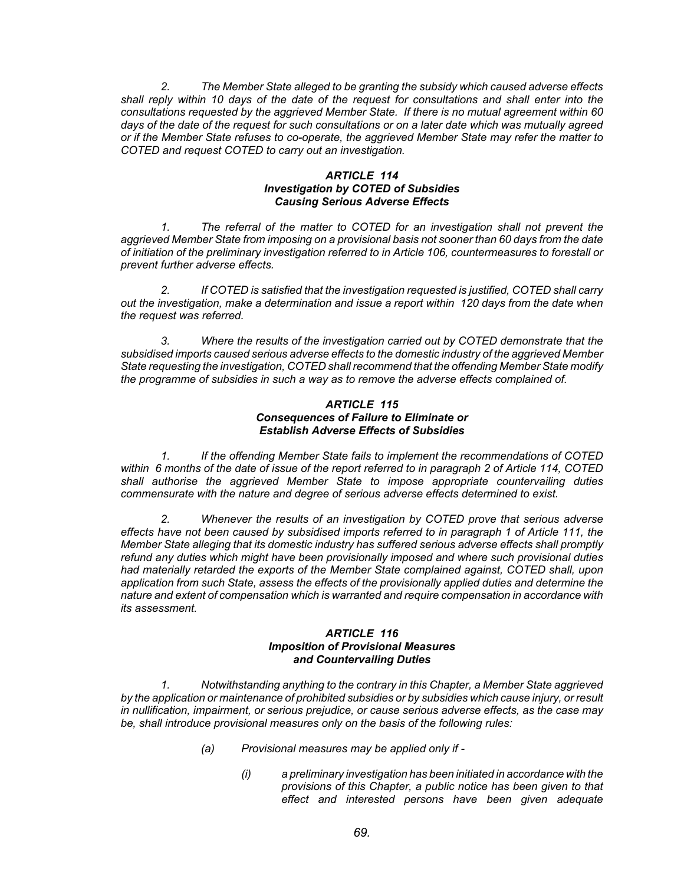*2. The Member State alleged to be granting the subsidy which caused adverse effects shall reply within 10 days of the date of the request for consultations and shall enter into the consultations requested by the aggrieved Member State. If there is no mutual agreement within 60 days of the date of the request for such consultations or on a later date which was mutually agreed or if the Member State refuses to co-operate, the aggrieved Member State may refer the matter to COTED and request COTED to carry out an investigation.*

### *ARTICLE 114*
### *Investigation by COTED of Subsidies Causing Serious Adverse Effects*

*1. The referral of the matter to COTED for an investigation shall not prevent the aggrieved Member State from imposing on a provisional basis not sooner than 60 days from the date of initiation of the preliminary investigation referred to in Article 106, countermeasures to forestall or prevent further adverse effects.*

*2. If COTED is satisfied that the investigation requested is justified, COTED shall carry out the investigation, make a determination and issue a report within 120 days from the date when the request was referred.*

*3. Where the results of the investigation carried out by COTED demonstrate that the subsidised imports caused serious adverse effects to the domestic industry of the aggrieved Member State requesting the investigation, COTED shall recommend that the offending Member State modify the programme of subsidies in such a way as to remove the adverse effects complained of.*

### *ARTICLE 115*
### *Consequences of Failure to Eliminate or Establish Adverse Effects of Subsidies*

*1. If the offending Member State fails to implement the recommendations of COTED within 6 months of the date of issue of the report referred to in paragraph 2 of Article 114, COTED shall authorise the aggrieved Member State to impose appropriate countervailing duties commensurate with the nature and degree of serious adverse effects determined to exist.*

*2. Whenever the results of an investigation by COTED prove that serious adverse effects have not been caused by subsidised imports referred to in paragraph 1 of Article 111, the Member State alleging that its domestic industry has suffered serious adverse effects shall promptly refund any duties which might have been provisionally imposed and where such provisional duties had materially retarded the exports of the Member State complained against, COTED shall, upon application from such State, assess the effects of the provisionally applied duties and determine the nature and extent of compensation which is warranted and require compensation in accordance with its assessment.*

### *ARTICLE 116*
### *Imposition of Provisional Measures and Countervailing Duties*

*1. Notwithstanding anything to the contrary in this Chapter, a Member State aggrieved by the application or maintenance of prohibited subsidies or by subsidies which cause injury, or result in nullification, impairment, or serious prejudice, or cause serious adverse effects, as the case may be, shall introduce provisional measures only on the basis of the following rules:*

- *(a) Provisional measures may be applied only if -*
  - *(i) a preliminary investigation has been initiated in accordance with the provisions of this Chapter, a public notice has been given to that effect and interested persons have been given adequate*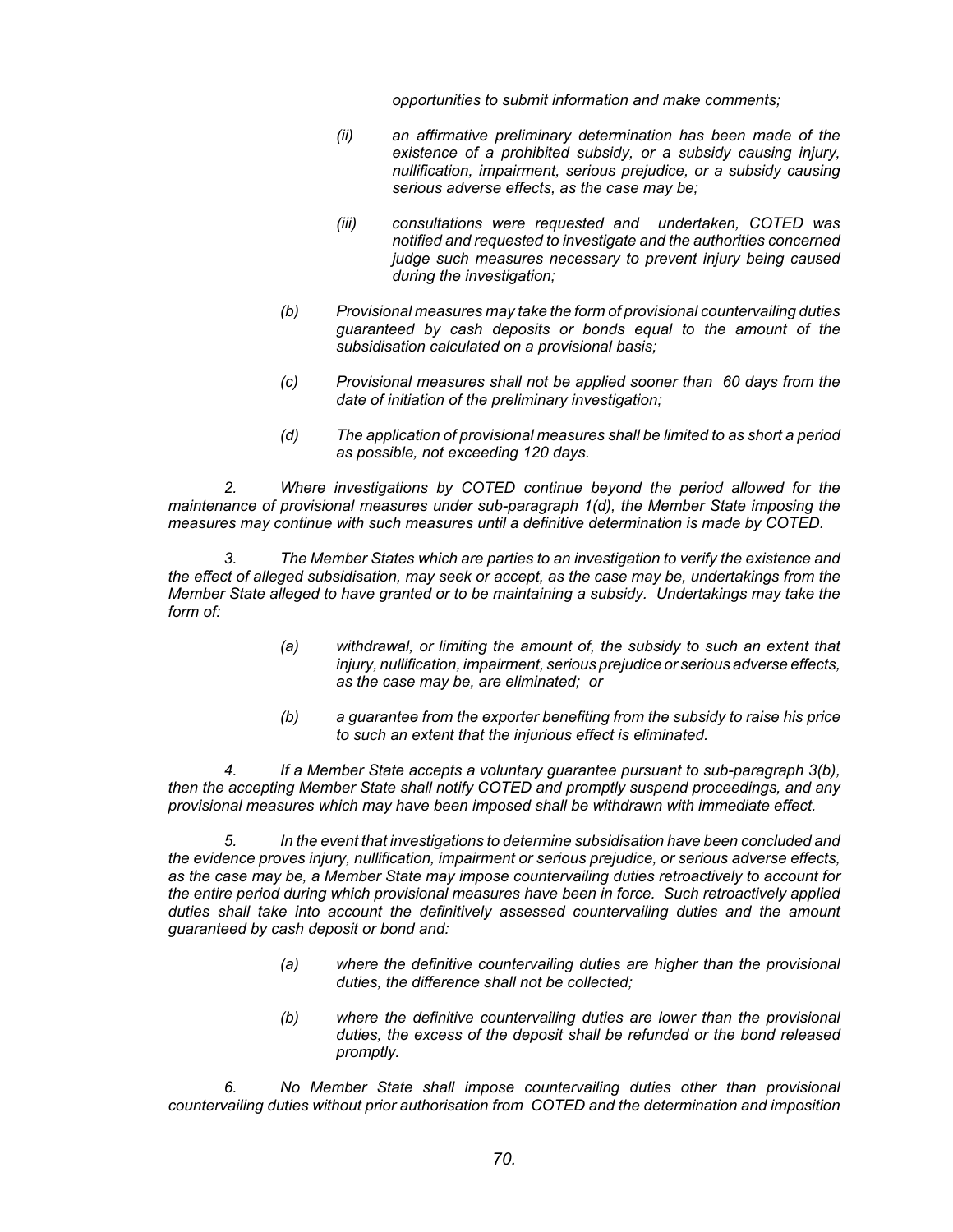*opportunities to submit information and make comments;*

> *(ii) an affirmative preliminary determination has been made of the existence of a prohibited subsidy, or a subsidy causing injury, nullification, impairment, serious prejudice, or a subsidy causing serious adverse effects, as the case may be;*
>
> *(iii) consultations were requested and undertaken, COTED was notified and requested to investigate and the authorities concerned judge such measures necessary to prevent injury being caused during the investigation;*

*(b) Provisional measures may take the form of provisional countervailing duties guaranteed by cash deposits or bonds equal to the amount of the subsidisation calculated on a provisional basis;*

*(c) Provisional measures shall not be applied sooner than 60 days from the date of initiation of the preliminary investigation;*

*(d) The application of provisional measures shall be limited to as short a period as possible, not exceeding 120 days.*

*2. Where investigations by COTED continue beyond the period allowed for the maintenance of provisional measures under sub-paragraph 1(d), the Member State imposing the measures may continue with such measures until a definitive determination is made by COTED.*

*3. The Member States which are parties to an investigation to verify the existence and the effect of alleged subsidisation, may seek or accept, as the case may be, undertakings from the Member State alleged to have granted or to be maintaining a subsidy. Undertakings may take the form of:*

*(a) withdrawal, or limiting the amount of, the subsidy to such an extent that injury, nullification, impairment, serious prejudice or serious adverse effects, as the case may be, are eliminated; or*

*(b) a guarantee from the exporter benefiting from the subsidy to raise his price to such an extent that the injurious effect is eliminated.*

*4. If a Member State accepts a voluntary guarantee pursuant to sub-paragraph 3(b), then the accepting Member State shall notify COTED and promptly suspend proceedings, and any provisional measures which may have been imposed shall be withdrawn with immediate effect.*

*5. In the event that investigations to determine subsidisation have been concluded and the evidence proves injury, nullification, impairment or serious prejudice, or serious adverse effects, as the case may be, a Member State may impose countervailing duties retroactively to account for the entire period during which provisional measures have been in force. Such retroactively applied duties shall take into account the definitively assessed countervailing duties and the amount guaranteed by cash deposit or bond and:*

*(a) where the definitive countervailing duties are higher than the provisional duties, the difference shall not be collected;*

*(b) where the definitive countervailing duties are lower than the provisional duties, the excess of the deposit shall be refunded or the bond released promptly.*

*6. No Member State shall impose countervailing duties other than provisional countervailing duties without prior authorisation from COTED and the determination and imposition*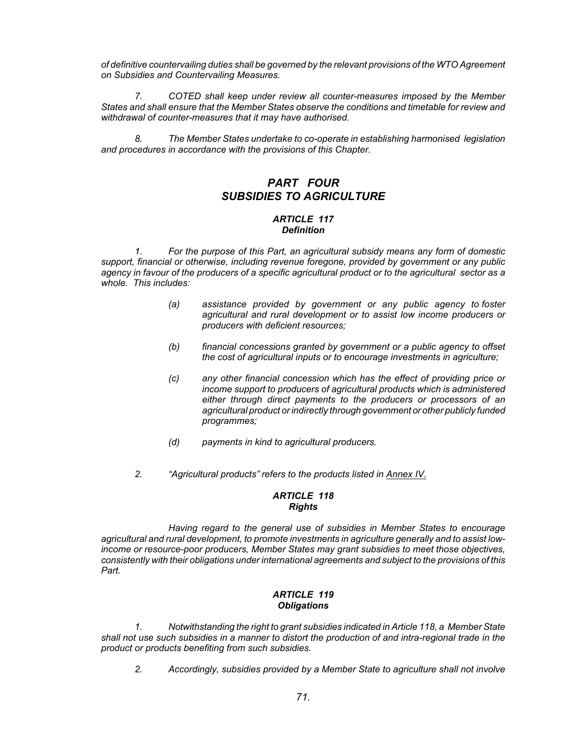*of definitive countervailing duties shall be governed by the relevant provisions of the WTO Agreement on Subsidies and Countervailing Measures.*

*7. COTED shall keep under review all counter-measures imposed by the Member States and shall ensure that the Member States observe the conditions and timetable for review and withdrawal of counter-measures that it may have authorised.*

*8. The Member States undertake to co-operate in establishing harmonised legislation and procedures in accordance with the provisions of this Chapter.*

# *PART FOUR*
# *SUBSIDIES TO AGRICULTURE*

### *ARTICLE 117*
### *Definition*

*1. For the purpose of this Part, an agricultural subsidy means any form of domestic support, financial or otherwise, including revenue foregone, provided by government or any public agency in favour of the producers of a specific agricultural product or to the agricultural sector as a whole. This includes:*

*(a) assistance provided by government or any public agency to foster agricultural and rural development or to assist low income producers or producers with deficient resources;*

*(b) financial concessions granted by government or a public agency to offset the cost of agricultural inputs or to encourage investments in agriculture;*

*(c) any other financial concession which has the effect of providing price or income support to producers of agricultural products which is administered either through direct payments to the producers or processors of an agricultural product or indirectly through government or other publicly funded programmes;*

*(d) payments in kind to agricultural producers.*

*2. "Agricultural products" refers to the products listed in Annex IV.*

### *ARTICLE 118*
### *Rights*

*Having regard to the general use of subsidies in Member States to encourage agricultural and rural development, to promote investments in agriculture generally and to assist low-income or resource-poor producers, Member States may grant subsidies to meet those objectives, consistently with their obligations under international agreements and subject to the provisions of this Part.*

### *ARTICLE 119*
### *Obligations*

*1. Notwithstanding the right to grant subsidies indicated in Article 118, a Member State shall not use such subsidies in a manner to distort the production of and intra-regional trade in the product or products benefiting from such subsidies.*

*2. Accordingly, subsidies provided by a Member State to agriculture shall not involve*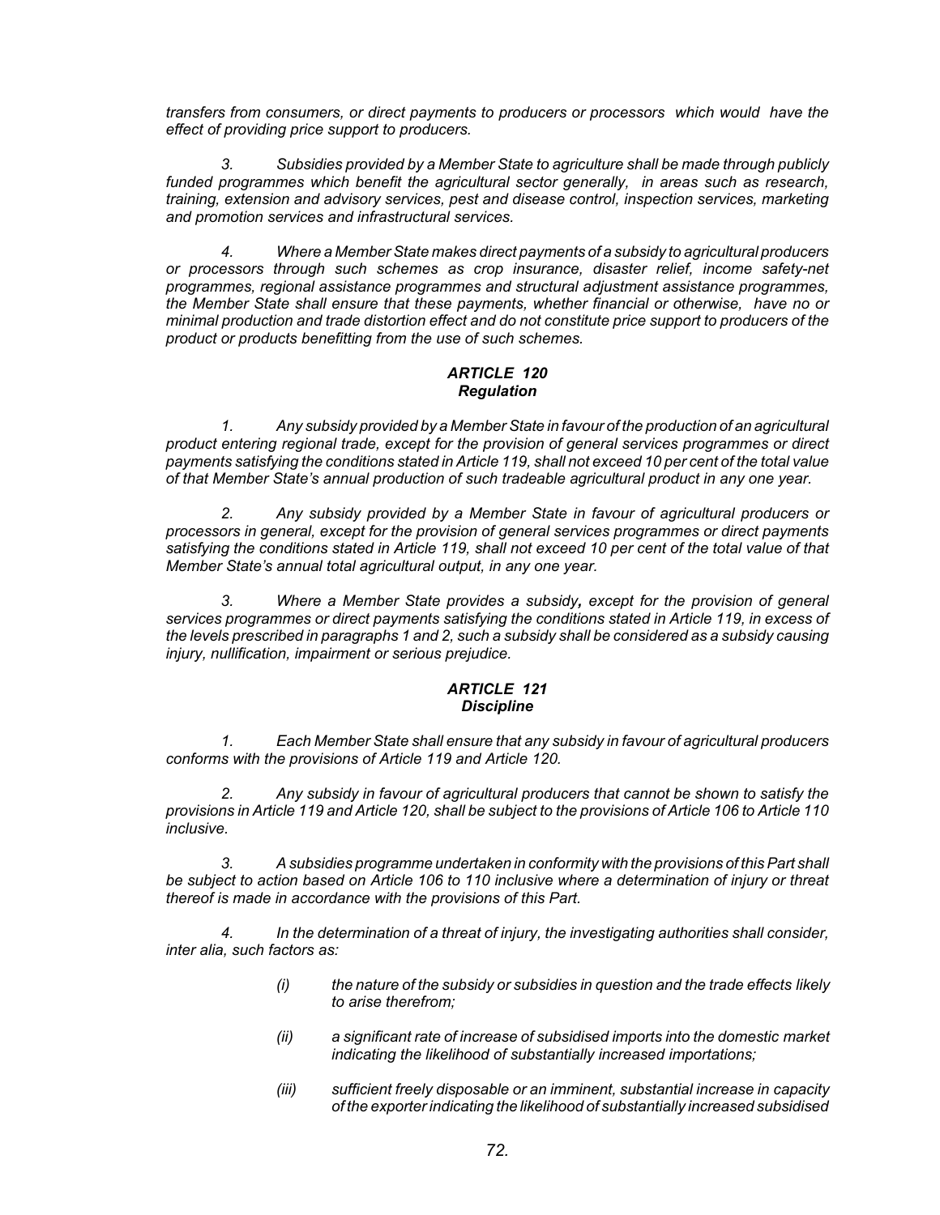*transfers from consumers, or direct payments to producers or processors which would have the effect of providing price support to producers.*

*3. Subsidies provided by a Member State to agriculture shall be made through publicly funded programmes which benefit the agricultural sector generally, in areas such as research, training, extension and advisory services, pest and disease control, inspection services, marketing and promotion services and infrastructural services.*

*4. Where a Member State makes direct payments of a subsidy to agricultural producers or processors through such schemes as crop insurance, disaster relief, income safety-net programmes, regional assistance programmes and structural adjustment assistance programmes, the Member State shall ensure that these payments, whether financial or otherwise, have no or minimal production and trade distortion effect and do not constitute price support to producers of the product or products benefitting from the use of such schemes.*

### *ARTICLE 120*
### *Regulation*

*1. Any subsidy provided by a Member State in favour of the production of an agricultural product entering regional trade, except for the provision of general services programmes or direct payments satisfying the conditions stated in Article 119, shall not exceed 10 per cent of the total value of that Member State's annual production of such tradeable agricultural product in any one year.*

*2. Any subsidy provided by a Member State in favour of agricultural producers or processors in general, except for the provision of general services programmes or direct payments satisfying the conditions stated in Article 119, shall not exceed 10 per cent of the total value of that Member State's annual total agricultural output, in any one year.*

*3. Where a Member State provides a subsidy, except for the provision of general services programmes or direct payments satisfying the conditions stated in Article 119, in excess of the levels prescribed in paragraphs 1 and 2, such a subsidy shall be considered as a subsidy causing injury, nullification, impairment or serious prejudice.*

### *ARTICLE 121*
### *Discipline*

*1. Each Member State shall ensure that any subsidy in favour of agricultural producers conforms with the provisions of Article 119 and Article 120.*

*2. Any subsidy in favour of agricultural producers that cannot be shown to satisfy the provisions in Article 119 and Article 120, shall be subject to the provisions of Article 106 to Article 110 inclusive.*

*3. A subsidies programme undertaken in conformity with the provisions of this Part shall be subject to action based on Article 106 to 110 inclusive where a determination of injury or threat thereof is made in accordance with the provisions of this Part.*

*4. In the determination of a threat of injury, the investigating authorities shall consider, inter alia, such factors as:*

- *(i) the nature of the subsidy or subsidies in question and the trade effects likely to arise therefrom;*
- *(ii) a significant rate of increase of subsidised imports into the domestic market indicating the likelihood of substantially increased importations;*
- *(iii) sufficient freely disposable or an imminent, substantial increase in capacity of the exporter indicating the likelihood of substantially increased subsidised*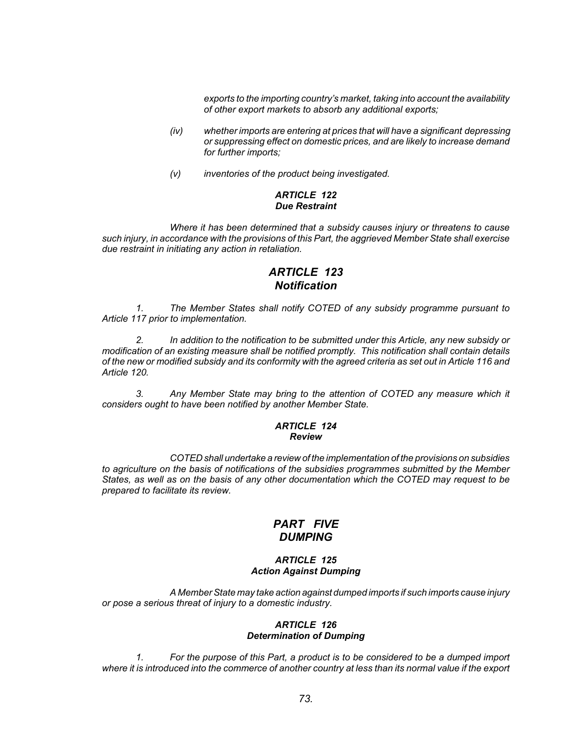*exports to the importing country's market, taking into account the availability of other export markets to absorb any additional exports;*

*(iv) whether imports are entering at prices that will have a significant depressing or suppressing effect on domestic prices, and are likely to increase demand for further imports;*

*(v) inventories of the product being investigated.*

#### *ARTICLE 122*
#### *Due Restraint*

*Where it has been determined that a subsidy causes injury or threatens to cause such injury, in accordance with the provisions of this Part, the aggrieved Member State shall exercise due restraint in initiating any action in retaliation.*

### *ARTICLE 123*
### *Notification*

*1. The Member States shall notify COTED of any subsidy programme pursuant to Article 117 prior to implementation.*

*2. In addition to the notification to be submitted under this Article, any new subsidy or modification of an existing measure shall be notified promptly. This notification shall contain details of the new or modified subsidy and its conformity with the agreed criteria as set out in Article 116 and Article 120.*

*3. Any Member State may bring to the attention of COTED any measure which it considers ought to have been notified by another Member State.*

#### *ARTICLE 124*
#### *Review*

*COTED shall undertake a review of the implementation of the provisions on subsidies to agriculture on the basis of notifications of the subsidies programmes submitted by the Member States, as well as on the basis of any other documentation which the COTED may request to be prepared to facilitate its review.*

## *PART FIVE*
## *DUMPING*

#### *ARTICLE 125*
#### *Action Against Dumping*

*A Member State may take action against dumped imports if such imports cause injury or pose a serious threat of injury to a domestic industry.*

#### *ARTICLE 126*
#### *Determination of Dumping*

*1. For the purpose of this Part, a product is to be considered to be a dumped import where it is introduced into the commerce of another country at less than its normal value if the export*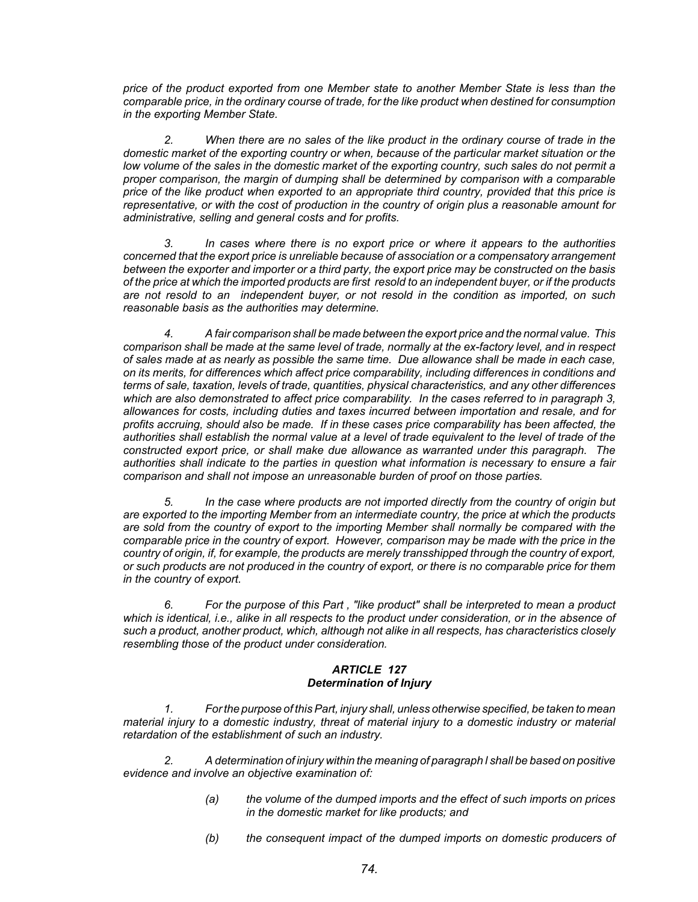*price of the product exported from one Member state to another Member State is less than the comparable price, in the ordinary course of trade, for the like product when destined for consumption in the exporting Member State.*

*2. When there are no sales of the like product in the ordinary course of trade in the domestic market of the exporting country or when, because of the particular market situation or the low volume of the sales in the domestic market of the exporting country, such sales do not permit a proper comparison, the margin of dumping shall be determined by comparison with a comparable price of the like product when exported to an appropriate third country, provided that this price is representative, or with the cost of production in the country of origin plus a reasonable amount for administrative, selling and general costs and for profits.*

*3. In cases where there is no export price or where it appears to the authorities concerned that the export price is unreliable because of association or a compensatory arrangement between the exporter and importer or a third party, the export price may be constructed on the basis of the price at which the imported products are first resold to an independent buyer, or if the products are not resold to an independent buyer, or not resold in the condition as imported, on such reasonable basis as the authorities may determine.*

*4. A fair comparison shall be made between the export price and the normal value. This comparison shall be made at the same level of trade, normally at the ex-factory level, and in respect of sales made at as nearly as possible the same time. Due allowance shall be made in each case, on its merits, for differences which affect price comparability, including differences in conditions and terms of sale, taxation, levels of trade, quantities, physical characteristics, and any other differences which are also demonstrated to affect price comparability. In the cases referred to in paragraph 3, allowances for costs, including duties and taxes incurred between importation and resale, and for profits accruing, should also be made. If in these cases price comparability has been affected, the authorities shall establish the normal value at a level of trade equivalent to the level of trade of the constructed export price, or shall make due allowance as warranted under this paragraph. The authorities shall indicate to the parties in question what information is necessary to ensure a fair comparison and shall not impose an unreasonable burden of proof on those parties.*

*5. In the case where products are not imported directly from the country of origin but are exported to the importing Member from an intermediate country, the price at which the products are sold from the country of export to the importing Member shall normally be compared with the comparable price in the country of export. However, comparison may be made with the price in the country of origin, if, for example, the products are merely transshipped through the country of export, or such products are not produced in the country of export, or there is no comparable price for them in the country of export.*

*6. For the purpose of this Part , "like product" shall be interpreted to mean a product which is identical, i.e., alike in all respects to the product under consideration, or in the absence of such a product, another product, which, although not alike in all respects, has characteristics closely resembling those of the product under consideration.*

### *ARTICLE 127*
### *Determination of Injury*

*1. For the purpose of this Part, injury shall, unless otherwise specified, be taken to mean material injury to a domestic industry, threat of material injury to a domestic industry or material retardation of the establishment of such an industry.*

*2. A determination of injury within the meaning of paragraph l shall be based on positive evidence and involve an objective examination of:*

*(a) the volume of the dumped imports and the effect of such imports on prices in the domestic market for like products; and*

*(b) the consequent impact of the dumped imports on domestic producers of*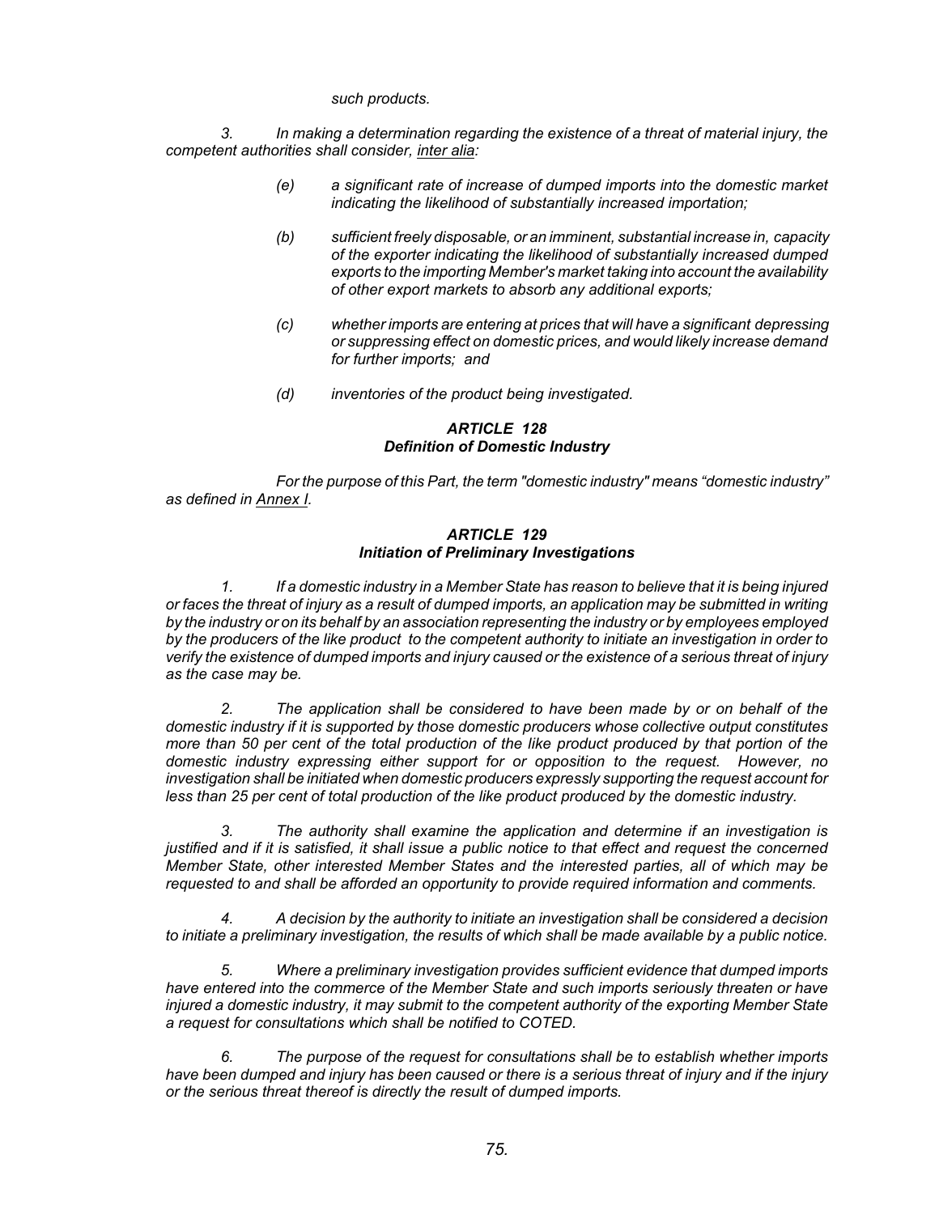*such products.*

*3. In making a determination regarding the existence of a threat of material injury, the competent authorities shall consider, inter alia:*

*(e) a significant rate of increase of dumped imports into the domestic market indicating the likelihood of substantially increased importation;*

*(b) sufficient freely disposable, or an imminent, substantial increase in, capacity of the exporter indicating the likelihood of substantially increased dumped exports to the importing Member's market taking into account the availability of other export markets to absorb any additional exports;*

*(c) whether imports are entering at prices that will have a significant depressing or suppressing effect on domestic prices, and would likely increase demand for further imports; and*

*(d) inventories of the product being investigated.*

### *ARTICLE 128*
### *Definition of Domestic Industry*

*For the purpose of this Part, the term "domestic industry" means "domestic industry" as defined in Annex I.*

### *ARTICLE 129*
### *Initiation of Preliminary Investigations*

*1. If a domestic industry in a Member State has reason to believe that it is being injured or faces the threat of injury as a result of dumped imports, an application may be submitted in writing by the industry or on its behalf by an association representing the industry or by employees employed by the producers of the like product to the competent authority to initiate an investigation in order to verify the existence of dumped imports and injury caused or the existence of a serious threat of injury as the case may be.*

*2. The application shall be considered to have been made by or on behalf of the domestic industry if it is supported by those domestic producers whose collective output constitutes more than 50 per cent of the total production of the like product produced by that portion of the domestic industry expressing either support for or opposition to the request. However, no investigation shall be initiated when domestic producers expressly supporting the request account for less than 25 per cent of total production of the like product produced by the domestic industry.*

*3. The authority shall examine the application and determine if an investigation is justified and if it is satisfied, it shall issue a public notice to that effect and request the concerned Member State, other interested Member States and the interested parties, all of which may be requested to and shall be afforded an opportunity to provide required information and comments.*

*4. A decision by the authority to initiate an investigation shall be considered a decision to initiate a preliminary investigation, the results of which shall be made available by a public notice.*

*5. Where a preliminary investigation provides sufficient evidence that dumped imports have entered into the commerce of the Member State and such imports seriously threaten or have injured a domestic industry, it may submit to the competent authority of the exporting Member State a request for consultations which shall be notified to COTED.*

*6. The purpose of the request for consultations shall be to establish whether imports have been dumped and injury has been caused or there is a serious threat of injury and if the injury or the serious threat thereof is directly the result of dumped imports.*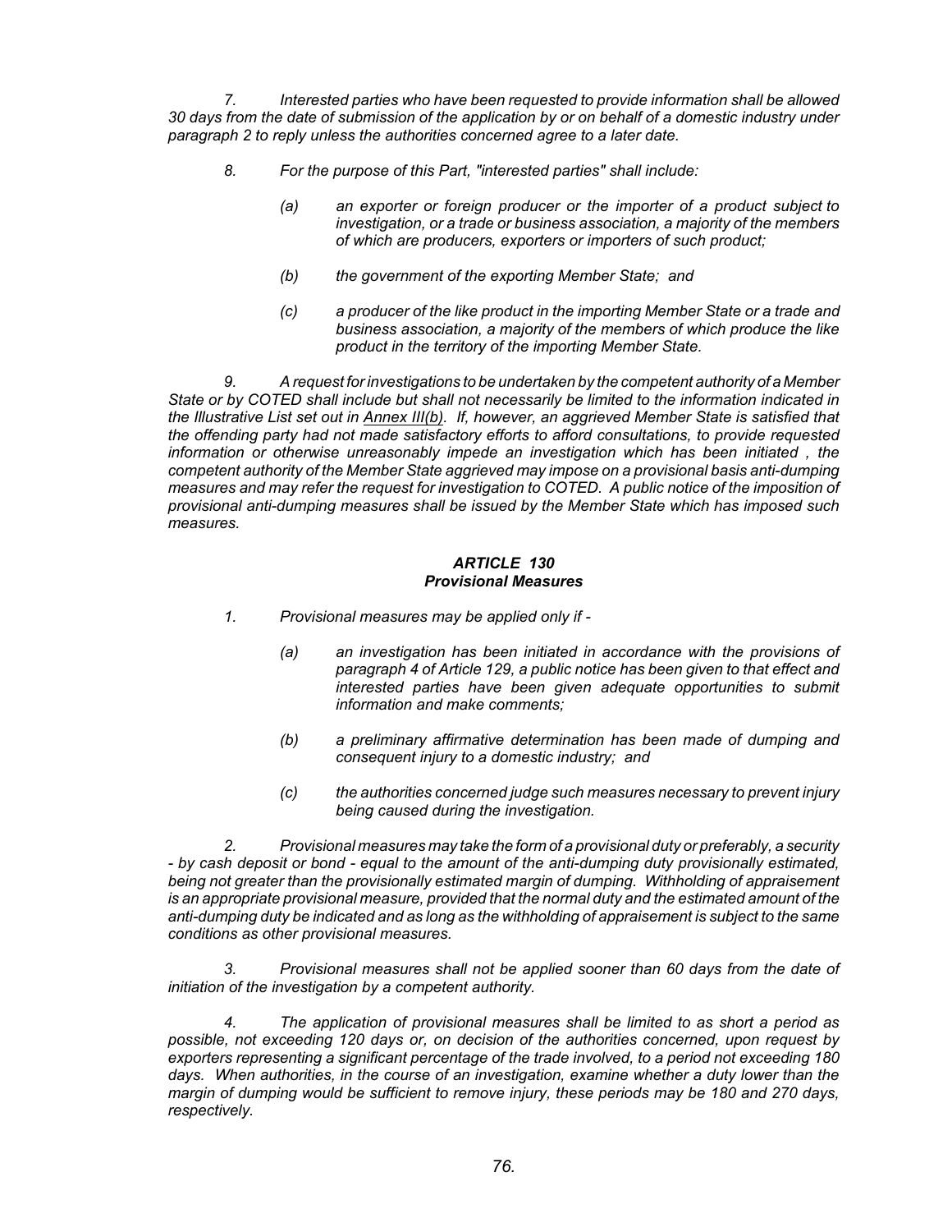*7. Interested parties who have been requested to provide information shall be allowed 30 days from the date of submission of the application by or on behalf of a domestic industry under paragraph 2 to reply unless the authorities concerned agree to a later date.*

*8. For the purpose of this Part, "interested parties" shall include:*

*(a) an exporter or foreign producer or the importer of a product subject to investigation, or a trade or business association, a majority of the members of which are producers, exporters or importers of such product;*

*(b) the government of the exporting Member State; and*

*(c) a producer of the like product in the importing Member State or a trade and business association, a majority of the members of which produce the like product in the territory of the importing Member State.*

*9. A request for investigations to be undertaken by the competent authority of a Member State or by COTED shall include but shall not necessarily be limited to the information indicated in the Illustrative List set out in Annex III(b). If, however, an aggrieved Member State is satisfied that the offending party had not made satisfactory efforts to afford consultations, to provide requested information or otherwise unreasonably impede an investigation which has been initiated , the competent authority of the Member State aggrieved may impose on a provisional basis anti-dumping measures and may refer the request for investigation to COTED. A public notice of the imposition of provisional anti-dumping measures shall be issued by the Member State which has imposed such measures.*

### *ARTICLE 130*
### *Provisional Measures*

*1. Provisional measures may be applied only if -*

*(a) an investigation has been initiated in accordance with the provisions of paragraph 4 of Article 129, a public notice has been given to that effect and interested parties have been given adequate opportunities to submit information and make comments;*

*(b) a preliminary affirmative determination has been made of dumping and consequent injury to a domestic industry; and*

*(c) the authorities concerned judge such measures necessary to prevent injury being caused during the investigation.*

*2. Provisional measures may take the form of a provisional duty or preferably, a security - by cash deposit or bond - equal to the amount of the anti-dumping duty provisionally estimated, being not greater than the provisionally estimated margin of dumping. Withholding of appraisement is an appropriate provisional measure, provided that the normal duty and the estimated amount of the anti-dumping duty be indicated and as long as the withholding of appraisement is subject to the same conditions as other provisional measures.*

*3. Provisional measures shall not be applied sooner than 60 days from the date of initiation of the investigation by a competent authority.*

*4. The application of provisional measures shall be limited to as short a period as possible, not exceeding 120 days or, on decision of the authorities concerned, upon request by exporters representing a significant percentage of the trade involved, to a period not exceeding 180 days. When authorities, in the course of an investigation, examine whether a duty lower than the margin of dumping would be sufficient to remove injury, these periods may be 180 and 270 days, respectively.*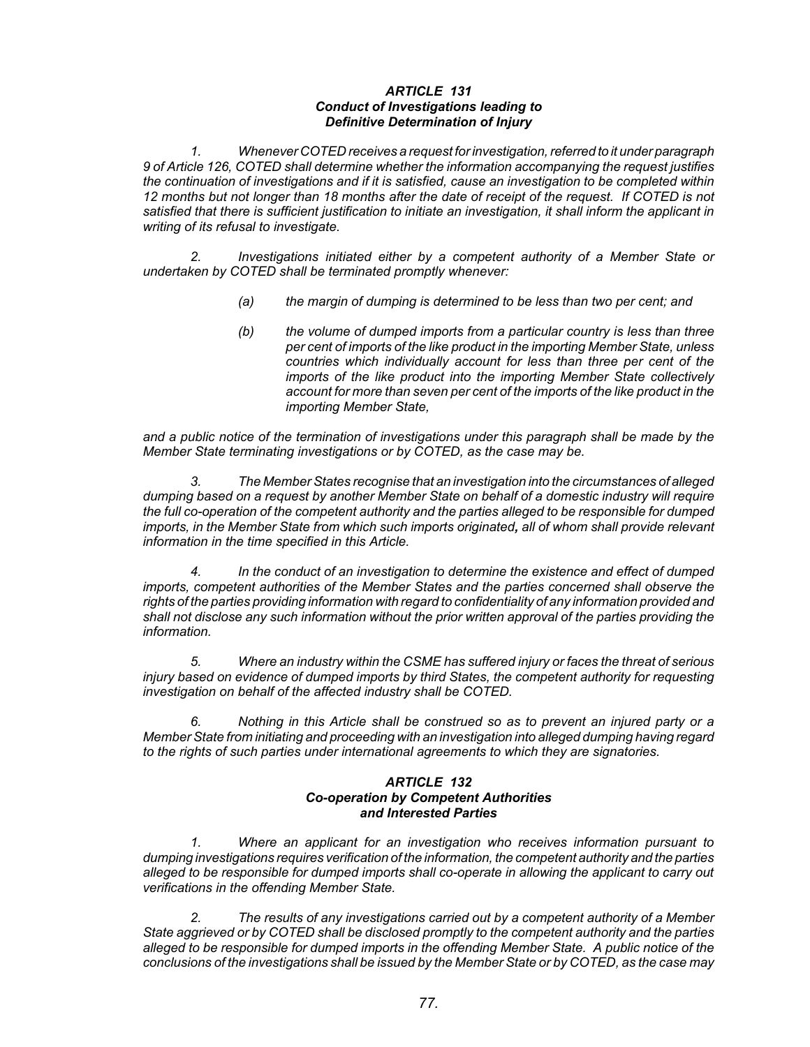### *ARTICLE 131*
### *Conduct of Investigations leading to Definitive Determination of Injury*

*1. Whenever COTED receives a request for investigation, referred to it under paragraph 9 of Article 126, COTED shall determine whether the information accompanying the request justifies the continuation of investigations and if it is satisfied, cause an investigation to be completed within 12 months but not longer than 18 months after the date of receipt of the request. If COTED is not satisfied that there is sufficient justification to initiate an investigation, it shall inform the applicant in writing of its refusal to investigate.*

*2. Investigations initiated either by a competent authority of a Member State or undertaken by COTED shall be terminated promptly whenever:*

*(a) the margin of dumping is determined to be less than two per cent; and*

*(b) the volume of dumped imports from a particular country is less than three per cent of imports of the like product in the importing Member State, unless countries which individually account for less than three per cent of the imports of the like product into the importing Member State collectively account for more than seven per cent of the imports of the like product in the importing Member State,*

*and a public notice of the termination of investigations under this paragraph shall be made by the Member State terminating investigations or by COTED, as the case may be.*

*3. The Member States recognise that an investigation into the circumstances of alleged dumping based on a request by another Member State on behalf of a domestic industry will require the full co-operation of the competent authority and the parties alleged to be responsible for dumped imports, in the Member State from which such imports originated**,** all of whom shall provide relevant information in the time specified in this Article.*

*4. In the conduct of an investigation to determine the existence and effect of dumped imports, competent authorities of the Member States and the parties concerned shall observe the rights of the parties providing information with regard to confidentiality of any information provided and shall not disclose any such information without the prior written approval of the parties providing the information.*

*5. Where an industry within the CSME has suffered injury or faces the threat of serious injury based on evidence of dumped imports by third States, the competent authority for requesting investigation on behalf of the affected industry shall be COTED.*

*6. Nothing in this Article shall be construed so as to prevent an injured party or a Member State from initiating and proceeding with an investigation into alleged dumping having regard to the rights of such parties under international agreements to which they are signatories.*

### *ARTICLE 132*
### *Co-operation by Competent Authorities and Interested Parties*

*1. Where an applicant for an investigation who receives information pursuant to dumping investigations requires verification of the information, the competent authority and the parties alleged to be responsible for dumped imports shall co-operate in allowing the applicant to carry out verifications in the offending Member State.*

*2. The results of any investigations carried out by a competent authority of a Member State aggrieved or by COTED shall be disclosed promptly to the competent authority and the parties alleged to be responsible for dumped imports in the offending Member State. A public notice of the conclusions of the investigations shall be issued by the Member State or by COTED, as the case may*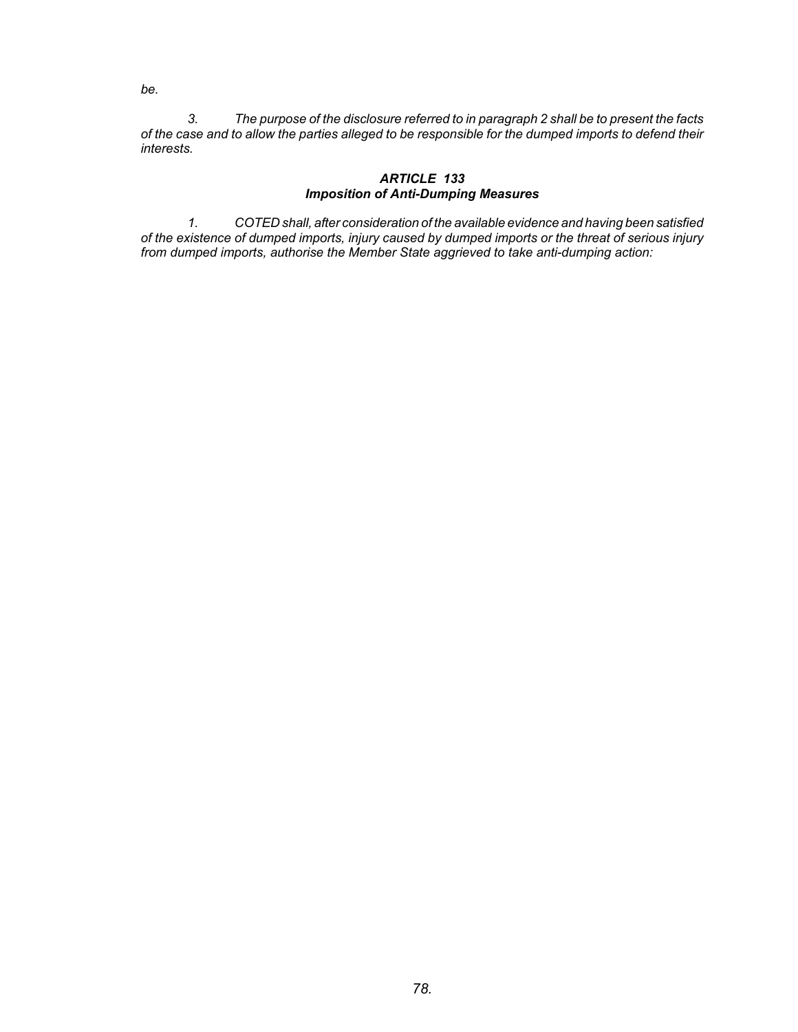*be.*

*3. The purpose of the disclosure referred to in paragraph 2 shall be to present the facts of the case and to allow the parties alleged to be responsible for the dumped imports to defend their interests.*

### *ARTICLE 133*
### *Imposition of Anti-Dumping Measures*

*1. COTED shall, after consideration of the available evidence and having been satisfied of the existence of dumped imports, injury caused by dumped imports or the threat of serious injury from dumped imports, authorise the Member State aggrieved to take anti-dumping action:*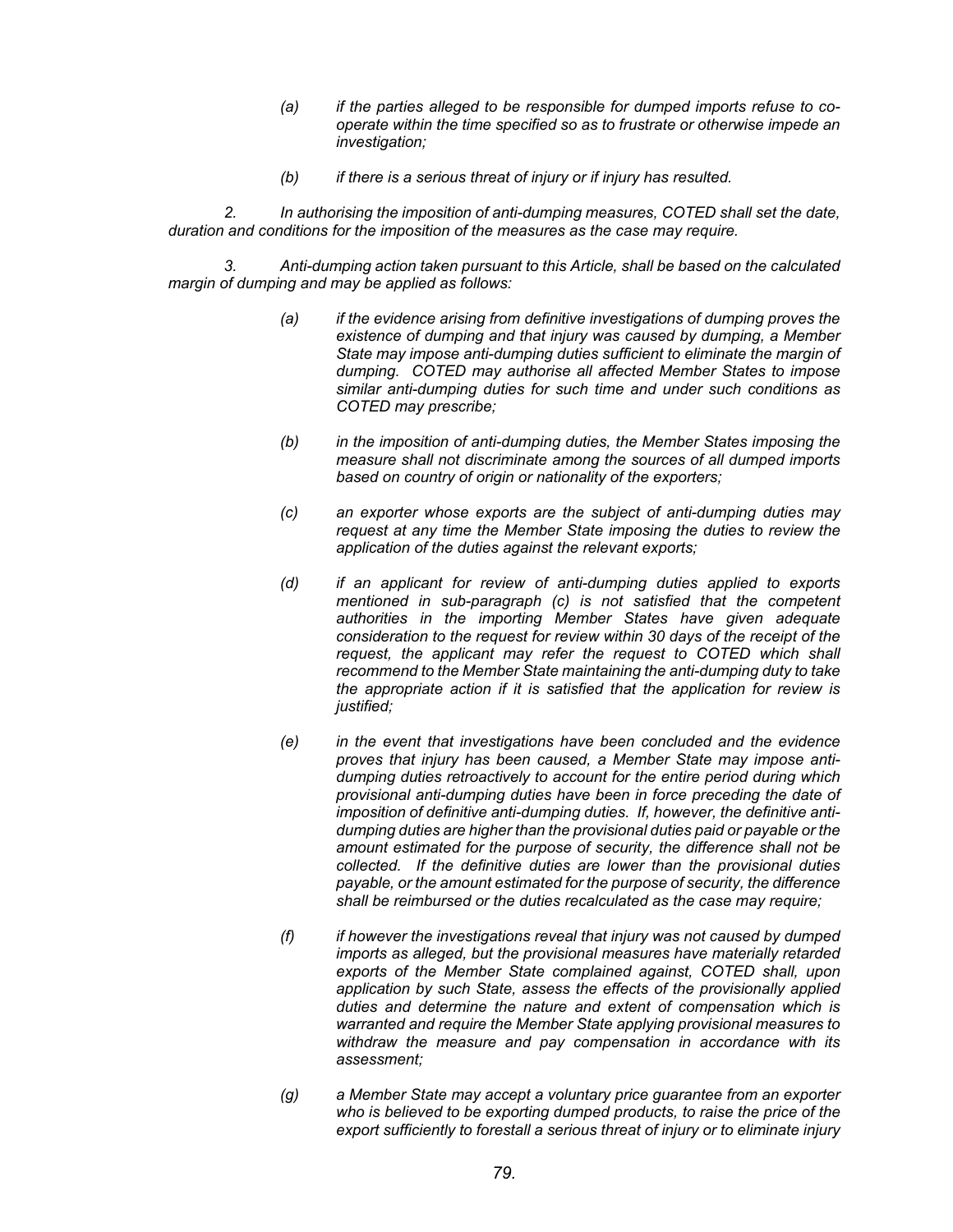*(a) if the parties alleged to be responsible for dumped imports refuse to co-operate within the time specified so as to frustrate or otherwise impede an investigation;*

*(b) if there is a serious threat of injury or if injury has resulted.*

*2. In authorising the imposition of anti-dumping measures, COTED shall set the date, duration and conditions for the imposition of the measures as the case may require.*

*3. Anti-dumping action taken pursuant to this Article, shall be based on the calculated margin of dumping and may be applied as follows:*

*(a) if the evidence arising from definitive investigations of dumping proves the existence of dumping and that injury was caused by dumping, a Member State may impose anti-dumping duties sufficient to eliminate the margin of dumping. COTED may authorise all affected Member States to impose similar anti-dumping duties for such time and under such conditions as COTED may prescribe;*

*(b) in the imposition of anti-dumping duties, the Member States imposing the measure shall not discriminate among the sources of all dumped imports based on country of origin or nationality of the exporters;*

*(c) an exporter whose exports are the subject of anti-dumping duties may request at any time the Member State imposing the duties to review the application of the duties against the relevant exports;*

*(d) if an applicant for review of anti-dumping duties applied to exports mentioned in sub-paragraph (c) is not satisfied that the competent authorities in the importing Member States have given adequate consideration to the request for review within 30 days of the receipt of the request, the applicant may refer the request to COTED which shall recommend to the Member State maintaining the anti-dumping duty to take the appropriate action if it is satisfied that the application for review is justified;*

*(e) in the event that investigations have been concluded and the evidence proves that injury has been caused, a Member State may impose anti-dumping duties retroactively to account for the entire period during which provisional anti-dumping duties have been in force preceding the date of imposition of definitive anti-dumping duties. If, however, the definitive anti-dumping duties are higher than the provisional duties paid or payable or the amount estimated for the purpose of security, the difference shall not be collected. If the definitive duties are lower than the provisional duties payable, or the amount estimated for the purpose of security, the difference shall be reimbursed or the duties recalculated as the case may require;*

*(f) if however the investigations reveal that injury was not caused by dumped imports as alleged, but the provisional measures have materially retarded exports of the Member State complained against, COTED shall, upon application by such State, assess the effects of the provisionally applied duties and determine the nature and extent of compensation which is warranted and require the Member State applying provisional measures to withdraw the measure and pay compensation in accordance with its assessment;*

*(g) a Member State may accept a voluntary price guarantee from an exporter who is believed to be exporting dumped products, to raise the price of the export sufficiently to forestall a serious threat of injury or to eliminate injury*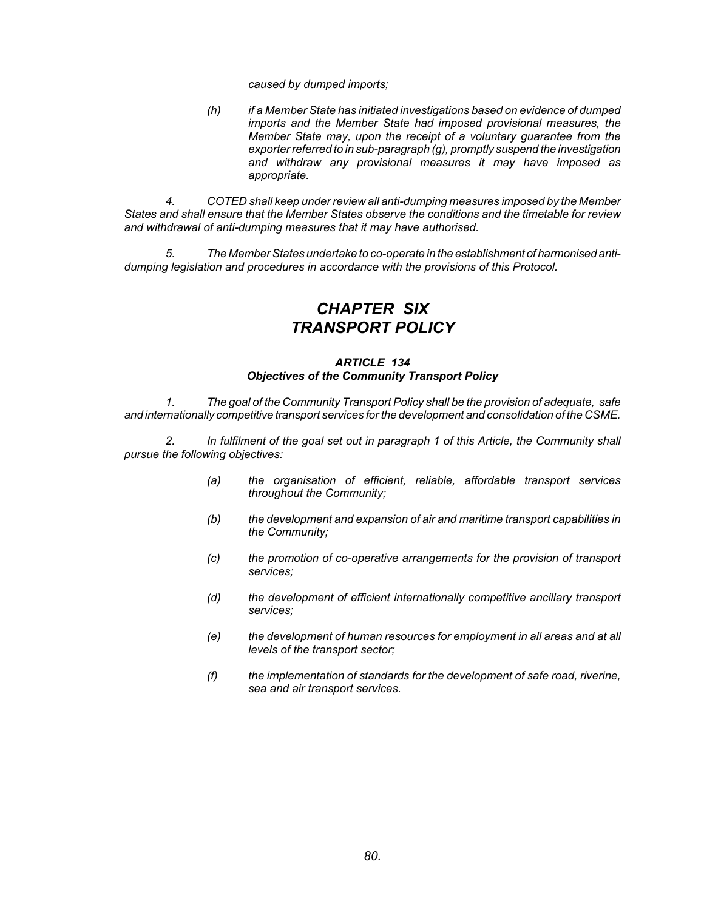*caused by dumped imports;*

*(h) if a Member State has initiated investigations based on evidence of dumped imports and the Member State had imposed provisional measures, the Member State may, upon the receipt of a voluntary guarantee from the exporter referred to in sub-paragraph (g), promptly suspend the investigation and withdraw any provisional measures it may have imposed as appropriate.*

*4. COTED shall keep under review all anti-dumping measures imposed by the Member States and shall ensure that the Member States observe the conditions and the timetable for review and withdrawal of anti-dumping measures that it may have authorised.*

*5. The Member States undertake to co-operate in the establishment of harmonised anti-dumping legislation and procedures in accordance with the provisions of this Protocol.*

# *CHAPTER SIX*
# *TRANSPORT POLICY*

### *ARTICLE 134*
### *Objectives of the Community Transport Policy*

*1. The goal of the Community Transport Policy shall be the provision of adequate, safe and internationally competitive transport services for the development and consolidation of the CSME.*

*2. In fulfilment of the goal set out in paragraph 1 of this Article, the Community shall pursue the following objectives:*

*(a) the organisation of efficient, reliable, affordable transport services throughout the Community;*

*(b) the development and expansion of air and maritime transport capabilities in the Community;*

*(c) the promotion of co-operative arrangements for the provision of transport services;*

*(d) the development of efficient internationally competitive ancillary transport services;*

*(e) the development of human resources for employment in all areas and at all levels of the transport sector;*

*(f) the implementation of standards for the development of safe road, riverine, sea and air transport services.*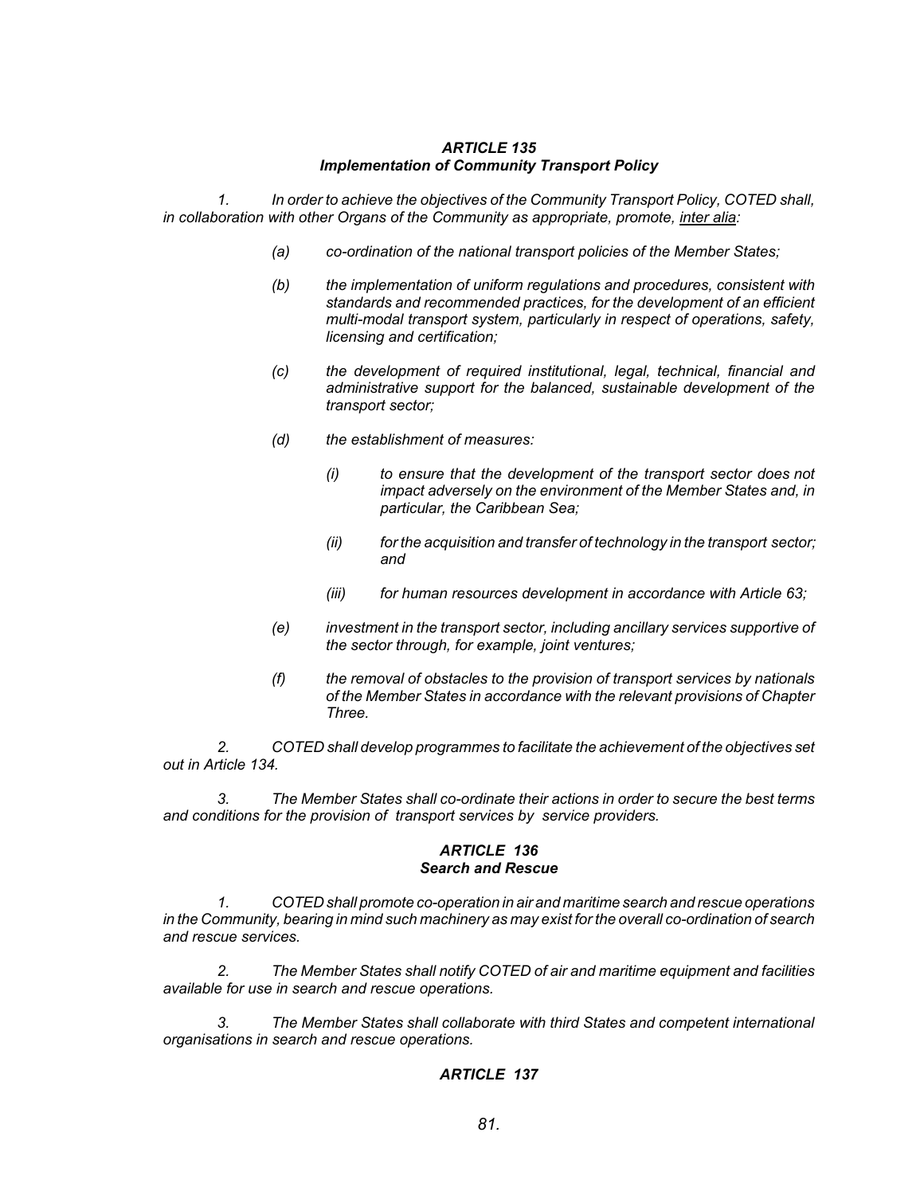### *ARTICLE 135*
### *Implementation of Community Transport Policy*

*1. In order to achieve the objectives of the Community Transport Policy, COTED shall, in collaboration with other Organs of the Community as appropriate, promote, inter alia:*

*(a) co-ordination of the national transport policies of the Member States;*

*(b) the implementation of uniform regulations and procedures, consistent with standards and recommended practices, for the development of an efficient multi-modal transport system, particularly in respect of operations, safety, licensing and certification;*

*(c) the development of required institutional, legal, technical, financial and administrative support for the balanced, sustainable development of the transport sector;*

*(d) the establishment of measures:*

*(i) to ensure that the development of the transport sector does not impact adversely on the environment of the Member States and, in particular, the Caribbean Sea;*

*(ii) for the acquisition and transfer of technology in the transport sector; and*

*(iii) for human resources development in accordance with Article 63;*

*(e) investment in the transport sector, including ancillary services supportive of the sector through, for example, joint ventures;*

*(f) the removal of obstacles to the provision of transport services by nationals of the Member States in accordance with the relevant provisions of Chapter Three.*

*2. COTED shall develop programmes to facilitate the achievement of the objectives set out in Article 134.*

*3. The Member States shall co-ordinate their actions in order to secure the best terms and conditions for the provision of transport services by service providers.*

### *ARTICLE 136*
### *Search and Rescue*

*1. COTED shall promote co-operation in air and maritime search and rescue operations in the Community, bearing in mind such machinery as may exist for the overall co-ordination of search and rescue services.*

*2. The Member States shall notify COTED of air and maritime equipment and facilities available for use in search and rescue operations.*

*3. The Member States shall collaborate with third States and competent international organisations in search and rescue operations.*

### *ARTICLE 137*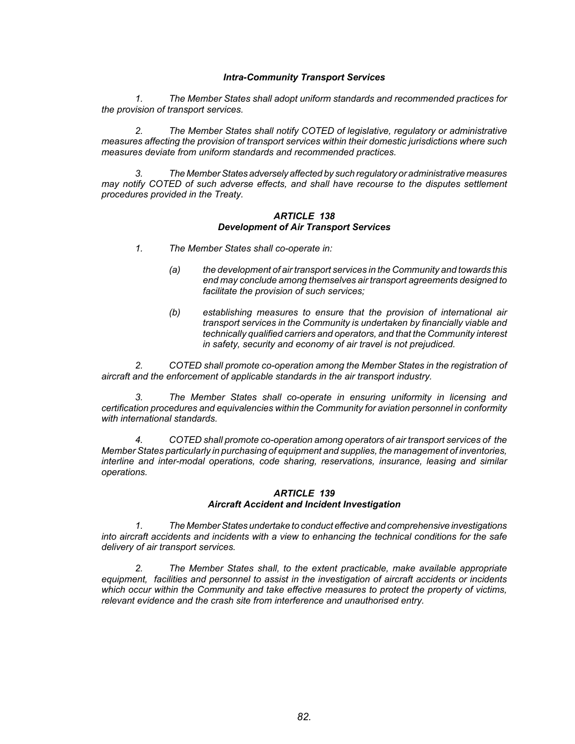### *Intra-Community Transport Services*

*1. The Member States shall adopt uniform standards and recommended practices for the provision of transport services.*

*2. The Member States shall notify COTED of legislative, regulatory or administrative measures affecting the provision of transport services within their domestic jurisdictions where such measures deviate from uniform standards and recommended practices.*

*3. The Member States adversely affected by such regulatory or administrative measures may notify COTED of such adverse effects, and shall have recourse to the disputes settlement procedures provided in the Treaty.*

### *ARTICLE 138*
### *Development of Air Transport Services*

*1. The Member States shall co-operate in:*

- *(a) the development of air transport services in the Community and towards this end may conclude among themselves air transport agreements designed to facilitate the provision of such services;*
- *(b) establishing measures to ensure that the provision of international air transport services in the Community is undertaken by financially viable and technically qualified carriers and operators, and that the Community interest in safety, security and economy of air travel is not prejudiced.*

*2. COTED shall promote co-operation among the Member States in the registration of aircraft and the enforcement of applicable standards in the air transport industry.*

*3. The Member States shall co-operate in ensuring uniformity in licensing and certification procedures and equivalencies within the Community for aviation personnel in conformity with international standards.*

*4. COTED shall promote co-operation among operators of air transport services of the Member States particularly in purchasing of equipment and supplies, the management of inventories, interline and inter-modal operations, code sharing, reservations, insurance, leasing and similar operations.*

### *ARTICLE 139*
### *Aircraft Accident and Incident Investigation*

*1. The Member States undertake to conduct effective and comprehensive investigations into aircraft accidents and incidents with a view to enhancing the technical conditions for the safe delivery of air transport services.*

*2. The Member States shall, to the extent practicable, make available appropriate equipment, facilities and personnel to assist in the investigation of aircraft accidents or incidents which occur within the Community and take effective measures to protect the property of victims, relevant evidence and the crash site from interference and unauthorised entry.*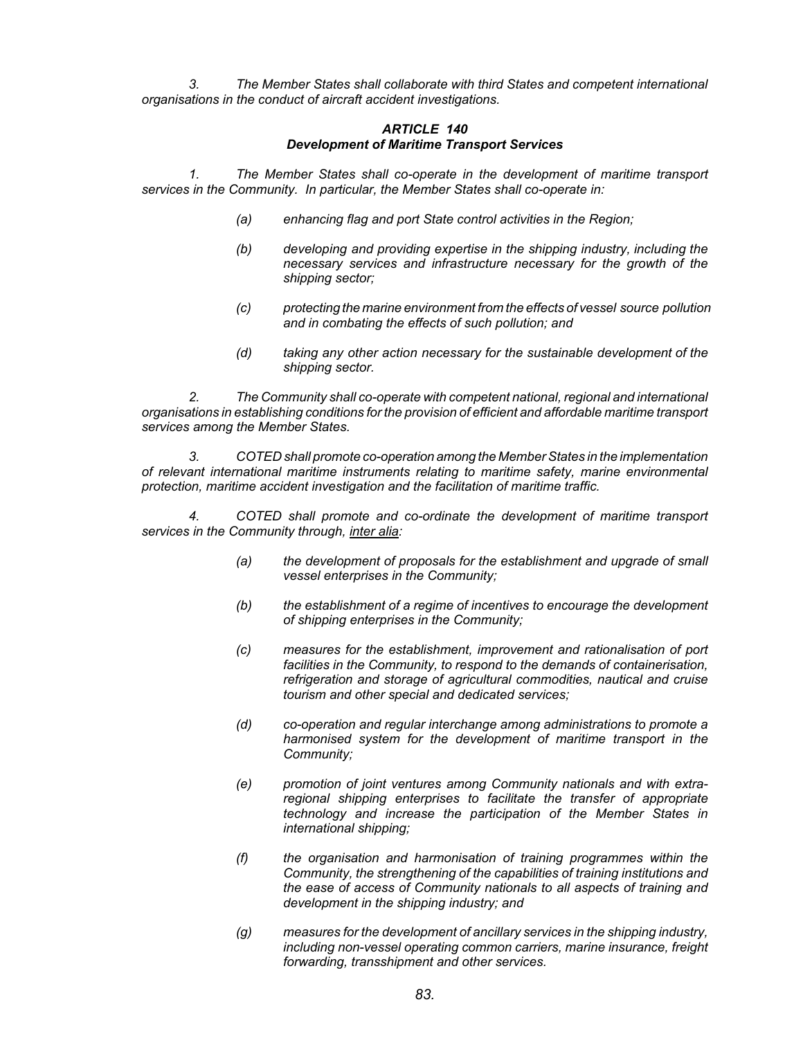*3. The Member States shall collaborate with third States and competent international organisations in the conduct of aircraft accident investigations.*

### *ARTICLE 140*
### *Development of Maritime Transport Services*

*1. The Member States shall co-operate in the development of maritime transport services in the Community. In particular, the Member States shall co-operate in:*

*(a) enhancing flag and port State control activities in the Region;*

*(b) developing and providing expertise in the shipping industry, including the necessary services and infrastructure necessary for the growth of the shipping sector;*

*(c) protecting the marine environment from the effects of vessel source pollution and in combating the effects of such pollution; and*

*(d) taking any other action necessary for the sustainable development of the shipping sector.*

*2. The Community shall co-operate with competent national, regional and international organisations in establishing conditions for the provision of efficient and affordable maritime transport services among the Member States.*

*3. COTED shall promote co-operation among the Member States in the implementation of relevant international maritime instruments relating to maritime safety, marine environmental protection, maritime accident investigation and the facilitation of maritime traffic.*

*4. COTED shall promote and co-ordinate the development of maritime transport services in the Community through, inter alia:*

*(a) the development of proposals for the establishment and upgrade of small vessel enterprises in the Community;*

*(b) the establishment of a regime of incentives to encourage the development of shipping enterprises in the Community;*

*(c) measures for the establishment, improvement and rationalisation of port facilities in the Community, to respond to the demands of containerisation, refrigeration and storage of agricultural commodities, nautical and cruise tourism and other special and dedicated services;*

*(d) co-operation and regular interchange among administrations to promote a harmonised system for the development of maritime transport in the Community;*

*(e) promotion of joint ventures among Community nationals and with extra-regional shipping enterprises to facilitate the transfer of appropriate technology and increase the participation of the Member States in international shipping;*

*(f) the organisation and harmonisation of training programmes within the Community, the strengthening of the capabilities of training institutions and the ease of access of Community nationals to all aspects of training and development in the shipping industry; and*

*(g) measures for the development of ancillary services in the shipping industry, including non-vessel operating common carriers, marine insurance, freight forwarding, transshipment and other services.*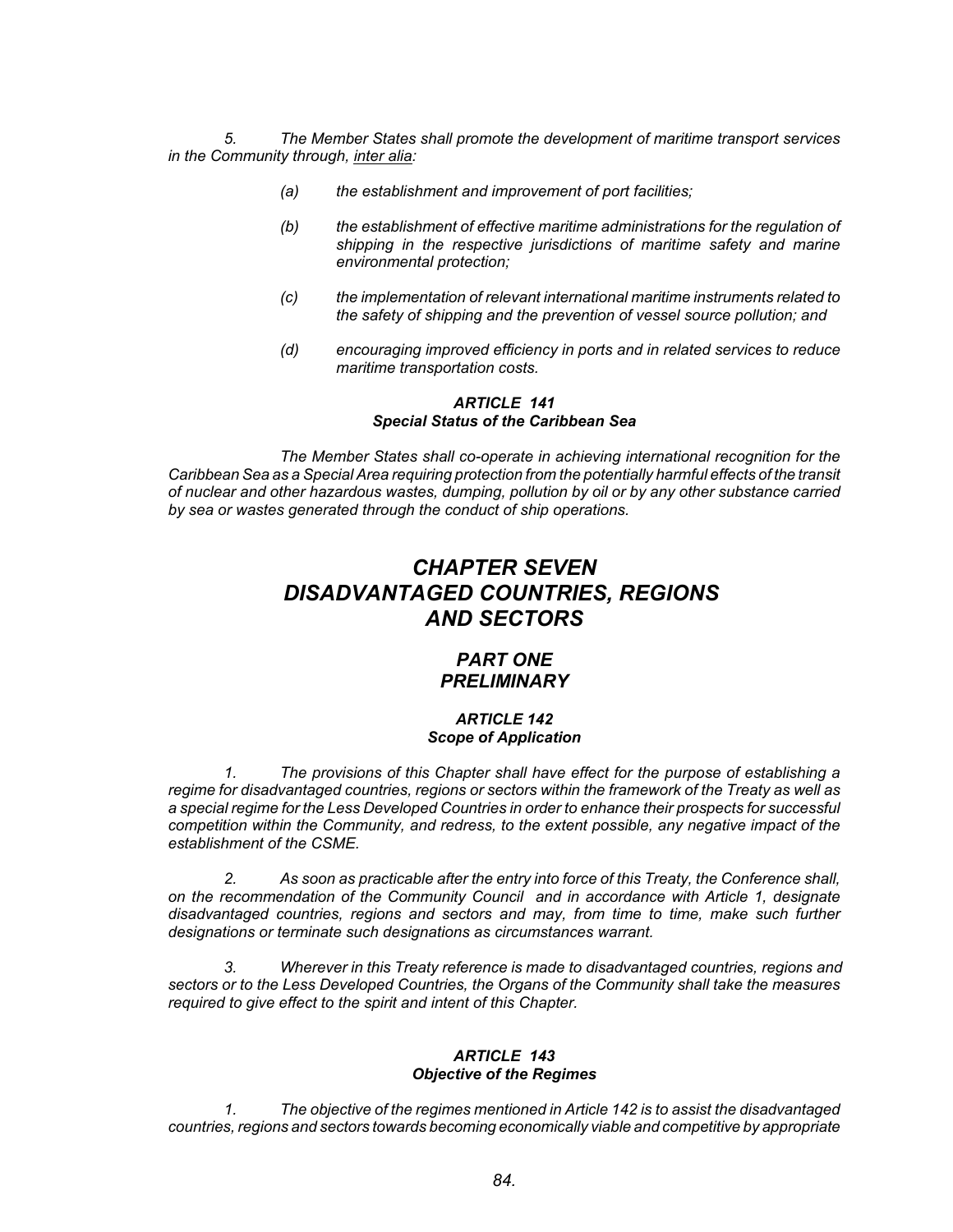*5. The Member States shall promote the development of maritime transport services in the Community through, inter alia:*

*(a) the establishment and improvement of port facilities;*

*(b) the establishment of effective maritime administrations for the regulation of shipping in the respective jurisdictions of maritime safety and marine environmental protection;*

*(c) the implementation of relevant international maritime instruments related to the safety of shipping and the prevention of vessel source pollution; and*

*(d) encouraging improved efficiency in ports and in related services to reduce maritime transportation costs.*

#### *ARTICLE 141*
#### *Special Status of the Caribbean Sea*

*The Member States shall co-operate in achieving international recognition for the Caribbean Sea as a Special Area requiring protection from the potentially harmful effects of the transit of nuclear and other hazardous wastes, dumping, pollution by oil or by any other substance carried by sea or wastes generated through the conduct of ship operations.*

# *CHAPTER SEVEN*
# *DISADVANTAGED COUNTRIES, REGIONS AND SECTORS*

## *PART ONE*
## *PRELIMINARY*

#### *ARTICLE 142*
#### *Scope of Application*

*1. The provisions of this Chapter shall have effect for the purpose of establishing a regime for disadvantaged countries, regions or sectors within the framework of the Treaty as well as a special regime for the Less Developed Countries in order to enhance their prospects for successful competition within the Community, and redress, to the extent possible, any negative impact of the establishment of the CSME.*

*2. As soon as practicable after the entry into force of this Treaty, the Conference shall, on the recommendation of the Community Council and in accordance with Article 1, designate disadvantaged countries, regions and sectors and may, from time to time, make such further designations or terminate such designations as circumstances warrant.*

*3. Wherever in this Treaty reference is made to disadvantaged countries, regions and sectors or to the Less Developed Countries, the Organs of the Community shall take the measures required to give effect to the spirit and intent of this Chapter.*

#### *ARTICLE 143*
#### *Objective of the Regimes*

*1. The objective of the regimes mentioned in Article 142 is to assist the disadvantaged countries, regions and sectors towards becoming economically viable and competitive by appropriate*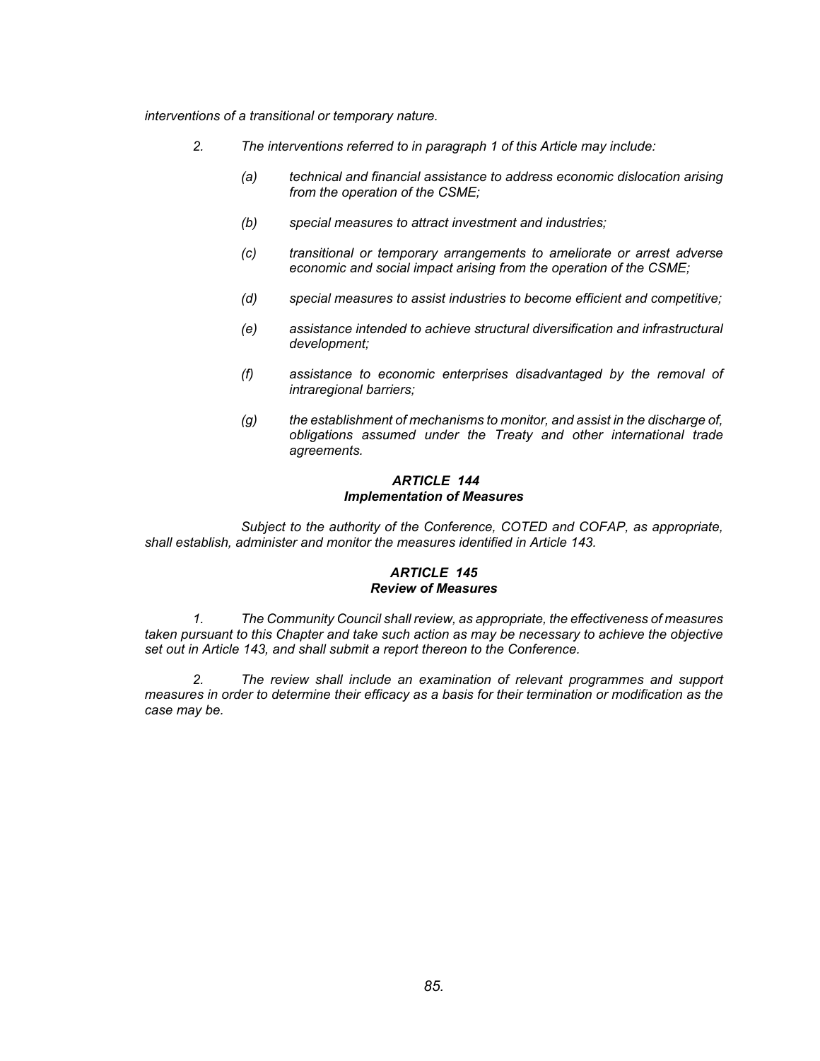*interventions of a transitional or temporary nature.*

*2. The interventions referred to in paragraph 1 of this Article may include:*

*(a) technical and financial assistance to address economic dislocation arising from the operation of the CSME;*

*(b) special measures to attract investment and industries;*

*(c) transitional or temporary arrangements to ameliorate or arrest adverse economic and social impact arising from the operation of the CSME;*

*(d) special measures to assist industries to become efficient and competitive;*

*(e) assistance intended to achieve structural diversification and infrastructural development;*

*(f) assistance to economic enterprises disadvantaged by the removal of intraregional barriers;*

*(g) the establishment of mechanisms to monitor, and assist in the discharge of, obligations assumed under the Treaty and other international trade agreements.*

### *ARTICLE 144*
### *Implementation of Measures*

*Subject to the authority of the Conference, COTED and COFAP, as appropriate, shall establish, administer and monitor the measures identified in Article 143.*

### *ARTICLE 145*
### *Review of Measures*

*1. The Community Council shall review, as appropriate, the effectiveness of measures taken pursuant to this Chapter and take such action as may be necessary to achieve the objective set out in Article 143, and shall submit a report thereon to the Conference.*

*2. The review shall include an examination of relevant programmes and support measures in order to determine their efficacy as a basis for their termination or modification as the case may be.*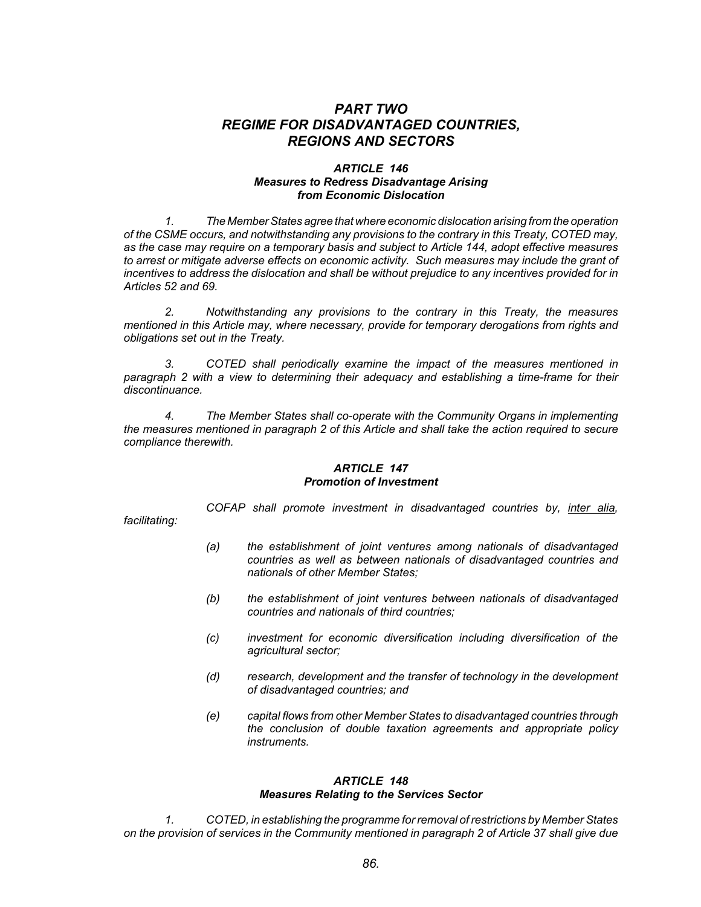# *PART TWO*
# *REGIME FOR DISADVANTAGED COUNTRIES, REGIONS AND SECTORS*

### *ARTICLE 146*
### *Measures to Redress Disadvantage Arising from Economic Dislocation*

*1. The Member States agree that where economic dislocation arising from the operation of the CSME occurs, and notwithstanding any provisions to the contrary in this Treaty, COTED may, as the case may require on a temporary basis and subject to Article 144, adopt effective measures to arrest or mitigate adverse effects on economic activity. Such measures may include the grant of incentives to address the dislocation and shall be without prejudice to any incentives provided for in Articles 52 and 69.*

*2. Notwithstanding any provisions to the contrary in this Treaty, the measures mentioned in this Article may, where necessary, provide for temporary derogations from rights and obligations set out in the Treaty.*

*3. COTED shall periodically examine the impact of the measures mentioned in paragraph 2 with a view to determining their adequacy and establishing a time-frame for their discontinuance.*

*4. The Member States shall co-operate with the Community Organs in implementing the measures mentioned in paragraph 2 of this Article and shall take the action required to secure compliance therewith.*

### *ARTICLE 147*
### *Promotion of Investment*

*COFAP shall promote investment in disadvantaged countries by, inter alia, facilitating:*

*(a) the establishment of joint ventures among nationals of disadvantaged countries as well as between nationals of disadvantaged countries and nationals of other Member States;*

*(b) the establishment of joint ventures between nationals of disadvantaged countries and nationals of third countries;*

*(c) investment for economic diversification including diversification of the agricultural sector;*

*(d) research, development and the transfer of technology in the development of disadvantaged countries; and*

*(e) capital flows from other Member States to disadvantaged countries through the conclusion of double taxation agreements and appropriate policy instruments.*

### *ARTICLE 148*
### *Measures Relating to the Services Sector*

*1. COTED, in establishing the programme for removal of restrictions by Member States on the provision of services in the Community mentioned in paragraph 2 of Article 37 shall give due*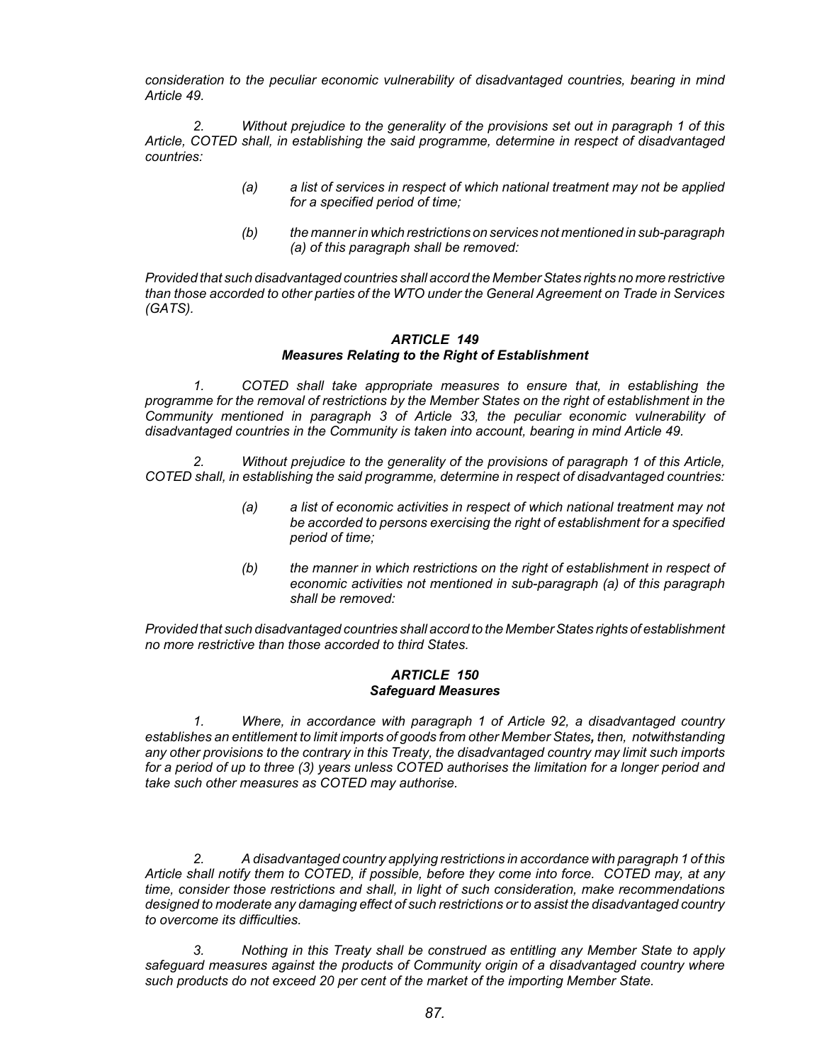*consideration to the peculiar economic vulnerability of disadvantaged countries, bearing in mind Article 49.*

*2. Without prejudice to the generality of the provisions set out in paragraph 1 of this Article, COTED shall, in establishing the said programme, determine in respect of disadvantaged countries:*

> *(a) a list of services in respect of which national treatment may not be applied for a specified period of time;*
>
> *(b) the manner in which restrictions on services not mentioned in sub-paragraph (a) of this paragraph shall be removed:*

*Provided that such disadvantaged countries shall accord the Member States rights no more restrictive than those accorded to other parties of the WTO under the General Agreement on Trade in Services (GATS).*

### ***ARTICLE 149***
### ***Measures Relating to the Right of Establishment***

*1. COTED shall take appropriate measures to ensure that, in establishing the programme for the removal of restrictions by the Member States on the right of establishment in the Community mentioned in paragraph 3 of Article 33, the peculiar economic vulnerability of disadvantaged countries in the Community is taken into account, bearing in mind Article 49.*

*2. Without prejudice to the generality of the provisions of paragraph 1 of this Article, COTED shall, in establishing the said programme, determine in respect of disadvantaged countries:*

> *(a) a list of economic activities in respect of which national treatment may not be accorded to persons exercising the right of establishment for a specified period of time;*
>
> *(b) the manner in which restrictions on the right of establishment in respect of economic activities not mentioned in sub-paragraph (a) of this paragraph shall be removed:*

*Provided that such disadvantaged countries shall accord to the Member States rights of establishment no more restrictive than those accorded to third States.*

### ***ARTICLE 150***
### ***Safeguard Measures***

*1. Where, in accordance with paragraph 1 of Article 92, a disadvantaged country establishes an entitlement to limit imports of goods from other Member States, then, notwithstanding any other provisions to the contrary in this Treaty, the disadvantaged country may limit such imports for a period of up to three (3) years unless COTED authorises the limitation for a longer period and take such other measures as COTED may authorise.*

*2. A disadvantaged country applying restrictions in accordance with paragraph 1 of this Article shall notify them to COTED, if possible, before they come into force. COTED may, at any time, consider those restrictions and shall, in light of such consideration, make recommendations designed to moderate any damaging effect of such restrictions or to assist the disadvantaged country to overcome its difficulties.*

*3. Nothing in this Treaty shall be construed as entitling any Member State to apply safeguard measures against the products of Community origin of a disadvantaged country where such products do not exceed 20 per cent of the market of the importing Member State.*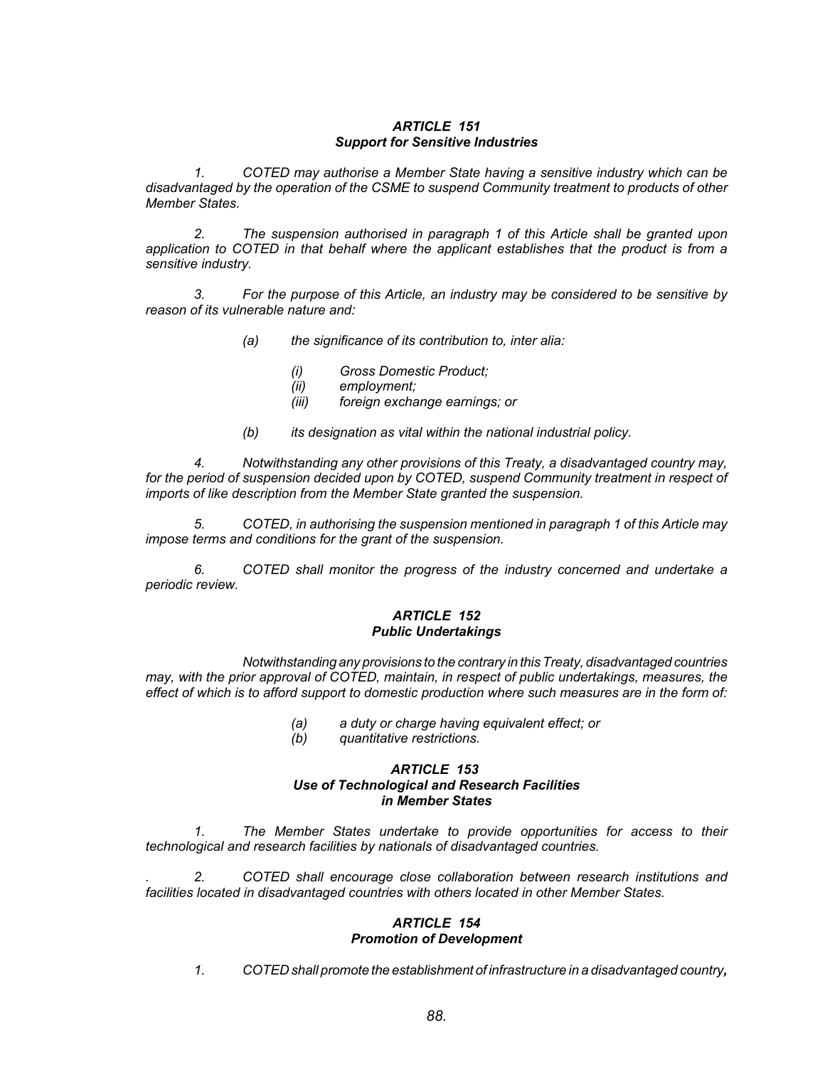### *ARTICLE 151*
### *Support for Sensitive Industries*

*1. COTED may authorise a Member State having a sensitive industry which can be disadvantaged by the operation of the CSME to suspend Community treatment to products of other Member States.*

*2. The suspension authorised in paragraph 1 of this Article shall be granted upon application to COTED in that behalf where the applicant establishes that the product is from a sensitive industry.*

*3. For the purpose of this Article, an industry may be considered to be sensitive by reason of its vulnerable nature and:*

> *(a) the significance of its contribution to, inter alia:*
>
> > *(i) Gross Domestic Product;*
> > *(ii) employment;*
> > *(iii) foreign exchange earnings; or*
>
> *(b) its designation as vital within the national industrial policy.*

*4. Notwithstanding any other provisions of this Treaty, a disadvantaged country may, for the period of suspension decided upon by COTED, suspend Community treatment in respect of imports of like description from the Member State granted the suspension.*

*5. COTED, in authorising the suspension mentioned in paragraph 1 of this Article may impose terms and conditions for the grant of the suspension.*

*6. COTED shall monitor the progress of the industry concerned and undertake a periodic review.*

### *ARTICLE 152*
### *Public Undertakings*

*Notwithstanding any provisions to the contrary in this Treaty, disadvantaged countries may, with the prior approval of COTED, maintain, in respect of public undertakings, measures, the effect of which is to afford support to domestic production where such measures are in the form of:*

> *(a) a duty or charge having equivalent effect; or*
> *(b) quantitative restrictions.*

### *ARTICLE 153*
### *Use of Technological and Research Facilities in Member States*

*1. The Member States undertake to provide opportunities for access to their technological and research facilities by nationals of disadvantaged countries.*

*. 2. COTED shall encourage close collaboration between research institutions and facilities located in disadvantaged countries with others located in other Member States.*

### *ARTICLE 154*
### *Promotion of Development*

*1. COTED shall promote the establishment of infrastructure in a disadvantaged country**,***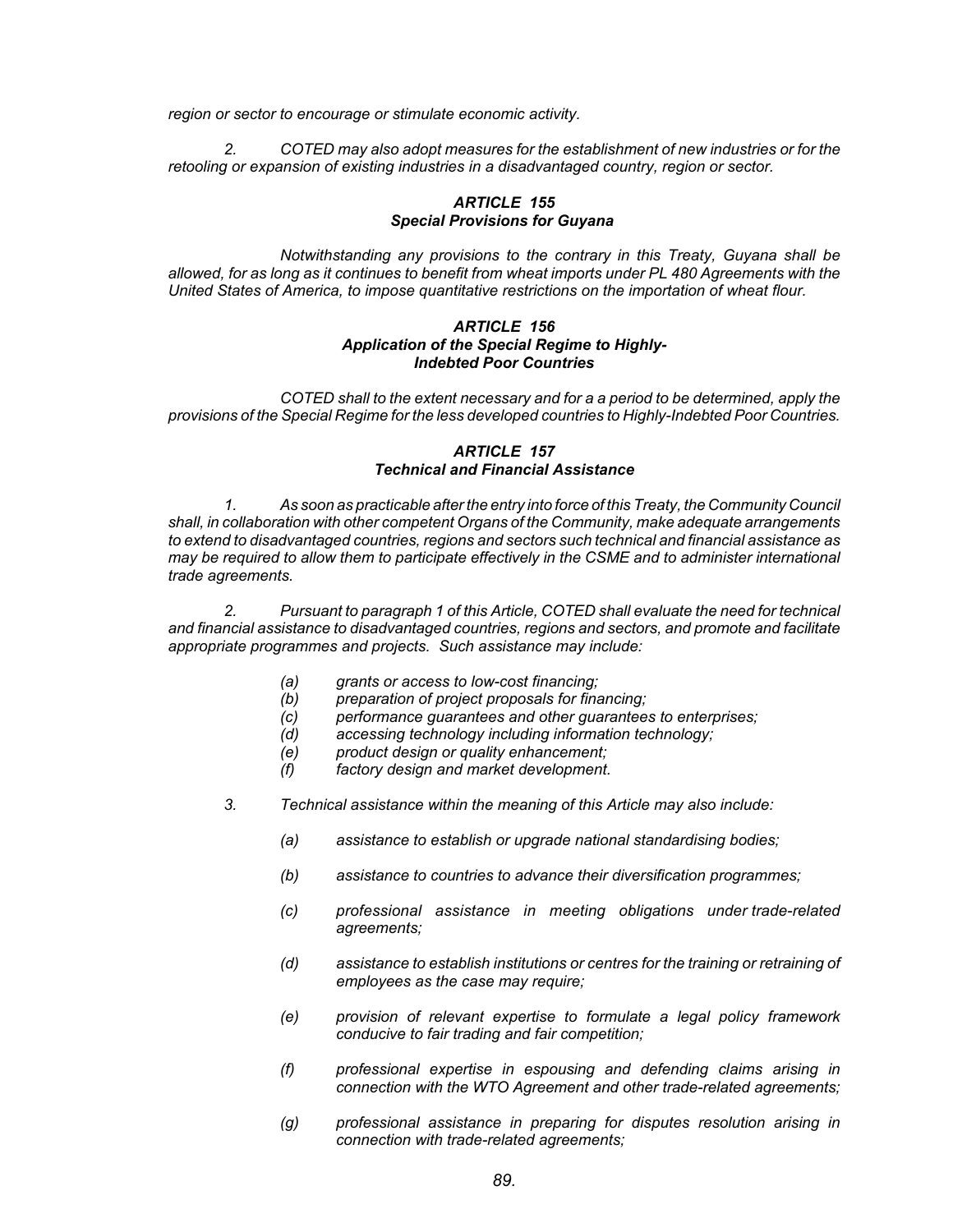*region or sector to encourage or stimulate economic activity.*

*2. COTED may also adopt measures for the establishment of new industries or for the retooling or expansion of existing industries in a disadvantaged country, region or sector.*

### *ARTICLE 155*
### *Special Provisions for Guyana*

*Notwithstanding any provisions to the contrary in this Treaty, Guyana shall be allowed, for as long as it continues to benefit from wheat imports under PL 480 Agreements with the United States of America, to impose quantitative restrictions on the importation of wheat flour.*

### *ARTICLE 156*
### *Application of the Special Regime to Highly-Indebted Poor Countries*

*COTED shall to the extent necessary and for a a period to be determined, apply the provisions of the Special Regime for the less developed countries to Highly-Indebted Poor Countries.*

### *ARTICLE 157*
### *Technical and Financial Assistance*

*1. As soon as practicable after the entry into force of this Treaty, the Community Council shall, in collaboration with other competent Organs of the Community, make adequate arrangements to extend to disadvantaged countries, regions and sectors such technical and financial assistance as may be required to allow them to participate effectively in the CSME and to administer international trade agreements.*

*2. Pursuant to paragraph 1 of this Article, COTED shall evaluate the need for technical and financial assistance to disadvantaged countries, regions and sectors, and promote and facilitate appropriate programmes and projects. Such assistance may include:*

*(a) grants or access to low-cost financing;*
*(b) preparation of project proposals for financing;*
*(c) performance guarantees and other guarantees to enterprises;*
*(d) accessing technology including information technology;*
*(e) product design or quality enhancement;*
*(f) factory design and market development.*

*3. Technical assistance within the meaning of this Article may also include:*

*(a) assistance to establish or upgrade national standardising bodies;*

*(b) assistance to countries to advance their diversification programmes;*

*(c) professional assistance in meeting obligations under trade-related agreements;*

*(d) assistance to establish institutions or centres for the training or retraining of employees as the case may require;*

*(e) provision of relevant expertise to formulate a legal policy framework conducive to fair trading and fair competition;*

*(f) professional expertise in espousing and defending claims arising in connection with the WTO Agreement and other trade-related agreements;*

*(g) professional assistance in preparing for disputes resolution arising in connection with trade-related agreements;*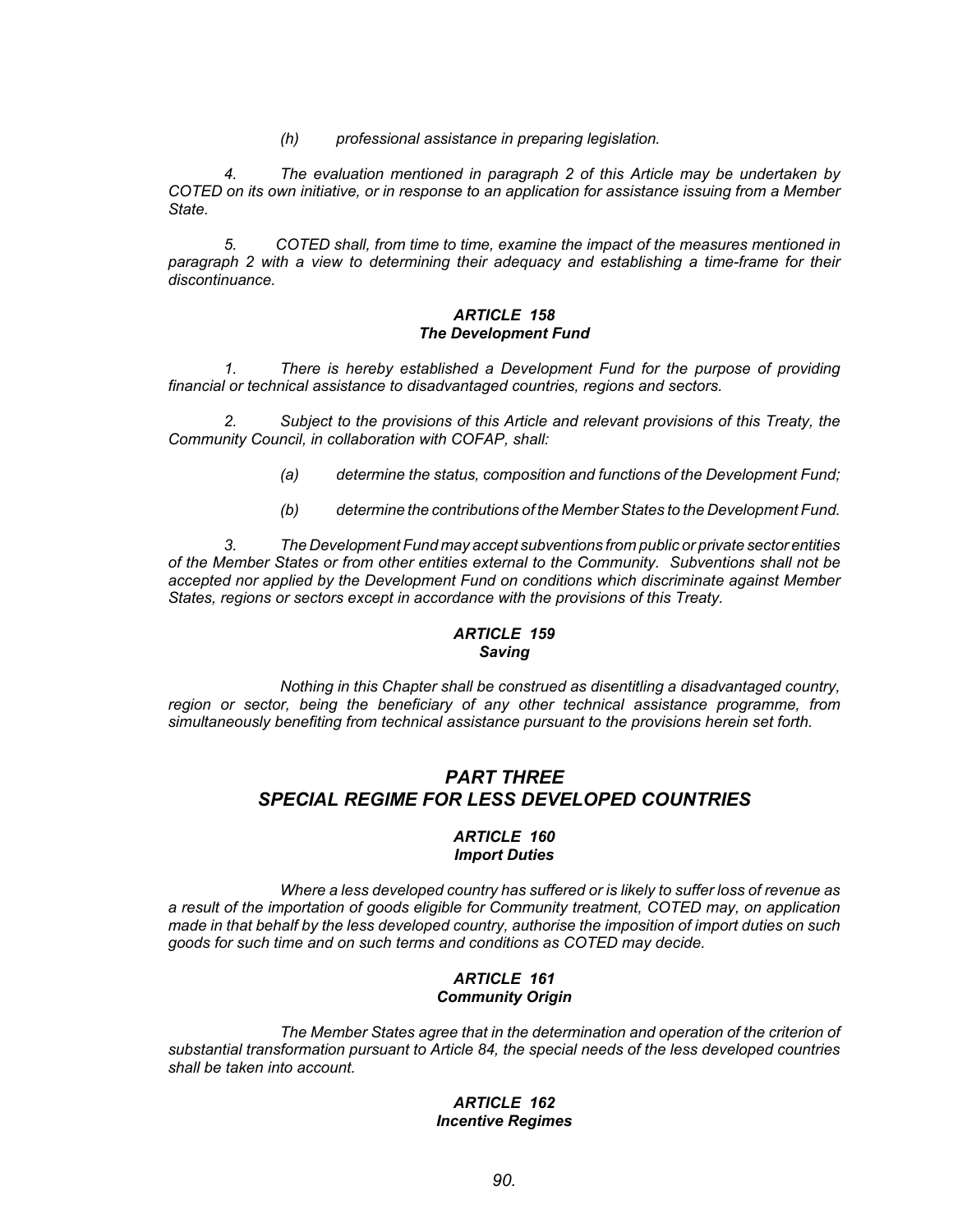*(h) professional assistance in preparing legislation.*

*4. The evaluation mentioned in paragraph 2 of this Article may be undertaken by COTED on its own initiative, or in response to an application for assistance issuing from a Member State.*

*5. COTED shall, from time to time, examine the impact of the measures mentioned in paragraph 2 with a view to determining their adequacy and establishing a time-frame for their discontinuance.*

### *ARTICLE 158*
### *The Development Fund*

*1. There is hereby established a Development Fund for the purpose of providing financial or technical assistance to disadvantaged countries, regions and sectors.*

*2. Subject to the provisions of this Article and relevant provisions of this Treaty, the Community Council, in collaboration with COFAP, shall:*

*(a) determine the status, composition and functions of the Development Fund;*

*(b) determine the contributions of the Member States to the Development Fund.*

*3. The Development Fund may accept subventions from public or private sector entities of the Member States or from other entities external to the Community. Subventions shall not be accepted nor applied by the Development Fund on conditions which discriminate against Member States, regions or sectors except in accordance with the provisions of this Treaty.*

### *ARTICLE 159*
### *Saving*

*Nothing in this Chapter shall be construed as disentitling a disadvantaged country, region or sector, being the beneficiary of any other technical assistance programme, from simultaneously benefiting from technical assistance pursuant to the provisions herein set forth.*

## *PART THREE*
## *SPECIAL REGIME FOR LESS DEVELOPED COUNTRIES*

### *ARTICLE 160*
### *Import Duties*

*Where a less developed country has suffered or is likely to suffer loss of revenue as a result of the importation of goods eligible for Community treatment, COTED may, on application made in that behalf by the less developed country, authorise the imposition of import duties on such goods for such time and on such terms and conditions as COTED may decide.*

### *ARTICLE 161*
### *Community Origin*

*The Member States agree that in the determination and operation of the criterion of substantial transformation pursuant to Article 84, the special needs of the less developed countries shall be taken into account.*

### *ARTICLE 162*
### *Incentive Regimes*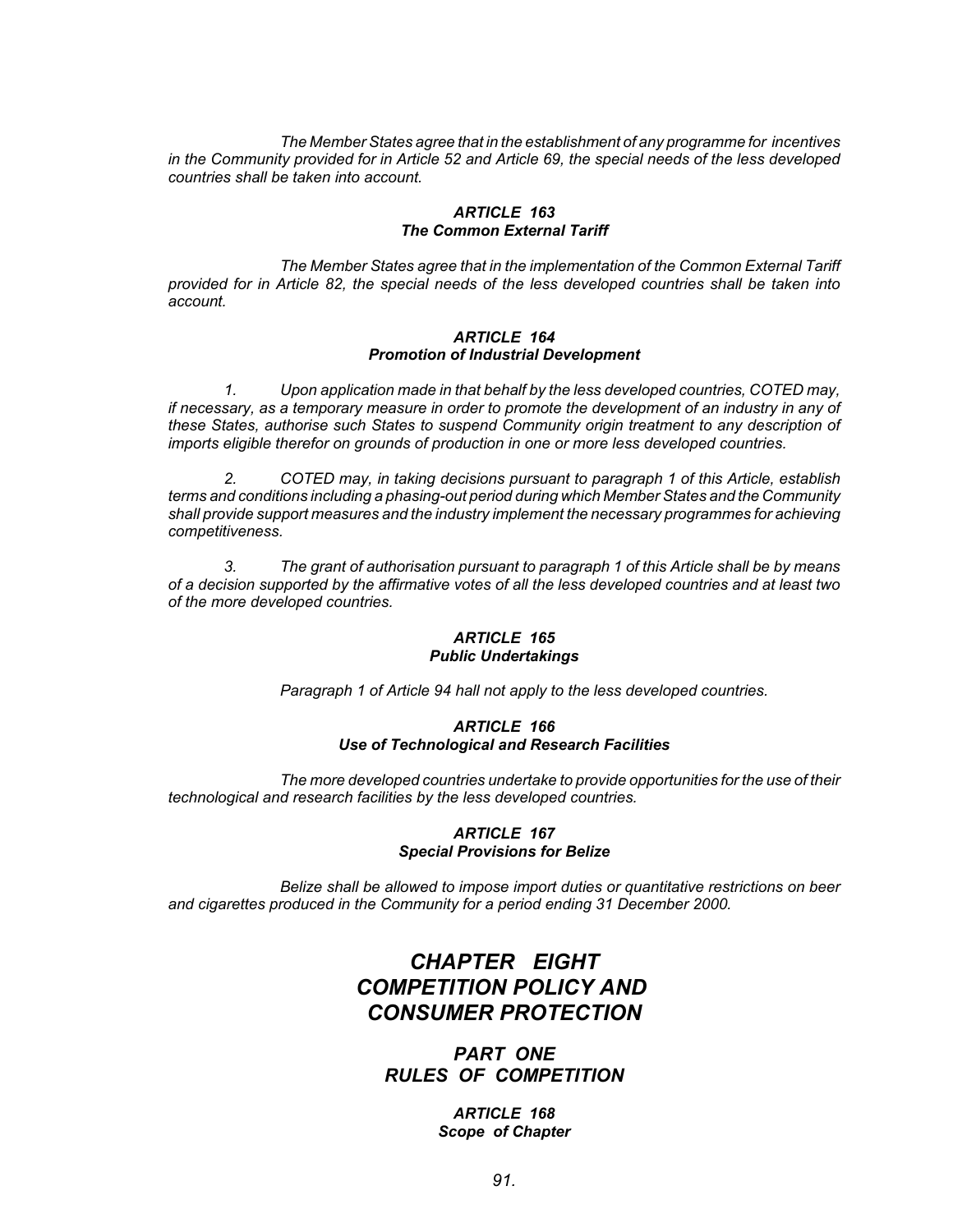*The Member States agree that in the establishment of any programme for incentives in the Community provided for in Article 52 and Article 69, the special needs of the less developed countries shall be taken into account.*

### *ARTICLE 163*
### *The Common External Tariff*

*The Member States agree that in the implementation of the Common External Tariff provided for in Article 82, the special needs of the less developed countries shall be taken into account.*

### *ARTICLE 164*
### *Promotion of Industrial Development*

*1. Upon application made in that behalf by the less developed countries, COTED may, if necessary, as a temporary measure in order to promote the development of an industry in any of these States, authorise such States to suspend Community origin treatment to any description of imports eligible therefor on grounds of production in one or more less developed countries.*

*2. COTED may, in taking decisions pursuant to paragraph 1 of this Article, establish terms and conditions including a phasing-out period during which Member States and the Community shall provide support measures and the industry implement the necessary programmes for achieving competitiveness.*

*3. The grant of authorisation pursuant to paragraph 1 of this Article shall be by means of a decision supported by the affirmative votes of all the less developed countries and at least two of the more developed countries.*

### *ARTICLE 165*
### *Public Undertakings*

*Paragraph 1 of Article 94 hall not apply to the less developed countries.*

### *ARTICLE 166*
### *Use of Technological and Research Facilities*

*The more developed countries undertake to provide opportunities for the use of their technological and research facilities by the less developed countries.*

### *ARTICLE 167*
### *Special Provisions for Belize*

*Belize shall be allowed to impose import duties or quantitative restrictions on beer and cigarettes produced in the Community for a period ending 31 December 2000.*

# *CHAPTER EIGHT*
# *COMPETITION POLICY AND CONSUMER PROTECTION*

## *PART ONE*
## *RULES OF COMPETITION*

### *ARTICLE 168*
### *Scope of Chapter*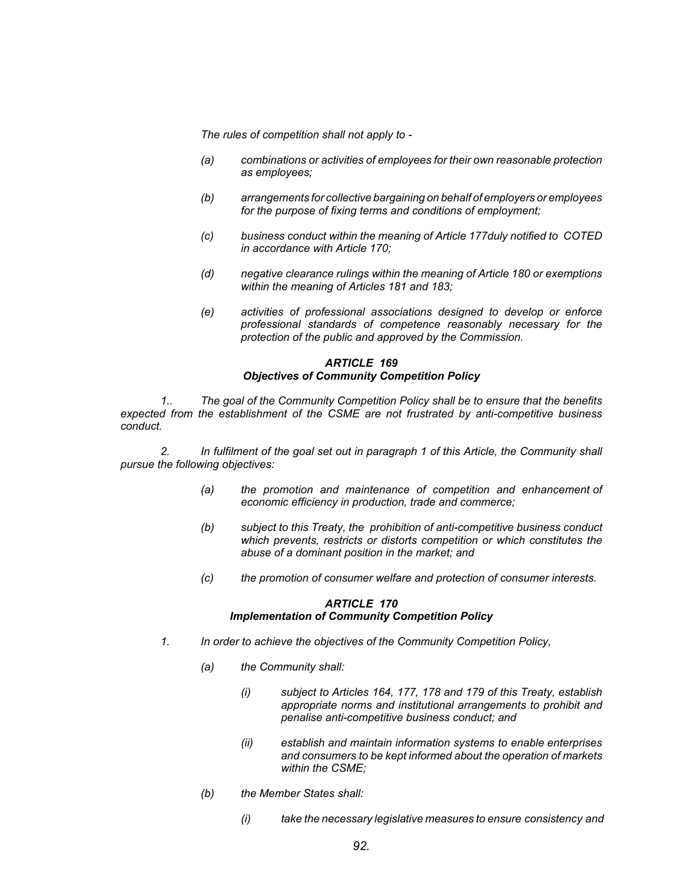*The rules of competition shall not apply to -*

*(a) combinations or activities of employees for their own reasonable protection as employees;*

*(b) arrangements for collective bargaining on behalf of employers or employees for the purpose of fixing terms and conditions of employment;*

*(c) business conduct within the meaning of Article 177duly notified to COTED in accordance with Article 170;*

*(d) negative clearance rulings within the meaning of Article 180 or exemptions within the meaning of Articles 181 and 183;*

*(e) activities of professional associations designed to develop or enforce professional standards of competence reasonably necessary for the protection of the public and approved by the Commission.*

### *ARTICLE 169*
### *Objectives of Community Competition Policy*

*1.. The goal of the Community Competition Policy shall be to ensure that the benefits expected from the establishment of the CSME are not frustrated by anti-competitive business conduct.*

*2. In fulfilment of the goal set out in paragraph 1 of this Article, the Community shall pursue the following objectives:*

*(a) the promotion and maintenance of competition and enhancement of economic efficiency in production, trade and commerce;*

*(b) subject to this Treaty, the prohibition of anti-competitive business conduct which prevents, restricts or distorts competition or which constitutes the abuse of a dominant position in the market; and*

*(c) the promotion of consumer welfare and protection of consumer interests.*

### *ARTICLE 170*
### *Implementation of Community Competition Policy*

*1. In order to achieve the objectives of the Community Competition Policy,*

*(a) the Community shall:*

*(i) subject to Articles 164, 177, 178 and 179 of this Treaty, establish appropriate norms and institutional arrangements to prohibit and penalise anti-competitive business conduct; and*

*(ii) establish and maintain information systems to enable enterprises and consumers to be kept informed about the operation of markets within the CSME;*

*(b) the Member States shall:*

*(i) take the necessary legislative measures to ensure consistency and*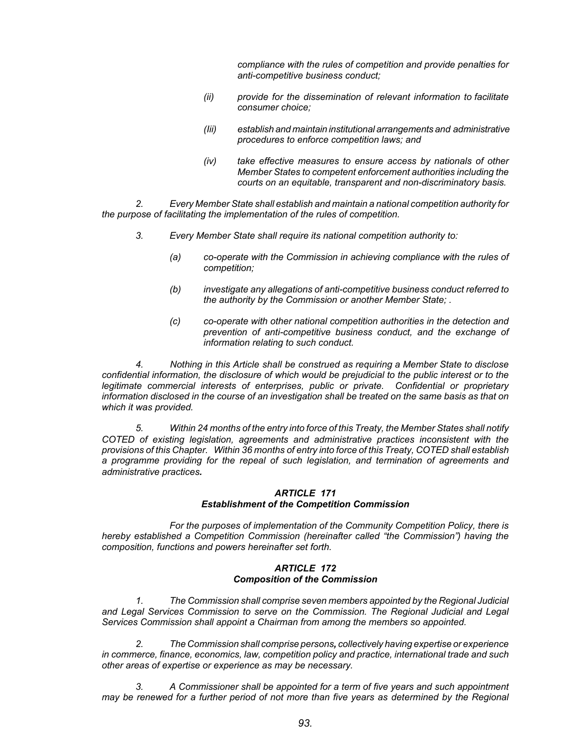*compliance with the rules of competition and provide penalties for anti-competitive business conduct;*

*(ii) provide for the dissemination of relevant information to facilitate consumer choice;*

*(Iii) establish and maintain institutional arrangements and administrative procedures to enforce competition laws; and*

*(iv) take effective measures to ensure access by nationals of other Member States to competent enforcement authorities including the courts on an equitable, transparent and non-discriminatory basis.*

*2. Every Member State shall establish and maintain a national competition authority for the purpose of facilitating the implementation of the rules of competition.*

*3. Every Member State shall require its national competition authority to:*

*(a) co-operate with the Commission in achieving compliance with the rules of competition;*

*(b) investigate any allegations of anti-competitive business conduct referred to the authority by the Commission or another Member State; .*

*(c) co-operate with other national competition authorities in the detection and prevention of anti-competitive business conduct, and the exchange of information relating to such conduct.*

*4. Nothing in this Article shall be construed as requiring a Member State to disclose confidential information, the disclosure of which would be prejudicial to the public interest or to the legitimate commercial interests of enterprises, public or private. Confidential or proprietary information disclosed in the course of an investigation shall be treated on the same basis as that on which it was provided.*

*5. Within 24 months of the entry into force of this Treaty, the Member States shall notify COTED of existing legislation, agreements and administrative practices inconsistent with the provisions of this Chapter. Within 36 months of entry into force of this Treaty, COTED shall establish a programme providing for the repeal of such legislation, and termination of agreements and administrative practices.*

### *ARTICLE 171*
### *Establishment of the Competition Commission*

*For the purposes of implementation of the Community Competition Policy, there is hereby established a Competition Commission (hereinafter called "the Commission") having the composition, functions and powers hereinafter set forth.*

### *ARTICLE 172*
### *Composition of the Commission*

*1. The Commission shall comprise seven members appointed by the Regional Judicial and Legal Services Commission to serve on the Commission. The Regional Judicial and Legal Services Commission shall appoint a Chairman from among the members so appointed.*

*2. The Commission shall comprise persons, collectively having expertise or experience in commerce, finance, economics, law, competition policy and practice, international trade and such other areas of expertise or experience as may be necessary.*

*3. A Commissioner shall be appointed for a term of five years and such appointment may be renewed for a further period of not more than five years as determined by the Regional*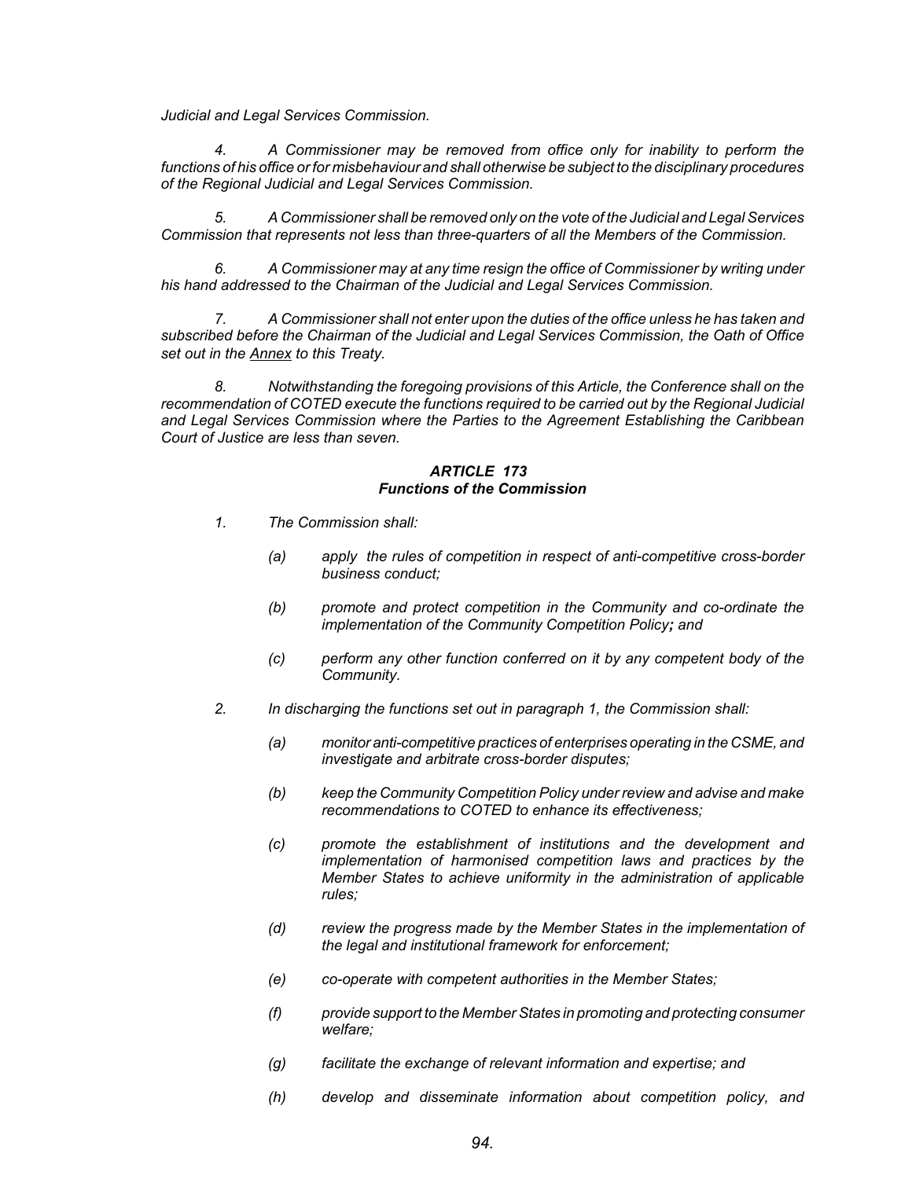*Judicial and Legal Services Commission.*

*4. A Commissioner may be removed from office only for inability to perform the functions of his office or for misbehaviour and shall otherwise be subject to the disciplinary procedures of the Regional Judicial and Legal Services Commission.*

*5. A Commissioner shall be removed only on the vote of the Judicial and Legal Services Commission that represents not less than three-quarters of all the Members of the Commission.*

*6. A Commissioner may at any time resign the office of Commissioner by writing under his hand addressed to the Chairman of the Judicial and Legal Services Commission.*

*7. A Commissioner shall not enter upon the duties of the office unless he has taken and subscribed before the Chairman of the Judicial and Legal Services Commission, the Oath of Office set out in the Annex to this Treaty.*

*8. Notwithstanding the foregoing provisions of this Article, the Conference shall on the recommendation of COTED execute the functions required to be carried out by the Regional Judicial and Legal Services Commission where the Parties to the Agreement Establishing the Caribbean Court of Justice are less than seven.*

### *ARTICLE 173*
### *Functions of the Commission*

*1. The Commission shall:*

- *(a) apply the rules of competition in respect of anti-competitive cross-border business conduct;*
- *(b) promote and protect competition in the Community and co-ordinate the implementation of the Community Competition Policy; and*
- *(c) perform any other function conferred on it by any competent body of the Community.*

*2. In discharging the functions set out in paragraph 1, the Commission shall:*

- *(a) monitor anti-competitive practices of enterprises operating in the CSME, and investigate and arbitrate cross-border disputes;*
- *(b) keep the Community Competition Policy under review and advise and make recommendations to COTED to enhance its effectiveness;*
- *(c) promote the establishment of institutions and the development and implementation of harmonised competition laws and practices by the Member States to achieve uniformity in the administration of applicable rules;*
- *(d) review the progress made by the Member States in the implementation of the legal and institutional framework for enforcement;*
- *(e) co-operate with competent authorities in the Member States;*
- *(f) provide support to the Member States in promoting and protecting consumer welfare;*
- *(g) facilitate the exchange of relevant information and expertise; and*
- *(h) develop and disseminate information about competition policy, and*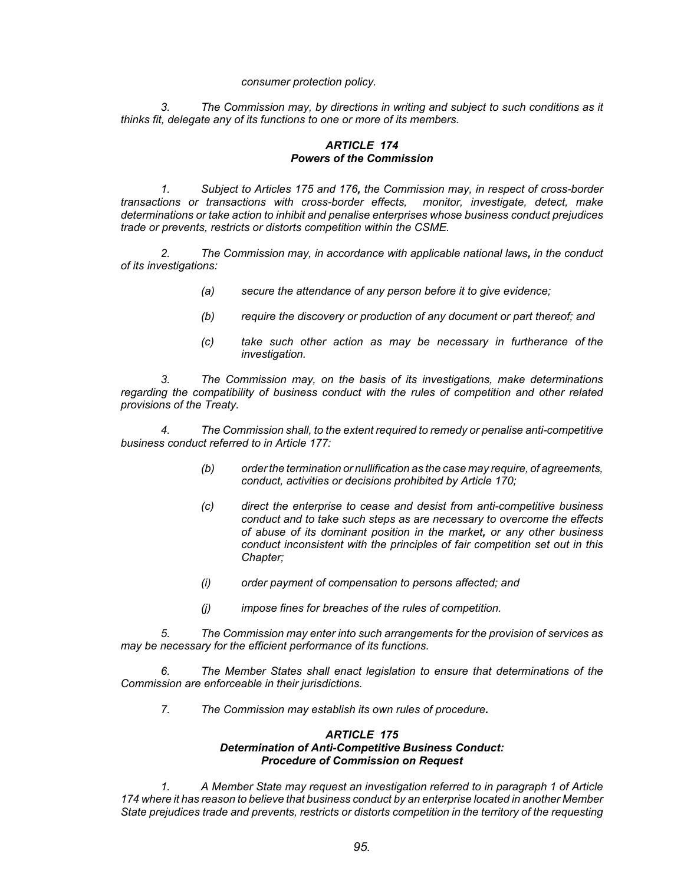*consumer protection policy.*

*3. The Commission may, by directions in writing and subject to such conditions as it thinks fit, delegate any of its functions to one or more of its members.*

### *ARTICLE 174*
### *Powers of the Commission*

*1. Subject to Articles 175 and 176, the Commission may, in respect of cross-border transactions or transactions with cross-border effects, monitor, investigate, detect, make determinations or take action to inhibit and penalise enterprises whose business conduct prejudices trade or prevents, restricts or distorts competition within the CSME.*

*2. The Commission may, in accordance with applicable national laws, in the conduct of its investigations:*

> *(a) secure the attendance of any person before it to give evidence;*
>
> *(b) require the discovery or production of any document or part thereof; and*
>
> *(c) take such other action as may be necessary in furtherance of the investigation.*

*3. The Commission may, on the basis of its investigations, make determinations regarding the compatibility of business conduct with the rules of competition and other related provisions of the Treaty.*

*4. The Commission shall, to the extent required to remedy or penalise anti-competitive business conduct referred to in Article 177:*

> *(b) order the termination or nullification as the case may require, of agreements, conduct, activities or decisions prohibited by Article 170;*
>
> *(c) direct the enterprise to cease and desist from anti-competitive business conduct and to take such steps as are necessary to overcome the effects of abuse of its dominant position in the market, or any other business conduct inconsistent with the principles of fair competition set out in this Chapter;*
>
> *(i) order payment of compensation to persons affected; and*
>
> *(j) impose fines for breaches of the rules of competition.*

*5. The Commission may enter into such arrangements for the provision of services as may be necessary for the efficient performance of its functions.*

*6. The Member States shall enact legislation to ensure that determinations of the Commission are enforceable in their jurisdictions.*

*7. The Commission may establish its own rules of procedure.*

### *ARTICLE 175*
### *Determination of Anti-Competitive Business Conduct: Procedure of Commission on Request*

*1. A Member State may request an investigation referred to in paragraph 1 of Article 174 where it has reason to believe that business conduct by an enterprise located in another Member State prejudices trade and prevents, restricts or distorts competition in the territory of the requesting*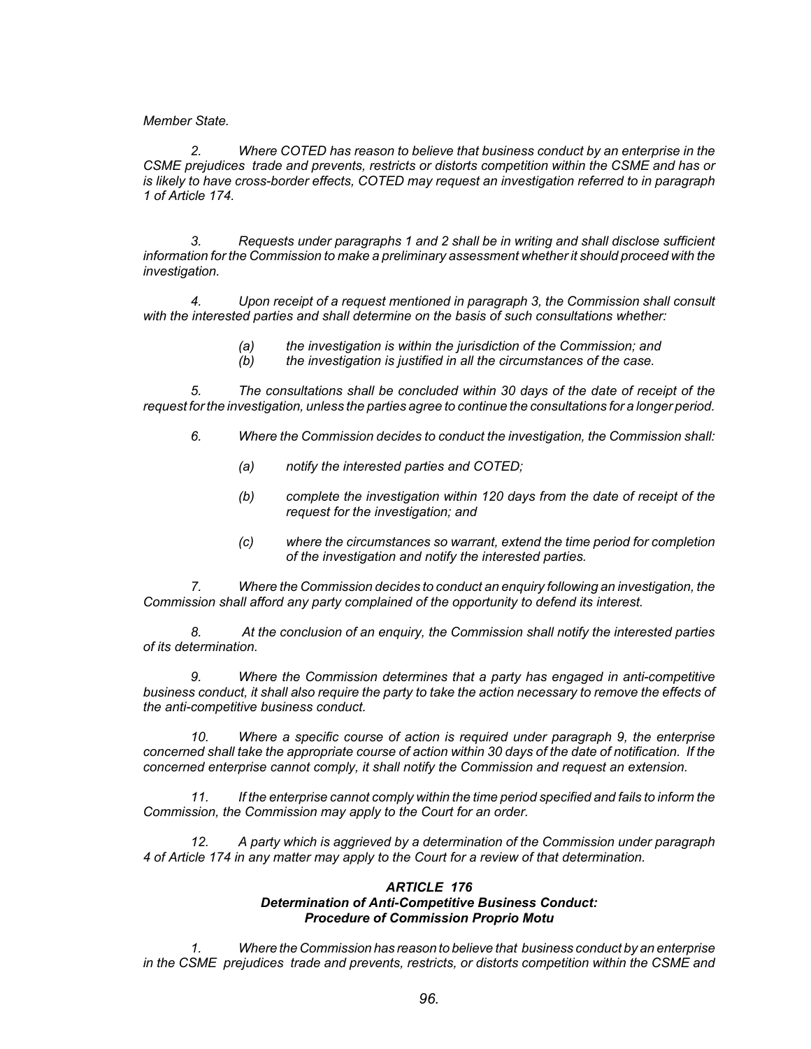*Member State.*

*2. Where COTED has reason to believe that business conduct by an enterprise in the CSME prejudices trade and prevents, restricts or distorts competition within the CSME and has or is likely to have cross-border effects, COTED may request an investigation referred to in paragraph 1 of Article 174.*

*3. Requests under paragraphs 1 and 2 shall be in writing and shall disclose sufficient information for the Commission to make a preliminary assessment whether it should proceed with the investigation.*

*4. Upon receipt of a request mentioned in paragraph 3, the Commission shall consult with the interested parties and shall determine on the basis of such consultations whether:*

> *(a) the investigation is within the jurisdiction of the Commission; and*
> *(b) the investigation is justified in all the circumstances of the case.*

*5. The consultations shall be concluded within 30 days of the date of receipt of the request for the investigation, unless the parties agree to continue the consultations for a longer period.*

*6. Where the Commission decides to conduct the investigation, the Commission shall:*

> *(a) notify the interested parties and COTED;*
>
> *(b) complete the investigation within 120 days from the date of receipt of the request for the investigation; and*
>
> *(c) where the circumstances so warrant, extend the time period for completion of the investigation and notify the interested parties.*

*7. Where the Commission decides to conduct an enquiry following an investigation, the Commission shall afford any party complained of the opportunity to defend its interest.*

*8. At the conclusion of an enquiry, the Commission shall notify the interested parties of its determination.*

*9. Where the Commission determines that a party has engaged in anti-competitive business conduct, it shall also require the party to take the action necessary to remove the effects of the anti-competitive business conduct.*

*10. Where a specific course of action is required under paragraph 9, the enterprise concerned shall take the appropriate course of action within 30 days of the date of notification. If the concerned enterprise cannot comply, it shall notify the Commission and request an extension.*

*11. If the enterprise cannot comply within the time period specified and fails to inform the Commission, the Commission may apply to the Court for an order.*

*12. A party which is aggrieved by a determination of the Commission under paragraph 4 of Article 174 in any matter may apply to the Court for a review of that determination.*

### ***ARTICLE 176***
### ***Determination of Anti-Competitive Business Conduct: Procedure of Commission Proprio Motu***

*1. Where the Commission has reason to believe that business conduct by an enterprise in the CSME prejudices trade and prevents, restricts, or distorts competition within the CSME and*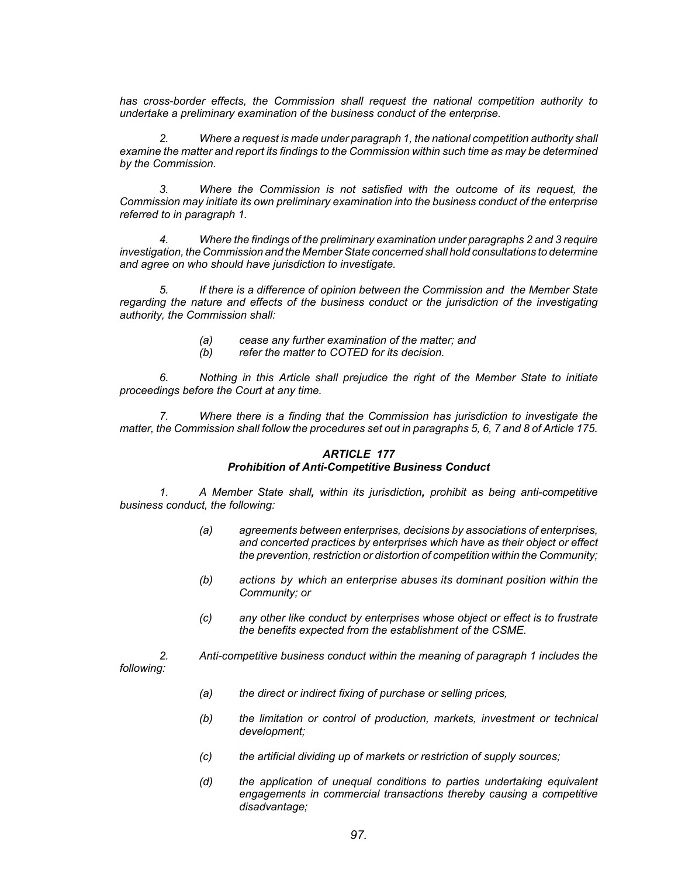*has cross-border effects, the Commission shall request the national competition authority to undertake a preliminary examination of the business conduct of the enterprise.*

*2. Where a request is made under paragraph 1, the national competition authority shall examine the matter and report its findings to the Commission within such time as may be determined by the Commission.*

*3. Where the Commission is not satisfied with the outcome of its request, the Commission may initiate its own preliminary examination into the business conduct of the enterprise referred to in paragraph 1.*

*4. Where the findings of the preliminary examination under paragraphs 2 and 3 require investigation, the Commission and the Member State concerned shall hold consultations to determine and agree on who should have jurisdiction to investigate.*

*5. If there is a difference of opinion between the Commission and the Member State regarding the nature and effects of the business conduct or the jurisdiction of the investigating authority, the Commission shall:*

*(a) cease any further examination of the matter; and*
*(b) refer the matter to COTED for its decision.*

*6. Nothing in this Article shall prejudice the right of the Member State to initiate proceedings before the Court at any time.*

*7. Where there is a finding that the Commission has jurisdiction to investigate the matter, the Commission shall follow the procedures set out in paragraphs 5, 6, 7 and 8 of Article 175.*

### *ARTICLE 177*
### *Prohibition of Anti-Competitive Business Conduct*

*1. A Member State shall**,** within its jurisdiction**,** prohibit as being anti-competitive business conduct, the following:*

*(a) agreements between enterprises, decisions by associations of enterprises, and concerted practices by enterprises which have as their object or effect the prevention, restriction or distortion of competition within the Community;*

*(b) actions by which an enterprise abuses its dominant position within the Community; or*

*(c) any other like conduct by enterprises whose object or effect is to frustrate the benefits expected from the establishment of the CSME.*

*2. Anti-competitive business conduct within the meaning of paragraph 1 includes the following:*

*(a) the direct or indirect fixing of purchase or selling prices,*

*(b) the limitation or control of production, markets, investment or technical development;*

*(c) the artificial dividing up of markets or restriction of supply sources;*

*(d) the application of unequal conditions to parties undertaking equivalent engagements in commercial transactions thereby causing a competitive disadvantage;*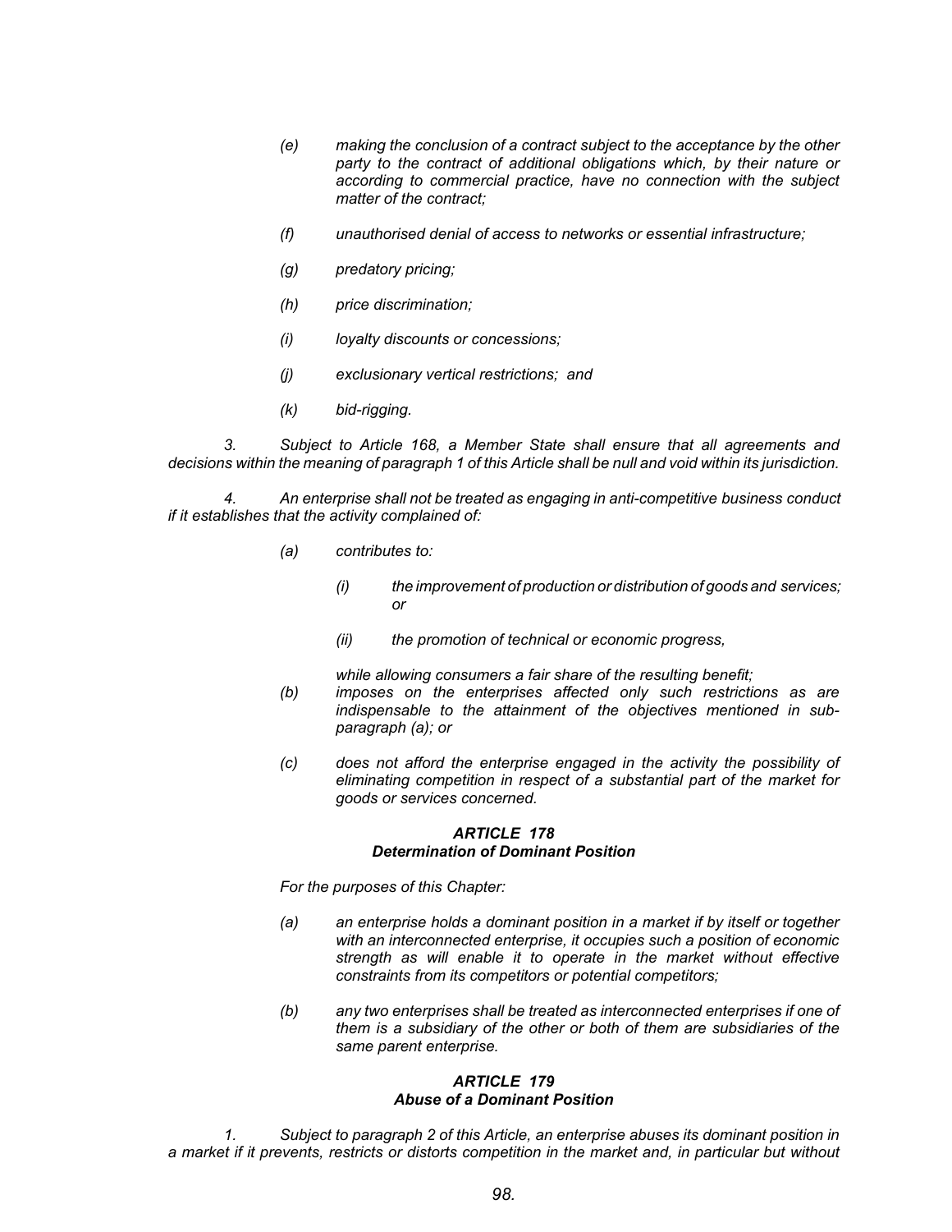*(e) making the conclusion of a contract subject to the acceptance by the other party to the contract of additional obligations which, by their nature or according to commercial practice, have no connection with the subject matter of the contract;*

*(f) unauthorised denial of access to networks or essential infrastructure;*

*(g) predatory pricing;*

*(h) price discrimination;*

*(i) loyalty discounts or concessions;*

*(j) exclusionary vertical restrictions; and*

*(k) bid-rigging.*

*3. Subject to Article 168, a Member State shall ensure that all agreements and decisions within the meaning of paragraph 1 of this Article shall be null and void within its jurisdiction.*

*4. An enterprise shall not be treated as engaging in anti-competitive business conduct if it establishes that the activity complained of:*

*(a) contributes to:*

*(i) the improvement of production or distribution of goods and services; or*

*(ii) the promotion of technical or economic progress,*

*while allowing consumers a fair share of the resulting benefit;*

*(b) imposes on the enterprises affected only such restrictions as are indispensable to the attainment of the objectives mentioned in sub-paragraph (a); or*

*(c) does not afford the enterprise engaged in the activity the possibility of eliminating competition in respect of a substantial part of the market for goods or services concerned.*

### ***ARTICLE 178***
### ***Determination of Dominant Position***

*For the purposes of this Chapter:*

*(a) an enterprise holds a dominant position in a market if by itself or together with an interconnected enterprise, it occupies such a position of economic strength as will enable it to operate in the market without effective constraints from its competitors or potential competitors;*

*(b) any two enterprises shall be treated as interconnected enterprises if one of them is a subsidiary of the other or both of them are subsidiaries of the same parent enterprise.*

### ***ARTICLE 179***
### ***Abuse of a Dominant Position***

*1. Subject to paragraph 2 of this Article, an enterprise abuses its dominant position in a market if it prevents, restricts or distorts competition in the market and, in particular but without*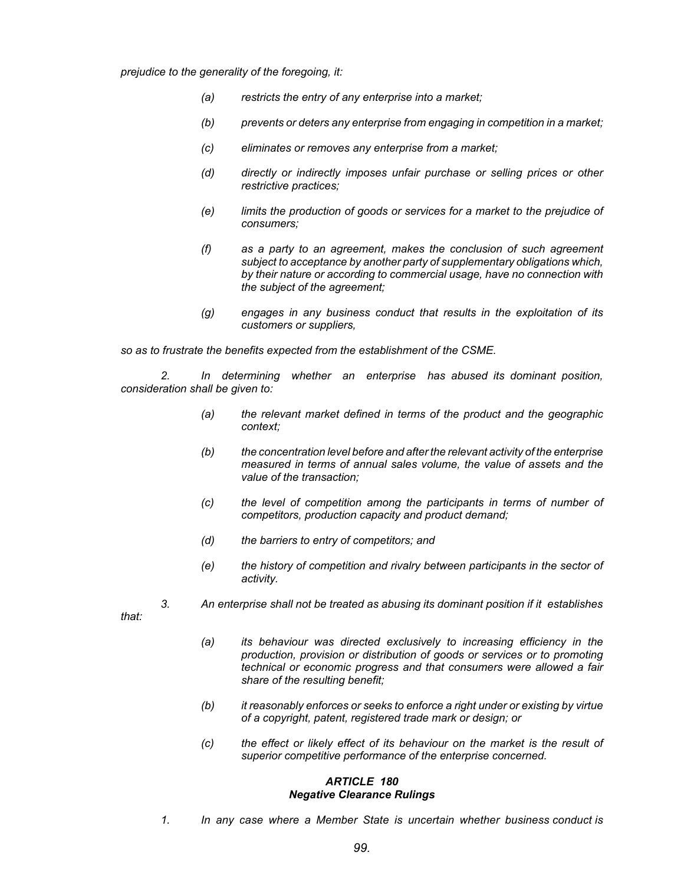*prejudice to the generality of the foregoing, it:*

*(a) restricts the entry of any enterprise into a market;*

*(b) prevents or deters any enterprise from engaging in competition in a market;*

*(c) eliminates or removes any enterprise from a market;*

*(d) directly or indirectly imposes unfair purchase or selling prices or other restrictive practices;*

*(e) limits the production of goods or services for a market to the prejudice of consumers;*

*(f) as a party to an agreement, makes the conclusion of such agreement subject to acceptance by another party of supplementary obligations which, by their nature or according to commercial usage, have no connection with the subject of the agreement;*

*(g) engages in any business conduct that results in the exploitation of its customers or suppliers,*

*so as to frustrate the benefits expected from the establishment of the CSME.*

*2. In determining whether an enterprise has abused its dominant position, consideration shall be given to:*

*(a) the relevant market defined in terms of the product and the geographic context;*

*(b) the concentration level before and after the relevant activity of the enterprise measured in terms of annual sales volume, the value of assets and the value of the transaction;*

*(c) the level of competition among the participants in terms of number of competitors, production capacity and product demand;*

*(d) the barriers to entry of competitors; and*

*(e) the history of competition and rivalry between participants in the sector of activity.*

*3. An enterprise shall not be treated as abusing its dominant position if it establishes that:*

*(a) its behaviour was directed exclusively to increasing efficiency in the production, provision or distribution of goods or services or to promoting technical or economic progress and that consumers were allowed a fair share of the resulting benefit;*

*(b) it reasonably enforces or seeks to enforce a right under or existing by virtue of a copyright, patent, registered trade mark or design; or*

*(c) the effect or likely effect of its behaviour on the market is the result of superior competitive performance of the enterprise concerned.*

### *ARTICLE 180*
### *Negative Clearance Rulings*

*1. In any case where a Member State is uncertain whether business conduct is*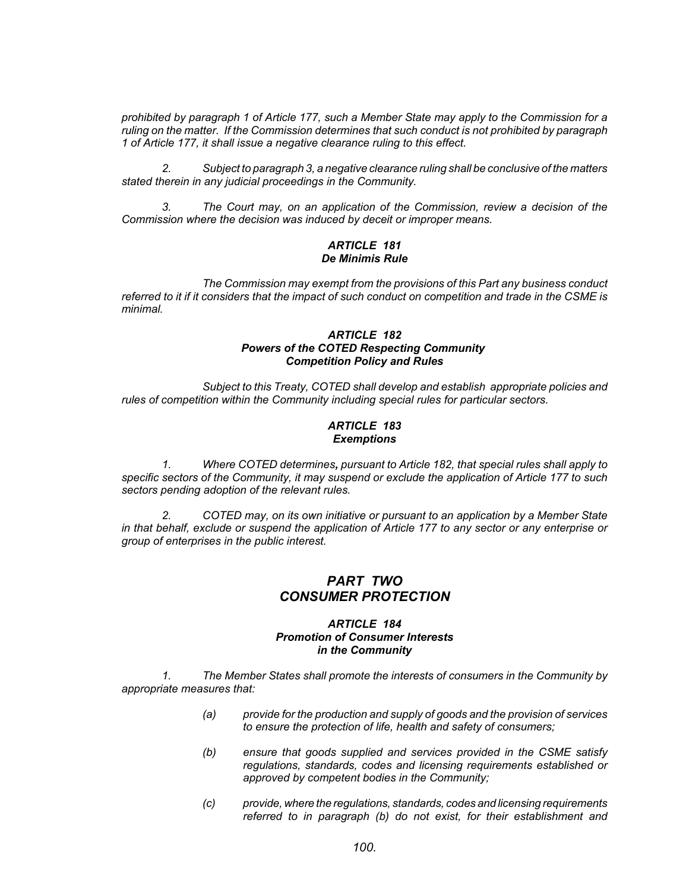*prohibited by paragraph 1 of Article 177, such a Member State may apply to the Commission for a ruling on the matter. If the Commission determines that such conduct is not prohibited by paragraph 1 of Article 177, it shall issue a negative clearance ruling to this effect.*

*2. Subject to paragraph 3, a negative clearance ruling shall be conclusive of the matters stated therein in any judicial proceedings in the Community.*

*3. The Court may, on an application of the Commission, review a decision of the Commission where the decision was induced by deceit or improper means.*

### *ARTICLE 181*
### *De Minimis Rule*

*The Commission may exempt from the provisions of this Part any business conduct referred to it if it considers that the impact of such conduct on competition and trade in the CSME is minimal.*

### *ARTICLE 182*
### *Powers of the COTED Respecting Community Competition Policy and Rules*

*Subject to this Treaty, COTED shall develop and establish appropriate policies and rules of competition within the Community including special rules for particular sectors.*

### *ARTICLE 183*
### *Exemptions*

*1. Where COTED determines, pursuant to Article 182, that special rules shall apply to specific sectors of the Community, it may suspend or exclude the application of Article 177 to such sectors pending adoption of the relevant rules.*

*2. COTED may, on its own initiative or pursuant to an application by a Member State in that behalf, exclude or suspend the application of Article 177 to any sector or any enterprise or group of enterprises in the public interest.*

## *PART TWO*
## *CONSUMER PROTECTION*

### *ARTICLE 184*
### *Promotion of Consumer Interests in the Community*

*1. The Member States shall promote the interests of consumers in the Community by appropriate measures that:*

> *(a) provide for the production and supply of goods and the provision of services to ensure the protection of life, health and safety of consumers;*
>
> *(b) ensure that goods supplied and services provided in the CSME satisfy regulations, standards, codes and licensing requirements established or approved by competent bodies in the Community;*
>
> *(c) provide, where the regulations, standards, codes and licensing requirements referred to in paragraph (b) do not exist, for their establishment and*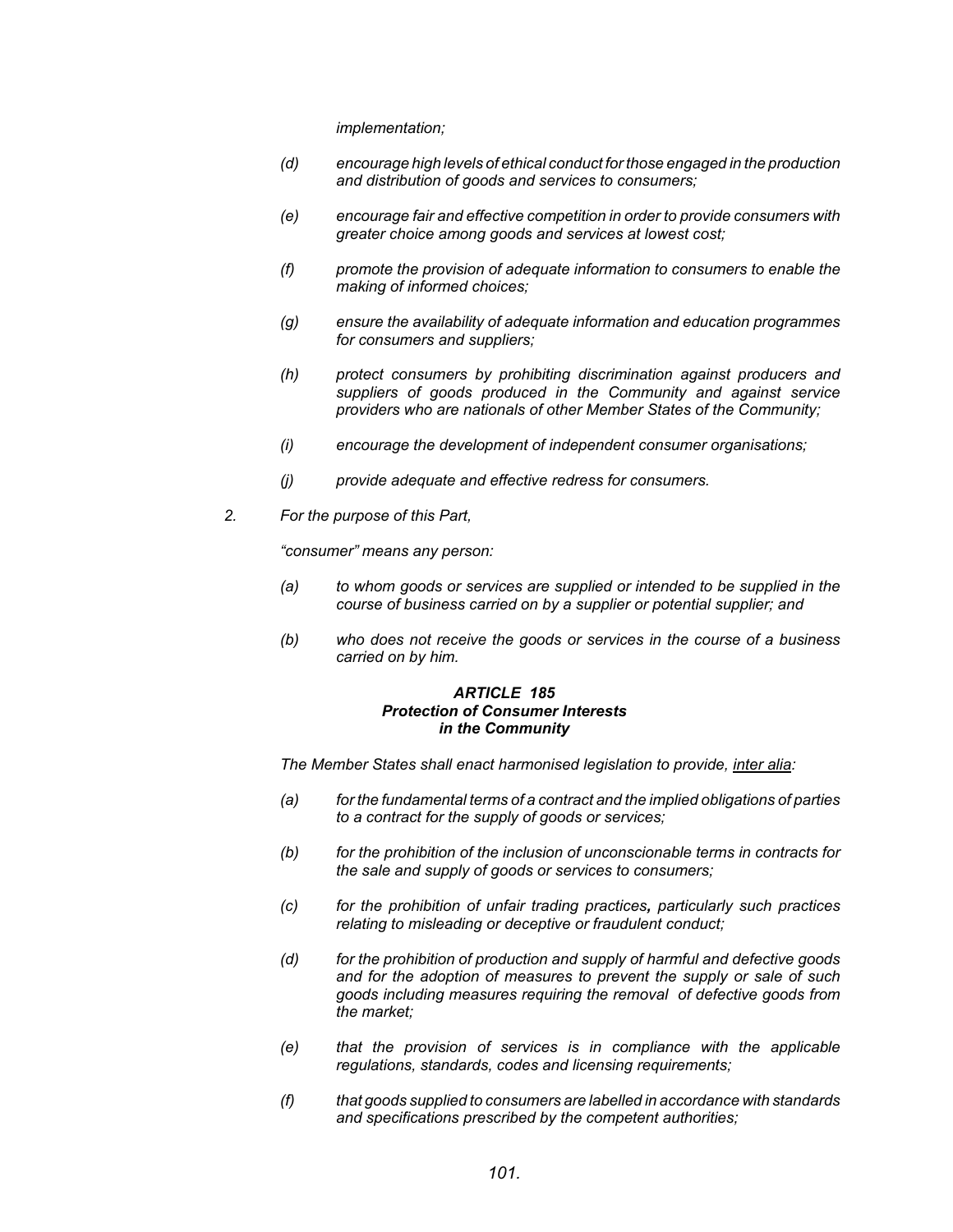*implementation;*

*(d) encourage high levels of ethical conduct for those engaged in the production and distribution of goods and services to consumers;*

*(e) encourage fair and effective competition in order to provide consumers with greater choice among goods and services at lowest cost;*

*(f) promote the provision of adequate information to consumers to enable the making of informed choices;*

*(g) ensure the availability of adequate information and education programmes for consumers and suppliers;*

*(h) protect consumers by prohibiting discrimination against producers and suppliers of goods produced in the Community and against service providers who are nationals of other Member States of the Community;*

*(i) encourage the development of independent consumer organisations;*

*(j) provide adequate and effective redress for consumers.*

*2. For the purpose of this Part,*

*"consumer" means any person:*

*(a) to whom goods or services are supplied or intended to be supplied in the course of business carried on by a supplier or potential supplier; and*

*(b) who does not receive the goods or services in the course of a business carried on by him.*

### *ARTICLE 185*
### *Protection of Consumer Interests in the Community*

*The Member States shall enact harmonised legislation to provide, inter alia:*

*(a) for the fundamental terms of a contract and the implied obligations of parties to a contract for the supply of goods or services;*

*(b) for the prohibition of the inclusion of unconscionable terms in contracts for the sale and supply of goods or services to consumers;*

*(c) for the prohibition of unfair trading practices**,** particularly such practices relating to misleading or deceptive or fraudulent conduct;*

*(d) for the prohibition of production and supply of harmful and defective goods and for the adoption of measures to prevent the supply or sale of such goods including measures requiring the removal of defective goods from the market;*

*(e) that the provision of services is in compliance with the applicable regulations, standards, codes and licensing requirements;*

*(f) that goods supplied to consumers are labelled in accordance with standards and specifications prescribed by the competent authorities;*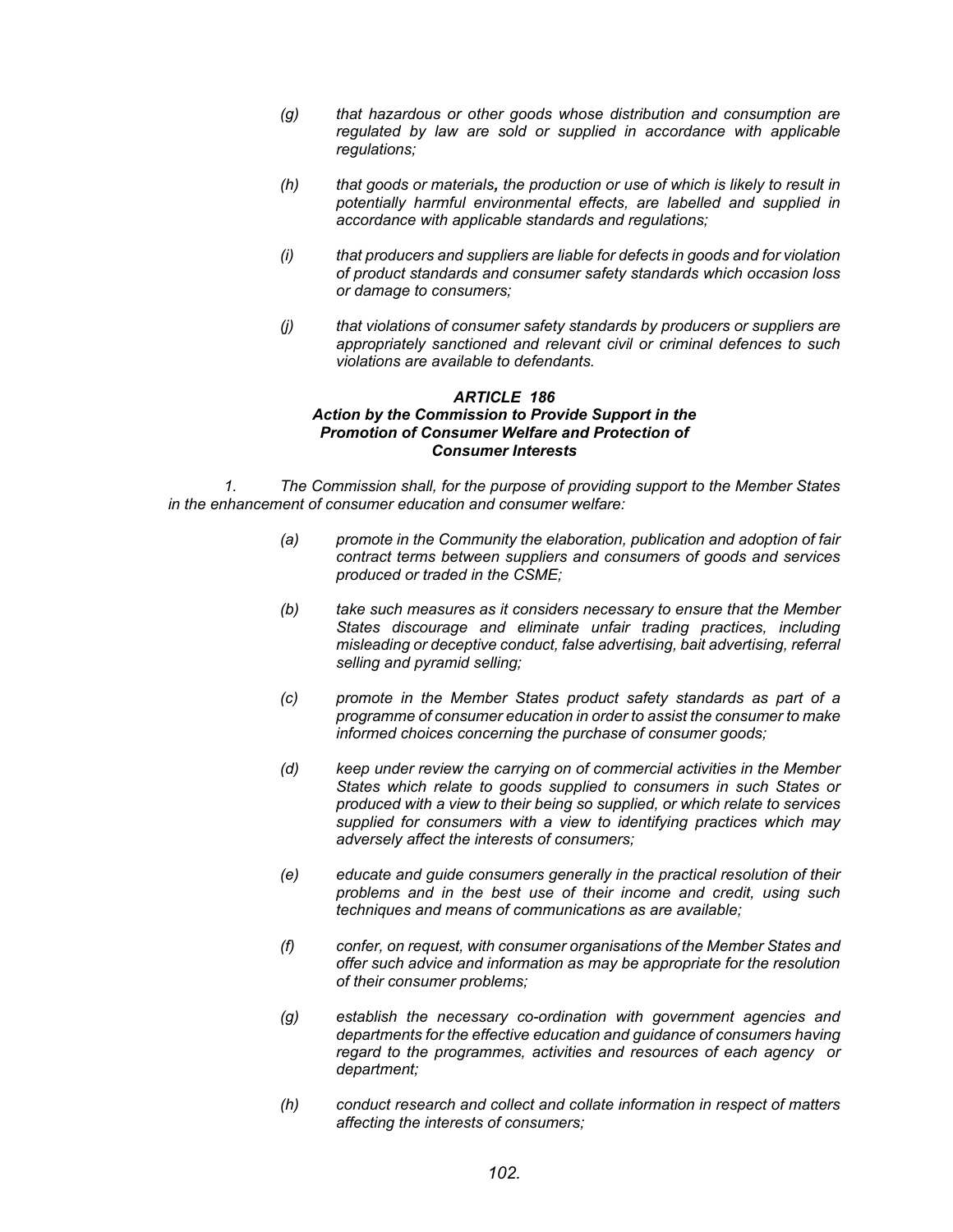*(g) that hazardous or other goods whose distribution and consumption are regulated by law are sold or supplied in accordance with applicable regulations;*

*(h) that goods or materials**,** the production or use of which is likely to result in potentially harmful environmental effects, are labelled and supplied in accordance with applicable standards and regulations;*

*(i) that producers and suppliers are liable for defects in goods and for violation of product standards and consumer safety standards which occasion loss or damage to consumers;*

*(j) that violations of consumer safety standards by producers or suppliers are appropriately sanctioned and relevant civil or criminal defences to such violations are available to defendants.*

### ***ARTICLE 186***
### ***Action by the Commission to Provide Support in the Promotion of Consumer Welfare and Protection of Consumer Interests***

*1. The Commission shall, for the purpose of providing support to the Member States in the enhancement of consumer education and consumer welfare:*

*(a) promote in the Community the elaboration, publication and adoption of fair contract terms between suppliers and consumers of goods and services produced or traded in the CSME;*

*(b) take such measures as it considers necessary to ensure that the Member States discourage and eliminate unfair trading practices, including misleading or deceptive conduct, false advertising, bait advertising, referral selling and pyramid selling;*

*(c) promote in the Member States product safety standards as part of a programme of consumer education in order to assist the consumer to make informed choices concerning the purchase of consumer goods;*

*(d) keep under review the carrying on of commercial activities in the Member States which relate to goods supplied to consumers in such States or produced with a view to their being so supplied, or which relate to services supplied for consumers with a view to identifying practices which may adversely affect the interests of consumers;*

*(e) educate and guide consumers generally in the practical resolution of their problems and in the best use of their income and credit, using such techniques and means of communications as are available;*

*(f) confer, on request, with consumer organisations of the Member States and offer such advice and information as may be appropriate for the resolution of their consumer problems;*

*(g) establish the necessary co-ordination with government agencies and departments for the effective education and guidance of consumers having regard to the programmes, activities and resources of each agency or department;*

*(h) conduct research and collect and collate information in respect of matters affecting the interests of consumers;*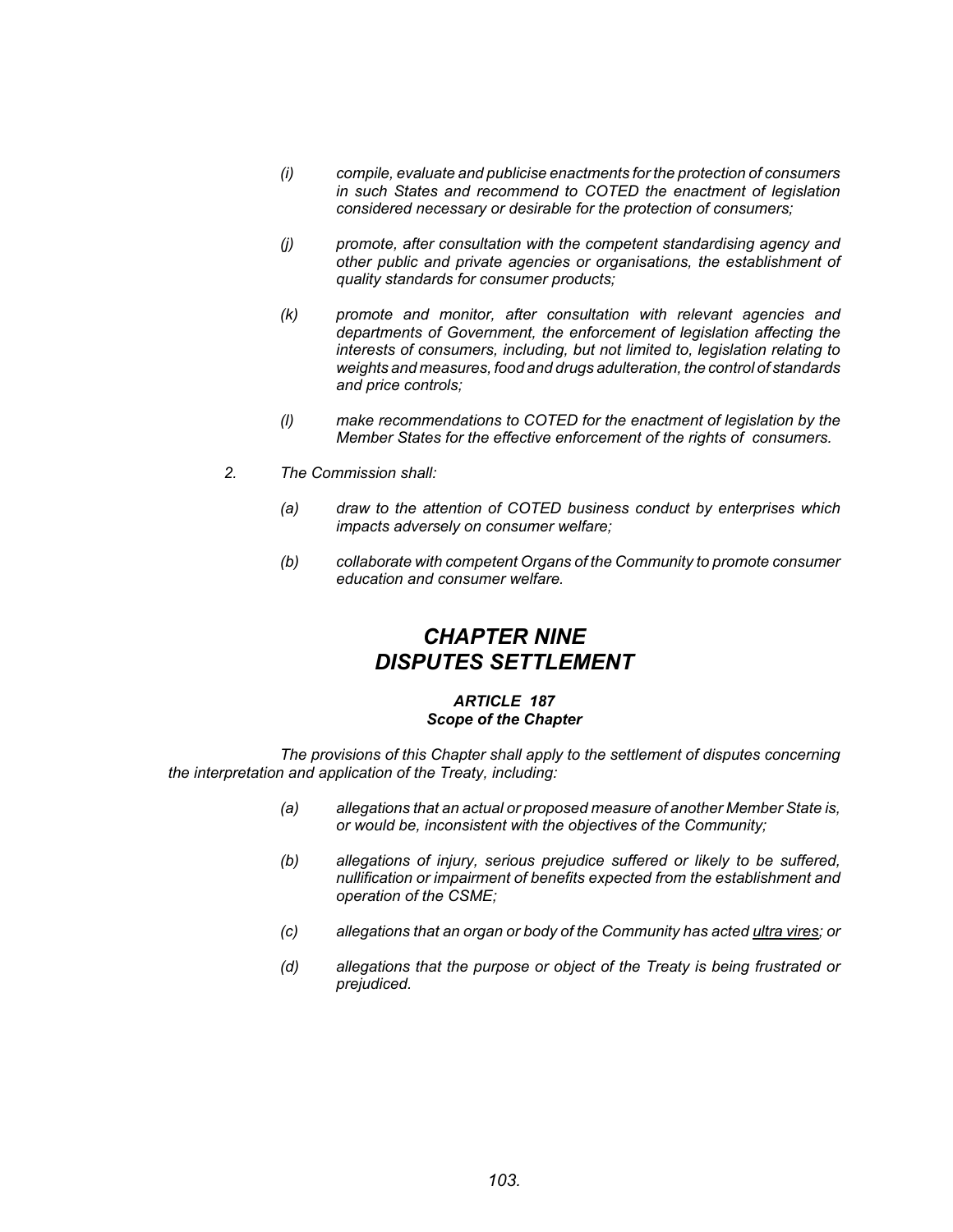*(i) compile, evaluate and publicise enactments for the protection of consumers in such States and recommend to COTED the enactment of legislation considered necessary or desirable for the protection of consumers;*

*(j) promote, after consultation with the competent standardising agency and other public and private agencies or organisations, the establishment of quality standards for consumer products;*

*(k) promote and monitor, after consultation with relevant agencies and departments of Government, the enforcement of legislation affecting the interests of consumers, including, but not limited to, legislation relating to weights and measures, food and drugs adulteration, the control of standards and price controls;*

*(l) make recommendations to COTED for the enactment of legislation by the Member States for the effective enforcement of the rights of consumers.*

*2. The Commission shall:*

*(a) draw to the attention of COTED business conduct by enterprises which impacts adversely on consumer welfare;*

*(b) collaborate with competent Organs of the Community to promote consumer education and consumer welfare.*

# *CHAPTER NINE*
# *DISPUTES SETTLEMENT*

### *ARTICLE 187*
### *Scope of the Chapter*

*The provisions of this Chapter shall apply to the settlement of disputes concerning the interpretation and application of the Treaty, including:*

*(a) allegations that an actual or proposed measure of another Member State is, or would be, inconsistent with the objectives of the Community;*

*(b) allegations of injury, serious prejudice suffered or likely to be suffered, nullification or impairment of benefits expected from the establishment and operation of the CSME;*

*(c) allegations that an organ or body of the Community has acted ultra vires; or*

*(d) allegations that the purpose or object of the Treaty is being frustrated or prejudiced.*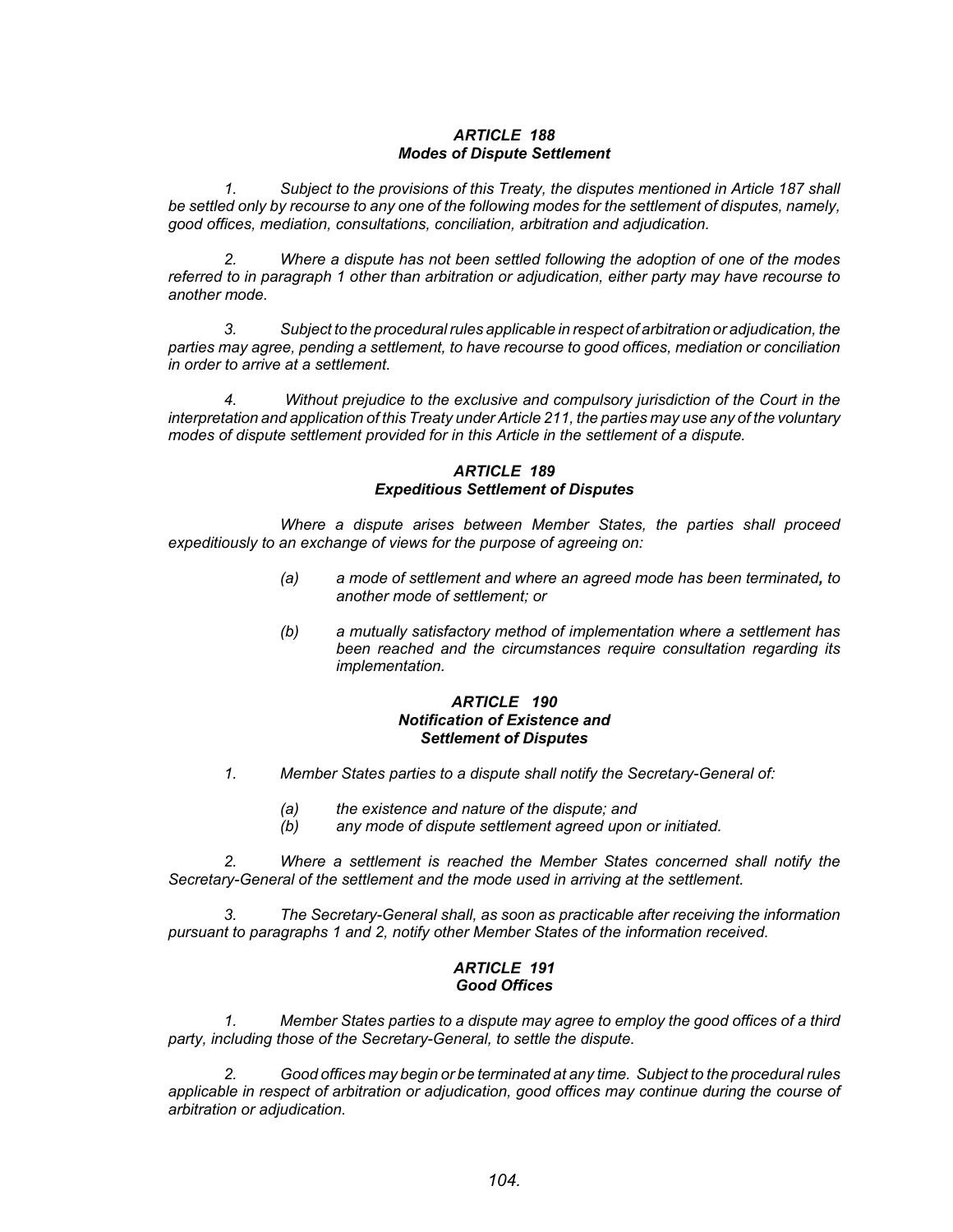### *ARTICLE 188*
### *Modes of Dispute Settlement*

*1. Subject to the provisions of this Treaty, the disputes mentioned in Article 187 shall be settled only by recourse to any one of the following modes for the settlement of disputes, namely, good offices, mediation, consultations, conciliation, arbitration and adjudication.*

*2. Where a dispute has not been settled following the adoption of one of the modes referred to in paragraph 1 other than arbitration or adjudication, either party may have recourse to another mode.*

*3. Subject to the procedural rules applicable in respect of arbitration or adjudication, the parties may agree, pending a settlement, to have recourse to good offices, mediation or conciliation in order to arrive at a settlement.*

*4. Without prejudice to the exclusive and compulsory jurisdiction of the Court in the interpretation and application of this Treaty under Article 211, the parties may use any of the voluntary modes of dispute settlement provided for in this Article in the settlement of a dispute.*

### *ARTICLE 189*
### *Expeditious Settlement of Disputes*

*Where a dispute arises between Member States, the parties shall proceed expeditiously to an exchange of views for the purpose of agreeing on:*

*(a) a mode of settlement and where an agreed mode has been terminated**,** to another mode of settlement; or*

*(b) a mutually satisfactory method of implementation where a settlement has been reached and the circumstances require consultation regarding its implementation.*

### *ARTICLE 190*
### *Notification of Existence and Settlement of Disputes*

*1. Member States parties to a dispute shall notify the Secretary-General of:*

*(a) the existence and nature of the dispute; and*
*(b) any mode of dispute settlement agreed upon or initiated.*

*2. Where a settlement is reached the Member States concerned shall notify the Secretary-General of the settlement and the mode used in arriving at the settlement.*

*3. The Secretary-General shall, as soon as practicable after receiving the information pursuant to paragraphs 1 and 2, notify other Member States of the information received.*

### *ARTICLE 191*
### *Good Offices*

*1. Member States parties to a dispute may agree to employ the good offices of a third party, including those of the Secretary-General, to settle the dispute.*

*2. Good offices may begin or be terminated at any time. Subject to the procedural rules applicable in respect of arbitration or adjudication, good offices may continue during the course of arbitration or adjudication.*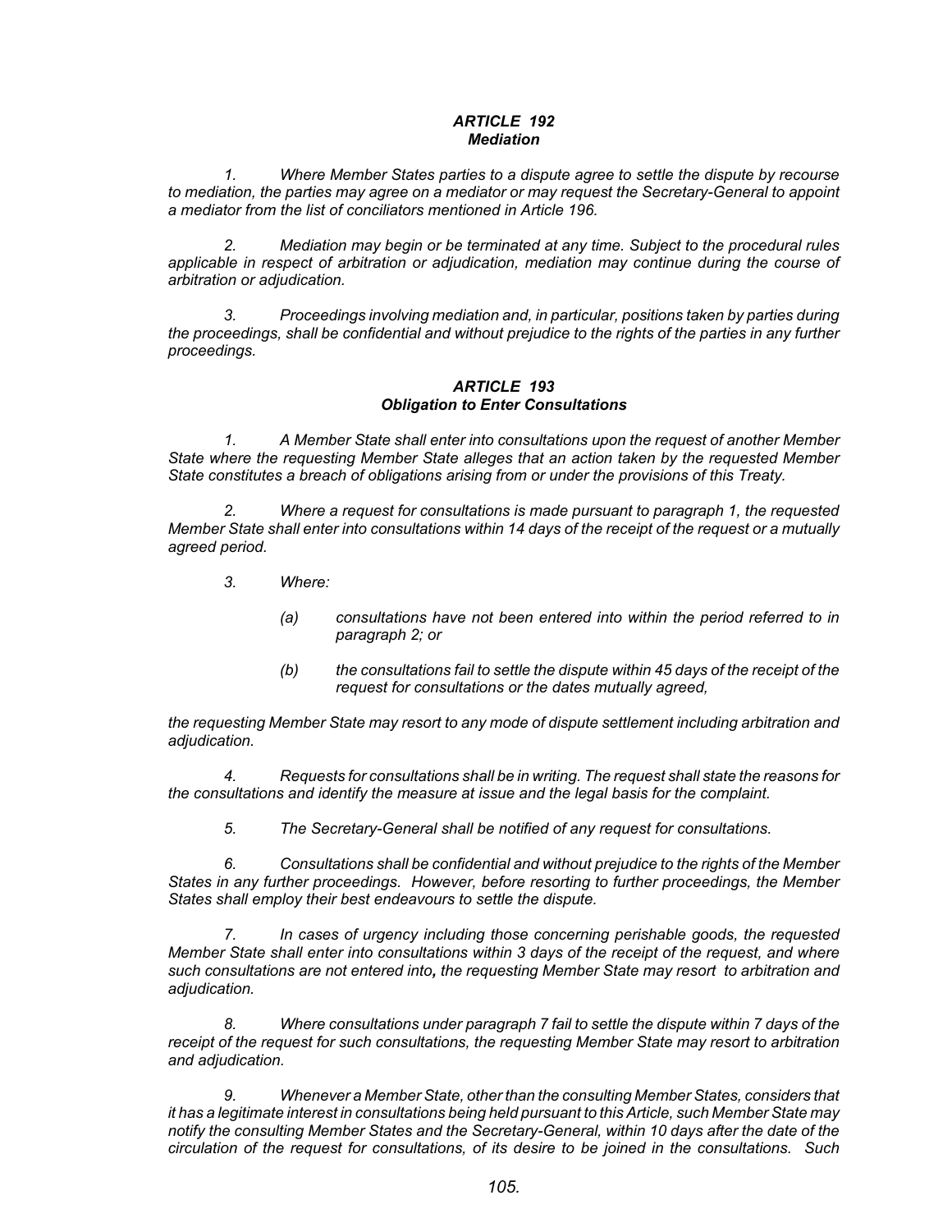### *ARTICLE 192*
### *Mediation*

*1. Where Member States parties to a dispute agree to settle the dispute by recourse to mediation, the parties may agree on a mediator or may request the Secretary-General to appoint a mediator from the list of conciliators mentioned in Article 196.*

*2. Mediation may begin or be terminated at any time. Subject to the procedural rules applicable in respect of arbitration or adjudication, mediation may continue during the course of arbitration or adjudication.*

*3. Proceedings involving mediation and, in particular, positions taken by parties during the proceedings, shall be confidential and without prejudice to the rights of the parties in any further proceedings.*

### *ARTICLE 193*
### *Obligation to Enter Consultations*

*1. A Member State shall enter into consultations upon the request of another Member State where the requesting Member State alleges that an action taken by the requested Member State constitutes a breach of obligations arising from or under the provisions of this Treaty.*

*2. Where a request for consultations is made pursuant to paragraph 1, the requested Member State shall enter into consultations within 14 days of the receipt of the request or a mutually agreed period.*

*3. Where:*

> *(a) consultations have not been entered into within the period referred to in paragraph 2; or*
>
> *(b) the consultations fail to settle the dispute within 45 days of the receipt of the request for consultations or the dates mutually agreed,*

*the requesting Member State may resort to any mode of dispute settlement including arbitration and adjudication.*

*4. Requests for consultations shall be in writing. The request shall state the reasons for the consultations and identify the measure at issue and the legal basis for the complaint.*

*5. The Secretary-General shall be notified of any request for consultations.*

*6. Consultations shall be confidential and without prejudice to the rights of the Member States in any further proceedings. However, before resorting to further proceedings, the Member States shall employ their best endeavours to settle the dispute.*

*7. In cases of urgency including those concerning perishable goods, the requested Member State shall enter into consultations within 3 days of the receipt of the request, and where such consultations are not entered into**,** the requesting Member State may resort to arbitration and adjudication.*

*8. Where consultations under paragraph 7 fail to settle the dispute within 7 days of the receipt of the request for such consultations, the requesting Member State may resort to arbitration and adjudication.*

*9. Whenever a Member State, other than the consulting Member States, considers that it has a legitimate interest in consultations being held pursuant to this Article, such Member State may notify the consulting Member States and the Secretary-General, within 10 days after the date of the circulation of the request for consultations, of its desire to be joined in the consultations. Such*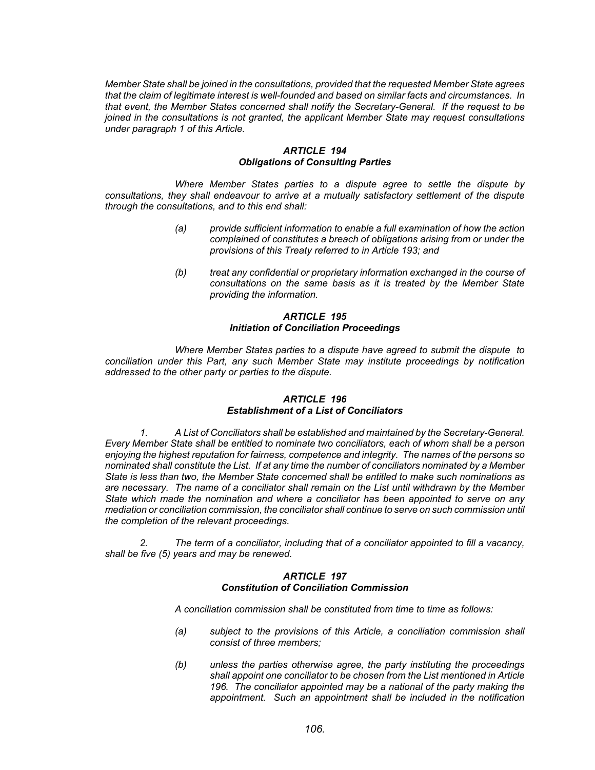*Member State shall be joined in the consultations, provided that the requested Member State agrees that the claim of legitimate interest is well-founded and based on similar facts and circumstances. In that event, the Member States concerned shall notify the Secretary-General. If the request to be joined in the consultations is not granted, the applicant Member State may request consultations under paragraph 1 of this Article.*

### *ARTICLE 194*
### *Obligations of Consulting Parties*

*Where Member States parties to a dispute agree to settle the dispute by consultations, they shall endeavour to arrive at a mutually satisfactory settlement of the dispute through the consultations, and to this end shall:*

*(a) provide sufficient information to enable a full examination of how the action complained of constitutes a breach of obligations arising from or under the provisions of this Treaty referred to in Article 193; and*

*(b) treat any confidential or proprietary information exchanged in the course of consultations on the same basis as it is treated by the Member State providing the information.*

### *ARTICLE 195*
### *Initiation of Conciliation Proceedings*

*Where Member States parties to a dispute have agreed to submit the dispute to conciliation under this Part, any such Member State may institute proceedings by notification addressed to the other party or parties to the dispute.*

### *ARTICLE 196*
### *Establishment of a List of Conciliators*

*1. A List of Conciliators shall be established and maintained by the Secretary-General. Every Member State shall be entitled to nominate two conciliators, each of whom shall be a person enjoying the highest reputation for fairness, competence and integrity. The names of the persons so nominated shall constitute the List. If at any time the number of conciliators nominated by a Member State is less than two, the Member State concerned shall be entitled to make such nominations as are necessary. The name of a conciliator shall remain on the List until withdrawn by the Member State which made the nomination and where a conciliator has been appointed to serve on any mediation or conciliation commission, the conciliator shall continue to serve on such commission until the completion of the relevant proceedings.*

*2. The term of a conciliator, including that of a conciliator appointed to fill a vacancy, shall be five (5) years and may be renewed.*

### *ARTICLE 197*
### *Constitution of Conciliation Commission*

*A conciliation commission shall be constituted from time to time as follows:*

*(a) subject to the provisions of this Article, a conciliation commission shall consist of three members;*

*(b) unless the parties otherwise agree, the party instituting the proceedings shall appoint one conciliator to be chosen from the List mentioned in Article 196. The conciliator appointed may be a national of the party making the appointment. Such an appointment shall be included in the notification*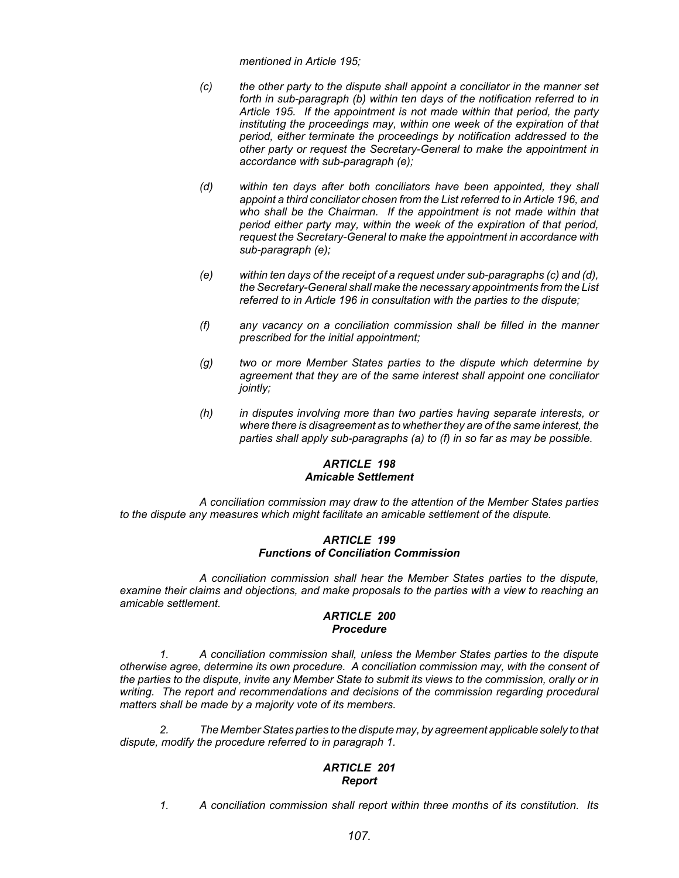*mentioned in Article 195;*

*(c) the other party to the dispute shall appoint a conciliator in the manner set forth in sub-paragraph (b) within ten days of the notification referred to in Article 195. If the appointment is not made within that period, the party instituting the proceedings may, within one week of the expiration of that period, either terminate the proceedings by notification addressed to the other party or request the Secretary-General to make the appointment in accordance with sub-paragraph (e);*

*(d) within ten days after both conciliators have been appointed, they shall appoint a third conciliator chosen from the List referred to in Article 196, and who shall be the Chairman. If the appointment is not made within that period either party may, within the week of the expiration of that period, request the Secretary-General to make the appointment in accordance with sub-paragraph (e);*

*(e) within ten days of the receipt of a request under sub-paragraphs (c) and (d), the Secretary-General shall make the necessary appointments from the List referred to in Article 196 in consultation with the parties to the dispute;*

*(f) any vacancy on a conciliation commission shall be filled in the manner prescribed for the initial appointment;*

*(g) two or more Member States parties to the dispute which determine by agreement that they are of the same interest shall appoint one conciliator jointly;*

*(h) in disputes involving more than two parties having separate interests, or where there is disagreement as to whether they are of the same interest, the parties shall apply sub-paragraphs (a) to (f) in so far as may be possible.*

### *ARTICLE 198*
### *Amicable Settlement*

*A conciliation commission may draw to the attention of the Member States parties to the dispute any measures which might facilitate an amicable settlement of the dispute.*

### *ARTICLE 199*
### *Functions of Conciliation Commission*

*A conciliation commission shall hear the Member States parties to the dispute, examine their claims and objections, and make proposals to the parties with a view to reaching an amicable settlement.*

### *ARTICLE 200*
### *Procedure*

*1. A conciliation commission shall, unless the Member States parties to the dispute otherwise agree, determine its own procedure. A conciliation commission may, with the consent of the parties to the dispute, invite any Member State to submit its views to the commission, orally or in writing. The report and recommendations and decisions of the commission regarding procedural matters shall be made by a majority vote of its members.*

*2. The Member States parties to the dispute may, by agreement applicable solely to that dispute, modify the procedure referred to in paragraph 1.*

### *ARTICLE 201*
### *Report*

*1. A conciliation commission shall report within three months of its constitution. Its*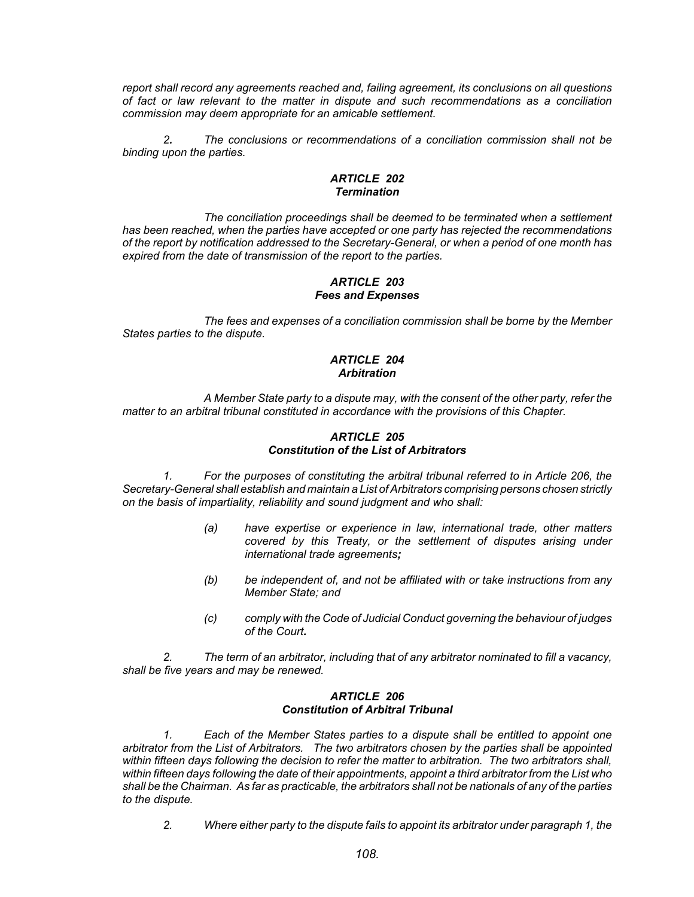*report shall record any agreements reached and, failing agreement, its conclusions on all questions of fact or law relevant to the matter in dispute and such recommendations as a conciliation commission may deem appropriate for an amicable settlement.*

*2. The conclusions or recommendations of a conciliation commission shall not be binding upon the parties.*

### *ARTICLE 202*
### *Termination*

*The conciliation proceedings shall be deemed to be terminated when a settlement has been reached, when the parties have accepted or one party has rejected the recommendations of the report by notification addressed to the Secretary-General, or when a period of one month has expired from the date of transmission of the report to the parties.*

### *ARTICLE 203*
### *Fees and Expenses*

*The fees and expenses of a conciliation commission shall be borne by the Member States parties to the dispute.*

### *ARTICLE 204*
### *Arbitration*

*A Member State party to a dispute may, with the consent of the other party, refer the matter to an arbitral tribunal constituted in accordance with the provisions of this Chapter.*

### *ARTICLE 205*
### *Constitution of the List of Arbitrators*

*1. For the purposes of constituting the arbitral tribunal referred to in Article 206, the Secretary-General shall establish and maintain a List of Arbitrators comprising persons chosen strictly on the basis of impartiality, reliability and sound judgment and who shall:*

*(a) have expertise or experience in law, international trade, other matters covered by this Treaty, or the settlement of disputes arising under international trade agreements;*

*(b) be independent of, and not be affiliated with or take instructions from any Member State; and*

*(c) comply with the Code of Judicial Conduct governing the behaviour of judges of the Court.*

*2. The term of an arbitrator, including that of any arbitrator nominated to fill a vacancy, shall be five years and may be renewed.*

### *ARTICLE 206*
### *Constitution of Arbitral Tribunal*

*1. Each of the Member States parties to a dispute shall be entitled to appoint one arbitrator from the List of Arbitrators. The two arbitrators chosen by the parties shall be appointed within fifteen days following the decision to refer the matter to arbitration. The two arbitrators shall, within fifteen days following the date of their appointments, appoint a third arbitrator from the List who shall be the Chairman. As far as practicable, the arbitrators shall not be nationals of any of the parties to the dispute.*

*2. Where either party to the dispute fails to appoint its arbitrator under paragraph 1, the*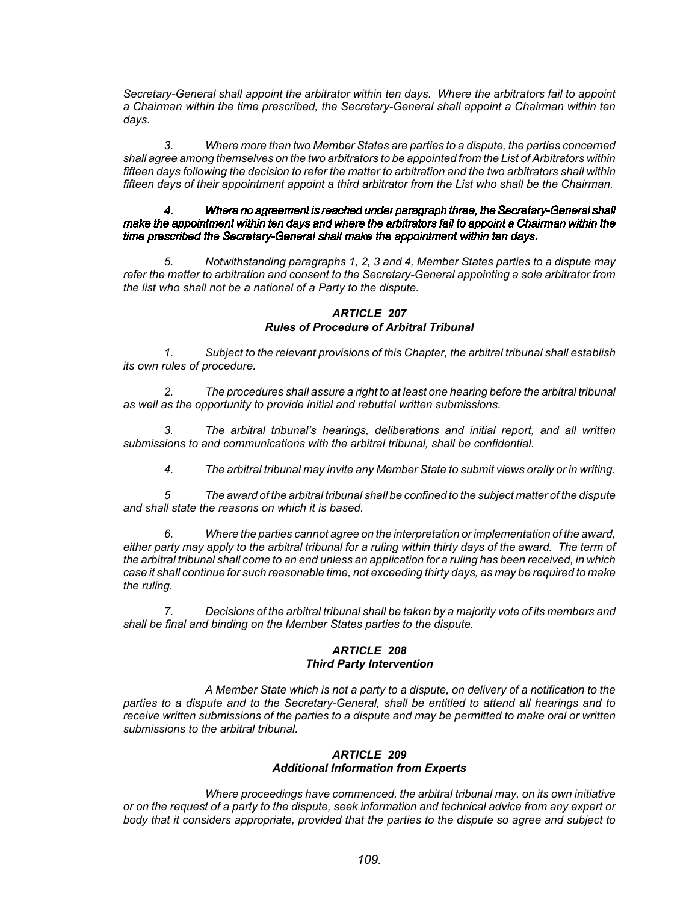*Secretary-General shall appoint the arbitrator within ten days. Where the arbitrators fail to appoint a Chairman within the time prescribed, the Secretary-General shall appoint a Chairman within ten days.*

*3. Where more than two Member States are parties to a dispute, the parties concerned shall agree among themselves on the two arbitrators to be appointed from the List of Arbitrators within fifteen days following the decision to refer the matter to arbitration and the two arbitrators shall within fifteen days of their appointment appoint a third arbitrator from the List who shall be the Chairman.*

***4. Where no agreement is reached under paragraph three, the Secretary-General shall make the appointment within ten days and where the arbitrators fail to appoint a Chairman within the time prescribed the Secretary-General shall make the appointment within ten days.***

*5. Notwithstanding paragraphs 1, 2, 3 and 4, Member States parties to a dispute may refer the matter to arbitration and consent to the Secretary-General appointing a sole arbitrator from the list who shall not be a national of a Party to the dispute.*

### *ARTICLE 207*
### *Rules of Procedure of Arbitral Tribunal*

*1. Subject to the relevant provisions of this Chapter, the arbitral tribunal shall establish its own rules of procedure.*

*2. The procedures shall assure a right to at least one hearing before the arbitral tribunal as well as the opportunity to provide initial and rebuttal written submissions.*

*3. The arbitral tribunal's hearings, deliberations and initial report, and all written submissions to and communications with the arbitral tribunal, shall be confidential.*

*4. The arbitral tribunal may invite any Member State to submit views orally or in writing.*

*5 The award of the arbitral tribunal shall be confined to the subject matter of the dispute and shall state the reasons on which it is based.*

*6. Where the parties cannot agree on the interpretation or implementation of the award, either party may apply to the arbitral tribunal for a ruling within thirty days of the award. The term of the arbitral tribunal shall come to an end unless an application for a ruling has been received, in which case it shall continue for such reasonable time, not exceeding thirty days, as may be required to make the ruling.*

*7. Decisions of the arbitral tribunal shall be taken by a majority vote of its members and shall be final and binding on the Member States parties to the dispute.*

### *ARTICLE 208*
### *Third Party Intervention*

*A Member State which is not a party to a dispute, on delivery of a notification to the parties to a dispute and to the Secretary-General, shall be entitled to attend all hearings and to receive written submissions of the parties to a dispute and may be permitted to make oral or written submissions to the arbitral tribunal.*

### *ARTICLE 209*
### *Additional Information from Experts*

*Where proceedings have commenced, the arbitral tribunal may, on its own initiative or on the request of a party to the dispute, seek information and technical advice from any expert or body that it considers appropriate, provided that the parties to the dispute so agree and subject to*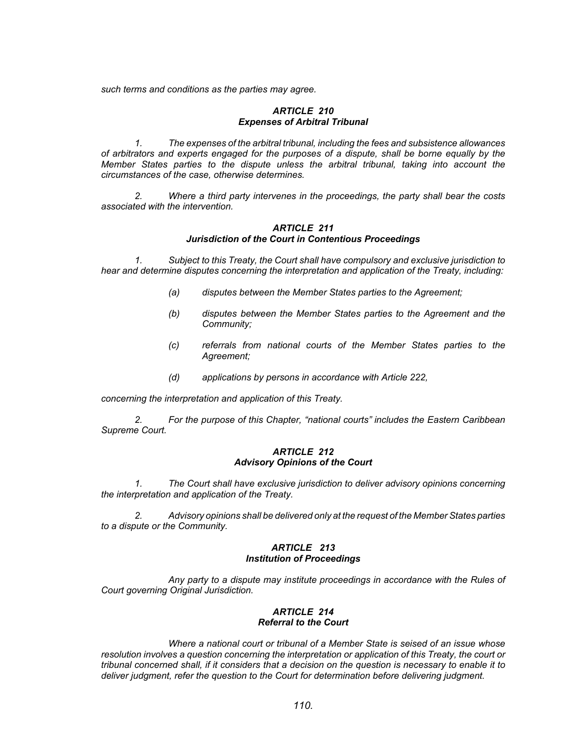*such terms and conditions as the parties may agree.*

### *ARTICLE 210*
### *Expenses of Arbitral Tribunal*

*1. The expenses of the arbitral tribunal, including the fees and subsistence allowances of arbitrators and experts engaged for the purposes of a dispute, shall be borne equally by the Member States parties to the dispute unless the arbitral tribunal, taking into account the circumstances of the case, otherwise determines.*

*2. Where a third party intervenes in the proceedings, the party shall bear the costs associated with the intervention.*

### *ARTICLE 211*
### *Jurisdiction of the Court in Contentious Proceedings*

*1. Subject to this Treaty, the Court shall have compulsory and exclusive jurisdiction to hear and determine disputes concerning the interpretation and application of the Treaty, including:*

> *(a) disputes between the Member States parties to the Agreement;*
>
> *(b) disputes between the Member States parties to the Agreement and the Community;*
>
> *(c) referrals from national courts of the Member States parties to the Agreement;*
>
> *(d) applications by persons in accordance with Article 222,*

*concerning the interpretation and application of this Treaty.*

*2. For the purpose of this Chapter, "national courts" includes the Eastern Caribbean Supreme Court.*

### *ARTICLE 212*
### *Advisory Opinions of the Court*

*1. The Court shall have exclusive jurisdiction to deliver advisory opinions concerning the interpretation and application of the Treaty.*

*2. Advisory opinions shall be delivered only at the request of the Member States parties to a dispute or the Community.*

### *ARTICLE 213*
### *Institution of Proceedings*

*Any party to a dispute may institute proceedings in accordance with the Rules of Court governing Original Jurisdiction.*

### *ARTICLE 214*
### *Referral to the Court*

*Where a national court or tribunal of a Member State is seised of an issue whose resolution involves a question concerning the interpretation or application of this Treaty, the court or tribunal concerned shall, if it considers that a decision on the question is necessary to enable it to deliver judgment, refer the question to the Court for determination before delivering judgment.*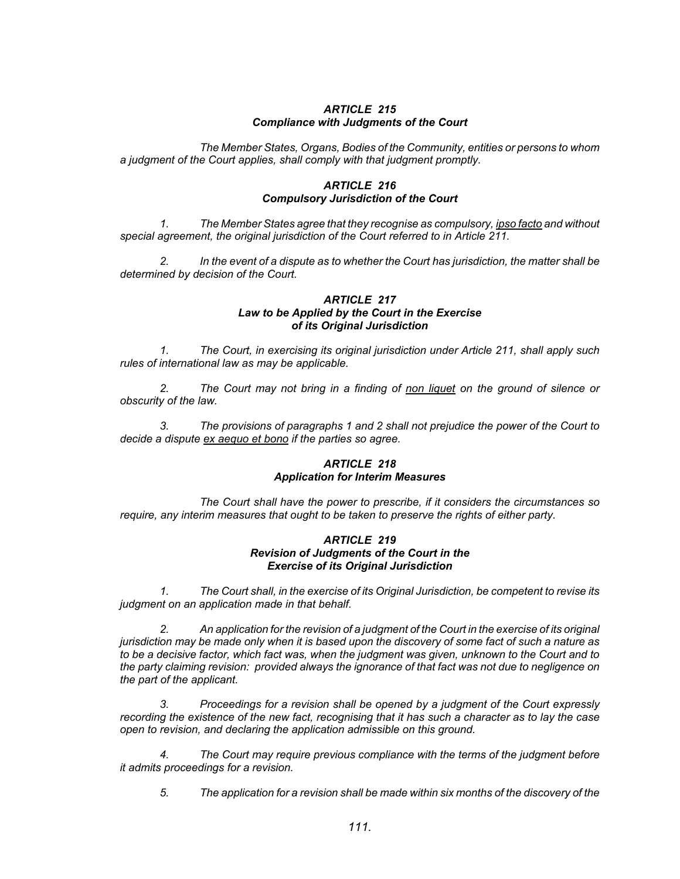### *ARTICLE 215*
### *Compliance with Judgments of the Court*

*The Member States, Organs, Bodies of the Community, entities or persons to whom a judgment of the Court applies, shall comply with that judgment promptly.*

### *ARTICLE 216*
### *Compulsory Jurisdiction of the Court*

*1. The Member States agree that they recognise as compulsory, ipso facto and without special agreement, the original jurisdiction of the Court referred to in Article 211.*

*2. In the event of a dispute as to whether the Court has jurisdiction, the matter shall be determined by decision of the Court.*

### *ARTICLE 217*
### *Law to be Applied by the Court in the Exercise of its Original Jurisdiction*

*1. The Court, in exercising its original jurisdiction under Article 211, shall apply such rules of international law as may be applicable.*

*2. The Court may not bring in a finding of non liquet on the ground of silence or obscurity of the law.*

*3. The provisions of paragraphs 1 and 2 shall not prejudice the power of the Court to decide a dispute ex aequo et bono if the parties so agree.*

### *ARTICLE 218*
### *Application for Interim Measures*

*The Court shall have the power to prescribe, if it considers the circumstances so require, any interim measures that ought to be taken to preserve the rights of either party.*

### *ARTICLE 219*
### *Revision of Judgments of the Court in the Exercise of its Original Jurisdiction*

*1. The Court shall, in the exercise of its Original Jurisdiction, be competent to revise its judgment on an application made in that behalf.*

*2. An application for the revision of a judgment of the Court in the exercise of its original jurisdiction may be made only when it is based upon the discovery of some fact of such a nature as to be a decisive factor, which fact was, when the judgment was given, unknown to the Court and to the party claiming revision: provided always the ignorance of that fact was not due to negligence on the part of the applicant.*

*3. Proceedings for a revision shall be opened by a judgment of the Court expressly recording the existence of the new fact, recognising that it has such a character as to lay the case open to revision, and declaring the application admissible on this ground.*

*4. The Court may require previous compliance with the terms of the judgment before it admits proceedings for a revision.*

*5. The application for a revision shall be made within six months of the discovery of the*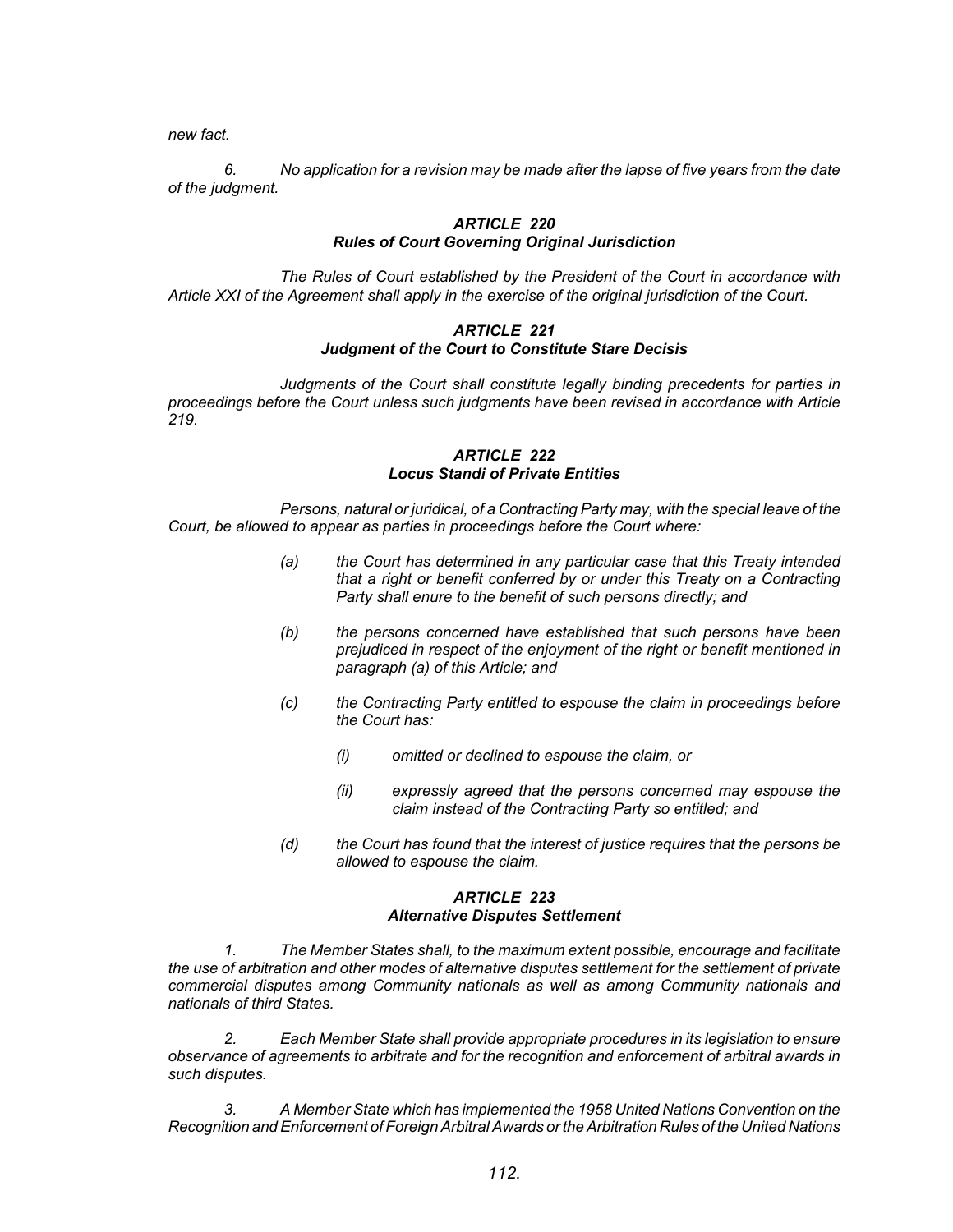*new fact.*

*6. No application for a revision may be made after the lapse of five years from the date of the judgment.*

### *ARTICLE 220*
### *Rules of Court Governing Original Jurisdiction*

*The Rules of Court established by the President of the Court in accordance with Article XXI of the Agreement shall apply in the exercise of the original jurisdiction of the Court.*

### *ARTICLE 221*
### *Judgment of the Court to Constitute Stare Decisis*

*Judgments of the Court shall constitute legally binding precedents for parties in proceedings before the Court unless such judgments have been revised in accordance with Article 219.*

### *ARTICLE 222*
### *Locus Standi of Private Entities*

*Persons, natural or juridical, of a Contracting Party may, with the special leave of the Court, be allowed to appear as parties in proceedings before the Court where:*

- *(a) the Court has determined in any particular case that this Treaty intended that a right or benefit conferred by or under this Treaty on a Contracting Party shall enure to the benefit of such persons directly; and*
- *(b) the persons concerned have established that such persons have been prejudiced in respect of the enjoyment of the right or benefit mentioned in paragraph (a) of this Article; and*
- *(c) the Contracting Party entitled to espouse the claim in proceedings before the Court has:*
  - *(i) omitted or declined to espouse the claim, or*
  - *(ii) expressly agreed that the persons concerned may espouse the claim instead of the Contracting Party so entitled; and*
- *(d) the Court has found that the interest of justice requires that the persons be allowed to espouse the claim.*

### *ARTICLE 223*
### *Alternative Disputes Settlement*

*1. The Member States shall, to the maximum extent possible, encourage and facilitate the use of arbitration and other modes of alternative disputes settlement for the settlement of private commercial disputes among Community nationals as well as among Community nationals and nationals of third States.*

*2. Each Member State shall provide appropriate procedures in its legislation to ensure observance of agreements to arbitrate and for the recognition and enforcement of arbitral awards in such disputes.*

*3. A Member State which has implemented the 1958 United Nations Convention on the Recognition and Enforcement of Foreign Arbitral Awards or the Arbitration Rules of the United Nations*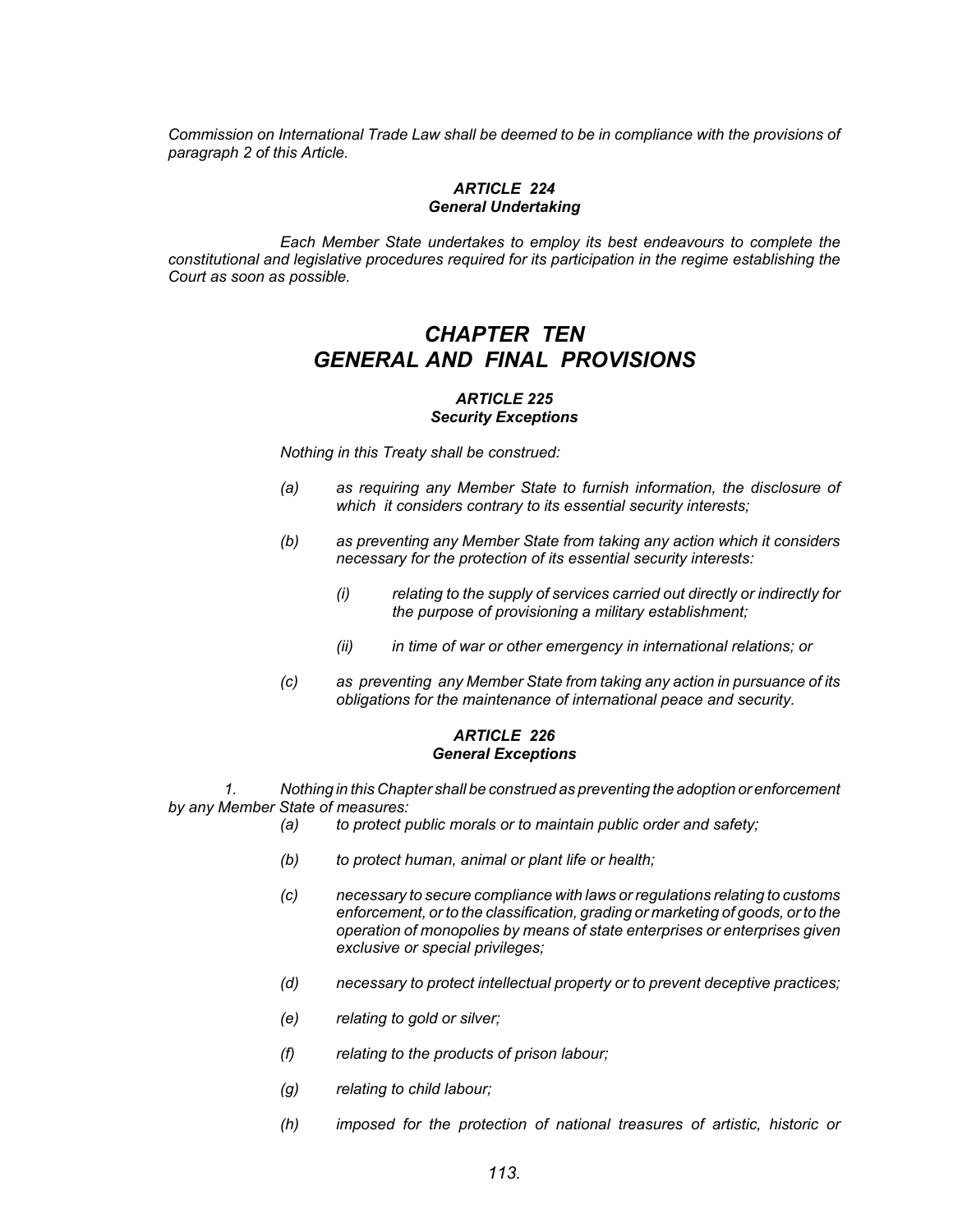*Commission on International Trade Law shall be deemed to be in compliance with the provisions of paragraph 2 of this Article.*

### *ARTICLE 224*
### *General Undertaking*

*Each Member State undertakes to employ its best endeavours to complete the constitutional and legislative procedures required for its participation in the regime establishing the Court as soon as possible.*

# *CHAPTER TEN*
# *GENERAL AND FINAL PROVISIONS*

### *ARTICLE 225*
### *Security Exceptions*

*Nothing in this Treaty shall be construed:*

*(a) as requiring any Member State to furnish information, the disclosure of which it considers contrary to its essential security interests;*

*(b) as preventing any Member State from taking any action which it considers necessary for the protection of its essential security interests:*

*(i) relating to the supply of services carried out directly or indirectly for the purpose of provisioning a military establishment;*

*(ii) in time of war or other emergency in international relations; or*

*(c) as preventing any Member State from taking any action in pursuance of its obligations for the maintenance of international peace and security.*

### *ARTICLE 226*
### *General Exceptions*

*1. Nothing in this Chapter shall be construed as preventing the adoption or enforcement by any Member State of measures:*

*(a) to protect public morals or to maintain public order and safety;*

*(b) to protect human, animal or plant life or health;*

*(c) necessary to secure compliance with laws or regulations relating to customs enforcement, or to the classification, grading or marketing of goods, or to the operation of monopolies by means of state enterprises or enterprises given exclusive or special privileges;*

*(d) necessary to protect intellectual property or to prevent deceptive practices;*

*(e) relating to gold or silver;*

*(f) relating to the products of prison labour;*

*(g) relating to child labour;*

*(h) imposed for the protection of national treasures of artistic, historic or*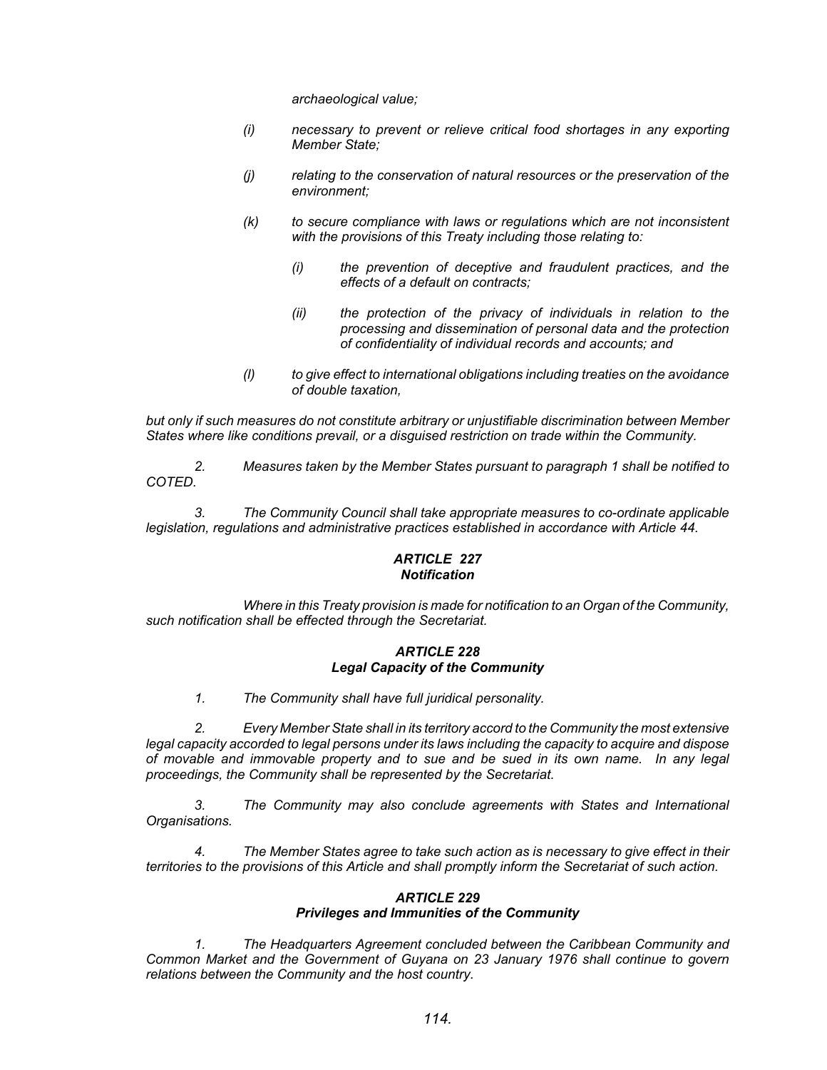*archaeological value;*

*(i) necessary to prevent or relieve critical food shortages in any exporting Member State;*

*(j) relating to the conservation of natural resources or the preservation of the environment;*

*(k) to secure compliance with laws or regulations which are not inconsistent with the provisions of this Treaty including those relating to:*

*(i) the prevention of deceptive and fraudulent practices, and the effects of a default on contracts;*

*(ii) the protection of the privacy of individuals in relation to the processing and dissemination of personal data and the protection of confidentiality of individual records and accounts; and*

*(l) to give effect to international obligations including treaties on the avoidance of double taxation,*

*but only if such measures do not constitute arbitrary or unjustifiable discrimination between Member States where like conditions prevail, or a disguised restriction on trade within the Community.*

*2. Measures taken by the Member States pursuant to paragraph 1 shall be notified to COTED.*

*3. The Community Council shall take appropriate measures to co-ordinate applicable legislation, regulations and administrative practices established in accordance with Article 44.*

### *ARTICLE 227*
### *Notification*

*Where in this Treaty provision is made for notification to an Organ of the Community, such notification shall be effected through the Secretariat.*

### *ARTICLE 228*
### *Legal Capacity of the Community*

*1. The Community shall have full juridical personality.*

*2. Every Member State shall in its territory accord to the Community the most extensive legal capacity accorded to legal persons under its laws including the capacity to acquire and dispose of movable and immovable property and to sue and be sued in its own name. In any legal proceedings, the Community shall be represented by the Secretariat.*

*3. The Community may also conclude agreements with States and International Organisations.*

*4. The Member States agree to take such action as is necessary to give effect in their territories to the provisions of this Article and shall promptly inform the Secretariat of such action.*

### *ARTICLE 229*
### *Privileges and Immunities of the Community*

*1. The Headquarters Agreement concluded between the Caribbean Community and Common Market and the Government of Guyana on 23 January 1976 shall continue to govern relations between the Community and the host country.*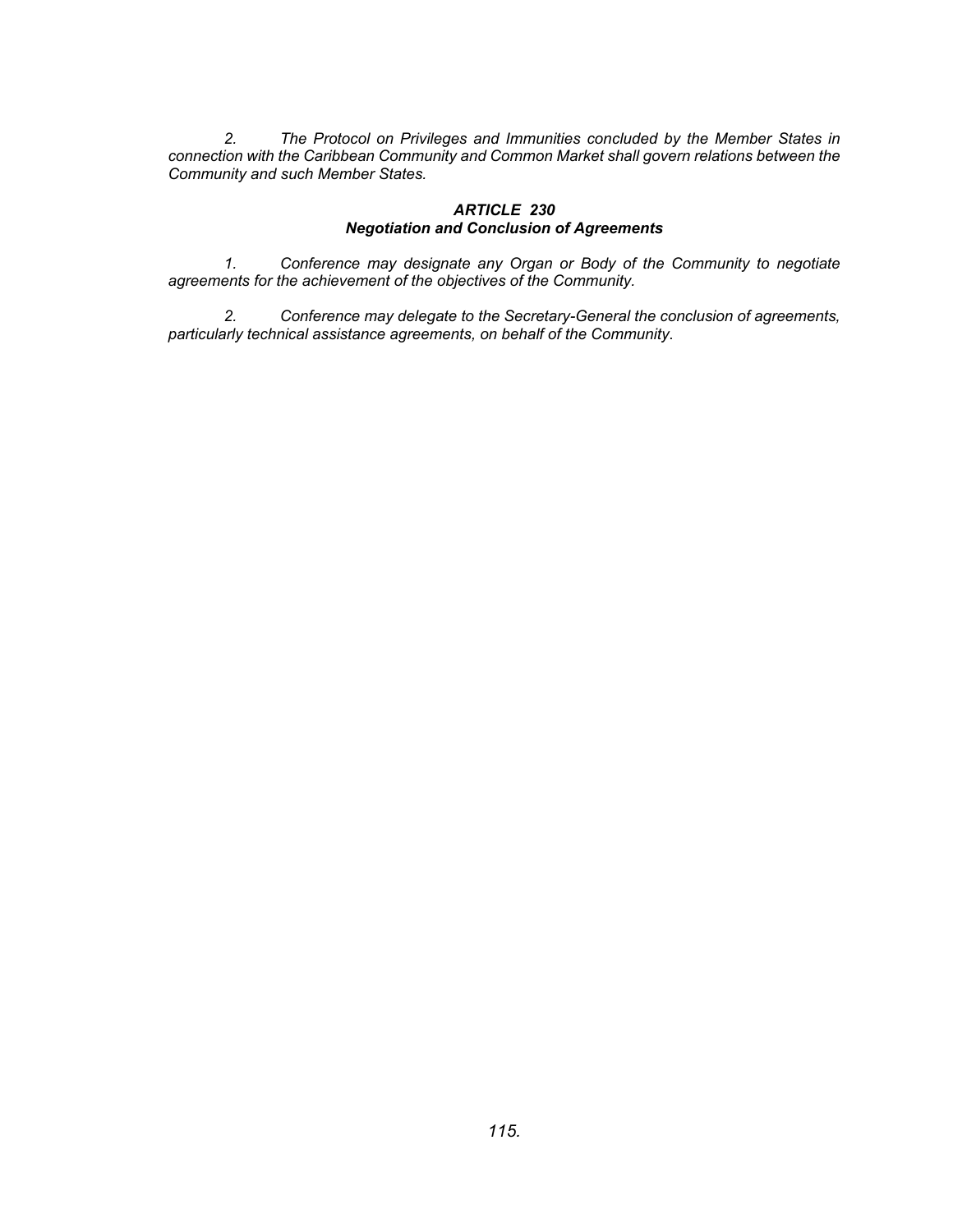*2. The Protocol on Privileges and Immunities concluded by the Member States in connection with the Caribbean Community and Common Market shall govern relations between the Community and such Member States.*

### *ARTICLE 230*
### *Negotiation and Conclusion of Agreements*

*1. Conference may designate any Organ or Body of the Community to negotiate agreements for the achievement of the objectives of the Community.*

*2. Conference may delegate to the Secretary-General the conclusion of agreements, particularly technical assistance agreements, on behalf of the Community.*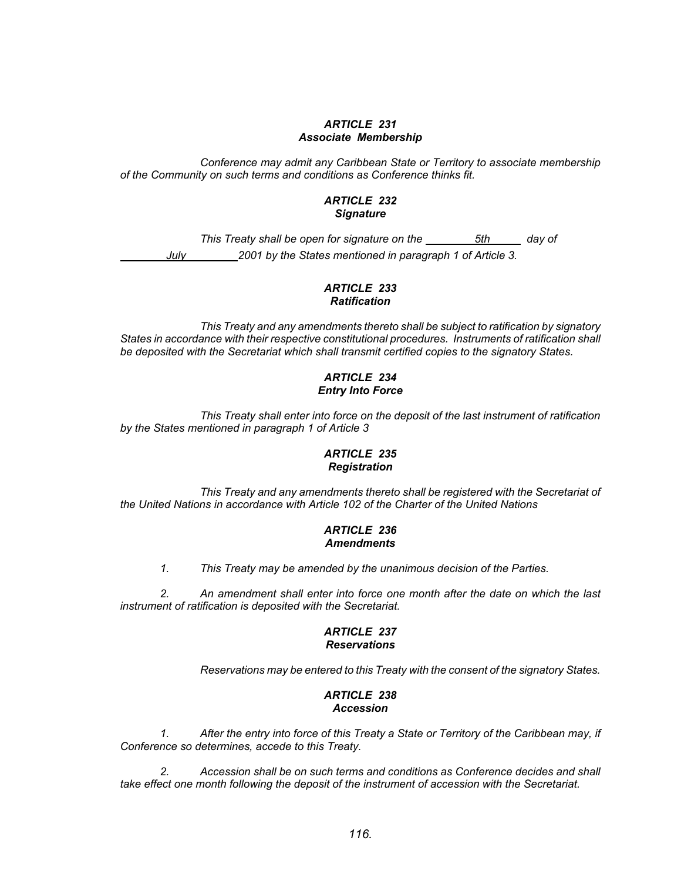### *ARTICLE 231*
### *Associate Membership*

*Conference may admit any Caribbean State or Territory to associate membership of the Community on such terms and conditions as Conference thinks fit.*

### *ARTICLE 232*
### *Signature*

*This Treaty shall be open for signature on the 5th day of July 2001 by the States mentioned in paragraph 1 of Article 3.*

### *ARTICLE 233*
### *Ratification*

*This Treaty and any amendments thereto shall be subject to ratification by signatory States in accordance with their respective constitutional procedures. Instruments of ratification shall be deposited with the Secretariat which shall transmit certified copies to the signatory States.*

### *ARTICLE 234*
### *Entry Into Force*

*This Treaty shall enter into force on the deposit of the last instrument of ratification by the States mentioned in paragraph 1 of Article 3*

### *ARTICLE 235*
### *Registration*

*This Treaty and any amendments thereto shall be registered with the Secretariat of the United Nations in accordance with Article 102 of the Charter of the United Nations*

### *ARTICLE 236*
### *Amendments*

*1. This Treaty may be amended by the unanimous decision of the Parties.*

*2. An amendment shall enter into force one month after the date on which the last instrument of ratification is deposited with the Secretariat.*

### *ARTICLE 237*
### *Reservations*

*Reservations may be entered to this Treaty with the consent of the signatory States.*

### *ARTICLE 238*
### *Accession*

*1. After the entry into force of this Treaty a State or Territory of the Caribbean may, if Conference so determines, accede to this Treaty.*

*2. Accession shall be on such terms and conditions as Conference decides and shall take effect one month following the deposit of the instrument of accession with the Secretariat.*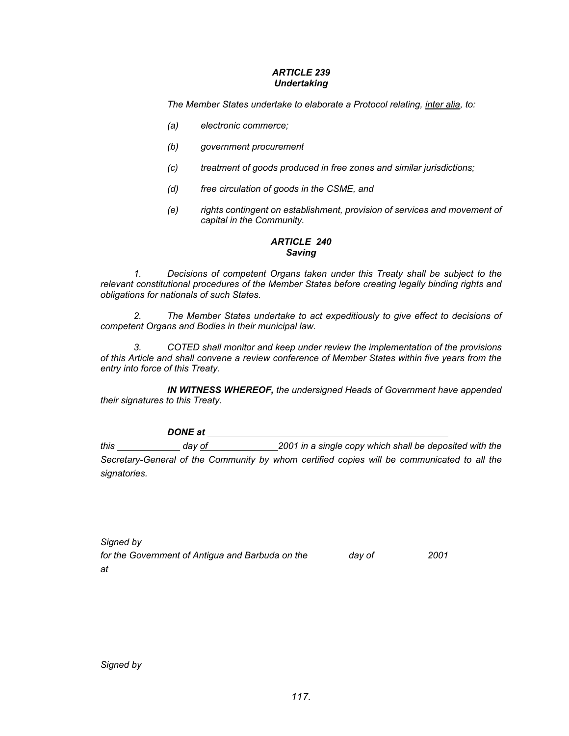### *ARTICLE 239*
### *Undertaking*

*The Member States undertake to elaborate a Protocol relating, inter alia, to:*

*(a) electronic commerce;*

*(b) government procurement*

*(c) treatment of goods produced in free zones and similar jurisdictions;*

*(d) free circulation of goods in the CSME, and*

*(e) rights contingent on establishment, provision of services and movement of capital in the Community.*

### *ARTICLE 240*
### *Saving*

*1. Decisions of competent Organs taken under this Treaty shall be subject to the relevant constitutional procedures of the Member States before creating legally binding rights and obligations for nationals of such States.*

*2. The Member States undertake to act expeditiously to give effect to decisions of competent Organs and Bodies in their municipal law.*

*3. COTED shall monitor and keep under review the implementation of the provisions of this Article and shall convene a review conference of Member States within five years from the entry into force of this Treaty.*

***IN WITNESS WHEREOF,*** *the undersigned Heads of Government have appended their signatures to this Treaty.*

***DONE at*** ______________________________________________

*this ____________ day of ______________2001 in a single copy which shall be deposited with the Secretary-General of the Community by whom certified copies will be communicated to all the signatories.*

*Signed by*
*for the Government of Antigua and Barbuda on the day of 2001*
*at*

*Signed by*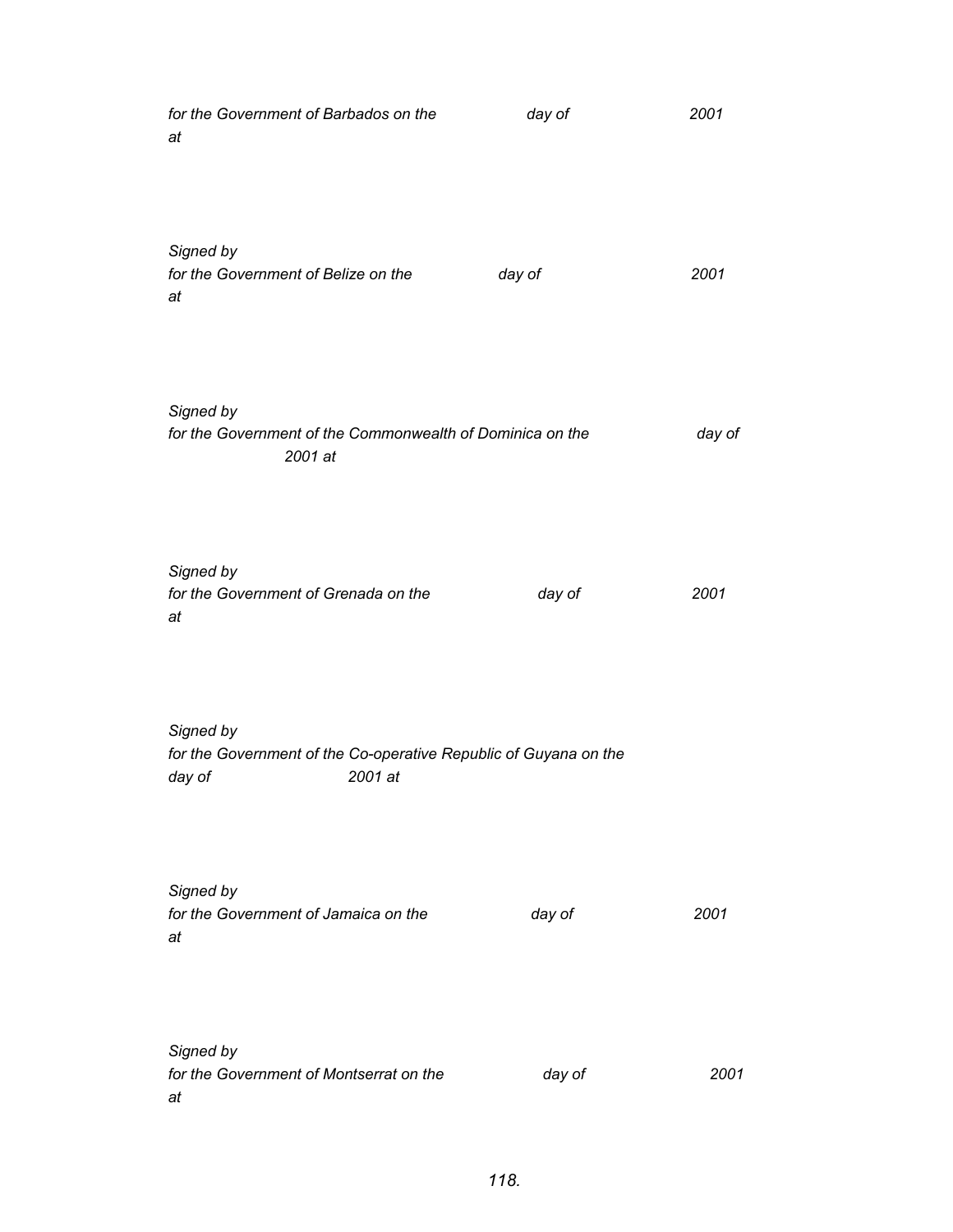*for the Government of Barbados on the day of 2001 at*

*Signed by*
*for the Government of Belize on the day of 2001 at*

*Signed by*
*for the Government of the Commonwealth of Dominica on the day of 2001 at*

*Signed by*
*for the Government of Grenada on the day of 2001 at*

*Signed by*
*for the Government of the Co-operative Republic of Guyana on the day of 2001 at*

*Signed by*
*for the Government of Jamaica on the day of 2001 at*

*Signed by*
*for the Government of Montserrat on the day of 2001 at*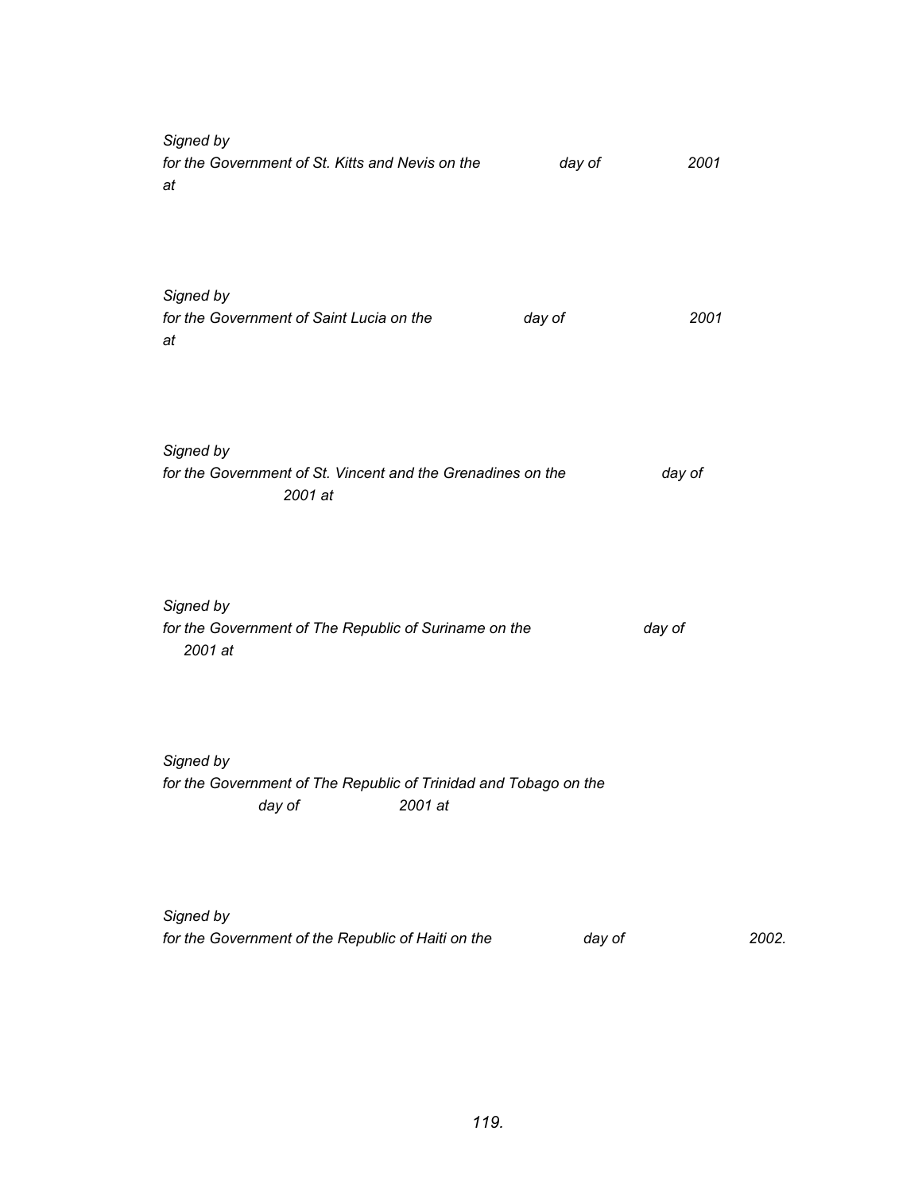*Signed by*
*for the Government of St. Kitts and Nevis on the day of 2001 at*

*Signed by*
*for the Government of Saint Lucia on the day of 2001 at*

*Signed by*
*for the Government of St. Vincent and the Grenadines on the day of 2001 at*

*Signed by*
*for the Government of The Republic of Suriname on the day of 2001 at*

*Signed by*
*for the Government of The Republic of Trinidad and Tobago on the day of 2001 at*

*Signed by*
*for the Government of the Republic of Haiti on the day of 2002.*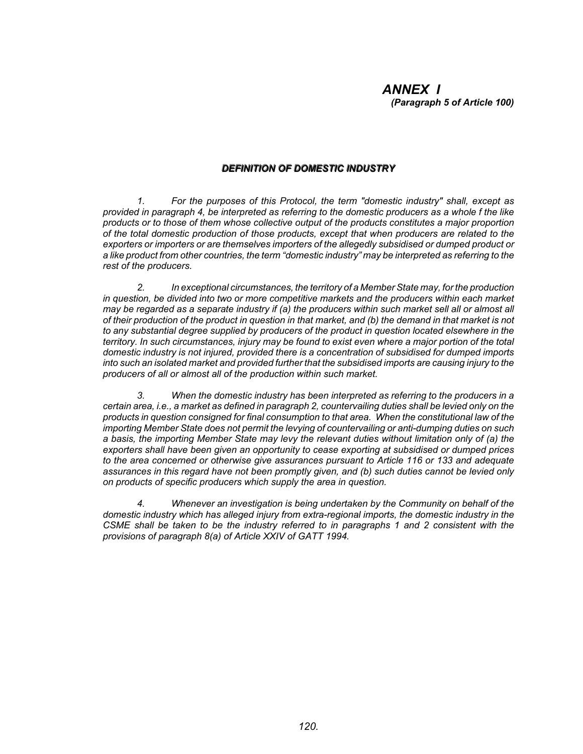# *ANNEX I*

***(Paragraph 5 of Article 100)***

## ***DEFINITION OF DOMESTIC INDUSTRY***

*1. For the purposes of this Protocol, the term "domestic industry" shall, except as provided in paragraph 4, be interpreted as referring to the domestic producers as a whole f the like products or to those of them whose collective output of the products constitutes a major proportion of the total domestic production of those products, except that when producers are related to the exporters or importers or are themselves importers of the allegedly subsidised or dumped product or a like product from other countries, the term "domestic industry" may be interpreted as referring to the rest of the producers.*

*2. In exceptional circumstances, the territory of a Member State may, for the production in question, be divided into two or more competitive markets and the producers within each market may be regarded as a separate industry if (a) the producers within such market sell all or almost all of their production of the product in question in that market, and (b) the demand in that market is not to any substantial degree supplied by producers of the product in question located elsewhere in the territory. In such circumstances, injury may be found to exist even where a major portion of the total domestic industry is not injured, provided there is a concentration of subsidised for dumped imports into such an isolated market and provided further that the subsidised imports are causing injury to the producers of all or almost all of the production within such market.*

*3. When the domestic industry has been interpreted as referring to the producers in a certain area, i.e., a market as defined in paragraph 2, countervailing duties shall be levied only on the products in question consigned for final consumption to that area. When the constitutional law of the importing Member State does not permit the levying of countervailing or anti-dumping duties on such a basis, the importing Member State may levy the relevant duties without limitation only of (a) the exporters shall have been given an opportunity to cease exporting at subsidised or dumped prices to the area concerned or otherwise give assurances pursuant to Article 116 or 133 and adequate assurances in this regard have not been promptly given, and (b) such duties cannot be levied only on products of specific producers which supply the area in question.*

*4. Whenever an investigation is being undertaken by the Community on behalf of the domestic industry which has alleged injury from extra-regional imports, the domestic industry in the CSME shall be taken to be the industry referred to in paragraphs 1 and 2 consistent with the provisions of paragraph 8(a) of Article XXIV of GATT 1994.*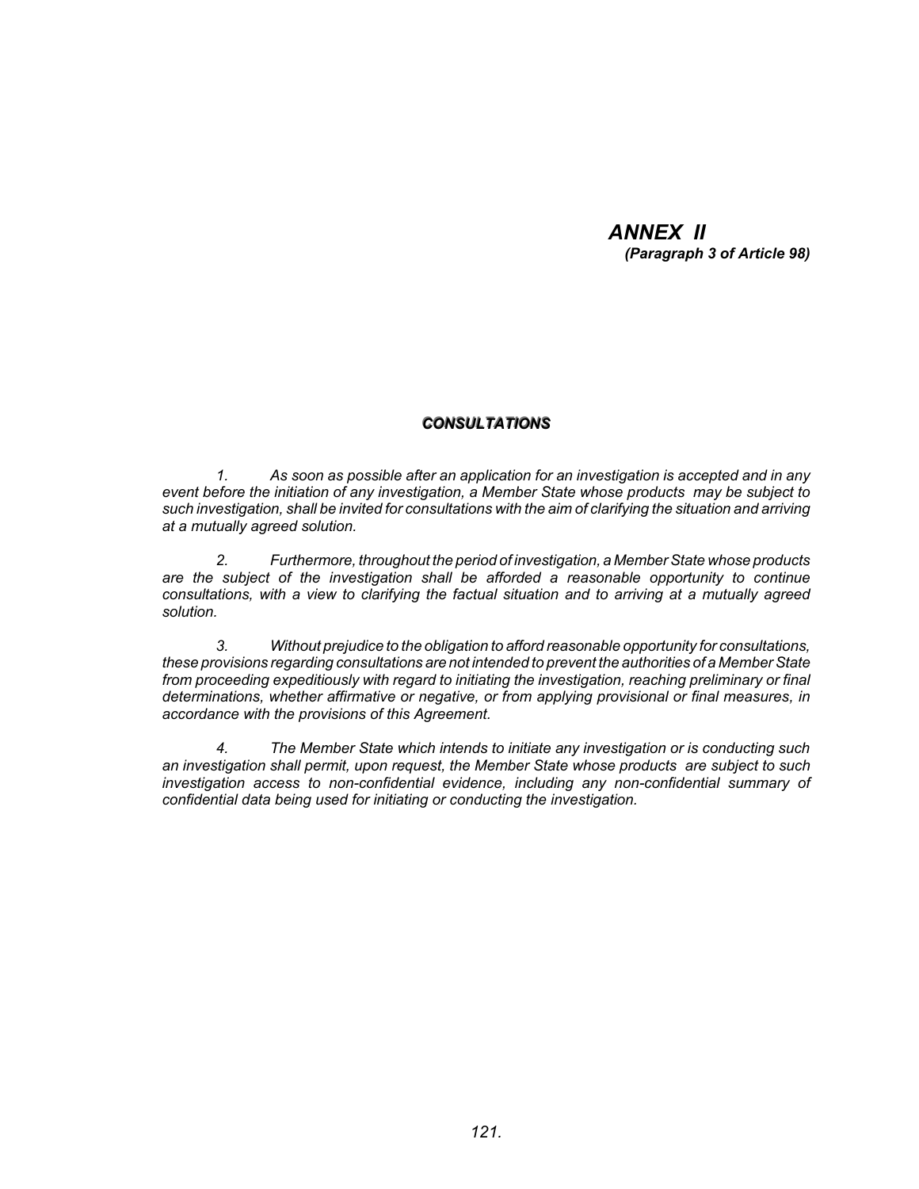# *ANNEX II*

***(Paragraph 3 of Article 98)***

## ***CONSULTATIONS***

*1. As soon as possible after an application for an investigation is accepted and in any event before the initiation of any investigation, a Member State whose products may be subject to such investigation, shall be invited for consultations with the aim of clarifying the situation and arriving at a mutually agreed solution.*

*2. Furthermore, throughout the period of investigation, a Member State whose products are the subject of the investigation shall be afforded a reasonable opportunity to continue consultations, with a view to clarifying the factual situation and to arriving at a mutually agreed solution.*

*3. Without prejudice to the obligation to afford reasonable opportunity for consultations, these provisions regarding consultations are not intended to prevent the authorities of a Member State from proceeding expeditiously with regard to initiating the investigation, reaching preliminary or final determinations, whether affirmative or negative, or from applying provisional or final measures, in accordance with the provisions of this Agreement.*

*4. The Member State which intends to initiate any investigation or is conducting such an investigation shall permit, upon request, the Member State whose products are subject to such investigation access to non-confidential evidence, including any non-confidential summary of confidential data being used for initiating or conducting the investigation.*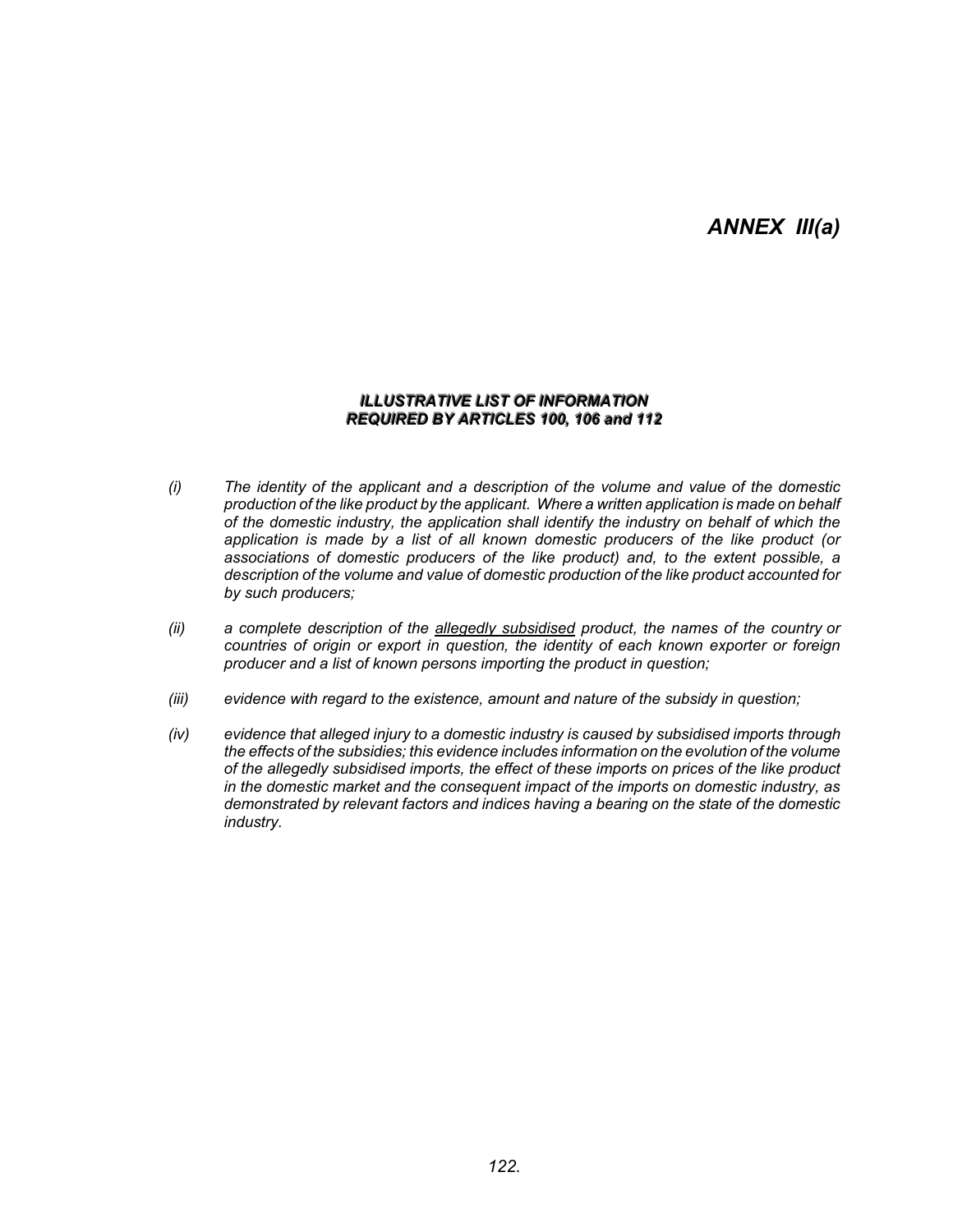# *ANNEX III(a)*

***ILLUSTRATIVE LIST OF INFORMATION REQUIRED BY ARTICLES 100, 106 and 112***

*(i)* *The identity of the applicant and a description of the volume and value of the domestic production of the like product by the applicant. Where a written application is made on behalf of the domestic industry, the application shall identify the industry on behalf of which the application is made by a list of all known domestic producers of the like product (or associations of domestic producers of the like product) and, to the extent possible, a description of the volume and value of domestic production of the like product accounted for by such producers;*

*(ii)* *a complete description of the <u>allegedly subsidised</u> product, the names of the country or countries of origin or export in question, the identity of each known exporter or foreign producer and a list of known persons importing the product in question;*

*(iii)* *evidence with regard to the existence, amount and nature of the subsidy in question;*

*(iv)* *evidence that alleged injury to a domestic industry is caused by subsidised imports through the effects of the subsidies; this evidence includes information on the evolution of the volume of the allegedly subsidised imports, the effect of these imports on prices of the like product in the domestic market and the consequent impact of the imports on domestic industry, as demonstrated by relevant factors and indices having a bearing on the state of the domestic industry.*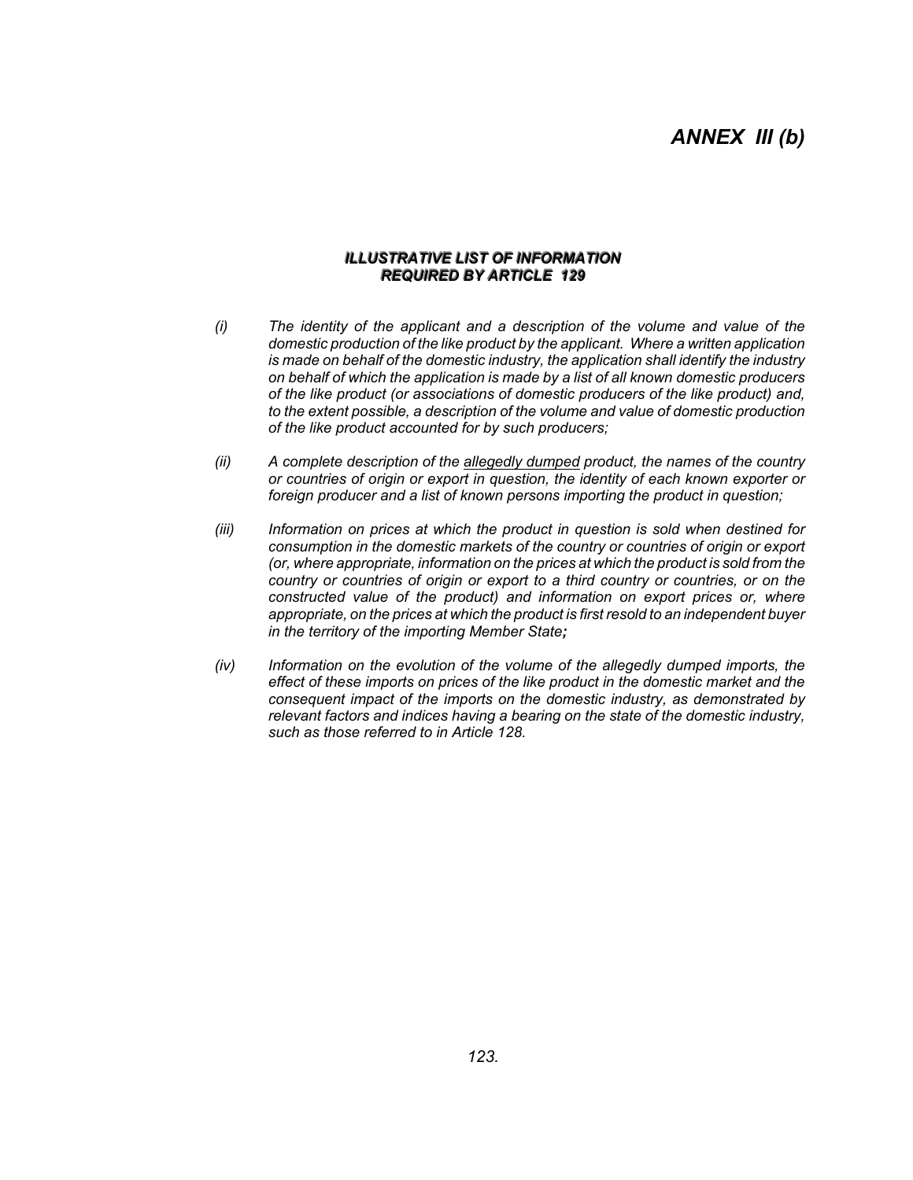# *ANNEX III (b)*

### ***ILLUSTRATIVE LIST OF INFORMATION REQUIRED BY ARTICLE 129***

*(i)* *The identity of the applicant and a description of the volume and value of the domestic production of the like product by the applicant. Where a written application is made on behalf of the domestic industry, the application shall identify the industry on behalf of which the application is made by a list of all known domestic producers of the like product (or associations of domestic producers of the like product) and, to the extent possible, a description of the volume and value of domestic production of the like product accounted for by such producers;*

*(ii)* *A complete description of the allegedly dumped product, the names of the country or countries of origin or export in question, the identity of each known exporter or foreign producer and a list of known persons importing the product in question;*

*(iii)* *Information on prices at which the product in question is sold when destined for consumption in the domestic markets of the country or countries of origin or export (or, where appropriate, information on the prices at which the product is sold from the country or countries of origin or export to a third country or countries, or on the constructed value of the product) and information on export prices or, where appropriate, on the prices at which the product is first resold to an independent buyer in the territory of the importing Member State;*

*(iv)* *Information on the evolution of the volume of the allegedly dumped imports, the effect of these imports on prices of the like product in the domestic market and the consequent impact of the imports on the domestic industry, as demonstrated by relevant factors and indices having a bearing on the state of the domestic industry, such as those referred to in Article 128.*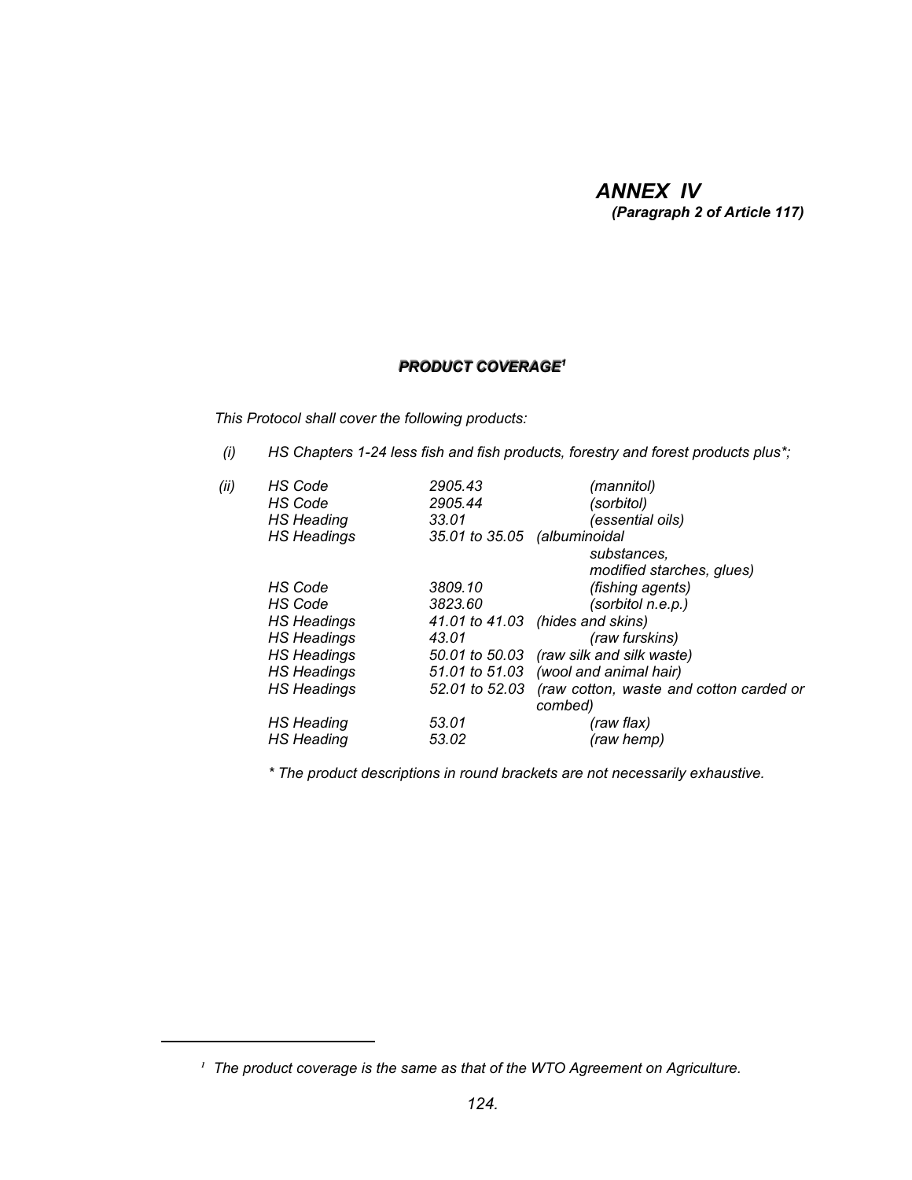# *ANNEX IV*
***(Paragraph 2 of Article 117)***

## ***PRODUCT COVERAGE***[1]

*This Protocol shall cover the following products:*

*(i)* *HS Chapters 1-24 less fish and fish products, forestry and forest products plus\*;*

*(ii)*

| | | |
|---|---|---|
| *HS Code* | *2905.43* | *(mannitol)* |
| *HS Code* | *2905.44* | *(sorbitol)* |
| *HS Heading* | *33.01* | *(essential oils)* |
| *HS Headings* | *35.01 to 35.05* | *(albuminoidal substances, modified starches, glues)* |
| *HS Code* | *3809.10* | *(fishing agents)* |
| *HS Code* | *3823.60* | *(sorbitol n.e.p.)* |
| *HS Headings* | *41.01 to 41.03* | *(hides and skins)* |
| *HS Headings* | *43.01* | *(raw furskins)* |
| *HS Headings* | *50.01 to 50.03* | *(raw silk and silk waste)* |
| *HS Headings* | *51.01 to 51.03* | *(wool and animal hair)* |
| *HS Headings* | *52.01 to 52.03* | *(raw cotton, waste and cotton carded or combed)* |
| *HS Heading* | *53.01* | *(raw flax)* |
| *HS Heading* | *53.02* | *(raw hemp)* |

*\* The product descriptions in round brackets are not necessarily exhaustive.*

---

[1] *The product coverage is the same as that of the WTO Agreement on Agriculture.*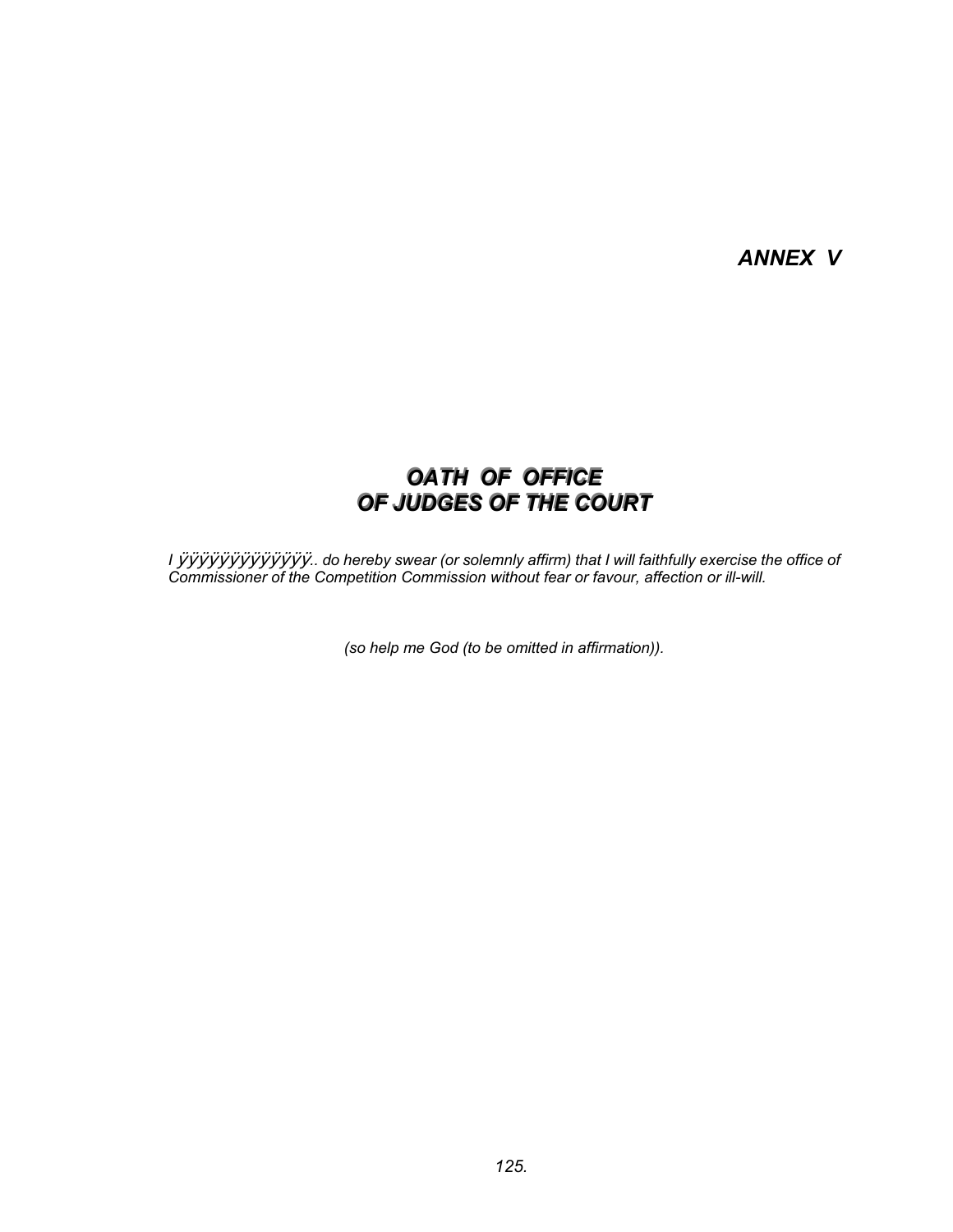*ANNEX V*

# ***OATH OF OFFICE OF JUDGES OF THE COURT***

*I ÿÿÿÿÿÿÿÿÿÿÿÿÿÿ.. do hereby swear (or solemnly affirm) that I will faithfully exercise the office of Commissioner of the Competition Commission without fear or favour, affection or ill-will.*

*(so help me God (to be omitted in affirmation)).*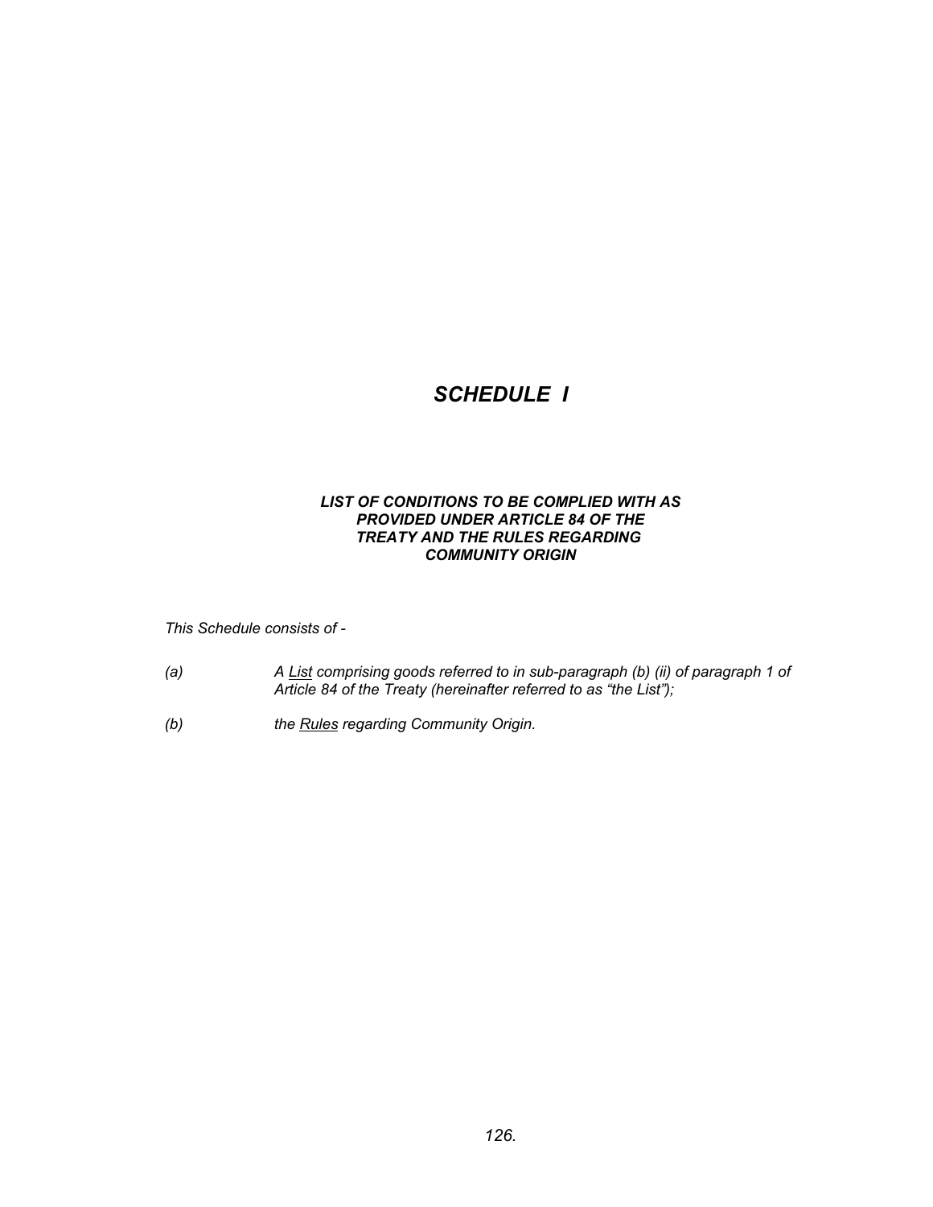# *SCHEDULE I*

## *LIST OF CONDITIONS TO BE COMPLIED WITH AS PROVIDED UNDER ARTICLE 84 OF THE TREATY AND THE RULES REGARDING COMMUNITY ORIGIN*

*This Schedule consists of -*

*(a)* *A List comprising goods referred to in sub-paragraph (b) (ii) of paragraph 1 of Article 84 of the Treaty (hereinafter referred to as "the List");*

*(b)* *the Rules regarding Community Origin.*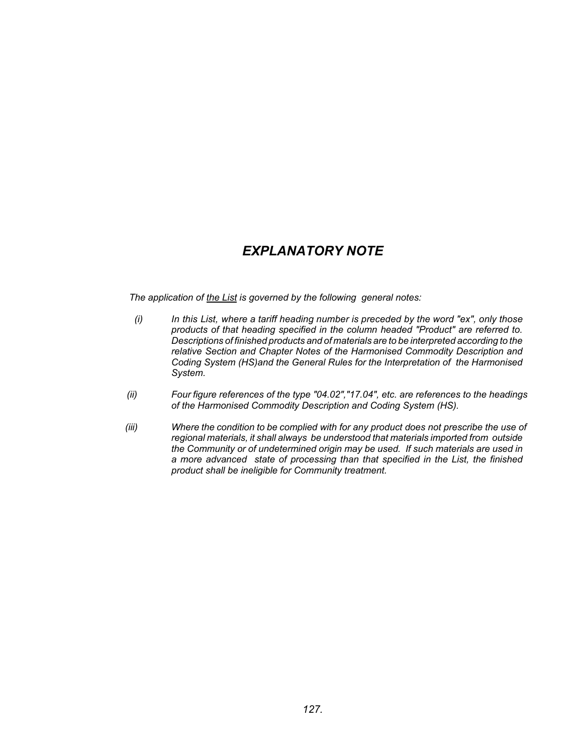# *EXPLANATORY NOTE*

*The application of <u>the List</u> is governed by the following general notes:*

*(i) In this List, where a tariff heading number is preceded by the word "ex", only those products of that heading specified in the column headed "Product" are referred to. Descriptions of finished products and of materials are to be interpreted according to the relative Section and Chapter Notes of the Harmonised Commodity Description and Coding System (HS)and the General Rules for the Interpretation of the Harmonised System.*

*(ii) Four figure references of the type "04.02","17.04", etc. are references to the headings of the Harmonised Commodity Description and Coding System (HS).*

*(iii) Where the condition to be complied with for any product does not prescribe the use of regional materials, it shall always be understood that materials imported from outside the Community or of undetermined origin may be used. If such materials are used in a more advanced state of processing than that specified in the List, the finished product shall be ineligible for Community treatment.*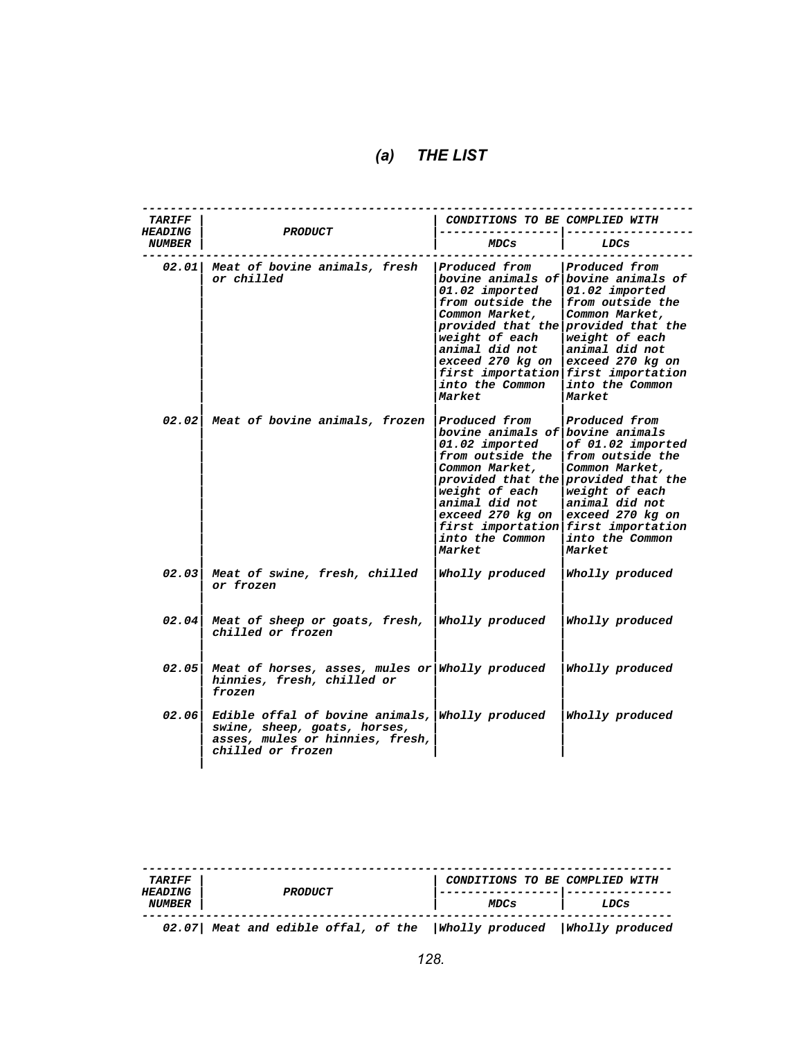## (a) THE LIST

| TARIFF HEADING NUMBER | PRODUCT | CONDITIONS TO BE COMPLIED WITH | |
|---|---|---|---|
| | | MDCs | LDCs |
| 02.01 | Meat of bovine animals, fresh or chilled | Produced from bovine animals of 01.02 imported from outside the Common Market, provided that the weight of each animal did not exceed 270 kg on first importation into the Common Market | Produced from bovine animals of 01.02 imported from outside the Common Market, provided that the weight of each animal did not exceed 270 kg on first importation into the Common Market |
| 02.02 | Meat of bovine animals, frozen | Produced from bovine animals of 01.02 imported from outside the Common Market, provided that the weight of each animal did not exceed 270 kg on first importation into the Common Market | Produced from bovine animals of 01.02 imported from outside the Common Market, provided that the weight of each animal did not exceed 270 kg on first importation into the Common Market |
| 02.03 | Meat of swine, fresh, chilled or frozen | Wholly produced | Wholly produced |
| 02.04 | Meat of sheep or goats, fresh, chilled or frozen | Wholly produced | Wholly produced |
| 02.05 | Meat of horses, asses, mules or hinnies, fresh, chilled or frozen | Wholly produced | Wholly produced |
| 02.06 | Edible offal of bovine animals, swine, sheep, goats, horses, asses, mules or hinnies, fresh, chilled or frozen | Wholly produced | Wholly produced |
| 02.07 | Meat and edible offal, of the | Wholly produced | Wholly produced |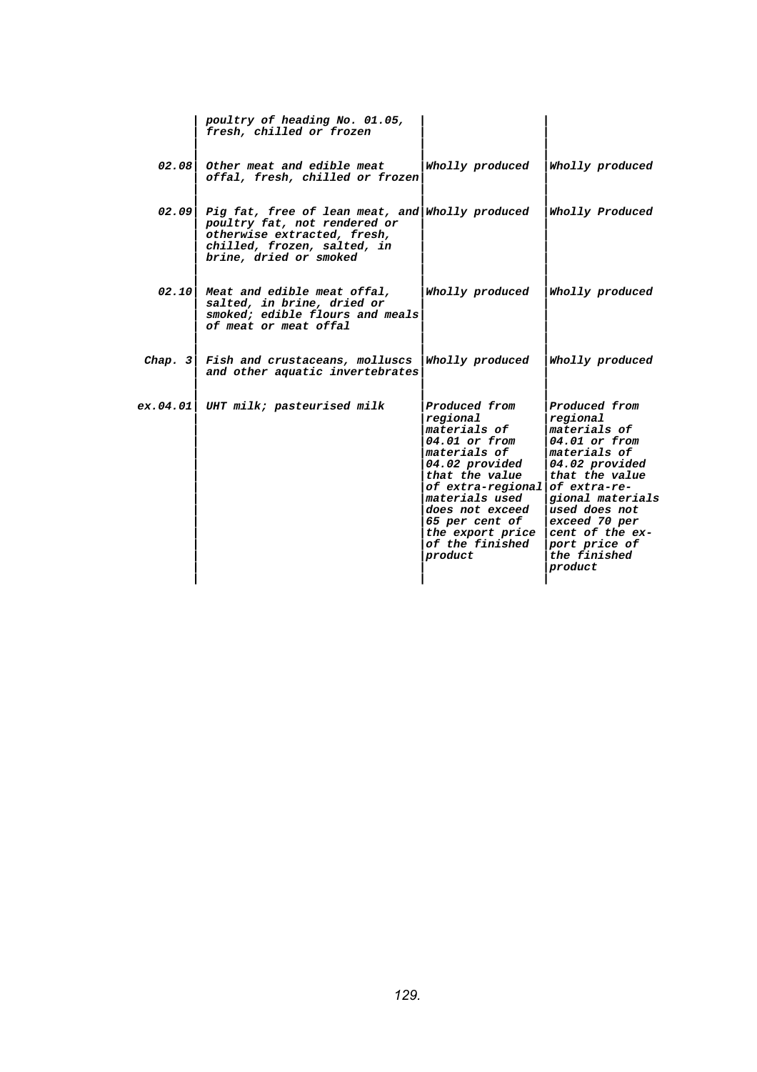| | | | |
|---|---|---|---|
| | poultry of heading No. 01.05, fresh, chilled or frozen | | |
| 02.08 | Other meat and edible meat offal, fresh, chilled or frozen | Wholly produced | Wholly produced |
| 02.09 | Pig fat, free of lean meat, and poultry fat, not rendered or otherwise extracted, fresh, chilled, frozen, salted, in brine, dried or smoked | Wholly produced | Wholly Produced |
| 02.10 | Meat and edible meat offal, salted, in brine, dried or smoked; edible flours and meals of meat or meat offal | Wholly produced | Wholly produced |
| Chap. 3 | Fish and crustaceans, molluscs and other aquatic invertebrates | Wholly produced | Wholly produced |
| ex.04.01 | UHT milk; pasteurised milk | Produced from regional materials of 04.01 or from materials of 04.02 provided that the value of extra-regional materials used does not exceed 65 per cent of the export price of the finished product | Produced from regional materials of 04.01 or from materials of 04.02 provided that the value of extra-regional materials used does not exceed 70 per cent of the export price of the finished product |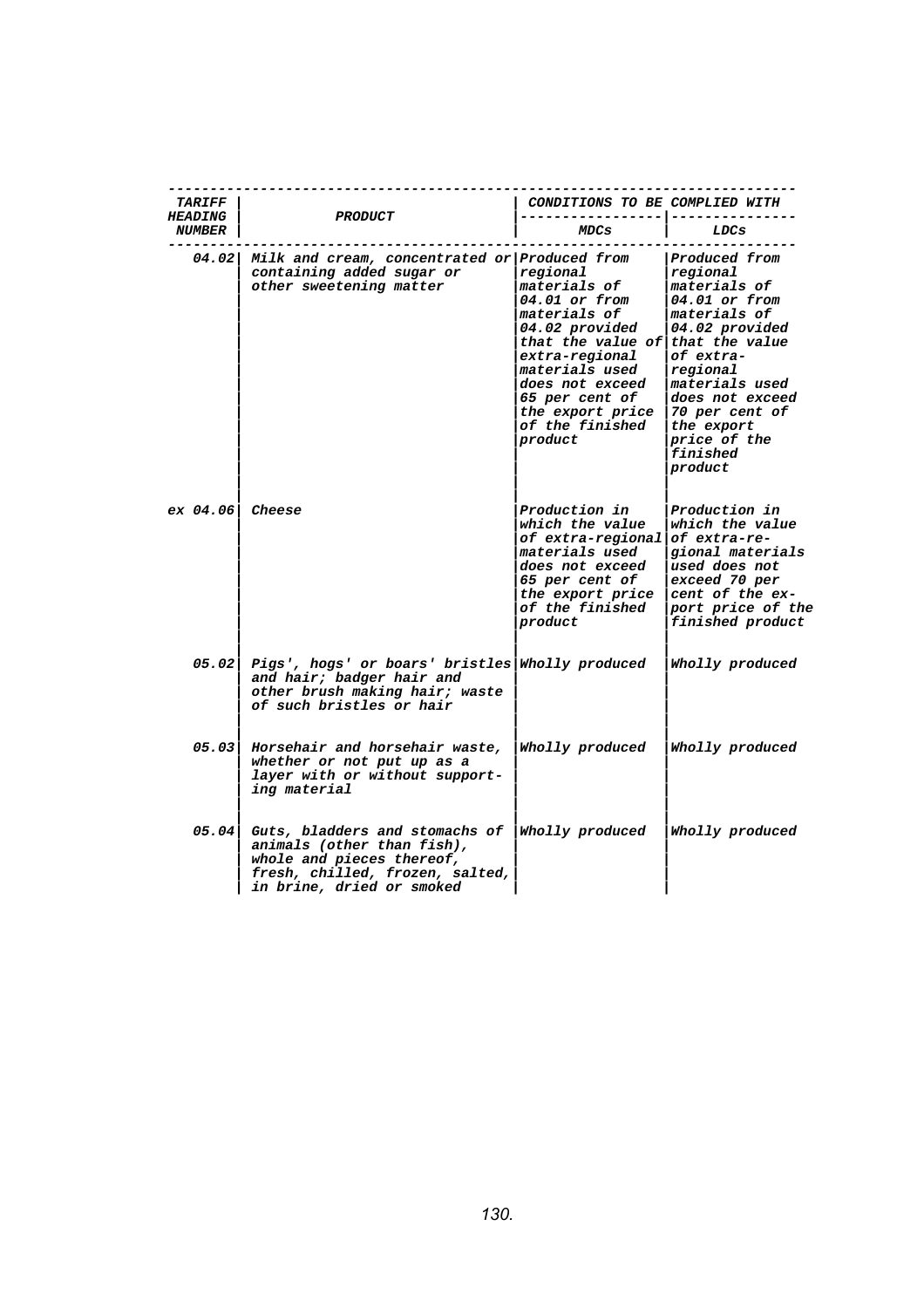| TARIFF HEADING NUMBER | PRODUCT | CONDITIONS TO BE COMPLIED WITH | |
|---|---|---|---|
| | | MDCs | LDCs |
| 04.02 | Milk and cream, concentrated or containing added sugar or other sweetening matter | Produced from regional materials of 04.01 or from materials of 04.02 provided that the value of extra-regional materials used does not exceed 65 per cent of the export price of the finished product | Produced from regional materials of 04.01 or from materials of 04.02 provided that the value of extra-regional materials used does not exceed 70 per cent of the export price of the finished product |
| ex 04.06 | Cheese | Production in which the value of extra-regional materials used does not exceed 65 per cent of the export price of the finished product | Production in which the value of extra-regional materials used does not exceed 70 per cent of the export price of the finished product |
| 05.02 | Pigs', hogs' or boars' bristles and hair; badger hair and other brush making hair; waste of such bristles or hair | Wholly produced | Wholly produced |
| 05.03 | Horsehair and horsehair waste, whether or not put up as a layer with or without supporting material | Wholly produced | Wholly produced |
| 05.04 | Guts, bladders and stomachs of animals (other than fish), whole and pieces thereof, fresh, chilled, frozen, salted, in brine, dried or smoked | Wholly produced | Wholly produced |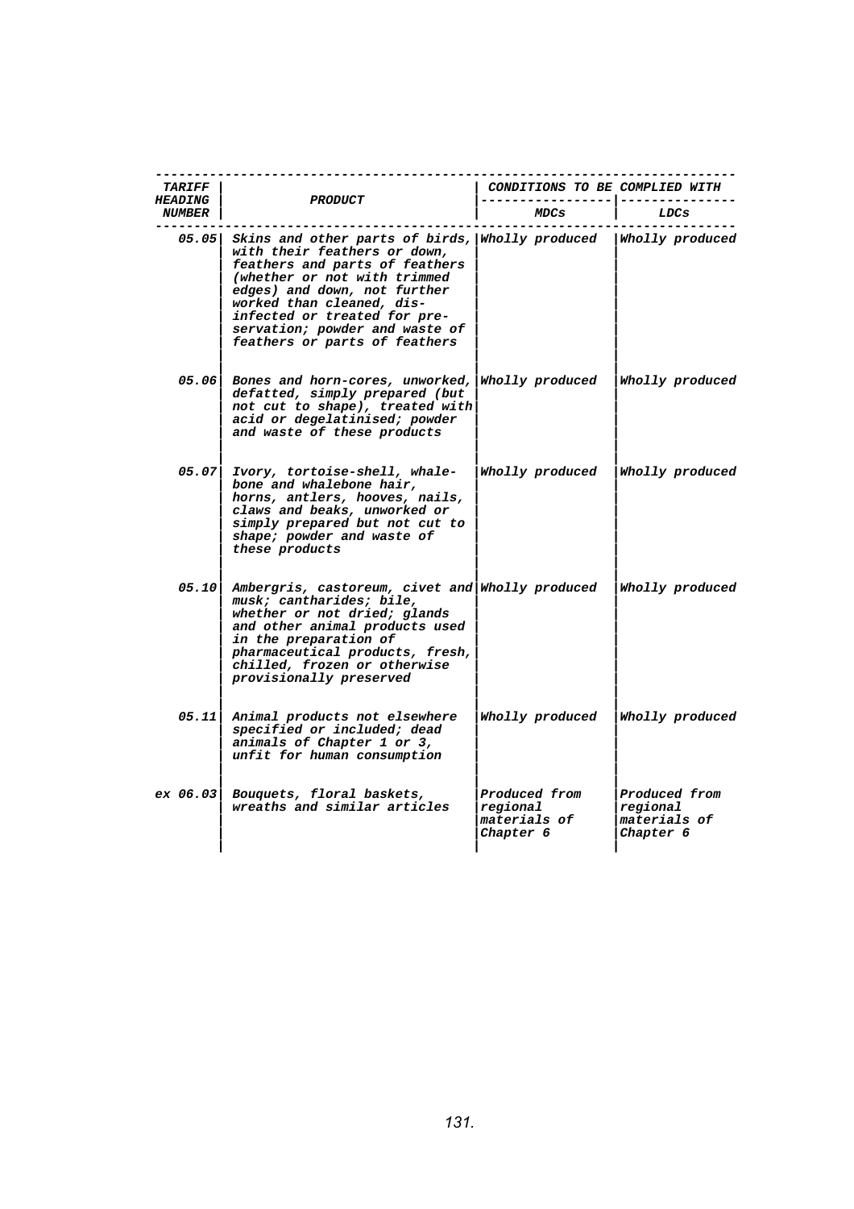| TARIFF HEADING NUMBER | PRODUCT | CONDITIONS TO BE COMPLIED WITH | |
|---|---|---|---|
| | | MDCs | LDCs |
| 05.05 | Skins and other parts of birds, with their feathers or down, feathers and parts of feathers (whether or not with trimmed edges) and down, not further worked than cleaned, disinfected or treated for preservation; powder and waste of feathers or parts of feathers | Wholly produced | Wholly produced |
| 05.06 | Bones and horn-cores, unworked, defatted, simply prepared (but not cut to shape), treated with acid or degelatinised; powder and waste of these products | Wholly produced | Wholly produced |
| 05.07 | Ivory, tortoise-shell, whalebone and whalebone hair, horns, antlers, hooves, nails, claws and beaks, unworked or simply prepared but not cut to shape; powder and waste of these products | Wholly produced | Wholly produced |
| 05.10 | Ambergris, castoreum, civet and musk; cantharides; bile, whether or not dried; glands and other animal products used in the preparation of pharmaceutical products, fresh, chilled, frozen or otherwise provisionally preserved | Wholly produced | Wholly produced |
| 05.11 | Animal products not elsewhere specified or included; dead animals of Chapter 1 or 3, unfit for human consumption | Wholly produced | Wholly produced |
| ex 06.03 | Bouquets, floral baskets, wreaths and similar articles | Produced from regional materials of Chapter 6 | Produced from regional materials of Chapter 6 |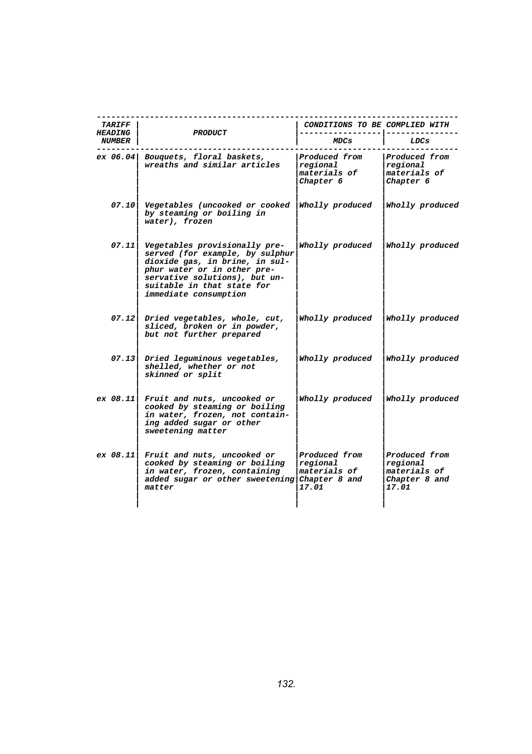| TARIFF HEADING NUMBER | PRODUCT | CONDITIONS TO BE COMPLIED WITH | |
|---|---|---|---|
| | | MDCs | LDCs |
| ex 06.04 | Bouquets, floral baskets, wreaths and similar articles | Produced from regional materials of Chapter 6 | Produced from regional materials of Chapter 6 |
| 07.10 | Vegetables (uncooked or cooked by steaming or boiling in water), frozen | Wholly produced | Wholly produced |
| 07.11 | Vegetables provisionally preserved (for example, by sulphur dioxide gas, in brine, in sulphur water or in other preservative solutions), but unsuitable in that state for immediate consumption | Wholly produced | Wholly produced |
| 07.12 | Dried vegetables, whole, cut, sliced, broken or in powder, but not further prepared | Wholly produced | Wholly produced |
| 07.13 | Dried leguminous vegetables, shelled, whether or not skinned or split | Wholly produced | Wholly produced |
| ex 08.11 | Fruit and nuts, uncooked or cooked by steaming or boiling in water, frozen, not containing added sugar or other sweetening matter | Wholly produced | Wholly produced |
| ex 08.11 | Fruit and nuts, uncooked or cooked by steaming or boiling in water, frozen, containing added sugar or other sweetening matter | Produced from regional materials of Chapter 8 and 17.01 | Produced from regional materials of Chapter 8 and 17.01 |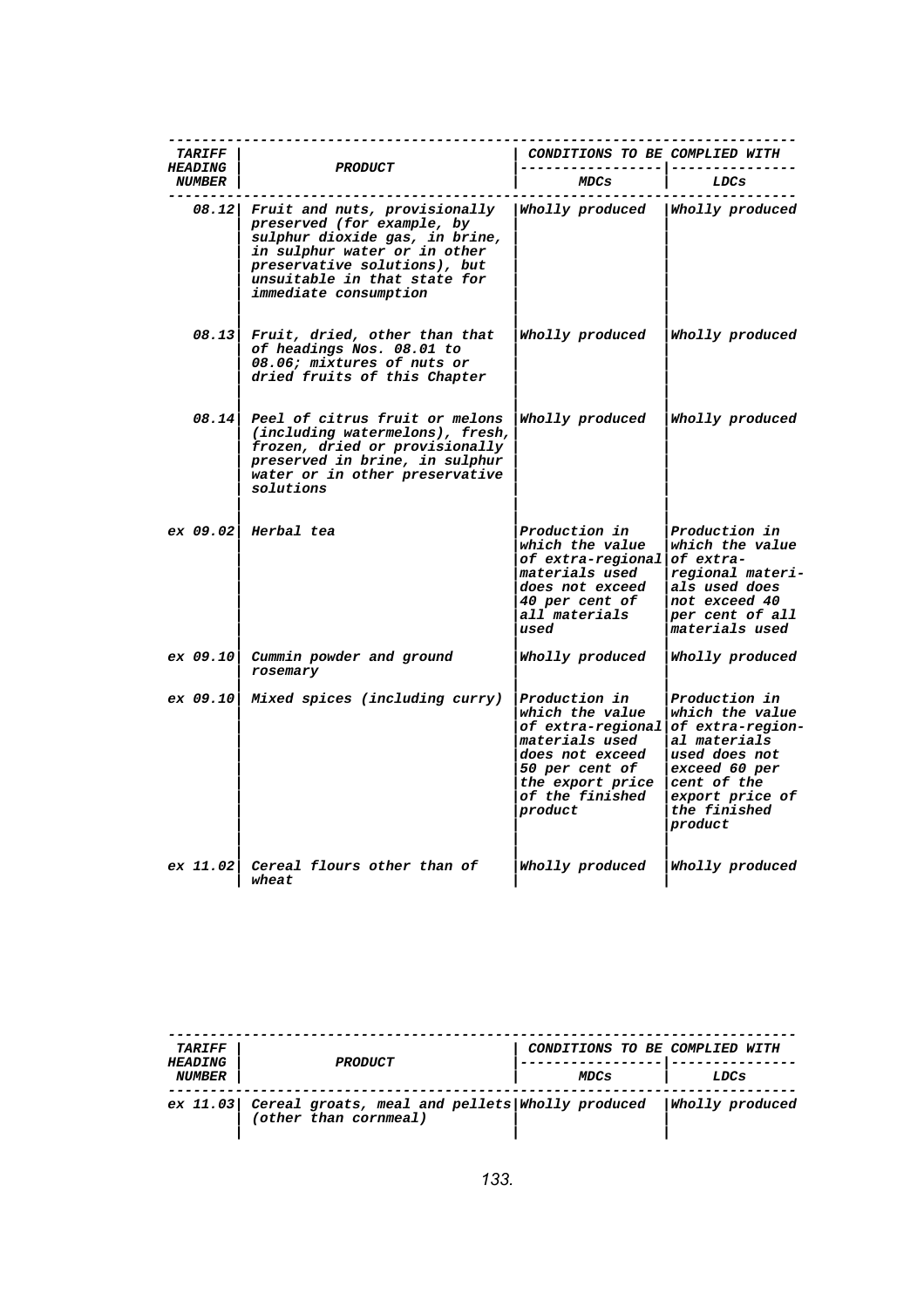| TARIFF HEADING NUMBER | PRODUCT | CONDITIONS TO BE COMPLIED WITH | |
|---|---|---|---|
| | | MDCs | LDCs |
| 08.12 | Fruit and nuts, provisionally preserved (for example, by sulphur dioxide gas, in brine, in sulphur water or in other preservative solutions), but unsuitable in that state for immediate consumption | Wholly produced | Wholly produced |
| 08.13 | Fruit, dried, other than that of headings Nos. 08.01 to 08.06; mixtures of nuts or dried fruits of this Chapter | Wholly produced | Wholly produced |
| 08.14 | Peel of citrus fruit or melons (including watermelons), fresh, frozen, dried or provisionally preserved in brine, in sulphur water or in other preservative solutions | Wholly produced | Wholly produced |
| ex 09.02 | Herbal tea | Production in which the value of extra-regional materials used does not exceed 40 per cent of all materials used | Production in which the value of extra-regional materials used does not exceed 40 per cent of all materials used |
| ex 09.10 | Cummin powder and ground rosemary | Wholly produced | Wholly produced |
| ex 09.10 | Mixed spices (including curry) | Production in which the value of extra-regional materials used does not exceed 50 per cent of the export price of the finished product | Production in which the value of extra-regional materials used does not exceed 60 per cent of the export price of the finished product |
| ex 11.02 | Cereal flours other than of wheat | Wholly produced | Wholly produced |
| ex 11.03 | Cereal groats, meal and pellets (other than cornmeal) | Wholly produced | Wholly produced |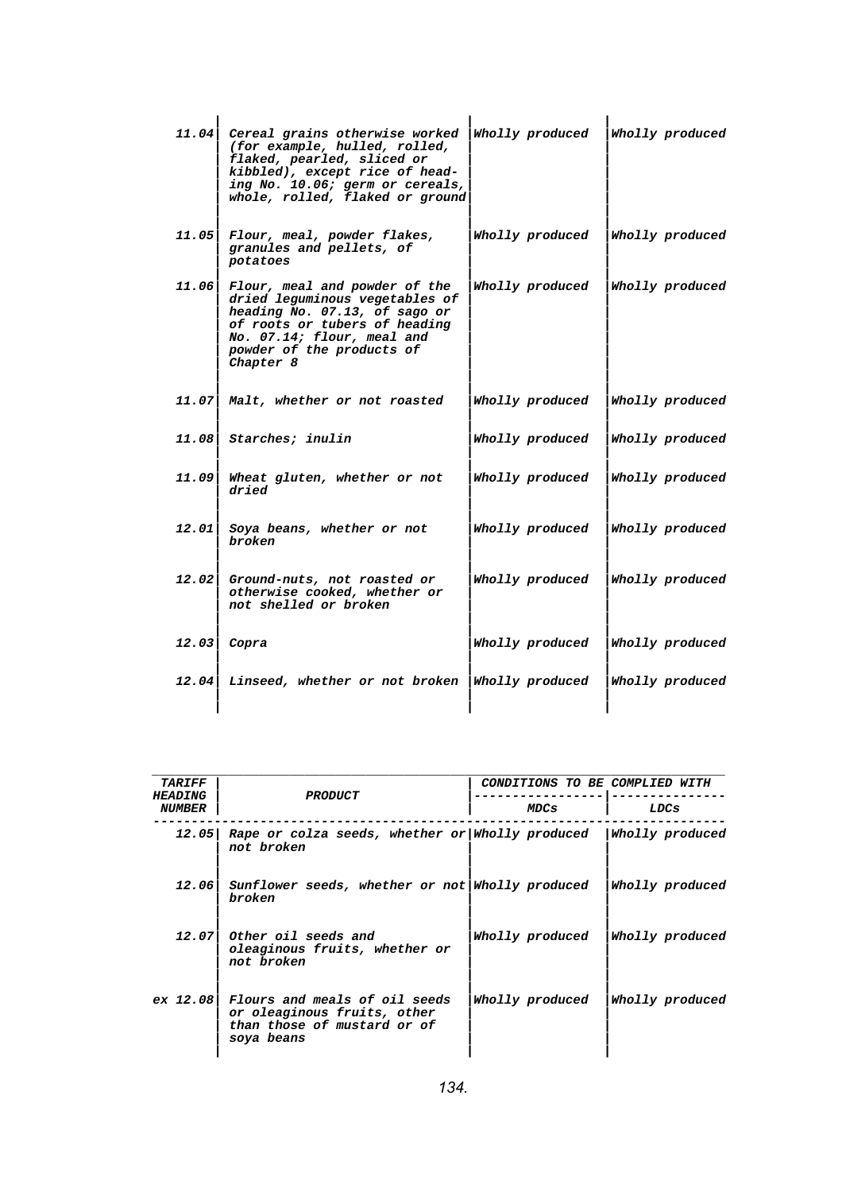| | | | |
|---|---|---|---|
| 11.04 | Cereal grains otherwise worked (for example, hulled, rolled, flaked, pearled, sliced or kibbled), except rice of heading No. 10.06; germ or cereals, whole, rolled, flaked or ground | Wholly produced | Wholly produced |
| 11.05 | Flour, meal, powder flakes, granules and pellets, of potatoes | Wholly produced | Wholly produced |
| 11.06 | Flour, meal and powder of the dried leguminous vegetables of heading No. 07.13, of sago or of roots or tubers of heading No. 07.14; flour, meal and powder of the products of Chapter 8 | Wholly produced | Wholly produced |
| 11.07 | Malt, whether or not roasted | Wholly produced | Wholly produced |
| 11.08 | Starches; inulin | Wholly produced | Wholly produced |
| 11.09 | Wheat gluten, whether or not dried | Wholly produced | Wholly produced |
| 12.01 | Soya beans, whether or not broken | Wholly produced | Wholly produced |
| 12.02 | Ground-nuts, not roasted or otherwise cooked, whether or not shelled or broken | Wholly produced | Wholly produced |
| 12.03 | Copra | Wholly produced | Wholly produced |
| 12.04 | Linseed, whether or not broken | Wholly produced | Wholly produced |

| TARIFF HEADING NUMBER | PRODUCT | CONDITIONS TO BE COMPLIED WITH | |
|---|---|---|---|
| | | MDCs | LDCs |
| 12.05 | Rape or colza seeds, whether or not broken | Wholly produced | Wholly produced |
| 12.06 | Sunflower seeds, whether or not broken | Wholly produced | Wholly produced |
| 12.07 | Other oil seeds and oleaginous fruits, whether or not broken | Wholly produced | Wholly produced |
| ex 12.08 | Flours and meals of oil seeds or oleaginous fruits, other than those of mustard or of soya beans | Wholly produced | Wholly produced |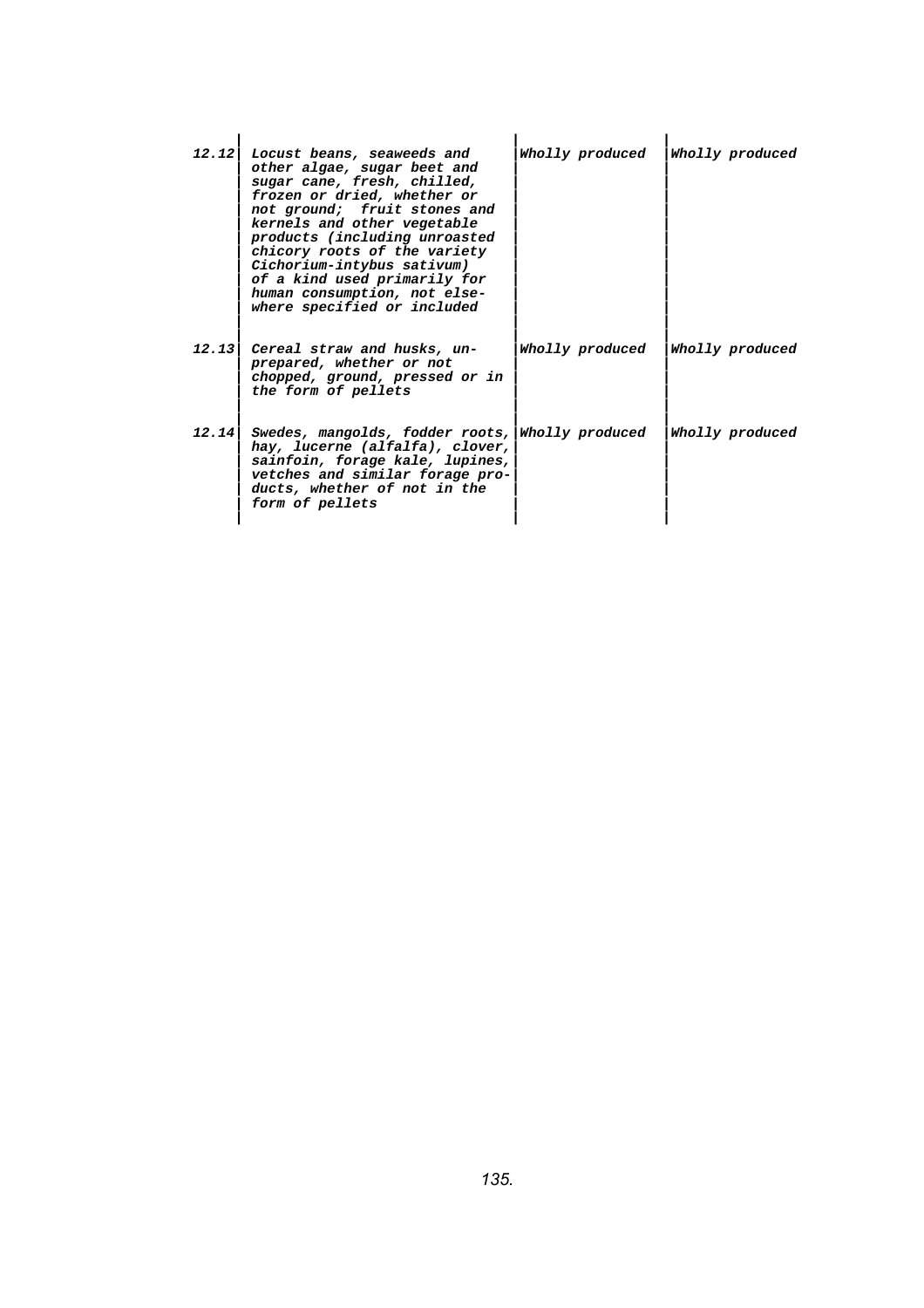| | | | |
|---|---|---|---|
| ***12.12*** | ***Locust beans, seaweeds and other algae, sugar beet and sugar cane, fresh, chilled, frozen or dried, whether or not ground; fruit stones and kernels and other vegetable products (including unroasted chicory roots of the variety Cichorium-intybus sativum) of a kind used primarily for human consumption, not elsewhere specified or included*** | ***Wholly produced*** | ***Wholly produced*** |
| ***12.13*** | ***Cereal straw and husks, unprepared, whether or not chopped, ground, pressed or in the form of pellets*** | ***Wholly produced*** | ***Wholly produced*** |
| ***12.14*** | ***Swedes, mangolds, fodder roots, hay, lucerne (alfalfa), clover, sainfoin, forage kale, lupines, vetches and similar forage products, whether of not in the form of pellets*** | ***Wholly produced*** | ***Wholly produced*** |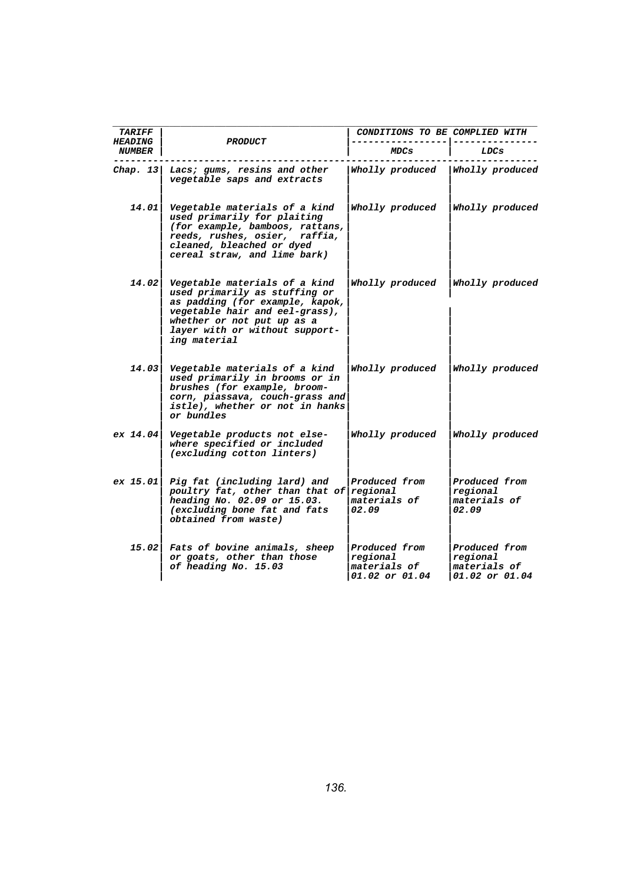| TARIFF HEADING NUMBER | PRODUCT | CONDITIONS TO BE COMPLIED WITH | |
|---|---|---|---|
| | | MDCs | LDCs |
| Chap. 13 | Lacs; gums, resins and other vegetable saps and extracts | Wholly produced | Wholly produced |
| 14.01 | Vegetable materials of a kind used primarily for plaiting (for example, bamboos, rattans, reeds, rushes, osier, raffia, cleaned, bleached or dyed cereal straw, and lime bark) | Wholly produced | Wholly produced |
| 14.02 | Vegetable materials of a kind used primarily as stuffing or as padding (for example, kapok, vegetable hair and eel-grass), whether or not put up as a layer with or without supporting material | Wholly produced | Wholly produced |
| 14.03 | Vegetable materials of a kind used primarily in brooms or in brushes (for example, broom-corn, piassava, couch-grass and istle), whether or not in hanks or bundles | Wholly produced | Wholly produced |
| ex 14.04 | Vegetable products not elsewhere specified or included (excluding cotton linters) | Wholly produced | Wholly produced |
| ex 15.01 | Pig fat (including lard) and poultry fat, other than that of heading No. 02.09 or 15.03. (excluding bone fat and fats obtained from waste) | Produced from regional materials of 02.09 | Produced from regional materials of 02.09 |
| 15.02 | Fats of bovine animals, sheep or goats, other than those of heading No. 15.03 | Produced from regional materials of 01.02 or 01.04 | Produced from regional materials of 01.02 or 01.04 |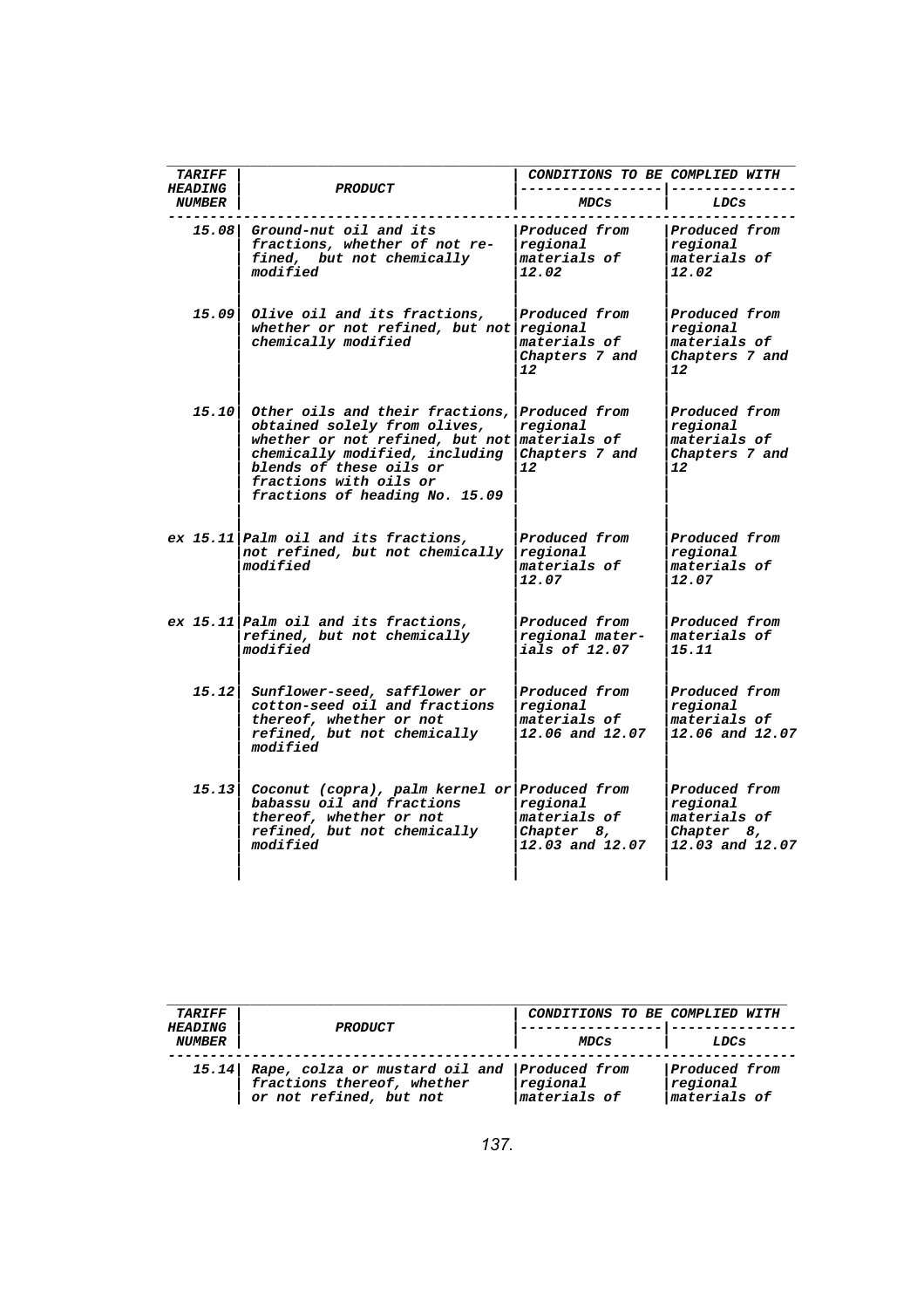| TARIFF HEADING NUMBER | PRODUCT | CONDITIONS TO BE COMPLIED WITH | |
|---|---|---|---|
| | | MDCs | LDCs |
| 15.08 | Ground-nut oil and its fractions, whether of not re- fined, but not chemically modified | Produced from regional materials of 12.02 | Produced from regional materials of 12.02 |
| 15.09 | Olive oil and its fractions, whether or not refined, but not chemically modified | Produced from regional materials of Chapters 7 and 12 | Produced from regional materials of Chapters 7 and 12 |
| 15.10 | Other oils and their fractions, obtained solely from olives, whether or not refined, but not chemically modified, including blends of these oils or fractions with oils or fractions of heading No. 15.09 | Produced from regional materials of Chapters 7 and 12 | Produced from regional materials of Chapters 7 and 12 |
| ex 15.11 | Palm oil and its fractions, not refined, but not chemically modified | Produced from regional materials of 12.07 | Produced from regional materials of 12.07 |
| ex 15.11 | Palm oil and its fractions, refined, but not chemically modified | Produced from regional mater- ials of 12.07 | Produced from materials of 15.11 |
| 15.12 | Sunflower-seed, safflower or cotton-seed oil and fractions thereof, whether or not refined, but not chemically modified | Produced from regional materials of 12.06 and 12.07 | Produced from regional materials of 12.06 and 12.07 |
| 15.13 | Coconut (copra), palm kernel or babassu oil and fractions thereof, whether or not refined, but not chemically modified | Produced from regional materials of Chapter 8, 12.03 and 12.07 | Produced from regional materials of Chapter 8, 12.03 and 12.07 |

| TARIFF HEADING NUMBER | PRODUCT | CONDITIONS TO BE COMPLIED WITH | |
|---|---|---|---|
| | | MDCs | LDCs |
| 15.14 | Rape, colza or mustard oil and fractions thereof, whether or not refined, but not | Produced from regional materials of | Produced from regional materials of |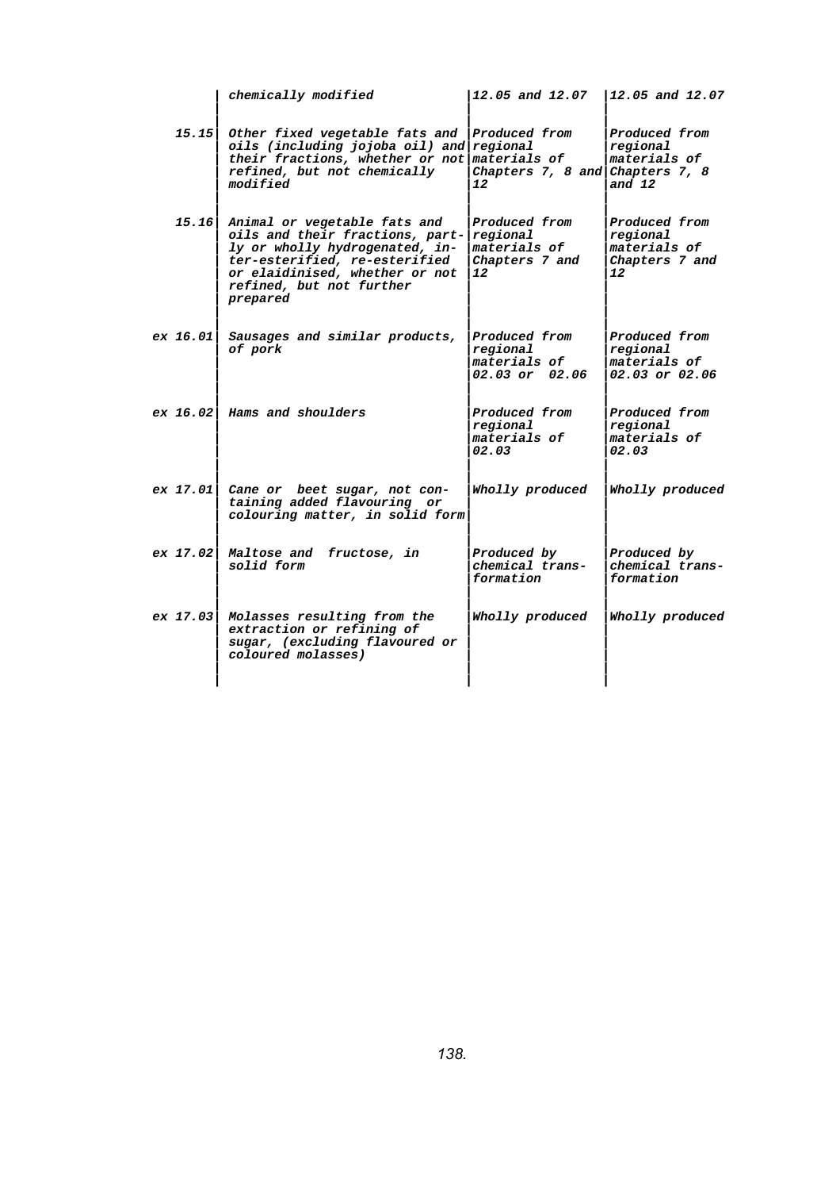| | | | |
|---|---|---|---|
| | chemically modified | 12.05 and 12.07 | 12.05 and 12.07 |
| 15.15 | Other fixed vegetable fats and oils (including jojoba oil) and their fractions, whether or not refined, but not chemically modified | Produced from regional materials of Chapters 7, 8 and 12 | Produced from regional materials of Chapters 7, 8 and 12 |
| 15.16 | Animal or vegetable fats and oils and their fractions, partly or wholly hydrogenated, inter-esterified, re-esterified or elaidinised, whether or not refined, but not further prepared | Produced from regional materials of Chapters 7 and 12 | Produced from regional materials of Chapters 7 and 12 |
| ex 16.01 | Sausages and similar products, of pork | Produced from regional materials of 02.03 or 02.06 | Produced from regional materials of 02.03 or 02.06 |
| ex 16.02 | Hams and shoulders | Produced from regional materials of 02.03 | Produced from regional materials of 02.03 |
| ex 17.01 | Cane or beet sugar, not containing added flavouring or colouring matter, in solid form | Wholly produced | Wholly produced |
| ex 17.02 | Maltose and fructose, in solid form | Produced by chemical transformation | Produced by chemical transformation |
| ex 17.03 | Molasses resulting from the extraction or refining of sugar, (excluding flavoured or coloured molasses) | Wholly produced | Wholly produced |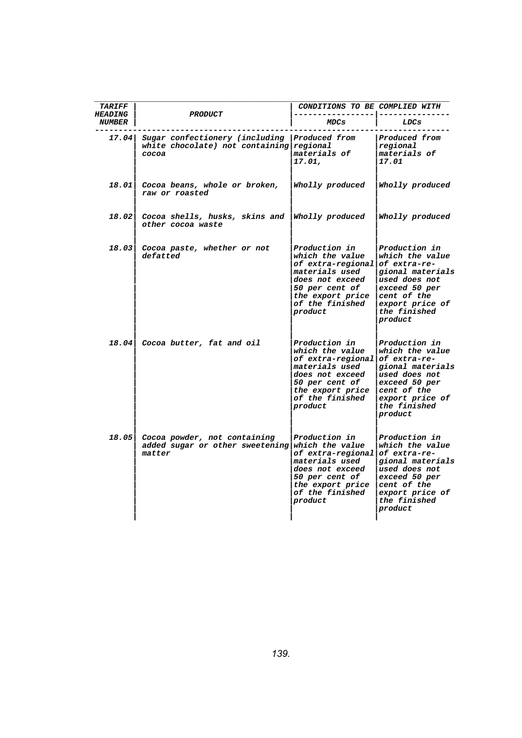| TARIFF HEADING NUMBER | PRODUCT | CONDITIONS TO BE COMPLIED WITH | |
|---|---|---|---|
| | | MDCs | LDCs |
| 17.04 | Sugar confectionery (including white chocolate) not containing cocoa | Produced from regional materials of 17.01, | Produced from regional materials of 17.01 |
| 18.01 | Cocoa beans, whole or broken, raw or roasted | Wholly produced | Wholly produced |
| 18.02 | Cocoa shells, husks, skins and other cocoa waste | Wholly produced | Wholly produced |
| 18.03 | Cocoa paste, whether or not defatted | Production in which the value of extra-regional materials used does not exceed 50 per cent of the export price of the finished product | Production in which the value of extra-regional materials used does not exceed 50 per cent of the export price of the finished product |
| 18.04 | Cocoa butter, fat and oil | Production in which the value of extra-regional materials used does not exceed 50 per cent of the export price of the finished product | Production in which the value of extra-regional materials used does not exceed 50 per cent of the export price of the finished product |
| 18.05 | Cocoa powder, not containing added sugar or other sweetening matter | Production in which the value of extra-regional materials used does not exceed 50 per cent of the export price of the finished product | Production in which the value of extra-regional materials used does not exceed 50 per cent of the export price of the finished product |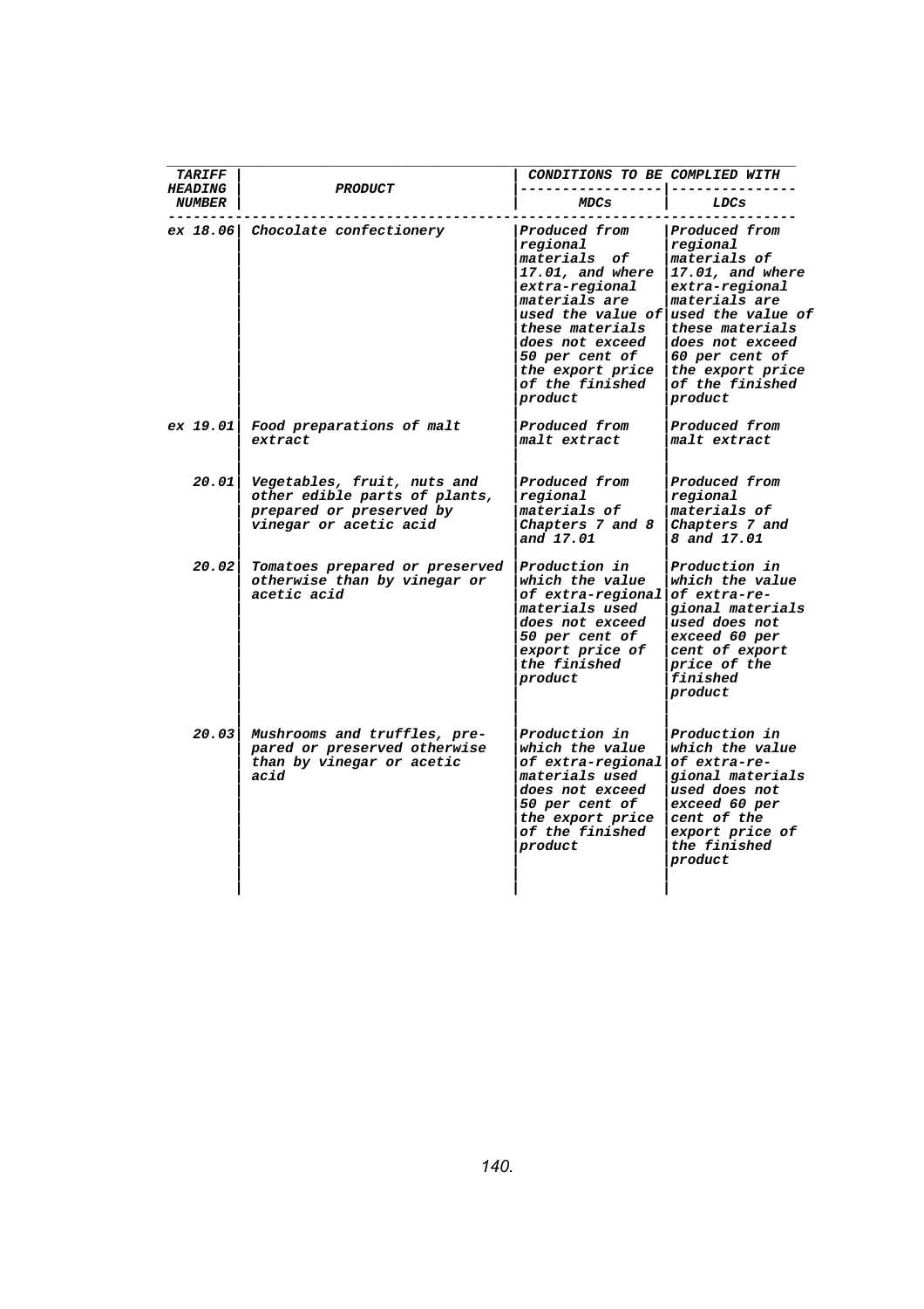| TARIFF HEADING NUMBER | PRODUCT | CONDITIONS TO BE COMPLIED WITH | |
|---|---|---|---|
| | | MDCs | LDCs |
| ex 18.06 | Chocolate confectionery | Produced from regional materials of 17.01, and where extra-regional materials are used the value of these materials does not exceed 50 per cent of the export price of the finished product | Produced from regional materials of 17.01, and where extra-regional materials are used the value of these materials does not exceed 60 per cent of the export price of the finished product |
| ex 19.01 | Food preparations of malt extract | Produced from malt extract | Produced from malt extract |
| 20.01 | Vegetables, fruit, nuts and other edible parts of plants, prepared or preserved by vinegar or acetic acid | Produced from regional materials of Chapters 7 and 8 and 17.01 | Produced from regional materials of Chapters 7 and 8 and 17.01 |
| 20.02 | Tomatoes prepared or preserved otherwise than by vinegar or acetic acid | Production in which the value of extra-regional materials used does not exceed 50 per cent of export price of the finished product | Production in which the value of extra-regional materials used does not exceed 60 per cent of export price of the finished product |
| 20.03 | Mushrooms and truffles, prepared or preserved otherwise than by vinegar or acetic acid | Production in which the value of extra-regional materials used does not exceed 50 per cent of the export price of the finished product | Production in which the value of extra-regional materials used does not exceed 60 per cent of the export price of the finished product |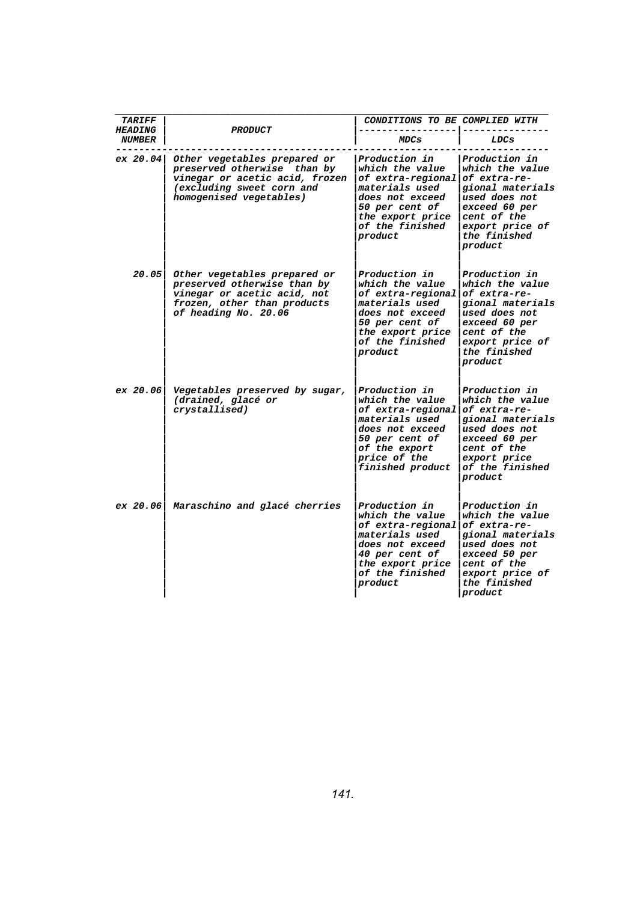| TARIFF HEADING NUMBER | PRODUCT | CONDITIONS TO BE COMPLIED WITH | |
|---|---|---|---|
| | | MDCs | LDCs |
| ex 20.04 | Other vegetables prepared or preserved otherwise than by vinegar or acetic acid, frozen (excluding sweet corn and homogenised vegetables) | Production in which the value of extra-regional materials used does not exceed 50 per cent of the export price of the finished product | Production in which the value of extra-regional materials used does not exceed 60 per cent of the export price of the finished product |
| 20.05 | Other vegetables prepared or preserved otherwise than by vinegar or acetic acid, not frozen, other than products of heading No. 20.06 | Production in which the value of extra-regional materials used does not exceed 50 per cent of the export price of the finished product | Production in which the value of extra-regional materials used does not exceed 60 per cent of the export price of the finished product |
| ex 20.06 | Vegetables preserved by sugar, (drained, glacé or crystallised) | Production in which the value of extra-regional materials used does not exceed 50 per cent of of the export price of the finished product | Production in which the value of extra-regional materials used does not exceed 60 per cent of the export price of the finished product |
| ex 20.06 | Maraschino and glacé cherries | Production in which the value of extra-regional materials used does not exceed 40 per cent of the export price of the finished product | Production in which the value of extra-regional materials used does not exceed 50 per cent of the export price of the finished product |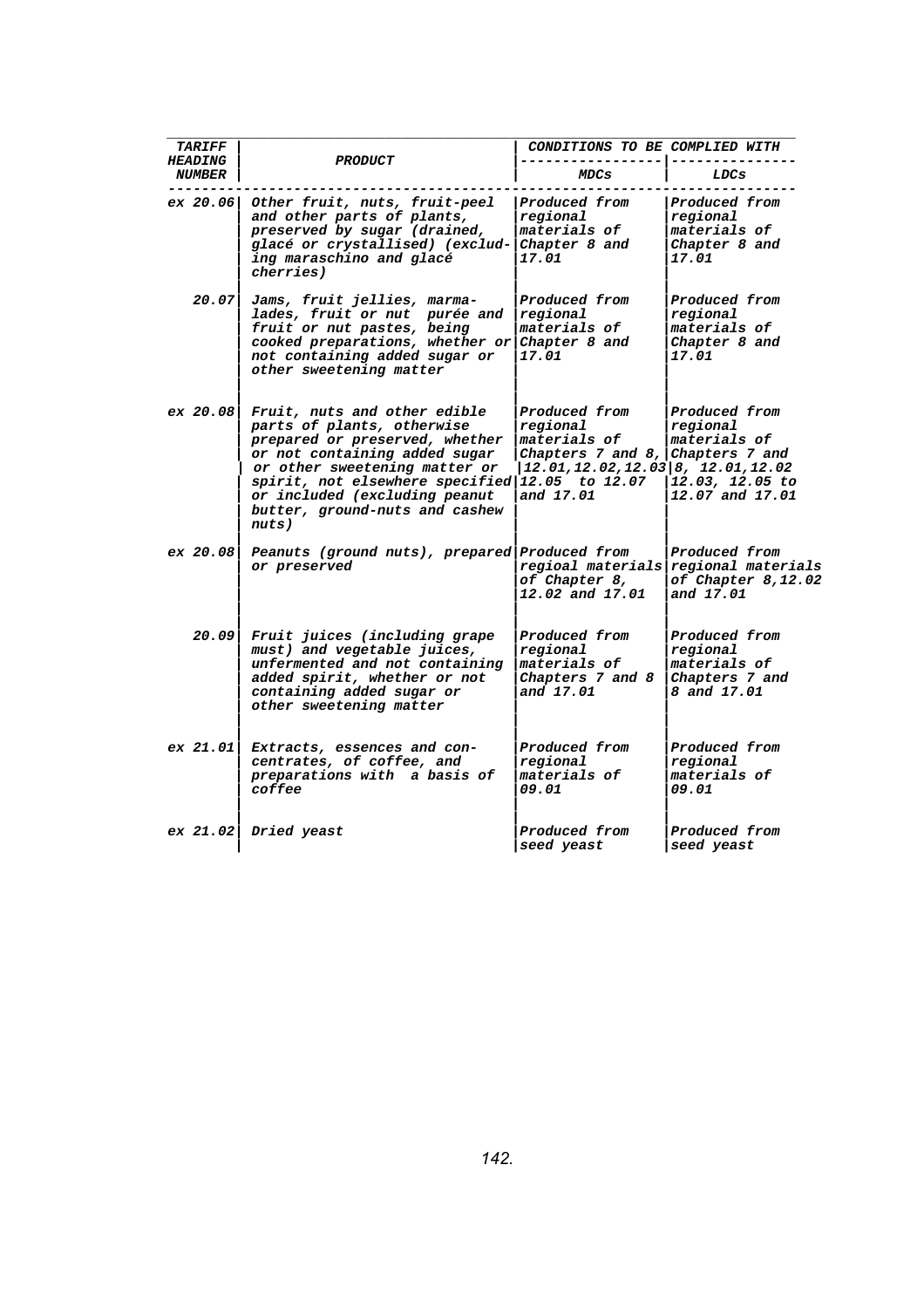| TARIFF HEADING NUMBER | PRODUCT | CONDITIONS TO BE COMPLIED WITH | |
|---|---|---|---|
| | | MDCs | LDCs |
| ex 20.06 | Other fruit, nuts, fruit-peel and other parts of plants, preserved by sugar (drained, glacé or crystallised) (excluding maraschino and glacé cherries) | Produced from regional materials of Chapter 8 and 17.01 | Produced from regional materials of Chapter 8 and 17.01 |
| 20.07 | Jams, fruit jellies, marmalades, fruit or nut purée and fruit or nut pastes, being cooked preparations, whether or not containing added sugar or other sweetening matter | Produced from regional materials of Chapter 8 and 17.01 | Produced from regional materials of Chapter 8 and 17.01 |
| ex 20.08 | Fruit, nuts and other edible parts of plants, otherwise prepared or preserved, whether or not containing added sugar or other sweetening matter or spirit, not elsewhere specified or included (excluding peanut butter, ground-nuts and cashew nuts) | Produced from regional materials of Chapters 7 and 8, 12.01, 12.02, 12.03, 12.05 to 12.07 and 17.01 | Produced from regional materials of Chapters 7 and 8, 12.01, 12.02 12.03, 12.05 to 12.07 and 17.01 |
| ex 20.08 | Peanuts (ground nuts), prepared or preserved | Produced from regioal materials of Chapter 8, 12.02 and 17.01 | Produced from regional materials of Chapter 8, 12.02 and 17.01 |
| 20.09 | Fruit juices (including grape must) and vegetable juices, unfermented and not containing added spirit, whether or not containing added sugar or other sweetening matter | Produced from regional materials of Chapters 7 and 8 and 17.01 | Produced from regional materials of Chapters 7 and 8 and 17.01 |
| ex 21.01 | Extracts, essences and concentrates, of coffee, and preparations with a basis of coffee | Produced from regional materials of 09.01 | Produced from regional materials of 09.01 |
| ex 21.02 | Dried yeast | Produced from seed yeast | Produced from seed yeast |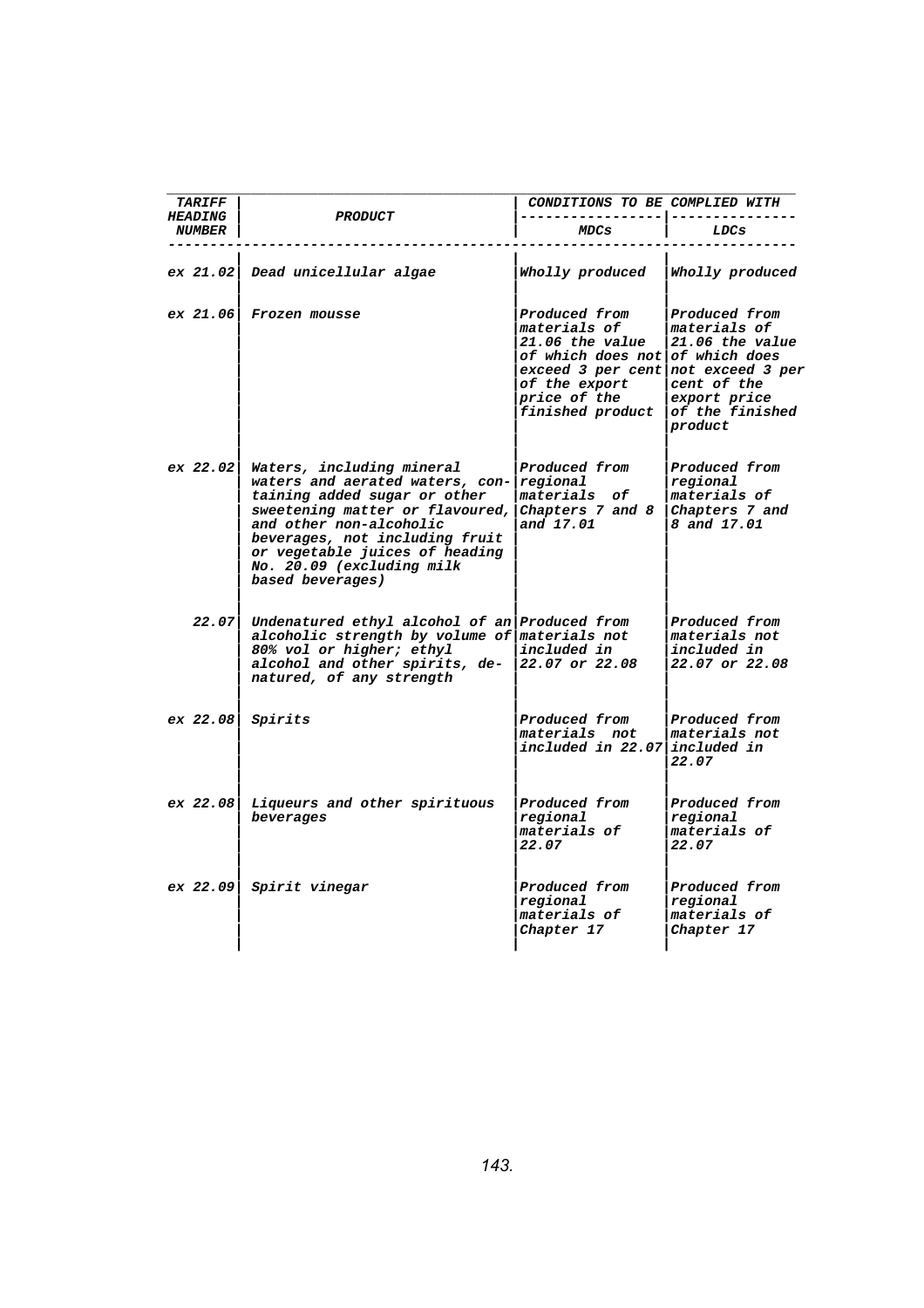| TARIFF HEADING NUMBER | PRODUCT | CONDITIONS TO BE COMPLIED WITH | |
|---|---|---|---|
| | | MDCs | LDCs |
| ex 21.02 | Dead unicellular algae | Wholly produced | Wholly produced |
| ex 21.06 | Frozen mousse | Produced from materials of 21.06 the value of which does not exceed 3 per cent of the export price of the finished product | Produced from materials of 21.06 the value of which does not exceed 3 per cent of the export price of the finished product |
| ex 22.02 | Waters, including mineral waters and aerated waters, containing added sugar or other sweetening matter or flavoured, and other non-alcoholic beverages, not including fruit or vegetable juices of heading No. 20.09 (excluding milk based beverages) | Produced from regional materials of Chapters 7 and 8 and 17.01 | Produced from regional materials of Chapters 7 and 8 and 17.01 |
| 22.07 | Undenatured ethyl alcohol of an alcoholic strength by volume of 80% vol or higher; ethyl alcohol and other spirits, denatured, of any strength | Produced from materials not included in 22.07 or 22.08 | Produced from materials not included in 22.07 or 22.08 |
| ex 22.08 | Spirits | Produced from materials not included in 22.07 | Produced from materials not included in 22.07 |
| ex 22.08 | Liqueurs and other spirituous beverages | Produced from regional materials of 22.07 | Produced from regional materials of 22.07 |
| ex 22.09 | Spirit vinegar | Produced from regional materials of Chapter 17 | Produced from regional materials of Chapter 17 |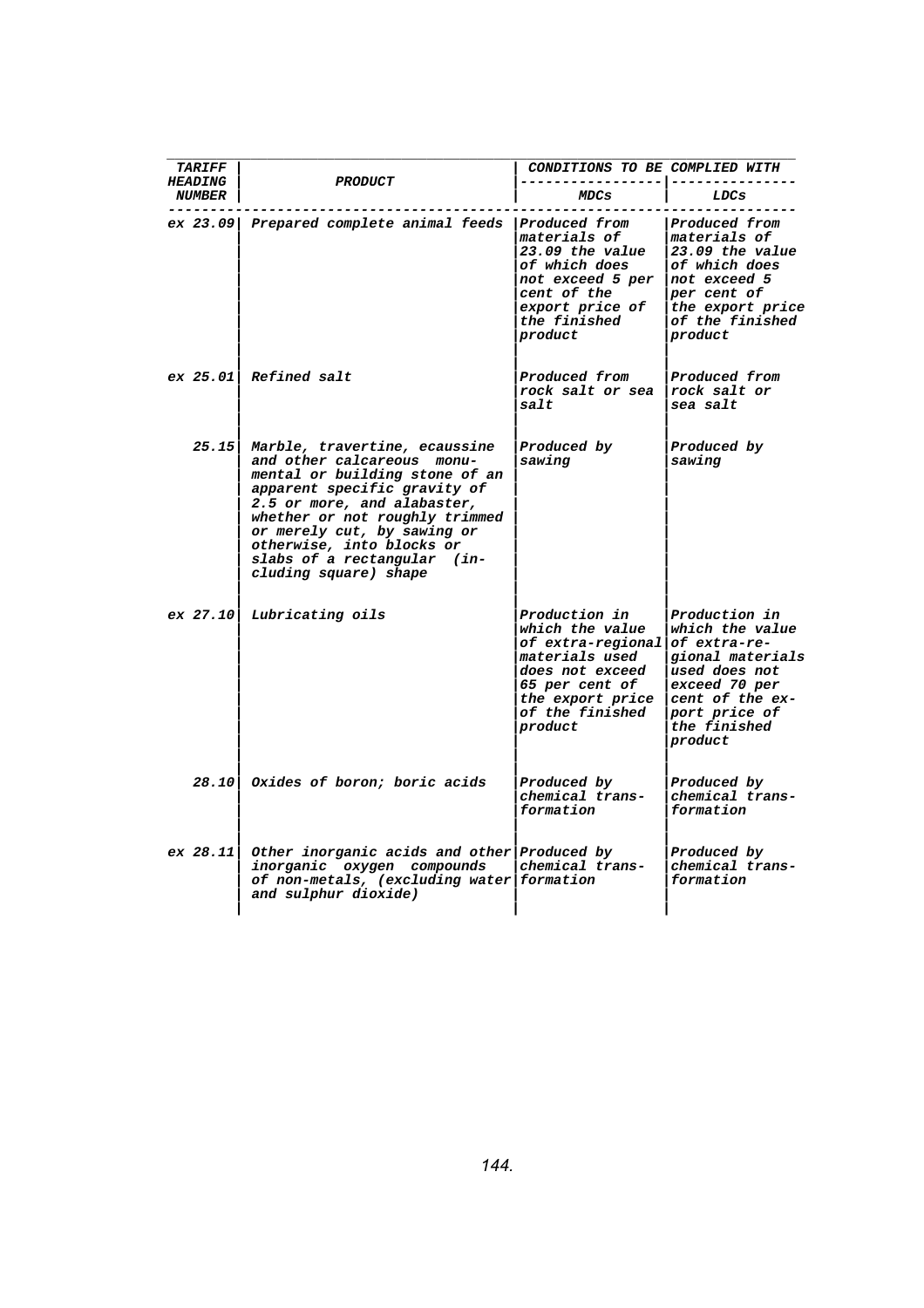| TARIFF HEADING NUMBER | PRODUCT | CONDITIONS TO BE COMPLIED WITH | |
|---|---|---|---|
| | | MDCs | LDCs |
| ex 23.09 | Prepared complete animal feeds | Produced from materials of 23.09 the value of which does not exceed 5 per cent of the export price of the finished product | Produced from materials of 23.09 the value of which does not exceed 5 per cent of the export price of the finished product |
| ex 25.01 | Refined salt | Produced from rock salt or sea salt | Produced from rock salt or sea salt |
| 25.15 | Marble, travertine, ecaussine and other calcareous monumental or building stone of an apparent specific gravity of 2.5 or more, and alabaster, whether or not roughly trimmed or merely cut, by sawing or otherwise, into blocks or slabs of a rectangular (including square) shape | Produced by sawing | Produced by sawing |
| ex 27.10 | Lubricating oils | Production in which the value of extra-regional materials used does not exceed 65 per cent of the export price of the finished product | Production in which the value of extra-regional materials used does not exceed 70 per cent of the export price of the finished product |
| 28.10 | Oxides of boron; boric acids | Produced by chemical transformation | Produced by chemical transformation |
| ex 28.11 | Other inorganic acids and other inorganic oxygen compounds of non-metals, (excluding water and sulphur dioxide) | Produced by chemical transformation | Produced by chemical transformation |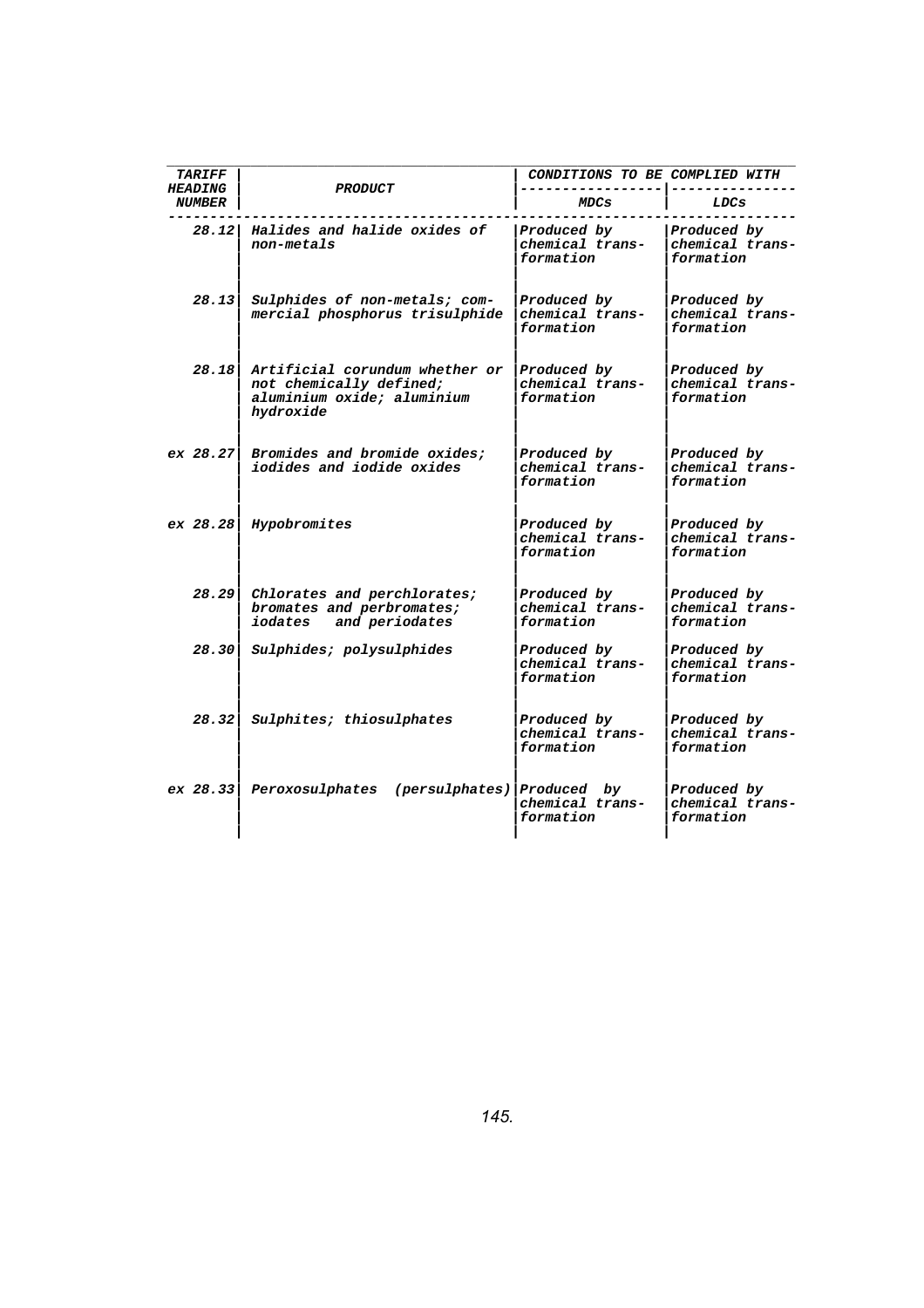| TARIFF HEADING NUMBER | PRODUCT | CONDITIONS TO BE COMPLIED WITH | |
|---|---|---|---|
| | | MDCs | LDCs |
| 28.12 | Halides and halide oxides of non-metals | Produced by chemical transformation | Produced by chemical transformation |
| 28.13 | Sulphides of non-metals; commercial phosphorus trisulphide | Produced by chemical transformation | Produced by chemical transformation |
| 28.18 | Artificial corundum whether or not chemically defined; aluminium oxide; aluminium hydroxide | Produced by chemical transformation | Produced by chemical transformation |
| ex 28.27 | Bromides and bromide oxides; iodides and iodide oxides | Produced by chemical transformation | Produced by chemical transformation |
| ex 28.28 | Hypobromites | Produced by chemical transformation | Produced by chemical transformation |
| 28.29 | Chlorates and perchlorates; bromates and perbromates; iodates and periodates | Produced by chemical transformation | Produced by chemical transformation |
| 28.30 | Sulphides; polysulphides | Produced by chemical transformation | Produced by chemical transformation |
| 28.32 | Sulphites; thiosulphates | Produced by chemical transformation | Produced by chemical transformation |
| ex 28.33 | Peroxosulphates (persulphates) | Produced by chemical transformation | Produced by chemical transformation |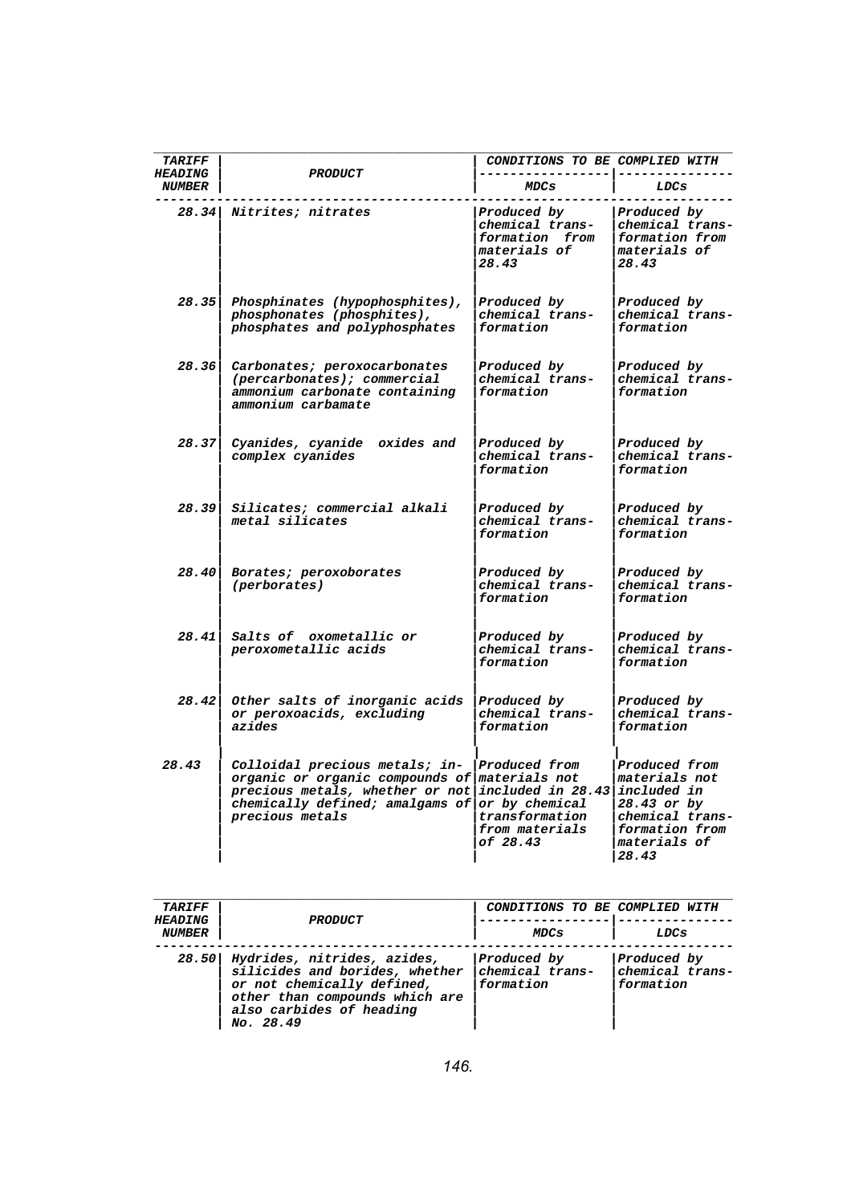| TARIFF HEADING NUMBER | PRODUCT | CONDITIONS TO BE COMPLIED WITH | |
|---|---|---|---|
| | | MDCs | LDCs |
| 28.34 | Nitrites; nitrates | Produced by chemical transformation from materials of 28.43 | Produced by chemical transformation from materials of 28.43 |
| 28.35 | Phosphinates (hypophosphites), phosphonates (phosphites), phosphates and polyphosphates | Produced by chemical transformation | Produced by chemical transformation |
| 28.36 | Carbonates; peroxocarbonates (percarbonates); commercial ammonium carbonate containing ammonium carbamate | Produced by chemical transformation | Produced by chemical transformation |
| 28.37 | Cyanides, cyanide oxides and complex cyanides | Produced by chemical transformation | Produced by chemical transformation |
| 28.39 | Silicates; commercial alkali metal silicates | Produced by chemical transformation | Produced by chemical transformation |
| 28.40 | Borates; peroxoborates (perborates) | Produced by chemical transformation | Produced by chemical transformation |
| 28.41 | Salts of oxometallic or peroxometallic acids | Produced by chemical transformation | Produced by chemical transformation |
| 28.42 | Other salts of inorganic acids or peroxoacids, excluding azides | Produced by chemical transformation | Produced by chemical transformation |
| 28.43 | Colloidal precious metals; inorganic or organic compounds of precious metals, whether or not chemically defined; amalgams of precious metals | Produced from materials not included in 28.43 or by chemical transformation from materials of 28.43 | Produced from materials not included in 28.43 or by chemical transformation from materials of 28.43 |

| TARIFF HEADING NUMBER | PRODUCT | CONDITIONS TO BE COMPLIED WITH | |
|---|---|---|---|
| | | MDCs | LDCs |
| 28.50 | Hydrides, nitrides, azides, silicides and borides, whether or not chemically defined, other than compounds which are also carbides of heading No. 28.49 | Produced by chemical transformation | Produced by chemical transformation |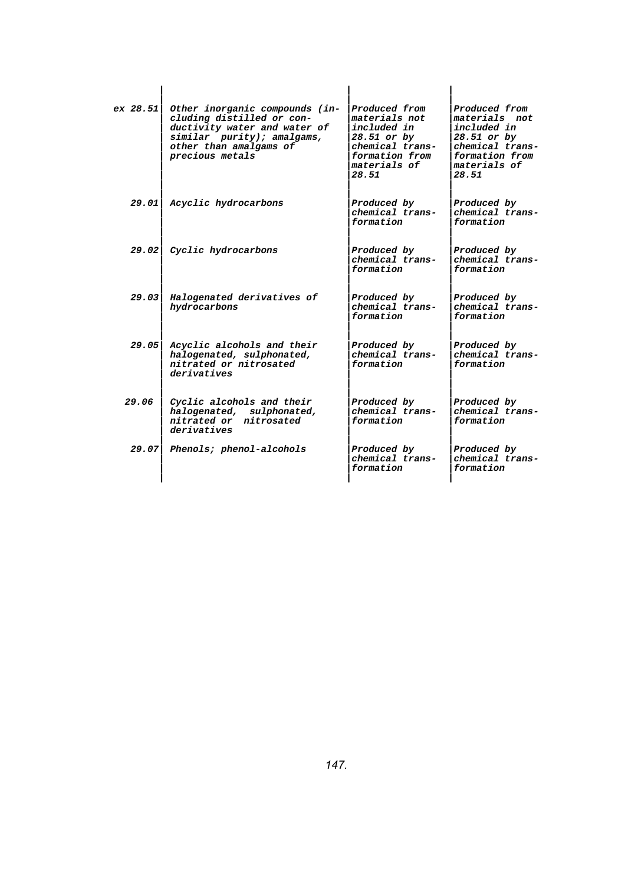| | | | |
|---|---|---|---|
| ex 28.51 | Other inorganic compounds (including distilled or conductivity water and water of similar purity); amalgams, other than amalgams of precious metals | Produced from materials not included in 28.51 or by chemical transformation from materials of 28.51 | Produced from materials not included in 28.51 or by chemical transformation from materials of 28.51 |
| 29.01 | Acyclic hydrocarbons | Produced by chemical transformation | Produced by chemical transformation |
| 29.02 | Cyclic hydrocarbons | Produced by chemical transformation | Produced by chemical transformation |
| 29.03 | Halogenated derivatives of hydrocarbons | Produced by chemical transformation | Produced by chemical transformation |
| 29.05 | Acyclic alcohols and their halogenated, sulphonated, nitrated or nitrosated derivatives | Produced by chemical transformation | Produced by chemical transformation |
| 29.06 | Cyclic alcohols and their halogenated, sulphonated, nitrated or nitrosated derivatives | Produced by chemical transformation | Produced by chemical transformation |
| 29.07 | Phenols; phenol-alcohols | Produced by chemical transformation | Produced by chemical transformation |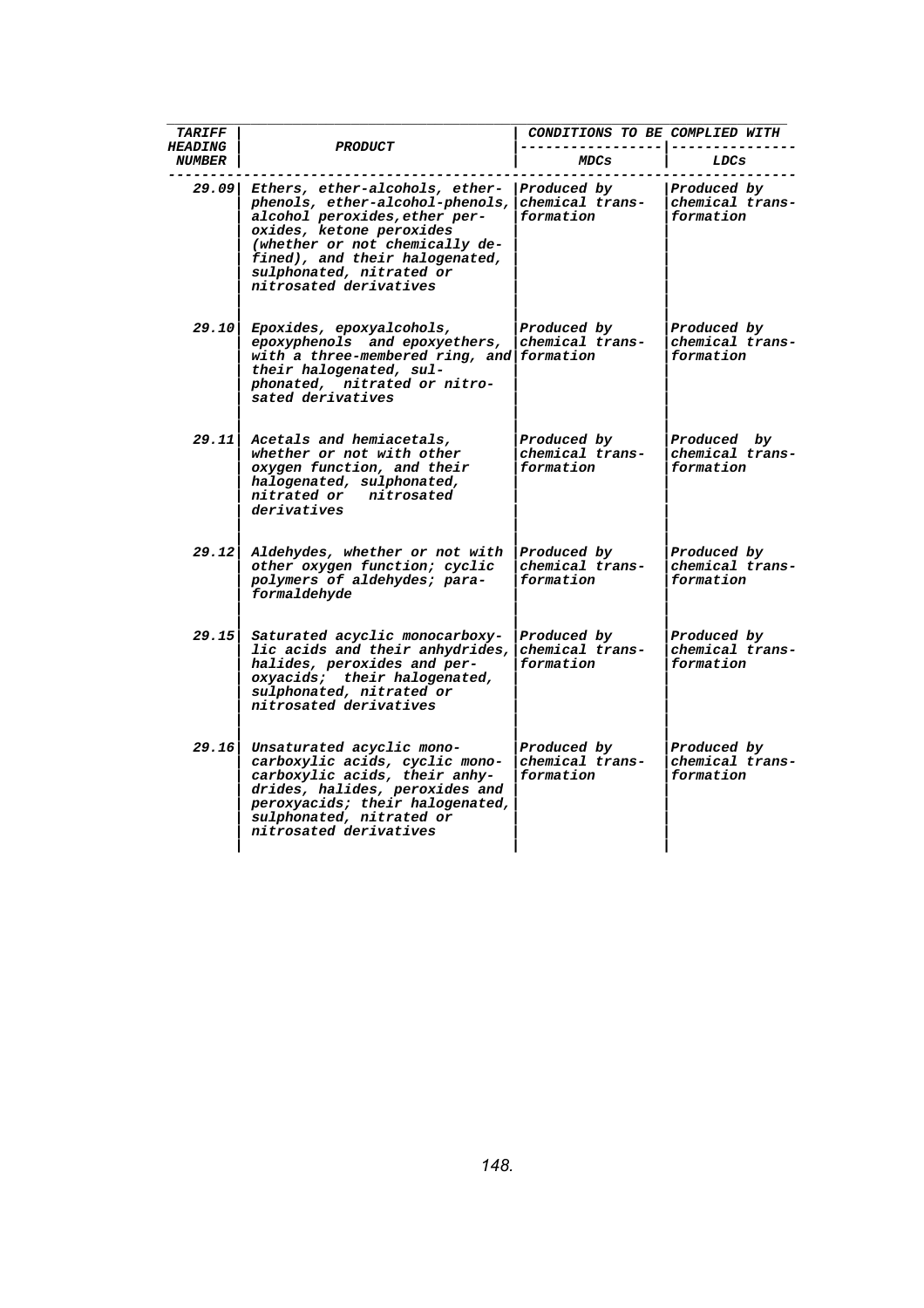| TARIFF HEADING NUMBER | PRODUCT | CONDITIONS TO BE COMPLIED WITH | |
|---|---|---|---|
| | | MDCs | LDCs |
| 29.09 | Ethers, ether-alcohols, ether-phenols, ether-alcohol-phenols, alcohol peroxides, ether peroxides, ketone peroxides (whether or not chemically defined), and their halogenated, sulphonated, nitrated or nitrosated derivatives | Produced by chemical transformation | Produced by chemical transformation |
| 29.10 | Epoxides, epoxyalcohols, epoxyphenols and epoxyethers, with a three-membered ring, and their halogenated, sulphonated, nitrated or nitrosated derivatives | Produced by chemical transformation | Produced by chemical transformation |
| 29.11 | Acetals and hemiacetals, whether or not with other oxygen function, and their halogenated, sulphonated, nitrated or nitrosated derivatives | Produced by chemical transformation | Produced by chemical transformation |
| 29.12 | Aldehydes, whether or not with other oxygen function; cyclic polymers of aldehydes; paraformaldehyde | Produced by chemical transformation | Produced by chemical transformation |
| 29.15 | Saturated acyclic monocarboxylic acids and their anhydrides, halides, peroxides and peroxyacids; their halogenated, sulphonated, nitrated or nitrosated derivatives | Produced by chemical transformation | Produced by chemical transformation |
| 29.16 | Unsaturated acyclic monocarboxylic acids, cyclic monocarboxylic acids, their anhydrides, halides, peroxides and peroxyacids; their halogenated, sulphonated, nitrated or nitrosated derivatives | Produced by chemical transformation | Produced by chemical transformation |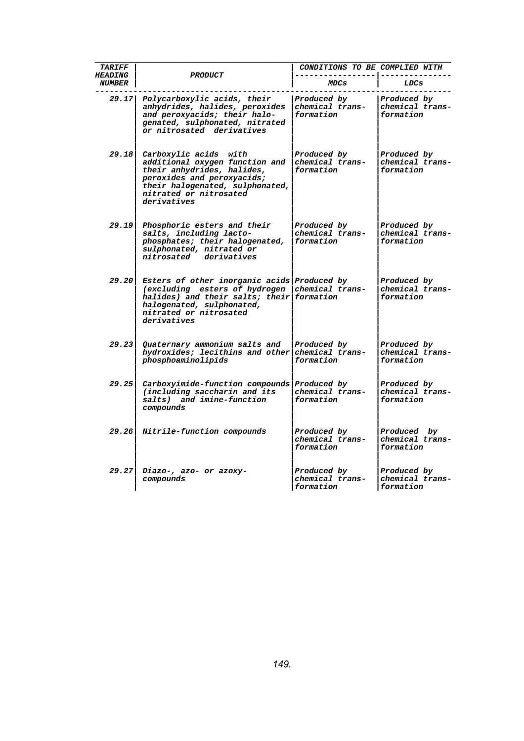| TARIFF HEADING NUMBER | PRODUCT | CONDITIONS TO BE COMPLIED WITH | |
|---|---|---|---|
| | | MDCs | LDCs |
| 29.17 | Polycarboxylic acids, their anhydrides, halides, peroxides and peroxyacids; their halogenated, sulphonated, nitrated or nitrosated derivatives | Produced by chemical transformation | Produced by chemical transformation |
| 29.18 | Carboxylic acids with additional oxygen function and their anhydrides, halides, peroxides and peroxyacids; their halogenated, sulphonated, nitrated or nitrosated derivatives | Produced by chemical transformation | Produced by chemical transformation |
| 29.19 | Phosphoric esters and their salts, including lacto-phosphates; their halogenated, sulphonated, nitrated or nitrosated derivatives | Produced by chemical transformation | Produced by chemical transformation |
| 29.20 | Esters of other inorganic acids (excluding esters of hydrogen halides) and their salts; their halogenated, sulphonated, nitrated or nitrosated derivatives | Produced by chemical transformation | Produced by chemical transformation |
| 29.23 | Quaternary ammonium salts and hydroxides; lecithins and other phosphoaminolipids | Produced by chemical transformation | Produced by chemical transformation |
| 29.25 | Carboxyimide-function compounds (including saccharin and its salts) and imine-function compounds | Produced by chemical transformation | Produced by chemical transformation |
| 29.26 | Nitrile-function compounds | Produced by chemical transformation | Produced by chemical transformation |
| 29.27 | Diazo-, azo- or azoxy-compounds | Produced by chemical transformation | Produced by chemical transformation |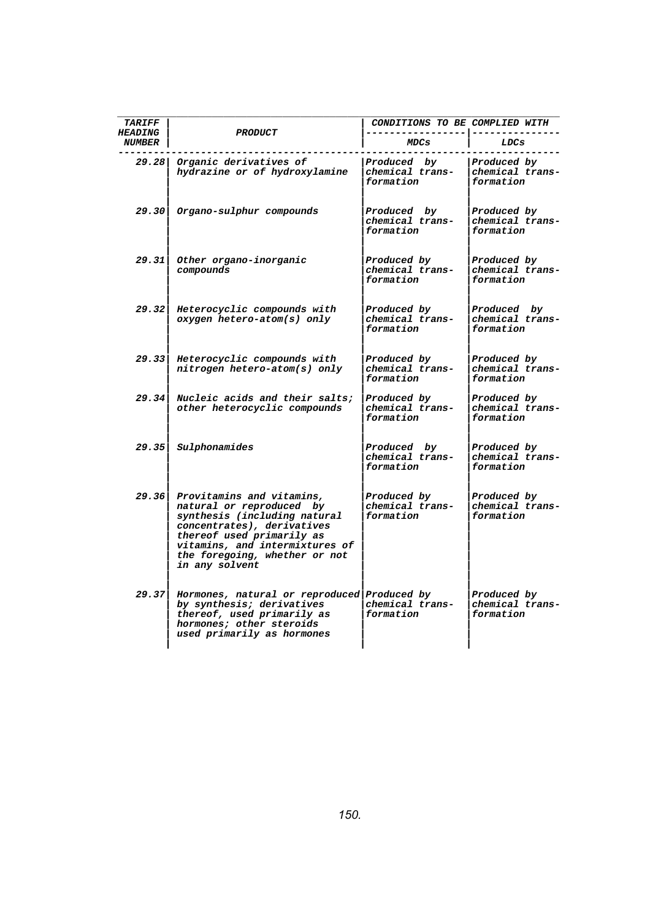| TARIFF HEADING NUMBER | PRODUCT | CONDITIONS TO BE COMPLIED WITH | |
|---|---|---|---|
| | | MDCs | LDCs |
| 29.28 | Organic derivatives of hydrazine or of hydroxylamine | Produced by chemical transformation | Produced by chemical transformation |
| 29.30 | Organo-sulphur compounds | Produced by chemical transformation | Produced by chemical transformation |
| 29.31 | Other organo-inorganic compounds | Produced by chemical transformation | Produced by chemical transformation |
| 29.32 | Heterocyclic compounds with oxygen hetero-atom(s) only | Produced by chemical transformation | Produced by chemical transformation |
| 29.33 | Heterocyclic compounds with nitrogen hetero-atom(s) only | Produced by chemical transformation | Produced by chemical transformation |
| 29.34 | Nucleic acids and their salts; other heterocyclic compounds | Produced by chemical transformation | Produced by chemical transformation |
| 29.35 | Sulphonamides | Produced by chemical transformation | Produced by chemical transformation |
| 29.36 | Provitamins and vitamins, natural or reproduced by synthesis (including natural concentrates), derivatives thereof used primarily as vitamins, and intermixtures of the foregoing, whether or not in any solvent | Produced by chemical transformation | Produced by chemical transformation |
| 29.37 | Hormones, natural or reproduced by synthesis; derivatives thereof, used primarily as hormones; other steroids used primarily as hormones | Produced by chemical transformation | Produced by chemical transformation |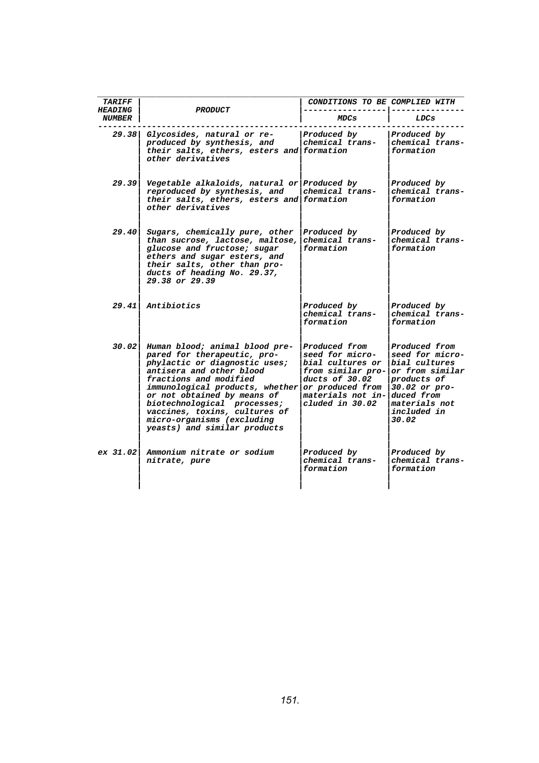| TARIFF HEADING NUMBER | PRODUCT | CONDITIONS TO BE COMPLIED WITH | |
|---|---|---|---|
| | | MDCs | LDCs |
| 29.38 | Glycosides, natural or reproduced by synthesis, and their salts, ethers, esters and other derivatives | Produced by chemical transformation | Produced by chemical transformation |
| 29.39 | Vegetable alkaloids, natural or reproduced by synthesis, and their salts, ethers, esters and other derivatives | Produced by chemical transformation | Produced by chemical transformation |
| 29.40 | Sugars, chemically pure, other than sucrose, lactose, maltose, glucose and fructose; sugar ethers and sugar esters, and their salts, other than products of heading No. 29.37, 29.38 or 29.39 | Produced by chemical transformation | Produced by chemical transformation |
| 29.41 | Antibiotics | Produced by chemical transformation | Produced by chemical transformation |
| 30.02 | Human blood; animal blood prepared for therapeutic, prophylactic or diagnostic uses; antisera and other blood fractions and modified immunological products, whether or not obtained by means of biotechnological processes; vaccines, toxins, cultures of micro-organisms (excluding yeasts) and similar products | Produced from seed for microbial cultures or from similar products of 30.02 or produced from materials not included in 30.02 | Produced from seed for microbial cultures or from similar products of 30.02 or produced from materials not included in 30.02 |
| ex 31.02 | Ammonium nitrate or sodium nitrate, pure | Produced by chemical transformation | Produced by chemical transformation |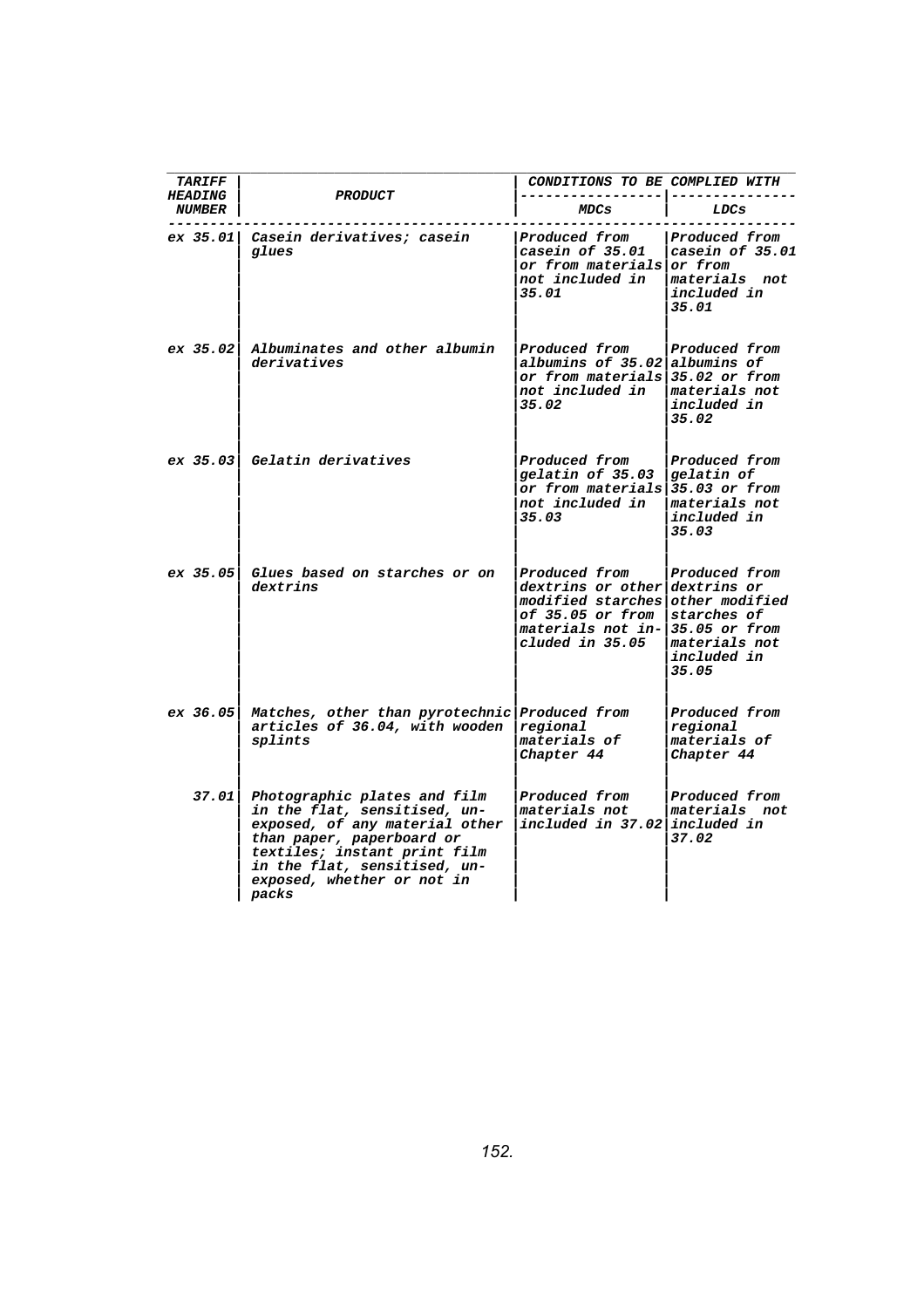| TARIFF HEADING NUMBER | PRODUCT | CONDITIONS TO BE COMPLIED WITH | |
|---|---|---|---|
| | | MDCs | LDCs |
| ex 35.01 | Casein derivatives; casein glues | Produced from casein of 35.01 or from materials not included in 35.01 | Produced from casein of 35.01 or from materials not included in 35.01 |
| ex 35.02 | Albuminates and other albumin derivatives | Produced from albumins of 35.02 or from materials not included in 35.02 | Produced from albumins of 35.02 or from materials not included in 35.02 |
| ex 35.03 | Gelatin derivatives | Produced from gelatin of 35.03 or from materials not included in 35.03 | Produced from gelatin of 35.03 or from materials not included in 35.03 |
| ex 35.05 | Glues based on starches or on dextrins | Produced from dextrins or other modified starches of 35.05 or from materials not included in 35.05 | Produced from dextrins or other modified starches of 35.05 or from materials not included in 35.05 |
| ex 36.05 | Matches, other than pyrotechnic articles of 36.04, with wooden splints | Produced from regional materials of Chapter 44 | Produced from regional materials of Chapter 44 |
| 37.01 | Photographic plates and film in the flat, sensitised, unexposed, of any material other than paper, paperboard or textiles; instant print film in the flat, sensitised, unexposed, whether or not in packs | Produced from materials not included in 37.02 | Produced from materials not included in 37.02 |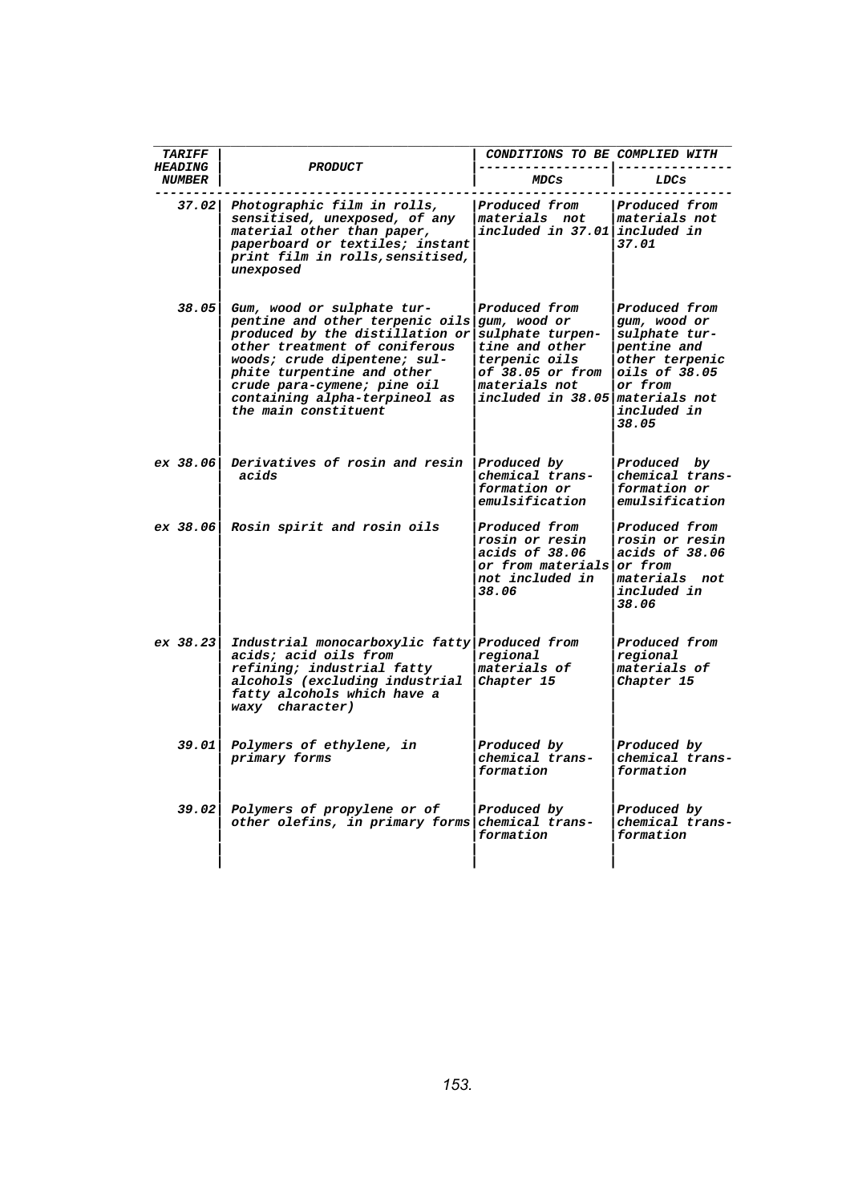| TARIFF HEADING NUMBER | PRODUCT | CONDITIONS TO BE COMPLIED WITH | |
|---|---|---|---|
| | | MDCs | LDCs |
| 37.02 | Photographic film in rolls, sensitised, unexposed, of any material other than paper, paperboard or textiles; instant print film in rolls,sensitised, unexposed | Produced from materials not included in 37.01 | Produced from materials not included in 37.01 |
| 38.05 | Gum, wood or sulphate turpentine and other terpenic oils produced by the distillation or other treatment of coniferous woods; crude dipentene; sulphite turpentine and other crude para-cymene; pine oil containing alpha-terpineol as the main constituent | Produced from gum, wood or sulphate turpentine and other terpenic oils of 38.05 or from materials not included in 38.05 | Produced from gum, wood or sulphate turpentine and other terpenic oils of 38.05 or from materials not included in 38.05 |
| ex 38.06 | Derivatives of rosin and resin acids | Produced by chemical transformation or emulsification | Produced by chemical transformation or emulsification |
| ex 38.06 | Rosin spirit and rosin oils | Produced from rosin or resin acids of 38.06 or from materials not included in 38.06 | Produced from rosin or resin acids of 38.06 or from materials not included in 38.06 |
| ex 38.23 | Industrial monocarboxylic fatty acids; acid oils from refining; industrial fatty alcohols (excluding industrial fatty alcohols which have a waxy character) | Produced from regional materials of Chapter 15 | Produced from regional materials of Chapter 15 |
| 39.01 | Polymers of ethylene, in primary forms | Produced by chemical transformation | Produced by chemical transformation |
| 39.02 | Polymers of propylene or of other olefins, in primary forms | Produced by chemical transformation | Produced by chemical transformation |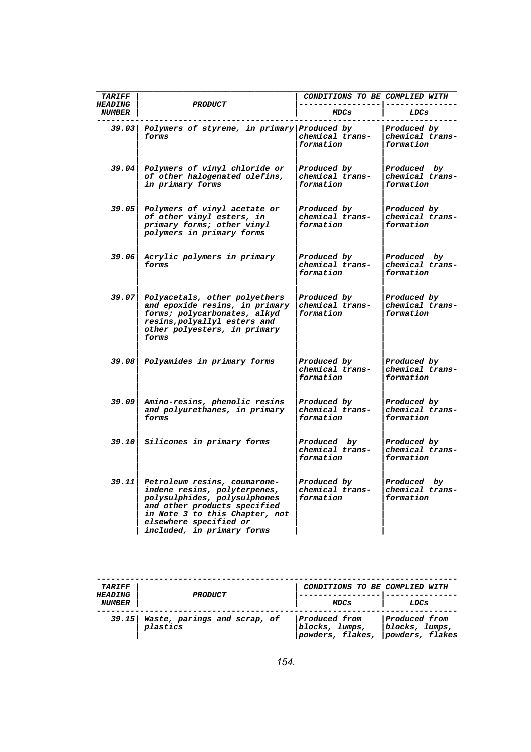| TARIFF HEADING NUMBER | PRODUCT | CONDITIONS TO BE COMPLIED WITH | |
|---|---|---|---|
| | | MDCs | LDCs |
| 39.03 | Polymers of styrene, in primary forms | Produced by chemical transformation | Produced by chemical transformation |
| 39.04 | Polymers of vinyl chloride or of other halogenated olefins, in primary forms | Produced by chemical transformation | Produced by chemical transformation |
| 39.05 | Polymers of vinyl acetate or of other vinyl esters, in primary forms; other vinyl polymers in primary forms | Produced by chemical transformation | Produced by chemical transformation |
| 39.06 | Acrylic polymers in primary forms | Produced by chemical transformation | Produced by chemical transformation |
| 39.07 | Polyacetals, other polyethers and epoxide resins, in primary forms; polycarbonates, alkyd resins,polyallyl esters and other polyesters, in primary forms | Produced by chemical transformation | Produced by chemical transformation |
| 39.08 | Polyamides in primary forms | Produced by chemical transformation | Produced by chemical transformation |
| 39.09 | Amino-resins, phenolic resins and polyurethanes, in primary forms | Produced by chemical transformation | Produced by chemical transformation |
| 39.10 | Silicones in primary forms | Produced by chemical transformation | Produced by chemical transformation |
| 39.11 | Petroleum resins, coumarone-indene resins, polyterpenes, polysulphides, polysulphones and other products specified in Note 3 to this Chapter, not elsewhere specified or included, in primary forms | Produced by chemical transformation | Produced by chemical transformation |

| TARIFF HEADING NUMBER | PRODUCT | CONDITIONS TO BE COMPLIED WITH | |
|---|---|---|---|
| | | MDCs | LDCs |
| 39.15 | Waste, parings and scrap, of plastics | Produced from blocks, lumps, powders, flakes, | Produced from blocks, lumps, powders, flakes |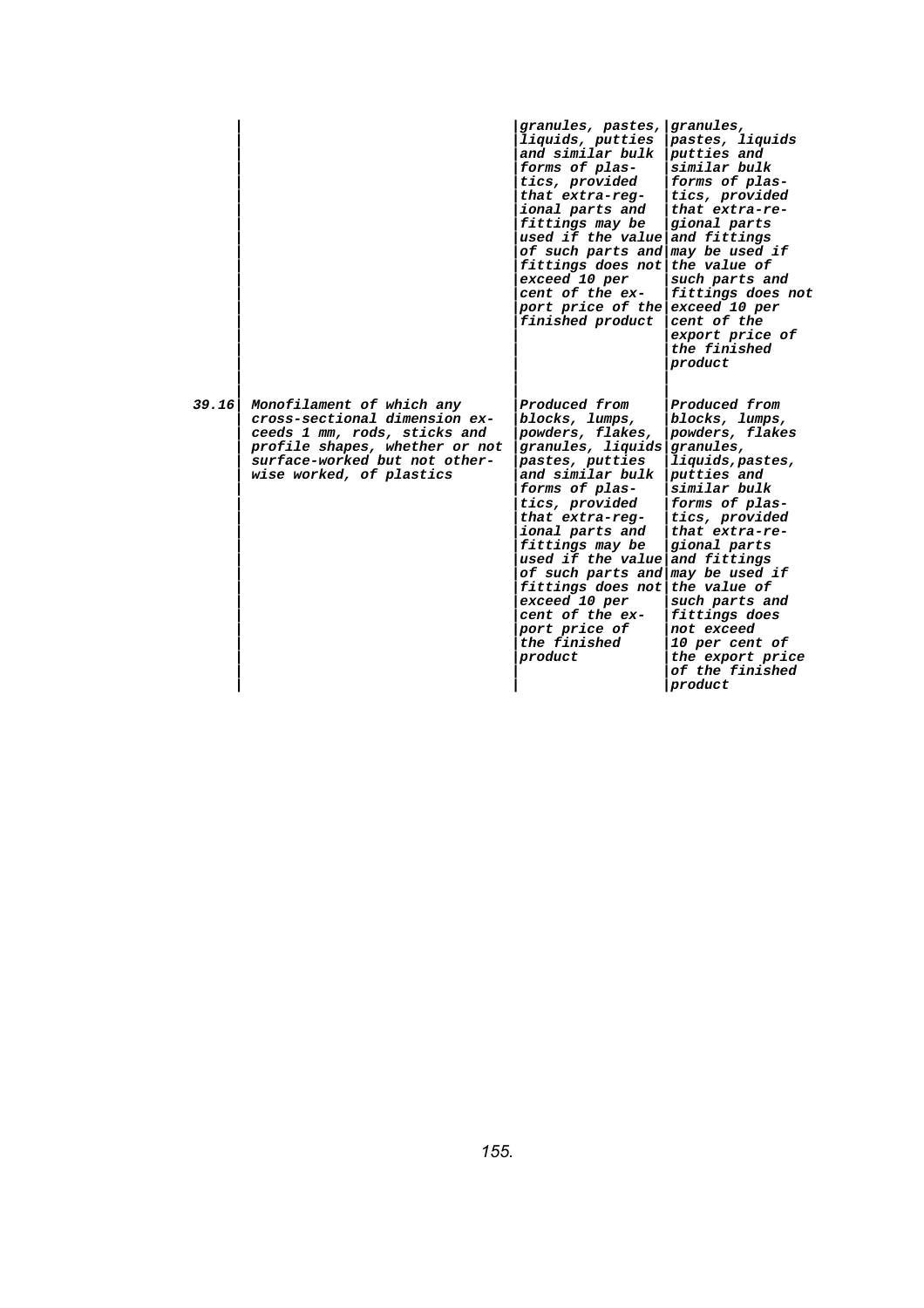| | | | |
|---|---|---|---|
| | | granules, pastes, liquids, putties and similar bulk forms of plastics, provided that extra-regional parts and fittings may be used if the value of such parts and fittings does not exceed 10 per cent of the export price of the finished product | granules, pastes, liquids putties and similar bulk forms of plastics, provided that extra-regional parts and fittings may be used if the value of such parts and fittings does not exceed 10 per cent of the export price of the finished product |
| 39.16 | Monofilament of which any cross-sectional dimension exceeds 1 mm, rods, sticks and profile shapes, whether or not surface-worked but not otherwise worked, of plastics | Produced from blocks, lumps, powders, flakes, granules, liquids pastes, putties and similar bulk forms of plastics, provided that extra-regional parts and fittings may be used if the value of such parts and fittings does not exceed 10 per cent of the export price of the finished product | Produced from blocks, lumps, powders, flakes granules, liquids,pastes, putties and similar bulk forms of plastics, provided that extra-regional parts and fittings may be used if the value of such parts and fittings does not exceed 10 per cent of the export price of the finished product |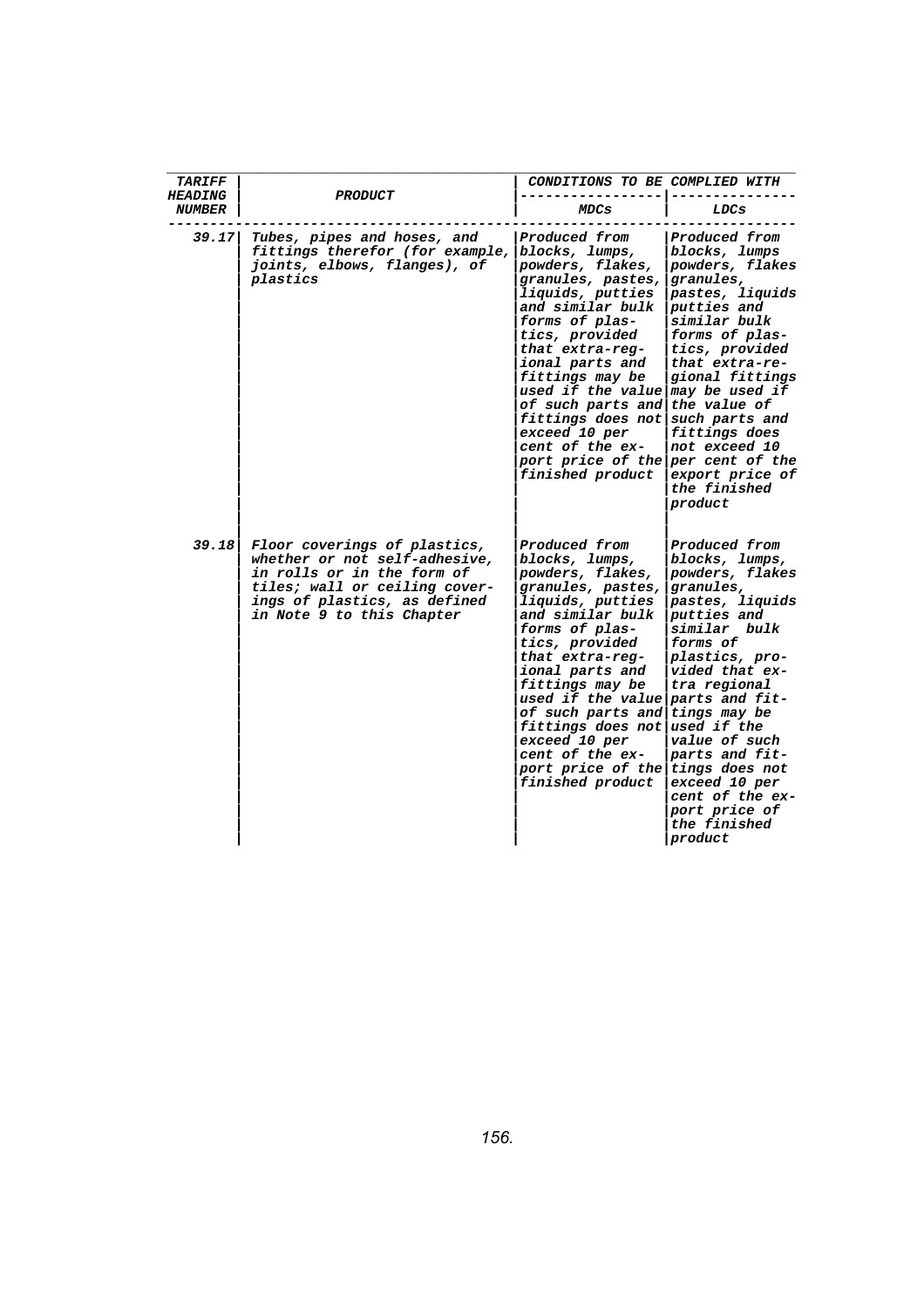| TARIFF HEADING NUMBER | PRODUCT | CONDITIONS TO BE COMPLIED WITH | |
|---|---|---|---|
| | | MDCs | LDCs |
| 39.17 | Tubes, pipes and hoses, and fittings therefor (for example, joints, elbows, flanges), of plastics | Produced from blocks, lumps, powders, flakes, granules, pastes, liquids, putties and similar bulk forms of plastics, provided that extra-regional parts and fittings may be used if the value of such parts and fittings does not exceed 10 per cent of the export price of the finished product | Produced from blocks, lumps powders, flakes granules, pastes, liquids putties and similar bulk forms of plastics, provided that extra-regional fittings may be used if the value of such parts and fittings does not exceed 10 per cent of the export price of the finished product |
| 39.18 | Floor coverings of plastics, whether or not self-adhesive, in rolls or in the form of tiles; wall or ceiling coverings of plastics, as defined in Note 9 to this Chapter | Produced from blocks, lumps, powders, flakes, granules, pastes, liquids, putties and similar bulk forms of plastics, provided that extra-regional parts and fittings may be used if the value of such parts and fittings does not exceed 10 per cent of the export price of the finished product | Produced from blocks, lumps, powders, flakes granules, pastes, liquids putties and similar bulk forms of plastics, provided that extra regional parts and fittings may be used if the value of such parts and fittings does not exceed 10 per cent of the export price of the finished product |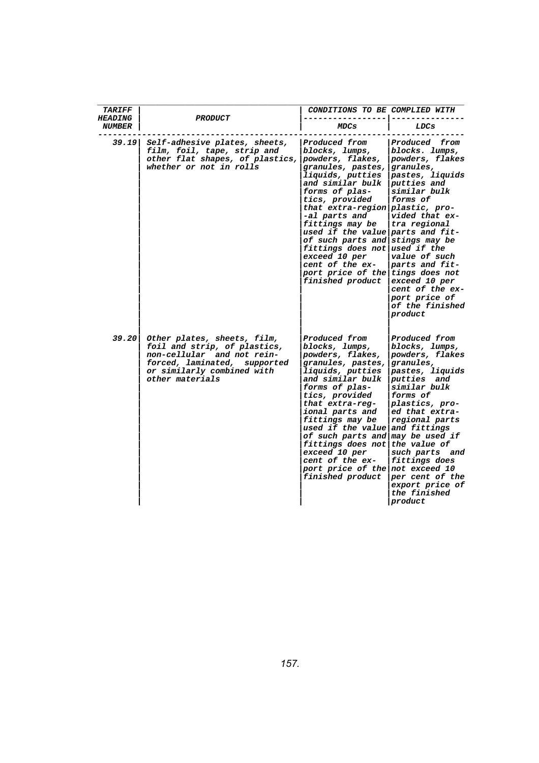| TARIFF HEADING NUMBER | PRODUCT | CONDITIONS TO BE COMPLIED WITH | |
|---|---|---|---|
| | | MDCs | LDCs |
| 39.19 | Self-adhesive plates, sheets, film, foil, tape, strip and other flat shapes, of plastics, whether or not in rolls | Produced from blocks, lumps, powders, flakes, granules, pastes, liquids, putties and similar bulk forms of plastics, provided that extra-regional parts and fittings may be used if the value of such parts and fittings does not exceed 10 per cent of the export price of the finished product | Produced from blocks. lumps, powders, flakes granules, pastes, liquids putties and similar bulk forms of plastic, provided that extra regional parts and fitstings may be used if the value of such parts and fittings does not exceed 10 per cent of the export price of of the finished product |
| 39.20 | Other plates, sheets, film, foil and strip, of plastics, non-cellular and not reinforced, laminated, supported or similarly combined with other materials | Produced from blocks, lumps, powders, flakes, granules, pastes, liquids, putties and similar bulk forms of plastics, provided that extra-regional parts and fittings may be used if the value of such parts and fittings does not exceed 10 per cent of the export price of the finished product | Produced from blocks, lumps, powders, flakes granules, pastes, liquids putties and similar bulk forms of plastics, provided that extra-regional parts and fittings may be used if the value of such parts and fittings does not exceed 10 per cent of the export price of the finished product |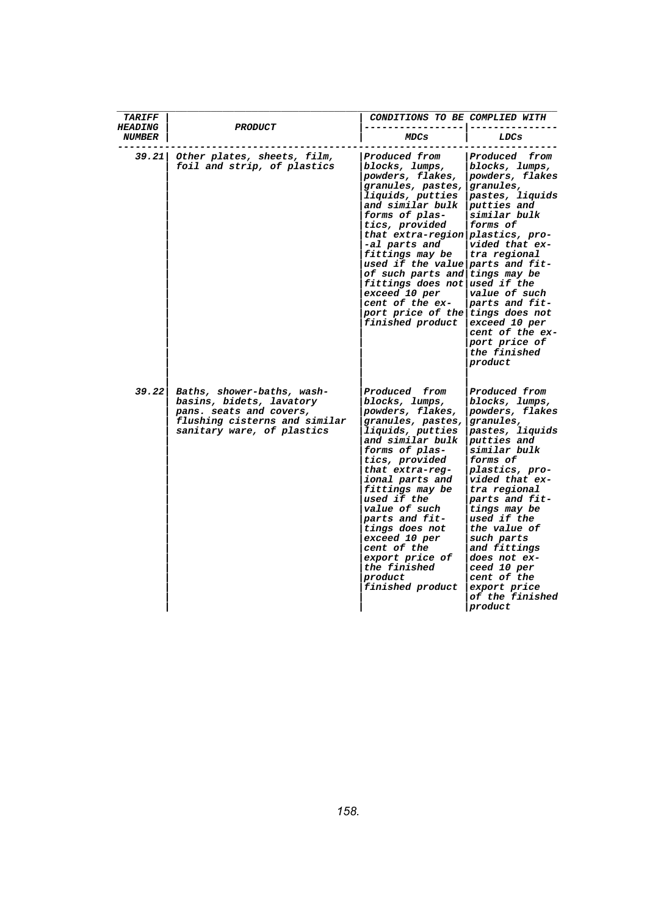| TARIFF HEADING NUMBER | PRODUCT | CONDITIONS TO BE COMPLIED WITH | |
|---|---|---|---|
| | | MDCs | LDCs |
| 39.21 | Other plates, sheets, film, foil and strip, of plastics | Produced from blocks, lumps, powders, flakes, granules, pastes, liquids, putties and similar bulk forms of plastics, provided that extra-regional parts and fittings may be used if the value of such parts and fittings does not exceed 10 per cent of the export price of the finished product | Produced from blocks, lumps, powders, flakes granules, pastes, liquids putties and similar bulk forms of plastics, provided that extra regional parts and fittings may be used if the value of such parts and fittings does not exceed 10 per cent of the export price of the finished product |
| 39.22 | Baths, shower-baths, wash-basins, bidets, lavatory pans. seats and covers, flushing cisterns and similar sanitary ware, of plastics | Produced from blocks, lumps, powders, flakes, granules, pastes, liquids, putties and similar bulk forms of plastics, provided that extra-regional parts and fittings may be used if the value of such parts and fittings does not exceed 10 per cent of the export price of the finished product finished product | Produced from blocks, lumps, powders, flakes granules, pastes, liquids putties and similar bulk forms of plastics, provided that extra regional parts and fittings may be used if the value of such parts and fittings does not exceed 10 per cent of the export price of the finished product |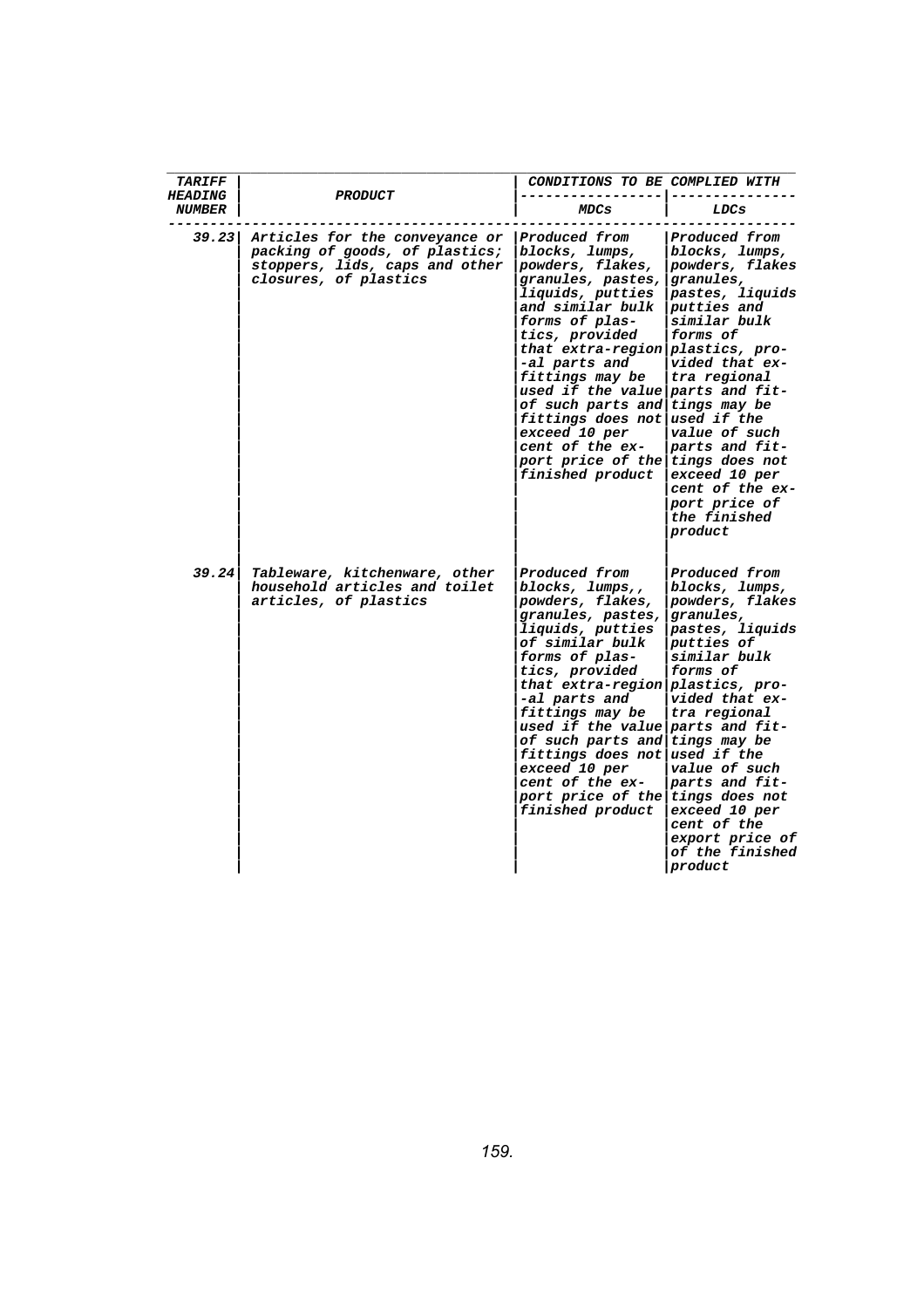| TARIFF HEADING NUMBER | PRODUCT | CONDITIONS TO BE COMPLIED WITH | |
|---|---|---|---|
| | | MDCs | LDCs |
| 39.23 | Articles for the conveyance or packing of goods, of plastics; stoppers, lids, caps and other closures, of plastics | Produced from blocks, lumps, powders, flakes, granules, pastes, liquids, putties and similar bulk forms of plastics, provided that extra-regional parts and fittings may be used if the value of such parts and fittings does not exceed 10 per cent of the export price of the finished product | Produced from blocks, lumps, powders, flakes granules, pastes, liquids putties and similar bulk forms of plastics, provided that extra regional parts and fittings may be used if the value of such parts and fittings does not exceed 10 per cent of the export price of the finished product |
| 39.24 | Tableware, kitchenware, other household articles and toilet articles, of plastics | Produced from blocks, lumps,, powders, flakes, granules, pastes, liquids, putties of similar bulk forms of plastics, provided that extra-regional parts and fittings may be used if the value of such parts and fittings does not exceed 10 per cent of the export price of the finished product | Produced from blocks, lumps, powders, flakes granules, pastes, liquids putties of similar bulk forms of plastics, provided that extra regional parts and fittings may be used if the value of such parts and fittings does not exceed 10 per cent of the export price of of the finished product |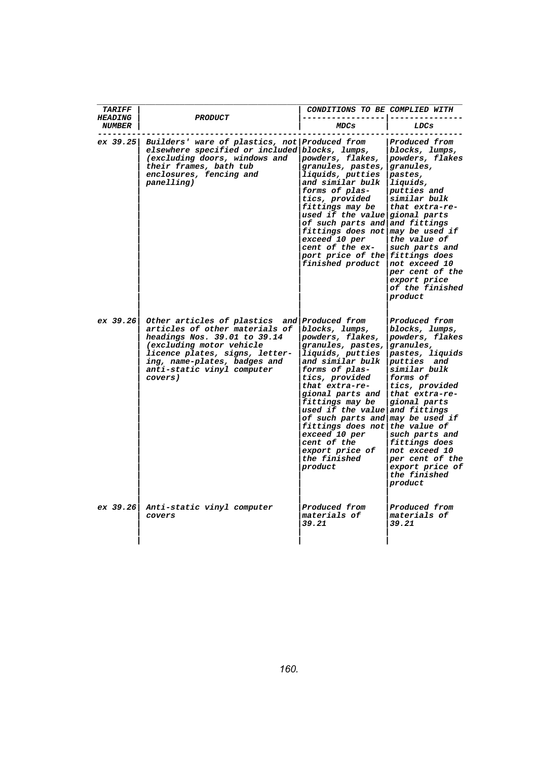| TARIFF HEADING NUMBER | PRODUCT | CONDITIONS TO BE COMPLIED WITH | |
|---|---|---|---|
| | | MDCs | LDCs |
| ex 39.25 | Builders' ware of plastics, not elsewhere specified or included (excluding doors, windows and their frames, bath tub enclosures, fencing and panelling) | Produced from blocks, lumps, powders, flakes, granules, pastes, liquids, putties and similar bulk forms of plastics, provided fittings may be used if the value of such parts and fittings does not exceed 10 per cent of the export price of the finished product | Produced from blocks, lumps, powders, flakes granules, pastes, liquids, putties and similar bulk that extra-regional parts and fittings may be used if the value of such parts and fittings does not exceed 10 per cent of the export price of the finished product |
| ex 39.26 | Other articles of plastics and articles of other materials of headings Nos. 39.01 to 39.14 (excluding motor vehicle licence plates, signs, lettering, name-plates, badges and anti-static vinyl computer covers) | Produced from blocks, lumps, powders, flakes, granules, pastes, liquids, putties and similar bulk forms of plastics, provided that extra-regional parts and fittings may be used if the value of such parts and fittings does not exceed 10 per cent of the export price of the finished product | Produced from blocks, lumps, powders, flakes granules, pastes, liquids putties and similar bulk forms of tics, provided that extra-regional parts and fittings may be used if the value of such parts and fittings does not exceed 10 per cent of the export price of the finished product |
| ex 39.26 | Anti-static vinyl computer covers | Produced from materials of 39.21 | Produced from materials of 39.21 |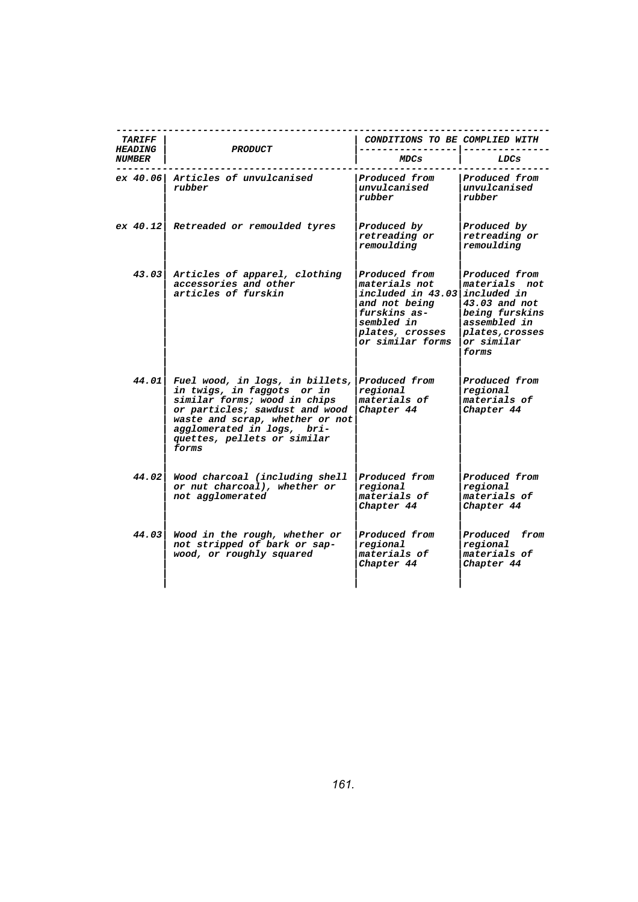| TARIFF HEADING NUMBER | PRODUCT | CONDITIONS TO BE COMPLIED WITH | |
|---|---|---|---|
| | | MDCs | LDCs |
| ex 40.06 | Articles of unvulcanised rubber | Produced from unvulcanised rubber | Produced from unvulcanised rubber |
| ex 40.12 | Retreaded or remoulded tyres | Produced by retreading or remoulding | Produced by retreading or remoulding |
| 43.03 | Articles of apparel, clothing accessories and other articles of furskin | Produced from materials not included in 43.03 and not being furskins as-sembled in plates, crosses or similar forms | Produced from materials not included in 43.03 and not being furskins assembled in plates,crosses or similar forms |
| 44.01 | Fuel wood, in logs, in billets, in twigs, in faggots or in similar forms; wood in chips or particles; sawdust and wood waste and scrap, whether or not agglomerated in logs, bri-quettes, pellets or similar forms | Produced from regional materials of Chapter 44 | Produced from regional materials of Chapter 44 |
| 44.02 | Wood charcoal (including shell or nut charcoal), whether or not agglomerated | Produced from regional materials of Chapter 44 | Produced from regional materials of Chapter 44 |
| 44.03 | Wood in the rough, whether or not stripped of bark or sap-wood, or roughly squared | Produced from regional materials of Chapter 44 | Produced from regional materials of Chapter 44 |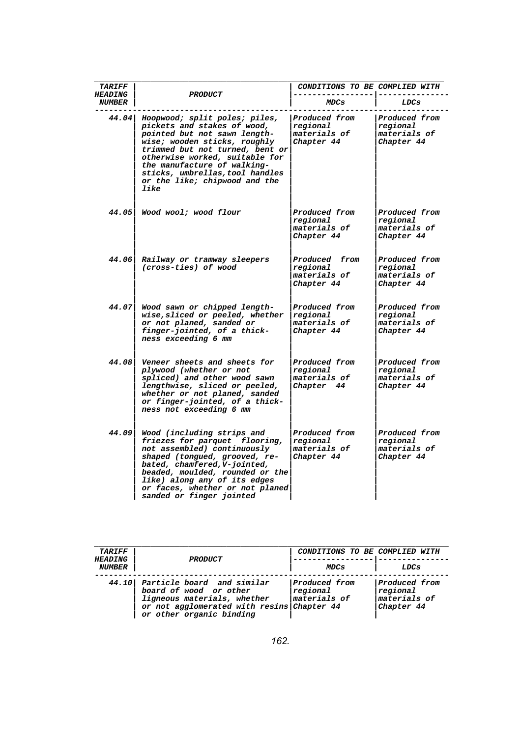| TARIFF HEADING NUMBER | PRODUCT | CONDITIONS TO BE COMPLIED WITH | |
|---|---|---|---|
| | | MDCs | LDCs |
| 44.04 | Hoopwood; split poles; piles, pickets and stakes of wood, pointed but not sawn length-wise; wooden sticks, roughly trimmed but not turned, bent or otherwise worked, suitable for the manufacture of walking-sticks, umbrellas, tool handles or the like; chipwood and the like | Produced from regional materials of Chapter 44 | Produced from regional materials of Chapter 44 |
| 44.05 | Wood wool; wood flour | Produced from regional materials of Chapter 44 | Produced from regional materials of Chapter 44 |
| 44.06 | Railway or tramway sleepers (cross-ties) of wood | Produced from regional materials of Chapter 44 | Produced from regional materials of Chapter 44 |
| 44.07 | Wood sawn or chipped length-wise, sliced or peeled, whether or not planed, sanded or finger-jointed, of a thick-ness exceeding 6 mm | Produced from regional materials of Chapter 44 | Produced from regional materials of Chapter 44 |
| 44.08 | Veneer sheets and sheets for plywood (whether or not spliced) and other wood sawn lengthwise, sliced or peeled, whether or not planed, sanded or finger-jointed, of a thick-ness not exceeding 6 mm | Produced from regional materials of Chapter 44 | Produced from regional materials of Chapter 44 |
| 44.09 | Wood (including strips and friezes for parquet flooring, not assembled) continuously shaped (tongued, grooved, re-bated, chamfered, V-jointed, beaded, moulded, rounded or the like) along any of its edges or faces, whether or not planed sanded or finger jointed | Produced from regional materials of Chapter 44 | Produced from regional materials of Chapter 44 |

| TARIFF HEADING NUMBER | PRODUCT | CONDITIONS TO BE COMPLIED WITH | |
|---|---|---|---|
| | | MDCs | LDCs |
| 44.10 | Particle board and similar board of wood or other ligneous materials, whether or not agglomerated with resins or other organic binding | Produced from regional materials of Chapter 44 | Produced from regional materials of Chapter 44 |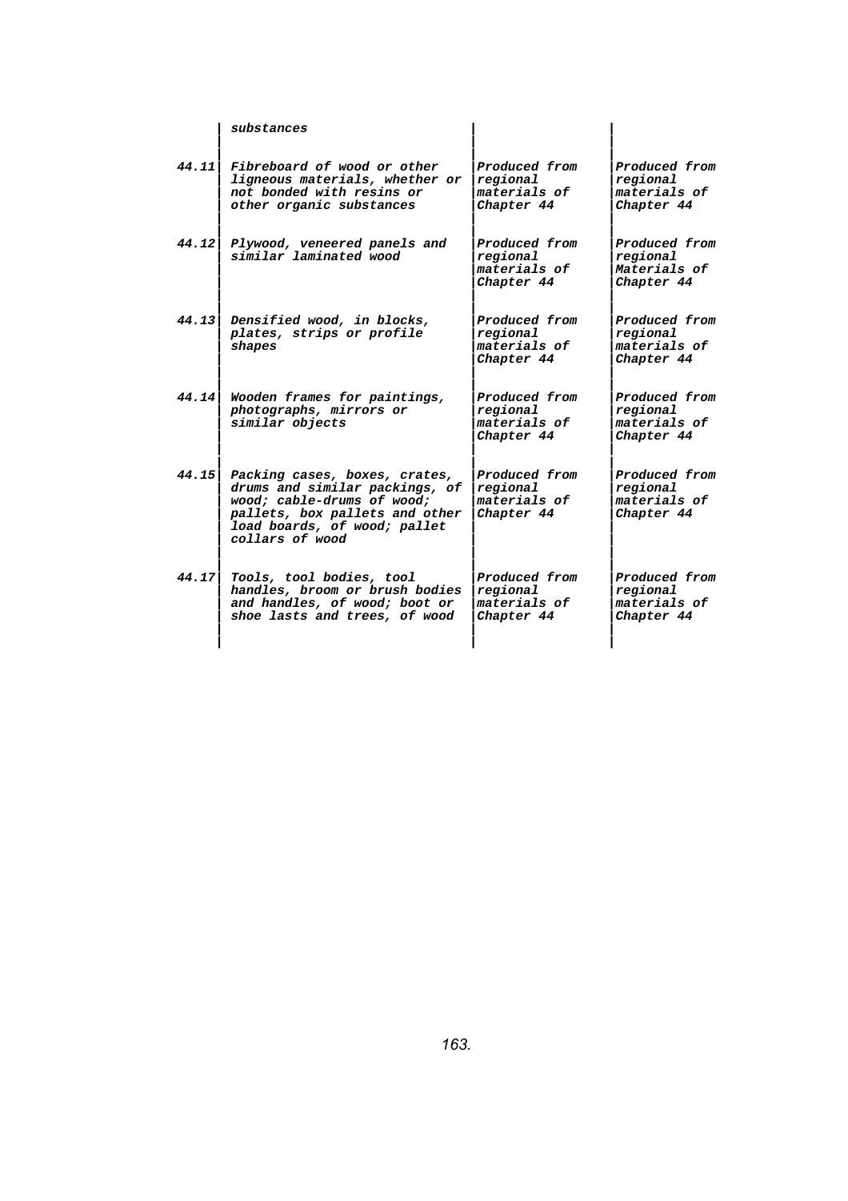|  |  |  |  |
|---|---|---|---|
|  | *substances* |  |  |
| ***44.11*** | ***Fibreboard of wood or other ligneous materials, whether or not bonded with resins or other organic substances*** | *Produced from regional materials of Chapter 44* | ***Produced from regional materials of Chapter 44*** |
| ***44.12*** | ***Plywood, veneered panels and similar laminated wood*** | *Produced from regional materials of Chapter 44* | ***Produced from regional Materials of Chapter 44*** |
| ***44.13*** | ***Densified wood, in blocks, plates, strips or profile shapes*** | *Produced from regional materials of Chapter 44* | ***Produced from regional materials of Chapter 44*** |
| ***44.14*** | ***Wooden frames for paintings, photographs, mirrors or similar objects*** | *Produced from regional materials of Chapter 44* | ***Produced from regional materials of Chapter 44*** |
| ***44.15*** | ***Packing cases, boxes, crates, drums and similar packings, of wood; cable-drums of wood; pallets, box pallets and other load boards, of wood; pallet collars of wood*** | *Produced from regional materials of Chapter 44* | ***Produced from regional materials of Chapter 44*** |
| ***44.17*** | ***Tools, tool bodies, tool handles, broom or brush bodies and handles, of wood; boot or shoe lasts and trees, of wood*** | *Produced from regional materials of Chapter 44* | ***Produced from regional materials of Chapter 44*** |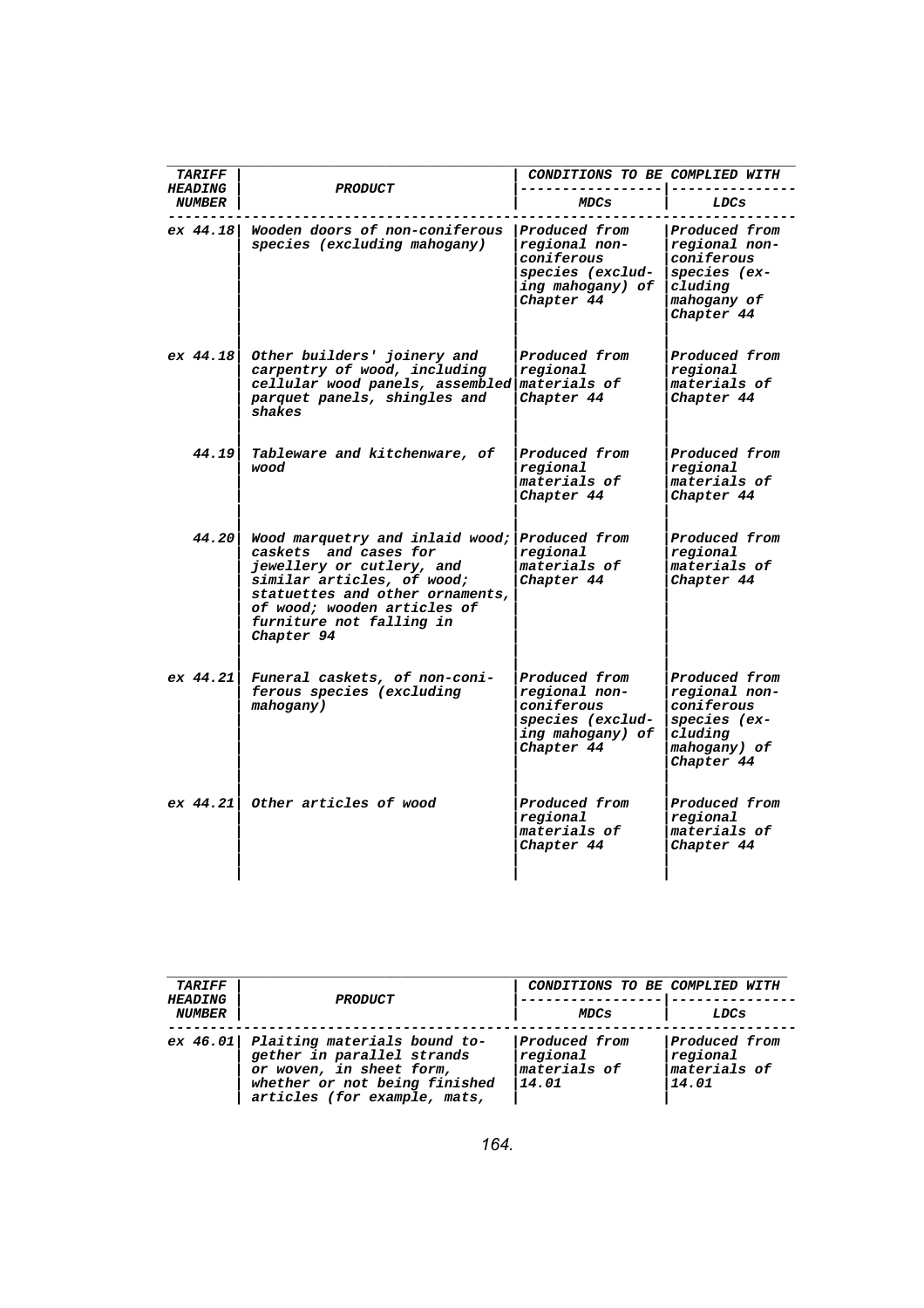| TARIFF HEADING NUMBER | PRODUCT | CONDITIONS TO BE COMPLIED WITH | |
|---|---|---|---|
| | | MDCs | LDCs |
| ex 44.18 | Wooden doors of non-coniferous species (excluding mahogany) | Produced from regional non-coniferous species (excluding mahogany) of Chapter 44 | Produced from regional non-coniferous species (excluding mahogany of Chapter 44 |
| ex 44.18 | Other builders' joinery and carpentry of wood, including cellular wood panels, assembled parquet panels, shingles and shakes | Produced from regional materials of Chapter 44 | Produced from regional materials of Chapter 44 |
| 44.19 | Tableware and kitchenware, of wood | Produced from regional materials of Chapter 44 | Produced from regional materials of Chapter 44 |
| 44.20 | Wood marquetry and inlaid wood; caskets and cases for jewellery or cutlery, and similar articles, of wood; statuettes and other ornaments, of wood; wooden articles of furniture not falling in Chapter 94 | Produced from regional materials of Chapter 44 | Produced from regional materials of Chapter 44 |
| ex 44.21 | Funeral caskets, of non-coniferous species (excluding mahogany) | Produced from regional non-coniferous species (excluding mahogany) of Chapter 44 | Produced from regional non-coniferous species (excluding mahogany) of Chapter 44 |
| ex 44.21 | Other articles of wood | Produced from regional materials of Chapter 44 | Produced from regional materials of Chapter 44 |

| TARIFF HEADING NUMBER | PRODUCT | CONDITIONS TO BE COMPLIED WITH | |
|---|---|---|---|
| | | MDCs | LDCs |
| ex 46.01 | Plaiting materials bound together in parallel strands or woven, in sheet form, whether or not being finished articles (for example, mats, | Produced from regional materials of 14.01 | Produced from regional materials of 14.01 |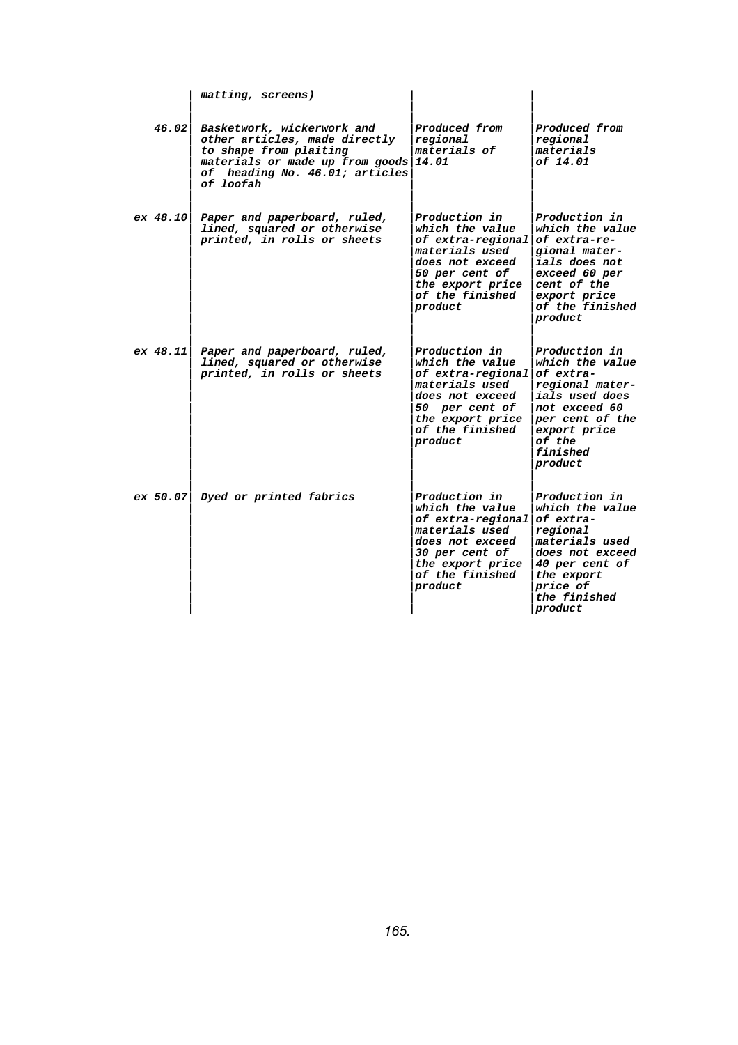| | | | |
|---|---|---|---|
| | matting, screens) | | |
| 46.02 | Basketwork, wickerwork and other articles, made directly to shape from plaiting materials or made up from goods of heading No. 46.01; articles of loofah | Produced from regional materials of 14.01 | Produced from regional materials of 14.01 |
| ex 48.10 | Paper and paperboard, ruled, lined, squared or otherwise printed, in rolls or sheets | Production in which the value of extra-regional materials used does not exceed 50 per cent of the export price of the finished product | Production in which the value of extra-regional materials does not exceed 60 per cent of the export price of the finished product |
| ex 48.11 | Paper and paperboard, ruled, lined, squared or otherwise printed, in rolls or sheets | Production in which the value of extra-regional materials used does not exceed 50 per cent of the export price of the finished product | Production in which the value of extra-regional materials used does not exceed 60 per cent of the export price of the finished product |
| ex 50.07 | Dyed or printed fabrics | Production in which the value of extra-regional materials used does not exceed 30 per cent of the export price of the finished product | Production in which the value of extra-regional materials used does not exceed 40 per cent of the export price of the finished product |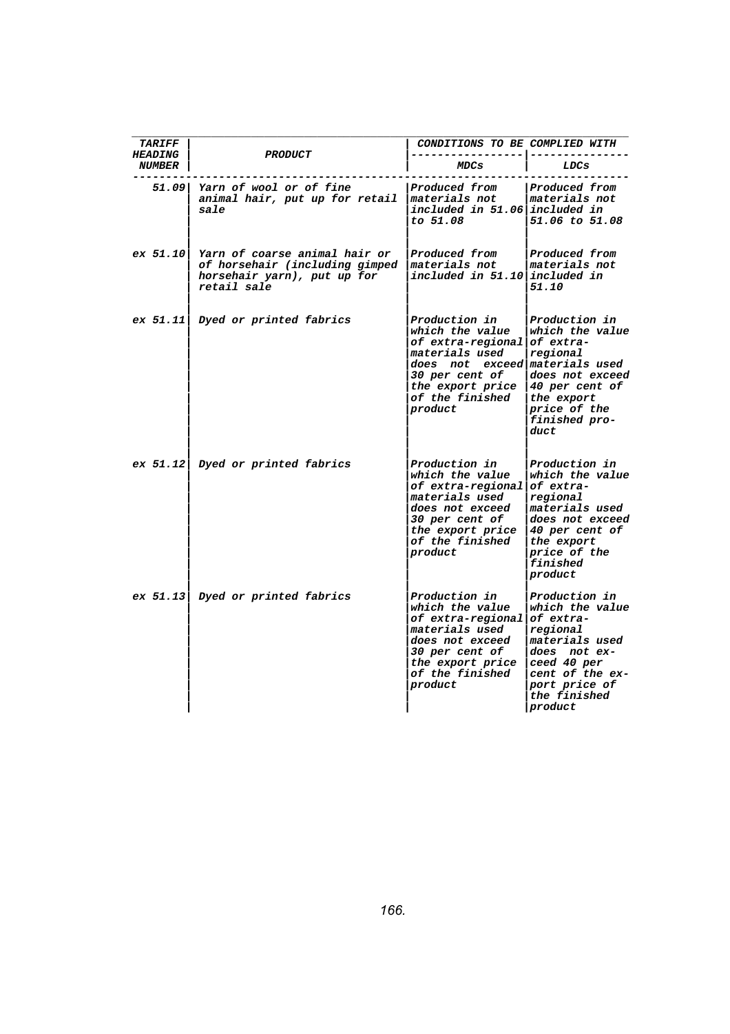| TARIFF HEADING NUMBER | PRODUCT | CONDITIONS TO BE COMPLIED WITH | |
|---|---|---|---|
| | | MDCs | LDCs |
| 51.09 | Yarn of wool or of fine animal hair, put up for retail sale | Produced from materials not included in 51.06 to 51.08 | Produced from materials not included in 51.06 to 51.08 |
| ex 51.10 | Yarn of coarse animal hair or of horsehair (including gimped horsehair yarn), put up for retail sale | Produced from materials not included in 51.10 | Produced from materials not included in 51.10 |
| ex 51.11 | Dyed or printed fabrics | Production in which the value of extra-regional materials used does not exceed 30 per cent of the export price of the finished product | Production in which the value of extra-regional materials used does not exceed 40 per cent of the export price of the finished product |
| ex 51.12 | Dyed or printed fabrics | Production in which the value of extra-regional materials used does not exceed 30 per cent of the export price of the finished product | Production in which the value of extra-regional materials used does not exceed 40 per cent of the export price of the finished product |
| ex 51.13 | Dyed or printed fabrics | Production in which the value of extra-regional materials used does not exceed 30 per cent of the export price of the finished product | Production in which the value of extra-regional materials used does not exceed 40 per cent of the export price of the finished product |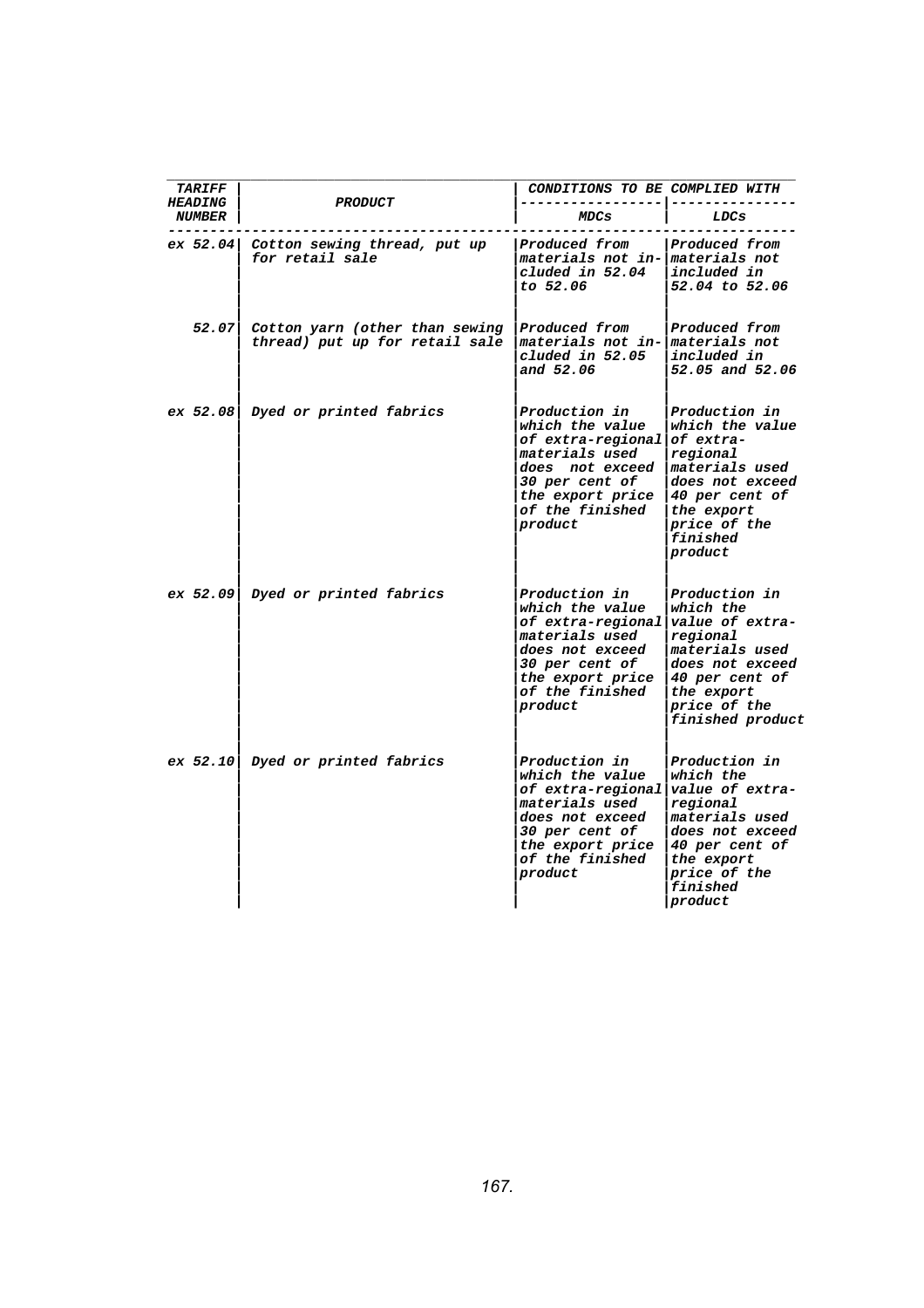| TARIFF HEADING NUMBER | PRODUCT | CONDITIONS TO BE COMPLIED WITH | |
|---|---|---|---|
| | | MDCs | LDCs |
| ex 52.04 | Cotton sewing thread, put up for retail sale | Produced from materials not included in 52.04 to 52.06 | Produced from materials not included in 52.04 to 52.06 |
| 52.07 | Cotton yarn (other than sewing thread) put up for retail sale | Produced from materials not included in 52.05 and 52.06 | Produced from materials not included in 52.05 and 52.06 |
| ex 52.08 | Dyed or printed fabrics | Production in which the value of extra-regional materials used does not exceed 30 per cent of the export price of the finished product | Production in which the value of extra-regional materials used does not exceed 40 per cent of the export price of the finished product |
| ex 52.09 | Dyed or printed fabrics | Production in which the value of extra-regional materials used does not exceed 30 per cent of the export price of the finished product | Production in which the value of extra-regional materials used does not exceed 40 per cent of the export price of the finished product |
| ex 52.10 | Dyed or printed fabrics | Production in which the value of extra-regional materials used does not exceed 30 per cent of the export price of the finished product | Production in which the value of extra-regional materials used does not exceed 40 per cent of the export price of the finished product |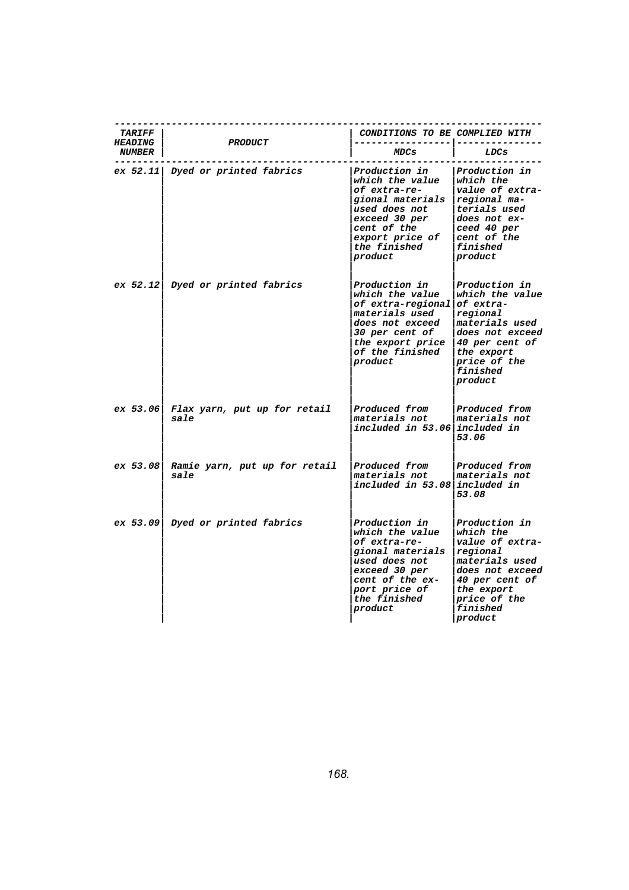| TARIFF HEADING NUMBER | PRODUCT | CONDITIONS TO BE COMPLIED WITH | |
|---|---|---|---|
| | | MDCs | LDCs |
| ex 52.11 | Dyed or printed fabrics | Production in which the value of extra-regional materials used does not exceed 30 per cent of the export price of the finished product | Production in which the value of extra-regional materials used does not exceed 40 per cent of the finished product |
| ex 52.12 | Dyed or printed fabrics | Production in which the value of extra-regional materials used does not exceed 30 per cent of the export price of the finished product | Production in which the value of extra-regional materials used does not exceed 40 per cent of the export price of the finished product |
| ex 53.06 | Flax yarn, put up for retail sale | Produced from materials not included in 53.06 | Produced from materials not included in 53.06 |
| ex 53.08 | Ramie yarn, put up for retail sale | Produced from materials not included in 53.08 | Produced from materials not included in 53.08 |
| ex 53.09 | Dyed or printed fabrics | Production in which the value of extra-regional materials used does not exceed 30 per cent of the export price of the finished product | Production in which the value of extra-regional materials used does not exceed 40 per cent of the export price of the finished product |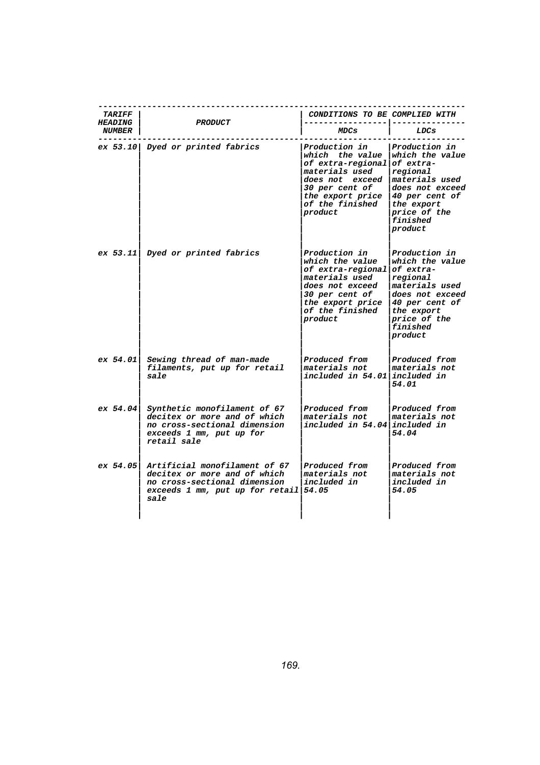| TARIFF HEADING NUMBER | PRODUCT | CONDITIONS TO BE COMPLIED WITH | |
|---|---|---|---|
| | | MDCs | LDCs |
| ex 53.10 | Dyed or printed fabrics | Production in which the value of extra-regional materials used does not exceed 30 per cent of the export price of the finished product | Production in which the value of extra-regional materials used does not exceed 40 per cent of the export price of the finished product |
| ex 53.11 | Dyed or printed fabrics | Production in which the value of extra-regional materials used does not exceed 30 per cent of the export price of the finished product | Production in which the value of extra-regional materials used does not exceed 40 per cent of the export price of finished product |
| ex 54.01 | Sewing thread of man-made filaments, put up for retail sale | Produced from materials not included in 54.01 | Produced from materials not included in 54.01 |
| ex 54.04 | Synthetic monofilament of 67 decitex or more and of which no cross-sectional dimension exceeds 1 mm, put up for retail sale | Produced from materials not included in 54.04 | Produced from materials not included in 54.04 |
| ex 54.05 | Artificial monofilament of 67 decitex or more and of which no cross-sectional dimension exceeds 1 mm, put up for retail sale | Produced from materials not included in 54.05 | Produced from materials not included in 54.05 |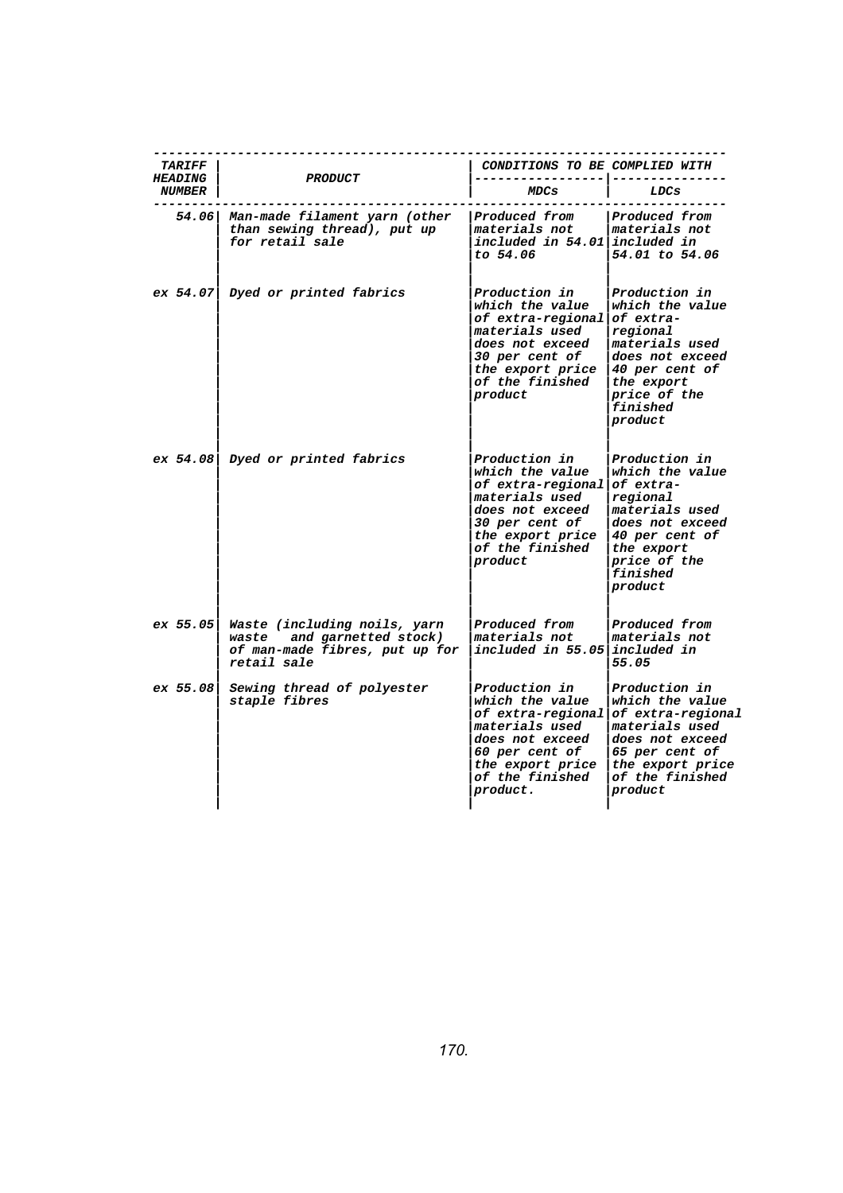| TARIFF HEADING NUMBER | PRODUCT | CONDITIONS TO BE COMPLIED WITH | |
|---|---|---|---|
| | | MDCs | LDCs |
| 54.06 | Man-made filament yarn (other than sewing thread), put up for retail sale | Produced from materials not included in 54.01 to 54.06 | Produced from materials not included in 54.01 to 54.06 |
| ex 54.07 | Dyed or printed fabrics | Production in which the value of extra-regional materials used does not exceed 30 per cent of the export price of the finished product | Production in which the value of extra-regional materials used does not exceed 40 per cent of the export price of the finished product |
| ex 54.08 | Dyed or printed fabrics | Production in which the value of extra-regional materials used does not exceed 30 per cent of the export price of the finished product | Production in which the value of extra-regional materials used does not exceed 40 per cent of the export price of the finished product |
| ex 55.05 | Waste (including noils, yarn waste and garnetted stock) of man-made fibres, put up for retail sale | Produced from materials not included in 55.05 | Produced from materials not included in 55.05 |
| ex 55.08 | Sewing thread of polyester staple fibres | Production in which the value of extra-regional materials used does not exceed 60 per cent of the export price of the finished product. | Production in which the value of extra-regional materials used does not exceed 65 per cent of the export price of the finished product |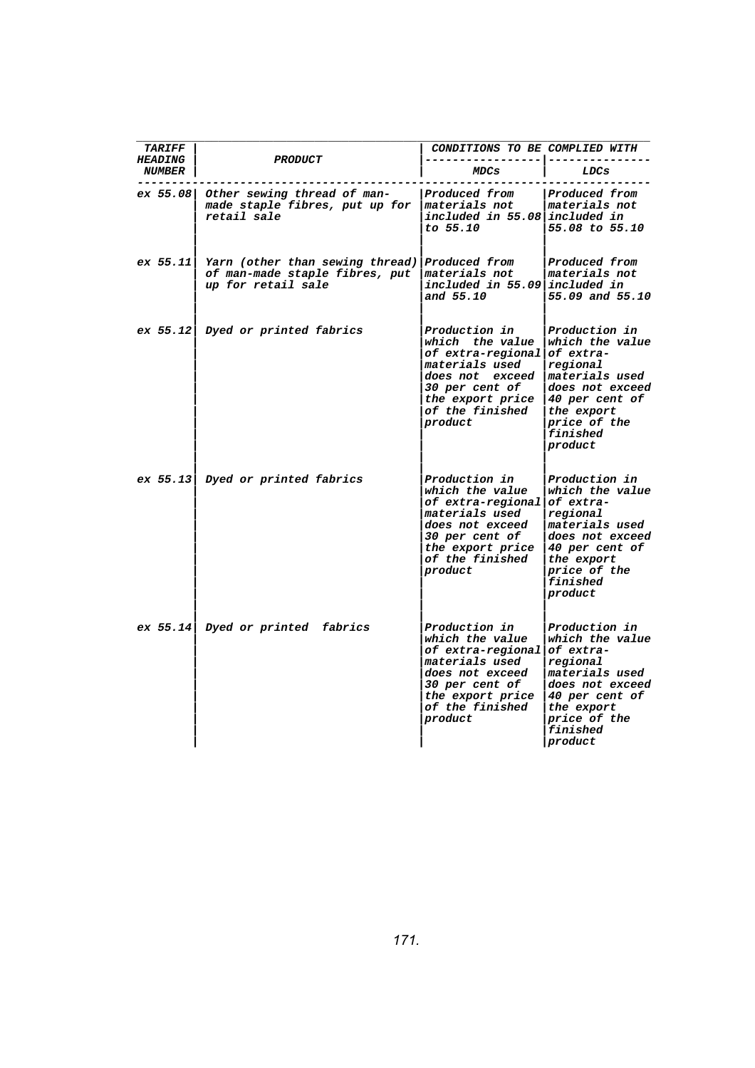| TARIFF HEADING NUMBER | PRODUCT | CONDITIONS TO BE COMPLIED WITH | |
|---|---|---|---|
| | | MDCs | LDCs |
| ex 55.08 | Other sewing thread of man-made staple fibres, put up for retail sale | Produced from materials not included in 55.08 to 55.10 | Produced from materials not included in 55.08 to 55.10 |
| ex 55.11 | Yarn (other than sewing thread) of man-made staple fibres, put up for retail sale | Produced from materials not included in 55.09 and 55.10 | Produced from materials not included in 55.09 and 55.10 |
| ex 55.12 | Dyed or printed fabrics | Production in which the value of extra-regional materials used does not exceed 30 per cent of the export price of the finished product | Production in which the value of extra-regional materials used does not exceed 40 per cent of the export price of the finished product |
| ex 55.13 | Dyed or printed fabrics | Production in which the value of extra-regional materials used does not exceed 30 per cent of the export price of the finished product | Production in which the value of extra-regional materials used does not exceed 40 per cent of the export price of the finished product |
| ex 55.14 | Dyed or printed fabrics | Production in which the value of extra-regional materials used does not exceed 30 per cent of the export price of the finished product | Production in which the value of extra-regional materials used does not exceed 40 per cent of the export price of the finished product |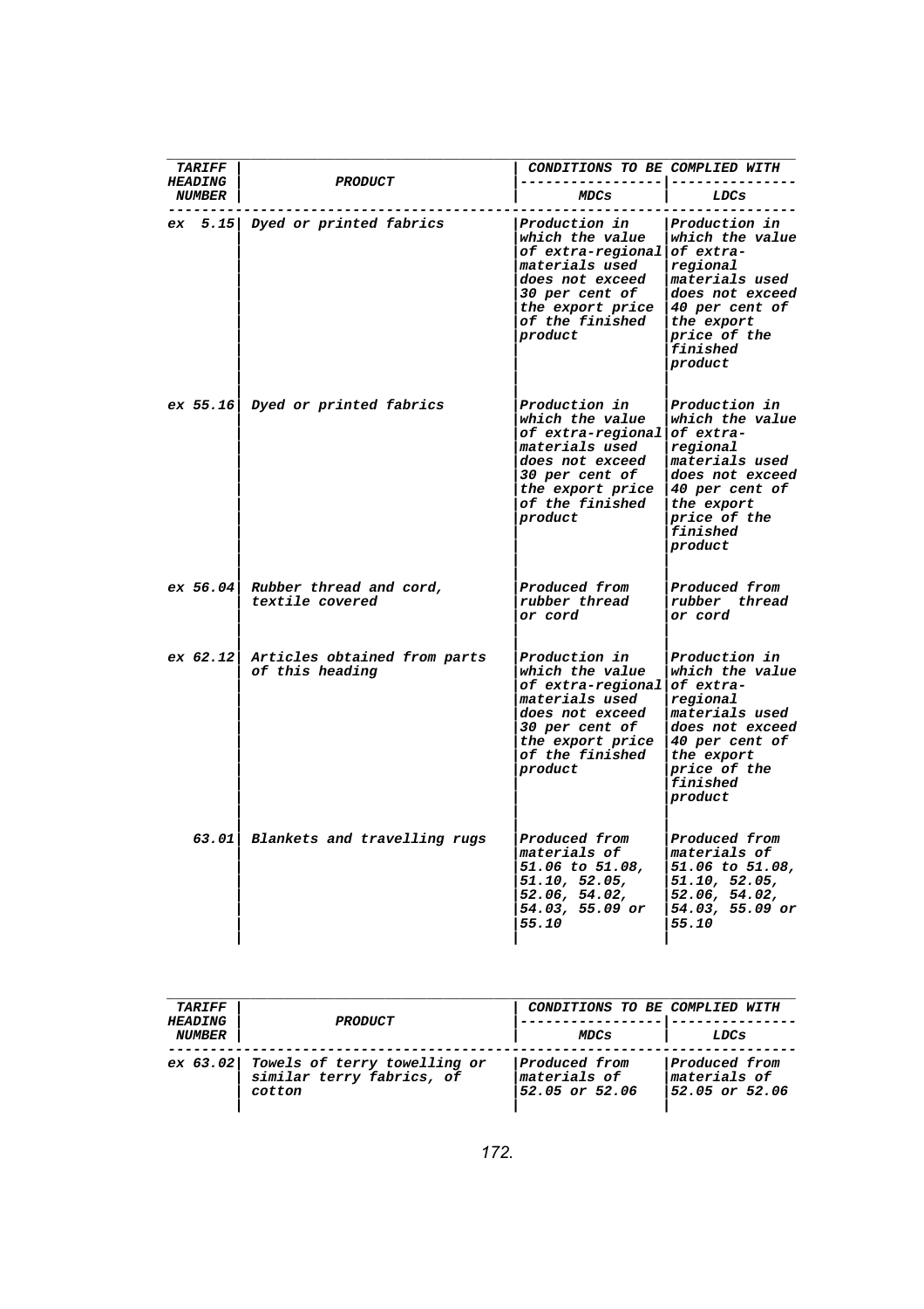| TARIFF HEADING NUMBER | PRODUCT | CONDITIONS TO BE COMPLIED WITH | |
|---|---|---|---|
| | | MDCs | LDCs |
| ex 5.15 | Dyed or printed fabrics | Production in which the value of extra-regional materials used does not exceed 30 per cent of the export price of the finished product | Production in which the value of extra-regional materials used does not exceed 40 per cent of the export price of the finished product |
| ex 55.16 | Dyed or printed fabrics | Production in which the value of extra-regional materials used does not exceed 30 per cent of the export price of the finished product | Production in which the value of extra-regional materials used does not exceed 40 per cent of the export price of the finished product |
| ex 56.04 | Rubber thread and cord, textile covered | Produced from rubber thread or cord | Produced from rubber thread or cord |
| ex 62.12 | Articles obtained from parts of this heading | Production in which the value of extra-regional materials used does not exceed 30 per cent of the export price of the finished product | Production in which the value of extra-regional materials used does not exceed 40 per cent of the export price of the finished product |
| 63.01 | Blankets and travelling rugs | Produced from materials of 51.06 to 51.08, 51.10, 52.05, 52.06, 54.02, 54.03, 55.09 or 55.10 | Produced from materials of 51.06 to 51.08, 51.10, 52.05, 52.06, 54.02, 54.03, 55.09 or 55.10 |
| ex 63.02 | Towels of terry towelling or similar terry fabrics, of cotton | Produced from materials of 52.05 or 52.06 | Produced from materials of 52.05 or 52.06 |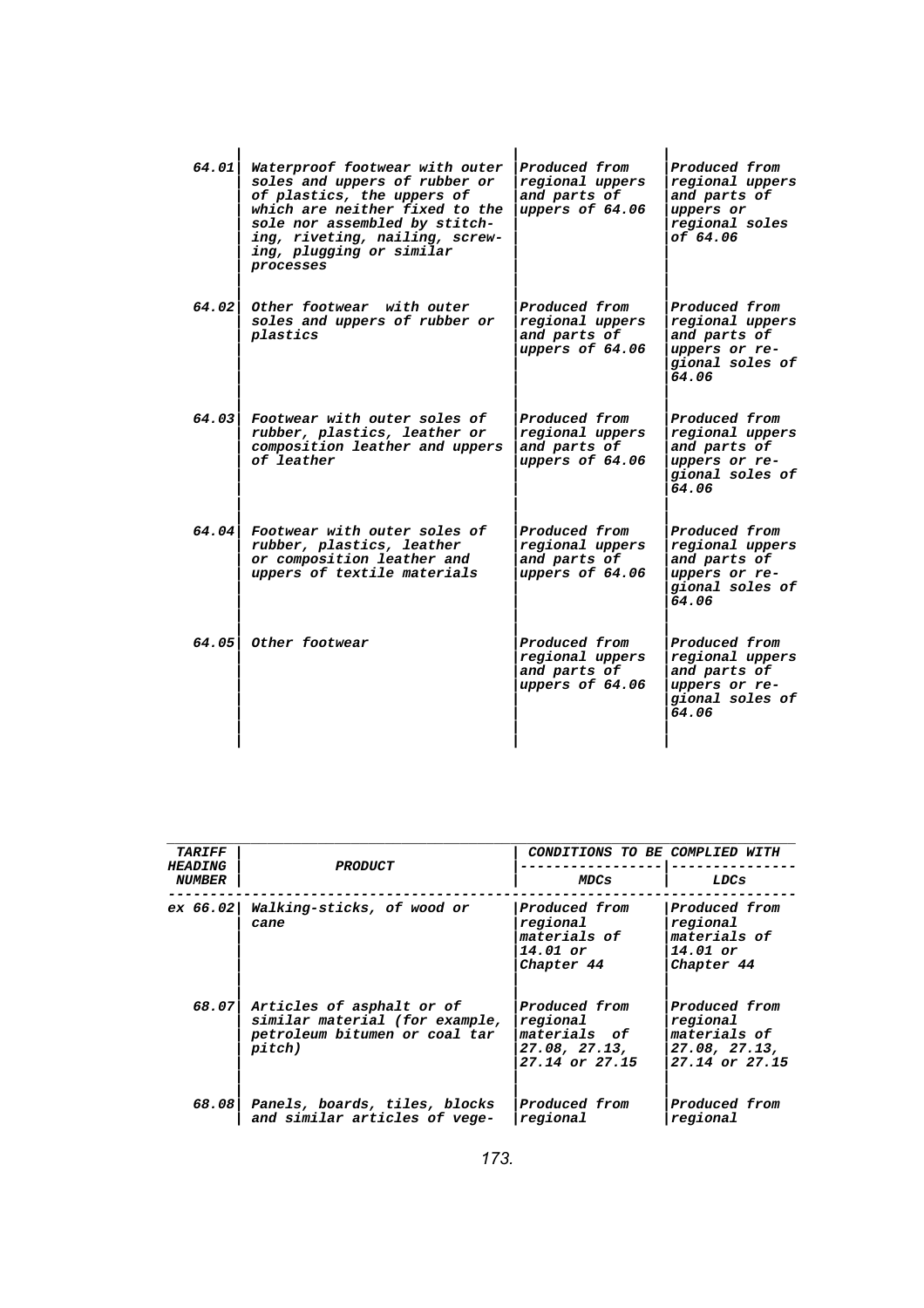| | | | |
|---|---|---|---|
| 64.01 | Waterproof footwear with outer soles and uppers of rubber or of plastics, the uppers of which are neither fixed to the sole nor assembled by stitching, riveting, nailing, screwing, plugging or similar processes | Produced from regional uppers and parts of uppers of 64.06 | Produced from regional uppers and parts of uppers or regional soles of 64.06 |
| 64.02 | Other footwear with outer soles and uppers of rubber or plastics | Produced from regional uppers and parts of uppers of 64.06 | Produced from regional uppers and parts of uppers or regional soles of 64.06 |
| 64.03 | Footwear with outer soles of rubber, plastics, leather or composition leather and uppers of leather | Produced from regional uppers and parts of uppers of 64.06 | Produced from regional uppers and parts of uppers or regional soles of 64.06 |
| 64.04 | Footwear with outer soles of rubber, plastics, leather or composition leather and uppers of textile materials | Produced from regional uppers and parts of uppers of 64.06 | Produced from regional uppers and parts of uppers or regional soles of 64.06 |
| 64.05 | Other footwear | Produced from regional uppers and parts of uppers of 64.06 | Produced from regional uppers and parts of uppers or regional soles of 64.06 |

| TARIFF HEADING NUMBER | PRODUCT | CONDITIONS TO BE COMPLIED WITH | |
|---|---|---|---|
| | | MDCs | LDCs |
| ex 66.02 | Walking-sticks, of wood or cane | Produced from regional materials of 14.01 or Chapter 44 | Produced from regional materials of 14.01 or Chapter 44 |
| 68.07 | Articles of asphalt or of similar material (for example, petroleum bitumen or coal tar pitch) | Produced from regional materials of 27.08, 27.13, 27.14 or 27.15 | Produced from regional materials of 27.08, 27.13, 27.14 or 27.15 |
| 68.08 | Panels, boards, tiles, blocks and similar articles of vege- | Produced from regional | Produced from regional |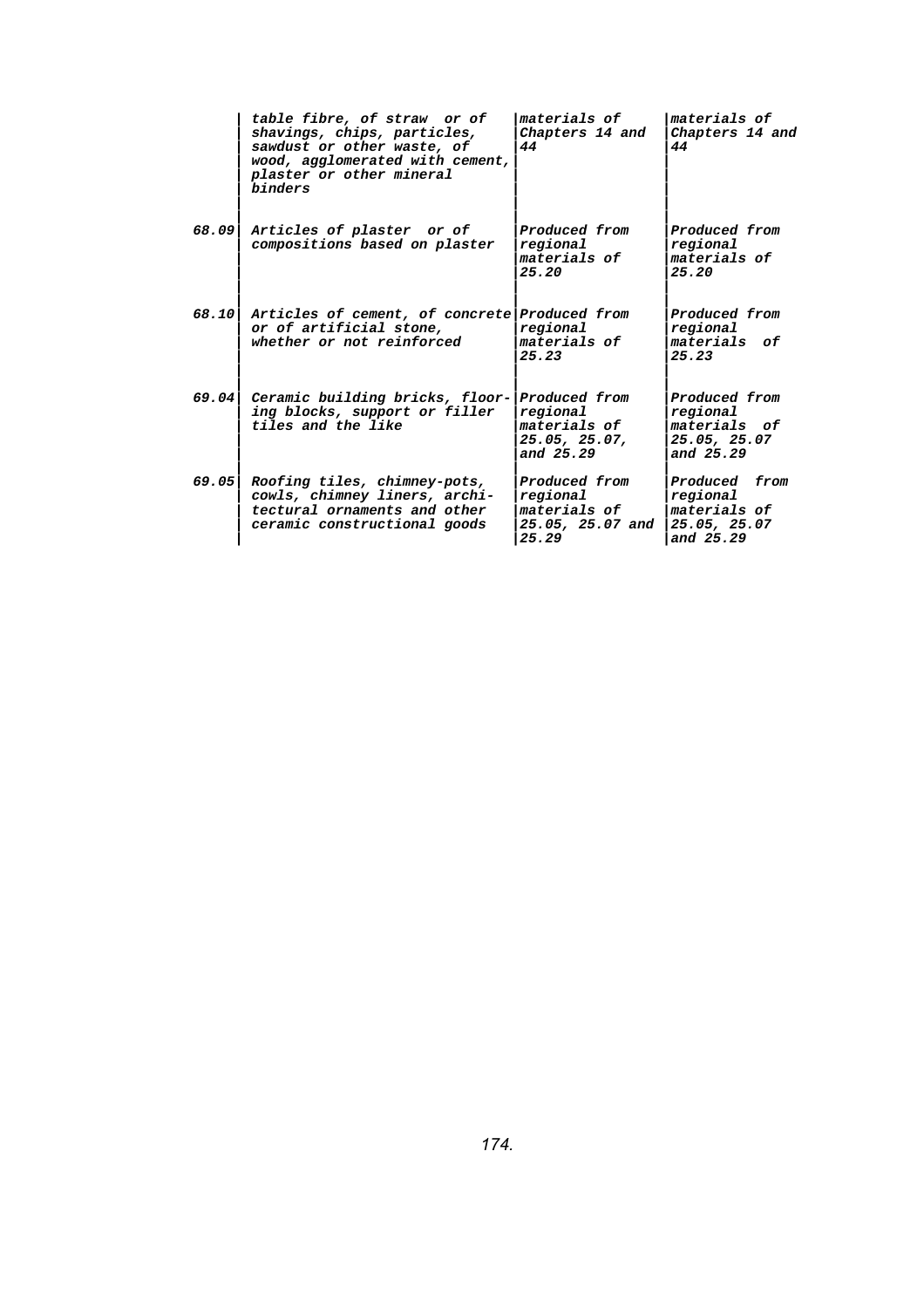| | | | |
|---|---|---|---|
| | table fibre, of straw or of shavings, chips, particles, sawdust or other waste, of wood, agglomerated with cement, plaster or other mineral binders | materials of Chapters 14 and 44 | materials of Chapters 14 and 44 |
| 68.09 | Articles of plaster or of compositions based on plaster | Produced from regional materials of 25.20 | Produced from regional materials of 25.20 |
| 68.10 | Articles of cement, of concrete or of artificial stone, whether or not reinforced | Produced from regional materials of 25.23 | Produced from regional materials of 25.23 |
| 69.04 | Ceramic building bricks, flooring blocks, support or filler tiles and the like | Produced from regional materials of 25.05, 25.07, and 25.29 | Produced from regional materials of 25.05, 25.07 and 25.29 |
| 69.05 | Roofing tiles, chimney-pots, cowls, chimney liners, architectural ornaments and other ceramic constructional goods | Produced from regional materials of 25.05, 25.07 and 25.29 | Produced from regional materials of 25.05, 25.07 and 25.29 |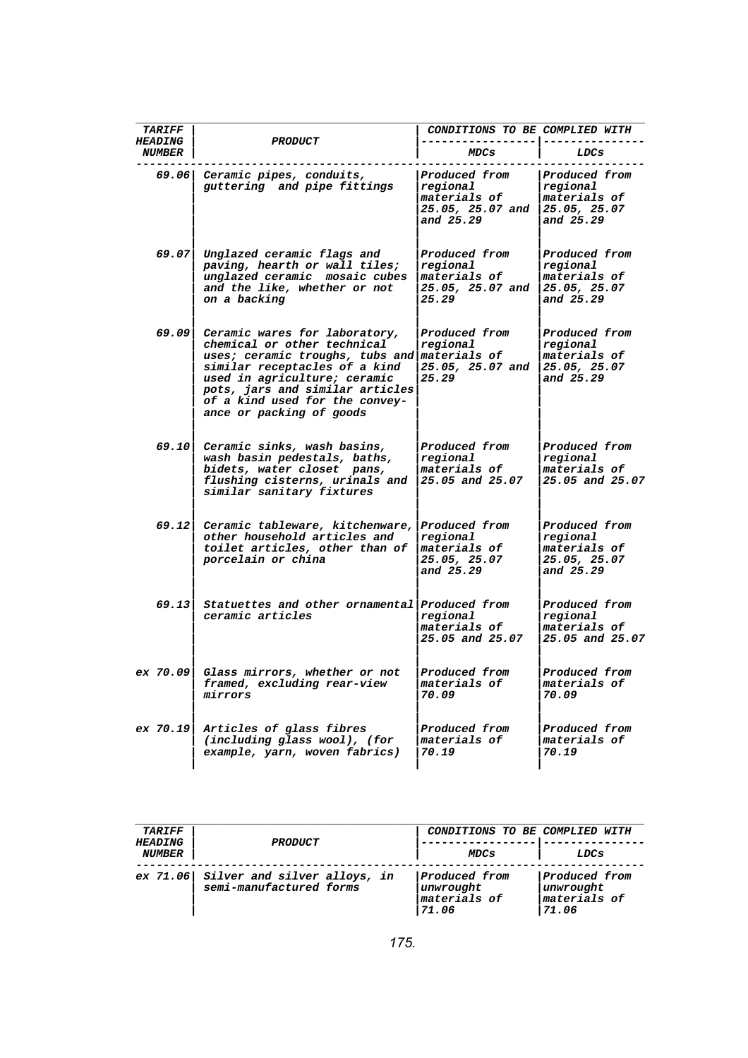| TARIFF HEADING NUMBER | PRODUCT | CONDITIONS TO BE COMPLIED WITH | |
|---|---|---|---|
| | | MDCs | LDCs |
| 69.06 | Ceramic pipes, conduits, guttering and pipe fittings | Produced from regional materials of 25.05, 25.07 and and 25.29 | Produced from regional materials of 25.05, 25.07 and 25.29 |
| 69.07 | Unglazed ceramic flags and paving, hearth or wall tiles; unglazed ceramic mosaic cubes and the like, whether or not on a backing | Produced from regional materials of 25.05, 25.07 and 25.29 | Produced from regional materials of 25.05, 25.07 and 25.29 |
| 69.09 | Ceramic wares for laboratory, chemical or other technical uses; ceramic troughs, tubs and similar receptacles of a kind used in agriculture; ceramic pots, jars and similar articles of a kind used for the convey-ance or packing of goods | Produced from regional materials of 25.05, 25.07 and 25.29 | Produced from regional materials of 25.05, 25.07 and 25.29 |
| 69.10 | Ceramic sinks, wash basins, wash basin pedestals, baths, bidets, water closet pans, flushing cisterns, urinals and similar sanitary fixtures | Produced from regional materials of 25.05 and 25.07 | Produced from regional materials of 25.05 and 25.07 |
| 69.12 | Ceramic tableware, kitchenware, other household articles and toilet articles, other than of porcelain or china | Produced from regional materials of 25.05, 25.07 and 25.29 | Produced from regional materials of 25.05, 25.07 and 25.29 |
| 69.13 | Statuettes and other ornamental ceramic articles | Produced from regional materials of 25.05 and 25.07 | Produced from regional materials of 25.05 and 25.07 |
| ex 70.09 | Glass mirrors, whether or not framed, excluding rear-view mirrors | Produced from materials of 70.09 | Produced from materials of 70.09 |
| ex 70.19 | Articles of glass fibres (including glass wool), (for example, yarn, woven fabrics) | Produced from materials of 70.19 | Produced from materials of 70.19 |
| ex 71.06 | Silver and silver alloys, in semi-manufactured forms | Produced from unwrought materials of 71.06 | Produced from unwrought materials of 71.06 |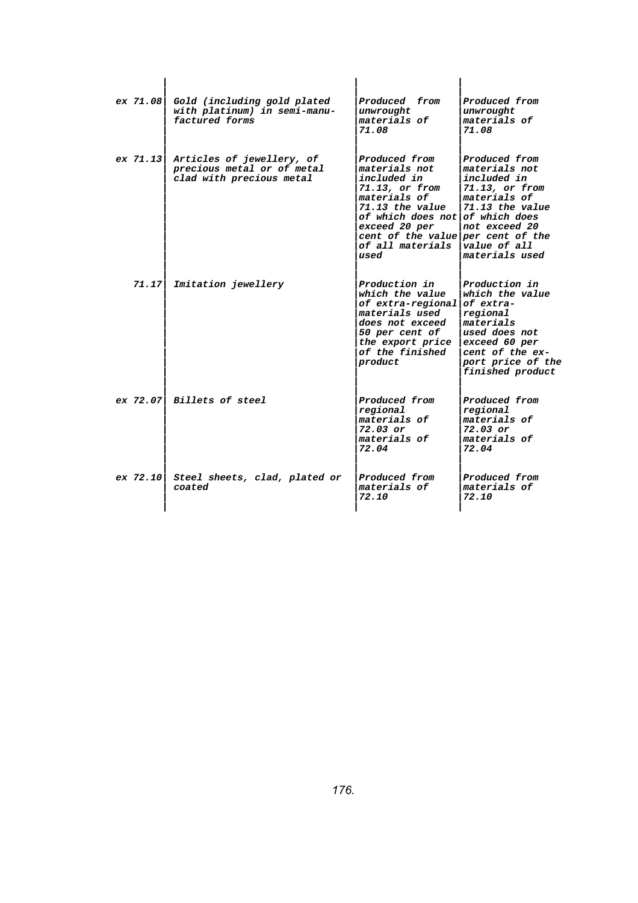| | | | |
|---|---|---|---|
| ex 71.08 | *Gold (including gold plated with platinum) in semi-manufactured forms* | *Produced from unwrought materials of 71.08* | *Produced from unwrought materials of 71.08* |
| ex 71.13 | *Articles of jewellery, of precious metal or of metal clad with precious metal* | *Produced from materials not included in 71.13, or from materials of 71.13 the value of which does not exceed 20 per cent of the value of all materials used* | *Produced from materials not included in 71.13, or from materials of 71.13 the value of which does not exceed 20 per cent of the value of all materials used* |
| 71.17 | *Imitation jewellery* | *Production in which the value of extra-regional materials used does not exceed 50 per cent of the export price of the finished product* | *Production in which the value of extra-regional materials used does not exceed 60 per cent of the export price of the finished product* |
| ex 72.07 | *Billets of steel* | *Produced from regional materials of 72.03 or materials of 72.04* | *Produced from regional materials of 72.03 or materials of 72.04* |
| ex 72.10 | *Steel sheets, clad, plated or coated* | *Produced from materials of 72.10* | *Produced from materials of 72.10* |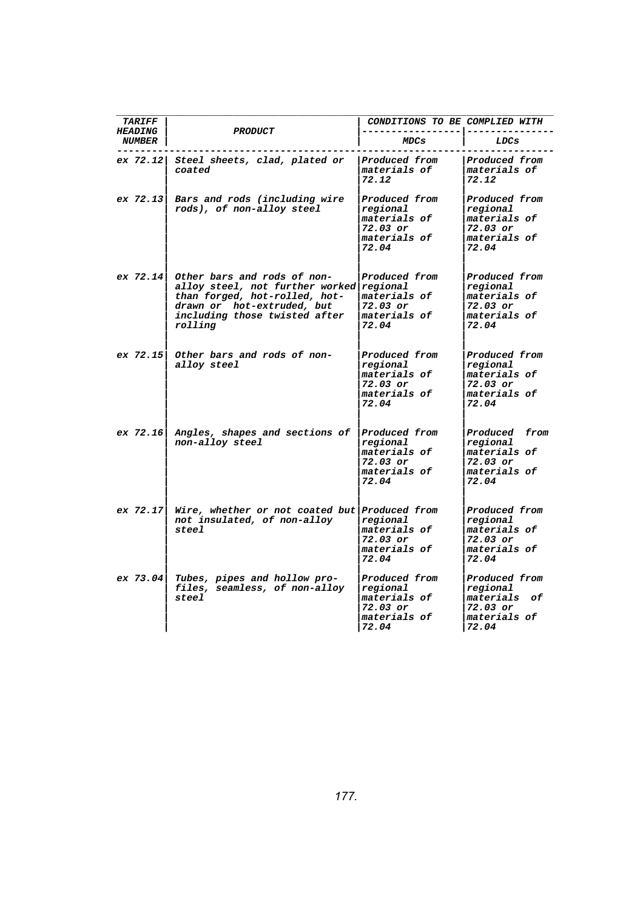| TARIFF HEADING NUMBER | PRODUCT | CONDITIONS TO BE COMPLIED WITH | |
|---|---|---|---|
| | | MDCs | LDCs |
| ex 72.12 | Steel sheets, clad, plated or coated | Produced from materials of 72.12 | Produced from materials of 72.12 |
| ex 72.13 | Bars and rods (including wire rods), of non-alloy steel | Produced from regional materials of 72.03 or materials of 72.04 | Produced from regional materials of 72.03 or materials of 72.04 |
| ex 72.14 | Other bars and rods of non-alloy steel, not further worked than forged, hot-rolled, hot-drawn or hot-extruded, but including those twisted after rolling | Produced from regional materials of 72.03 or materials of 72.04 | Produced from regional materials of 72.03 or materials of 72.04 |
| ex 72.15 | Other bars and rods of non-alloy steel | Produced from regional materials of 72.03 or materials of 72.04 | Produced from regional materials of 72.03 or materials of 72.04 |
| ex 72.16 | Angles, shapes and sections of non-alloy steel | Produced from regional materials of 72.03 or materials of 72.04 | Produced from regional materials of 72.03 or materials of 72.04 |
| ex 72.17 | Wire, whether or not coated but not insulated, of non-alloy steel | Produced from regional materials of 72.03 or materials of 72.04 | Produced from regional materials of 72.03 or materials of 72.04 |
| ex 73.04 | Tubes, pipes and hollow profiles, seamless, of non-alloy steel | Produced from regional materials of 72.03 or materials of 72.04 | Produced from regional materials of 72.03 or materials of 72.04 |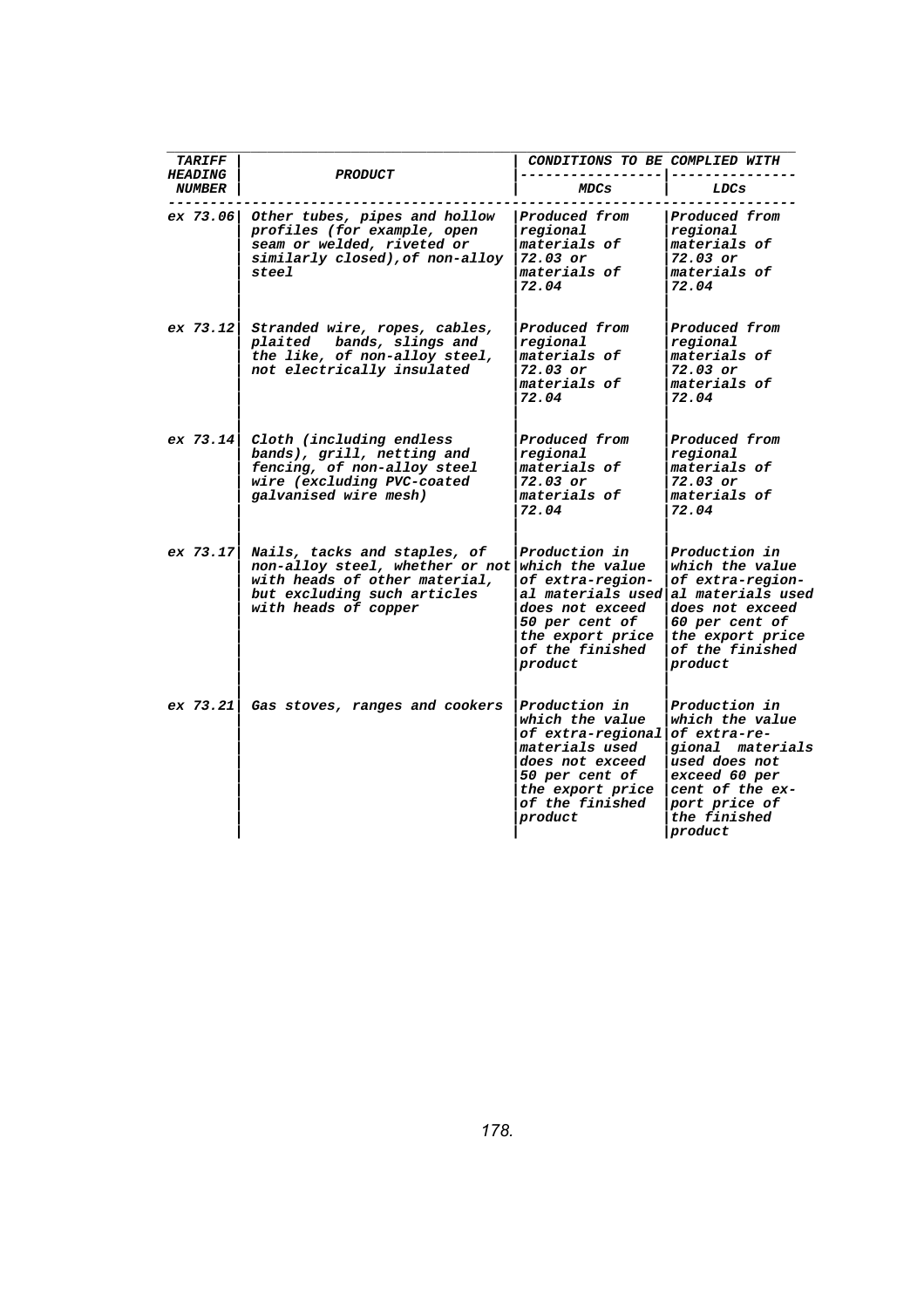| TARIFF HEADING NUMBER | PRODUCT | CONDITIONS TO BE COMPLIED WITH | |
|---|---|---|---|
| | | MDCs | LDCs |
| ex 73.06 | Other tubes, pipes and hollow profiles (for example, open seam or welded, riveted or similarly closed), of non-alloy steel | Produced from regional materials of 72.03 or materials of 72.04 | Produced from regional materials of 72.03 or materials of 72.04 |
| ex 73.12 | Stranded wire, ropes, cables, plaited bands, slings and the like, of non-alloy steel, not electrically insulated | Produced from regional materials of 72.03 or materials of 72.04 | Produced from regional materials of 72.03 or materials of 72.04 |
| ex 73.14 | Cloth (including endless bands), grill, netting and fencing, of non-alloy steel wire (excluding PVC-coated galvanised wire mesh) | Produced from regional materials of 72.03 or materials of 72.04 | Produced from regional materials of 72.03 or materials of 72.04 |
| ex 73.17 | Nails, tacks and staples, of non-alloy steel, whether or not with heads of other material, but excluding such articles with heads of copper | Production in which the value of extra-regional materials used does not exceed 50 per cent of the export price of the finished product | Production in which the value of extra-regional materials used does not exceed 60 per cent of the export price of the finished product |
| ex 73.21 | Gas stoves, ranges and cookers | Production in which the value of extra-regional materials used does not exceed 50 per cent of the export price of the finished product | Production in which the value of extra-regional materials used does not exceed 60 per cent of the export price of the finished product |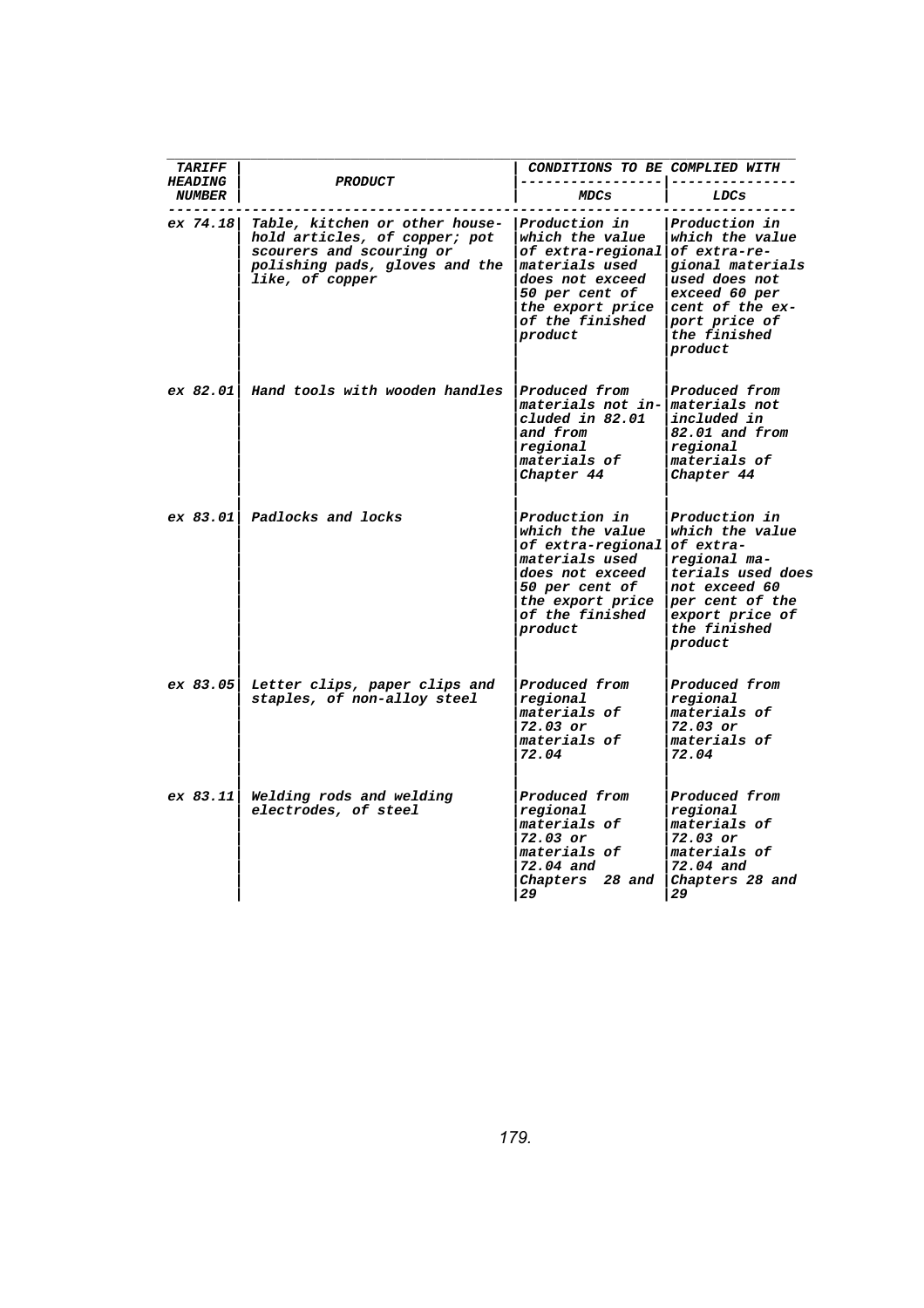| TARIFF HEADING NUMBER | PRODUCT | CONDITIONS TO BE COMPLIED WITH | |
|---|---|---|---|
| | | MDCs | LDCs |
| ex 74.18 | Table, kitchen or other household articles, of copper; pot scourers and scouring or polishing pads, gloves and the like, of copper | Production in which the value of extra-regional materials used does not exceed 50 per cent of the export price of the finished product | Production in which the value of extra-regional materials used does not exceed 60 per cent of the export price of the finished product |
| ex 82.01 | Hand tools with wooden handles | Produced from materials not included in 82.01 and from regional materials of Chapter 44 | Produced from materials not included in 82.01 and from regional materials of Chapter 44 |
| ex 83.01 | Padlocks and locks | Production in which the value of extra-regional materials used does not exceed 50 per cent of the export price of the finished product | Production in which the value of extra-regional materials used does not exceed 60 per cent of the export price of the finished product |
| ex 83.05 | Letter clips, paper clips and staples, of non-alloy steel | Produced from regional materials of 72.03 or materials of 72.04 | Produced from regional materials of 72.03 or materials of 72.04 |
| ex 83.11 | Welding rods and welding electrodes, of steel | Produced from regional materials of 72.03 or materials of 72.04 and Chapters 28 and 29 | Produced from regional materials of 72.03 or materials of 72.04 and Chapters 28 and 29 |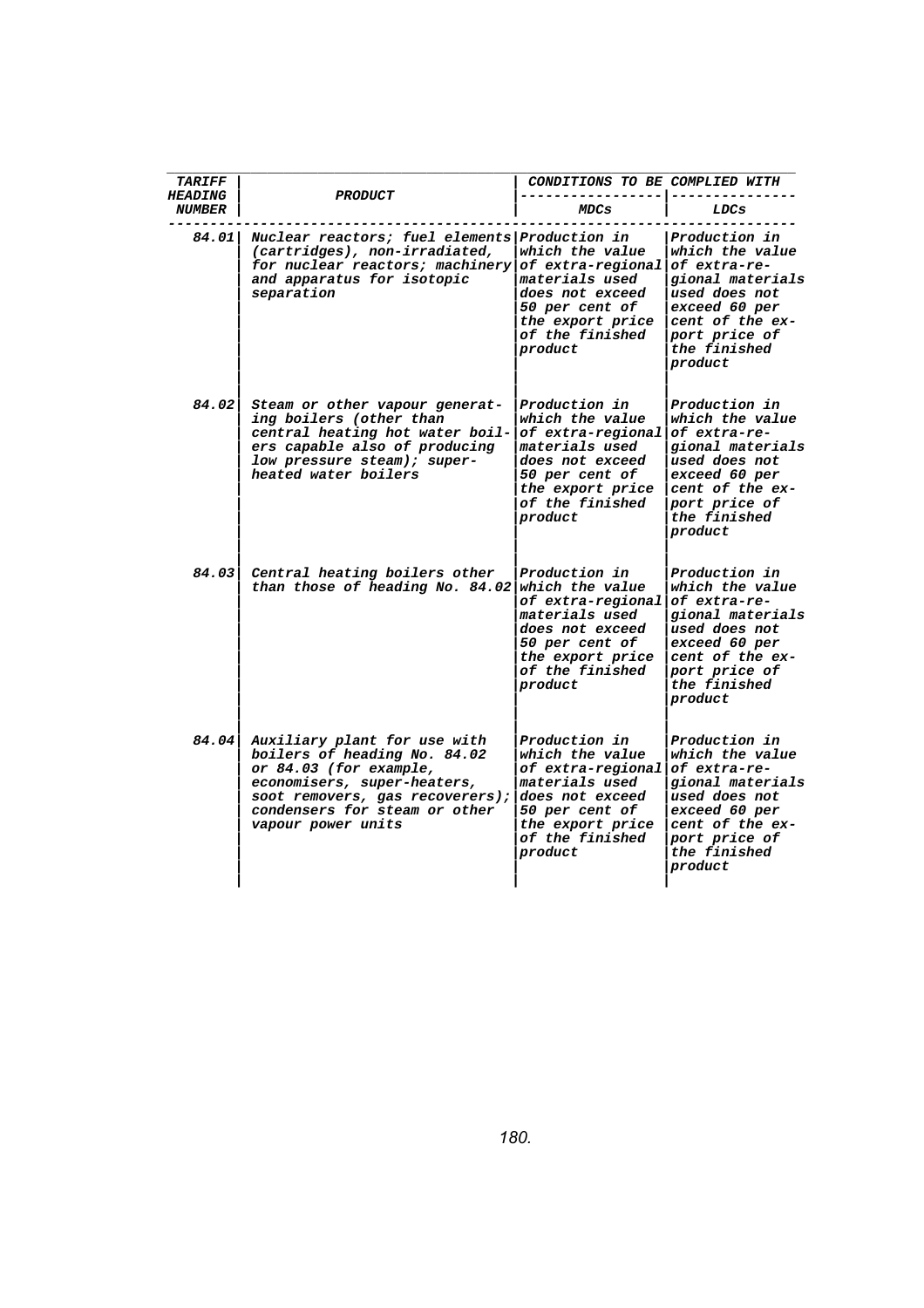| TARIFF HEADING NUMBER | PRODUCT | CONDITIONS TO BE COMPLIED WITH | |
|---|---|---|---|
| | | MDCs | LDCs |
| 84.01 | Nuclear reactors; fuel elements (cartridges), non-irradiated, for nuclear reactors; machinery and apparatus for isotopic separation | Production in which the value of extra-regional materials used does not exceed 50 per cent of the export price of the finished product | Production in which the value of extra-regional materials used does not exceed 60 per cent of the export price of the finished product |
| 84.02 | Steam or other vapour generating boilers (other than central heating hot water boilers capable also of producing low pressure steam); superheated water boilers | Production in which the value of extra-regional materials used does not exceed 50 per cent of the export price of the finished product | Production in which the value of extra-regional materials used does not exceed 60 per cent of the export price of the finished product |
| 84.03 | Central heating boilers other than those of heading No. 84.02 | Production in which the value of extra-regional materials used does not exceed 50 per cent of the export price of the finished product | Production in which the value of extra-regional materials used does not exceed 60 per cent of the export price of the finished product |
| 84.04 | Auxiliary plant for use with boilers of heading No. 84.02 or 84.03 (for example, economisers, super-heaters, soot removers, gas recoverers); condensers for steam or other vapour power units | Production in which the value of extra-regional materials used does not exceed 50 per cent of the export price of the finished product | Production in which the value of extra-regional materials used does not exceed 60 per cent of the export price of the finished product |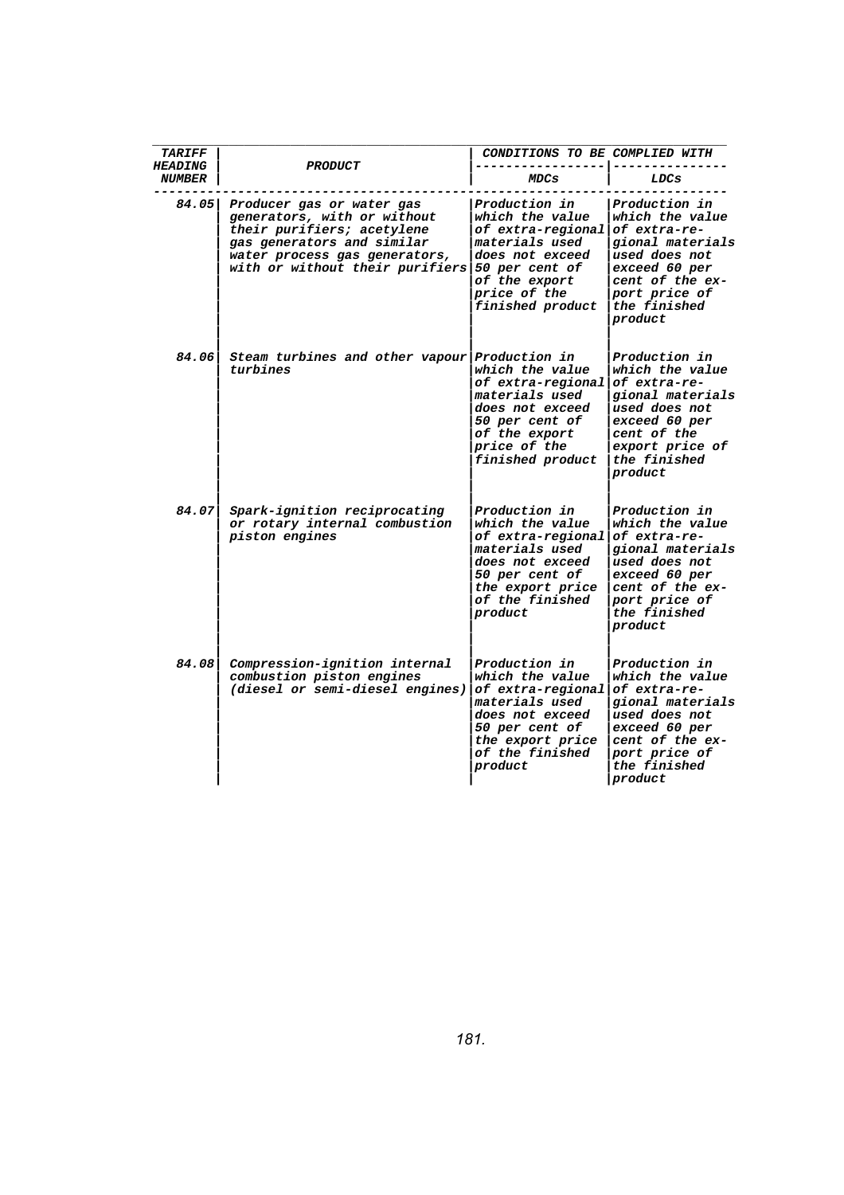| TARIFF HEADING NUMBER | PRODUCT | CONDITIONS TO BE COMPLIED WITH | |
|---|---|---|---|
| | | MDCs | LDCs |
| 84.05 | Producer gas or water gas generators, with or without their purifiers; acetylene gas generators and similar water process gas generators, with or without their purifiers | Production in which the value of extra-regional materials used does not exceed 50 per cent of of the export price of the finished product | Production in which the value of extra-regional materials used does not exceed 60 per cent of the export price of the finished product |
| 84.06 | Steam turbines and other vapour turbines | Production in which the value of extra-regional materials used does not exceed 50 per cent of of the export price of the finished product | Production in which the value of extra-regional materials used does not exceed 60 per cent of the export price of the finished product |
| 84.07 | Spark-ignition reciprocating or rotary internal combustion piston engines | Production in which the value of extra-regional materials used does not exceed 50 per cent of the export price of the finished product | Production in which the value of extra-regional materials used does not exceed 60 per cent of the export price of the finished product |
| 84.08 | Compression-ignition internal combustion piston engines (diesel or semi-diesel engines) | Production in which the value of extra-regional materials used does not exceed 50 per cent of the export price of the finished product | Production in which the value of extra-regional materials used does not exceed 60 per cent of the export price of the finished product |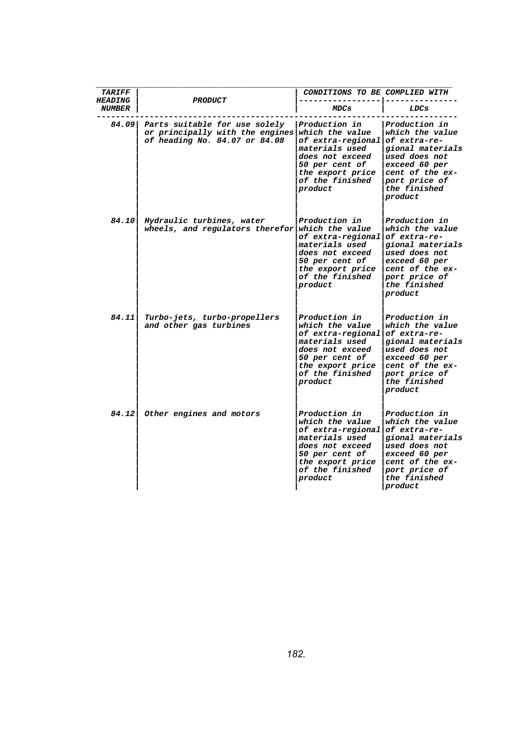| TARIFF HEADING NUMBER | PRODUCT | CONDITIONS TO BE COMPLIED WITH | |
|---|---|---|---|
| | | MDCs | LDCs |
| 84.09 | Parts suitable for use solely or principally with the engines of heading No. 84.07 or 84.08 | Production in which the value of extra-regional materials used does not exceed 50 per cent of the export price of the finished product | Production in which the value of extra-regional materials used does not exceed 60 per cent of the export price of the finished product |
| 84.10 | Hydraulic turbines, water wheels, and regulators therefor | Production in which the value of extra-regional materials used does not exceed 50 per cent of the export price of the finished product | Production in which the value of extra-regional materials used does not exceed 60 per cent of the export price of the finished product |
| 84.11 | Turbo-jets, turbo-propellers and other gas turbines | Production in which the value of extra-regional materials used does not exceed 50 per cent of the export price of the finished product | Production in which the value of extra-regional materials used does not exceed 60 per cent of the export price of the finished product |
| 84.12 | Other engines and motors | Production in which the value of extra-regional materials used does not exceed 50 per cent of the export price of the finished product | Production in which the value of extra-regional materials used does not exceed 60 per cent of the export price of the finished product |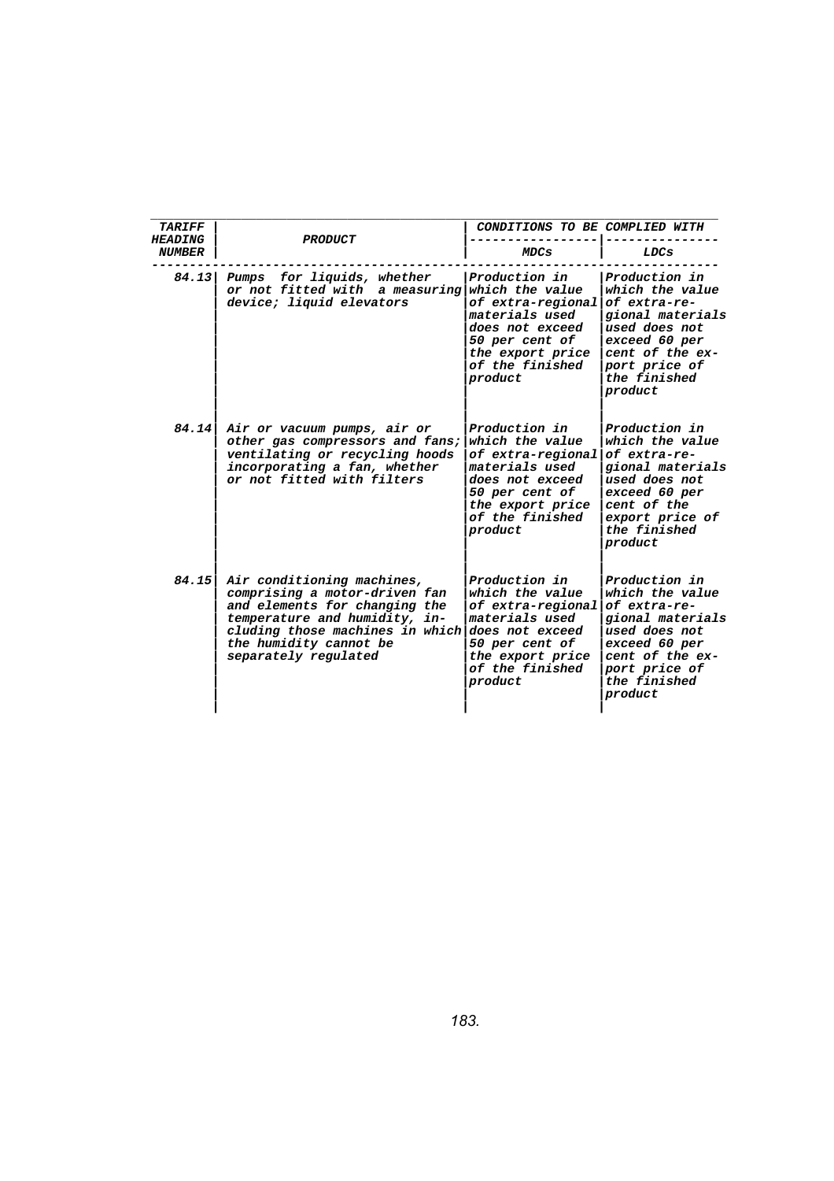| TARIFF HEADING NUMBER | PRODUCT | CONDITIONS TO BE COMPLIED WITH | |
|---|---|---|---|
| | | MDCs | LDCs |
| 84.13 | Pumps for liquids, whether or not fitted with a measuring device; liquid elevators | Production in which the value of extra-regional materials used does not exceed 50 per cent of the export price of the finished product | Production in which the value of extra-regional materials used does not exceed 60 per cent of the export price of the finished product |
| 84.14 | Air or vacuum pumps, air or other gas compressors and fans; ventilating or recycling hoods incorporating a fan, whether or not fitted with filters | Production in which the value of extra-regional materials used does not exceed 50 per cent of the export price of the finished product | Production in which the value of extra-regional materials used does not exceed 60 per cent of the export price of the finished product |
| 84.15 | Air conditioning machines, comprising a motor-driven fan and elements for changing the temperature and humidity, including those machines in which the humidity cannot be separately regulated | Production in which the value of extra-regional materials used does not exceed 50 per cent of the export price of the finished product | Production in which the value of extra-regional materials used does not exceed 60 per cent of the export price of the finished product |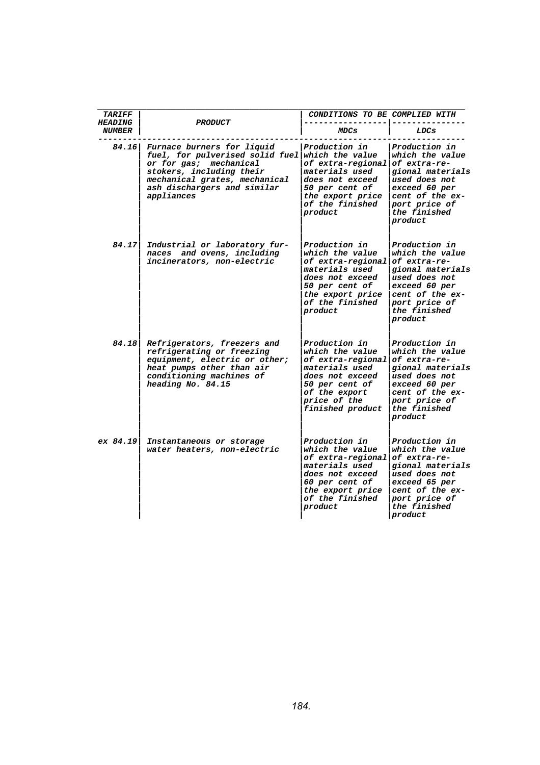| TARIFF HEADING NUMBER | PRODUCT | CONDITIONS TO BE COMPLIED WITH | |
|---|---|---|---|
| | | MDCs | LDCs |
| 84.16 | Furnace burners for liquid fuel, for pulverised solid fuel or for gas; mechanical stokers, including their mechanical grates, mechanical ash dischargers and similar appliances | Production in which the value of extra-regional materials used does not exceed 50 per cent of the export price of the finished product | Production in which the value of extra-regional materials used does not exceed 60 per cent of the export price of the finished product |
| 84.17 | Industrial or laboratory furnaces and ovens, including incinerators, non-electric | Production in which the value of extra-regional materials used does not exceed 50 per cent of the export price of the finished product | Production in which the value of extra-regional materials used does not exceed 60 per cent of the export price of the finished product |
| 84.18 | Refrigerators, freezers and refrigerating or freezing equipment, electric or other; heat pumps other than air conditioning machines of heading No. 84.15 | Production in which the value of extra-regional materials used does not exceed 50 per cent of of the export price of the finished product | Production in which the value of extra-regional materials used does not exceed 60 per cent of the export price of the finished product |
| ex 84.19 | Instantaneous or storage water heaters, non-electric | Production in which the value of extra-regional materials used does not exceed 60 per cent of the export price of the finished product | Production in which the value of extra-regional materials used does not exceed 65 per cent of the export price of the finished product |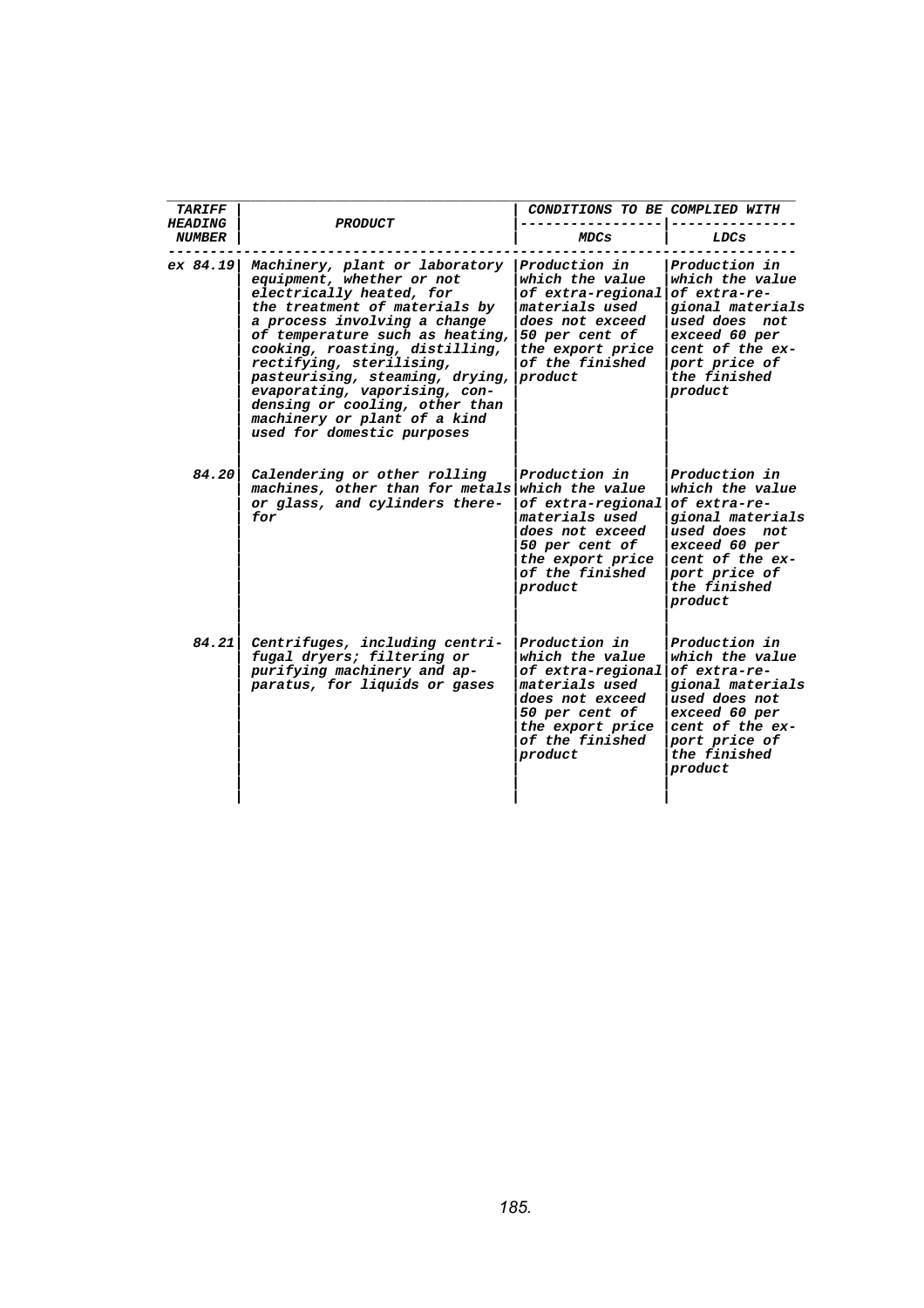| TARIFF HEADING NUMBER | PRODUCT | CONDITIONS TO BE COMPLIED WITH | |
|---|---|---|---|
| | | MDCs | LDCs |
| ex 84.19 | Machinery, plant or laboratory equipment, whether or not electrically heated, for the treatment of materials by a process involving a change of temperature such as heating, cooking, roasting, distilling, rectifying, sterilising, pasteurising, steaming, drying, evaporating, vaporising, condensing or cooling, other than machinery or plant of a kind used for domestic purposes | Production in which the value of extra-regional materials used does not exceed 50 per cent of the export price of the finished product | Production in which the value of extra-regional materials used does not exceed 60 per cent of the export price of the finished product |
| 84.20 | Calendering or other rolling machines, other than for metals or glass, and cylinders therefor | Production in which the value of extra-regional materials used does not exceed 50 per cent of the export price of the finished product | Production in which the value of extra-regional materials used does not exceed 60 per cent of the export price of the finished product |
| 84.21 | Centrifuges, including centrifugal dryers; filtering or purifying machinery and apparatus, for liquids or gases | Production in which the value of extra-regional materials used does not exceed 50 per cent of the export price of the finished product | Production in which the value of extra-regional materials used does not exceed 60 per cent of the export price of the finished product |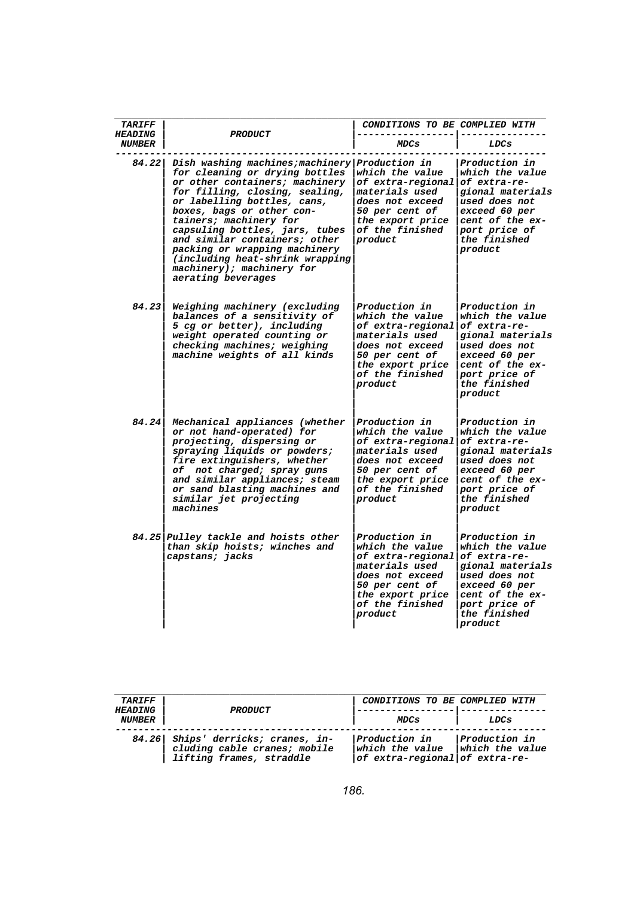| TARIFF HEADING NUMBER | PRODUCT | CONDITIONS TO BE COMPLIED WITH | |
|---|---|---|---|
| | | MDCs | LDCs |
| 84.22 | Dish washing machines;machinery for cleaning or drying bottles or other containers; machinery for filling, closing, sealing, or labelling bottles, cans, boxes, bags or other containers; machinery for capsuling bottles, jars, tubes and similar containers; other packing or wrapping machinery (including heat-shrink wrapping machinery); machinery for aerating beverages | Production in which the value of extra-regional materials used does not exceed 50 per cent of the export price of the finished product | Production in which the value of extra-regional materials used does not exceed 60 per cent of the export price of the finished product |
| 84.23 | Weighing machinery (excluding balances of a sensitivity of 5 cg or better), including weight operated counting or checking machines; weighing machine weights of all kinds | Production in which the value of extra-regional materials used does not exceed 50 per cent of the export price of the finished product | Production in which the value of extra-regional materials used does not exceed 60 per cent of the export price of the finished product |
| 84.24 | Mechanical appliances (whether or not hand-operated) for projecting, dispersing or spraying liquids or powders; fire extinguishers, whether of not charged; spray guns and similar appliances; steam or sand blasting machines and similar jet projecting machines | Production in which the value of extra-regional materials used does not exceed 50 per cent of the export price of the finished product | Production in which the value of extra-regional materials used does not exceed 60 per cent of the export price of the finished product |
| 84.25 | Pulley tackle and hoists other than skip hoists; winches and capstans; jacks | Production in which the value of extra-regional materials used does not exceed 50 per cent of the export price of the finished product | Production in which the value of extra-regional materials used does not exceed 60 per cent of the export price of the finished product |

| TARIFF HEADING NUMBER | PRODUCT | CONDITIONS TO BE COMPLIED WITH | |
|---|---|---|---|
| | | MDCs | LDCs |
| 84.26 | Ships' derricks; cranes, including cable cranes; mobile lifting frames, straddle | Production in which the value of extra-regional | Production in which the value of extra-re- |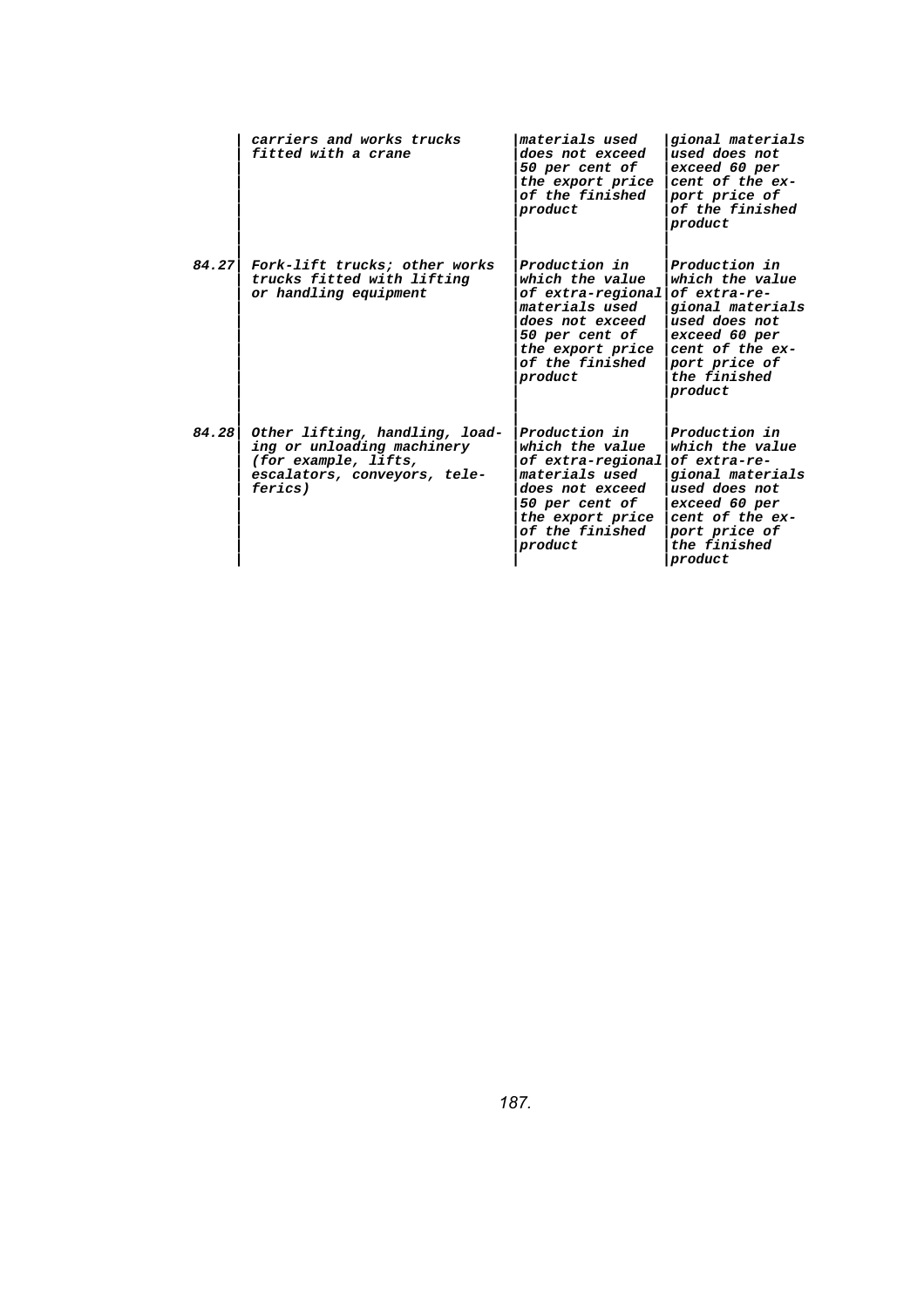| | | | |
|---|---|---|---|
| | *carriers and works trucks fitted with a crane* | *materials used does not exceed 50 per cent of the export price of the finished product* | *gional materials used does not exceed 60 per cent of the export price of the finished product* |
| *84.27* | *Fork-lift trucks; other works trucks fitted with lifting or handling equipment* | *Production in which the value of extra-regional materials used does not exceed 50 per cent of the export price of the finished product* | *Production in which the value of extra-regional materials used does not exceed 60 per cent of the export price of the finished product* |
| *84.28* | *Other lifting, handling, loading or unloading machinery (for example, lifts, escalators, conveyors, teleferics)* | *Production in which the value of extra-regional materials used does not exceed 50 per cent of the export price of the finished product* | *Production in which the value of extra-regional materials used does not exceed 60 per cent of the export price of the finished product* |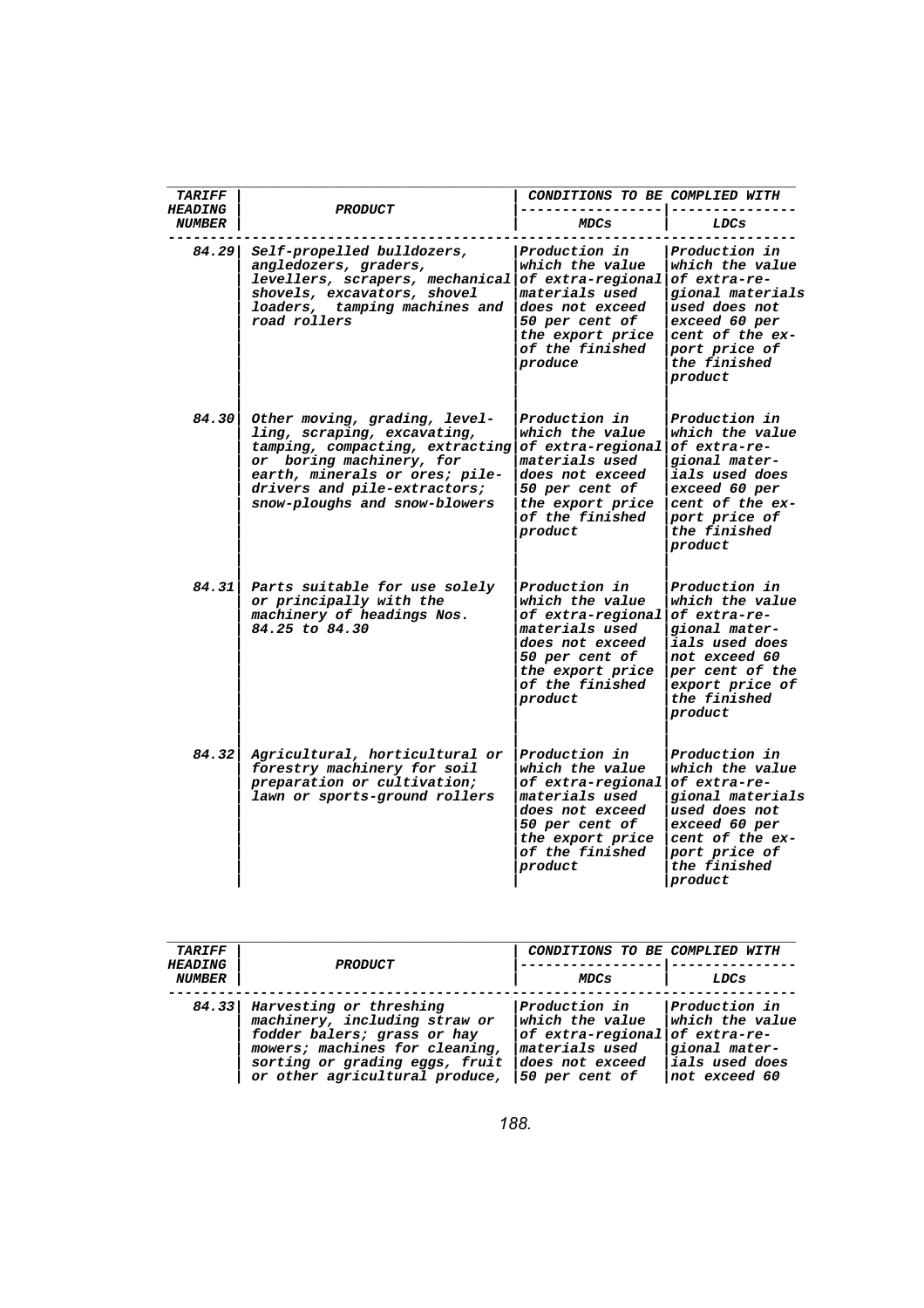| TARIFF HEADING NUMBER | PRODUCT | CONDITIONS TO BE COMPLIED WITH | |
|---|---|---|---|
| | | MDCs | LDCs |
| 84.29 | Self-propelled bulldozers, angledozers, graders, levellers, scrapers, mechanical shovels, excavators, shovel loaders, tamping machines and road rollers | Production in which the value of extra-regional materials used does not exceed 50 per cent of the export price of the finished produce | Production in which the value of extra-regional materials used does not exceed 60 per cent of the export price of the finished product |
| 84.30 | Other moving, grading, levelling, scraping, excavating, tamping, compacting, extracting or boring machinery, for earth, minerals or ores; pile-drivers and pile-extractors; snow-ploughs and snow-blowers | Production in which the value of extra-regional materials used does not exceed 50 per cent of the export price of the finished product | Production in which the value of extra-regional materials used does not exceed 60 per cent of the export price of the finished product |
| 84.31 | Parts suitable for use solely or principally with the machinery of headings Nos. 84.25 to 84.30 | Production in which the value of extra-regional materials used does not exceed 50 per cent of the export price of the finished product | Production in which the value of extra-regional materials used does not exceed 60 per cent of the export price of the finished product |
| 84.32 | Agricultural, horticultural or forestry machinery for soil preparation or cultivation; lawn or sports-ground rollers | Production in which the value of extra-regional materials used does not exceed 50 per cent of the export price of the finished product | Production in which the value of extra-regional materials used does not exceed 60 per cent of the export price of the finished product |

| TARIFF HEADING NUMBER | PRODUCT | CONDITIONS TO BE COMPLIED WITH | |
|---|---|---|---|
| | | MDCs | LDCs |
| 84.33 | Harvesting or threshing machinery, including straw or fodder balers; grass or hay mowers; machines for cleaning, sorting or grading eggs, fruit or other agricultural produce, | Production in which the value of extra-regional materials used does not exceed 50 per cent of | Production in which the value of extra-regional materials used does not exceed 60 |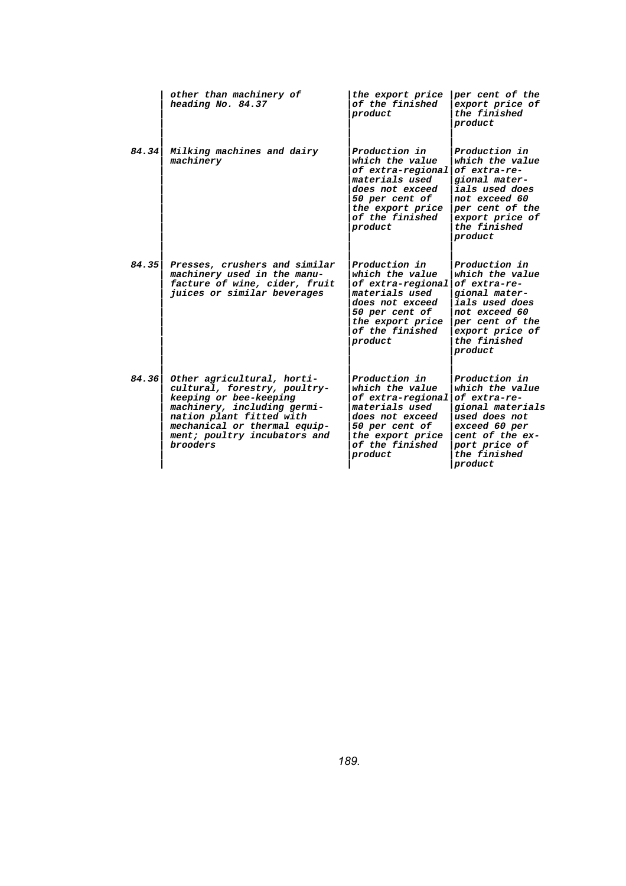| | | | |
|---|---|---|---|
| | other than machinery of heading No. 84.37 | the export price of the finished product | per cent of the export price of the finished product |
| 84.34 | Milking machines and dairy machinery | Production in which the value of extra-regional materials used does not exceed 50 per cent of the export price of the finished product | Production in which the value of extra-regional materials used does not exceed 60 per cent of the export price of the finished product |
| 84.35 | Presses, crushers and similar machinery used in the manufacture of wine, cider, fruit juices or similar beverages | Production in which the value of extra-regional materials used does not exceed 50 per cent of the export price of the finished product | Production in which the value of extra-regional materials used does not exceed 60 per cent of the export price of the finished product |
| 84.36 | Other agricultural, horticultural, forestry, poultry-keeping or bee-keeping machinery, including germination plant fitted with mechanical or thermal equipment; poultry incubators and brooders | Production in which the value of extra-regional materials used does not exceed 50 per cent of the export price of the finished product | Production in which the value of extra-regional materials used does not exceed 60 per cent of the export price of the finished product |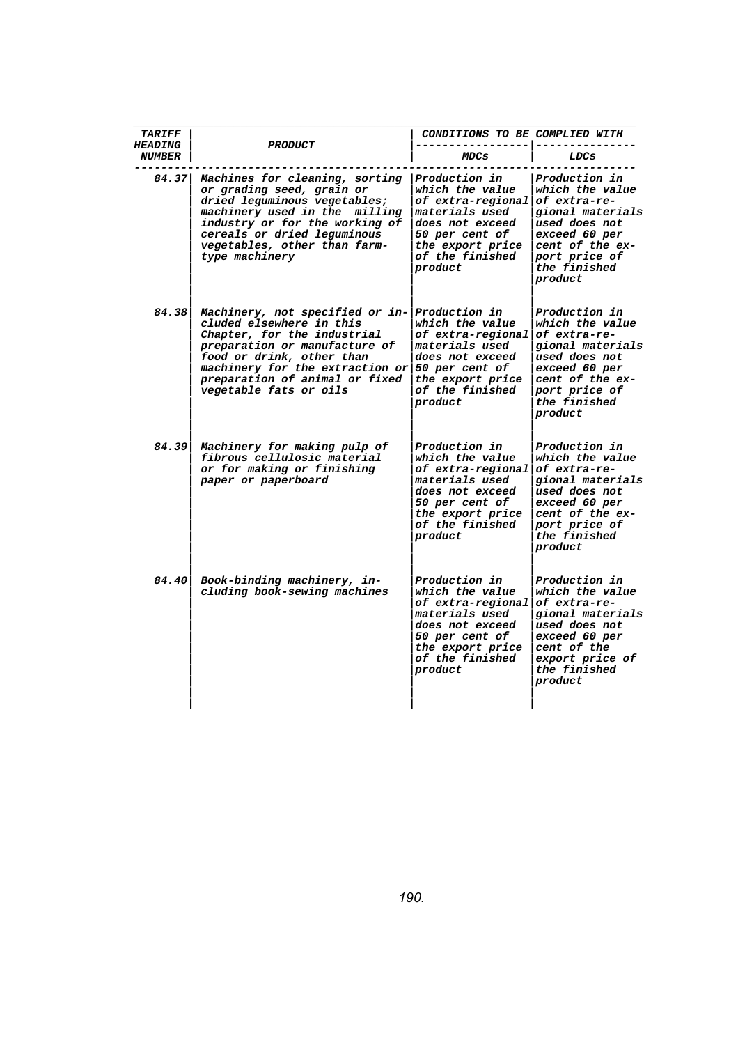| TARIFF HEADING NUMBER | PRODUCT | CONDITIONS TO BE COMPLIED WITH | |
|---|---|---|---|
| | | MDCs | LDCs |
| 84.37 | Machines for cleaning, sorting or grading seed, grain or dried leguminous vegetables; machinery used in the milling industry or for the working of cereals or dried leguminous vegetables, other than farm-type machinery | Production in which the value of extra-regional materials used does not exceed 50 per cent of the export price of the finished product | Production in which the value of extra-regional materials used does not exceed 60 per cent of the export price of the finished product |
| 84.38 | Machinery, not specified or included elsewhere in this Chapter, for the industrial preparation or manufacture of food or drink, other than machinery for the extraction or preparation of animal or fixed vegetable fats or oils | Production in which the value of extra-regional materials used does not exceed 50 per cent of the export price of the finished product | Production in which the value of extra-regional materials used does not exceed 60 per cent of the export price of the finished product |
| 84.39 | Machinery for making pulp of fibrous cellulosic material or for making or finishing paper or paperboard | Production in which the value of extra-regional materials used does not exceed 50 per cent of the export price of the finished product | Production in which the value of extra-regional materials used does not exceed 60 per cent of the export price of the finished product |
| 84.40 | Book-binding machinery, including book-sewing machines | Production in which the value of extra-regional materials used does not exceed 50 per cent of the export price of the finished product | Production in which the value of extra-regional materials used does not exceed 60 per cent of the export price of the finished product |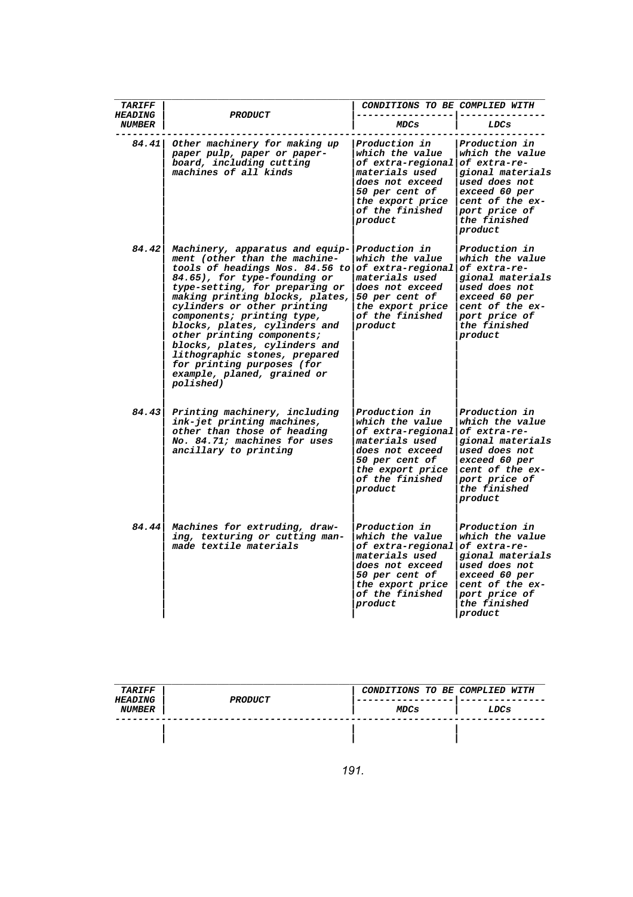| TARIFF HEADING NUMBER | PRODUCT | CONDITIONS TO BE COMPLIED WITH | |
|---|---|---|---|
| | | MDCs | LDCs |
| 84.41 | Other machinery for making up paper pulp, paper or paperboard, including cutting machines of all kinds | Production in which the value of extra-regional materials used does not exceed 50 per cent of the export price of the finished product | Production in which the value of extra-regional materials used does not exceed 60 per cent of the export price of the finished product |
| 84.42 | Machinery, apparatus and equipment (other than the machine-tools of headings Nos. 84.56 to 84.65), for type-founding or type-setting, for preparing or making printing blocks, plates, cylinders or other printing components; printing type, blocks, plates, cylinders and other printing components; blocks, plates, cylinders and lithographic stones, prepared for printing purposes (for example, planed, grained or polished) | Production in which the value of extra-regional materials used does not exceed 50 per cent of the export price of the finished product | Production in which the value of extra-regional materials used does not exceed 60 per cent of the export price of the finished product |
| 84.43 | Printing machinery, including ink-jet printing machines, other than those of heading No. 84.71; machines for uses ancillary to printing | Production in which the value of extra-regional materials used does not exceed 50 per cent of the export price of the finished product | Production in which the value of extra-regional materials used does not exceed 60 per cent of the export price of the finished product |
| 84.44 | Machines for extruding, drawing, texturing or cutting man-made textile materials | Production in which the value of extra-regional materials used does not exceed 50 per cent of the export price of the finished product | Production in which the value of extra-regional materials used does not exceed 60 per cent of the export price of the finished product |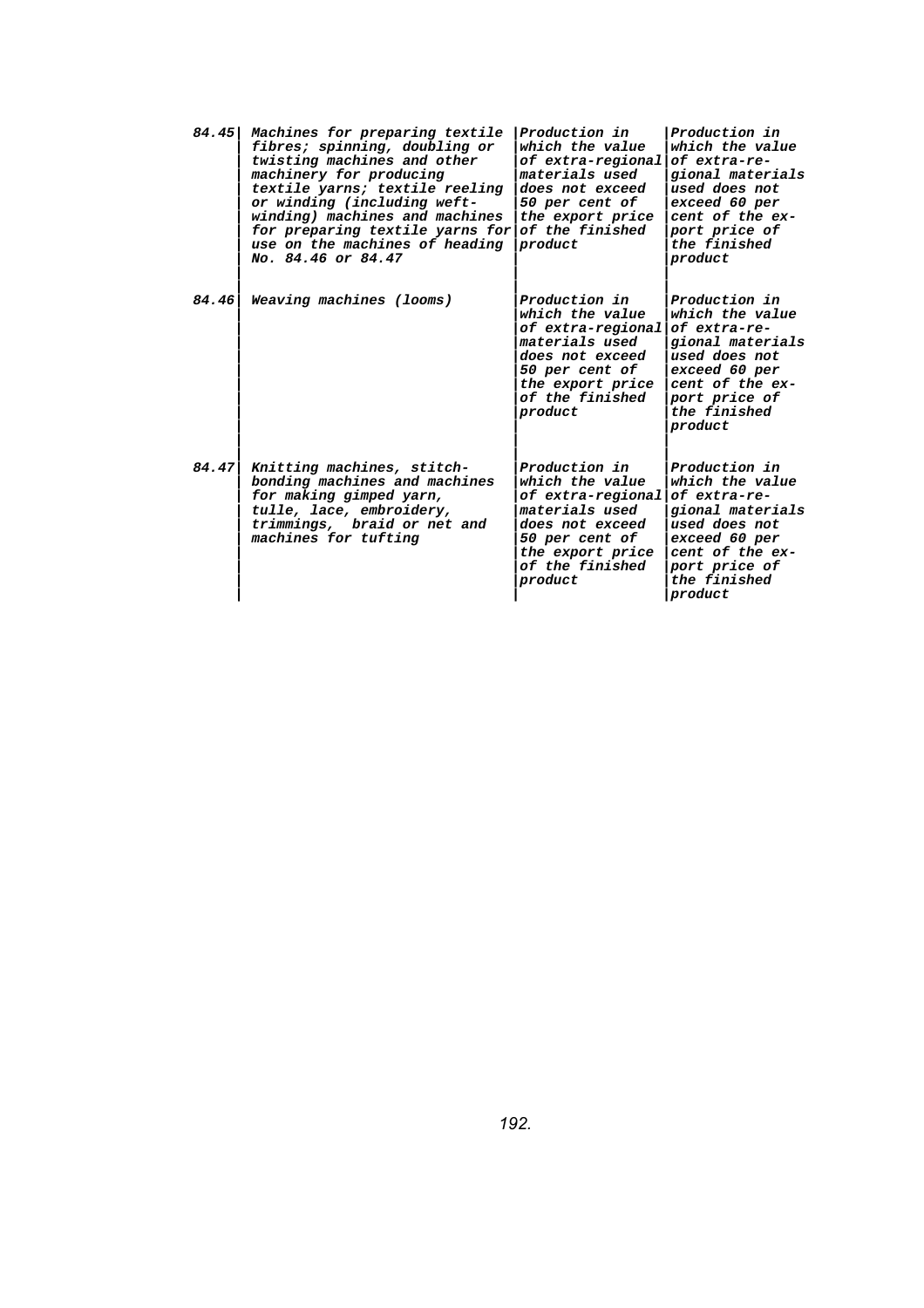| | | | |
|---|---|---|---|
| 84.45 | *Machines for preparing textile fibres; spinning, doubling or twisting machines and other machinery for producing textile yarns; textile reeling or winding (including weft-winding) machines and machines for preparing textile yarns for use on the machines of heading No. 84.46 or 84.47* | *Production in which the value of extra-regional materials used does not exceed 50 per cent of the export price of the finished product* | *Production in which the value of extra-regional materials used does not exceed 60 per cent of the export price of the finished product* |
| 84.46 | *Weaving machines (looms)* | *Production in which the value of extra-regional materials used does not exceed 50 per cent of the export price of the finished product* | *Production in which the value of extra-regional materials used does not exceed 60 per cent of the export price of the finished product* |
| 84.47 | *Knitting machines, stitch-bonding machines and machines for making gimped yarn, tulle, lace, embroidery, trimmings, braid or net and machines for tufting* | *Production in which the value of extra-regional materials used does not exceed 50 per cent of the export price of the finished product* | *Production in which the value of extra-regional materials used does not exceed 60 per cent of the export price of the finished product* |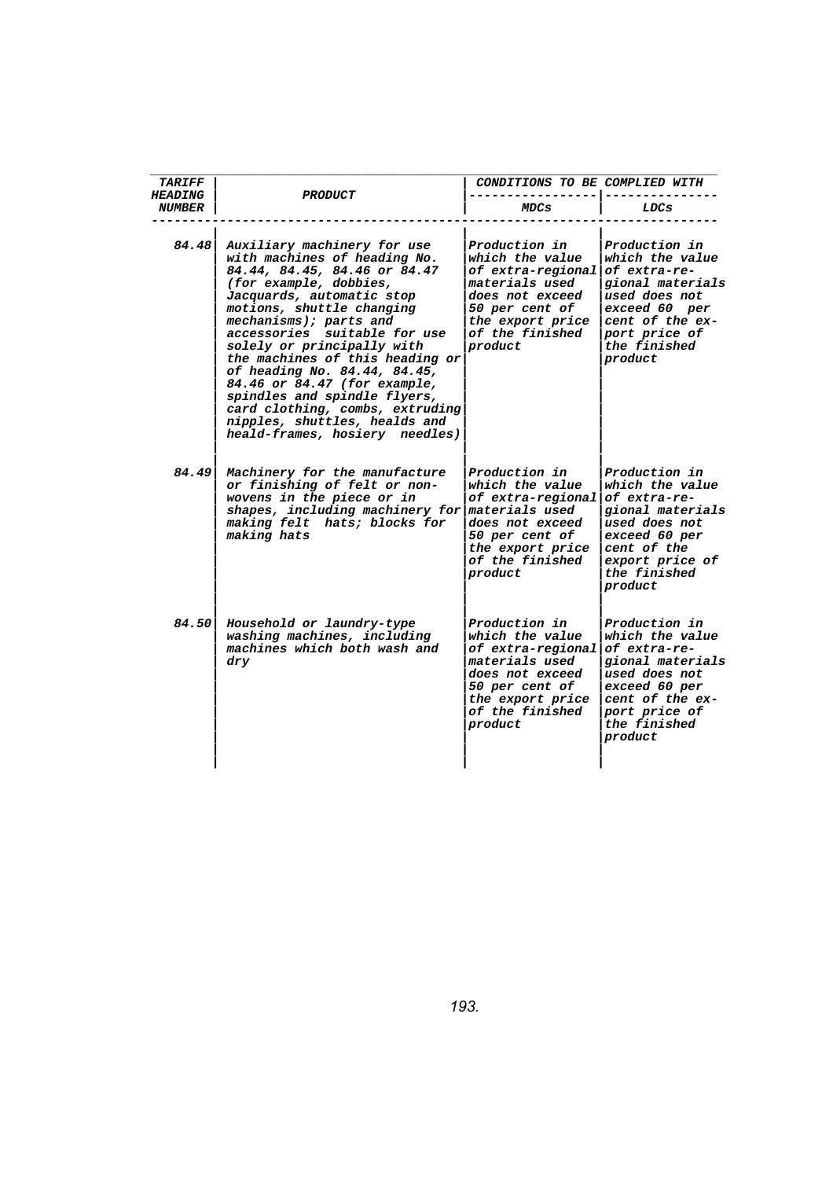| TARIFF HEADING NUMBER | PRODUCT | CONDITIONS TO BE COMPLIED WITH | |
|---|---|---|---|
| | | MDCs | LDCs |
| 84.48 | Auxiliary machinery for use with machines of heading No. 84.44, 84.45, 84.46 or 84.47 (for example, dobbies, Jacquards, automatic stop motions, shuttle changing mechanisms); parts and accessories suitable for use solely or principally with the machines of this heading or of heading No. 84.44, 84.45, 84.46 or 84.47 (for example, spindles and spindle flyers, card clothing, combs, extruding nipples, shuttles, healds and heald-frames, hosiery needles) | Production in which the value of extra-regional materials used does not exceed 50 per cent of the export price of the finished product | Production in which the value of extra-regional materials used does not exceed 60 per cent of the export price of the finished product |
| 84.49 | Machinery for the manufacture or finishing of felt or non-wovens in the piece or in shapes, including machinery for making felt hats; blocks for making hats | Production in which the value of extra-regional materials used does not exceed 50 per cent of the export price of the finished product | Production in which the value of extra-regional materials used does not exceed 60 per cent of the export price of the finished product |
| 84.50 | Household or laundry-type washing machines, including machines which both wash and dry | Production in which the value of extra-regional materials used does not exceed 50 per cent of the export price of the finished product | Production in which the value of extra-regional materials used does not exceed 60 per cent of the export price of the finished product |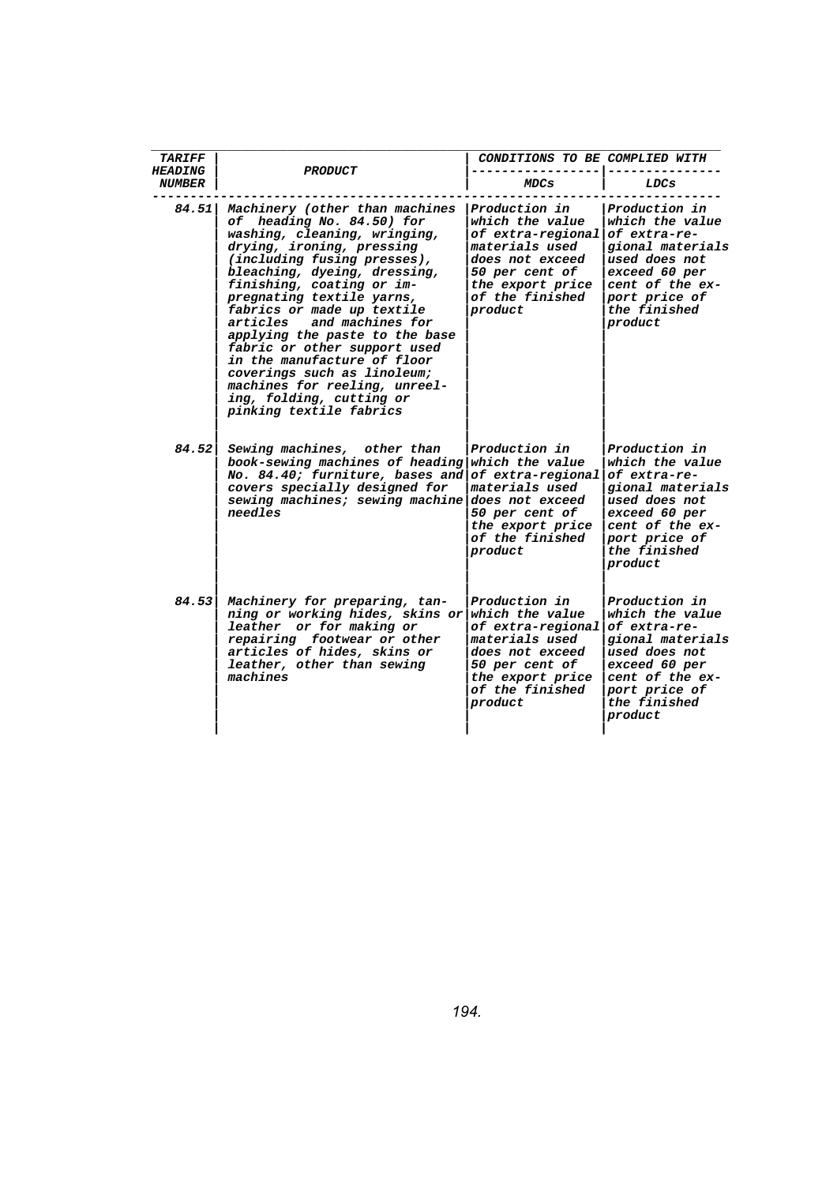| TARIFF HEADING NUMBER | PRODUCT | CONDITIONS TO BE COMPLIED WITH | |
|---|---|---|---|
| | | MDCs | LDCs |
| 84.51 | Machinery (other than machines of heading No. 84.50) for washing, cleaning, wringing, drying, ironing, pressing (including fusing presses), bleaching, dyeing, dressing, finishing, coating or impregnating textile yarns, fabrics or made up textile articles and machines for applying the paste to the base fabric or other support used in the manufacture of floor coverings such as linoleum; machines for reeling, unreeling, folding, cutting or pinking textile fabrics | Production in which the value of extra-regional materials used does not exceed 50 per cent of the export price of the finished product | Production in which the value of extra-regional materials used does not exceed 60 per cent of the export price of the finished product |
| 84.52 | Sewing machines, other than book-sewing machines of heading No. 84.40; furniture, bases and covers specially designed for sewing machines; sewing machine needles | Production in which the value of extra-regional materials used does not exceed 50 per cent of the export price of the finished product | Production in which the value of extra-regional materials used does not exceed 60 per cent of the export price of the finished product |
| 84.53 | Machinery for preparing, tanning or working hides, skins or leather or for making or repairing footwear or other articles of hides, skins or leather, other than sewing machines | Production in which the value of extra-regional materials used does not exceed 50 per cent of the export price of the finished product | Production in which the value of extra-regional materials used does not exceed 60 per cent of the export price of the finished product |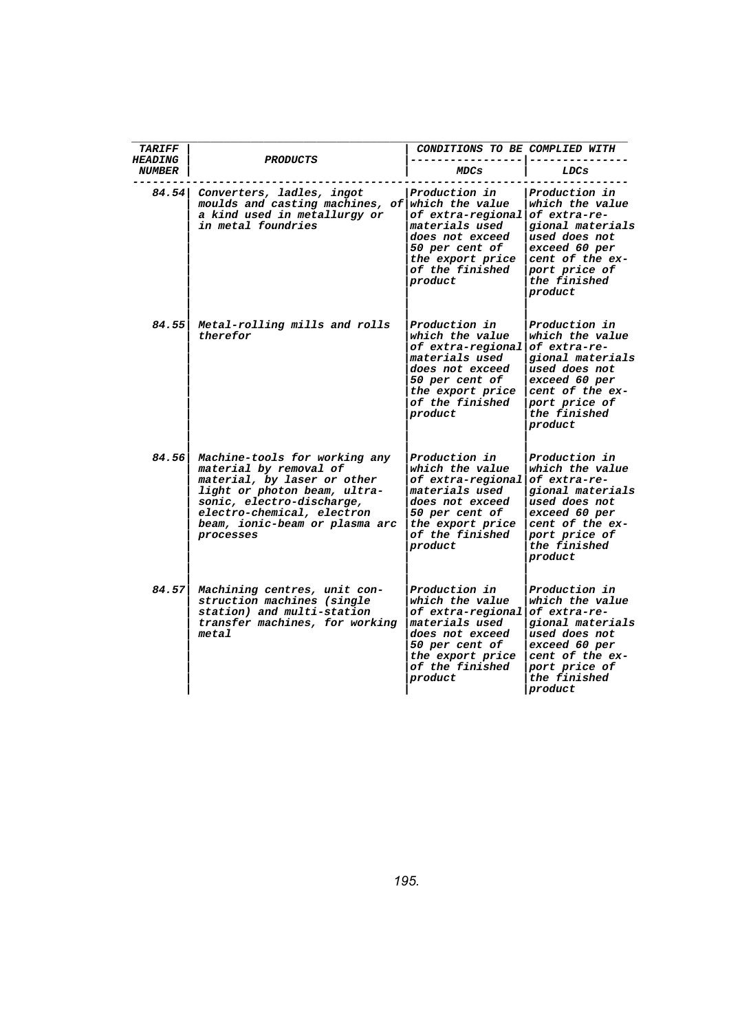| TARIFF HEADING NUMBER | PRODUCTS | CONDITIONS TO BE COMPLIED WITH | |
|---|---|---|---|
| | | MDCs | LDCs |
| 84.54 | Converters, ladles, ingot moulds and casting machines, of a kind used in metallurgy or in metal foundries | Production in which the value of extra-regional materials used does not exceed 50 per cent of the export price of the finished product | Production in which the value of extra-regional materials used does not exceed 60 per cent of the export price of the finished product |
| 84.55 | Metal-rolling mills and rolls therefor | Production in which the value of extra-regional materials used does not exceed 50 per cent of the export price of the finished product | Production in which the value of extra-regional materials used does not exceed 60 per cent of the export price of the finished product |
| 84.56 | Machine-tools for working any material by removal of material, by laser or other light or photon beam, ultrasonic, electro-discharge, electro-chemical, electron beam, ionic-beam or plasma arc processes | Production in which the value of extra-regional materials used does not exceed 50 per cent of the export price of the finished product | Production in which the value of extra-regional materials used does not exceed 60 per cent of the export price of the finished product |
| 84.57 | Machining centres, unit construction machines (single station) and multi-station transfer machines, for working metal | Production in which the value of extra-regional materials used does not exceed 50 per cent of the export price of the finished product | Production in which the value of extra-regional materials used does not exceed 60 per cent of the export price of the finished product |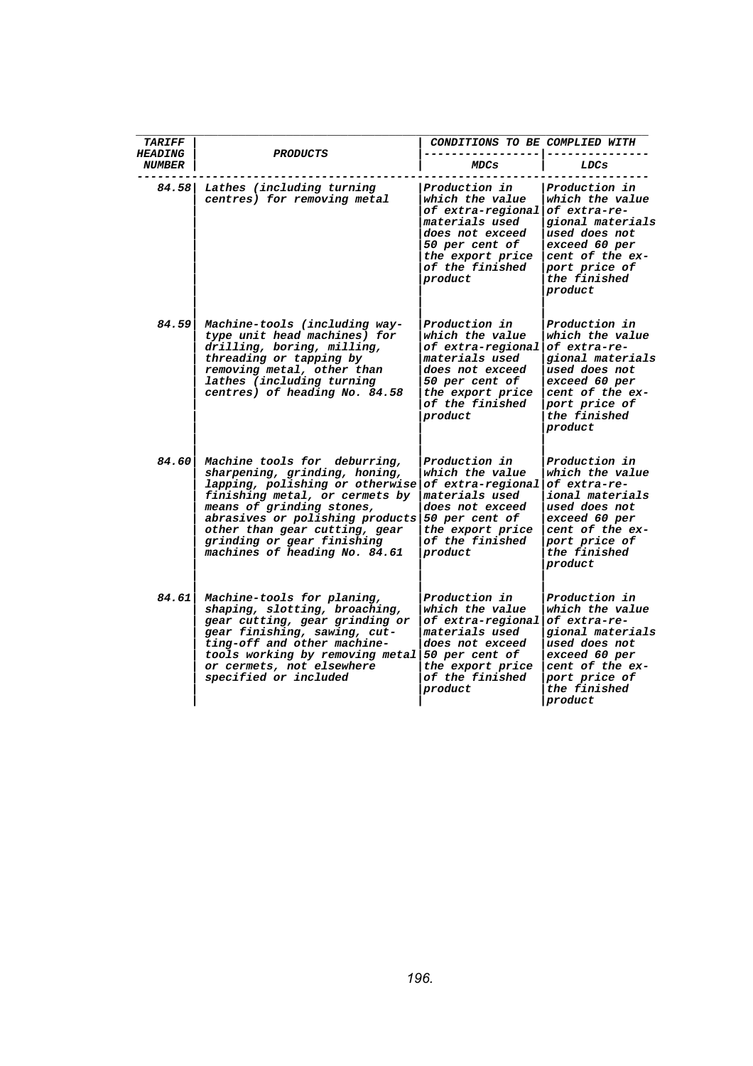| TARIFF HEADING NUMBER | PRODUCTS | CONDITIONS TO BE COMPLIED WITH | |
|---|---|---|---|
| | | MDCs | LDCs |
| 84.58 | Lathes (including turning centres) for removing metal | Production in which the value of extra-regional materials used does not exceed 50 per cent of the export price of the finished product | Production in which the value of extra-regional materials used does not exceed 60 per cent of the export price of the finished product |
| 84.59 | Machine-tools (including way-type unit head machines) for drilling, boring, milling, threading or tapping by removing metal, other than lathes (including turning centres) of heading No. 84.58 | Production in which the value of extra-regional materials used does not exceed 50 per cent of the export price of the finished product | Production in which the value of extra-regional materials used does not exceed 60 per cent of the export price of the finished product |
| 84.60 | Machine tools for deburring, sharpening, grinding, honing, lapping, polishing or otherwise finishing metal, or cermets by means of grinding stones, abrasives or polishing products other than gear cutting, gear grinding or gear finishing machines of heading No. 84.61 | Production in which the value of extra-regional materials used does not exceed 50 per cent of the export price of the finished product | Production in which the value of extra-reional materials used does not exceed 60 per cent of the export price of the finished product |
| 84.61 | Machine-tools for planing, shaping, slotting, broaching, gear cutting, gear grinding or gear finishing, sawing, cutting-off and other machine-tools working by removing metal or cermets, not elsewhere specified or included | Production in which the value of extra-regional materials used does not exceed 50 per cent of the export price of the finished product | Production in which the value of extra-regional materials used does not exceed 60 per cent of the export price of the finished product |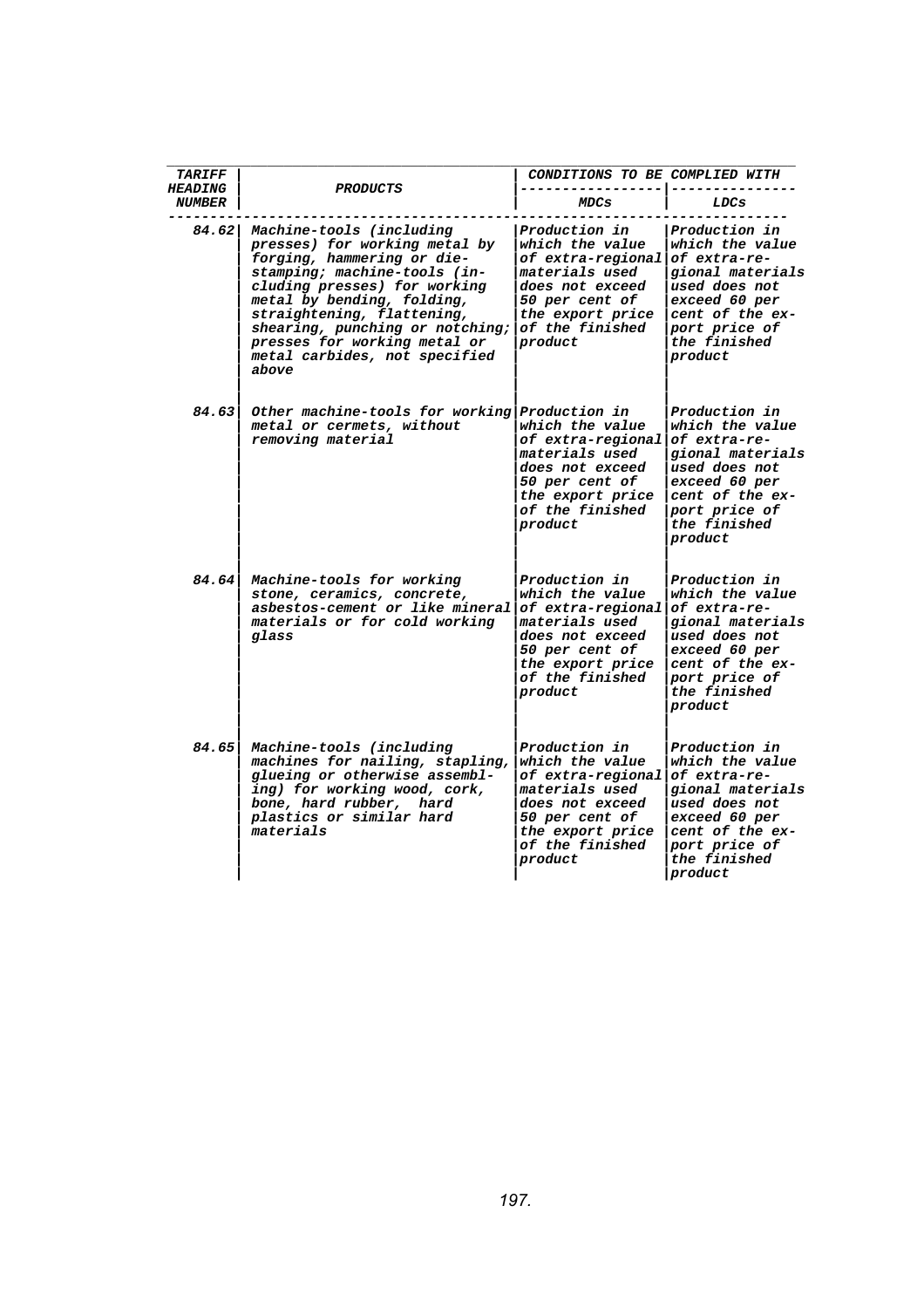| TARIFF HEADING NUMBER | PRODUCTS | CONDITIONS TO BE COMPLIED WITH | |
|---|---|---|---|
| | | MDCs | LDCs |
| 84.62 | Machine-tools (including presses) for working metal by forging, hammering or die-stamping; machine-tools (including presses) for working metal by bending, folding, straightening, flattening, shearing, punching or notching; presses for working metal or metal carbides, not specified above | Production in which the value of extra-regional materials used does not exceed 50 per cent of the export price of the finished product | Production in which the value of extra-regional materials used does not exceed 60 per cent of the export price of the finished product |
| 84.63 | Other machine-tools for working metal or cermets, without removing material | Production in which the value of extra-regional materials used does not exceed 50 per cent of the export price of the finished product | Production in which the value of extra-regional materials used does not exceed 60 per cent of the export price of the finished product |
| 84.64 | Machine-tools for working stone, ceramics, concrete, asbestos-cement or like mineral materials or for cold working glass | Production in which the value of extra-regional materials used does not exceed 50 per cent of the export price of the finished product | Production in which the value of extra-regional materials used does not exceed 60 per cent of the export price of the finished product |
| 84.65 | Machine-tools (including machines for nailing, stapling, glueing or otherwise assembling) for working wood, cork, bone, hard rubber, hard plastics or similar hard materials | Production in which the value of extra-regional materials used does not exceed 50 per cent of the export price of the finished product | Production in which the value of extra-regional materials used does not exceed 60 per cent of the export price of the finished product |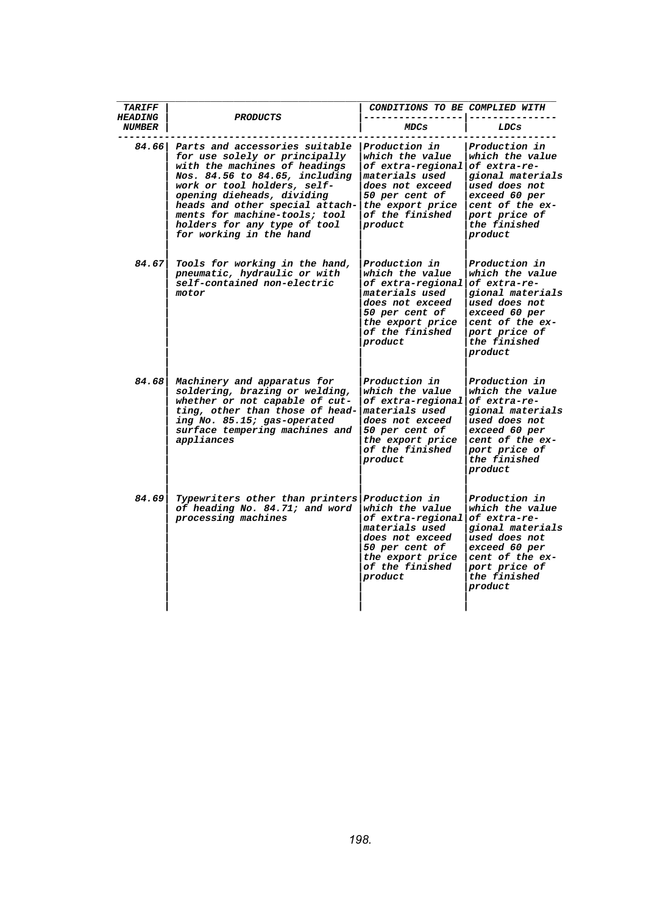| TARIFF HEADING NUMBER | PRODUCTS | CONDITIONS TO BE COMPLIED WITH | |
|---|---|---|---|
| | | MDCs | LDCs |
| 84.66 | Parts and accessories suitable for use solely or principally with the machines of headings Nos. 84.56 to 84.65, including work or tool holders, self-opening dieheads, dividing heads and other special attachments for machine-tools; tool holders for any type of tool for working in the hand | Production in which the value of extra-regional materials used does not exceed 50 per cent of the export price of the finished product | Production in which the value of extra-regional materials used does not exceed 60 per cent of the export price of the finished product |
| 84.67 | Tools for working in the hand, pneumatic, hydraulic or with self-contained non-electric motor | Production in which the value of extra-regional materials used does not exceed 50 per cent of the export price of the finished product | Production in which the value of extra-regional materials used does not exceed 60 per cent of the export price of the finished product |
| 84.68 | Machinery and apparatus for soldering, brazing or welding, whether or not capable of cutting, other than those of heading No. 85.15; gas-operated surface tempering machines and appliances | Production in which the value of extra-regional materials used does not exceed 50 per cent of the export price of the finished product | Production in which the value of extra-regional materials used does not exceed 60 per cent of the export price of the finished product |
| 84.69 | Typewriters other than printers of heading No. 84.71; and word processing machines | Production in which the value of extra-regional materials used does not exceed 50 per cent of the export price of the finished product | Production in which the value of extra-regional materials used does not exceed 60 per cent of the export price of the finished product |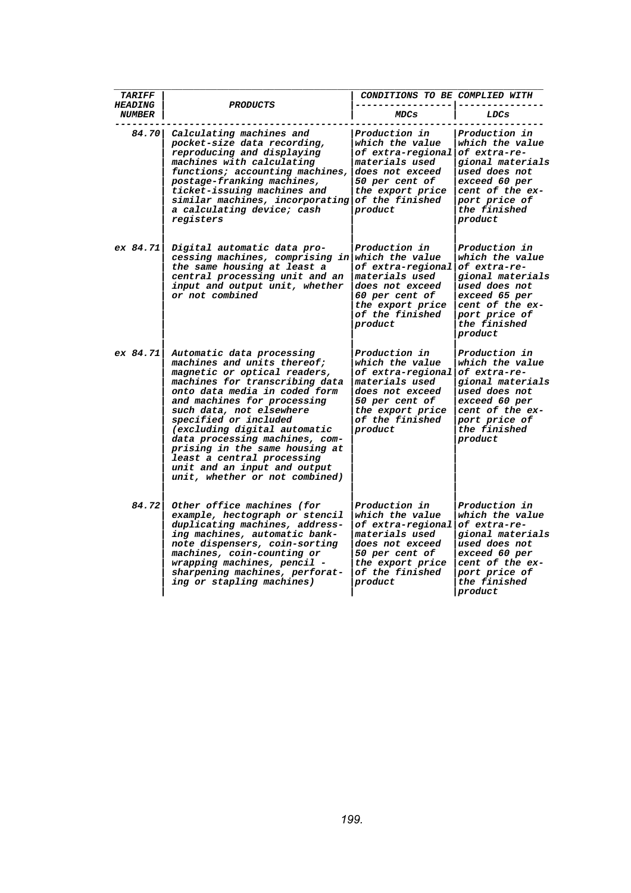| TARIFF HEADING NUMBER | PRODUCTS | CONDITIONS TO BE COMPLIED WITH | |
|---|---|---|---|
| | | MDCs | LDCs |
| 84.70 | Calculating machines and pocket-size data recording, reproducing and displaying machines with calculating functions; accounting machines, postage-franking machines, ticket-issuing machines and similar machines, incorporating a calculating device; cash registers | Production in which the value of extra-regional materials used does not exceed 50 per cent of the export price of the finished product | Production in which the value of extra-regional materials used does not exceed 60 per cent of the export price of the finished product |
| ex 84.71 | Digital automatic data processing machines, comprising in the same housing at least a central processing unit and an input and output unit, whether or not combined | Production in which the value of extra-regional materials used does not exceed 60 per cent of the export price of the finished product | Production in which the value of extra-regional materials used does not exceed 65 per cent of the export price of the finished product |
| ex 84.71 | Automatic data processing machines and units thereof; magnetic or optical readers, machines for transcribing data onto data media in coded form and machines for processing such data, not elsewhere specified or included (excluding digital automatic data processing machines, comprising in the same housing at least a central processing unit and an input and output unit, whether or not combined) | Production in which the value of extra-regional materials used does not exceed 50 per cent of the export price of the finished product | Production in which the value of extra-regional materials used does not exceed 60 per cent of the export price of the finished product |
| 84.72 | Other office machines (for example, hectograph or stencil duplicating machines, addressing machines, automatic banknote dispensers, coin-sorting machines, coin-counting or wrapping machines, pencil - sharpening machines, perforating or stapling machines) | Production in which the value of extra-regional materials used does not exceed 50 per cent of the export price of the finished product | Production in which the value of extra-regional materials used does not exceed 60 per cent of the export price of the finished product |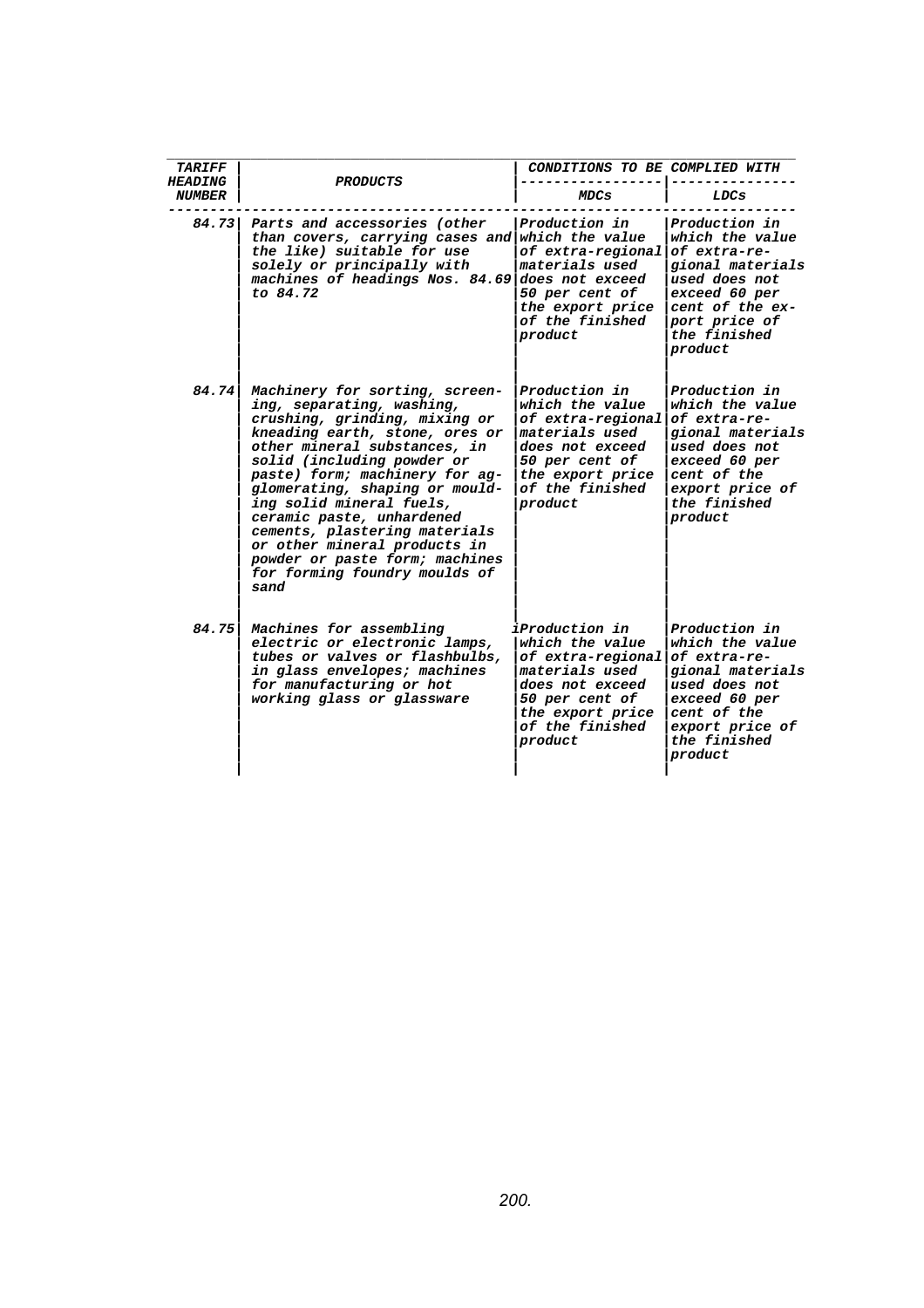| TARIFF HEADING NUMBER | PRODUCTS | CONDITIONS TO BE COMPLIED WITH | |
|---|---|---|---|
| | | MDCs | LDCs |
| 84.73 | Parts and accessories (other than covers, carrying cases and the like) suitable for use solely or principally with machines of headings Nos. 84.69 to 84.72 | Production in which the value of extra-regional materials used does not exceed 50 per cent of the export price of the finished product | Production in which the value of extra-regional materials used does not exceed 60 per cent of the export price of the finished product |
| 84.74 | Machinery for sorting, screening, separating, washing, crushing, grinding, mixing or kneading earth, stone, ores or other mineral substances, in solid (including powder or paste) form; machinery for agglomerating, shaping or moulding solid mineral fuels, ceramic paste, unhardened cements, plastering materials or other mineral products in powder or paste form; machines for forming foundry moulds of sand | Production in which the value of extra-regional materials used does not exceed 50 per cent of the export price of the finished product | Production in which the value of extra-regional materials used does not exceed 60 per cent of the export price of the finished product |
| 84.75 | Machines for assembling electric or electronic lamps, tubes or valves or flashbulbs, in glass envelopes; machines for manufacturing or hot working glass or glassware | Production in which the value of extra-regional materials used does not exceed 50 per cent of the export price of the finished product | Production in which the value of extra-regional materials used does not exceed 60 per cent of the export price of the finished product |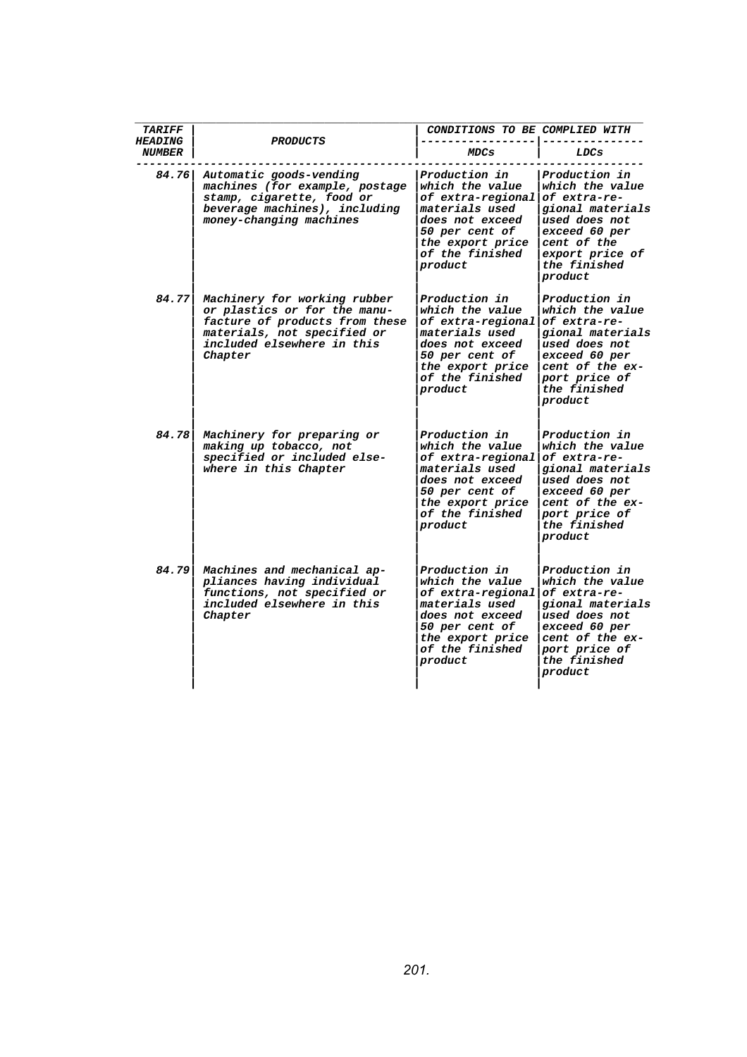| TARIFF HEADING NUMBER | PRODUCTS | CONDITIONS TO BE COMPLIED WITH | |
|---|---|---|---|
| | | MDCs | LDCs |
| 84.76 | Automatic goods-vending machines (for example, postage stamp, cigarette, food or beverage machines), including money-changing machines | Production in which the value of extra-regional materials used does not exceed 50 per cent of the export price of the finished product | Production in which the value of extra-regional materials used does not exceed 60 per cent of the export price of the finished product |
| 84.77 | Machinery for working rubber or plastics or for the manufacture of products from these materials, not specified or included elsewhere in this Chapter | Production in which the value of extra-regional materials used does not exceed 50 per cent of the export price of the finished product | Production in which the value of extra-regional materials used does not exceed 60 per cent of the export price of the finished product |
| 84.78 | Machinery for preparing or making up tobacco, not specified or included elsewhere in this Chapter | Production in which the value of extra-regional materials used does not exceed 50 per cent of the export price of the finished product | Production in which the value of extra-regional materials used does not exceed 60 per cent of the export price of the finished product |
| 84.79 | Machines and mechanical appliances having individual functions, not specified or included elsewhere in this Chapter | Production in which the value of extra-regional materials used does not exceed 50 per cent of the export price of the finished product | Production in which the value of extra-regional materials used does not exceed 60 per cent of the export price of the finished product |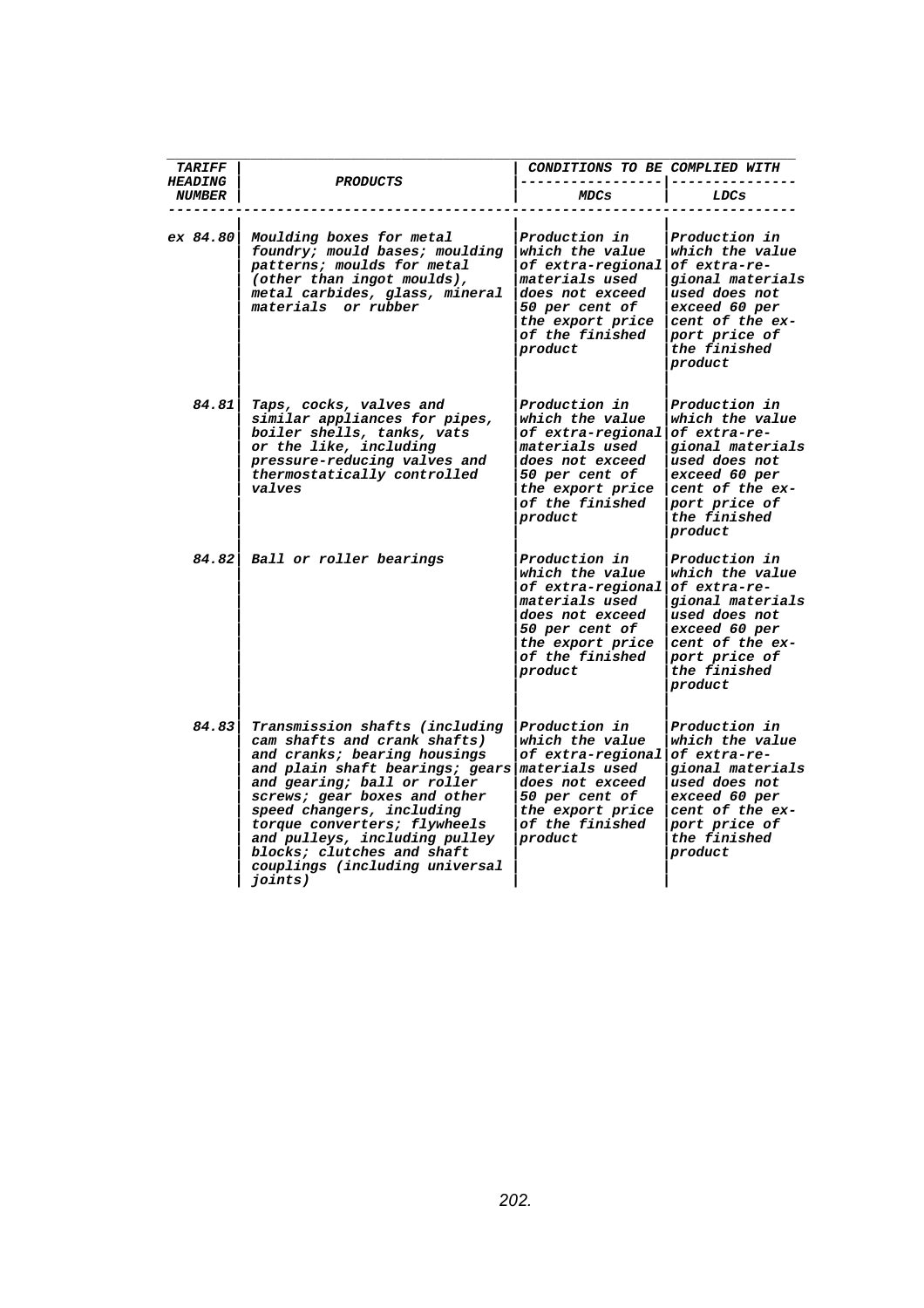| TARIFF HEADING NUMBER | PRODUCTS | CONDITIONS TO BE COMPLIED WITH | |
|---|---|---|---|
| | | MDCs | LDCs |
| ex 84.80 | Moulding boxes for metal foundry; mould bases; moulding patterns; moulds for metal (other than ingot moulds), metal carbides, glass, mineral materials or rubber | Production in which the value of extra-regional materials used does not exceed 50 per cent of the export price of the finished product | Production in which the value of extra-regional materials used does not exceed 60 per cent of the export price of the finished product |
| 84.81 | Taps, cocks, valves and similar appliances for pipes, boiler shells, tanks, vats or the like, including pressure-reducing valves and thermostatically controlled valves | Production in which the value of extra-regional materials used does not exceed 50 per cent of the export price of the finished product | Production in which the value of extra-regional materials used does not exceed 60 per cent of the export price of the finished product |
| 84.82 | Ball or roller bearings | Production in which the value of extra-regional materials used does not exceed 50 per cent of the export price of the finished product | Production in which the value of extra-regional materials used does not exceed 60 per cent of the export price of the finished product |
| 84.83 | Transmission shafts (including cam shafts and crank shafts) and cranks; bearing housings and plain shaft bearings; gears and gearing; ball or roller screws; gear boxes and other speed changers, including torque converters; flywheels and pulleys, including pulley blocks; clutches and shaft couplings (including universal joints) | Production in which the value of extra-regional materials used does not exceed 50 per cent of the export price of the finished product | Production in which the value of extra-regional materials used does not exceed 60 per cent of the export price of the finished product |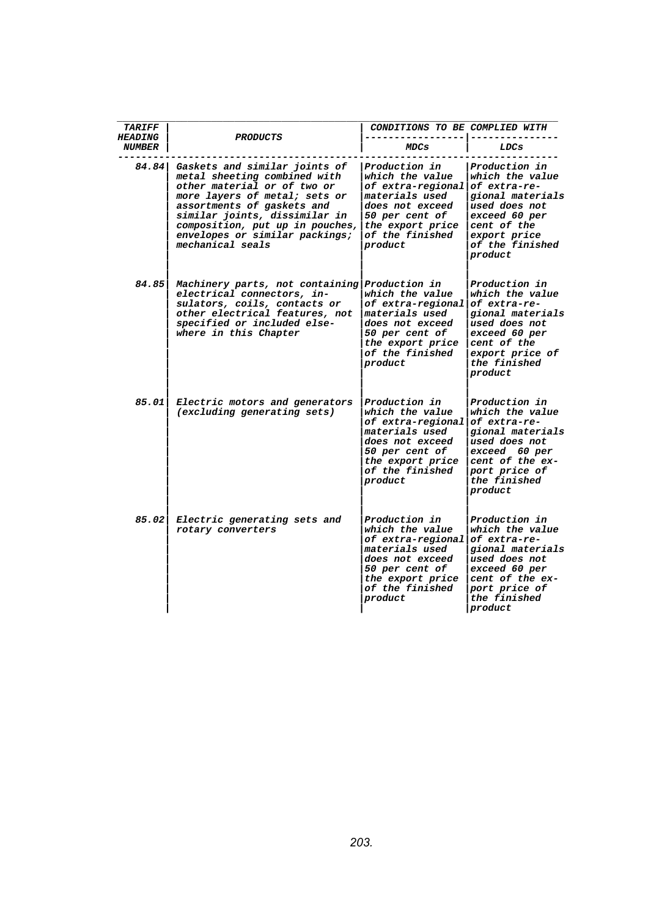| TARIFF HEADING NUMBER | PRODUCTS | CONDITIONS TO BE COMPLIED WITH | |
|---|---|---|---|
| | | MDCs | LDCs |
| 84.84 | Gaskets and similar joints of metal sheeting combined with other material or of two or more layers of metal; sets or assortments of gaskets and similar joints, dissimilar in composition, put up in pouches, envelopes or similar packings; mechanical seals | Production in which the value of extra-regional materials used does not exceed 50 per cent of the export price of the finished product | Production in which the value of extra-regional materials used does not exceed 60 per cent of the export price of the finished product |
| 84.85 | Machinery parts, not containing electrical connectors, insulators, coils, contacts or other electrical features, not specified or included elsewhere in this Chapter | Production in which the value of extra-regional materials used does not exceed 50 per cent of the export price of the finished product | Production in which the value of extra-regional materials used does not exceed 60 per cent of the export price of the finished product |
| 85.01 | Electric motors and generators (excluding generating sets) | Production in which the value of extra-regional materials used does not exceed 50 per cent of the export price of the finished product | Production in which the value of extra-regional materials used does not exceed 60 per cent of the export price of the finished product |
| 85.02 | Electric generating sets and rotary converters | Production in which the value of extra-regional materials used does not exceed 50 per cent of the export price of the finished product | Production in which the value of extra-regional materials used does not exceed 60 per cent of the export price of the finished product |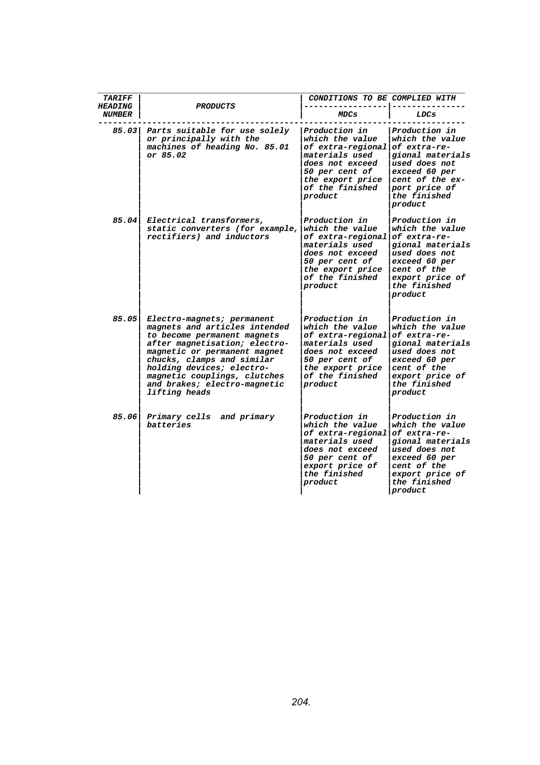| TARIFF HEADING NUMBER | PRODUCTS | CONDITIONS TO BE COMPLIED WITH | |
|---|---|---|---|
| | | MDCs | LDCs |
| 85.03 | Parts suitable for use solely or principally with the machines of heading No. 85.01 or 85.02 | Production in which the value of extra-regional materials used does not exceed 50 per cent of the export price of the finished product | Production in which the value of extra-regional materials used does not exceed 60 per cent of the export price of the finished product |
| 85.04 | Electrical transformers, static converters (for example, rectifiers) and inductors | Production in which the value of extra-regional materials used does not exceed 50 per cent of the export price of the finished product | Production in which the value of extra-regional materials used does not exceed 60 per cent of the export price of the finished product |
| 85.05 | Electro-magnets; permanent magnets and articles intended to become permanent magnets after magnetisation; electro-magnetic or permanent magnet chucks, clamps and similar holding devices; electro-magnetic couplings, clutches and brakes; electro-magnetic lifting heads | Production in which the value of extra-regional materials used does not exceed 50 per cent of the export price of the finished product | Production in which the value of extra-regional materials used does not exceed 60 per cent of the export price of the finished product |
| 85.06 | Primary cells and primary batteries | Production in which the value of extra-regional materials used does not exceed 50 per cent of export price of the finished product | Production in which the value of extra-regional materials used does not exceed 60 per cent of the export price of the finished product |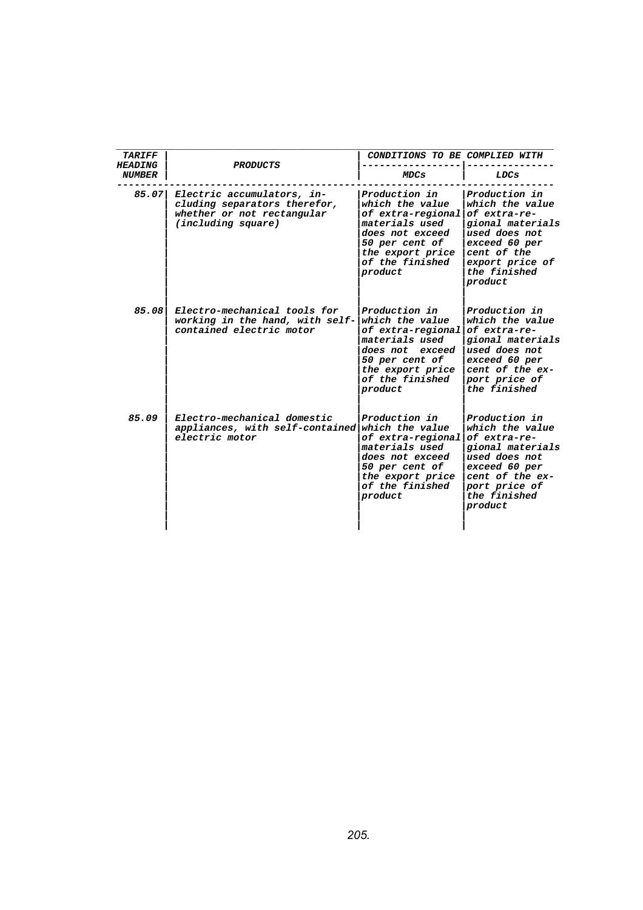| TARIFF HEADING NUMBER | PRODUCTS | CONDITIONS TO BE COMPLIED WITH | |
|---|---|---|---|
| | | MDCs | LDCs |
| 85.07 | Electric accumulators, including separators therefor, whether or not rectangular (including square) | Production in which the value of extra-regional materials used does not exceed 50 per cent of the export price of the finished product | Production in which the value of extra-regional materials used does not exceed 60 per cent of the export price of the finished product |
| 85.08 | Electro-mechanical tools for working in the hand, with self-contained electric motor | Production in which the value of extra-regional materials used does not exceed 50 per cent of the export price of the finished product | Production in which the value of extra-regional materials used does not exceed 60 per cent of the export price of the finished |
| 85.09 | Electro-mechanical domestic appliances, with self-contained electric motor | Production in which the value of extra-regional materials used does not exceed 50 per cent of the export price of the finished product | Production in which the value of extra-regional materials used does not exceed 60 per cent of the export price of the finished product |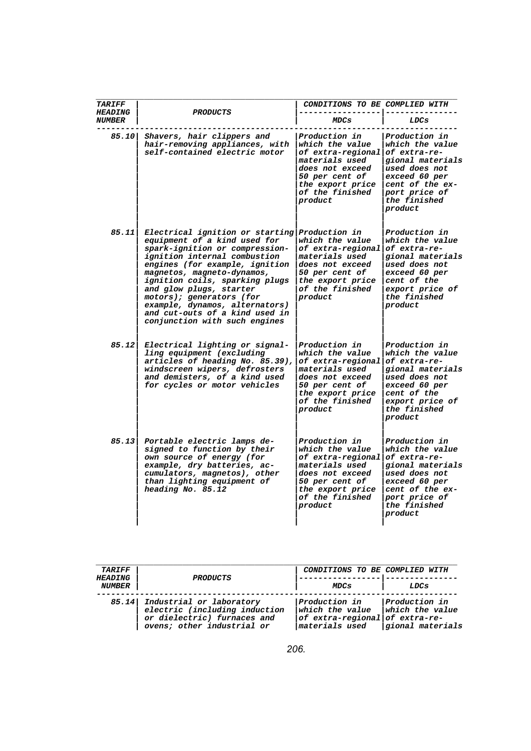| TARIFF HEADING NUMBER | PRODUCTS | CONDITIONS TO BE COMPLIED WITH | |
|---|---|---|---|
| | | MDCs | LDCs |
| 85.10 | Shavers, hair clippers and hair-removing appliances, with self-contained electric motor | Production in which the value of extra-regional materials used does not exceed 50 per cent of the export price of the finished product | Production in which the value of extra-regional materials used does not exceed 60 per cent of the export price of the finished product |
| 85.11 | Electrical ignition or starting equipment of a kind used for spark-ignition or compression-ignition internal combustion engines (for example, ignition magnetos, magneto-dynamos, ignition coils, sparking plugs and glow plugs, starter motors); generators (for example, dynamos, alternators) and cut-outs of a kind used in conjunction with such engines | Production in which the value of extra-regional materials used does not exceed 50 per cent of the export price of the finished product | Production in which the value of extra-regional materials used does not exceed 60 per cent of the export price of the finished product |
| 85.12 | Electrical lighting or signalling equipment (excluding articles of heading No. 85.39), windscreen wipers, defrosters and demisters, of a kind used for cycles or motor vehicles | Production in which the value of extra-regional materials used does not exceed 50 per cent of the export price of the finished product | Production in which the value of extra-regional materials used does not exceed 60 per cent of the export price of the finished product |
| 85.13 | Portable electric lamps designed to function by their own source of energy (for example, dry batteries, accumulators, magnetos), other than lighting equipment of heading No. 85.12 | Production in which the value of extra-regional materials used does not exceed 50 per cent of the export price of the finished product | Production in which the value of extra-regional materials used does not exceed 60 per cent of the export price of the finished product |

| TARIFF HEADING NUMBER | PRODUCTS | CONDITIONS TO BE COMPLIED WITH | |
|---|---|---|---|
| | | MDCs | LDCs |
| 85.14 | Industrial or laboratory electric (including induction or dielectric) furnaces and ovens; other industrial or | Production in which the value of extra-regional materials used | Production in which the value of extra-regional materials |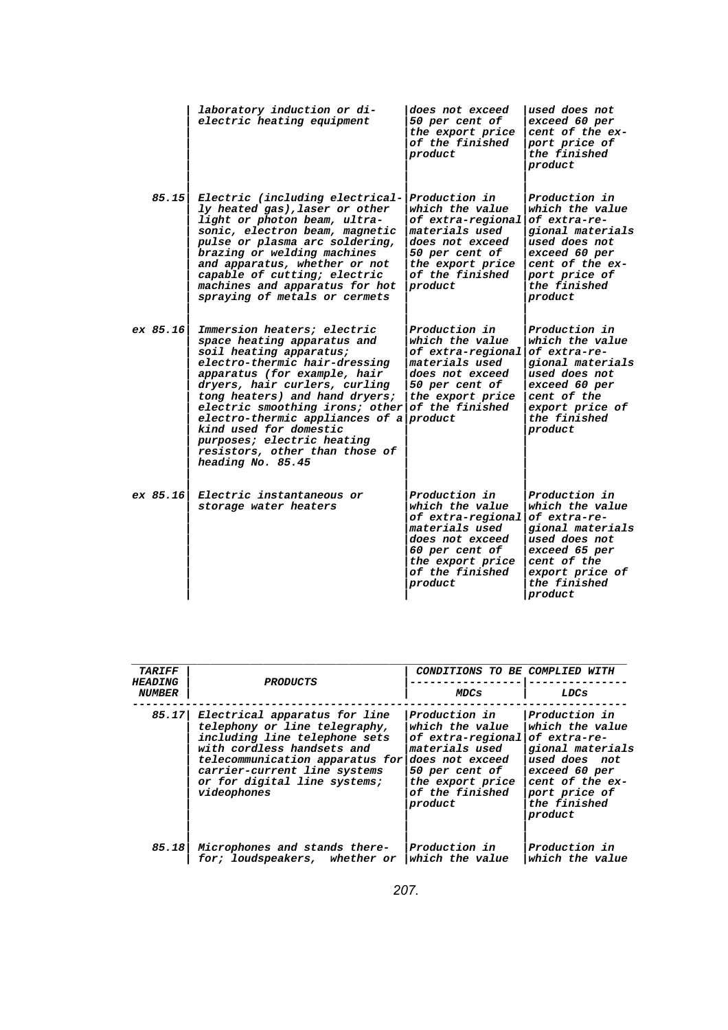| TARIFF HEADING NUMBER | PRODUCTS | CONDITIONS TO BE COMPLIED WITH | |
|---|---|---|---|
| | | MDCs | LDCs |
| | laboratory induction or dielectric heating equipment | does not exceed 50 per cent of the export price of the finished product | used does not exceed 60 per cent of the export price of the finished product |
| 85.15 | Electric (including electrically heated gas), laser or other light or photon beam, ultrasonic, electron beam, magnetic pulse or plasma arc soldering, brazing or welding machines and apparatus, whether or not capable of cutting; electric machines and apparatus for hot spraying of metals or cermets | Production in which the value of extra-regional materials used does not exceed 50 per cent of the export price of the finished product | Production in which the value of extra-regional materials used does not exceed 60 per cent of the export price of the finished product |
| ex 85.16 | Immersion heaters; electric space heating apparatus and soil heating apparatus; electro-thermic hair-dressing apparatus (for example, hair dryers, hair curlers, curling tong heaters) and hand dryers; electric smoothing irons; other electro-thermic appliances of a kind used for domestic purposes; electric heating resistors, other than those of heading No. 85.45 | Production in which the value of extra-regional materials used does not exceed 50 per cent of the export price of the finished product | Production in which the value of extra-regional materials used does not exceed 60 per cent of the export price of the finished product |
| ex 85.16 | Electric instantaneous or storage water heaters | Production in which the value of extra-regional materials used does not exceed 60 per cent of the export price of the finished product | Production in which the value of extra-regional materials used does not exceed 65 per cent of the export price of the finished product |
| 85.17 | Electrical apparatus for line telephony or line telegraphy, including line telephone sets with cordless handsets and telecommunication apparatus for carrier-current line systems or for digital line systems; videophones | Production in which the value of extra-regional materials used does not exceed 50 per cent of the export price of the finished product | Production in which the value of extra-regional materials used does not exceed 60 per cent of the export price of the finished product |
| 85.18 | Microphones and stands therefor; loudspeakers, whether or | Production in which the value | Production in which the value |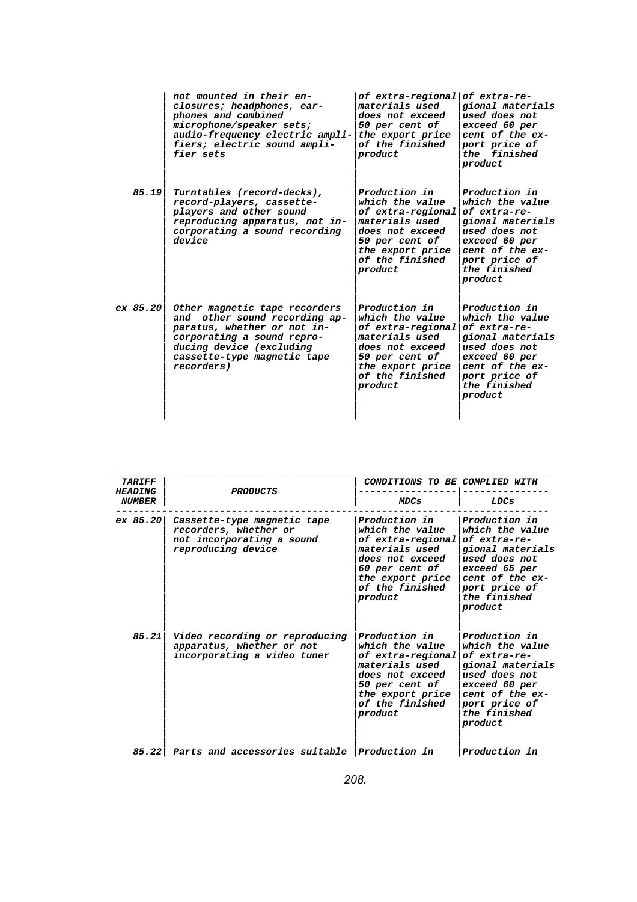| | | | |
|---|---|---|---|
| | *not mounted in their enclosures; headphones, earphones and combined microphone/speaker sets; audio-frequency electric amplifiers; electric sound amplifier sets* | *of extra-regional materials used does not exceed 50 per cent of the export price of the finished product* | *of extra-regional materials used does not exceed 60 per cent of the export price of the finished product* |
| *85.19* | *Turntables (record-decks), record-players, cassette-players and other sound reproducing apparatus, not incorporating a sound recording device* | *Production in which the value of extra-regional materials used does not exceed 50 per cent of the export price of the finished product* | *Production in which the value of extra-regional materials used does not exceed 60 per cent of the export price of the finished product* |
| *ex 85.20* | *Other magnetic tape recorders and other sound recording apparatus, whether or not incorporating a sound reproducing device (excluding cassette-type magnetic tape recorders)* | *Production in which the value of extra-regional materials used does not exceed 50 per cent of the export price of the finished product* | *Production in which the value of extra-regional materials used does not exceed 60 per cent of the export price of the finished product* |

| *TARIFF HEADING NUMBER* | *PRODUCTS* | *CONDITIONS TO BE COMPLIED WITH* | |
|---|---|---|---|
| | | *MDCs* | *LDCs* |
| *ex 85.20* | *Cassette-type magnetic tape recorders, whether or not incorporating a sound reproducing device* | *Production in which the value of extra-regional materials used does not exceed 60 per cent of the export price of the finished product* | *Production in which the value of extra-regional materials used does not exceed 65 per cent of the export price of the finished product* |
| *85.21* | *Video recording or reproducing apparatus, whether or not incorporating a video tuner* | *Production in which the value of extra-regional materials used does not exceed 50 per cent of the export price of the finished product* | *Production in which the value of extra-regional materials used does not exceed 60 per cent of the export price of the finished product* |
| *85.22* | *Parts and accessories suitable* | *Production in* | *Production in* |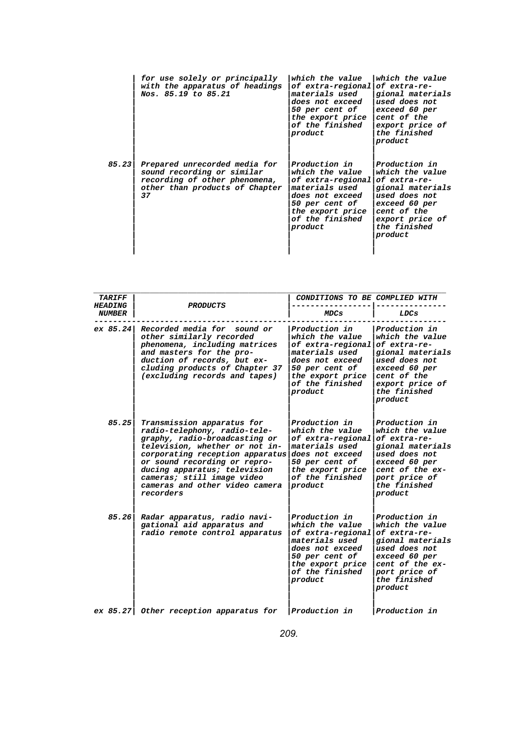| | | | |
|---|---|---|---|
| | for use solely or principally with the apparatus of headings Nos. 85.19 to 85.21 | which the value of extra-regional materials used does not exceed 50 per cent of the export price of the finished product | which the value of extra-regional materials used does not exceed 60 per cent of the export price of the finished product |
| 85.23 | Prepared unrecorded media for sound recording or similar recording of other phenomena, other than products of Chapter 37 | Production in which the value of extra-regional materials used does not exceed 50 per cent of the export price of the finished product | Production in which the value of extra-regional materials used does not exceed 60 per cent of the export price of the finished product |

| TARIFF HEADING NUMBER | PRODUCTS | CONDITIONS TO BE COMPLIED WITH | |
|---|---|---|---|
| | | MDCs | LDCs |
| ex 85.24 | Recorded media for sound or other similarly recorded phenomena, including matrices and masters for the production of records, but excluding products of Chapter 37 (excluding records and tapes) | Production in which the value of extra-regional materials used does not exceed 50 per cent of the export price of the finished product | Production in which the value of extra-regional materials used does not exceed 60 per cent of the export price of the finished product |
| 85.25 | Transmission apparatus for radio-telephony, radio-telegraphy, radio-broadcasting or television, whether or not incorporating reception apparatus or sound recording or reproducing apparatus; television cameras; still image video cameras and other video camera recorders | Production in which the value of extra-regional materials used does not exceed 50 per cent of the export price of the finished product | Production in which the value of extra-regional materials used does not exceed 60 per cent of the export price of the finished product |
| 85.26 | Radar apparatus, radio navigational aid apparatus and radio remote control apparatus | Production in which the value of extra-regional materials used does not exceed 50 per cent of the export price of the finished product | Production in which the value of extra-regional materials used does not exceed 60 per cent of the export price of the finished product |
| ex 85.27 | Other reception apparatus for | Production in | Production in |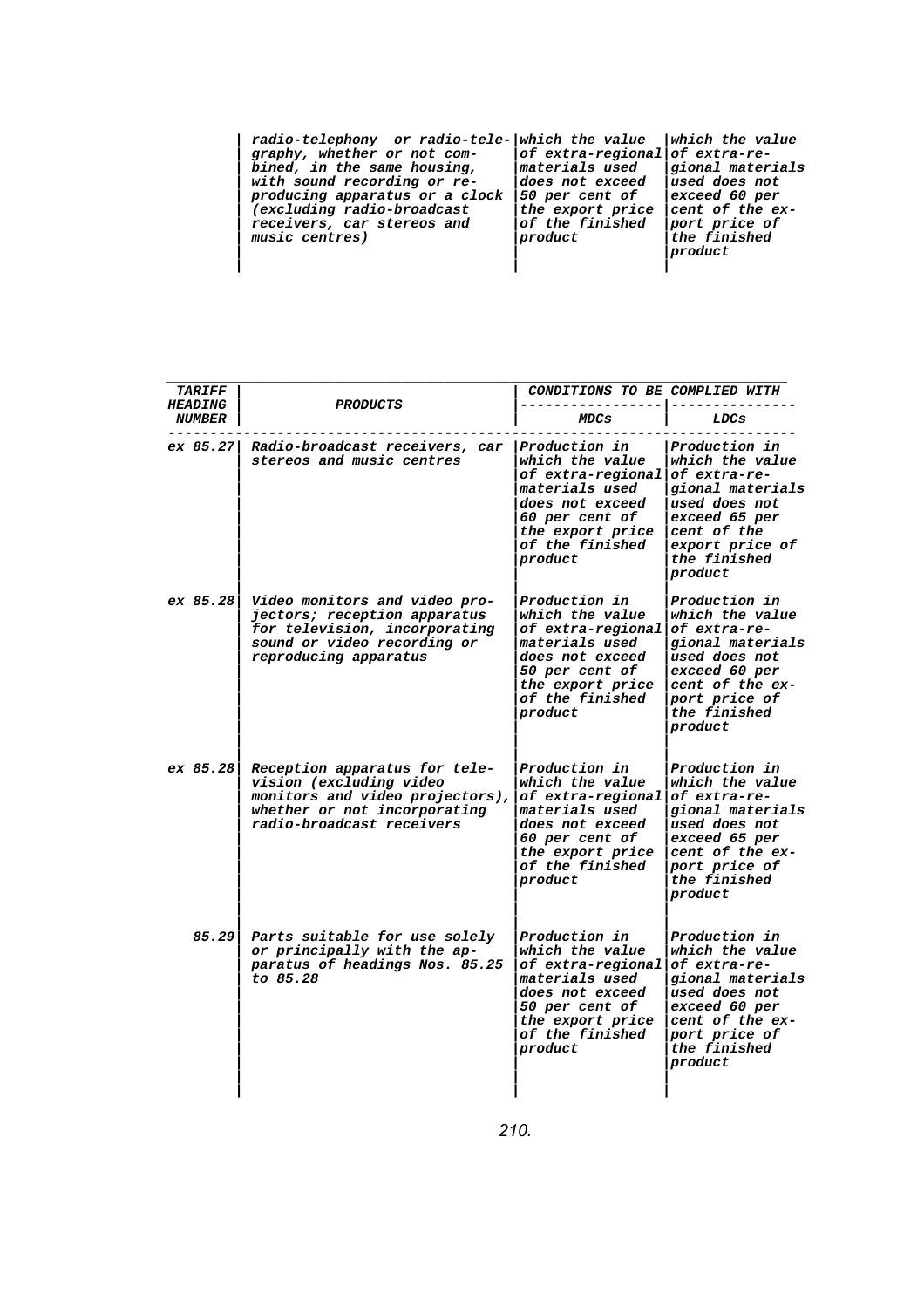| | | | |
|---|---|---|---|
| | radio-telephony or radio-telegraphy, whether or not combined, in the same housing, with sound recording or reproducing apparatus or a clock (excluding radio-broadcast receivers, car stereos and music centres) | which the value of extra-regional materials used does not exceed 50 per cent of the export price of the finished product | which the value of extra-regional materials used does not exceed 60 per cent of the export price of the finished product |

| TARIFF HEADING NUMBER | PRODUCTS | CONDITIONS TO BE COMPLIED WITH | |
|---|---|---|---|
| | | MDCs | LDCs |
| ex 85.27 | Radio-broadcast receivers, car stereos and music centres | Production in which the value of extra-regional materials used does not exceed 60 per cent of the export price of the finished product | Production in which the value of extra-regional materials used does not exceed 65 per cent of the export price of the finished product |
| ex 85.28 | Video monitors and video projectors; reception apparatus for television, incorporating sound or video recording or reproducing apparatus | Production in which the value of extra-regional materials used does not exceed 50 per cent of the export price of the finished product | Production in which the value of extra-regional materials used does not exceed 60 per cent of the export price of the finished product |
| ex 85.28 | Reception apparatus for television (excluding video monitors and video projectors), whether or not incorporating radio-broadcast receivers | Production in which the value of extra-regional materials used does not exceed 60 per cent of the export price of the finished product | Production in which the value of extra-regional materials used does not exceed 65 per cent of the export price of the finished product |
| 85.29 | Parts suitable for use solely or principally with the apparatus of headings Nos. 85.25 to 85.28 | Production in which the value of extra-regional materials used does not exceed 50 per cent of the export price of the finished product | Production in which the value of extra-regional materials used does not exceed 60 per cent of the export price of the finished product |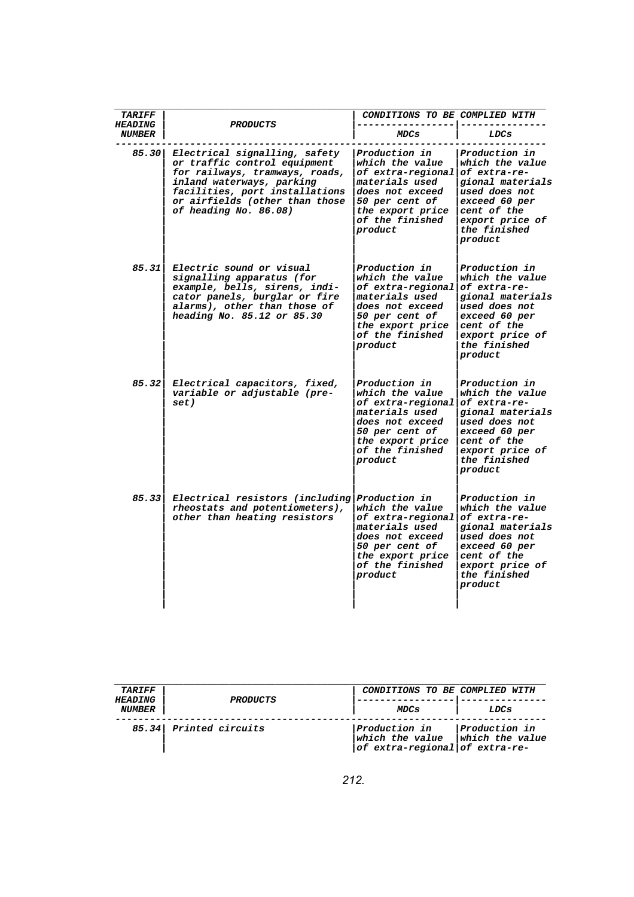| TARIFF HEADING NUMBER | PRODUCTS | CONDITIONS TO BE COMPLIED WITH | |
|---|---|---|---|
| | | MDCs | LDCs |
| 85.30 | Electrical signalling, safety or traffic control equipment for railways, tramways, roads, inland waterways, parking facilities, port installations or airfields (other than those of heading No. 86.08) | Production in which the value of extra-regional materials used does not exceed 50 per cent of the export price of the finished product | Production in which the value of extra-regional materials used does not exceed 60 per cent of the export price of the finished product |
| 85.31 | Electric sound or visual signalling apparatus (for example, bells, sirens, indicator panels, burglar or fire alarms), other than those of heading No. 85.12 or 85.30 | Production in which the value of extra-regional materials used does not exceed 50 per cent of the export price of the finished product | Production in which the value of extra-regional materials used does not exceed 60 per cent of the export price of the finished product |
| 85.32 | Electrical capacitors, fixed, variable or adjustable (pre-set) | Production in which the value of extra-regional materials used does not exceed 50 per cent of the export price of the finished product | Production in which the value of extra-regional materials used does not exceed 60 per cent of the export price of the finished product |
| 85.33 | Electrical resistors (including rheostats and potentiometers), other than heating resistors | Production in which the value of extra-regional materials used does not exceed 50 per cent of the export price of the finished product | Production in which the value of extra-regional materials used does not exceed 60 per cent of the export price of the finished product |

| TARIFF HEADING NUMBER | PRODUCTS | CONDITIONS TO BE COMPLIED WITH | |
|---|---|---|---|
| | | MDCs | LDCs |
| 85.34 | Printed circuits | Production in which the value of extra-regional | Production in which the value of extra-re- |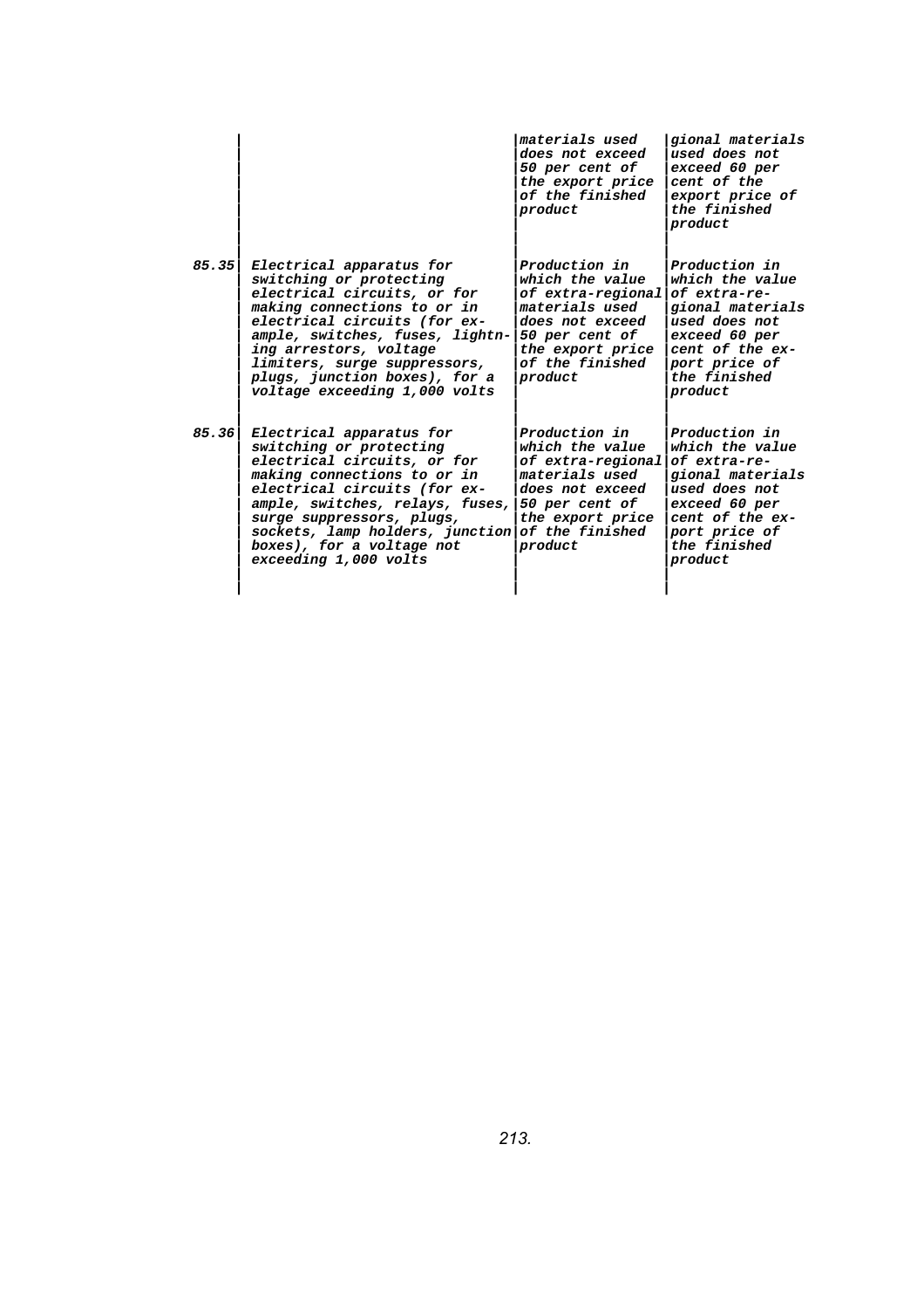| | | | |
|---|---|---|---|
| | | materials used does not exceed 50 per cent of the export price of the finished product | gional materials used does not exceed 60 per cent of the export price of the finished product |
| 85.35 | Electrical apparatus for switching or protecting electrical circuits, or for making connections to or in electrical circuits (for example, switches, fuses, lightning arrestors, voltage limiters, surge suppressors, plugs, junction boxes), for a voltage exceeding 1,000 volts | Production in which the value of extra-regional materials used does not exceed 50 per cent of the export price of the finished product | Production in which the value of extra-regional materials used does not exceed 60 per cent of the export price of the finished product |
| 85.36 | Electrical apparatus for switching or protecting electrical circuits, or for making connections to or in electrical circuits (for example, switches, relays, fuses, surge suppressors, plugs, sockets, lamp holders, junction boxes), for a voltage not exceeding 1,000 volts | Production in which the value of extra-regional materials used does not exceed 50 per cent of the export price of the finished product | Production in which the value of extra-regional materials used does not exceed 60 per cent of the export price of the finished product |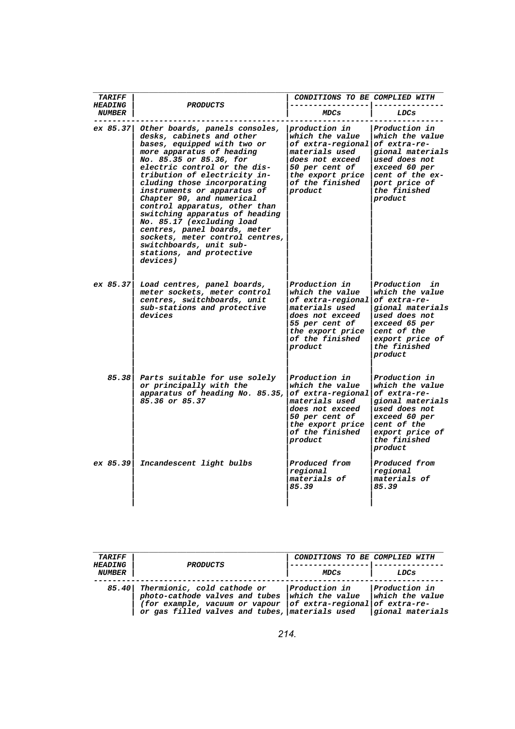| TARIFF HEADING NUMBER | PRODUCTS | CONDITIONS TO BE COMPLIED WITH | |
|---|---|---|---|
| | | MDCs | LDCs |
| ex 85.37 | Other boards, panels consoles, desks, cabinets and other bases, equipped with two or more apparatus of heading No. 85.35 or 85.36, for electric control or the distribution of electricity including those incorporating instruments or apparatus of Chapter 90, and numerical control apparatus, other than switching apparatus of heading No. 85.17 (excluding load centres, panel boards, meter sockets, meter control centres, switchboards, unit sub-stations, and protective devices) | production in which the value of extra-regional materials used does not exceed 50 per cent of the export price of the finished product | Production in which the value of extra-regional materials used does not exceed 60 per cent of the export price of the finished product |
| ex 85.37 | Load centres, panel boards, meter sockets, meter control centres, switchboards, unit sub-stations and protective devices | Production in which the value of extra-regional materials used does not exceed 55 per cent of the export price of the finished product | Production in which the value of extra-regional materials used does not exceed 65 per cent of the export price of the finished product |
| 85.38 | Parts suitable for use solely or principally with the apparatus of heading No. 85.35, 85.36 or 85.37 | Production in which the value of extra-regional materials used does not exceed 50 per cent of the export price of the finished product | Production in which the value of extra-regional materials used does not exceed 60 per cent of the export price of the finished product |
| ex 85.39 | Incandescent light bulbs | Produced from regional materials of 85.39 | Produced from regional materials of 85.39 |

| TARIFF HEADING NUMBER | PRODUCTS | CONDITIONS TO BE COMPLIED WITH | |
|---|---|---|---|
| | | MDCs | LDCs |
| 85.40 | Thermionic, cold cathode or photo-cathode valves and tubes (for example, vacuum or vapour or gas filled valves and tubes, | Production in which the value of extra-regional materials used | Production in which the value of extra-regional materials |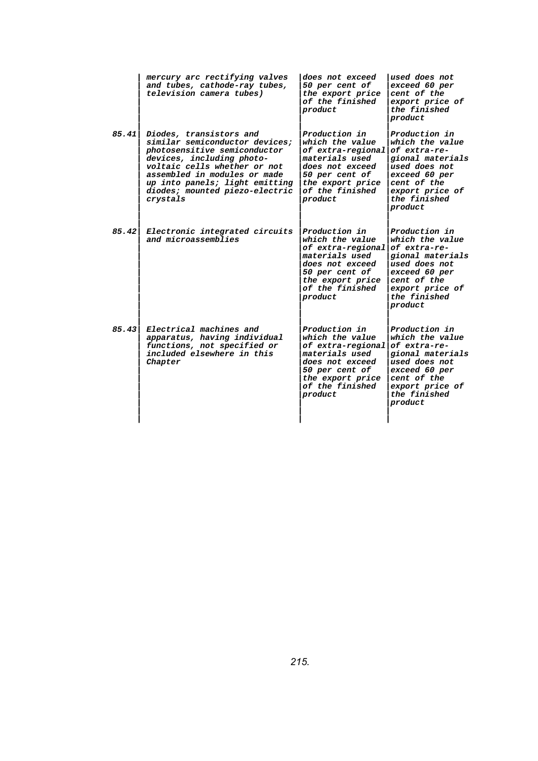| | | | |
|---|---|---|---|
| | *mercury arc rectifying valves and tubes, cathode-ray tubes, television camera tubes)* | *does not exceed 50 per cent of the export price of the finished product* | *used does not exceed 60 per cent of the export price of the finished product* |
| ***85.41*** | *Diodes, transistors and similar semiconductor devices; photosensitive semiconductor devices, including photo-voltaic cells whether or not assembled in modules or made up into panels; light emitting diodes; mounted piezo-electric crystals* | *Production in which the value of extra-regional materials used does not exceed 50 per cent of the export price of the finished product* | *Production in which the value of extra-regional materials used does not exceed 60 per cent of the export price of the finished product* |
| ***85.42*** | *Electronic integrated circuits and microassemblies* | *Production in which the value of extra-regional materials used does not exceed 50 per cent of the export price of the finished product* | *Production in which the value of extra-regional materials used does not exceed 60 per cent of the export price of the finished product* |
| ***85.43*** | *Electrical machines and apparatus, having individual functions, not specified or included elsewhere in this Chapter* | *Production in which the value of extra-regional materials used does not exceed 50 per cent of the export price of the finished product* | *Production in which the value of extra-regional materials used does not exceed 60 per cent of the export price of the finished product* |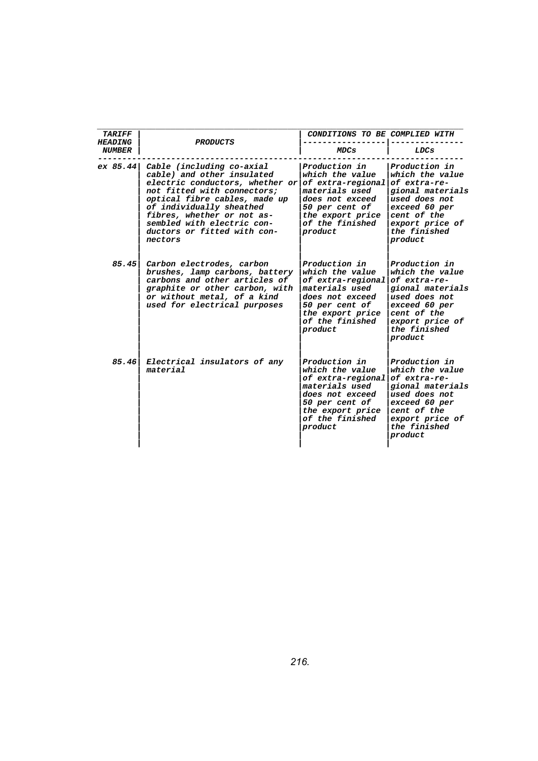| TARIFF HEADING NUMBER | PRODUCTS | CONDITIONS TO BE COMPLIED WITH | |
|---|---|---|---|
| | | MDCs | LDCs |
| ex 85.44 | Cable (including co-axial cable) and other insulated electric conductors, whether or not fitted with connectors; optical fibre cables, made up of individually sheathed fibres, whether or not assembled with electric conductors or fitted with connectors | Production in which the value of extra-regional materials used does not exceed 50 per cent of the export price of the finished product | Production in which the value of extra-regional materials used does not exceed 60 per cent of the export price of the finished product |
| 85.45 | Carbon electrodes, carbon brushes, lamp carbons, battery carbons and other articles of graphite or other carbon, with or without metal, of a kind used for electrical purposes | Production in which the value of extra-regional materials used does not exceed 50 per cent of the export price of the finished product | Production in which the value of extra-regional materials used does not exceed 60 per cent of the export price of the finished product |
| 85.46 | Electrical insulators of any material | Production in which the value of extra-regional materials used does not exceed 50 per cent of the export price of the finished product | Production in which the value of extra-regional materials used does not exceed 60 per cent of the export price of the finished product |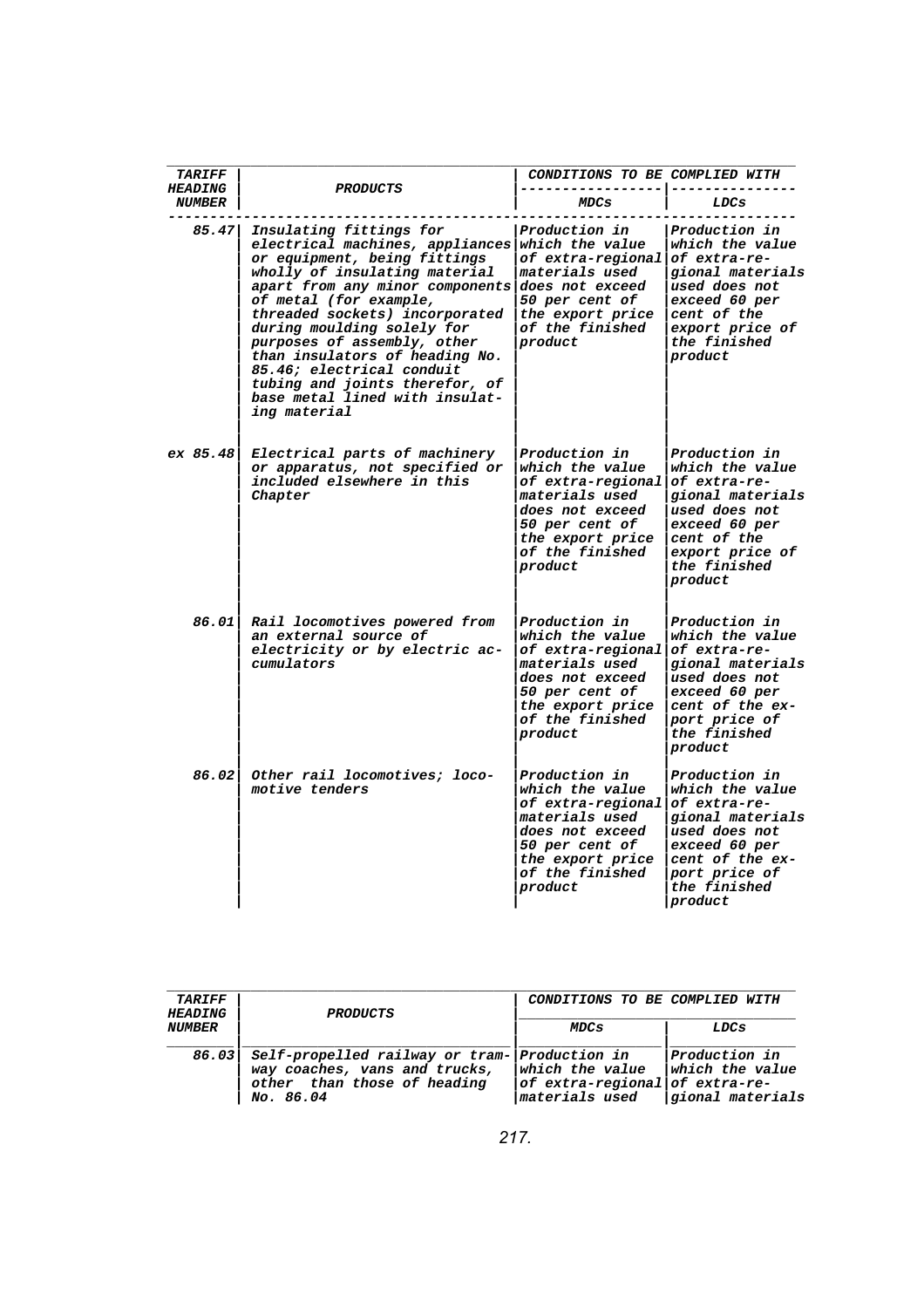| TARIFF HEADING NUMBER | PRODUCTS | CONDITIONS TO BE COMPLIED WITH | |
|---|---|---|---|
| | | MDCs | LDCs |
| 85.47 | Insulating fittings for electrical machines, appliances or equipment, being fittings wholly of insulating material apart from any minor components of metal (for example, threaded sockets) incorporated during moulding solely for purposes of assembly, other than insulators of heading No. 85.46; electrical conduit tubing and joints therefor, of base metal lined with insulating material | Production in which the value of extra-regional materials used does not exceed 50 per cent of the export price of the finished product | Production in which the value of extra-regional materials used does not exceed 60 per cent of the export price of the finished product |
| ex 85.48 | Electrical parts of machinery or apparatus, not specified or included elsewhere in this Chapter | Production in which the value of extra-regional materials used does not exceed 50 per cent of the export price of the finished product | Production in which the value of extra-regional materials used does not exceed 60 per cent of the export price of the finished product |
| 86.01 | Rail locomotives powered from an external source of electricity or by electric accumulators | Production in which the value of extra-regional materials used does not exceed 50 per cent of the export price of the finished product | Production in which the value of extra-regional materials used does not exceed 60 per cent of the export price of the finished product |
| 86.02 | Other rail locomotives; locomotive tenders | Production in which the value of extra-regional materials used does not exceed 50 per cent of the export price of the finished product | Production in which the value of extra-regional materials used does not exceed 60 per cent of the export price of the finished product |

| TARIFF HEADING NUMBER | PRODUCTS | CONDITIONS TO BE COMPLIED WITH | |
|---|---|---|---|
| | | MDCs | LDCs |
| 86.03 | Self-propelled railway or tramway coaches, vans and trucks, other than those of heading No. 86.04 | Production in which the value of extra-regional materials used | Production in which the value of extra-regional materials |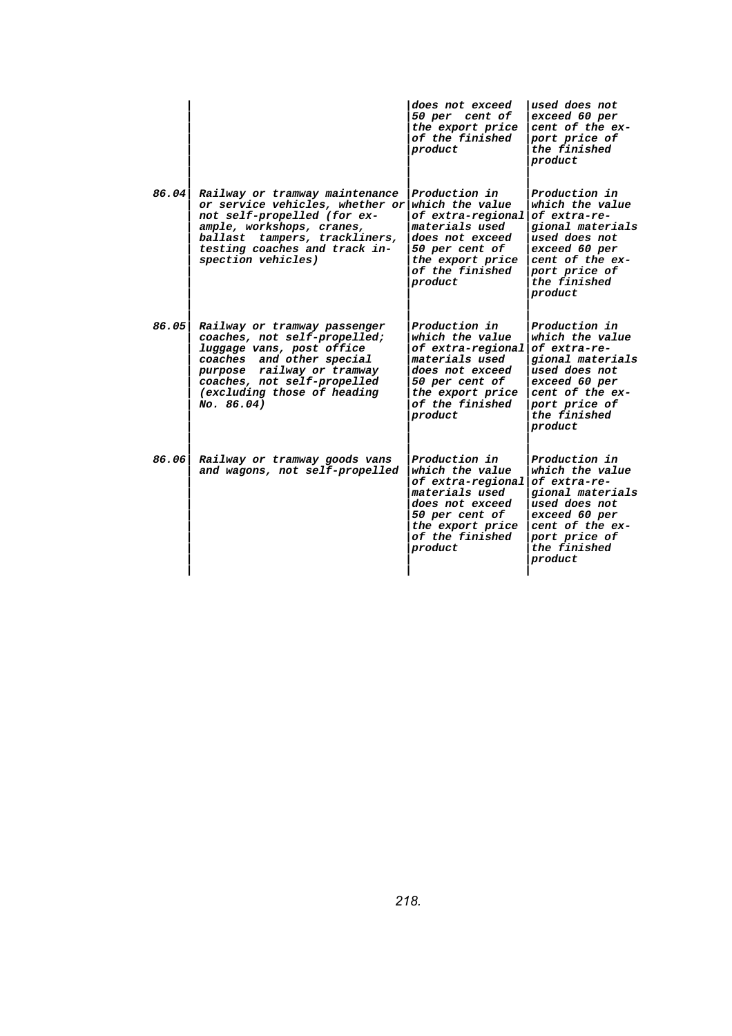| | | | |
|---|---|---|---|
| | | does not exceed 50 per cent of the export price of the finished product | used does not exceed 60 per cent of the export price of the finished product |
| 86.04 | Railway or tramway maintenance or service vehicles, whether or not self-propelled (for example, workshops, cranes, ballast tampers, trackliners, testing coaches and track inspection vehicles) | Production in which the value of extra-regional materials used does not exceed 50 per cent of the export price of the finished product | Production in which the value of extra-regional materials used does not exceed 60 per cent of the export price of the finished product |
| 86.05 | Railway or tramway passenger coaches, not self-propelled; luggage vans, post office coaches and other special purpose railway or tramway coaches, not self-propelled (excluding those of heading No. 86.04) | Production in which the value of extra-regional materials used does not exceed 50 per cent of the export price of the finished product | Production in which the value of extra-regional materials used does not exceed 60 per cent of the export price of the finished product |
| 86.06 | Railway or tramway goods vans and wagons, not self-propelled | Production in which the value of extra-regional materials used does not exceed 50 per cent of the export price of the finished product | Production in which the value of extra-regional materials used does not exceed 60 per cent of the export price of the finished product |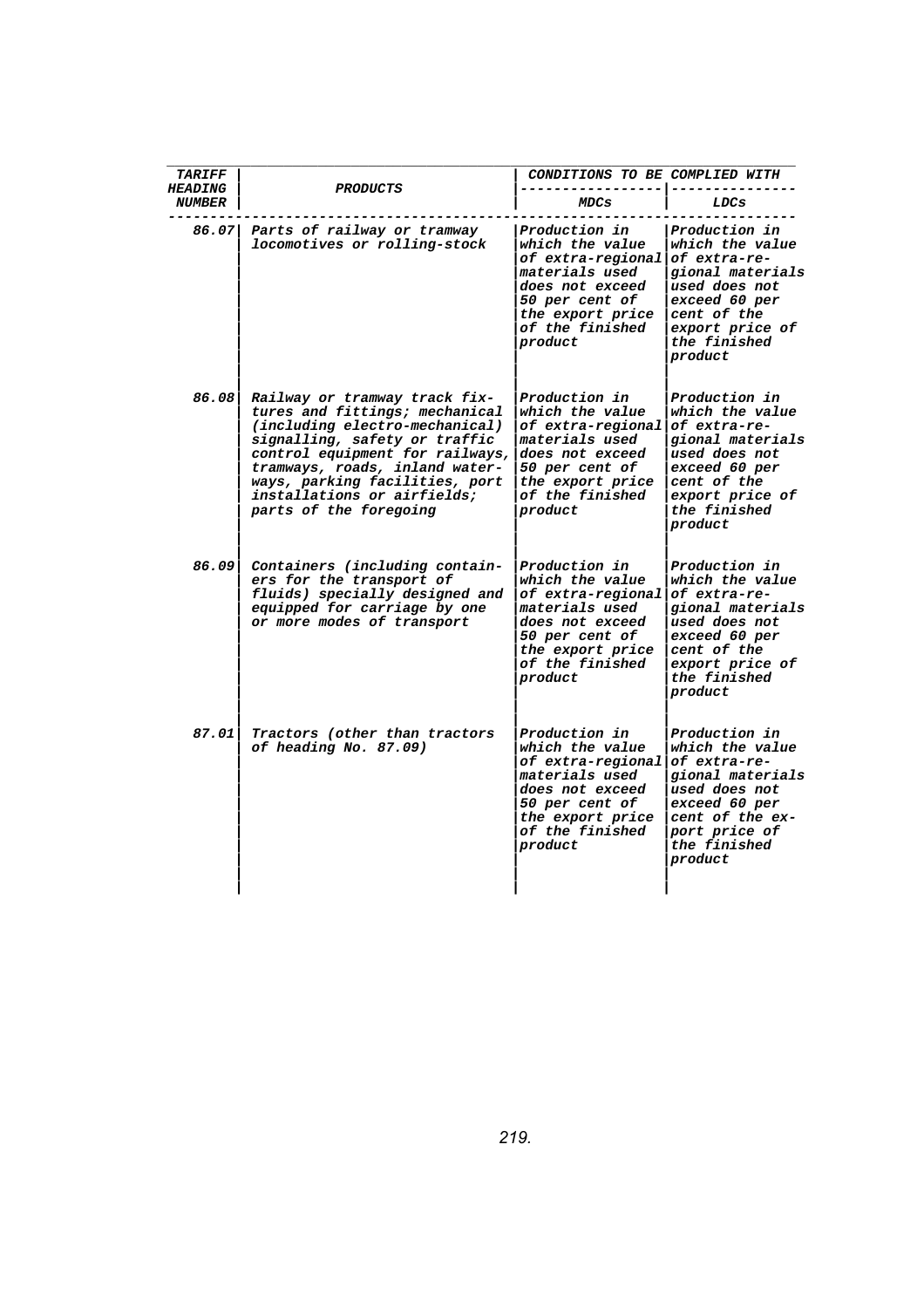| TARIFF HEADING NUMBER | PRODUCTS | CONDITIONS TO BE COMPLIED WITH | |
|---|---|---|---|
| | | MDCs | LDCs |
| 86.07 | Parts of railway or tramway locomotives or rolling-stock | Production in which the value of extra-regional materials used does not exceed 50 per cent of the export price of the finished product | Production in which the value of extra-regional materials used does not exceed 60 per cent of the export price of the finished product |
| 86.08 | Railway or tramway track fixtures and fittings; mechanical (including electro-mechanical) signalling, safety or traffic control equipment for railways, tramways, roads, inland waterways, parking facilities, port installations or airfields; parts of the foregoing | Production in which the value of extra-regional materials used does not exceed 50 per cent of the export price of the finished product | Production in which the value of extra-regional materials used does not exceed 60 per cent of the export price of the finished product |
| 86.09 | Containers (including containers for the transport of fluids) specially designed and equipped for carriage by one or more modes of transport | Production in which the value of extra-regional materials used does not exceed 50 per cent of the export price of the finished product | Production in which the value of extra-regional materials used does not exceed 60 per cent of the export price of the finished product |
| 87.01 | Tractors (other than tractors of heading No. 87.09) | Production in which the value of extra-regional materials used does not exceed 50 per cent of the export price of the finished product | Production in which the value of extra-regional materials used does not exceed 60 per cent of the export price of the finished product |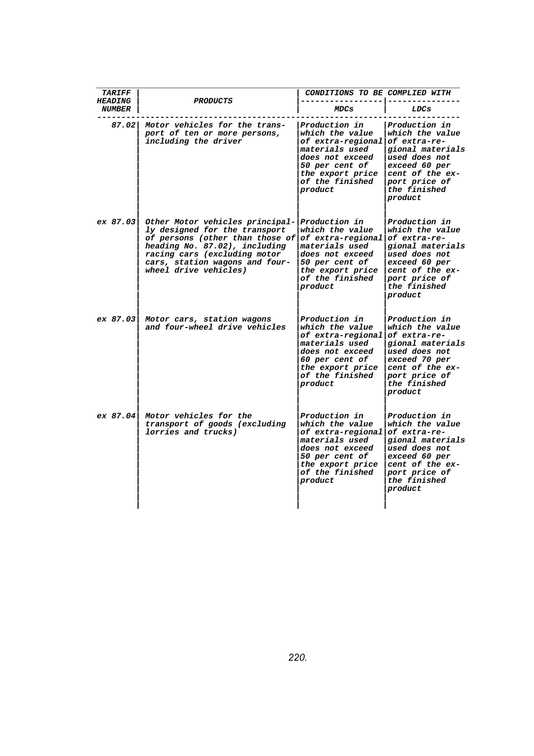| TARIFF HEADING NUMBER | PRODUCTS | CONDITIONS TO BE COMPLIED WITH | |
|---|---|---|---|
| | | MDCs | LDCs |
| 87.02 | Motor vehicles for the transport of ten or more persons, including the driver | Production in which the value of extra-regional materials used does not exceed 50 per cent of the export price of the finished product | Production in which the value of extra-regional materials used does not exceed 60 per cent of the export price of the finished product |
| ex 87.03 | Other Motor vehicles principally designed for the transport of persons (other than those of heading No. 87.02), including racing cars (excluding motor cars, station wagons and four-wheel drive vehicles) | Production in which the value of extra-regional materials used does not exceed 50 per cent of the export price of the finished product | Production in which the value of extra-regional materials used does not exceed 60 per cent of the export price of the finished product |
| ex 87.03 | Motor cars, station wagons and four-wheel drive vehicles | Production in which the value of extra-regional materials used does not exceed 60 per cent of the export price of the finished product | Production in which the value of extra-regional materials used does not exceed 70 per cent of the export price of the finished product |
| ex 87.04 | Motor vehicles for the transport of goods (excluding lorries and trucks) | Production in which the value of extra-regional materials used does not exceed 50 per cent of the export price of the finished product | Production in which the value of extra-regional materials used does not exceed 60 per cent of the export price of the finished product |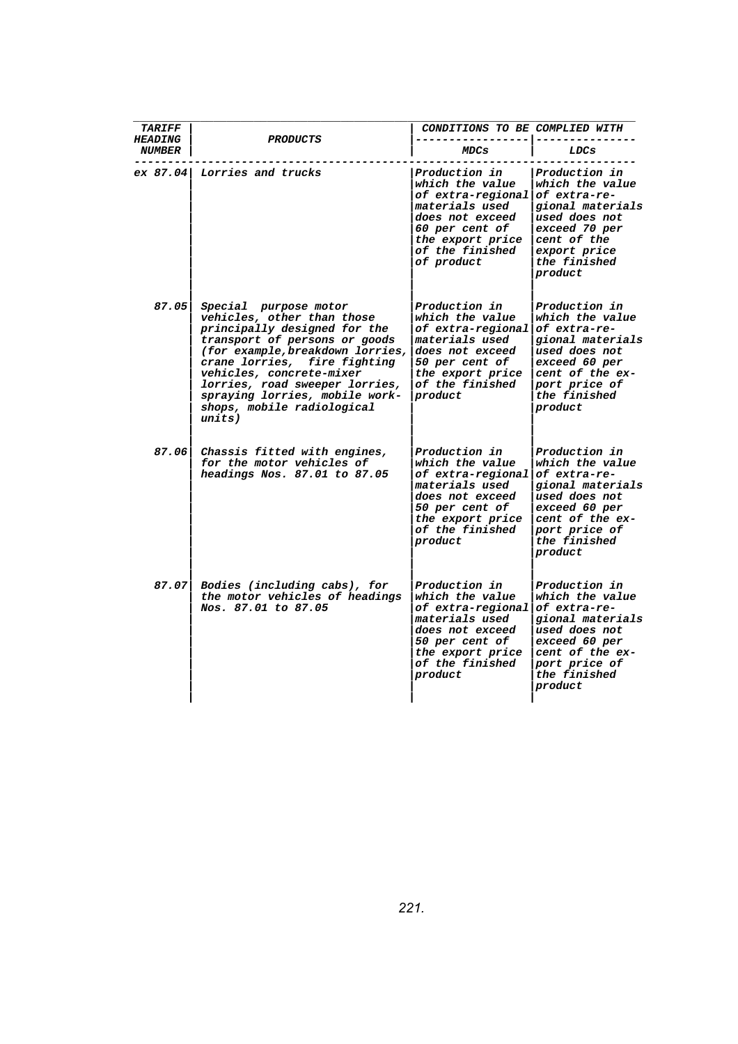| TARIFF HEADING NUMBER | PRODUCTS | CONDITIONS TO BE COMPLIED WITH | |
|---|---|---|---|
| | | MDCs | LDCs |
| ex 87.04 | Lorries and trucks | Production in which the value of extra-regional materials used does not exceed 60 per cent of the export price of the finished of product | Production in which the value of extra-regional materials used does not exceed 70 per cent of the export price the finished product |
| 87.05 | Special purpose motor vehicles, other than those principally designed for the transport of persons or goods (for example, breakdown lorries, crane lorries, fire fighting vehicles, concrete-mixer lorries, road sweeper lorries, spraying lorries, mobile work-shops, mobile radiological units) | Production in which the value of extra-regional materials used does not exceed 50 per cent of the export price of the finished product | Production in which the value of extra-regional materials used does not exceed 60 per cent of the export price of the finished product |
| 87.06 | Chassis fitted with engines, for the motor vehicles of headings Nos. 87.01 to 87.05 | Production in which the value of extra-regional materials used does not exceed 50 per cent of the export price of the finished product | Production in which the value of extra-regional materials used does not exceed 60 per cent of the export price of the finished product |
| 87.07 | Bodies (including cabs), for the motor vehicles of headings Nos. 87.01 to 87.05 | Production in which the value of extra-regional materials used does not exceed 50 per cent of the export price of the finished product | Production in which the value of extra-regional materials used does not exceed 60 per cent of the export price of the finished product |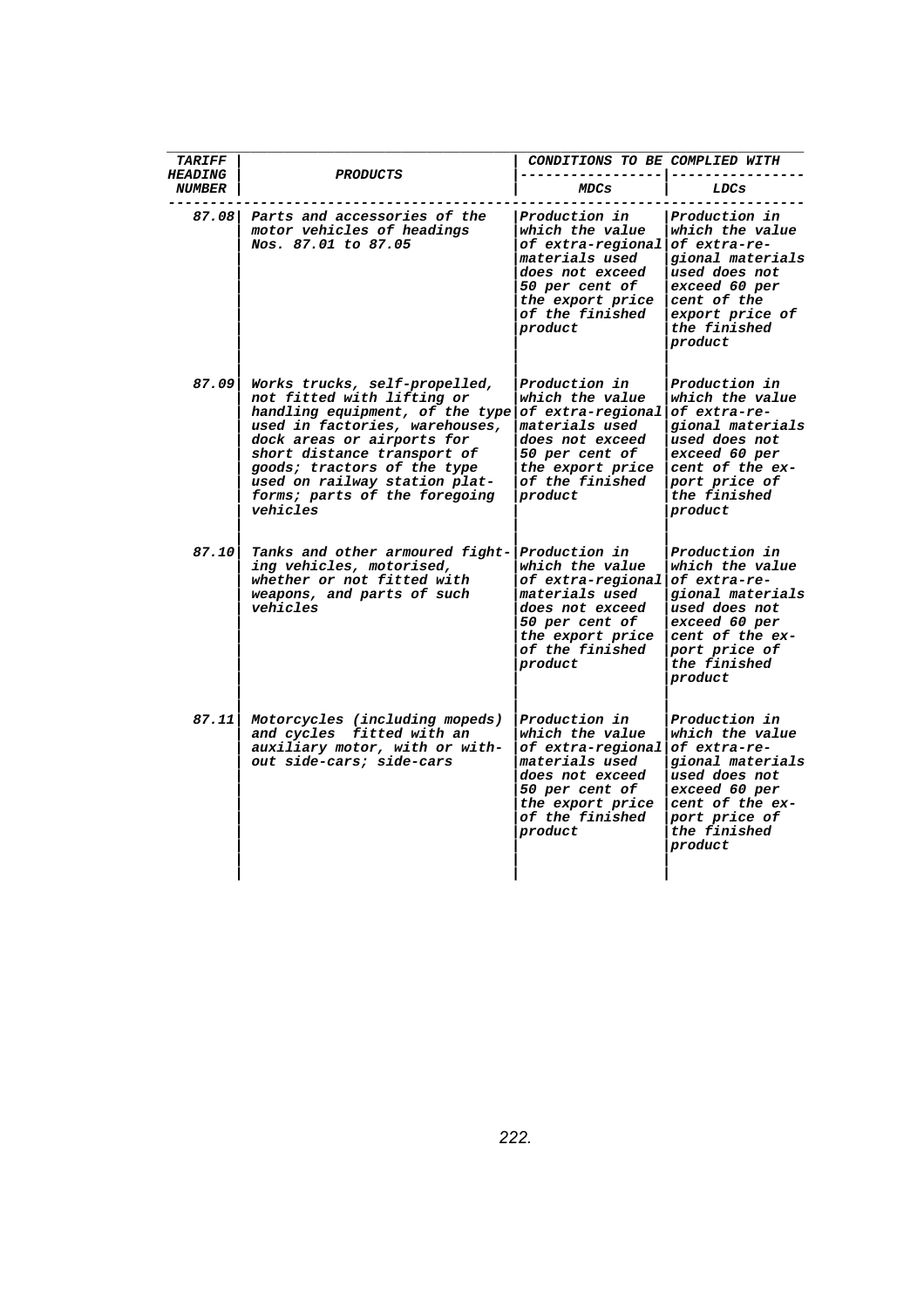| TARIFF HEADING NUMBER | PRODUCTS | CONDITIONS TO BE COMPLIED WITH | |
|---|---|---|---|
| | | MDCs | LDCs |
| 87.08 | Parts and accessories of the motor vehicles of headings Nos. 87.01 to 87.05 | Production in which the value of extra-regional materials used does not exceed 50 per cent of the export price of the finished product | Production in which the value of extra-regional materials used does not exceed 60 per cent of the export price of the finished product |
| 87.09 | Works trucks, self-propelled, not fitted with lifting or handling equipment, of the type used in factories, warehouses, dock areas or airports for short distance transport of goods; tractors of the type used on railway station platforms; parts of the foregoing vehicles | Production in which the value of extra-regional materials used does not exceed 50 per cent of the export price of the finished product | Production in which the value of extra-regional materials used does not exceed 60 per cent of the export price of the finished product |
| 87.10 | Tanks and other armoured fighting vehicles, motorised, whether or not fitted with weapons, and parts of such vehicles | Production in which the value of extra-regional materials used does not exceed 50 per cent of the export price of the finished product | Production in which the value of extra-regional materials used does not exceed 60 per cent of the export price of the finished product |
| 87.11 | Motorcycles (including mopeds) and cycles fitted with an auxiliary motor, with or without side-cars; side-cars | Production in which the value of extra-regional materials used does not exceed 50 per cent of the export price of the finished product | Production in which the value of extra-regional materials used does not exceed 60 per cent of the export price of the finished product |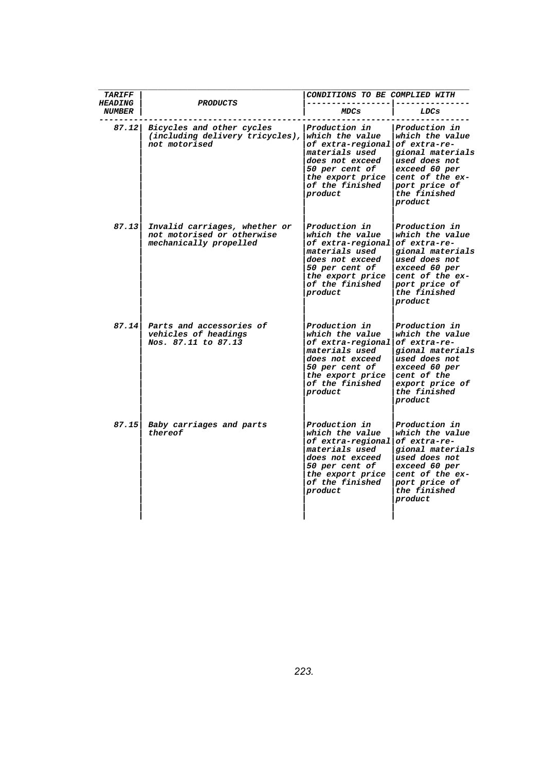| TARIFF HEADING NUMBER | PRODUCTS | CONDITIONS TO BE COMPLIED WITH | |
|---|---|---|---|
| | | MDCs | LDCs |
| 87.12 | Bicycles and other cycles (including delivery tricycles), not motorised | Production in which the value of extra-regional materials used does not exceed 50 per cent of the export price of the finished product | Production in which the value of extra-regional materials used does not exceed 60 per cent of the export price of the finished product |
| 87.13 | Invalid carriages, whether or not motorised or otherwise mechanically propelled | Production in which the value of extra-regional materials used does not exceed 50 per cent of the export price of the finished product | Production in which the value of extra-regional materials used does not exceed 60 per cent of the export price of the finished product |
| 87.14 | Parts and accessories of vehicles of headings Nos. 87.11 to 87.13 | Production in which the value of extra-regional materials used does not exceed 50 per cent of the export price of the finished product | Production in which the value of extra-regional materials used does not exceed 60 per cent of the export price of the finished product |
| 87.15 | Baby carriages and parts thereof | Production in which the value of extra-regional materials used does not exceed 50 per cent of the export price of the finished product | Production in which the value of extra-regional materials used does not exceed 60 per cent of the export price of the finished product |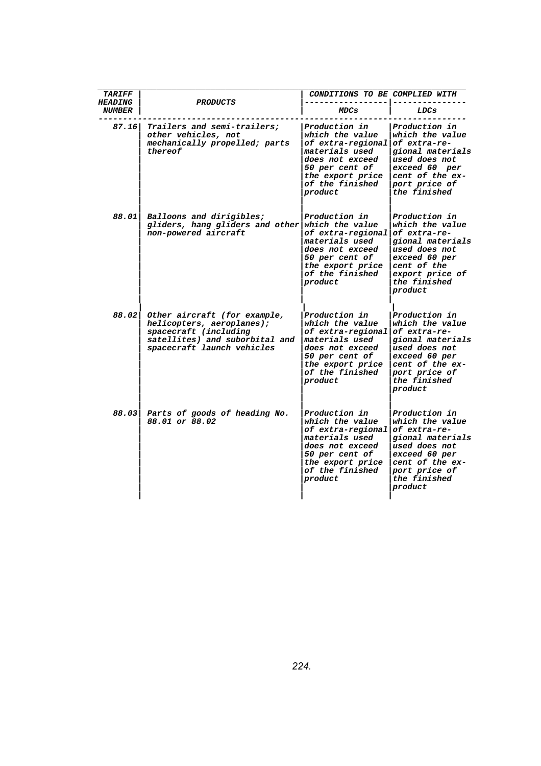| TARIFF HEADING NUMBER | PRODUCTS | CONDITIONS TO BE COMPLIED WITH | |
|---|---|---|---|
| | | MDCs | LDCs |
| 87.16 | Trailers and semi-trailers; other vehicles, not mechanically propelled; parts thereof | Production in which the value of extra-regional materials used does not exceed 50 per cent of the export price of the finished product | Production in which the value of extra-regional materials used does not exceed 60 per cent of the export price of the finished |
| 88.01 | Balloons and dirigibles; gliders, hang gliders and other non-powered aircraft | Production in which the value of extra-regional materials used does not exceed 50 per cent of the export price of the finished product | Production in which the value of extra-regional materials used does not exceed 60 per cent of the export price of the finished product |
| 88.02 | Other aircraft (for example, helicopters, aeroplanes); spacecraft (including satellites) and suborbital and spacecraft launch vehicles | Production in which the value of extra-regional materials used does not exceed 50 per cent of the export price of the finished product | Production in which the value of extra-regional materials used does not exceed 60 per cent of the export price of the finished product |
| 88.03 | Parts of goods of heading No. 88.01 or 88.02 | Production in which the value of extra-regional materials used does not exceed 50 per cent of the export price of the finished product | Production in which the value of extra-regional materials used does not exceed 60 per cent of the export price of the finished product |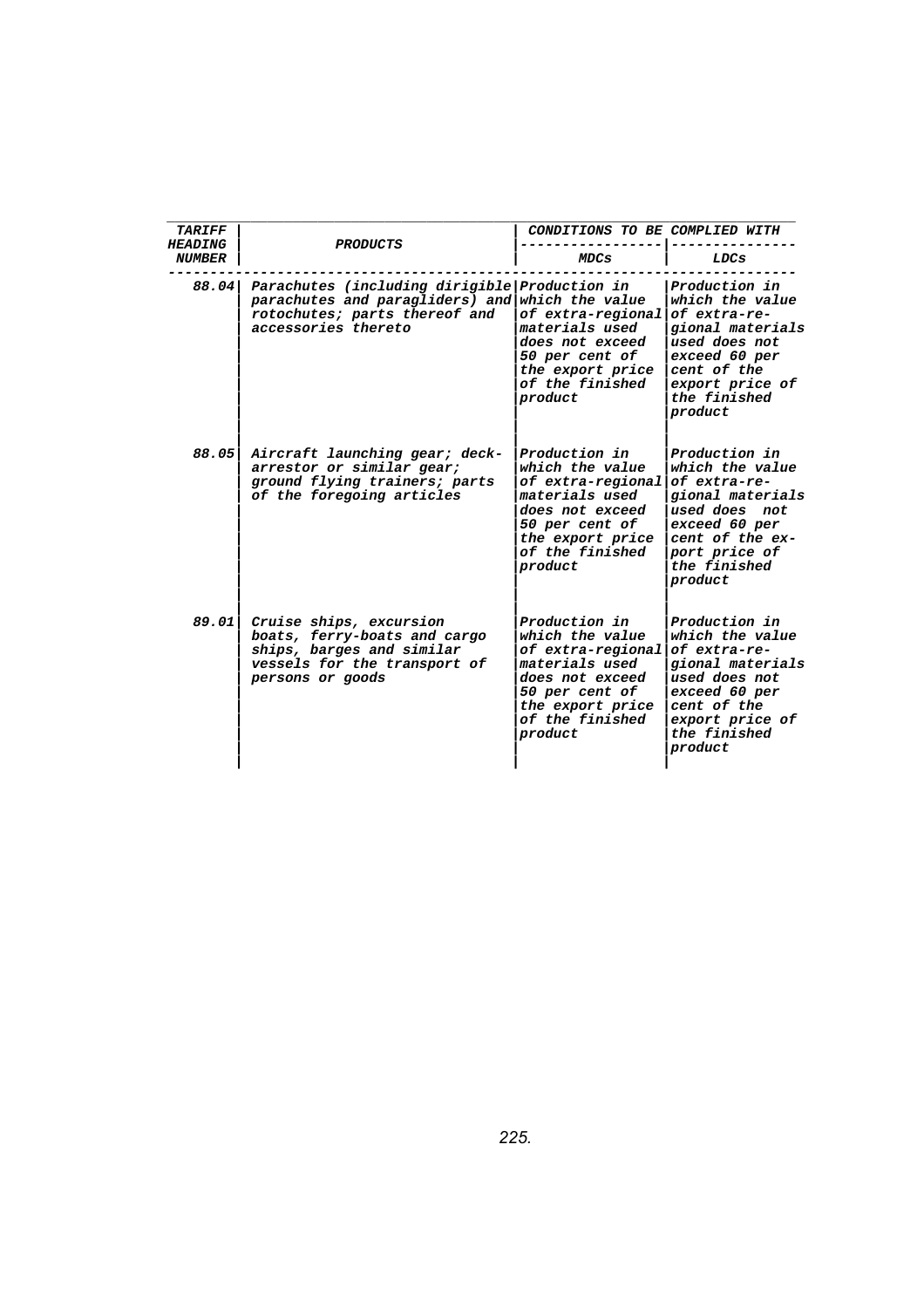| TARIFF HEADING NUMBER | PRODUCTS | CONDITIONS TO BE COMPLIED WITH | |
|---|---|---|---|
| | | MDCs | LDCs |
| 88.04 | Parachutes (including dirigible parachutes and paragliders) and rotochutes; parts thereof and accessories thereto | Production in which the value of extra-regional materials used does not exceed 50 per cent of the export price of the finished product | Production in which the value of extra-regional materials used does not exceed 60 per cent of the export price of the finished product |
| 88.05 | Aircraft launching gear; deck-arrestor or similar gear; ground flying trainers; parts of the foregoing articles | Production in which the value of extra-regional materials used does not exceed 50 per cent of the export price of the finished product | Production in which the value of extra-regional materials used does not exceed 60 per cent of the export price of the finished product |
| 89.01 | Cruise ships, excursion boats, ferry-boats and cargo ships, barges and similar vessels for the transport of persons or goods | Production in which the value of extra-regional materials used does not exceed 50 per cent of the export price of the finished product | Production in which the value of extra-regional materials used does not exceed 60 per cent of the export price of the finished product |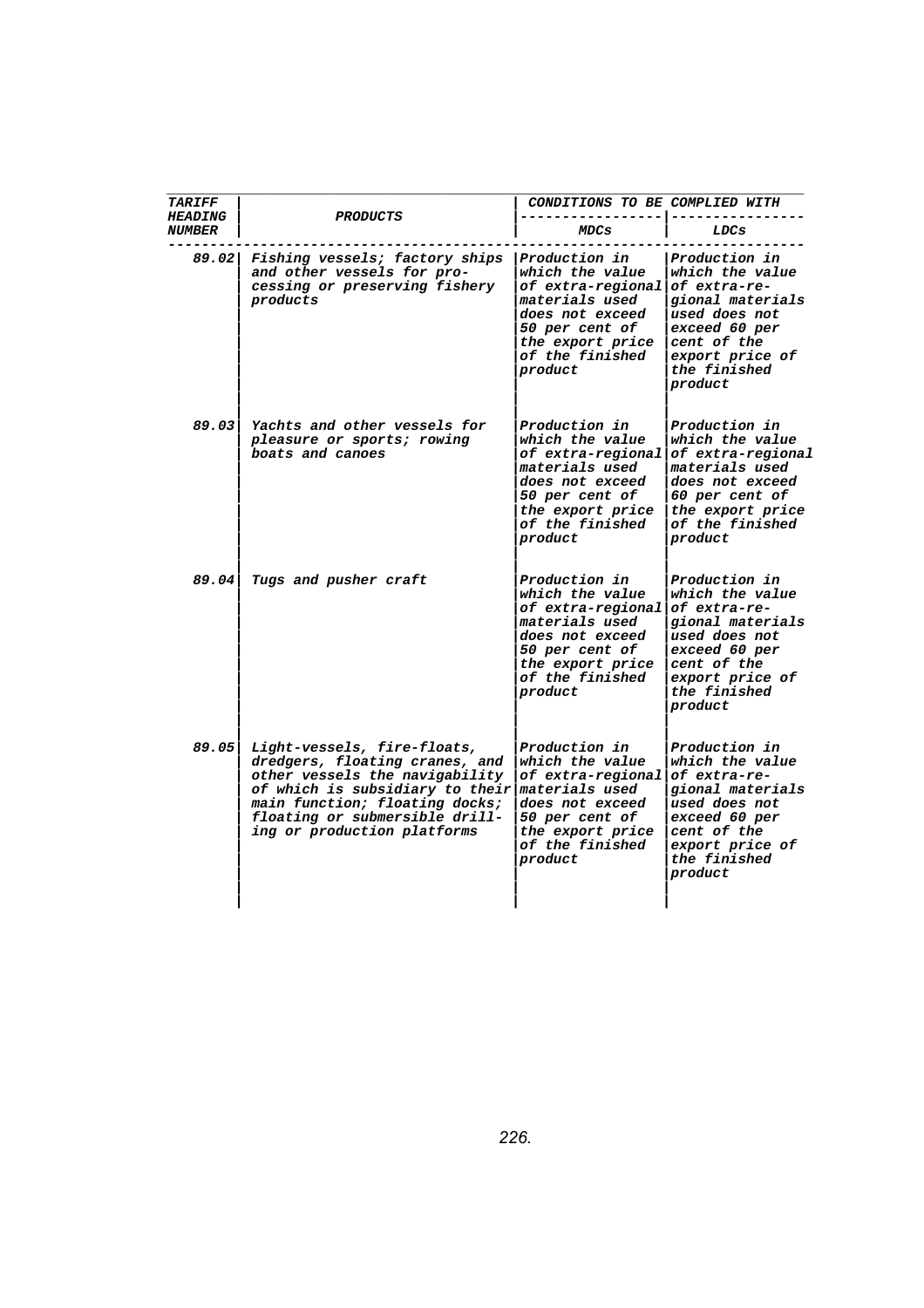| TARIFF HEADING NUMBER | PRODUCTS | CONDITIONS TO BE COMPLIED WITH | |
|---|---|---|---|
| | | MDCs | LDCs |
| 89.02 | Fishing vessels; factory ships and other vessels for processing or preserving fishery products | Production in which the value of extra-regional materials used does not exceed 50 per cent of the export price of the finished product | Production in which the value of extra-regional materials used does not exceed 60 per cent of the export price of the finished product |
| 89.03 | Yachts and other vessels for pleasure or sports; rowing boats and canoes | Production in which the value of extra-regional materials used does not exceed 50 per cent of the export price of the finished product | Production in which the value of extra-regional materials used does not exceed 60 per cent of the export price of the finished product |
| 89.04 | Tugs and pusher craft | Production in which the value of extra-regional materials used does not exceed 50 per cent of the export price of the finished product | Production in which the value of extra-regional materials used does not exceed 60 per cent of the export price of the finished product |
| 89.05 | Light-vessels, fire-floats, dredgers, floating cranes, and other vessels the navigability of which is subsidiary to their main function; floating docks; floating or submersible drilling or production platforms | Production in which the value of extra-regional materials used does not exceed 50 per cent of the export price of the finished product | Production in which the value of extra-regional materials used does not exceed 60 per cent of the export price of the finished product |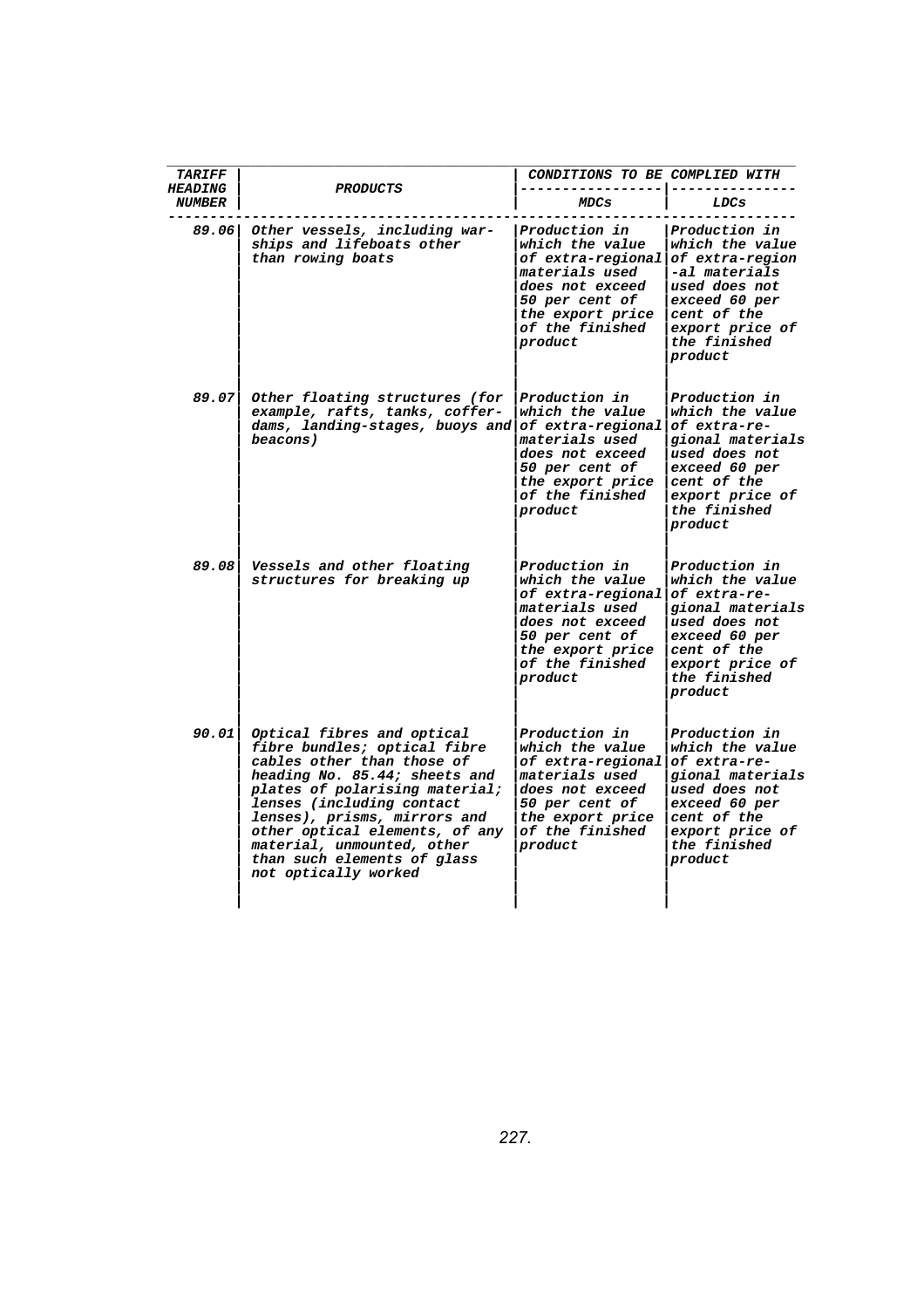| TARIFF HEADING NUMBER | PRODUCTS | CONDITIONS TO BE COMPLIED WITH | |
|---|---|---|---|
| | | MDCs | LDCs |
| 89.06 | Other vessels, including war-ships and lifeboats other than rowing boats | Production in which the value of extra-regional materials used does not exceed 50 per cent of the export price of the finished product | Production in which the value of extra-regional materials used does not exceed 60 per cent of the export price of the finished product |
| 89.07 | Other floating structures (for example, rafts, tanks, coffer-dams, landing-stages, buoys and beacons) | Production in which the value of extra-regional materials used does not exceed 50 per cent of the export price of the finished product | Production in which the value of extra-regional materials used does not exceed 60 per cent of the export price of the finished product |
| 89.08 | Vessels and other floating structures for breaking up | Production in which the value of extra-regional materials used does not exceed 50 per cent of the export price of the finished product | Production in which the value of extra-regional materials used does not exceed 60 per cent of the export price of the finished product |
| 90.01 | Optical fibres and optical fibre bundles; optical fibre cables other than those of heading No. 85.44; sheets and plates of polarising material; lenses (including contact lenses), prisms, mirrors and other optical elements, of any material, unmounted, other than such elements of glass not optically worked | Production in which the value of extra-regional materials used does not exceed 50 per cent of the export price of the finished product | Production in which the value of extra-regional materials used does not exceed 60 per cent of the export price of the finished product |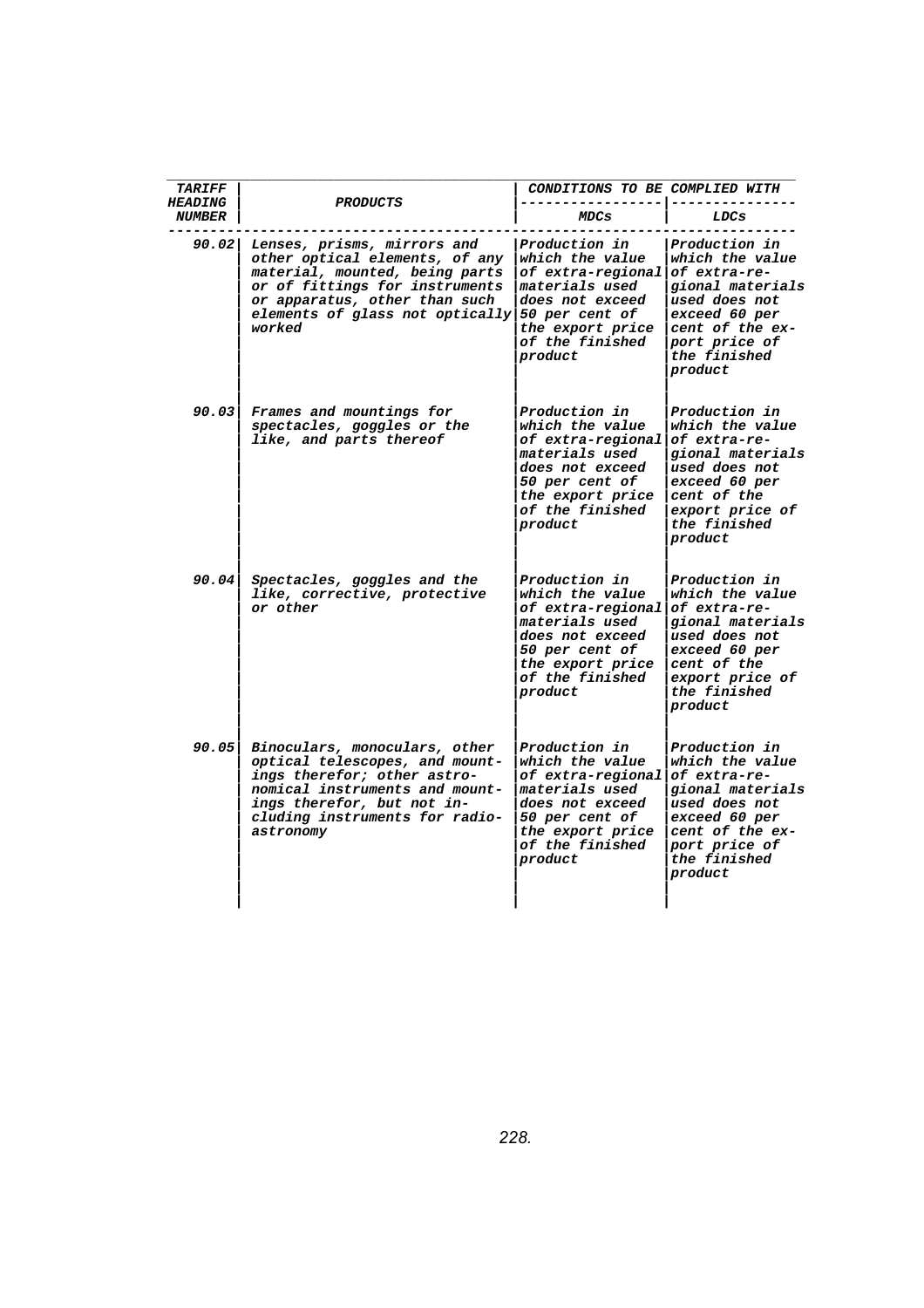| TARIFF HEADING NUMBER | PRODUCTS | CONDITIONS TO BE COMPLIED WITH | |
|---|---|---|---|
| | | MDCs | LDCs |
| 90.02 | Lenses, prisms, mirrors and other optical elements, of any material, mounted, being parts or of fittings for instruments or apparatus, other than such elements of glass not optically worked | Production in which the value of extra-regional materials used does not exceed 50 per cent of the export price of the finished product | Production in which the value of extra-regional materials used does not exceed 60 per cent of the export price of the finished product |
| 90.03 | Frames and mountings for spectacles, goggles or the like, and parts thereof | Production in which the value of extra-regional materials used does not exceed 50 per cent of the export price of the finished product | Production in which the value of extra-regional materials used does not exceed 60 per cent of the export price of the finished product |
| 90.04 | Spectacles, goggles and the like, corrective, protective or other | Production in which the value of extra-regional materials used does not exceed 50 per cent of the export price of the finished product | Production in which the value of extra-regional materials used does not exceed 60 per cent of the export price of the finished product |
| 90.05 | Binoculars, monoculars, other optical telescopes, and mountings therefor; other astronomical instruments and mountings therefor, but not including instruments for radio-astronomy | Production in which the value of extra-regional materials used does not exceed 50 per cent of the export price of the finished product | Production in which the value of extra-regional materials used does not exceed 60 per cent of the export price of the finished product |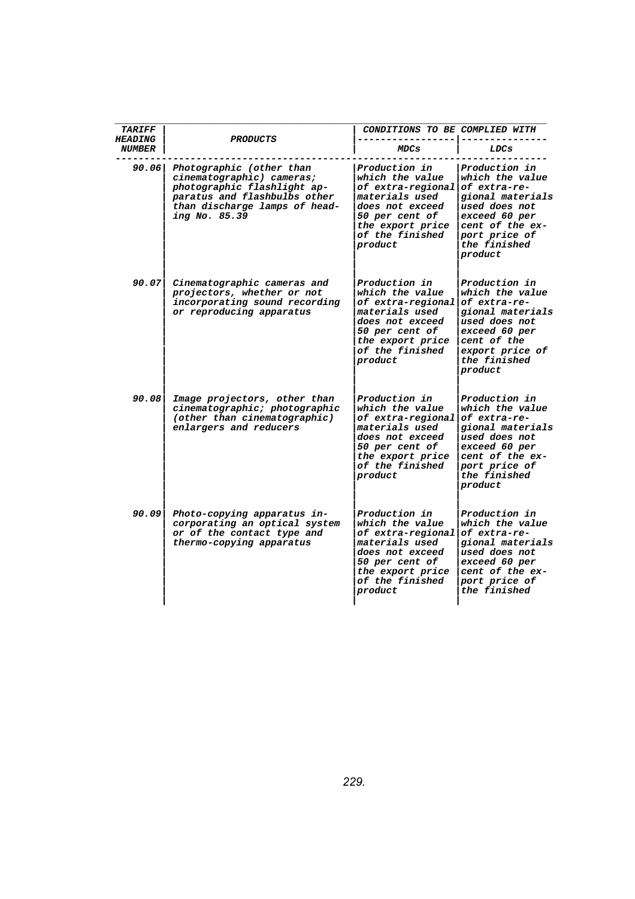| TARIFF HEADING NUMBER | PRODUCTS | CONDITIONS TO BE COMPLIED WITH | |
|---|---|---|---|
| | | MDCs | LDCs |
| 90.06 | Photographic (other than cinematographic) cameras; photographic flashlight apparatus and flashbulbs other than discharge lamps of heading No. 85.39 | Production in which the value of extra-regional materials used does not exceed 50 per cent of the export price of the finished product | Production in which the value of extra-regional materials used does not exceed 60 per cent of the export price of the finished product |
| 90.07 | Cinematographic cameras and projectors, whether or not incorporating sound recording or reproducing apparatus | Production in which the value of extra-regional materials used does not exceed 50 per cent of the export price of the finished product | Production in which the value of extra-regional materials used does not exceed 60 per cent of the export price of the finished product |
| 90.08 | Image projectors, other than cinematographic; photographic (other than cinematographic) enlargers and reducers | Production in which the value of extra-regional materials used does not exceed 50 per cent of the export price of the finished product | Production in which the value of extra-regional materials used does not exceed 60 per cent of the export price of the finished product |
| 90.09 | Photo-copying apparatus incorporating an optical system or of the contact type and thermo-copying apparatus | Production in which the value of extra-regional materials used does not exceed 50 per cent of the export price of the finished product | Production in which the value of extra-regional materials used does not exceed 60 per cent of the export price of the finished |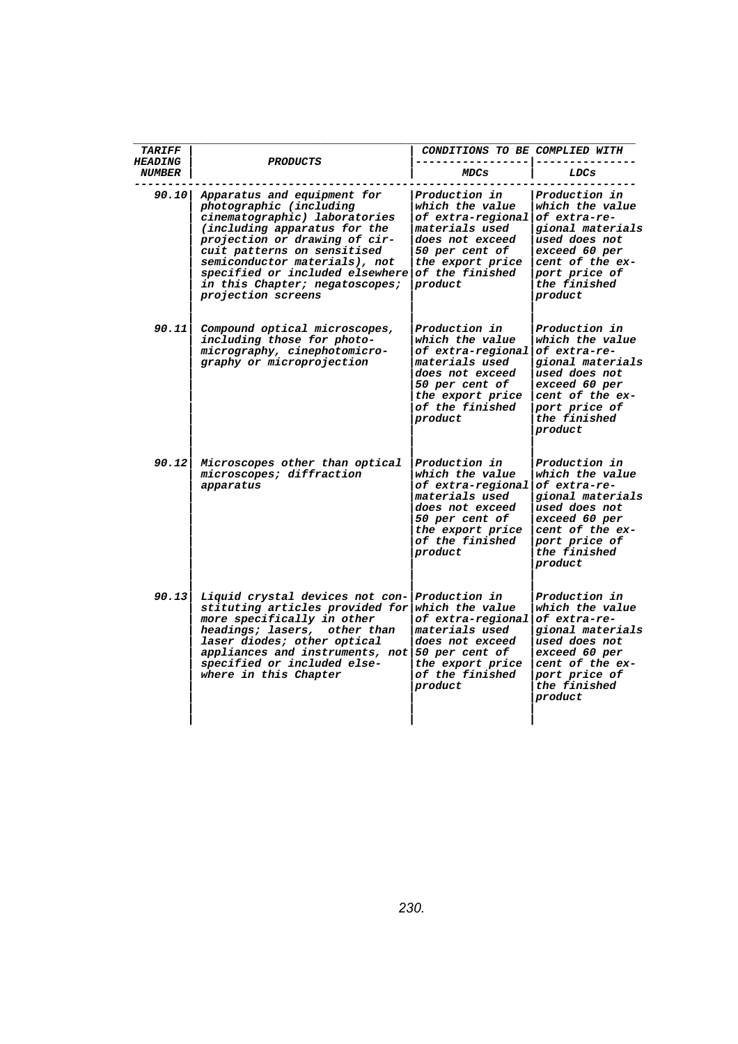| TARIFF HEADING NUMBER | PRODUCTS | CONDITIONS TO BE COMPLIED WITH | |
|---|---|---|---|
| | | MDCs | LDCs |
| 90.10 | Apparatus and equipment for photographic (including cinematographic) laboratories (including apparatus for the projection or drawing of circuit patterns on sensitised semiconductor materials), not specified or included elsewhere in this Chapter; negatoscopes; projection screens | Production in which the value of extra-regional materials used does not exceed 50 per cent of the export price of the finished product | Production in which the value of extra-regional materials used does not exceed 60 per cent of the export price of the finished product |
| 90.11 | Compound optical microscopes, including those for photomicrography, cinephotomicrography or microprojection | Production in which the value of extra-regional materials used does not exceed 50 per cent of the export price of the finished product | Production in which the value of extra-regional materials used does not exceed 60 per cent of the export price of the finished product |
| 90.12 | Microscopes other than optical microscopes; diffraction apparatus | Production in which the value of extra-regional materials used does not exceed 50 per cent of the export price of the finished product | Production in which the value of extra-regional materials used does not exceed 60 per cent of the export price of the finished product |
| 90.13 | Liquid crystal devices not constituting articles provided for more specifically in other headings; lasers, other than laser diodes; other optical appliances and instruments, not specified or included elsewhere in this Chapter | Production in which the value of extra-regional materials used does not exceed 50 per cent of the export price of the finished product | Production in which the value of extra-regional materials used does not exceed 60 per cent of the export price of the finished product |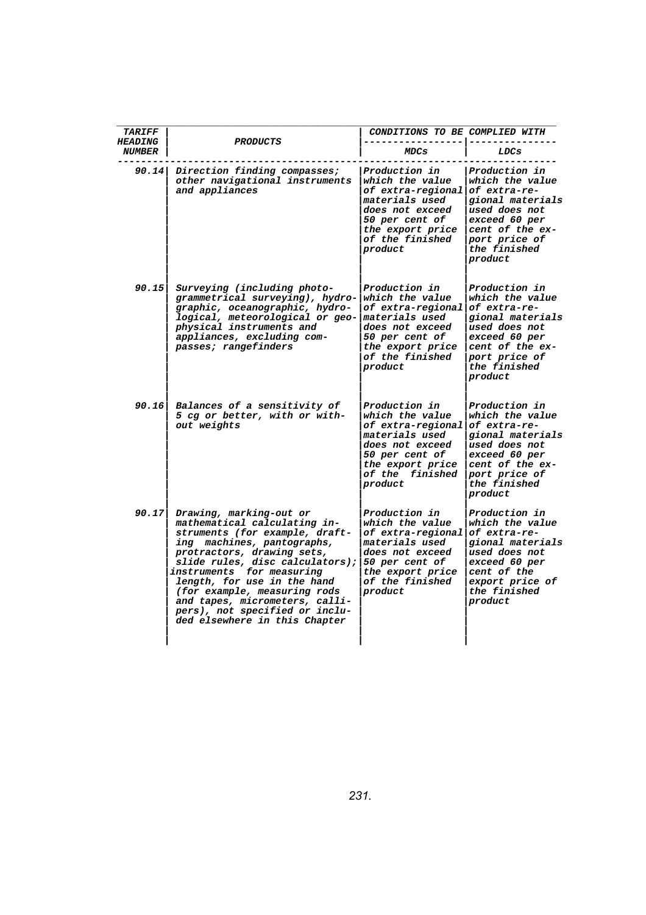| TARIFF HEADING NUMBER | PRODUCTS | CONDITIONS TO BE COMPLIED WITH | |
|---|---|---|---|
| | | MDCs | LDCs |
| 90.14 | Direction finding compasses; other navigational instruments and appliances | Production in which the value of extra-regional materials used does not exceed 50 per cent of the export price of the finished product | Production in which the value of extra-regional materials used does not exceed 60 per cent of the export price of the finished product |
| 90.15 | Surveying (including photogrammetrical surveying), hydrographic, oceanographic, hydrological, meteorological or geophysical instruments and appliances, excluding compasses; rangefinders | Production in which the value of extra-regional materials used does not exceed 50 per cent of the export price of the finished product | Production in which the value of extra-regional materials used does not exceed 60 per cent of the export price of the finished product |
| 90.16 | Balances of a sensitivity of 5 cg or better, with or without weights | Production in which the value of extra-regional materials used does not exceed 50 per cent of the export price of the finished product | Production in which the value of extra-regional materials used does not exceed 60 per cent of the export price of the finished product |
| 90.17 | Drawing, marking-out or mathematical calculating instruments (for example, drafting machines, pantographs, protractors, drawing sets, slide rules, disc calculators); instruments for measuring length, for use in the hand (for example, measuring rods and tapes, micrometers, callipers), not specified or included elsewhere in this Chapter | Production in which the value of extra-regional materials used does not exceed 50 per cent of the export price of the finished product | Production in which the value of extra-regional materials used does not exceed 60 per cent of the export price of the finished product |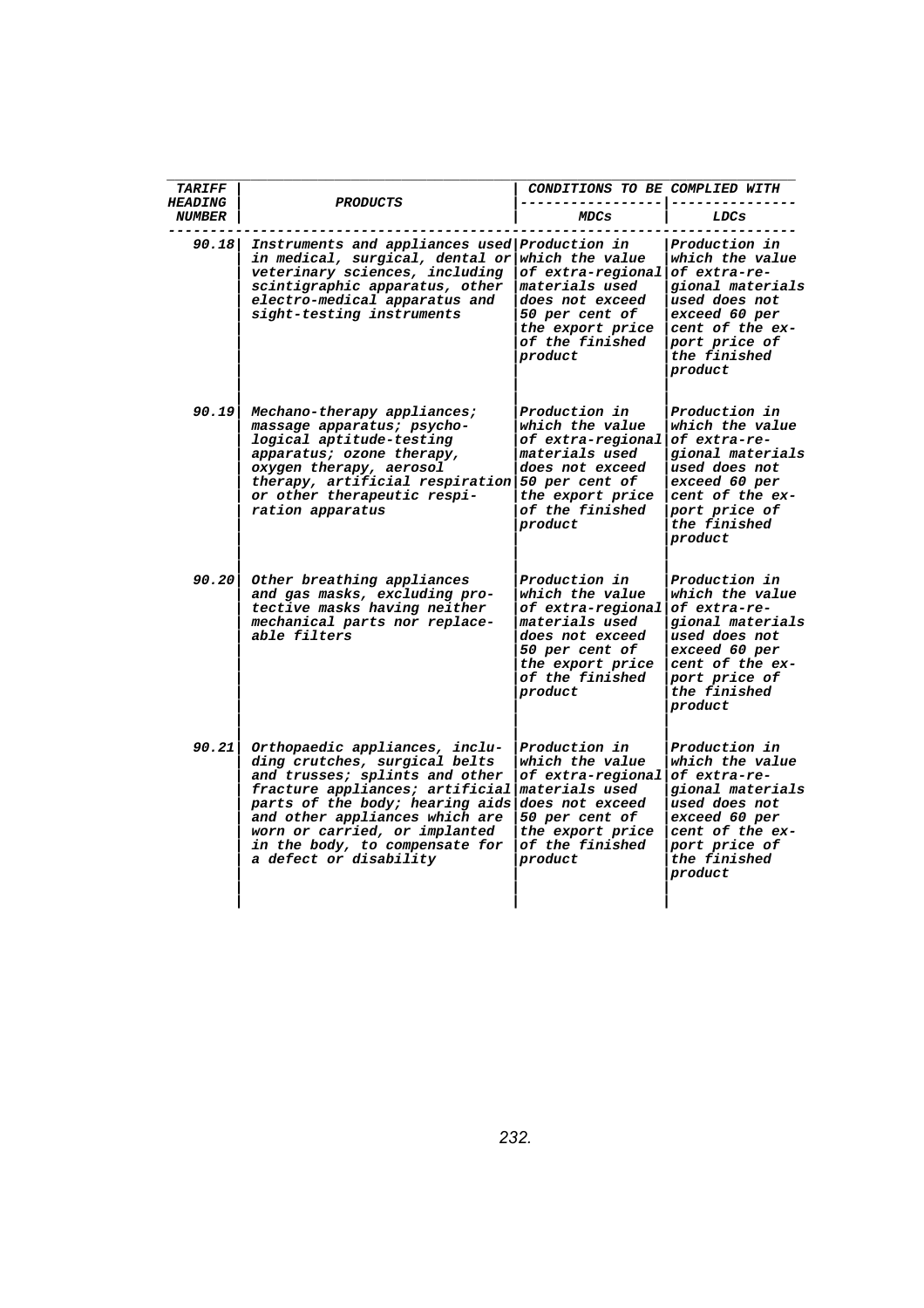| TARIFF HEADING NUMBER | PRODUCTS | CONDITIONS TO BE COMPLIED WITH | |
|---|---|---|---|
| | | MDCs | LDCs |
| 90.18 | Instruments and appliances used in medical, surgical, dental or veterinary sciences, including scintigraphic apparatus, other electro-medical apparatus and sight-testing instruments | Production in which the value of extra-regional materials used does not exceed 50 per cent of the export price of the finished product | Production in which the value of extra-regional materials used does not exceed 60 per cent of the export price of the finished product |
| 90.19 | Mechano-therapy appliances; massage apparatus; psychological aptitude-testing apparatus; ozone therapy, oxygen therapy, aerosol therapy, artificial respiration or other therapeutic respiration apparatus | Production in which the value of extra-regional materials used does not exceed 50 per cent of the export price of the finished product | Production in which the value of extra-regional materials used does not exceed 60 per cent of the export price of the finished product |
| 90.20 | Other breathing appliances and gas masks, excluding protective masks having neither mechanical parts nor replaceable filters | Production in which the value of extra-regional materials used does not exceed 50 per cent of the export price of the finished product | Production in which the value of extra-regional materials used does not exceed 60 per cent of the export price of the finished product |
| 90.21 | Orthopaedic appliances, including crutches, surgical belts and trusses; splints and other fracture appliances; artificial parts of the body; hearing aids and other appliances which are worn or carried, or implanted in the body, to compensate for a defect or disability | Production in which the value of extra-regional materials used does not exceed 50 per cent of the export price of the finished product | Production in which the value of extra-regional materials used does not exceed 60 per cent of the export price of the finished product |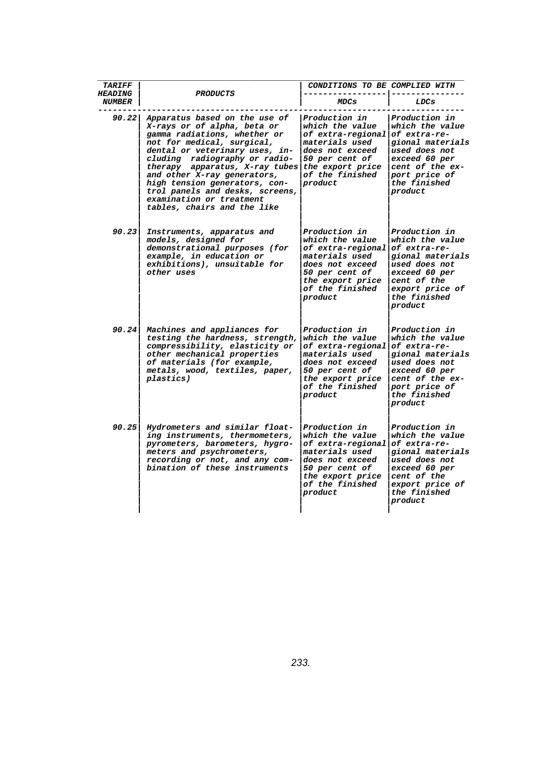| TARIFF HEADING NUMBER | PRODUCTS | CONDITIONS TO BE COMPLIED WITH | |
|---|---|---|---|
| | | MDCs | LDCs |
| 90.22 | Apparatus based on the use of X-rays or of alpha, beta or gamma radiations, whether or not for medical, surgical, dental or veterinary uses, including radiography or radiotherapy apparatus, X-ray tubes and other X-ray generators, high tension generators, control panels and desks, screens, examination or treatment tables, chairs and the like | Production in which the value of extra-regional materials used does not exceed 50 per cent of the export price of the finished product | Production in which the value of extra-regional materials used does not exceed 60 per cent of the export price of the finished product |
| 90.23 | Instruments, apparatus and models, designed for demonstrational purposes (for example, in education or exhibitions), unsuitable for other uses | Production in which the value of extra-regional materials used does not exceed 50 per cent of the export price of the finished product | Production in which the value of extra-regional materials used does not exceed 60 per cent of the export price of the finished product |
| 90.24 | Machines and appliances for testing the hardness, strength, compressibility, elasticity or other mechanical properties of materials (for example, metals, wood, textiles, paper, plastics) | Production in which the value of extra-regional materials used does not exceed 50 per cent of the export price of the finished product | Production in which the value of extra-regional materials used does not exceed 60 per cent of the export price of the finished product |
| 90.25 | Hydrometers and similar floating instruments, thermometers, pyrometers, barometers, hygrometers and psychrometers, recording or not, and any combination of these instruments | Production in which the value of extra-regional materials used does not exceed 50 per cent of the export price of the finished product | Production in which the value of extra-regional materials used does not exceed 60 per cent of the export price of the finished product |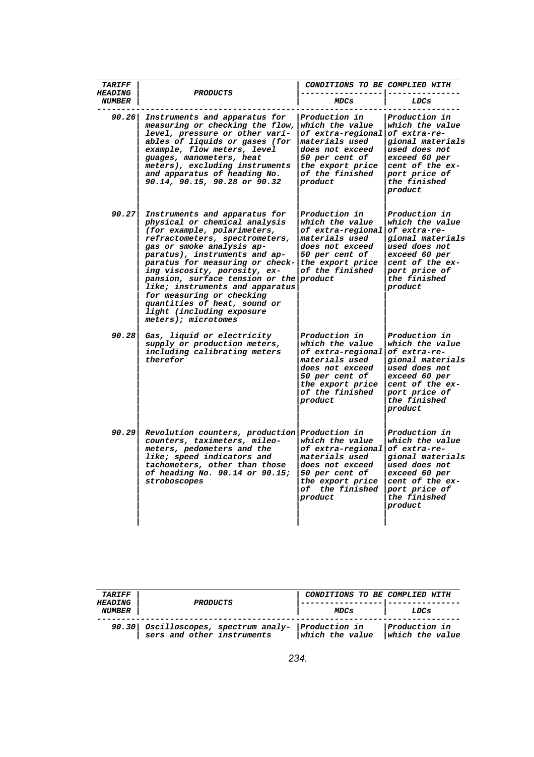| TARIFF HEADING NUMBER | PRODUCTS | CONDITIONS TO BE COMPLIED WITH | |
|---|---|---|---|
| | | MDCs | LDCs |
| 90.26 | Instruments and apparatus for measuring or checking the flow, level, pressure or other variables of liquids or gases (for example, flow meters, level guages, manometers, heat meters), excluding instruments and apparatus of heading No. 90.14, 90.15, 90.28 or 90.32 | Production in which the value of extra-regional materials used does not exceed 50 per cent of the export price of the finished product | Production in which the value of extra-regional materials used does not exceed 60 per cent of the export price of the finished product |
| 90.27 | Instruments and apparatus for physical or chemical analysis (for example, polarimeters, refractometers, spectrometers, gas or smoke analysis apparatus), instruments and apparatus for measuring or checking viscosity, porosity, expansion, surface tension or the like; instruments and apparatus for measuring or checking quantities of heat, sound or light (including exposure meters); microtomes | Production in which the value of extra-regional materials used does not exceed 50 per cent of the export price of the finished product | Production in which the value of extra-regional materials used does not exceed 60 per cent of the export price of the finished product |
| 90.28 | Gas, liquid or electricity supply or production meters, including calibrating meters therefor | Production in which the value of extra-regional materials used does not exceed 50 per cent of the export price of the finished product | Production in which the value of extra-regional materials used does not exceed 60 per cent of the export price of the finished product |
| 90.29 | Revolution counters, production counters, taximeters, mileometers, pedometers and the like; speed indicators and tachometers, other than those of heading No. 90.14 or 90.15; stroboscopes | Production in which the value of extra-regional materials used does not exceed 50 per cent of the export price of the finished product | Production in which the value of extra-regional materials used does not exceed 60 per cent of the export price of the finished product |
| 90.30 | Oscilloscopes, spectrum analysers and other instruments | Production in which the value | Production in which the value |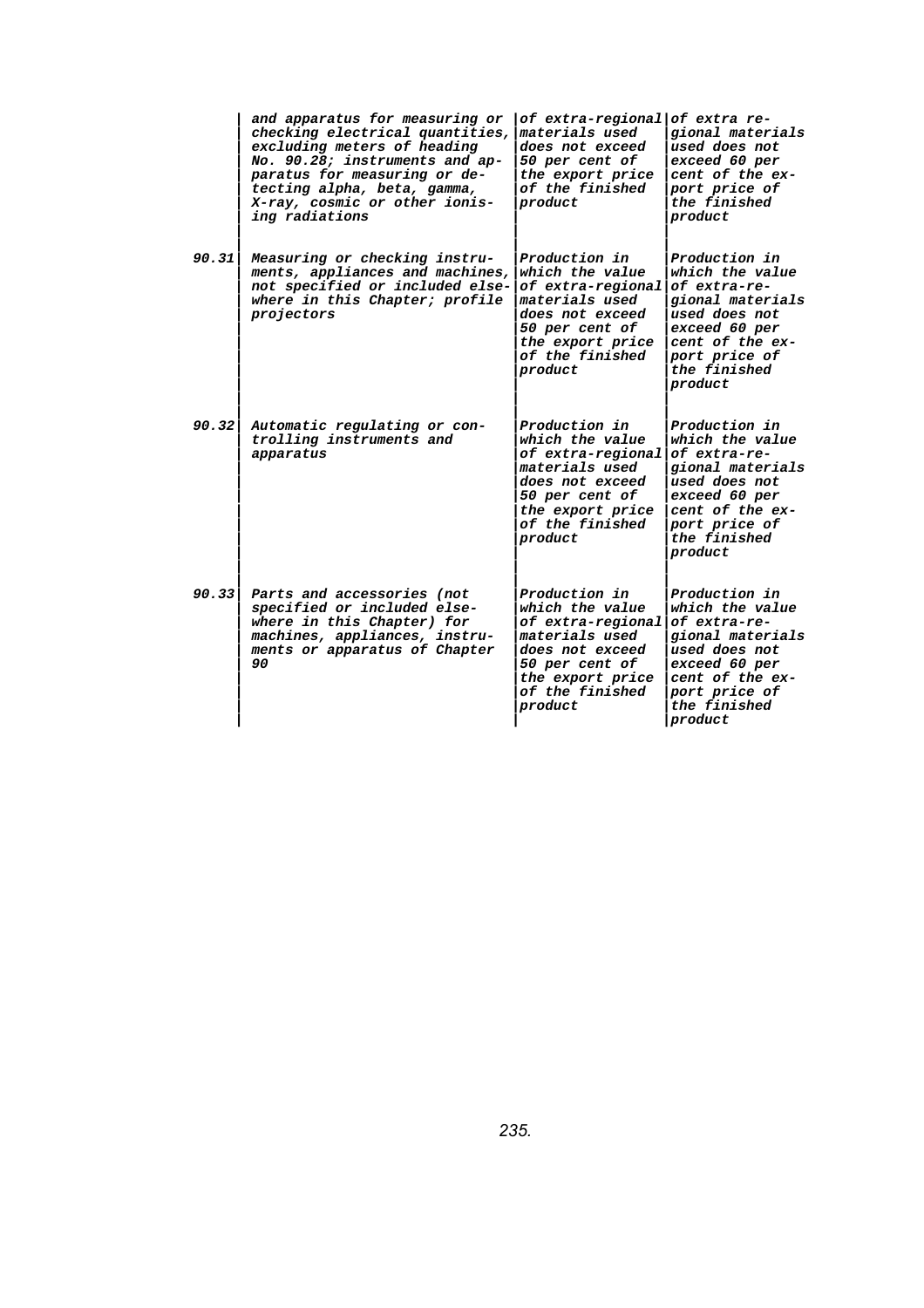| | | | |
|---|---|---|---|
| | and apparatus for measuring or checking electrical quantities, excluding meters of heading No. 90.28; instruments and apparatus for measuring or detecting alpha, beta, gamma, X-ray, cosmic or other ionising radiations | of extra-regional materials used does not exceed 50 per cent of the export price of the finished product | of extra regional materials used does not exceed 60 per cent of the export price of the finished product |
| 90.31 | Measuring or checking instruments, appliances and machines, not specified or included elsewhere in this Chapter; profile projectors | Production in which the value of extra-regional materials used does not exceed 50 per cent of the export price of the finished product | Production in which the value of extra-regional materials used does not exceed 60 per cent of the export price of the finished product |
| 90.32 | Automatic regulating or controlling instruments and apparatus | Production in which the value of extra-regional materials used does not exceed 50 per cent of the export price of the finished product | Production in which the value of extra-regional materials used does not exceed 60 per cent of the export price of the finished product |
| 90.33 | Parts and accessories (not specified or included elsewhere in this Chapter) for machines, appliances, instruments or apparatus of Chapter 90 | Production in which the value of extra-regional materials used does not exceed 50 per cent of the export price of the finished product | Production in which the value of extra-regional materials used does not exceed 60 per cent of the export price of the finished product |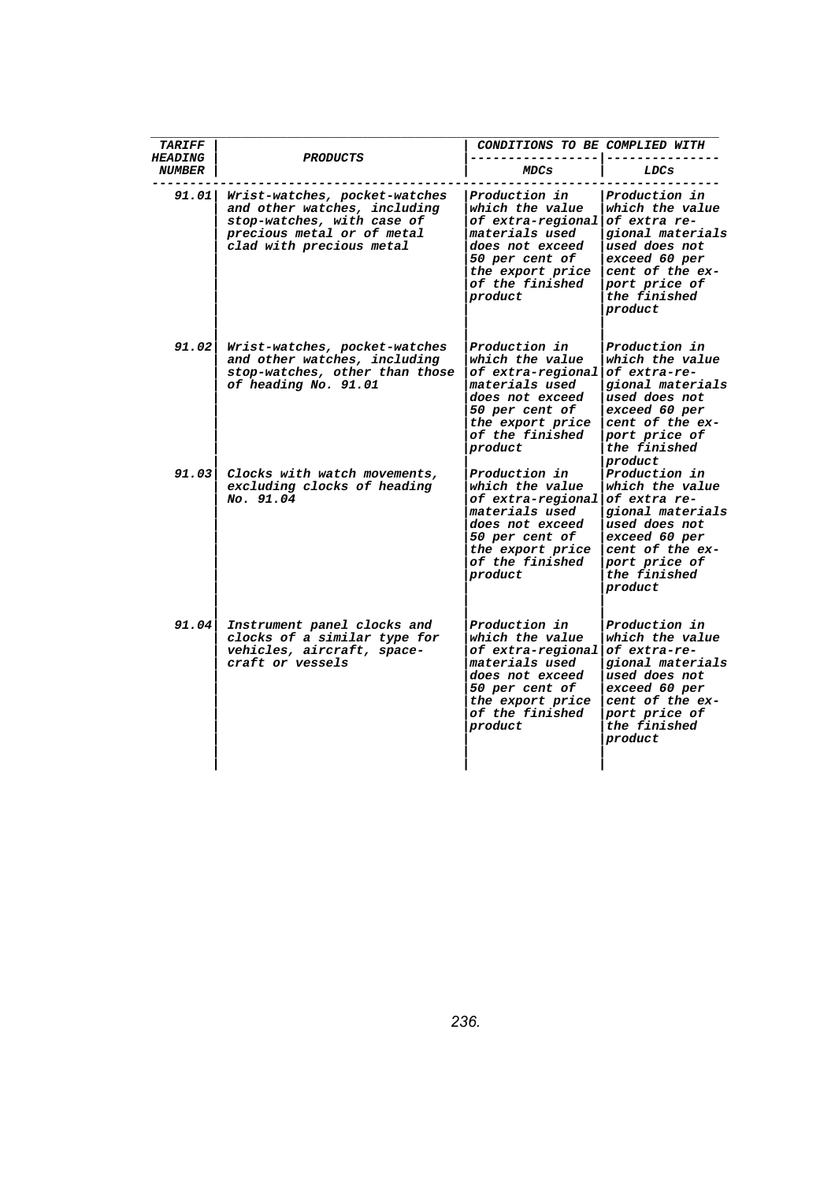| TARIFF HEADING NUMBER | PRODUCTS | CONDITIONS TO BE COMPLIED WITH | |
|---|---|---|---|
| | | MDCs | LDCs |
| 91.01 | Wrist-watches, pocket-watches and other watches, including stop-watches, with case of precious metal or of metal clad with precious metal | Production in which the value of extra-regional materials used does not exceed 50 per cent of the export price of the finished product | Production in which the value of extra regional materials used does not exceed 60 per cent of the export price of the finished product |
| 91.02 | Wrist-watches, pocket-watches and other watches, including stop-watches, other than those of heading No. 91.01 | Production in which the value of extra-regional materials used does not exceed 50 per cent of the export price of the finished product | Production in which the value of extra-regional materials used does not exceed 60 per cent of the export price of the finished product |
| 91.03 | Clocks with watch movements, excluding clocks of heading No. 91.04 | Production in which the value of extra-regional materials used does not exceed 50 per cent of the export price of the finished product | Production in which the value of extra regional materials used does not exceed 60 per cent of the export price of the finished product |
| 91.04 | Instrument panel clocks and clocks of a similar type for vehicles, aircraft, spacecraft or vessels | Production in which the value of extra-regional materials used does not exceed 50 per cent of the export price of the finished product | Production in which the value of extra-regional materials used does not exceed 60 per cent of the export price of the finished product |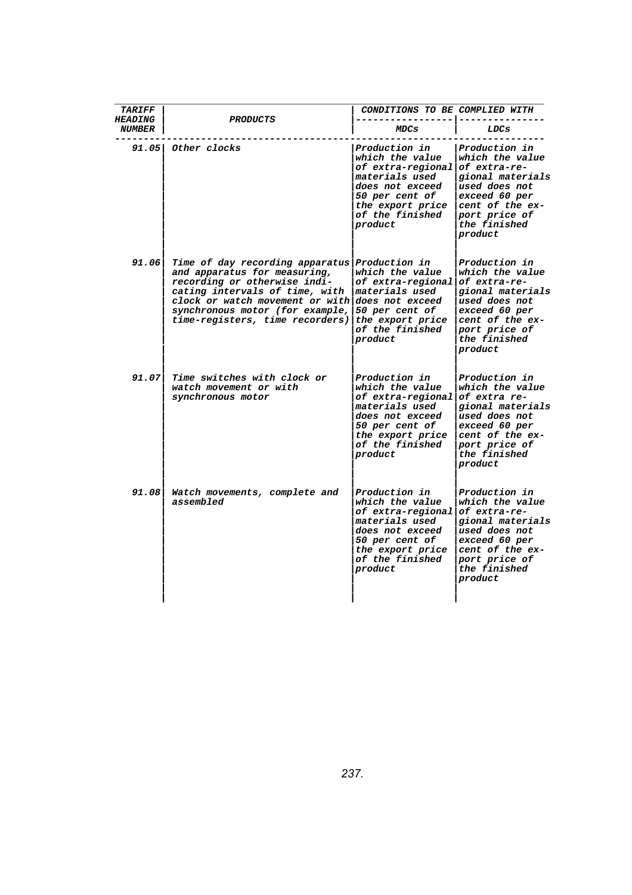| TARIFF HEADING NUMBER | PRODUCTS | CONDITIONS TO BE COMPLIED WITH | |
|---|---|---|---|
| | | MDCs | LDCs |
| 91.05 | Other clocks | Production in which the value of extra-regional materials used does not exceed 50 per cent of the export price of the finished product | Production in which the value of extra-regional materials used does not exceed 60 per cent of the export price of the finished product |
| 91.06 | Time of day recording apparatus and apparatus for measuring, recording or otherwise indicating intervals of time, with clock or watch movement or with synchronous motor (for example, time-registers, time recorders) | Production in which the value of extra-regional materials used does not exceed 50 per cent of the export price of the finished product | Production in which the value of extra-regional materials used does not exceed 60 per cent of the export price of the finished product |
| 91.07 | Time switches with clock or watch movement or with synchronous motor | Production in which the value of extra-regional materials used does not exceed 50 per cent of the export price of the finished product | Production in which the value of extra regional materials used does not exceed 60 per cent of the export price of the finished product |
| 91.08 | Watch movements, complete and assembled | Production in which the value of extra-regional materials used does not exceed 50 per cent of the export price of the finished product | Production in which the value of extra-regional materials used does not exceed 60 per cent of the export price of the finished product |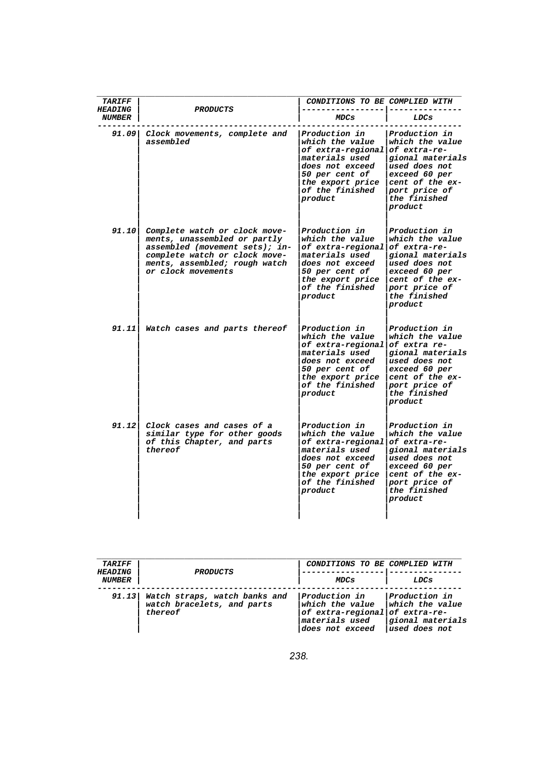| TARIFF HEADING NUMBER | PRODUCTS | CONDITIONS TO BE COMPLIED WITH | |
|---|---|---|---|
| | | MDCs | LDCs |
| 91.09 | Clock movements, complete and assembled | Production in which the value of extra-regional materials used does not exceed 50 per cent of the export price of the finished product | Production in which the value of extra-regional materials used does not exceed 60 per cent of the export price of the finished product |
| 91.10 | Complete watch or clock movements, unassembled or partly assembled (movement sets); incomplete watch or clock movements, assembled; rough watch or clock movements | Production in which the value of extra-regional materials used does not exceed 50 per cent of the export price of the finished product | Production in which the value of extra-regional materials used does not exceed 60 per cent of the export price of the finished product |
| 91.11 | Watch cases and parts thereof | Production in which the value of extra-regional materials used does not exceed 50 per cent of the export price of the finished product | Production in which the value of extra regional materials used does not exceed 60 per cent of the export price of the finished product |
| 91.12 | Clock cases and cases of a similar type for other goods of this Chapter, and parts thereof | Production in which the value of extra-regional materials used does not exceed 50 per cent of the export price of the finished product | Production in which the value of extra-regional materials used does not exceed 60 per cent of the export price of the finished product |

| TARIFF HEADING NUMBER | PRODUCTS | CONDITIONS TO BE COMPLIED WITH | |
|---|---|---|---|
| | | MDCs | LDCs |
| 91.13 | Watch straps, watch banks and watch bracelets, and parts thereof | Production in which the value of extra-regional materials used does not exceed | Production in which the value of extra-regional materials used does not |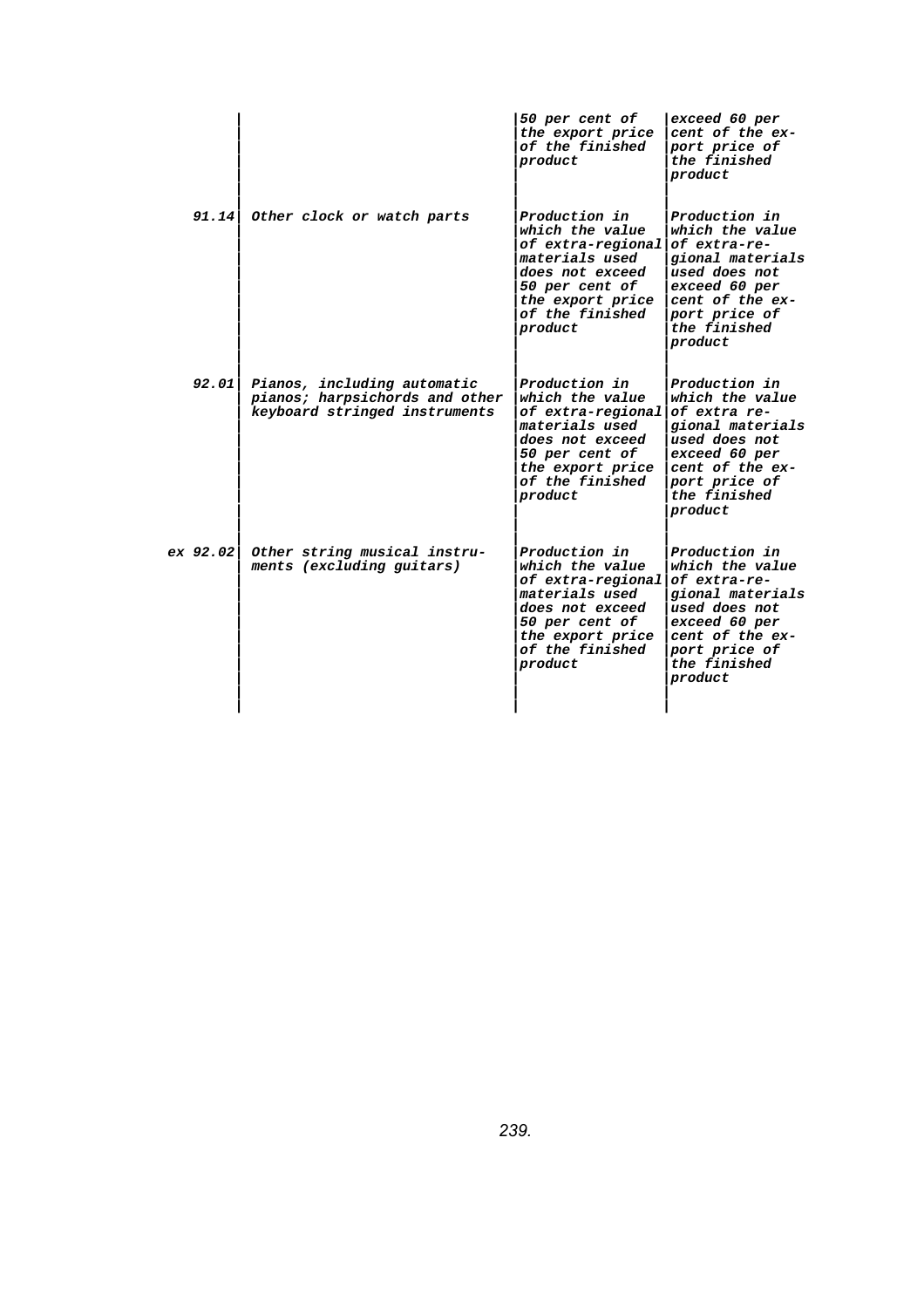| | | | |
|---|---|---|---|
| | | 50 per cent of the export price of the finished product | exceed 60 per cent of the export price of the finished product |
| 91.14 | Other clock or watch parts | Production in which the value of extra-regional materials used does not exceed 50 per cent of the export price of the finished product | Production in which the value of extra-regional materials used does not exceed 60 per cent of the export price of the finished product |
| 92.01 | Pianos, including automatic pianos; harpsichords and other keyboard stringed instruments | Production in which the value of extra-regional materials used does not exceed 50 per cent of the export price of the finished product | Production in which the value of extra regional materials used does not exceed 60 per cent of the export price of the finished product |
| ex 92.02 | Other string musical instruments (excluding guitars) | Production in which the value of extra-regional materials used does not exceed 50 per cent of the export price of the finished product | Production in which the value of extra-regional materials used does not exceed 60 per cent of the export price of the finished product |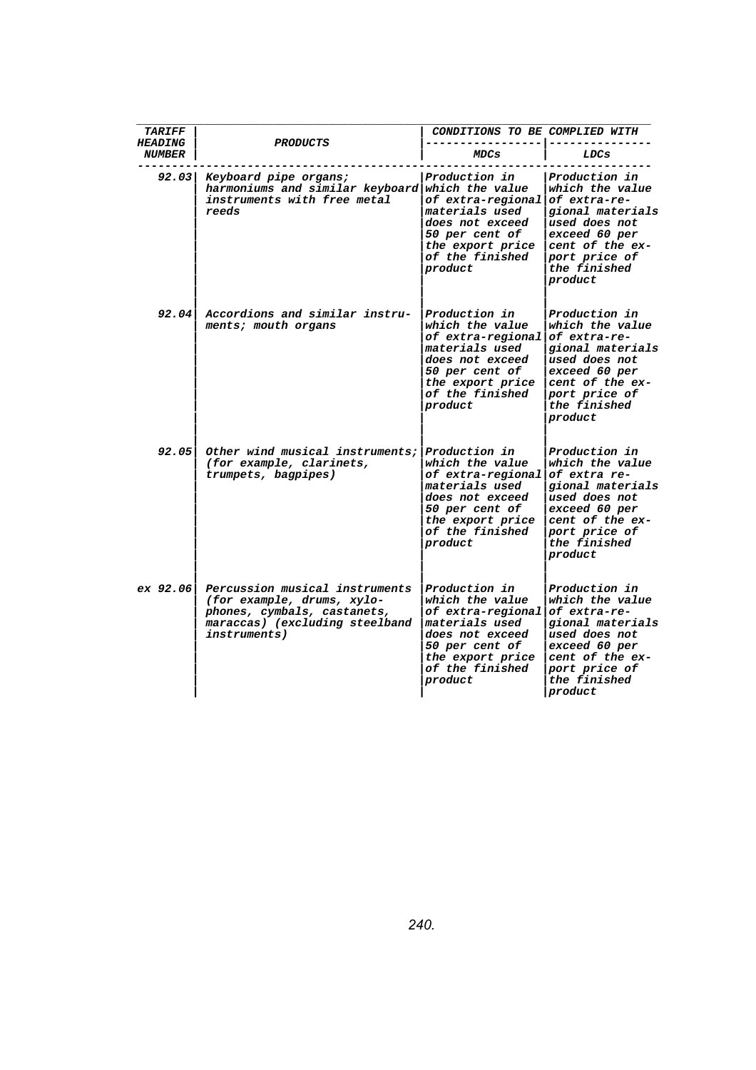| TARIFF HEADING NUMBER | PRODUCTS | CONDITIONS TO BE COMPLIED WITH | |
|---|---|---|---|
| | | MDCs | LDCs |
| 92.03 | Keyboard pipe organs; harmoniums and similar keyboard instruments with free metal reeds | Production in which the value of extra-regional materials used does not exceed 50 per cent of the export price of the finished product | Production in which the value of extra-regional materials used does not exceed 60 per cent of the export price of the finished product |
| 92.04 | Accordions and similar instruments; mouth organs | Production in which the value of extra-regional materials used does not exceed 50 per cent of the export price of the finished product | Production in which the value of extra-regional materials used does not exceed 60 per cent of the export price of the finished product |
| 92.05 | Other wind musical instruments; (for example, clarinets, trumpets, bagpipes) | Production in which the value of extra-regional materials used does not exceed 50 per cent of the export price of the finished product | Production in which the value of extra regional materials used does not exceed 60 per cent of the export price of the finished product |
| ex 92.06 | Percussion musical instruments (for example, drums, xylophones, cymbals, castanets, maraccas) (excluding steelband instruments) | Production in which the value of extra-regional materials used does not exceed 50 per cent of the export price of the finished product | Production in which the value of extra-regional materials used does not exceed 60 per cent of the export price of the finished product |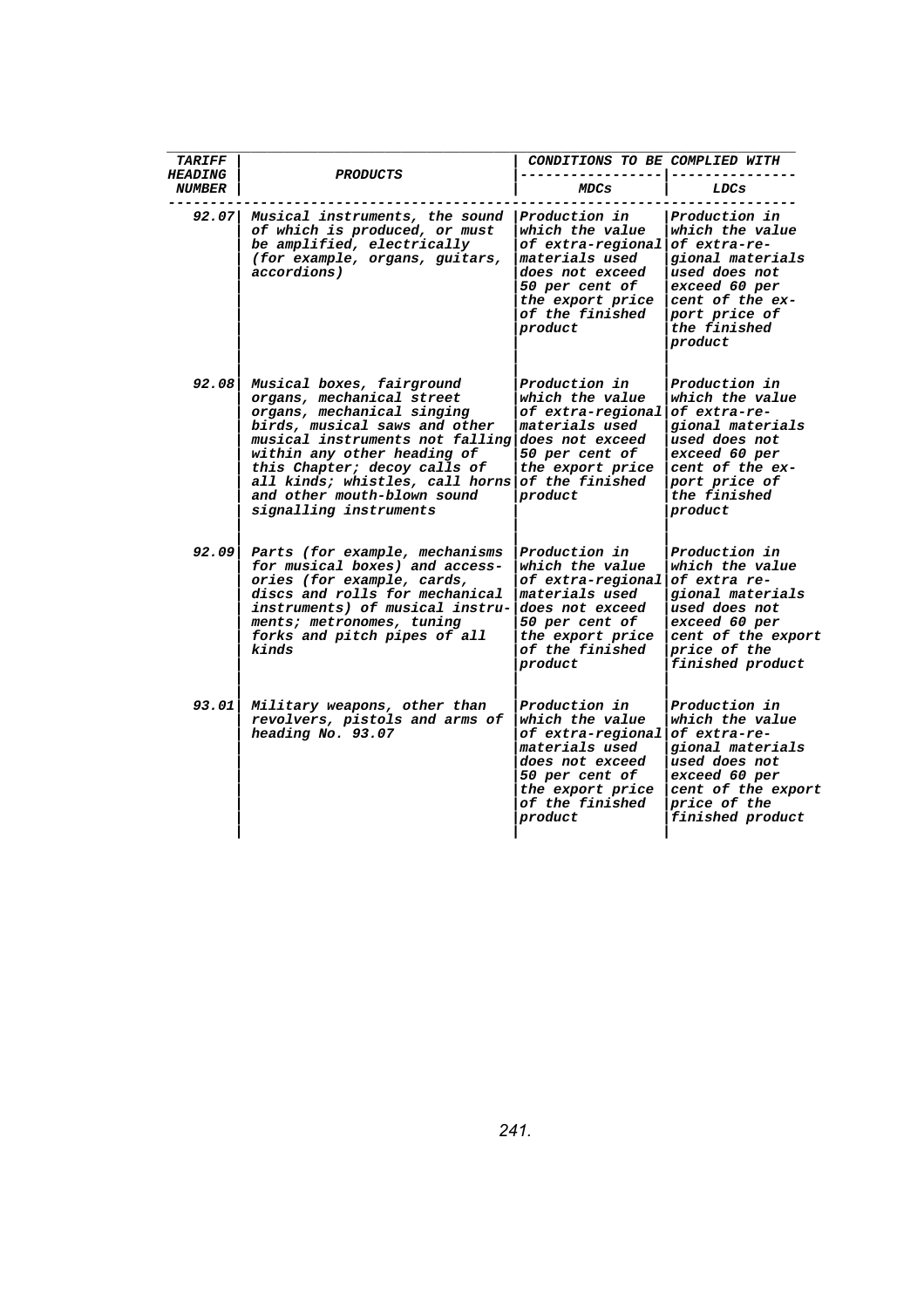| TARIFF HEADING NUMBER | PRODUCTS | CONDITIONS TO BE COMPLIED WITH | |
|---|---|---|---|
| | | MDCs | LDCs |
| 92.07 | Musical instruments, the sound of which is produced, or must be amplified, electrically (for example, organs, guitars, accordions) | Production in which the value of extra-regional materials used does not exceed 50 per cent of the export price of the finished product | Production in which the value of extra-regional materials used does not exceed 60 per cent of the export price of the finished product |
| 92.08 | Musical boxes, fairground organs, mechanical street organs, mechanical singing birds, musical saws and other musical instruments not falling within any other heading of this Chapter; decoy calls of all kinds; whistles, call horns and other mouth-blown sound signalling instruments | Production in which the value of extra-regional materials used does not exceed 50 per cent of the export price of the finished product | Production in which the value of extra-regional materials used does not exceed 60 per cent of the export price of the finished product |
| 92.09 | Parts (for example, mechanisms for musical boxes) and accessories (for example, cards, discs and rolls for mechanical instruments) of musical instruments; metronomes, tuning forks and pitch pipes of all kinds | Production in which the value of extra-regional materials used does not exceed 50 per cent of the export price of the finished product | Production in which the value of extra regional materials used does not exceed 60 per cent of the export price of the finished product |
| 93.01 | Military weapons, other than revolvers, pistols and arms of heading No. 93.07 | Production in which the value of extra-regional materials used does not exceed 50 per cent of the export price of the finished product | Production in which the value of extra-regional materials used does not exceed 60 per cent of the export price of the finished product |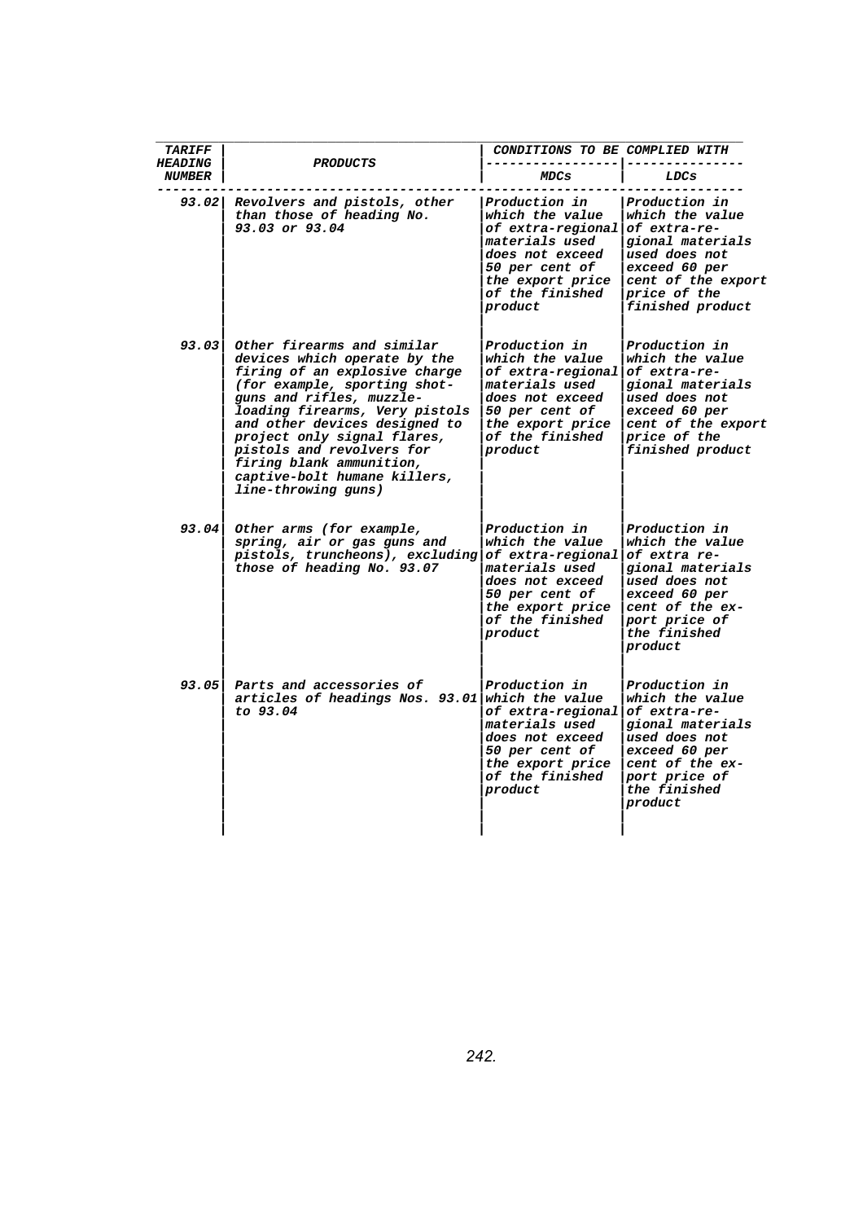| TARIFF HEADING NUMBER | PRODUCTS | CONDITIONS TO BE COMPLIED WITH | |
|---|---|---|---|
| | | MDCs | LDCs |
| 93.02 | Revolvers and pistols, other than those of heading No. 93.03 or 93.04 | Production in which the value of extra-regional materials used does not exceed 50 per cent of the export price of the finished product | Production in which the value of extra-regional materials used does not exceed 60 per cent of the export price of the finished product |
| 93.03 | Other firearms and similar devices which operate by the firing of an explosive charge (for example, sporting shot-guns and rifles, muzzle-loading firearms, Very pistols and other devices designed to project only signal flares, pistols and revolvers for firing blank ammunition, captive-bolt humane killers, line-throwing guns) | Production in which the value of extra-regional materials used does not exceed 50 per cent of the export price of the finished product | Production in which the value of extra-regional materials used does not exceed 60 per cent of the export price of the finished product |
| 93.04 | Other arms (for example, spring, air or gas guns and pistols, truncheons), excluding those of heading No. 93.07 | Production in which the value of extra-regional materials used does not exceed 50 per cent of the export price of the finished product | Production in which the value of extra regional materials used does not exceed 60 per cent of the export price of the finished product |
| 93.05 | Parts and accessories of articles of headings Nos. 93.01 to 93.04 | Production in which the value of extra-regional materials used does not exceed 50 per cent of the export price of the finished product | Production in which the value of extra-regional materials used does not exceed 60 per cent of the export price of the finished product |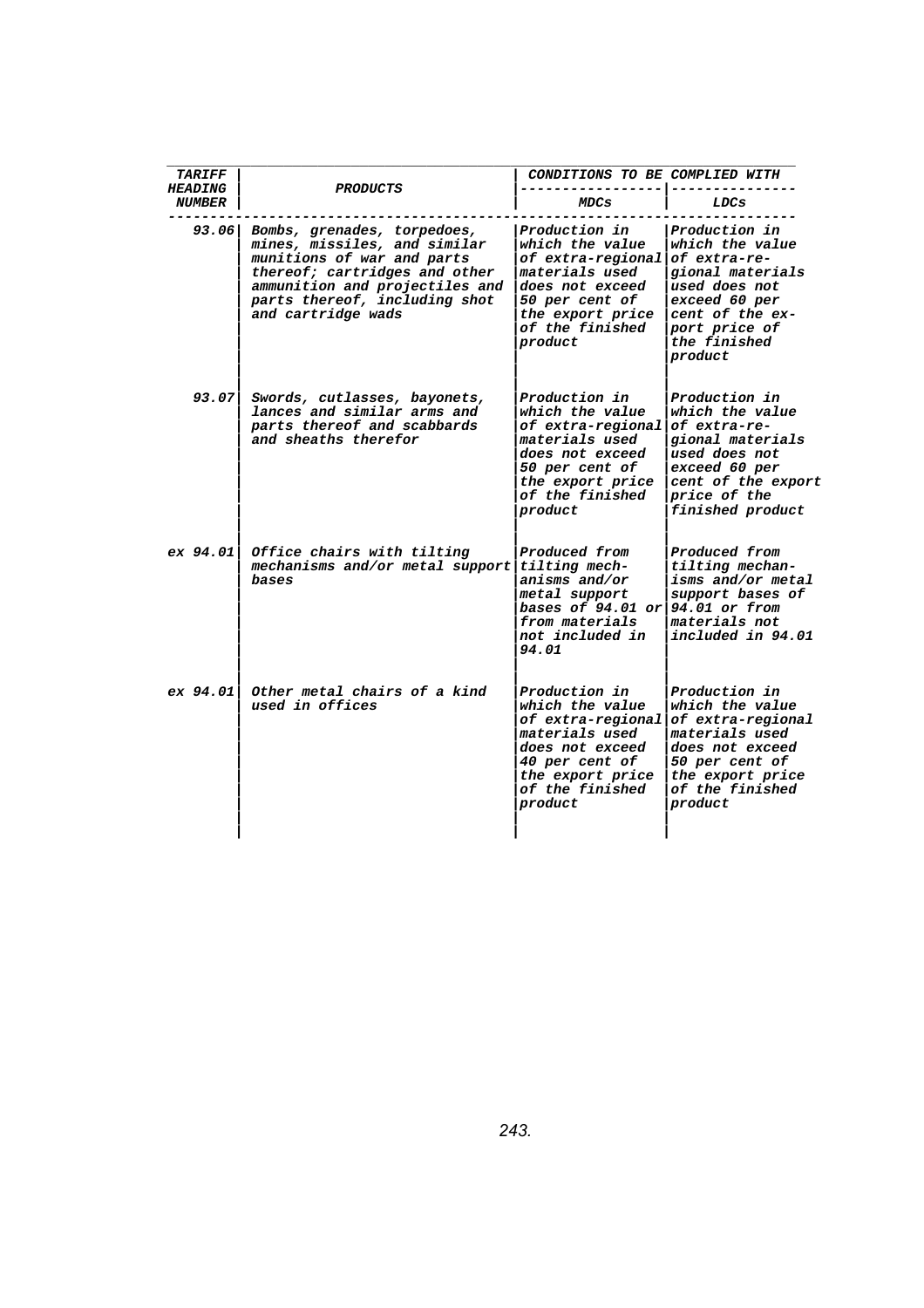| TARIFF HEADING NUMBER | PRODUCTS | CONDITIONS TO BE COMPLIED WITH | |
|---|---|---|---|
| | | MDCs | LDCs |
| 93.06 | Bombs, grenades, torpedoes, mines, missiles, and similar munitions of war and parts thereof; cartridges and other ammunition and projectiles and parts thereof, including shot and cartridge wads | Production in which the value of extra-regional materials used does not exceed 50 per cent of the export price of the finished product | Production in which the value of extra-regional materials used does not exceed 60 per cent of the export price of the finished product |
| 93.07 | Swords, cutlasses, bayonets, lances and similar arms and parts thereof and scabbards and sheaths therefor | Production in which the value of extra-regional materials used does not exceed 50 per cent of the export price of the finished product | Production in which the value of extra-regional materials used does not exceed 60 per cent of the export price of the finished product |
| ex 94.01 | Office chairs with tilting mechanisms and/or metal support bases | Produced from tilting mechanisms and/or metal support bases of 94.01 or from materials not included in 94.01 | Produced from tilting mechanisms and/or metal support bases of 94.01 or from materials not included in 94.01 |
| ex 94.01 | Other metal chairs of a kind used in offices | Production in which the value of extra-regional materials used does not exceed 40 per cent of the export price of the finished product | Production in which the value of extra-regional materials used does not exceed 50 per cent of the export price of the finished product |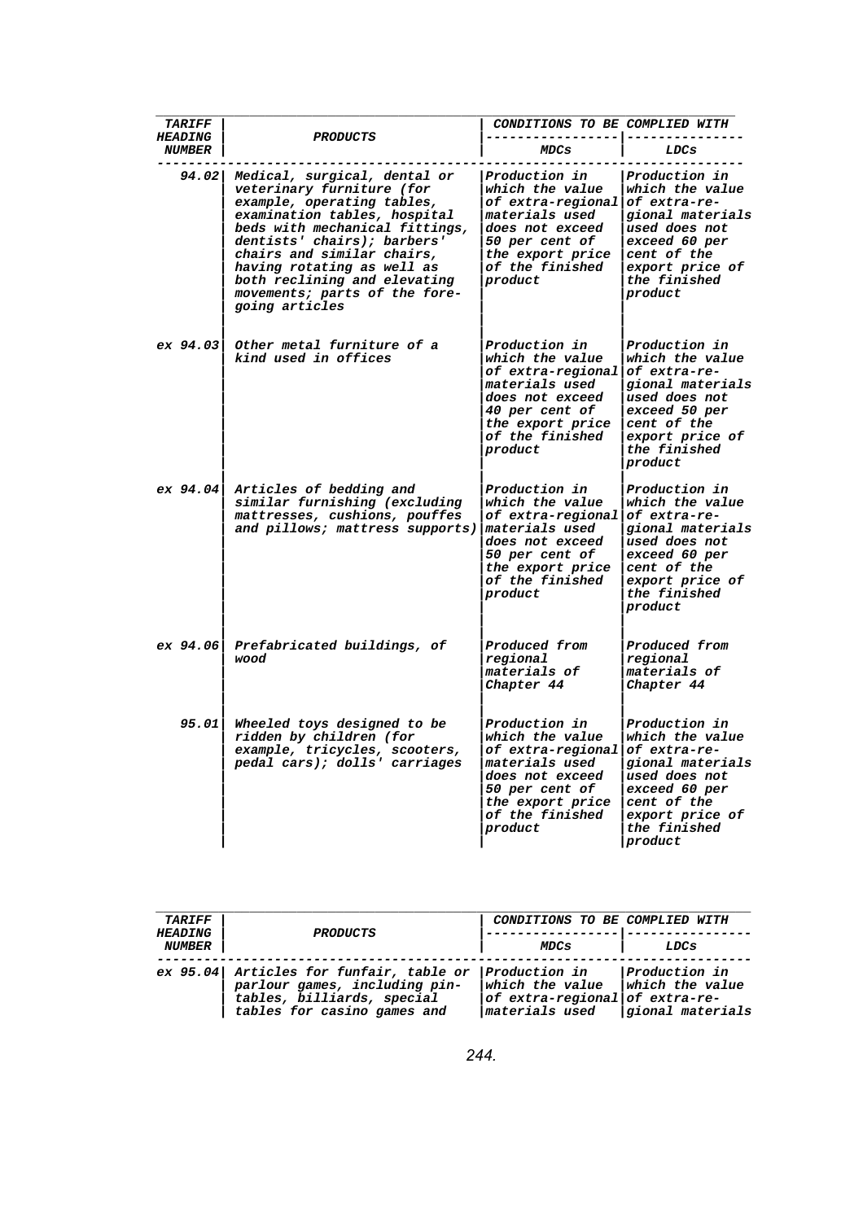| TARIFF HEADING NUMBER | PRODUCTS | CONDITIONS TO BE COMPLIED WITH | |
|---|---|---|---|
| | | MDCs | LDCs |
| 94.02 | Medical, surgical, dental or veterinary furniture (for example, operating tables, examination tables, hospital beds with mechanical fittings, dentists' chairs); barbers' chairs and similar chairs, having rotating as well as both reclining and elevating movements; parts of the foregoing articles | Production in which the value of extra-regional materials used does not exceed 50 per cent of the export price of the finished product | Production in which the value of extra-regional materials used does not exceed 60 per cent of the export price of the finished product |
| ex 94.03 | Other metal furniture of a kind used in offices | Production in which the value of extra-regional materials used does not exceed 40 per cent of the export price of the finished product | Production in which the value of extra-regional materials used does not exceed 50 per cent of the export price of the finished product |
| ex 94.04 | Articles of bedding and similar furnishing (excluding mattresses, cushions, pouffes and pillows; mattress supports) | Production in which the value of extra-regional materials used does not exceed 50 per cent of the export price of the finished product | Production in which the value of extra-regional materials used does not exceed 60 per cent of the export price of the finished product |
| ex 94.06 | Prefabricated buildings, of wood | Produced from regional materials of Chapter 44 | Produced from regional materials of Chapter 44 |
| 95.01 | Wheeled toys designed to be ridden by children (for example, tricycles, scooters, pedal cars); dolls' carriages | Production in which the value of extra-regional materials used does not exceed 50 per cent of the export price of the finished product | Production in which the value of extra-regional materials used does not exceed 60 per cent of the export price of the finished product |
| ex 95.04 | Articles for funfair, table or parlour games, including pin-tables, billiards, special tables for casino games and | Production in which the value of extra-regional materials used | Production in which the value of extra-regional materials |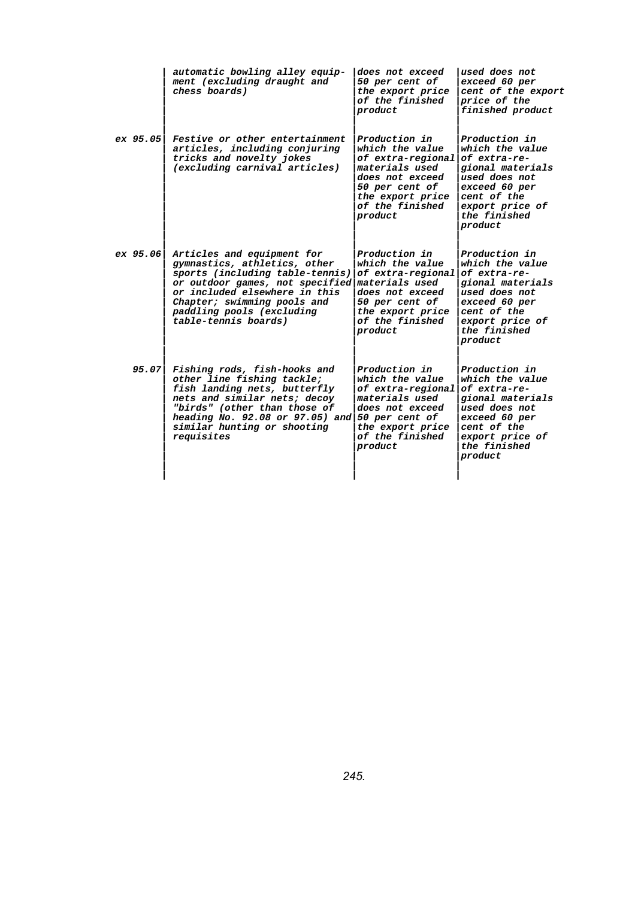| | | | |
|---|---|---|---|
| | automatic bowling alley equipment (excluding draught and chess boards) | does not exceed 50 per cent of the export price of the finished product | used does not exceed 60 per cent of the export price of the finished product |
| ex 95.05 | Festive or other entertainment articles, including conjuring tricks and novelty jokes (excluding carnival articles) | Production in which the value of extra-regional materials used does not exceed 50 per cent of the export price of the finished product | Production in which the value of extra-regional materials used does not exceed 60 per cent of the export price of the finished product |
| ex 95.06 | Articles and equipment for gymnastics, athletics, other sports (including table-tennis) or outdoor games, not specified or included elsewhere in this Chapter; swimming pools and paddling pools (excluding table-tennis boards) | Production in which the value of extra-regional materials used does not exceed 50 per cent of the export price of the finished product | Production in which the value of extra-regional materials used does not exceed 60 per cent of the export price of the finished product |
| 95.07 | Fishing rods, fish-hooks and other line fishing tackle; fish landing nets, butterfly nets and similar nets; decoy "birds" (other than those of heading No. 92.08 or 97.05) and similar hunting or shooting requisites | Production in which the value of extra-regional materials used does not exceed 50 per cent of the export price of the finished product | Production in which the value of extra-regional materials used does not exceed 60 per cent of the export price of the finished product |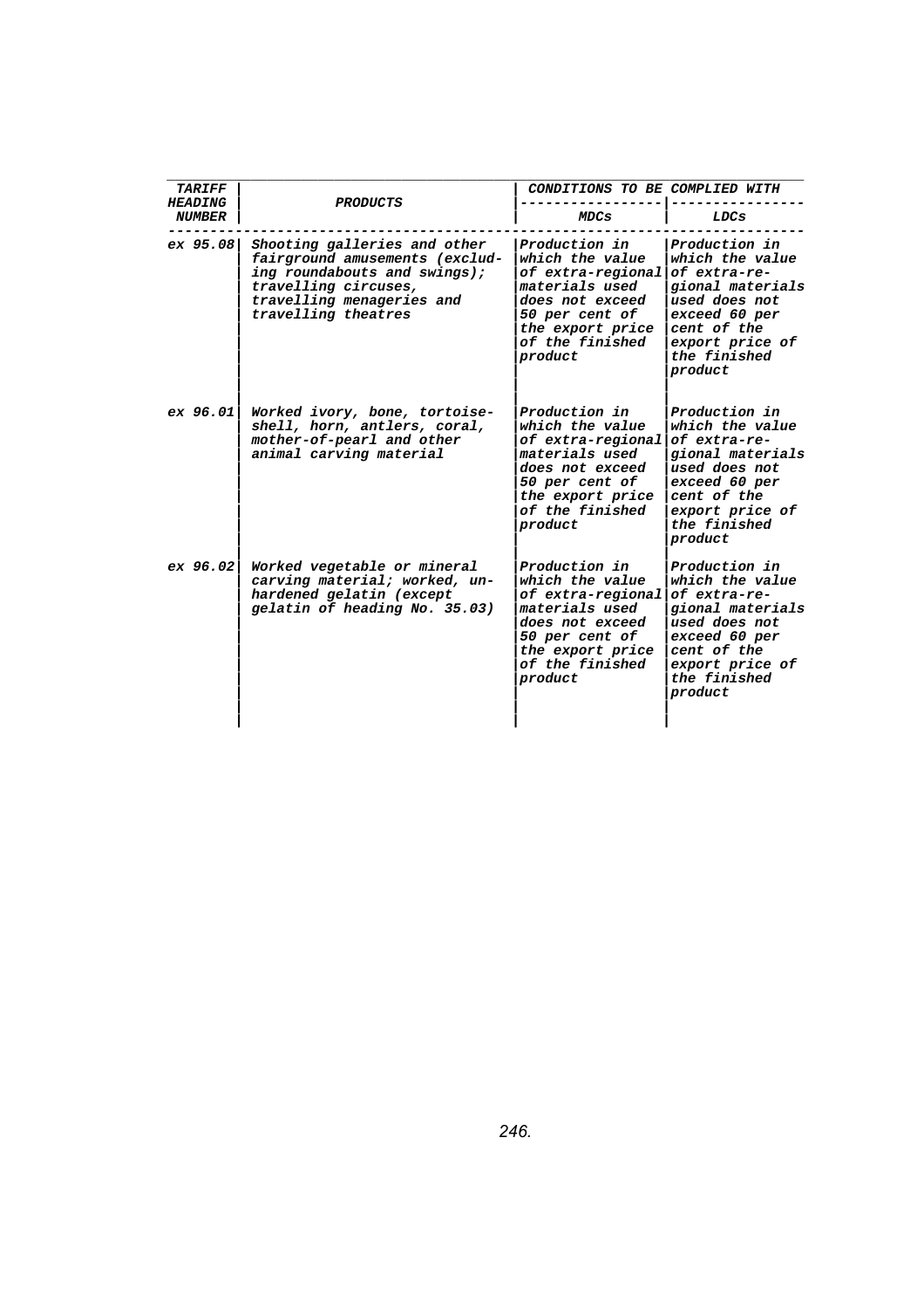| TARIFF HEADING NUMBER | PRODUCTS | CONDITIONS TO BE COMPLIED WITH | |
|---|---|---|---|
| | | MDCs | LDCs |
| ex 95.08 | Shooting galleries and other fairground amusements (excluding roundabouts and swings); travelling circuses, travelling menageries and travelling theatres | Production in which the value of extra-regional materials used does not exceed 50 per cent of the export price of the finished product | Production in which the value of extra-regional materials used does not exceed 60 per cent of the export price of the finished product |
| ex 96.01 | Worked ivory, bone, tortoise-shell, horn, antlers, coral, mother-of-pearl and other animal carving material | Production in which the value of extra-regional materials used does not exceed 50 per cent of the export price of the finished product | Production in which the value of extra-regional materials used does not exceed 60 per cent of the export price of the finished product |
| ex 96.02 | Worked vegetable or mineral carving material; worked, unhardened gelatin (except gelatin of heading No. 35.03) | Production in which the value of extra-regional materials used does not exceed 50 per cent of the export price of the finished product | Production in which the value of extra-regional materials used does not exceed 60 per cent of the export price of the finished product |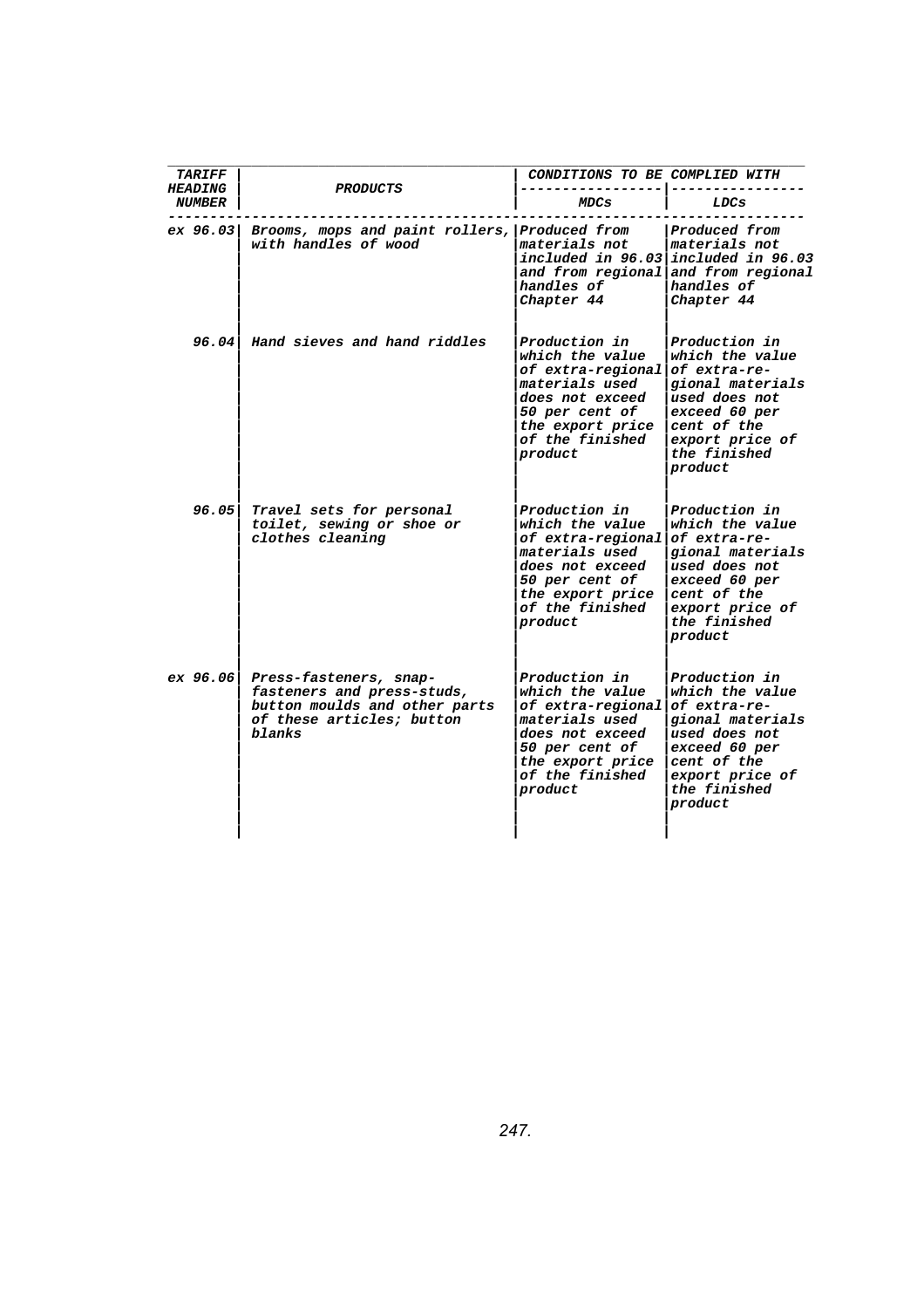| TARIFF HEADING NUMBER | PRODUCTS | CONDITIONS TO BE COMPLIED WITH | |
|---|---|---|---|
| | | MDCs | LDCs |
| ex 96.03 | Brooms, mops and paint rollers, with handles of wood | Produced from materials not included in 96.03 and from regional handles of Chapter 44 | Produced from materials not included in 96.03 and from regional handles of Chapter 44 |
| 96.04 | Hand sieves and hand riddles | Production in which the value of extra-regional materials used does not exceed 50 per cent of the export price of the finished product | Production in which the value of extra-regional materials used does not exceed 60 per cent of the export price of the finished product |
| 96.05 | Travel sets for personal toilet, sewing or shoe or clothes cleaning | Production in which the value of extra-regional materials used does not exceed 50 per cent of the export price of the finished product | Production in which the value of extra-regional materials used does not exceed 60 per cent of the export price of the finished product |
| ex 96.06 | Press-fasteners, snap-fasteners and press-studs, button moulds and other parts of these articles; button blanks | Production in which the value of extra-regional materials used does not exceed 50 per cent of the export price of the finished product | Production in which the value of extra-regional materials used does not exceed 60 per cent of the export price of the finished product |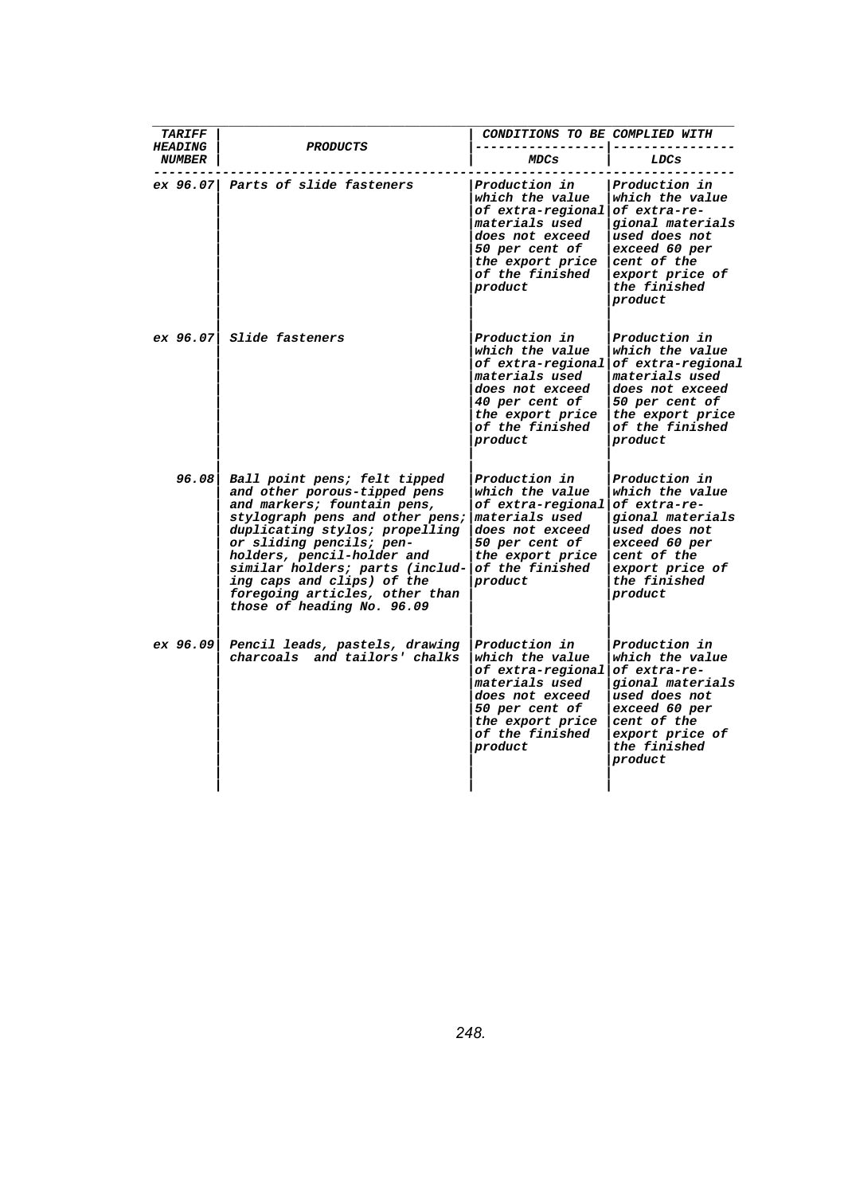| TARIFF HEADING NUMBER | PRODUCTS | CONDITIONS TO BE COMPLIED WITH | |
|---|---|---|---|
| | | MDCs | LDCs |
| ex 96.07 | Parts of slide fasteners | Production in which the value of extra-regional materials used does not exceed 50 per cent of the export price of the finished product | Production in which the value of extra-regional materials used does not exceed 60 per cent of the export price of the finished product |
| ex 96.07 | Slide fasteners | Production in which the value of extra-regional materials used does not exceed 40 per cent of the export price of the finished product | Production in which the value of extra-regional materials used does not exceed 50 per cent of the export price of the finished product |
| 96.08 | Ball point pens; felt tipped and other porous-tipped pens and markers; fountain pens, stylograph pens and other pens; duplicating stylos; propelling or sliding pencils; pen-holders, pencil-holder and similar holders; parts (including caps and clips) of the foregoing articles, other than those of heading No. 96.09 | Production in which the value of extra-regional materials used does not exceed 50 per cent of the export price of the finished product | Production in which the value of extra-regional materials used does not exceed 60 per cent of the export price of the finished product |
| ex 96.09 | Pencil leads, pastels, drawing charcoals and tailors' chalks | Production in which the value of extra-regional materials used does not exceed 50 per cent of the export price of the finished product | Production in which the value of extra-regional materials used does not exceed 60 per cent of the export price of the finished product |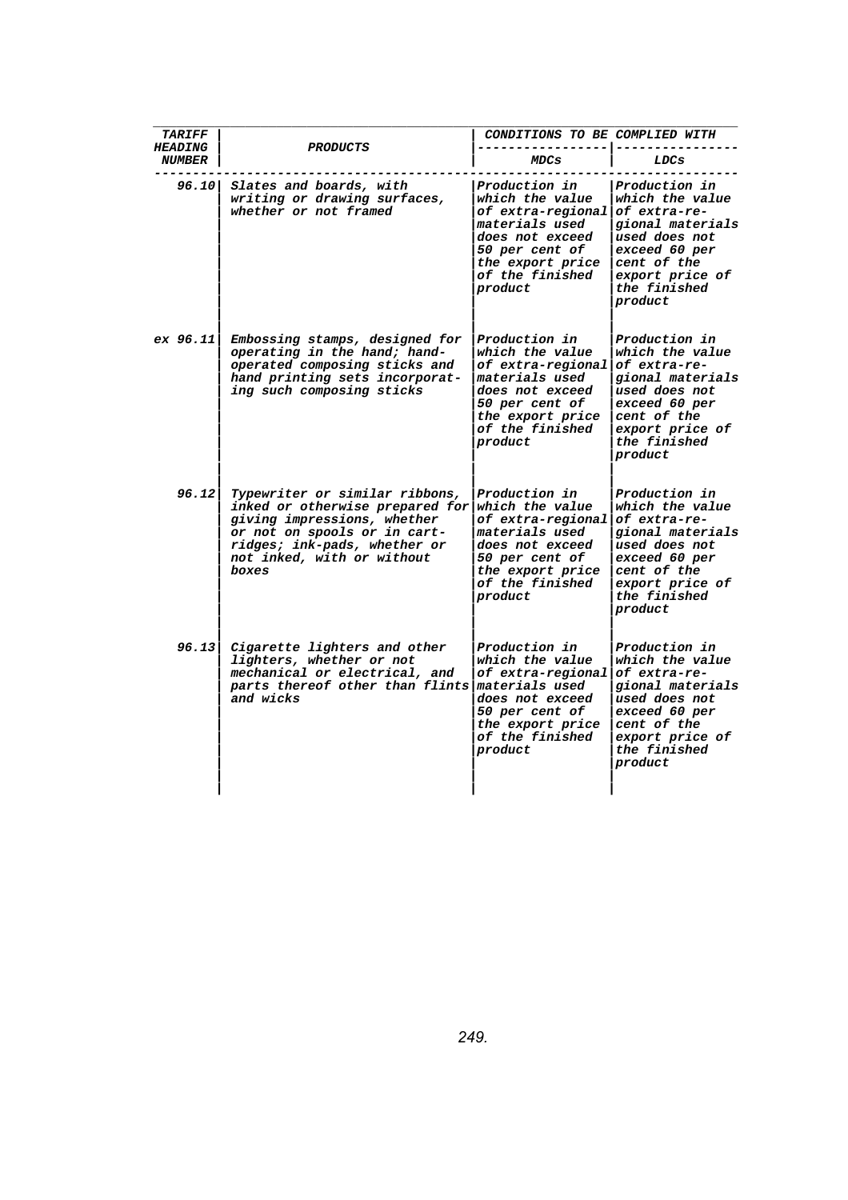| TARIFF HEADING NUMBER | PRODUCTS | CONDITIONS TO BE COMPLIED WITH | |
|---|---|---|---|
| | | MDCs | LDCs |
| 96.10 | Slates and boards, with writing or drawing surfaces, whether or not framed | Production in which the value of extra-regional materials used does not exceed 50 per cent of the export price of the finished product | Production in which the value of extra-regional materials used does not exceed 60 per cent of the export price of the finished product |
| ex 96.11 | Embossing stamps, designed for operating in the hand; hand-operated composing sticks and hand printing sets incorporating such composing sticks | Production in which the value of extra-regional materials used does not exceed 50 per cent of the export price of the finished product | Production in which the value of extra-regional materials used does not exceed 60 per cent of the export price of the finished product |
| 96.12 | Typewriter or similar ribbons, inked or otherwise prepared for giving impressions, whether or not on spools or in cartridges; ink-pads, whether or not inked, with or without boxes | Production in which the value of extra-regional materials used does not exceed 50 per cent of the export price of the finished product | Production in which the value of extra-regional materials used does not exceed 60 per cent of the export price of the finished product |
| 96.13 | Cigarette lighters and other lighters, whether or not mechanical or electrical, and parts thereof other than flints and wicks | Production in which the value of extra-regional materials used does not exceed 50 per cent of the export price of the finished product | Production in which the value of extra-regional materials used does not exceed 60 per cent of the export price of the finished product |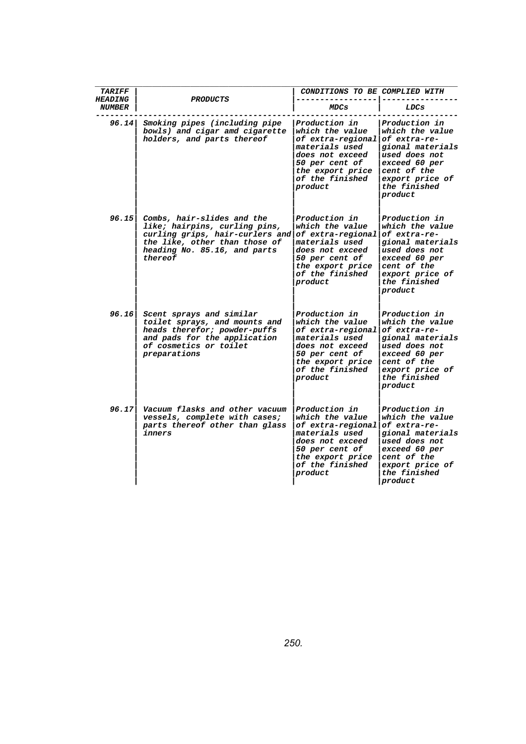| TARIFF HEADING NUMBER | PRODUCTS | CONDITIONS TO BE COMPLIED WITH | |
|---|---|---|---|
| | | MDCs | LDCs |
| 96.14 | Smoking pipes (including pipe bowls) and cigar amd cigarette holders, and parts thereof | Production in which the value of extra-regional materials used does not exceed 50 per cent of the export price of the finished product | Production in which the value of extra-regional materials used does not exceed 60 per cent of the export price of the finished product |
| 96.15 | Combs, hair-slides and the like; hairpins, curling pins, curling grips, hair-curlers and the like, other than those of heading No. 85.16, and parts thereof | Production in which the value of extra-regional materials used does not exceed 50 per cent of the export price of the finished product | Production in which the value of extra-regional materials used does not exceed 60 per cent of the export price of the finished product |
| 96.16 | Scent sprays and similar toilet sprays, and mounts and heads therefor; powder-puffs and pads for the application of cosmetics or toilet preparations | Production in which the value of extra-regional materials used does not exceed 50 per cent of the export price of the finished product | Production in which the value of extra-regional materials used does not exceed 60 per cent of the export price of the finished product |
| 96.17 | Vacuum flasks and other vacuum vessels, complete with cases; parts thereof other than glass inners | Production in which the value of extra-regional materials used does not exceed 50 per cent of the export price of the finished product | Production in which the value of extra-regional materials used does not exceed 60 per cent of the export price of the finished product |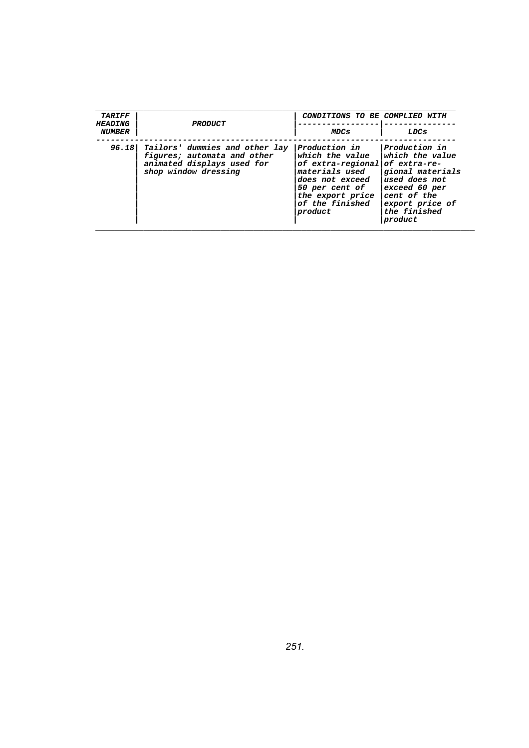| TARIFF HEADING NUMBER | PRODUCT | CONDITIONS TO BE COMPLIED WITH | |
|---|---|---|---|
| | | MDCs | LDCs |
| 96.18 | Tailors' dummies and other lay figures; automata and other animated displays used for shop window dressing | Production in which the value of extra-regional materials used does not exceed 50 per cent of the export price of the finished product | Production in which the value of extra-regional materials used does not exceed 60 per cent of the export price of the finished product |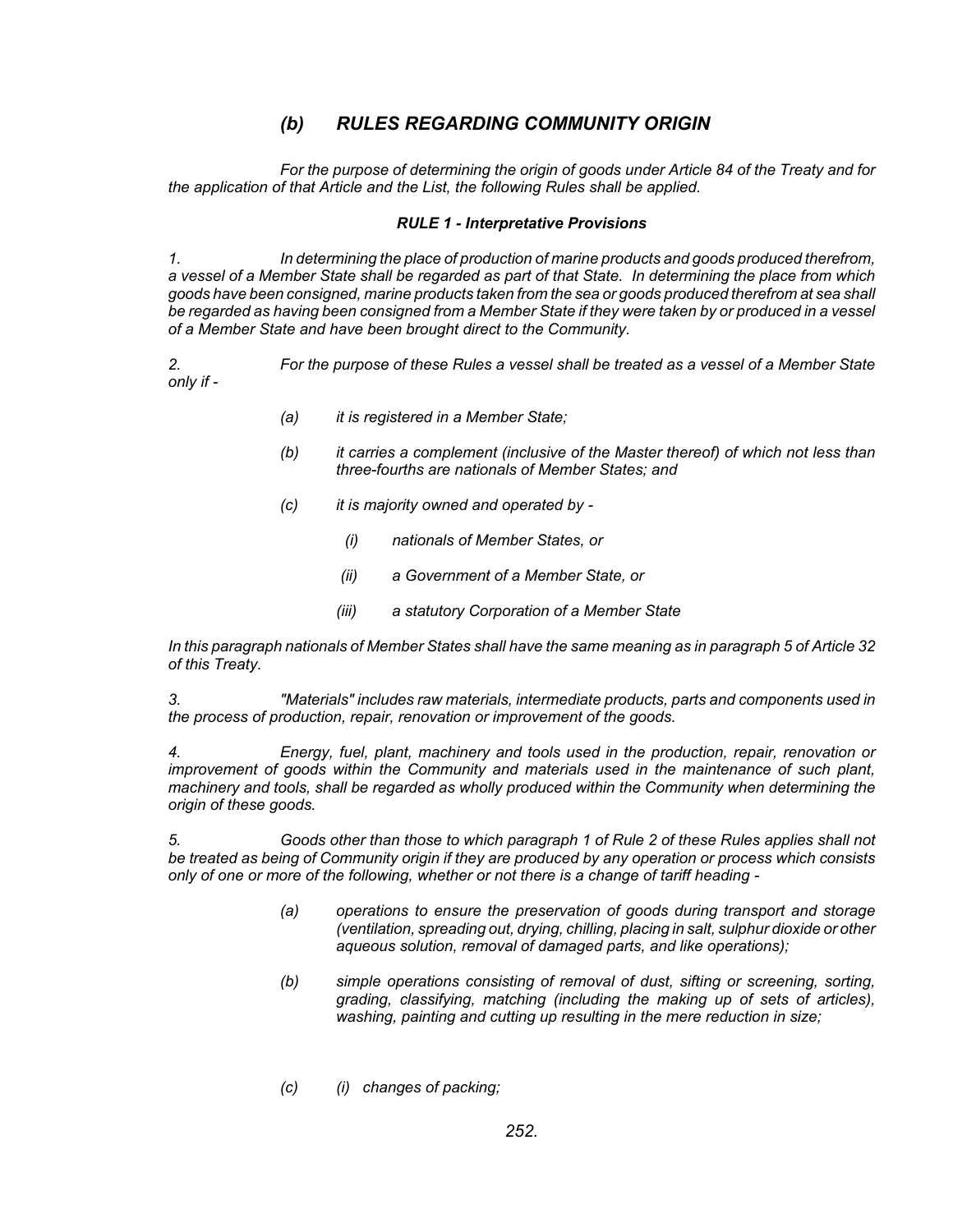## *(b) RULES REGARDING COMMUNITY ORIGIN*

*For the purpose of determining the origin of goods under Article 84 of the Treaty and for the application of that Article and the List, the following Rules shall be applied.*

### *RULE 1 - Interpretative Provisions*

*1. In determining the place of production of marine products and goods produced therefrom, a vessel of a Member State shall be regarded as part of that State. In determining the place from which goods have been consigned, marine products taken from the sea or goods produced therefrom at sea shall be regarded as having been consigned from a Member State if they were taken by or produced in a vessel of a Member State and have been brought direct to the Community.*

*2. For the purpose of these Rules a vessel shall be treated as a vessel of a Member State only if -*

- *(a) it is registered in a Member State;*
- *(b) it carries a complement (inclusive of the Master thereof) of which not less than three-fourths are nationals of Member States; and*
- *(c) it is majority owned and operated by -*
  - *(i) nationals of Member States, or*
  - *(ii) a Government of a Member State, or*
  - *(iii) a statutory Corporation of a Member State*

*In this paragraph nationals of Member States shall have the same meaning as in paragraph 5 of Article 32 of this Treaty.*

*3. "Materials" includes raw materials, intermediate products, parts and components used in the process of production, repair, renovation or improvement of the goods.*

*4. Energy, fuel, plant, machinery and tools used in the production, repair, renovation or improvement of goods within the Community and materials used in the maintenance of such plant, machinery and tools, shall be regarded as wholly produced within the Community when determining the origin of these goods.*

*5. Goods other than those to which paragraph 1 of Rule 2 of these Rules applies shall not be treated as being of Community origin if they are produced by any operation or process which consists only of one or more of the following, whether or not there is a change of tariff heading -*

- *(a) operations to ensure the preservation of goods during transport and storage (ventilation, spreading out, drying, chilling, placing in salt, sulphur dioxide or other aqueous solution, removal of damaged parts, and like operations);*
- *(b) simple operations consisting of removal of dust, sifting or screening, sorting, grading, classifying, matching (including the making up of sets of articles), washing, painting and cutting up resulting in the mere reduction in size;*
- *(c) (i) changes of packing;*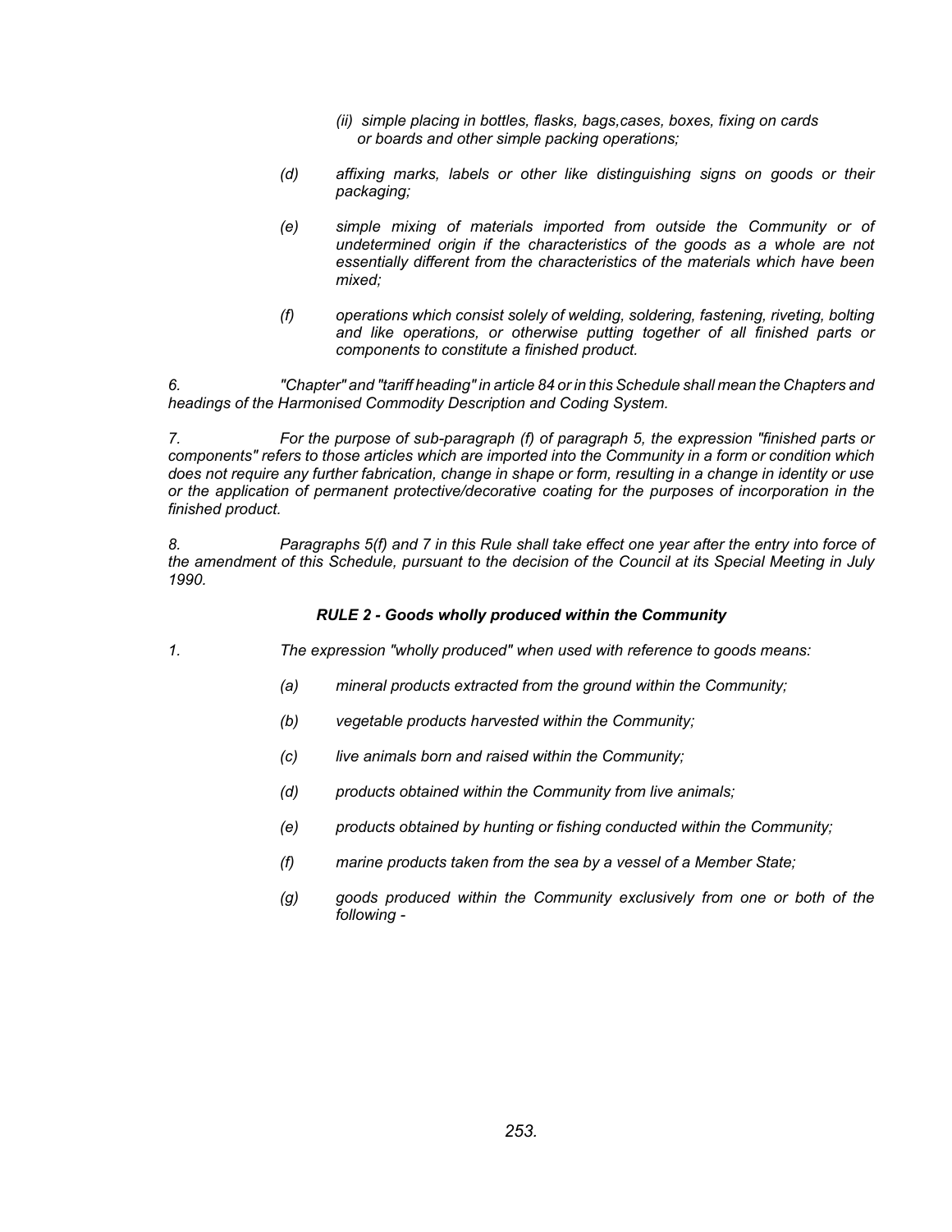*(ii) simple placing in bottles, flasks, bags,cases, boxes, fixing on cards or boards and other simple packing operations;*

*(d) affixing marks, labels or other like distinguishing signs on goods or their packaging;*

*(e) simple mixing of materials imported from outside the Community or of undetermined origin if the characteristics of the goods as a whole are not essentially different from the characteristics of the materials which have been mixed;*

*(f) operations which consist solely of welding, soldering, fastening, riveting, bolting and like operations, or otherwise putting together of all finished parts or components to constitute a finished product.*

*6. "Chapter" and "tariff heading" in article 84 or in this Schedule shall mean the Chapters and headings of the Harmonised Commodity Description and Coding System.*

*7. For the purpose of sub-paragraph (f) of paragraph 5, the expression "finished parts or components" refers to those articles which are imported into the Community in a form or condition which does not require any further fabrication, change in shape or form, resulting in a change in identity or use or the application of permanent protective/decorative coating for the purposes of incorporation in the finished product.*

*8. Paragraphs 5(f) and 7 in this Rule shall take effect one year after the entry into force of the amendment of this Schedule, pursuant to the decision of the Council at its Special Meeting in July 1990.*

### *RULE 2 - Goods wholly produced within the Community*

*1. The expression "wholly produced" when used with reference to goods means:*

*(a) mineral products extracted from the ground within the Community;*

*(b) vegetable products harvested within the Community;*

*(c) live animals born and raised within the Community;*

*(d) products obtained within the Community from live animals;*

*(e) products obtained by hunting or fishing conducted within the Community;*

*(f) marine products taken from the sea by a vessel of a Member State;*

*(g) goods produced within the Community exclusively from one or both of the following -*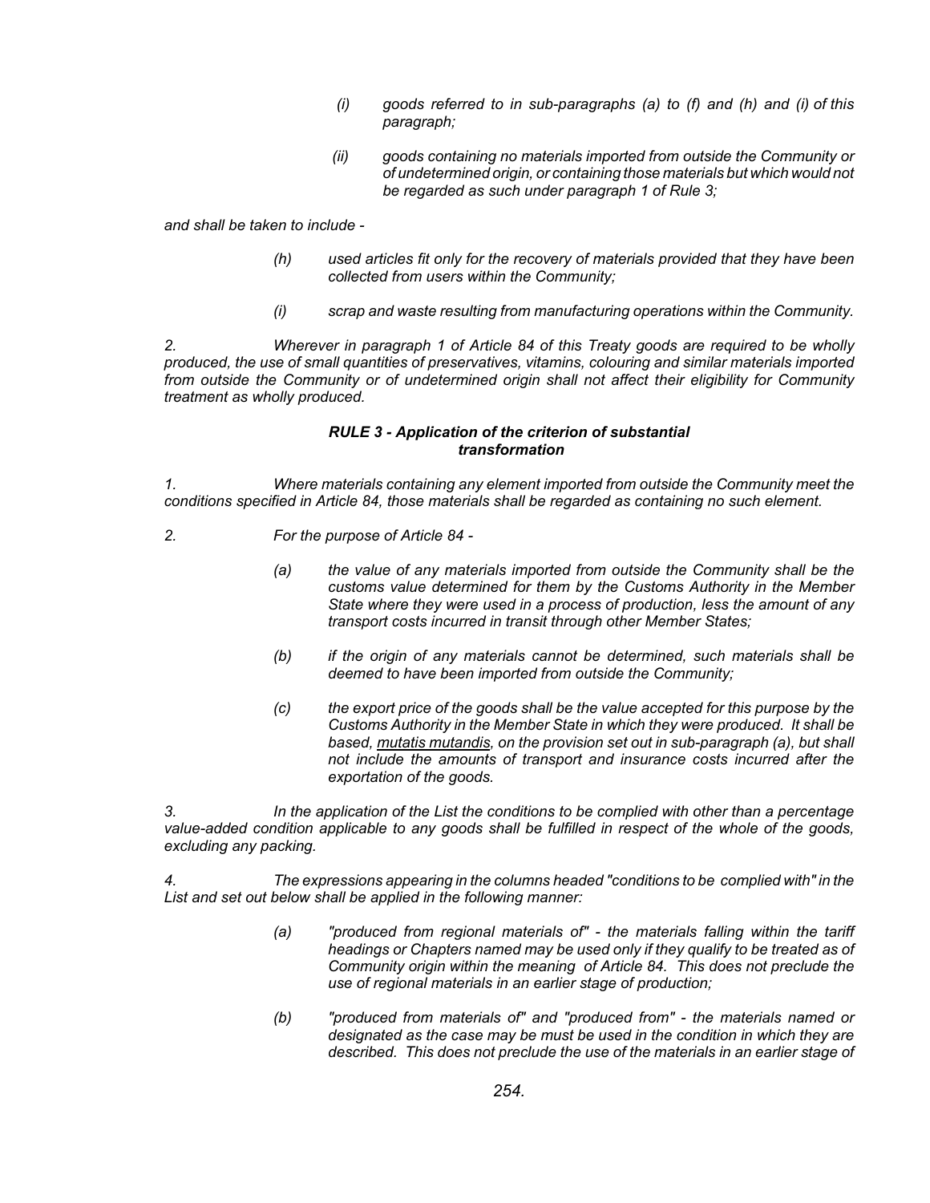- *(i) goods referred to in sub-paragraphs (a) to (f) and (h) and (i) of this paragraph;*
- *(ii) goods containing no materials imported from outside the Community or of undetermined origin, or containing those materials but which would not be regarded as such under paragraph 1 of Rule 3;*

*and shall be taken to include -*

- *(h) used articles fit only for the recovery of materials provided that they have been collected from users within the Community;*
- *(i) scrap and waste resulting from manufacturing operations within the Community.*

*2. Wherever in paragraph 1 of Article 84 of this Treaty goods are required to be wholly produced, the use of small quantities of preservatives, vitamins, colouring and similar materials imported from outside the Community or of undetermined origin shall not affect their eligibility for Community treatment as wholly produced.*

### *RULE 3 - Application of the criterion of substantial transformation*

*1. Where materials containing any element imported from outside the Community meet the conditions specified in Article 84, those materials shall be regarded as containing no such element.*

*2. For the purpose of Article 84 -*

- *(a) the value of any materials imported from outside the Community shall be the customs value determined for them by the Customs Authority in the Member State where they were used in a process of production, less the amount of any transport costs incurred in transit through other Member States;*
- *(b) if the origin of any materials cannot be determined, such materials shall be deemed to have been imported from outside the Community;*
- *(c) the export price of the goods shall be the value accepted for this purpose by the Customs Authority in the Member State in which they were produced. It shall be based, mutatis mutandis, on the provision set out in sub-paragraph (a), but shall not include the amounts of transport and insurance costs incurred after the exportation of the goods.*

*3. In the application of the List the conditions to be complied with other than a percentage value-added condition applicable to any goods shall be fulfilled in respect of the whole of the goods, excluding any packing.*

*4. The expressions appearing in the columns headed "conditions to be complied with" in the List and set out below shall be applied in the following manner:*

- *(a) "produced from regional materials of" - the materials falling within the tariff headings or Chapters named may be used only if they qualify to be treated as of Community origin within the meaning of Article 84. This does not preclude the use of regional materials in an earlier stage of production;*
- *(b) "produced from materials of" and "produced from" - the materials named or designated as the case may be must be used in the condition in which they are described. This does not preclude the use of the materials in an earlier stage of*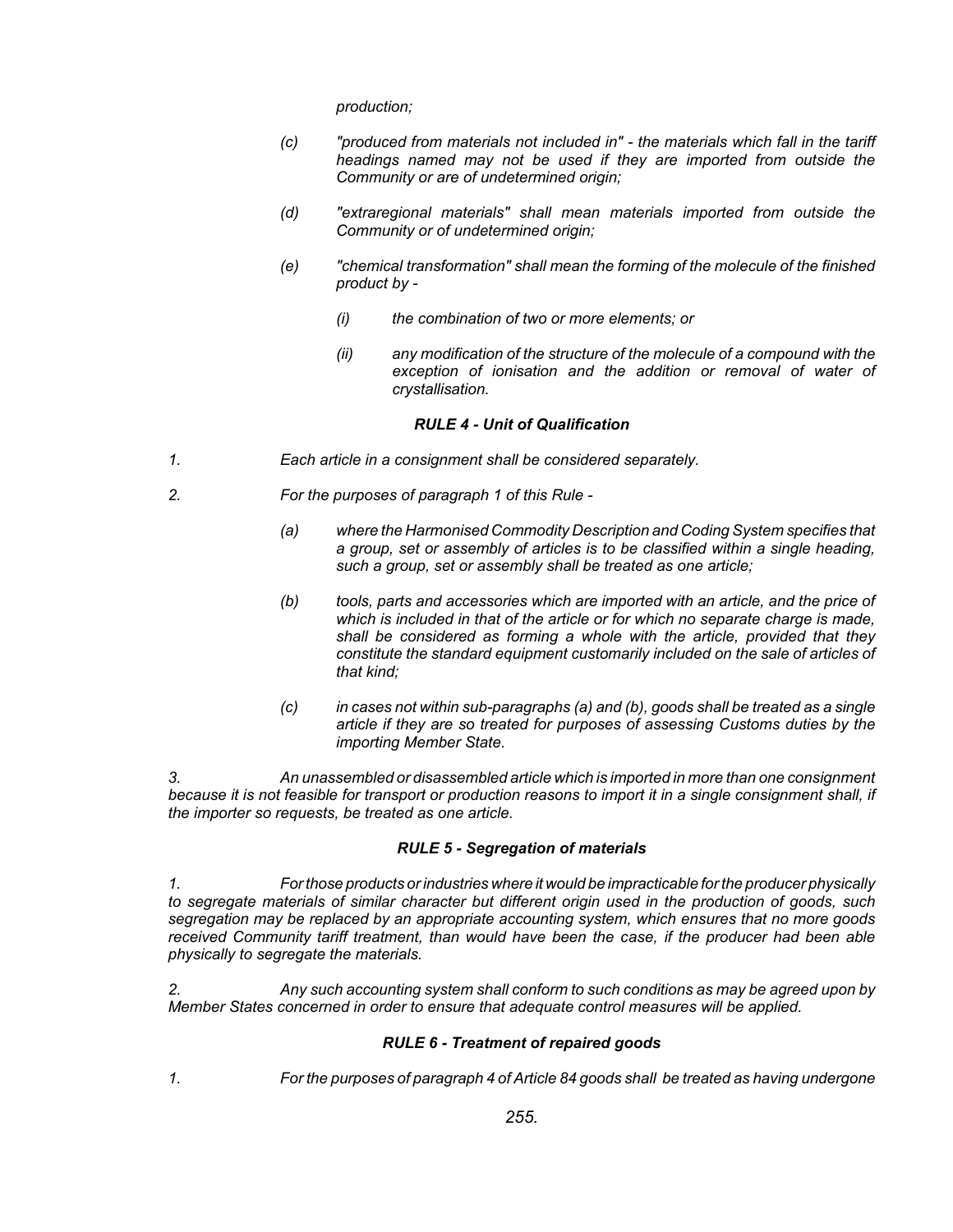*production;*

*(c) "produced from materials not included in" - the materials which fall in the tariff headings named may not be used if they are imported from outside the Community or are of undetermined origin;*

*(d) "extraregional materials" shall mean materials imported from outside the Community or of undetermined origin;*

*(e) "chemical transformation" shall mean the forming of the molecule of the finished product by -*

*(i) the combination of two or more elements; or*

*(ii) any modification of the structure of the molecule of a compound with the exception of ionisation and the addition or removal of water of crystallisation.*

### *RULE 4 - Unit of Qualification*

*1. Each article in a consignment shall be considered separately.*

*2. For the purposes of paragraph 1 of this Rule -*

*(a) where the Harmonised Commodity Description and Coding System specifies that a group, set or assembly of articles is to be classified within a single heading, such a group, set or assembly shall be treated as one article;*

*(b) tools, parts and accessories which are imported with an article, and the price of which is included in that of the article or for which no separate charge is made, shall be considered as forming a whole with the article, provided that they constitute the standard equipment customarily included on the sale of articles of that kind;*

*(c) in cases not within sub-paragraphs (a) and (b), goods shall be treated as a single article if they are so treated for purposes of assessing Customs duties by the importing Member State.*

*3. An unassembled or disassembled article which is imported in more than one consignment because it is not feasible for transport or production reasons to import it in a single consignment shall, if the importer so requests, be treated as one article.*

### *RULE 5 - Segregation of materials*

*1. For those products or industries where it would be impracticable for the producer physically to segregate materials of similar character but different origin used in the production of goods, such segregation may be replaced by an appropriate accounting system, which ensures that no more goods received Community tariff treatment, than would have been the case, if the producer had been able physically to segregate the materials.*

*2. Any such accounting system shall conform to such conditions as may be agreed upon by Member States concerned in order to ensure that adequate control measures will be applied.*

### *RULE 6 - Treatment of repaired goods*

*1. For the purposes of paragraph 4 of Article 84 goods shall be treated as having undergone*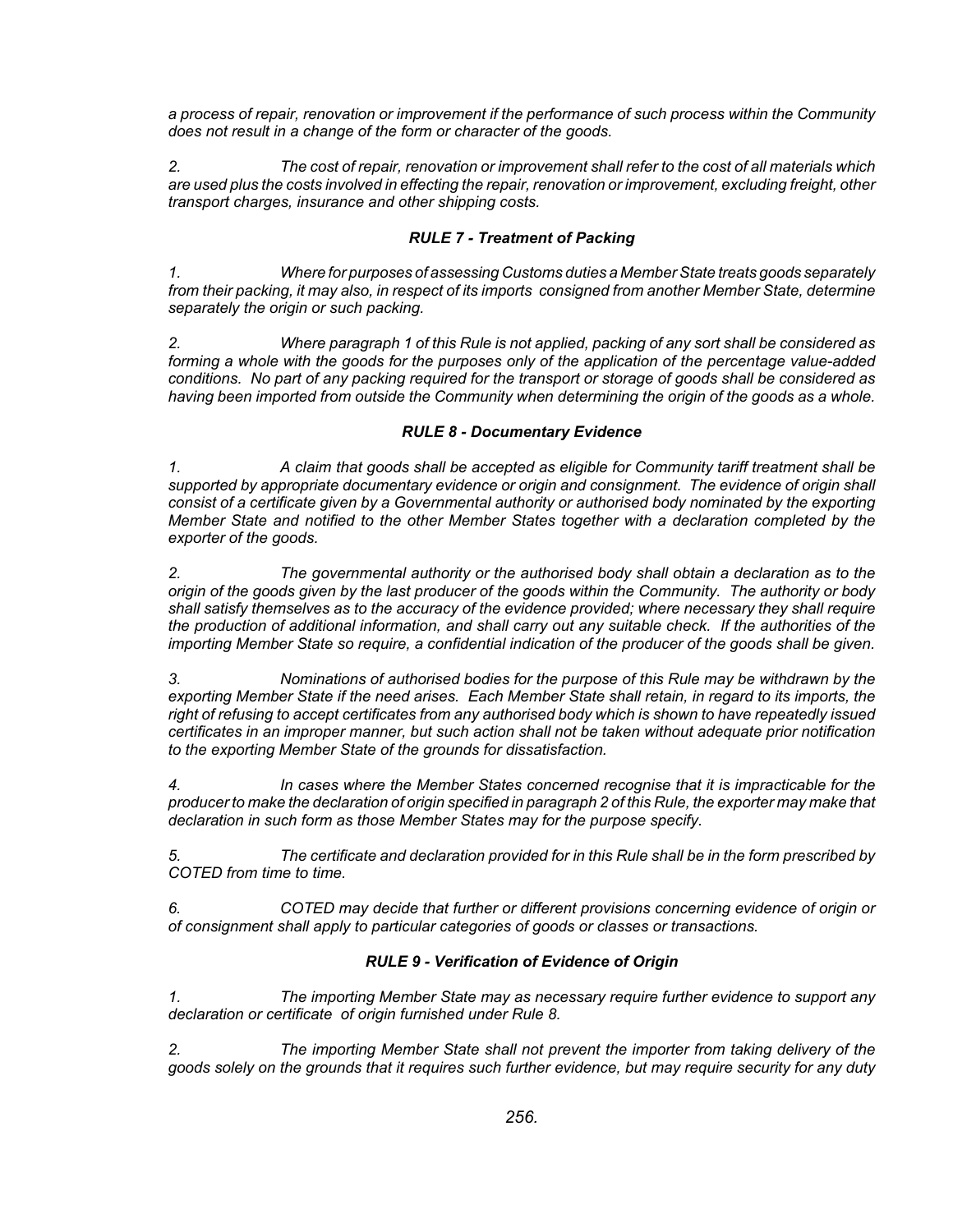*a process of repair, renovation or improvement if the performance of such process within the Community does not result in a change of the form or character of the goods.*

*2. The cost of repair, renovation or improvement shall refer to the cost of all materials which are used plus the costs involved in effecting the repair, renovation or improvement, excluding freight, other transport charges, insurance and other shipping costs.*

### *RULE 7 - Treatment of Packing*

*1. Where for purposes of assessing Customs duties a Member State treats goods separately from their packing, it may also, in respect of its imports consigned from another Member State, determine separately the origin or such packing.*

*2. Where paragraph 1 of this Rule is not applied, packing of any sort shall be considered as forming a whole with the goods for the purposes only of the application of the percentage value-added conditions. No part of any packing required for the transport or storage of goods shall be considered as having been imported from outside the Community when determining the origin of the goods as a whole.*

### *RULE 8 - Documentary Evidence*

*1. A claim that goods shall be accepted as eligible for Community tariff treatment shall be supported by appropriate documentary evidence or origin and consignment. The evidence of origin shall consist of a certificate given by a Governmental authority or authorised body nominated by the exporting Member State and notified to the other Member States together with a declaration completed by the exporter of the goods.*

*2. The governmental authority or the authorised body shall obtain a declaration as to the origin of the goods given by the last producer of the goods within the Community. The authority or body shall satisfy themselves as to the accuracy of the evidence provided; where necessary they shall require the production of additional information, and shall carry out any suitable check. If the authorities of the importing Member State so require, a confidential indication of the producer of the goods shall be given.*

*3. Nominations of authorised bodies for the purpose of this Rule may be withdrawn by the exporting Member State if the need arises. Each Member State shall retain, in regard to its imports, the right of refusing to accept certificates from any authorised body which is shown to have repeatedly issued certificates in an improper manner, but such action shall not be taken without adequate prior notification to the exporting Member State of the grounds for dissatisfaction.*

*4. In cases where the Member States concerned recognise that it is impracticable for the producer to make the declaration of origin specified in paragraph 2 of this Rule, the exporter may make that declaration in such form as those Member States may for the purpose specify.*

*5. The certificate and declaration provided for in this Rule shall be in the form prescribed by COTED from time to time.*

*6. COTED may decide that further or different provisions concerning evidence of origin or of consignment shall apply to particular categories of goods or classes or transactions.*

### *RULE 9 - Verification of Evidence of Origin*

*1. The importing Member State may as necessary require further evidence to support any declaration or certificate of origin furnished under Rule 8.*

*2. The importing Member State shall not prevent the importer from taking delivery of the goods solely on the grounds that it requires such further evidence, but may require security for any duty*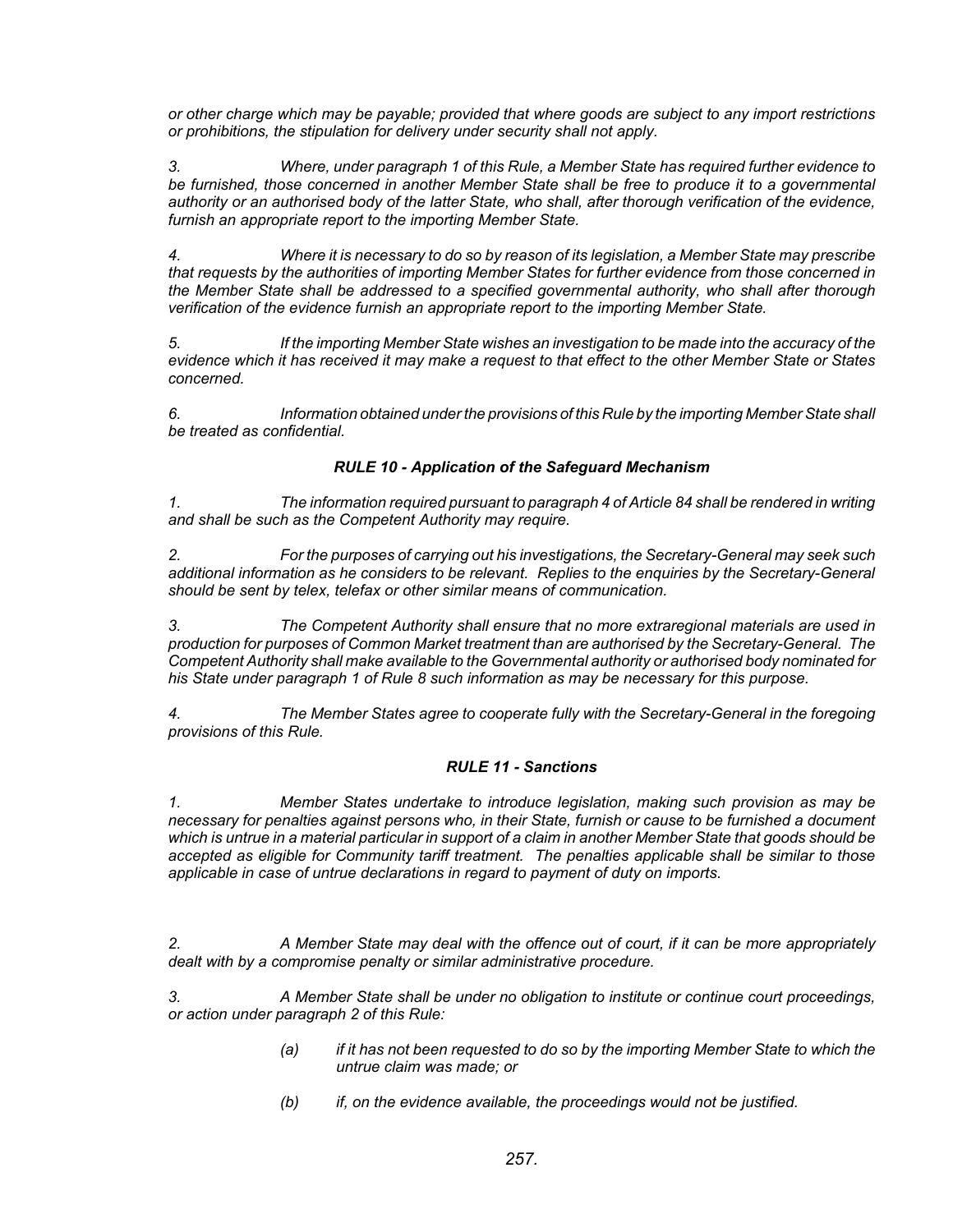*or other charge which may be payable; provided that where goods are subject to any import restrictions or prohibitions, the stipulation for delivery under security shall not apply.*

*3. Where, under paragraph 1 of this Rule, a Member State has required further evidence to be furnished, those concerned in another Member State shall be free to produce it to a governmental authority or an authorised body of the latter State, who shall, after thorough verification of the evidence, furnish an appropriate report to the importing Member State.*

*4. Where it is necessary to do so by reason of its legislation, a Member State may prescribe that requests by the authorities of importing Member States for further evidence from those concerned in the Member State shall be addressed to a specified governmental authority, who shall after thorough verification of the evidence furnish an appropriate report to the importing Member State.*

*5. If the importing Member State wishes an investigation to be made into the accuracy of the evidence which it has received it may make a request to that effect to the other Member State or States concerned.*

*6. Information obtained under the provisions of this Rule by the importing Member State shall be treated as confidential.*

### *RULE 10 - Application of the Safeguard Mechanism*

*1. The information required pursuant to paragraph 4 of Article 84 shall be rendered in writing and shall be such as the Competent Authority may require.*

*2. For the purposes of carrying out his investigations, the Secretary-General may seek such additional information as he considers to be relevant. Replies to the enquiries by the Secretary-General should be sent by telex, telefax or other similar means of communication.*

*3. The Competent Authority shall ensure that no more extraregional materials are used in production for purposes of Common Market treatment than are authorised by the Secretary-General. The Competent Authority shall make available to the Governmental authority or authorised body nominated for his State under paragraph 1 of Rule 8 such information as may be necessary for this purpose.*

*4. The Member States agree to cooperate fully with the Secretary-General in the foregoing provisions of this Rule.*

### *RULE 11 - Sanctions*

*1. Member States undertake to introduce legislation, making such provision as may be necessary for penalties against persons who, in their State, furnish or cause to be furnished a document which is untrue in a material particular in support of a claim in another Member State that goods should be accepted as eligible for Community tariff treatment. The penalties applicable shall be similar to those applicable in case of untrue declarations in regard to payment of duty on imports.*

*2. A Member State may deal with the offence out of court, if it can be more appropriately dealt with by a compromise penalty or similar administrative procedure.*

*3. A Member State shall be under no obligation to institute or continue court proceedings, or action under paragraph 2 of this Rule:*

- *(a) if it has not been requested to do so by the importing Member State to which the untrue claim was made; or*
- *(b) if, on the evidence available, the proceedings would not be justified.*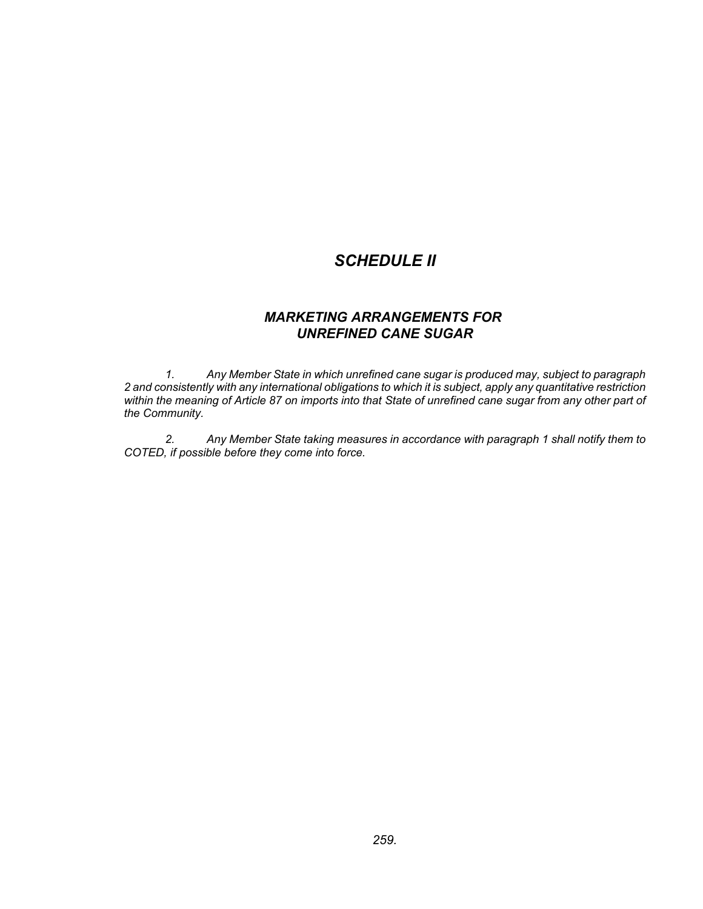# *SCHEDULE II*

## *MARKETING ARRANGEMENTS FOR UNREFINED CANE SUGAR*

*1. Any Member State in which unrefined cane sugar is produced may, subject to paragraph 2 and consistently with any international obligations to which it is subject, apply any quantitative restriction within the meaning of Article 87 on imports into that State of unrefined cane sugar from any other part of the Community.*

*2. Any Member State taking measures in accordance with paragraph 1 shall notify them to COTED, if possible before they come into force.*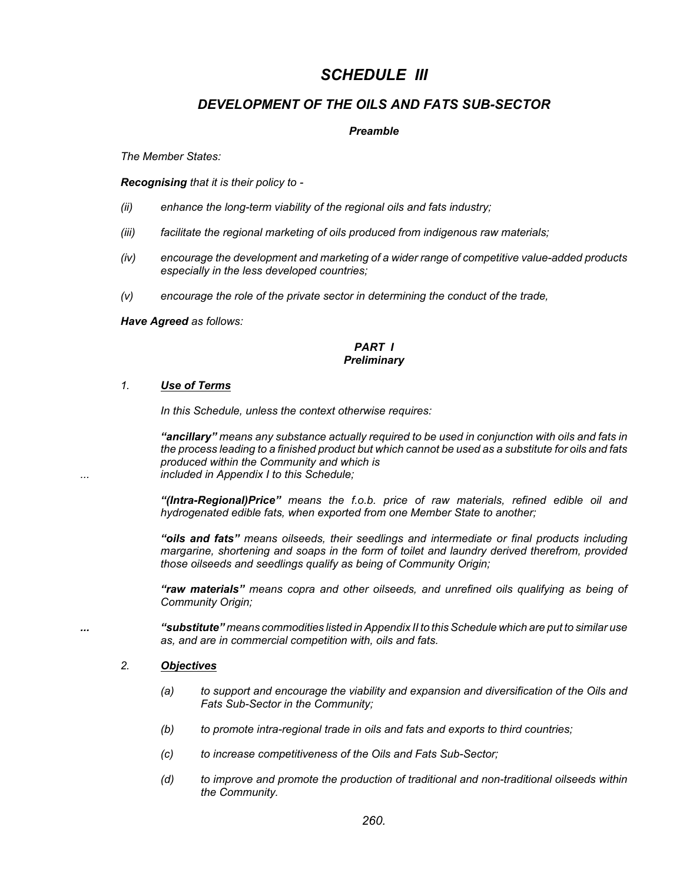# *SCHEDULE III*

## *DEVELOPMENT OF THE OILS AND FATS SUB-SECTOR*

### ***Preamble***

*The Member States:*

***Recognising** that it is their policy to -*

*(ii) enhance the long-term viability of the regional oils and fats industry;*

*(iii) facilitate the regional marketing of oils produced from indigenous raw materials;*

*(iv) encourage the development and marketing of a wider range of competitive value-added products especially in the less developed countries;*

*(v) encourage the role of the private sector in determining the conduct of the trade,*

***Have Agreed** as follows:*

### ***PART I***
### ***Preliminary***

*1. **<u>Use of Terms</u>***

*In this Schedule, unless the context otherwise requires:*

***"ancillary"** means any substance actually required to be used in conjunction with oils and fats in the process leading to a finished product but which cannot be used as a substitute for oils and fats produced within the Community and which is*
*... included in Appendix I to this Schedule;*

***"(Intra-Regional)Price"** means the f.o.b. price of raw materials, refined edible oil and hydrogenated edible fats, when exported from one Member State to another;*

***"oils and fats"** means oilseeds, their seedlings and intermediate or final products including margarine, shortening and soaps in the form of toilet and laundry derived therefrom, provided those oilseeds and seedlings qualify as being of Community Origin;*

***"raw materials"** means copra and other oilseeds, and unrefined oils qualifying as being of Community Origin;*

***...*** ***"substitute"** means commodities listed in Appendix II to this Schedule which are put to similar use as, and are in commercial competition with, oils and fats.*

*2. **<u>Objectives</u>***

*(a) to support and encourage the viability and expansion and diversification of the Oils and Fats Sub-Sector in the Community;*

*(b) to promote intra-regional trade in oils and fats and exports to third countries;*

*(c) to increase competitiveness of the Oils and Fats Sub-Sector;*

*(d) to improve and promote the production of traditional and non-traditional oilseeds within the Community.*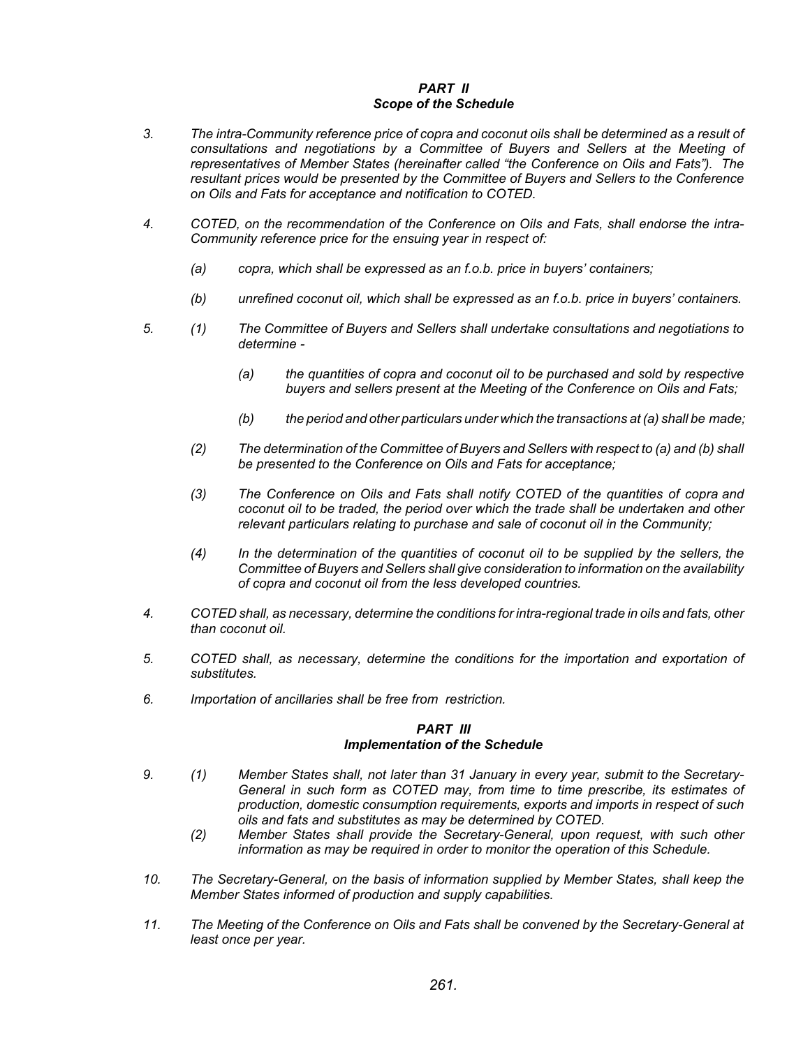## *PART II*
### *Scope of the Schedule*

3. *The intra-Community reference price of copra and coconut oils shall be determined as a result of consultations and negotiations by a Committee of Buyers and Sellers at the Meeting of representatives of Member States (hereinafter called "the Conference on Oils and Fats"). The resultant prices would be presented by the Committee of Buyers and Sellers to the Conference on Oils and Fats for acceptance and notification to COTED.*

4. *COTED, on the recommendation of the Conference on Oils and Fats, shall endorse the intra-Community reference price for the ensuing year in respect of:*

   *(a) copra, which shall be expressed as an f.o.b. price in buyers' containers;*

   *(b) unrefined coconut oil, which shall be expressed as an f.o.b. price in buyers' containers.*

5. *(1) The Committee of Buyers and Sellers shall undertake consultations and negotiations to determine -*

   *(a) the quantities of copra and coconut oil to be purchased and sold by respective buyers and sellers present at the Meeting of the Conference on Oils and Fats;*

   *(b) the period and other particulars under which the transactions at (a) shall be made;*

   *(2) The determination of the Committee of Buyers and Sellers with respect to (a) and (b) shall be presented to the Conference on Oils and Fats for acceptance;*

   *(3) The Conference on Oils and Fats shall notify COTED of the quantities of copra and coconut oil to be traded, the period over which the trade shall be undertaken and other relevant particulars relating to purchase and sale of coconut oil in the Community;*

   *(4) In the determination of the quantities of coconut oil to be supplied by the sellers, the Committee of Buyers and Sellers shall give consideration to information on the availability of copra and coconut oil from the less developed countries.*

4. *COTED shall, as necessary, determine the conditions for intra-regional trade in oils and fats, other than coconut oil.*

5. *COTED shall, as necessary, determine the conditions for the importation and exportation of substitutes.*

6. *Importation of ancillaries shall be free from restriction.*

## *PART III*
### *Implementation of the Schedule*

9. *(1) Member States shall, not later than 31 January in every year, submit to the Secretary-General in such form as COTED may, from time to time prescribe, its estimates of production, domestic consumption requirements, exports and imports in respect of such oils and fats and substitutes as may be determined by COTED.*

   *(2) Member States shall provide the Secretary-General, upon request, with such other information as may be required in order to monitor the operation of this Schedule.*

10. *The Secretary-General, on the basis of information supplied by Member States, shall keep the Member States informed of production and supply capabilities.*

11. *The Meeting of the Conference on Oils and Fats shall be convened by the Secretary-General at least once per year.*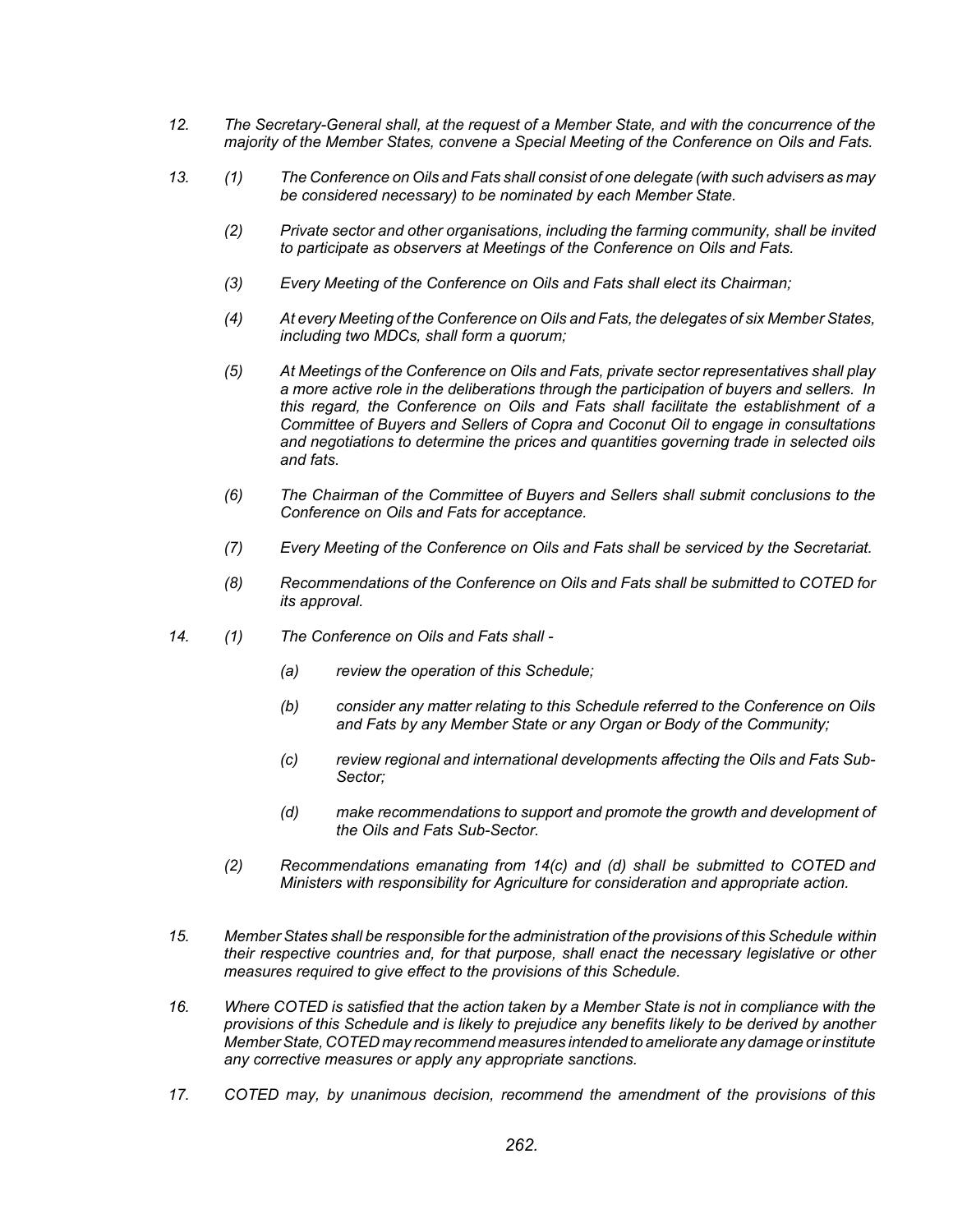*12. The Secretary-General shall, at the request of a Member State, and with the concurrence of the majority of the Member States, convene a Special Meeting of the Conference on Oils and Fats.*

*13. (1) The Conference on Oils and Fats shall consist of one delegate (with such advisers as may be considered necessary) to be nominated by each Member State.*

*(2) Private sector and other organisations, including the farming community, shall be invited to participate as observers at Meetings of the Conference on Oils and Fats.*

*(3) Every Meeting of the Conference on Oils and Fats shall elect its Chairman;*

*(4) At every Meeting of the Conference on Oils and Fats, the delegates of six Member States, including two MDCs, shall form a quorum;*

*(5) At Meetings of the Conference on Oils and Fats, private sector representatives shall play a more active role in the deliberations through the participation of buyers and sellers. In this regard, the Conference on Oils and Fats shall facilitate the establishment of a Committee of Buyers and Sellers of Copra and Coconut Oil to engage in consultations and negotiations to determine the prices and quantities governing trade in selected oils and fats.*

*(6) The Chairman of the Committee of Buyers and Sellers shall submit conclusions to the Conference on Oils and Fats for acceptance.*

*(7) Every Meeting of the Conference on Oils and Fats shall be serviced by the Secretariat.*

*(8) Recommendations of the Conference on Oils and Fats shall be submitted to COTED for its approval.*

*14. (1) The Conference on Oils and Fats shall -*

*(a) review the operation of this Schedule;*

*(b) consider any matter relating to this Schedule referred to the Conference on Oils and Fats by any Member State or any Organ or Body of the Community;*

*(c) review regional and international developments affecting the Oils and Fats Sub-Sector;*

*(d) make recommendations to support and promote the growth and development of the Oils and Fats Sub-Sector.*

*(2) Recommendations emanating from 14(c) and (d) shall be submitted to COTED and Ministers with responsibility for Agriculture for consideration and appropriate action.*

*15. Member States shall be responsible for the administration of the provisions of this Schedule within their respective countries and, for that purpose, shall enact the necessary legislative or other measures required to give effect to the provisions of this Schedule.*

*16. Where COTED is satisfied that the action taken by a Member State is not in compliance with the provisions of this Schedule and is likely to prejudice any benefits likely to be derived by another Member State, COTED may recommend measures intended to ameliorate any damage or institute any corrective measures or apply any appropriate sanctions.*

*17. COTED may, by unanimous decision, recommend the amendment of the provisions of this*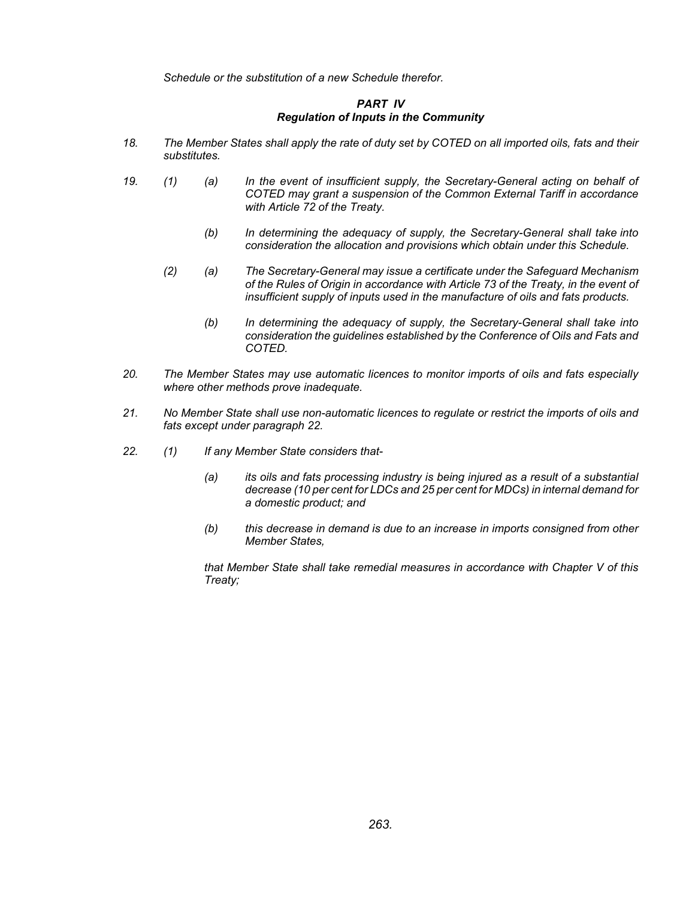*Schedule or the substitution of a new Schedule therefor.*

## *PART IV*
## *Regulation of Inputs in the Community*

*18.* *The Member States shall apply the rate of duty set by COTED on all imported oils, fats and their substitutes.*

*19.* *(1)* *(a)* *In the event of insufficient supply, the Secretary-General acting on behalf of COTED may grant a suspension of the Common External Tariff in accordance with Article 72 of the Treaty.*

*(b)* *In determining the adequacy of supply, the Secretary-General shall take into consideration the allocation and provisions which obtain under this Schedule.*

*(2)* *(a)* *The Secretary-General may issue a certificate under the Safeguard Mechanism of the Rules of Origin in accordance with Article 73 of the Treaty, in the event of insufficient supply of inputs used in the manufacture of oils and fats products.*

*(b)* *In determining the adequacy of supply, the Secretary-General shall take into consideration the guidelines established by the Conference of Oils and Fats and COTED.*

*20.* *The Member States may use automatic licences to monitor imports of oils and fats especially where other methods prove inadequate.*

*21.* *No Member State shall use non-automatic licences to regulate or restrict the imports of oils and fats except under paragraph 22.*

*22.* *(1)* *If any Member State considers that-*

*(a)* *its oils and fats processing industry is being injured as a result of a substantial decrease (10 per cent for LDCs and 25 per cent for MDCs) in internal demand for a domestic product; and*

*(b)* *this decrease in demand is due to an increase in imports consigned from other Member States,*

*that Member State shall take remedial measures in accordance with Chapter V of this Treaty;*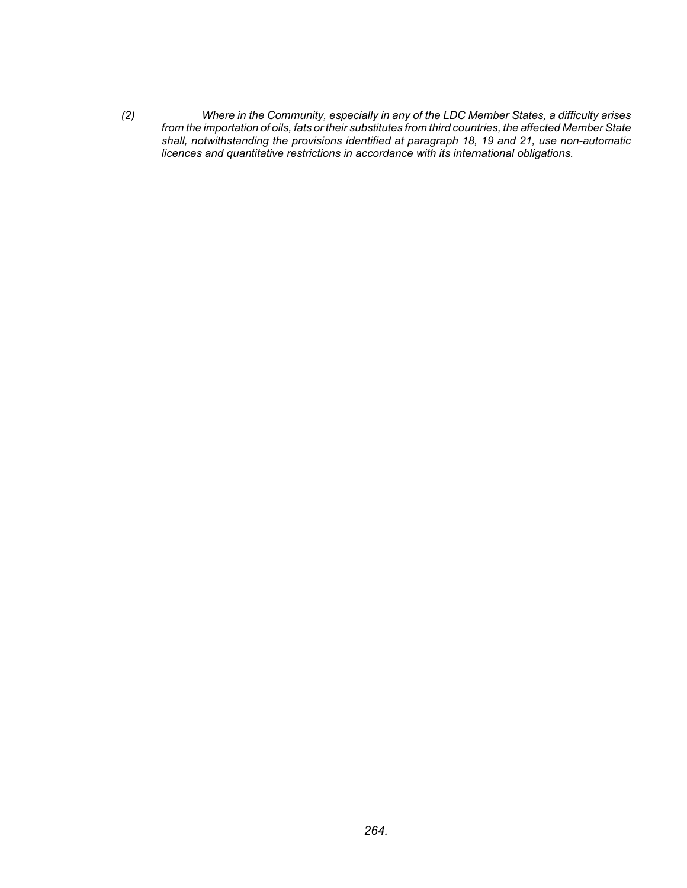*(2) Where in the Community, especially in any of the LDC Member States, a difficulty arises from the importation of oils, fats or their substitutes from third countries, the affected Member State shall, notwithstanding the provisions identified at paragraph 18, 19 and 21, use non-automatic licences and quantitative restrictions in accordance with its international obligations.*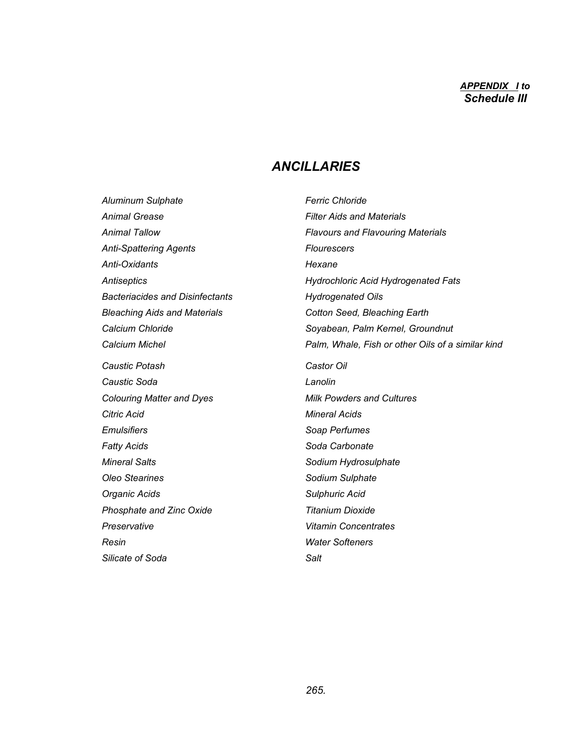***APPENDIX I to***
***Schedule III***

## *ANCILLARIES*

*Aluminum Sulphate*
*Animal Grease*
*Animal Tallow*
*Anti-Spattering Agents*
*Anti-Oxidants*
*Antiseptics*
*Bacteriacides and Disinfectants*
*Bleaching Aids and Materials*
*Calcium Chloride*
*Calcium Michel*
*Caustic Potash*
*Caustic Soda*
*Colouring Matter and Dyes*
*Citric Acid*
*Emulsifiers*
*Fatty Acids*
*Mineral Salts*
*Oleo Stearines*
*Organic Acids*
*Phosphate and Zinc Oxide*
*Preservative*
*Resin*
*Silicate of Soda*

*Ferric Chloride*
*Filter Aids and Materials*
*Flavours and Flavouring Materials*
*Flourescers*
*Hexane*
*Hydrochloric Acid Hydrogenated Fats*
*Hydrogenated Oils*
*Cotton Seed, Bleaching Earth*
*Soyabean, Palm Kernel, Groundnut*
*Palm, Whale, Fish or other Oils of a similar kind*
*Castor Oil*
*Lanolin*
*Milk Powders and Cultures*
*Mineral Acids*
*Soap Perfumes*
*Soda Carbonate*
*Sodium Hydrosulphate*
*Sodium Sulphate*
*Sulphuric Acid*
*Titanium Dioxide*
*Vitamin Concentrates*
*Water Softeners*
*Salt*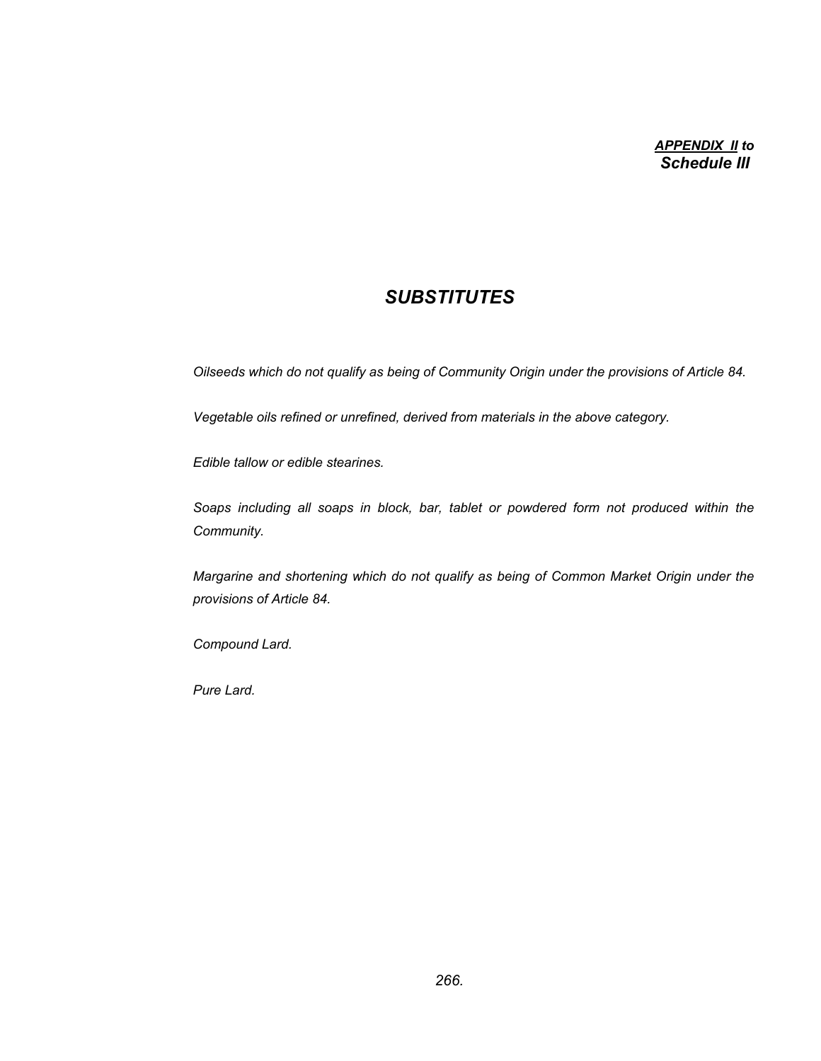***APPENDIX II to***
***Schedule III***

# *SUBSTITUTES*

*Oilseeds which do not qualify as being of Community Origin under the provisions of Article 84.*

*Vegetable oils refined or unrefined, derived from materials in the above category.*

*Edible tallow or edible stearines.*

*Soaps including all soaps in block, bar, tablet or powdered form not produced within the Community.*

*Margarine and shortening which do not qualify as being of Common Market Origin under the provisions of Article 84.*

*Compound Lard.*

*Pure Lard.*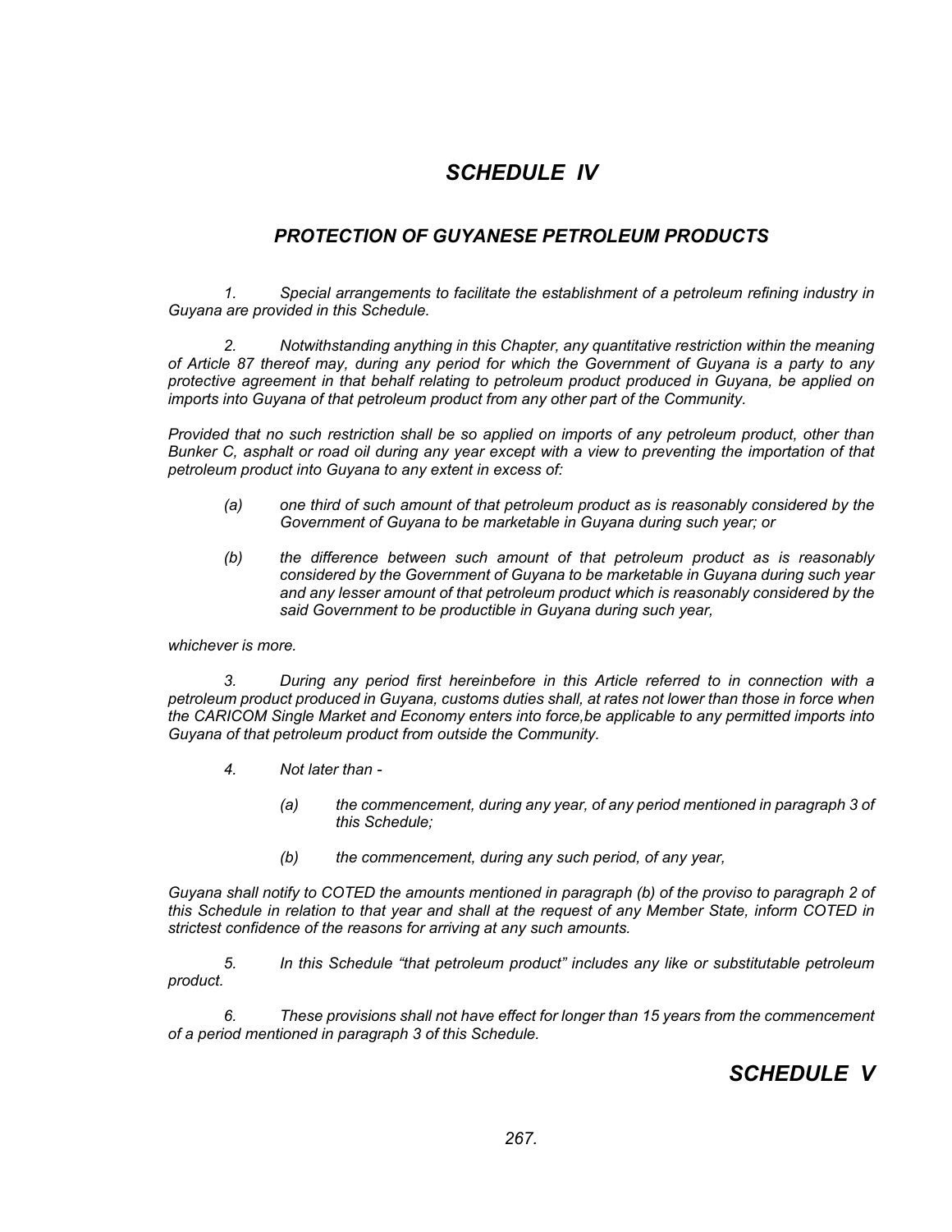# *SCHEDULE IV*

## *PROTECTION OF GUYANESE PETROLEUM PRODUCTS*

*1. Special arrangements to facilitate the establishment of a petroleum refining industry in Guyana are provided in this Schedule.*

*2. Notwithstanding anything in this Chapter, any quantitative restriction within the meaning of Article 87 thereof may, during any period for which the Government of Guyana is a party to any protective agreement in that behalf relating to petroleum product produced in Guyana, be applied on imports into Guyana of that petroleum product from any other part of the Community.*

*Provided that no such restriction shall be so applied on imports of any petroleum product, other than Bunker C, asphalt or road oil during any year except with a view to preventing the importation of that petroleum product into Guyana to any extent in excess of:*

*(a) one third of such amount of that petroleum product as is reasonably considered by the Government of Guyana to be marketable in Guyana during such year; or*

*(b) the difference between such amount of that petroleum product as is reasonably considered by the Government of Guyana to be marketable in Guyana during such year and any lesser amount of that petroleum product which is reasonably considered by the said Government to be productible in Guyana during such year,*

*whichever is more.*

*3. During any period first hereinbefore in this Article referred to in connection with a petroleum product produced in Guyana, customs duties shall, at rates not lower than those in force when the CARICOM Single Market and Economy enters into force,be applicable to any permitted imports into Guyana of that petroleum product from outside the Community.*

*4. Not later than -*

*(a) the commencement, during any year, of any period mentioned in paragraph 3 of this Schedule;*

*(b) the commencement, during any such period, of any year,*

*Guyana shall notify to COTED the amounts mentioned in paragraph (b) of the proviso to paragraph 2 of this Schedule in relation to that year and shall at the request of any Member State, inform COTED in strictest confidence of the reasons for arriving at any such amounts.*

*5. In this Schedule "that petroleum product" includes any like or substitutable petroleum product.*

*6. These provisions shall not have effect for longer than 15 years from the commencement of a period mentioned in paragraph 3 of this Schedule.*

# *SCHEDULE V*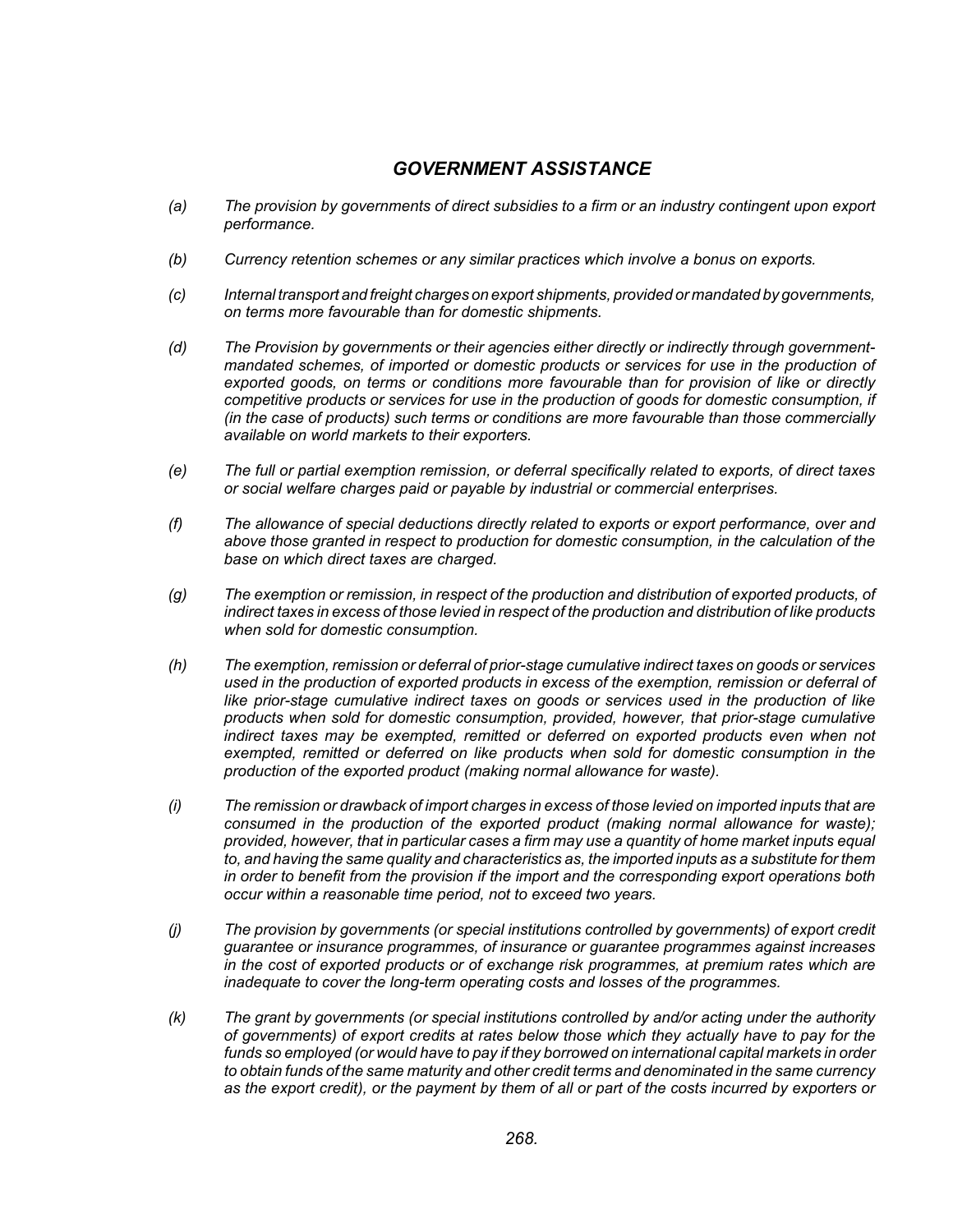## *GOVERNMENT ASSISTANCE*

*(a)* *The provision by governments of direct subsidies to a firm or an industry contingent upon export performance.*

*(b)* *Currency retention schemes or any similar practices which involve a bonus on exports.*

*(c)* *Internal transport and freight charges on export shipments, provided or mandated by governments, on terms more favourable than for domestic shipments.*

*(d)* *The Provision by governments or their agencies either directly or indirectly through government-mandated schemes, of imported or domestic products or services for use in the production of exported goods, on terms or conditions more favourable than for provision of like or directly competitive products or services for use in the production of goods for domestic consumption, if (in the case of products) such terms or conditions are more favourable than those commercially available on world markets to their exporters.*

*(e)* *The full or partial exemption remission, or deferral specifically related to exports, of direct taxes or social welfare charges paid or payable by industrial or commercial enterprises.*

*(f)* *The allowance of special deductions directly related to exports or export performance, over and above those granted in respect to production for domestic consumption, in the calculation of the base on which direct taxes are charged.*

*(g)* *The exemption or remission, in respect of the production and distribution of exported products, of indirect taxes in excess of those levied in respect of the production and distribution of like products when sold for domestic consumption.*

*(h)* *The exemption, remission or deferral of prior-stage cumulative indirect taxes on goods or services used in the production of exported products in excess of the exemption, remission or deferral of like prior-stage cumulative indirect taxes on goods or services used in the production of like products when sold for domestic consumption, provided, however, that prior-stage cumulative indirect taxes may be exempted, remitted or deferred on exported products even when not exempted, remitted or deferred on like products when sold for domestic consumption in the production of the exported product (making normal allowance for waste).*

*(i)* *The remission or drawback of import charges in excess of those levied on imported inputs that are consumed in the production of the exported product (making normal allowance for waste); provided, however, that in particular cases a firm may use a quantity of home market inputs equal to, and having the same quality and characteristics as, the imported inputs as a substitute for them in order to benefit from the provision if the import and the corresponding export operations both occur within a reasonable time period, not to exceed two years.*

*(j)* *The provision by governments (or special institutions controlled by governments) of export credit guarantee or insurance programmes, of insurance or guarantee programmes against increases in the cost of exported products or of exchange risk programmes, at premium rates which are inadequate to cover the long-term operating costs and losses of the programmes.*

*(k)* *The grant by governments (or special institutions controlled by and/or acting under the authority of governments) of export credits at rates below those which they actually have to pay for the funds so employed (or would have to pay if they borrowed on international capital markets in order to obtain funds of the same maturity and other credit terms and denominated in the same currency as the export credit), or the payment by them of all or part of the costs incurred by exporters or*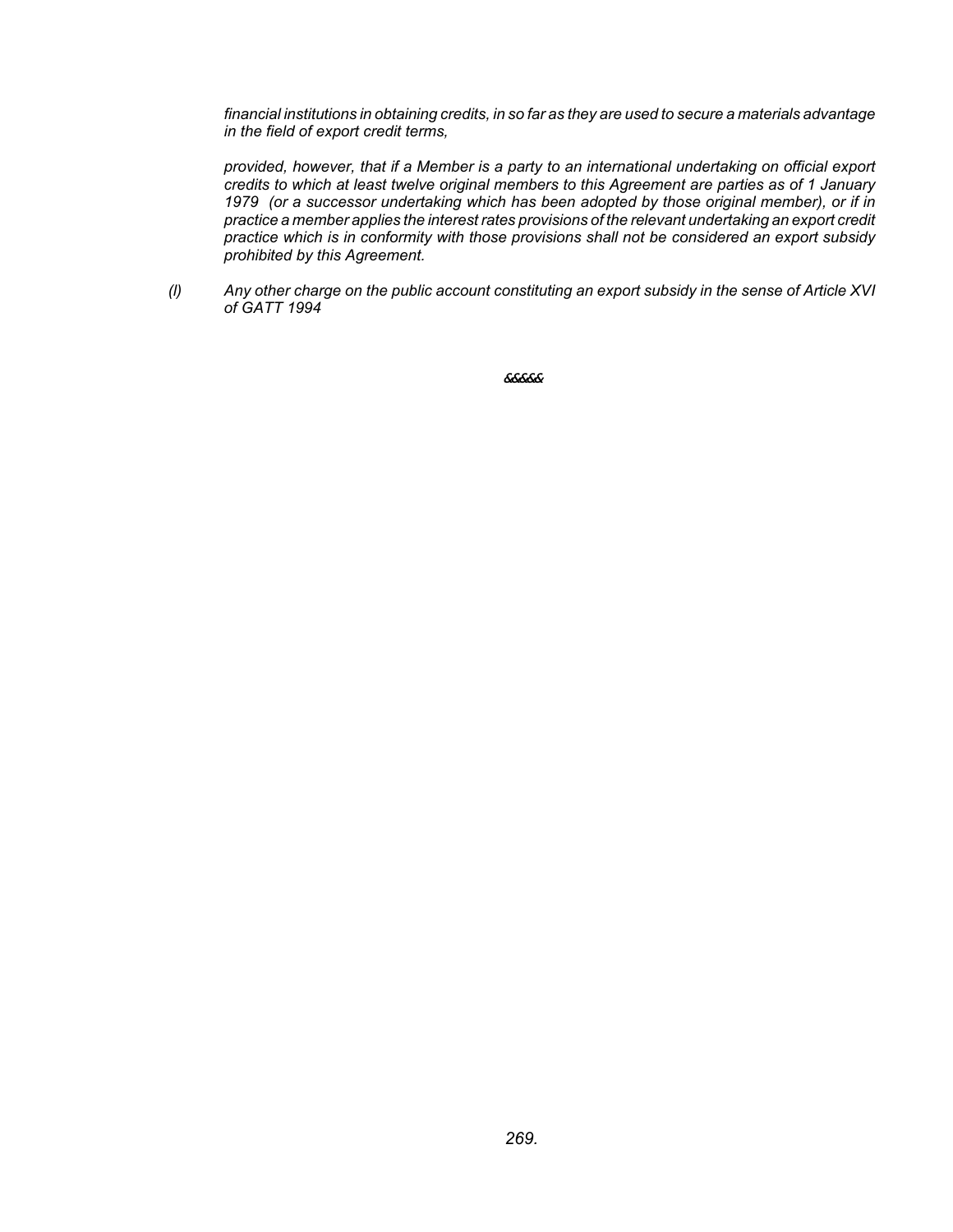*financial institutions in obtaining credits, in so far as they are used to secure a materials advantage in the field of export credit terms,*

*provided, however, that if a Member is a party to an international undertaking on official export credits to which at least twelve original members to this Agreement are parties as of 1 January 1979 (or a successor undertaking which has been adopted by those original member), or if in practice a member applies the interest rates provisions of the relevant undertaking an export credit practice which is in conformity with those provisions shall not be considered an export subsidy prohibited by this Agreement.*

*(l) Any other charge on the public account constituting an export subsidy in the sense of Article XVI of GATT 1994*

&&&&&